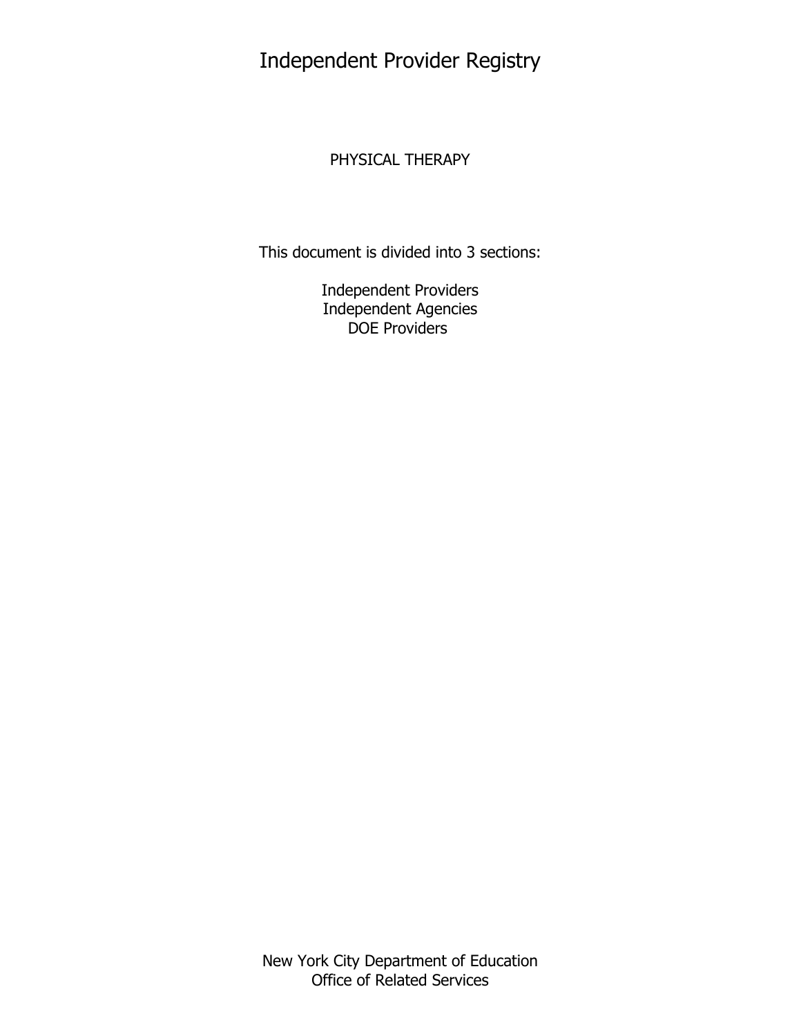# Independent Provider Registry

## PHYSICAL THERAPY

This document is divided into 3 sections:

Independent Providers
Independent Agencies
DOE Providers

New York City Department of Education
Office of Related Services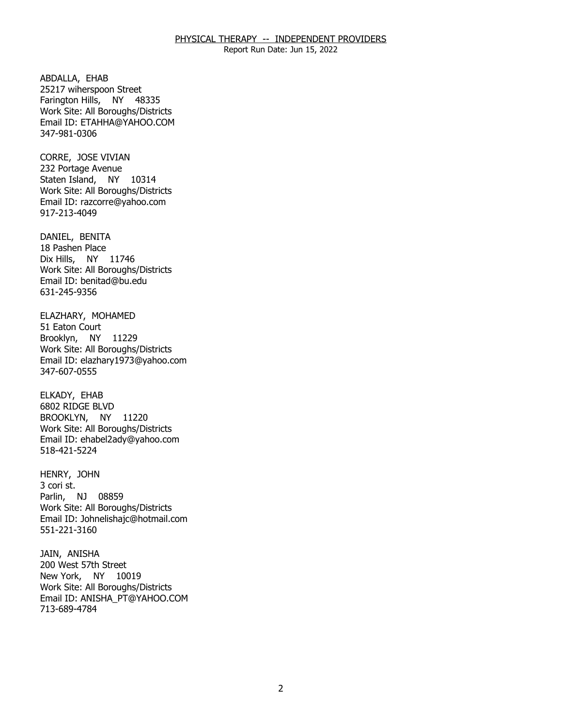ABDALLA, EHAB
25217 wiherspoon Street
Farington Hills, NY 48335
Work Site: All Boroughs/Districts
Email ID: ETAHHA@YAHOO.COM
347-981-0306

CORRE, JOSE VIVIAN
232 Portage Avenue
Staten Island, NY 10314
Work Site: All Boroughs/Districts
Email ID: razcorre@yahoo.com
917-213-4049

DANIEL, BENITA
18 Pashen Place
Dix Hills, NY 11746
Work Site: All Boroughs/Districts
Email ID: benitad@bu.edu
631-245-9356

ELAZHARY, MOHAMED
51 Eaton Court
Brooklyn, NY 11229
Work Site: All Boroughs/Districts
Email ID: elazhary1973@yahoo.com
347-607-0555

ELKADY, EHAB
6802 RIDGE BLVD
BROOKLYN, NY 11220
Work Site: All Boroughs/Districts
Email ID: ehabel2ady@yahoo.com
518-421-5224

HENRY, JOHN
3 cori st.
Parlin, NJ 08859
Work Site: All Boroughs/Districts
Email ID: Johnelishajc@hotmail.com
551-221-3160

JAIN, ANISHA
200 West 57th Street
New York, NY 10019
Work Site: All Boroughs/Districts
Email ID: ANISHA_PT@YAHOO.COM
713-689-4784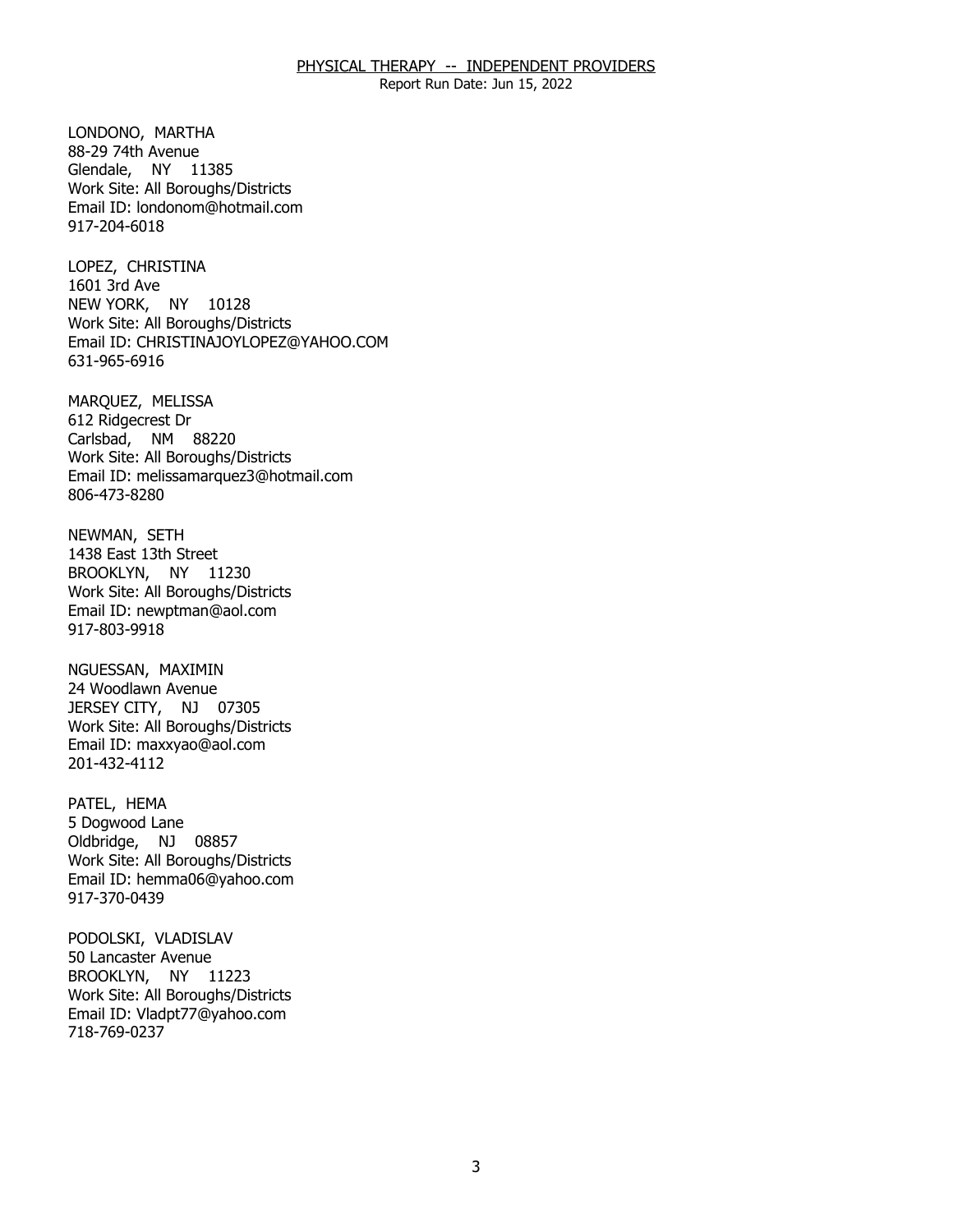LONDONO, MARTHA
88-29 74th Avenue
Glendale, NY 11385
Work Site: All Boroughs/Districts
Email ID: londonom@hotmail.com
917-204-6018

LOPEZ, CHRISTINA
1601 3rd Ave
NEW YORK, NY 10128
Work Site: All Boroughs/Districts
Email ID: CHRISTINAJOYLOPEZ@YAHOO.COM
631-965-6916

MARQUEZ, MELISSA
612 Ridgecrest Dr
Carlsbad, NM 88220
Work Site: All Boroughs/Districts
Email ID: melissamarquez3@hotmail.com
806-473-8280

NEWMAN, SETH
1438 East 13th Street
BROOKLYN, NY 11230
Work Site: All Boroughs/Districts
Email ID: newptman@aol.com
917-803-9918

NGUESSAN, MAXIMIN
24 Woodlawn Avenue
JERSEY CITY, NJ 07305
Work Site: All Boroughs/Districts
Email ID: maxxyao@aol.com
201-432-4112

PATEL, HEMA
5 Dogwood Lane
Oldbridge, NJ 08857
Work Site: All Boroughs/Districts
Email ID: hemma06@yahoo.com
917-370-0439

PODOLSKI, VLADISLAV
50 Lancaster Avenue
BROOKLYN, NY 11223
Work Site: All Boroughs/Districts
Email ID: Vladpt77@yahoo.com
718-769-0237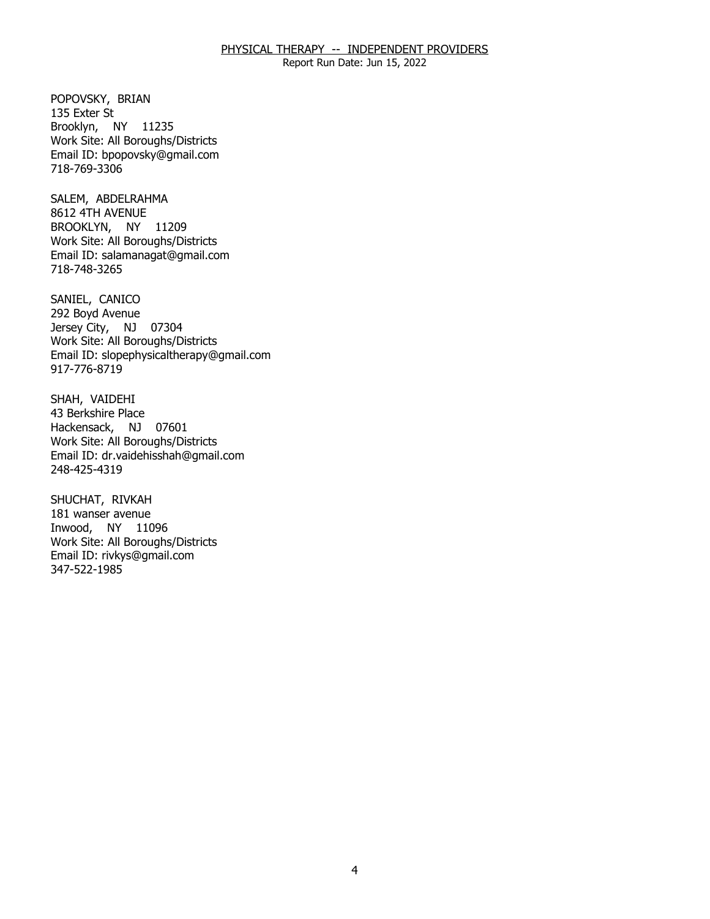POPOVSKY, BRIAN
135 Exter St
Brooklyn, NY 11235
Work Site: All Boroughs/Districts
Email ID: bpopovsky@gmail.com
718-769-3306

SALEM, ABDELRAHMA
8612 4TH AVENUE
BROOKLYN, NY 11209
Work Site: All Boroughs/Districts
Email ID: salamanagat@gmail.com
718-748-3265

SANIEL, CANICO
292 Boyd Avenue
Jersey City, NJ 07304
Work Site: All Boroughs/Districts
Email ID: slopephysicaltherapy@gmail.com
917-776-8719

SHAH, VAIDEHI
43 Berkshire Place
Hackensack, NJ 07601
Work Site: All Boroughs/Districts
Email ID: dr.vaidehisshah@gmail.com
248-425-4319

SHUCHAT, RIVKAH
181 wanser avenue
Inwood, NY 11096
Work Site: All Boroughs/Districts
Email ID: rivkys@gmail.com
347-522-1985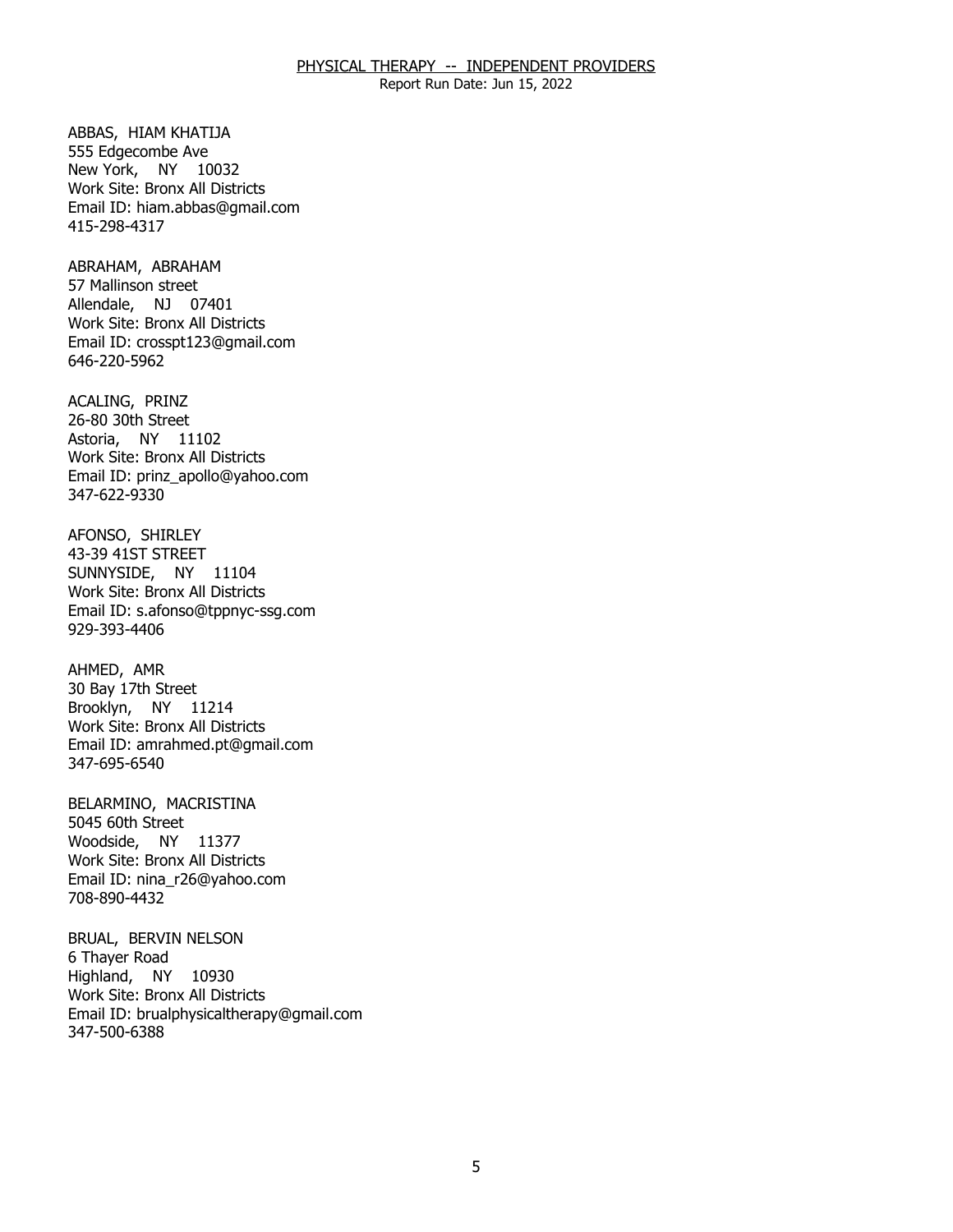ABBAS, HIAM KHATIJA
555 Edgecombe Ave
New York, NY 10032
Work Site: Bronx All Districts
Email ID: hiam.abbas@gmail.com
415-298-4317

ABRAHAM, ABRAHAM
57 Mallinson street
Allendale, NJ 07401
Work Site: Bronx All Districts
Email ID: crosspt123@gmail.com
646-220-5962

ACALING, PRINZ
26-80 30th Street
Astoria, NY 11102
Work Site: Bronx All Districts
Email ID: prinz_apollo@yahoo.com
347-622-9330

AFONSO, SHIRLEY
43-39 41ST STREET
SUNNYSIDE, NY 11104
Work Site: Bronx All Districts
Email ID: s.afonso@tppnyc-ssg.com
929-393-4406

AHMED, AMR
30 Bay 17th Street
Brooklyn, NY 11214
Work Site: Bronx All Districts
Email ID: amrahmed.pt@gmail.com
347-695-6540

BELARMINO, MACRISTINA
5045 60th Street
Woodside, NY 11377
Work Site: Bronx All Districts
Email ID: nina_r26@yahoo.com
708-890-4432

BRUAL, BERVIN NELSON
6 Thayer Road
Highland, NY 10930
Work Site: Bronx All Districts
Email ID: brualphysicaltherapy@gmail.com
347-500-6388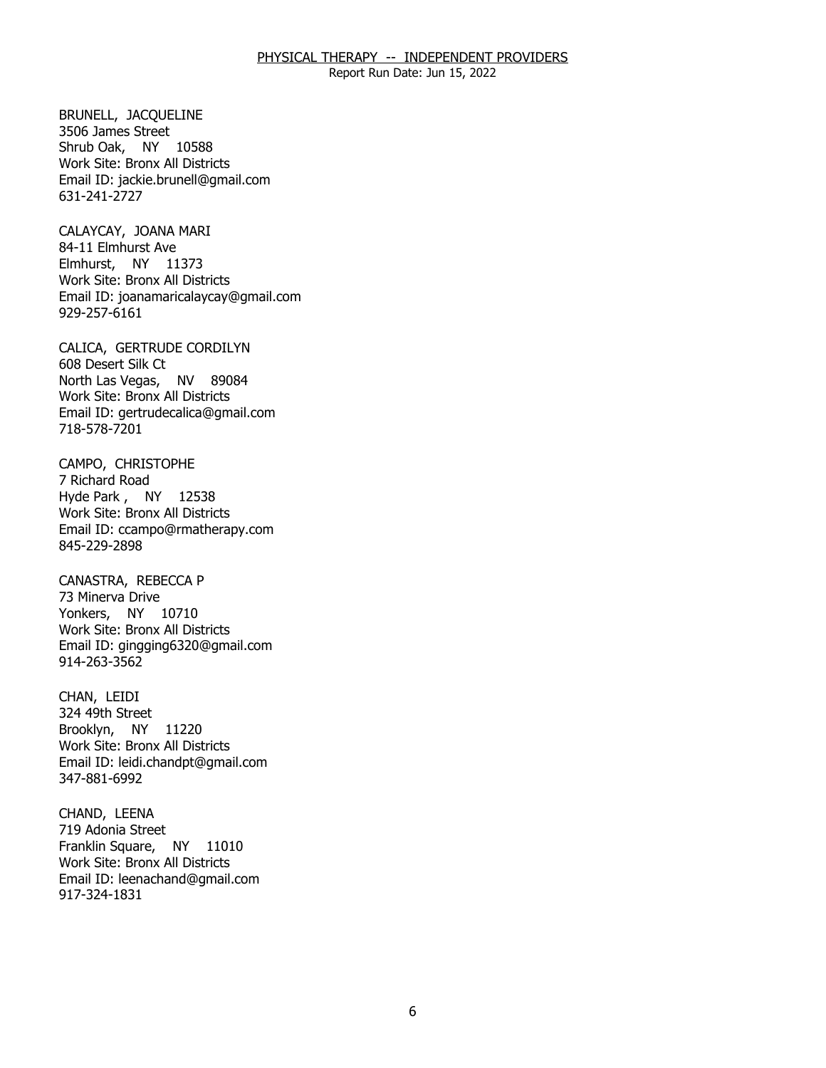BRUNELL, JACQUELINE
3506 James Street
Shrub Oak, NY 10588
Work Site: Bronx All Districts
Email ID: jackie.brunell@gmail.com
631-241-2727

CALAYCAY, JOANA MARI
84-11 Elmhurst Ave
Elmhurst, NY 11373
Work Site: Bronx All Districts
Email ID: joanamaricalaycay@gmail.com
929-257-6161

CALICA, GERTRUDE CORDILYN
608 Desert Silk Ct
North Las Vegas, NV 89084
Work Site: Bronx All Districts
Email ID: gertrudecalica@gmail.com
718-578-7201

CAMPO, CHRISTOPHE
7 Richard Road
Hyde Park , NY 12538
Work Site: Bronx All Districts
Email ID: ccampo@rmatherapy.com
845-229-2898

CANASTRA, REBECCA P
73 Minerva Drive
Yonkers, NY 10710
Work Site: Bronx All Districts
Email ID: gingging6320@gmail.com
914-263-3562

CHAN, LEIDI
324 49th Street
Brooklyn, NY 11220
Work Site: Bronx All Districts
Email ID: leidi.chandpt@gmail.com
347-881-6992

CHAND, LEENA
719 Adonia Street
Franklin Square, NY 11010
Work Site: Bronx All Districts
Email ID: leenachand@gmail.com
917-324-1831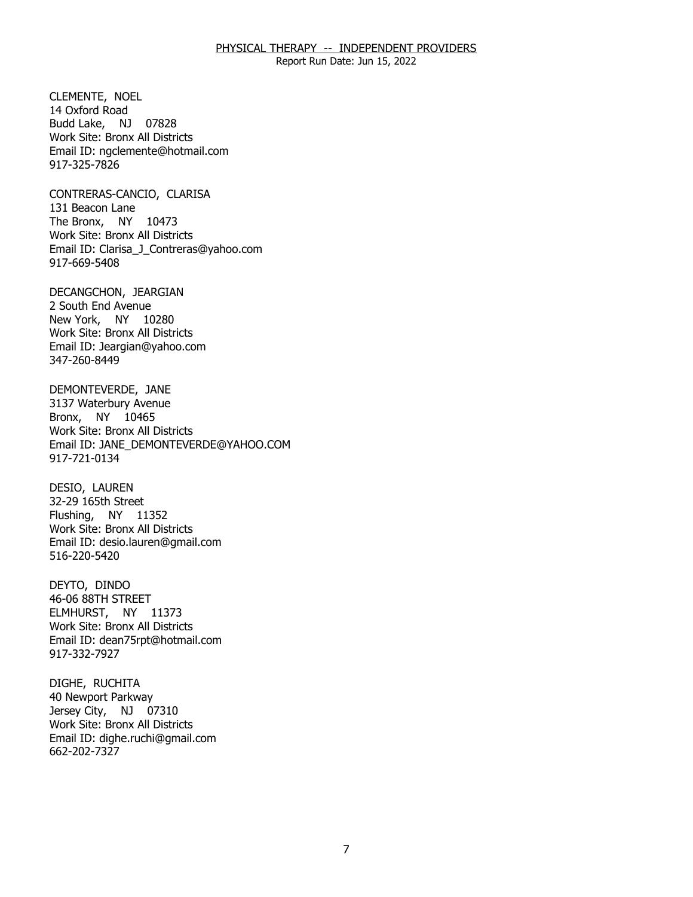CLEMENTE, NOEL
14 Oxford Road
Budd Lake, NJ 07828
Work Site: Bronx All Districts
Email ID: ngclemente@hotmail.com
917-325-7826

CONTRERAS-CANCIO, CLARISA
131 Beacon Lane
The Bronx, NY 10473
Work Site: Bronx All Districts
Email ID: Clarisa_J_Contreras@yahoo.com
917-669-5408

DECANGCHON, JEARGIAN
2 South End Avenue
New York, NY 10280
Work Site: Bronx All Districts
Email ID: Jeargian@yahoo.com
347-260-8449

DEMONTEVERDE, JANE
3137 Waterbury Avenue
Bronx, NY 10465
Work Site: Bronx All Districts
Email ID: JANE_DEMONTEVERDE@YAHOO.COM
917-721-0134

DESIO, LAUREN
32-29 165th Street
Flushing, NY 11352
Work Site: Bronx All Districts
Email ID: desio.lauren@gmail.com
516-220-5420

DEYTO, DINDO
46-06 88TH STREET
ELMHURST, NY 11373
Work Site: Bronx All Districts
Email ID: dean75rpt@hotmail.com
917-332-7927

DIGHE, RUCHITA
40 Newport Parkway
Jersey City, NJ 07310
Work Site: Bronx All Districts
Email ID: dighe.ruchi@gmail.com
662-202-7327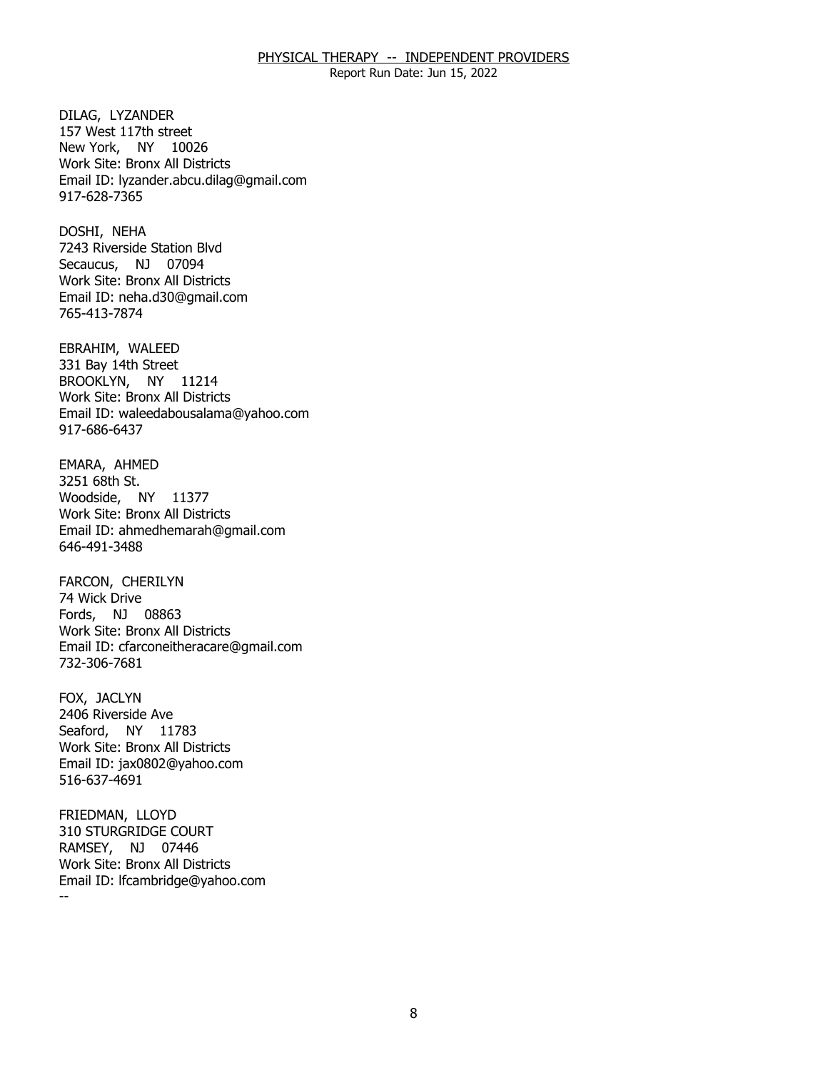DILAG, LYZANDER
157 West 117th street
New York, NY 10026
Work Site: Bronx All Districts
Email ID: lyzander.abcu.dilag@gmail.com
917-628-7365

DOSHI, NEHA
7243 Riverside Station Blvd
Secaucus, NJ 07094
Work Site: Bronx All Districts
Email ID: neha.d30@gmail.com
765-413-7874

EBRAHIM, WALEED
331 Bay 14th Street
BROOKLYN, NY 11214
Work Site: Bronx All Districts
Email ID: waleedabousalama@yahoo.com
917-686-6437

EMARA, AHMED
3251 68th St.
Woodside, NY 11377
Work Site: Bronx All Districts
Email ID: ahmedhemarah@gmail.com
646-491-3488

FARCON, CHERILYN
74 Wick Drive
Fords, NJ 08863
Work Site: Bronx All Districts
Email ID: cfarconeitheracare@gmail.com
732-306-7681

FOX, JACLYN
2406 Riverside Ave
Seaford, NY 11783
Work Site: Bronx All Districts
Email ID: jax0802@yahoo.com
516-637-4691

FRIEDMAN, LLOYD
310 STURGRIDGE COURT
RAMSEY, NJ 07446
Work Site: Bronx All Districts
Email ID: lfcambridge@yahoo.com
--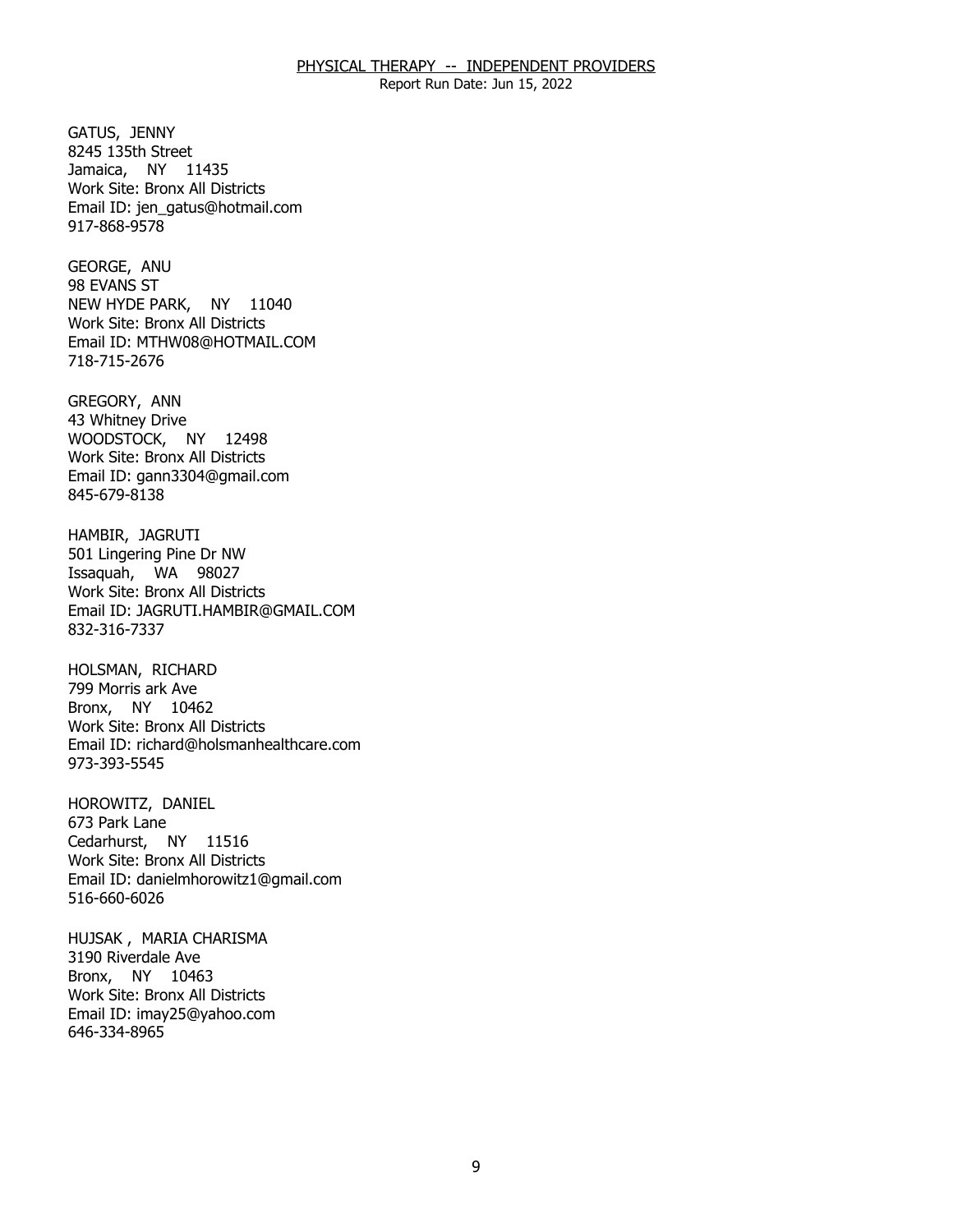GATUS, JENNY
8245 135th Street
Jamaica, NY 11435
Work Site: Bronx All Districts
Email ID: jen_gatus@hotmail.com
917-868-9578

GEORGE, ANU
98 EVANS ST
NEW HYDE PARK, NY 11040
Work Site: Bronx All Districts
Email ID: MTHW08@HOTMAIL.COM
718-715-2676

GREGORY, ANN
43 Whitney Drive
WOODSTOCK, NY 12498
Work Site: Bronx All Districts
Email ID: gann3304@gmail.com
845-679-8138

HAMBIR, JAGRUTI
501 Lingering Pine Dr NW
Issaquah, WA 98027
Work Site: Bronx All Districts
Email ID: JAGRUTI.HAMBIR@GMAIL.COM
832-316-7337

HOLSMAN, RICHARD
799 Morris ark Ave
Bronx, NY 10462
Work Site: Bronx All Districts
Email ID: richard@holsmanhealthcare.com
973-393-5545

HOROWITZ, DANIEL
673 Park Lane
Cedarhurst, NY 11516
Work Site: Bronx All Districts
Email ID: danielmhorowitz1@gmail.com
516-660-6026

HUJSAK , MARIA CHARISMA
3190 Riverdale Ave
Bronx, NY 10463
Work Site: Bronx All Districts
Email ID: imay25@yahoo.com
646-334-8965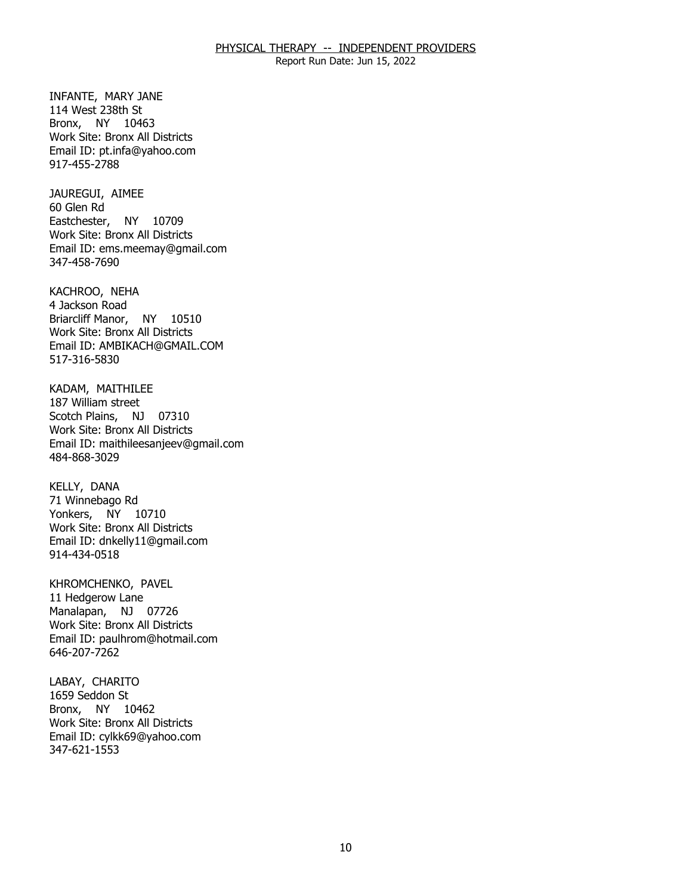INFANTE, MARY JANE
114 West 238th St
Bronx, NY 10463
Work Site: Bronx All Districts
Email ID: pt.infa@yahoo.com
917-455-2788

JAUREGUI, AIMEE
60 Glen Rd
Eastchester, NY 10709
Work Site: Bronx All Districts
Email ID: ems.meemay@gmail.com
347-458-7690

KACHROO, NEHA
4 Jackson Road
Briarcliff Manor, NY 10510
Work Site: Bronx All Districts
Email ID: AMBIKACH@GMAIL.COM
517-316-5830

KADAM, MAITHILEE
187 William street
Scotch Plains, NJ 07310
Work Site: Bronx All Districts
Email ID: maithileesanjeev@gmail.com
484-868-3029

KELLY, DANA
71 Winnebago Rd
Yonkers, NY 10710
Work Site: Bronx All Districts
Email ID: dnkelly11@gmail.com
914-434-0518

KHROMCHENKO, PAVEL
11 Hedgerow Lane
Manalapan, NJ 07726
Work Site: Bronx All Districts
Email ID: paulhrom@hotmail.com
646-207-7262

LABAY, CHARITO
1659 Seddon St
Bronx, NY 10462
Work Site: Bronx All Districts
Email ID: cylkk69@yahoo.com
347-621-1553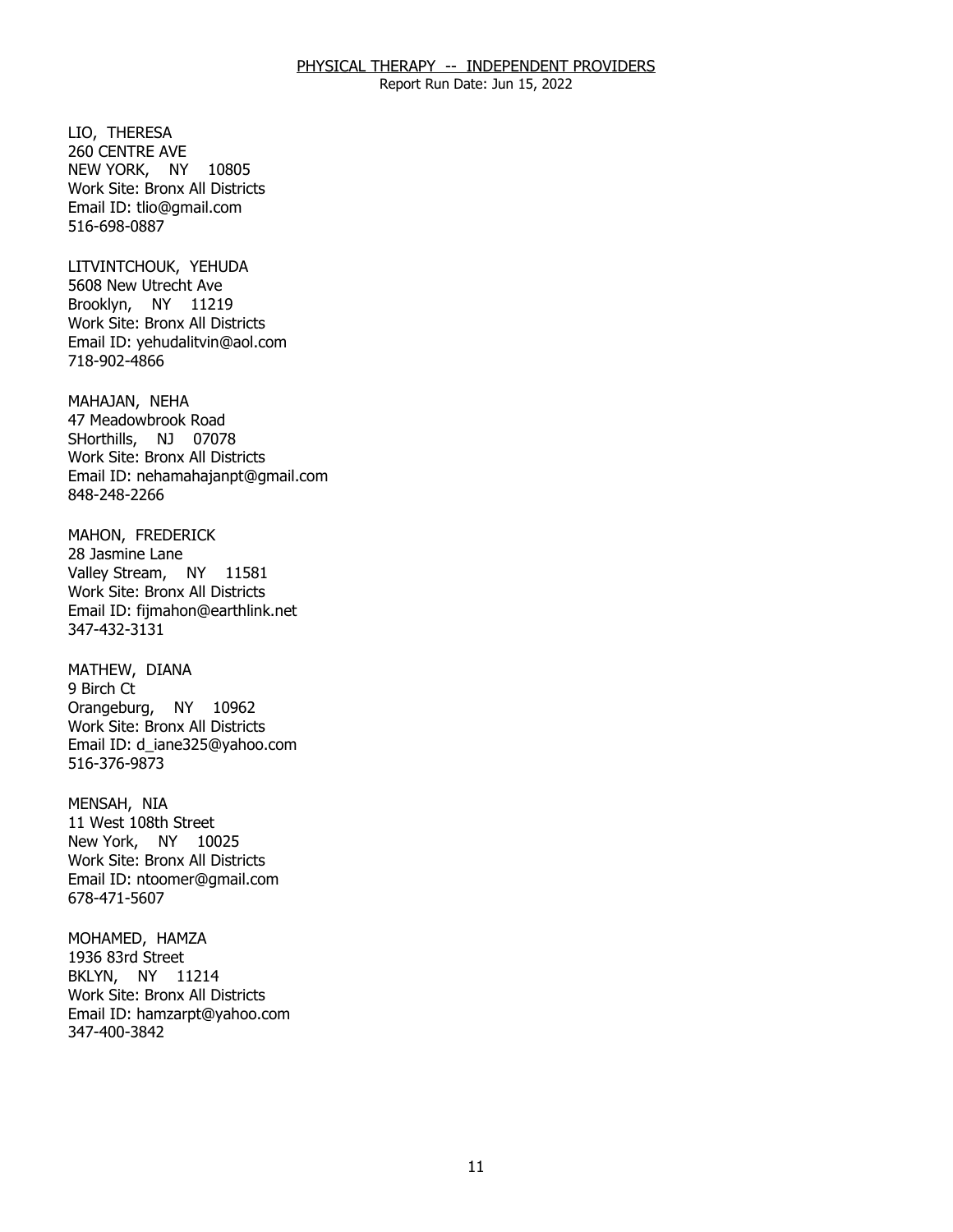LIO, THERESA
260 CENTRE AVE
NEW YORK, NY 10805
Work Site: Bronx All Districts
Email ID: tlio@gmail.com
516-698-0887

LITVINTCHOUK, YEHUDA
5608 New Utrecht Ave
Brooklyn, NY 11219
Work Site: Bronx All Districts
Email ID: yehudalitvin@aol.com
718-902-4866

MAHAJAN, NEHA
47 Meadowbrook Road
SHorthills, NJ 07078
Work Site: Bronx All Districts
Email ID: nehamahajanpt@gmail.com
848-248-2266

MAHON, FREDERICK
28 Jasmine Lane
Valley Stream, NY 11581
Work Site: Bronx All Districts
Email ID: fijmahon@earthlink.net
347-432-3131

MATHEW, DIANA
9 Birch Ct
Orangeburg, NY 10962
Work Site: Bronx All Districts
Email ID: d_iane325@yahoo.com
516-376-9873

MENSAH, NIA
11 West 108th Street
New York, NY 10025
Work Site: Bronx All Districts
Email ID: ntoomer@gmail.com
678-471-5607

MOHAMED, HAMZA
1936 83rd Street
BKLYN, NY 11214
Work Site: Bronx All Districts
Email ID: hamzarpt@yahoo.com
347-400-3842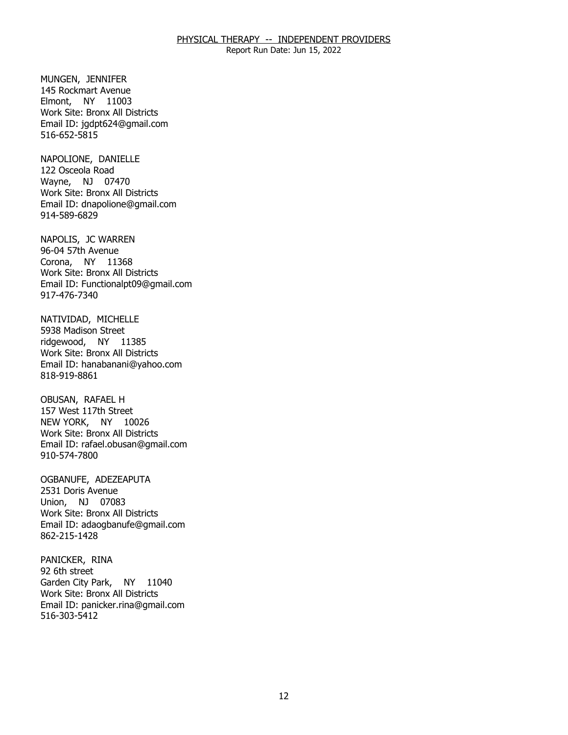MUNGEN, JENNIFER
145 Rockmart Avenue
Elmont, NY 11003
Work Site: Bronx All Districts
Email ID: jgdpt624@gmail.com
516-652-5815

NAPOLIONE, DANIELLE
122 Osceola Road
Wayne, NJ 07470
Work Site: Bronx All Districts
Email ID: dnapolione@gmail.com
914-589-6829

NAPOLIS, JC WARREN
96-04 57th Avenue
Corona, NY 11368
Work Site: Bronx All Districts
Email ID: Functionalpt09@gmail.com
917-476-7340

NATIVIDAD, MICHELLE
5938 Madison Street
ridgewood, NY 11385
Work Site: Bronx All Districts
Email ID: hanabanani@yahoo.com
818-919-8861

OBUSAN, RAFAEL H
157 West 117th Street
NEW YORK, NY 10026
Work Site: Bronx All Districts
Email ID: rafael.obusan@gmail.com
910-574-7800

OGBANUFE, ADEZEAPUTA
2531 Doris Avenue
Union, NJ 07083
Work Site: Bronx All Districts
Email ID: adaogbanufe@gmail.com
862-215-1428

PANICKER, RINA
92 6th street
Garden City Park, NY 11040
Work Site: Bronx All Districts
Email ID: panicker.rina@gmail.com
516-303-5412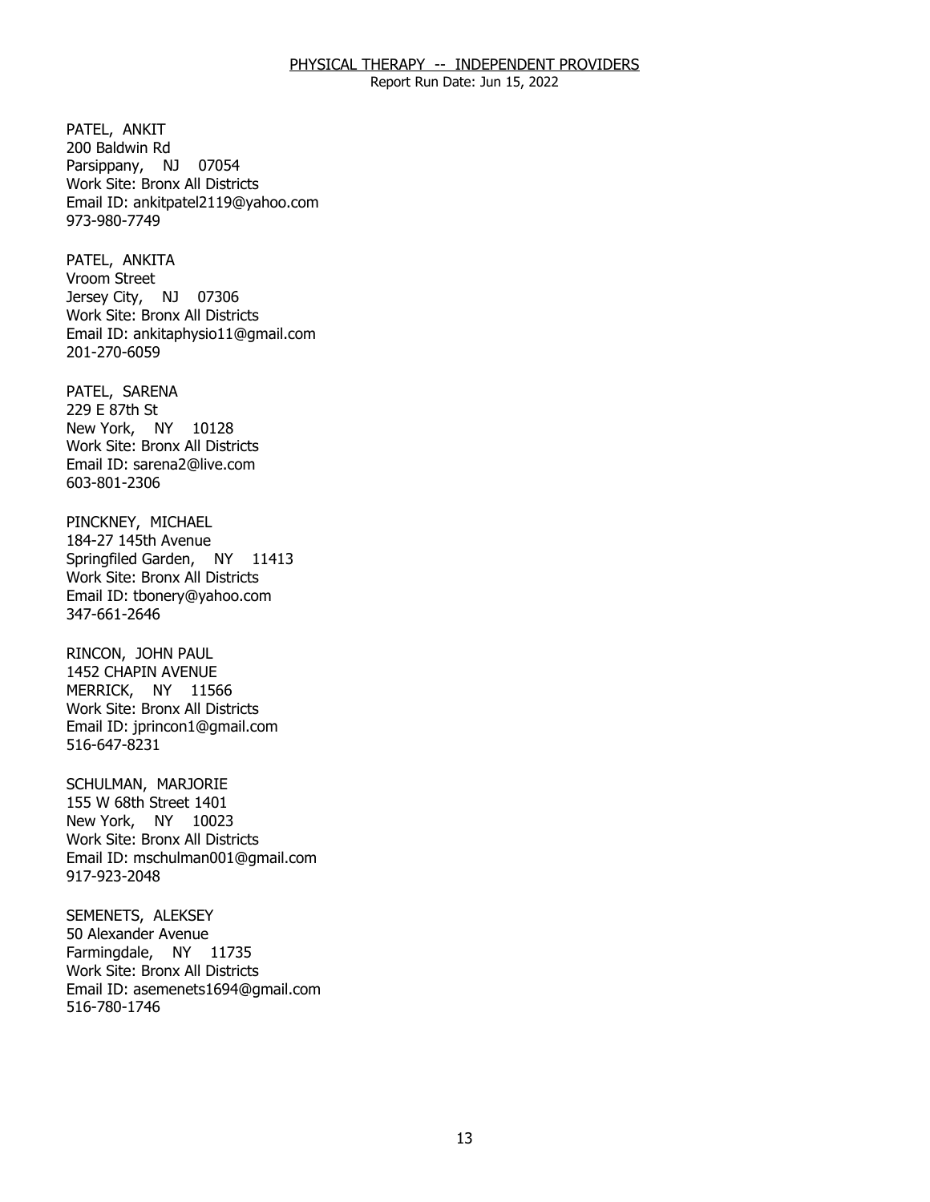PATEL, ANKIT
200 Baldwin Rd
Parsippany, NJ 07054
Work Site: Bronx All Districts
Email ID: ankitpatel2119@yahoo.com
973-980-7749

PATEL, ANKITA
Vroom Street
Jersey City, NJ 07306
Work Site: Bronx All Districts
Email ID: ankitaphysio11@gmail.com
201-270-6059

PATEL, SARENA
229 E 87th St
New York, NY 10128
Work Site: Bronx All Districts
Email ID: sarena2@live.com
603-801-2306

PINCKNEY, MICHAEL
184-27 145th Avenue
Springfiled Garden, NY 11413
Work Site: Bronx All Districts
Email ID: tbonery@yahoo.com
347-661-2646

RINCON, JOHN PAUL
1452 CHAPIN AVENUE
MERRICK, NY 11566
Work Site: Bronx All Districts
Email ID: jprincon1@gmail.com
516-647-8231

SCHULMAN, MARJORIE
155 W 68th Street 1401
New York, NY 10023
Work Site: Bronx All Districts
Email ID: mschulman001@gmail.com
917-923-2048

SEMENETS, ALEKSEY
50 Alexander Avenue
Farmingdale, NY 11735
Work Site: Bronx All Districts
Email ID: asemenets1694@gmail.com
516-780-1746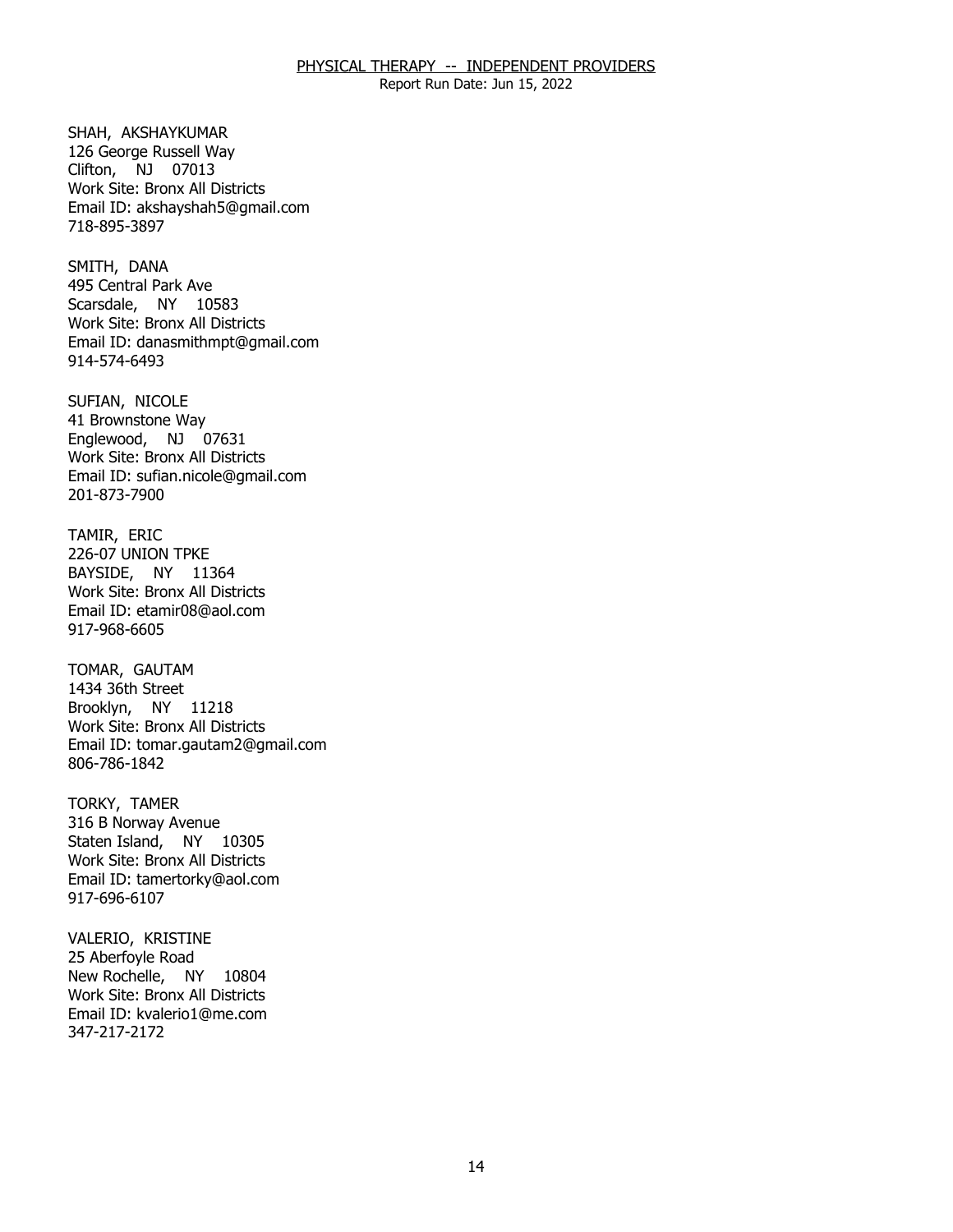SHAH, AKSHAYKUMAR
126 George Russell Way
Clifton, NJ 07013
Work Site: Bronx All Districts
Email ID: akshayshah5@gmail.com
718-895-3897

SMITH, DANA
495 Central Park Ave
Scarsdale, NY 10583
Work Site: Bronx All Districts
Email ID: danasmithmpt@gmail.com
914-574-6493

SUFIAN, NICOLE
41 Brownstone Way
Englewood, NJ 07631
Work Site: Bronx All Districts
Email ID: sufian.nicole@gmail.com
201-873-7900

TAMIR, ERIC
226-07 UNION TPKE
BAYSIDE, NY 11364
Work Site: Bronx All Districts
Email ID: etamir08@aol.com
917-968-6605

TOMAR, GAUTAM
1434 36th Street
Brooklyn, NY 11218
Work Site: Bronx All Districts
Email ID: tomar.gautam2@gmail.com
806-786-1842

TORKY, TAMER
316 B Norway Avenue
Staten Island, NY 10305
Work Site: Bronx All Districts
Email ID: tamertorky@aol.com
917-696-6107

VALERIO, KRISTINE
25 Aberfoyle Road
New Rochelle, NY 10804
Work Site: Bronx All Districts
Email ID: kvalerio1@me.com
347-217-2172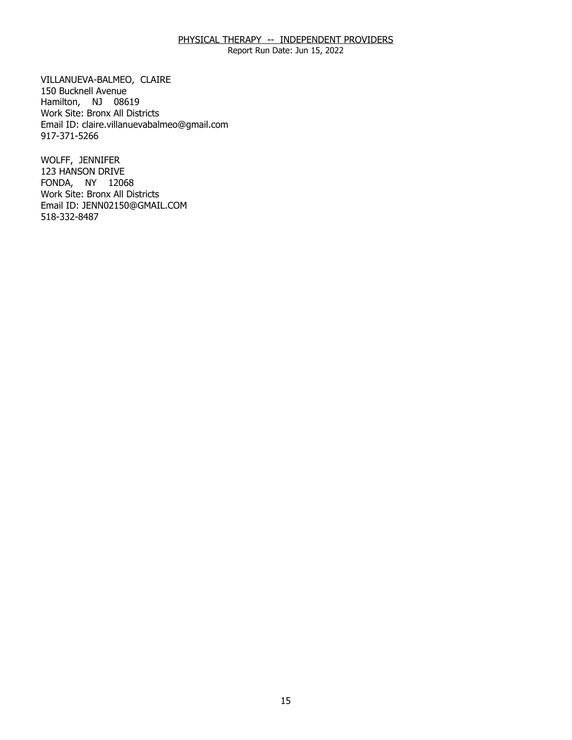VILLANUEVA-BALMEO, CLAIRE
150 Bucknell Avenue
Hamilton, NJ 08619
Work Site: Bronx All Districts
Email ID: claire.villanuevabalmeo@gmail.com
917-371-5266

WOLFF, JENNIFER
123 HANSON DRIVE
FONDA, NY 12068
Work Site: Bronx All Districts
Email ID: JENN02150@GMAIL.COM
518-332-8487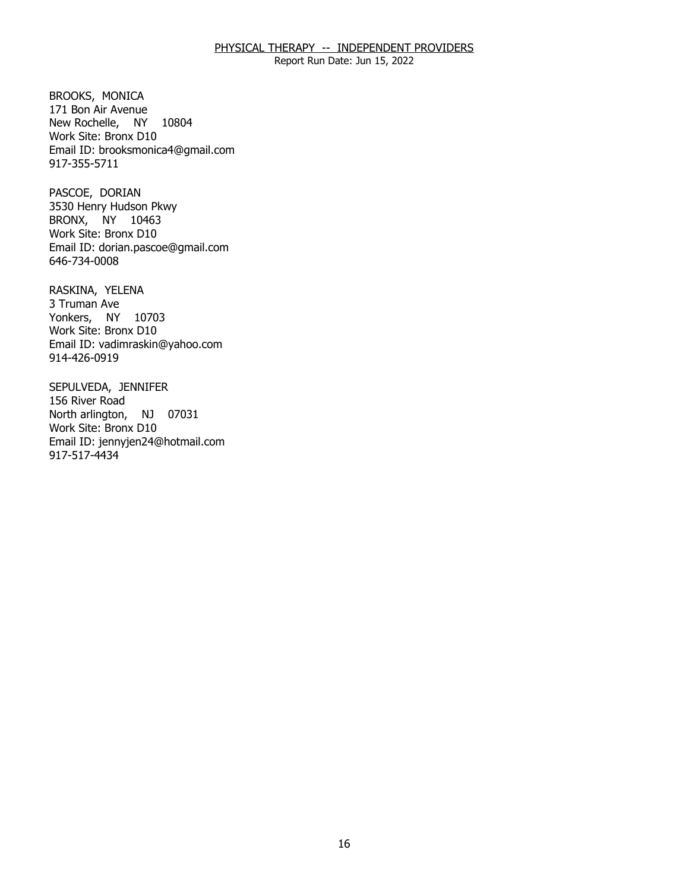BROOKS, MONICA
171 Bon Air Avenue
New Rochelle, NY 10804
Work Site: Bronx D10
Email ID: brooksmonica4@gmail.com
917-355-5711

PASCOE, DORIAN
3530 Henry Hudson Pkwy
BRONX, NY 10463
Work Site: Bronx D10
Email ID: dorian.pascoe@gmail.com
646-734-0008

RASKINA, YELENA
3 Truman Ave
Yonkers, NY 10703
Work Site: Bronx D10
Email ID: vadimraskin@yahoo.com
914-426-0919

SEPULVEDA, JENNIFER
156 River Road
North arlington, NJ 07031
Work Site: Bronx D10
Email ID: jennyjen24@hotmail.com
917-517-4434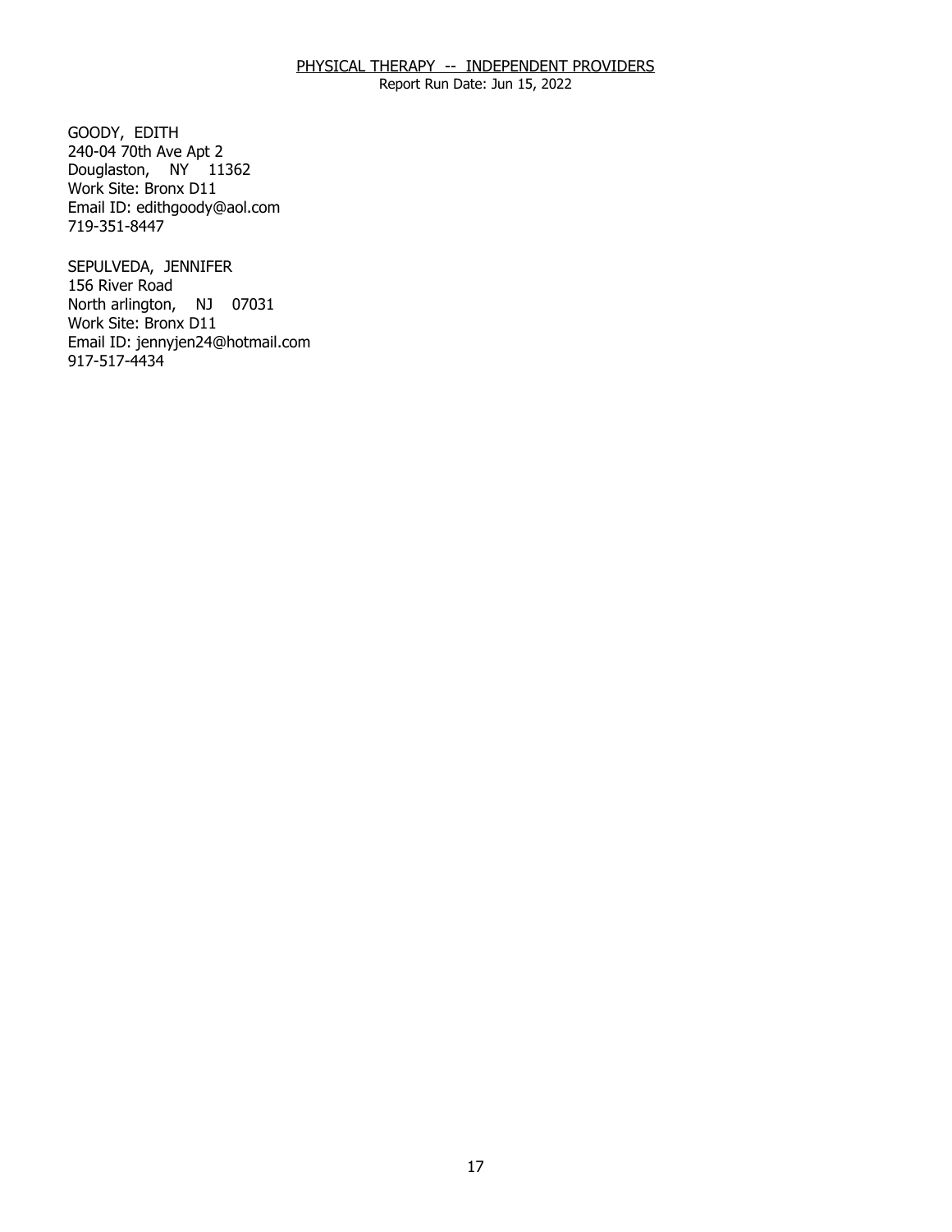PHYSICAL THERAPY -- INDEPENDENT PROVIDERS
Report Run Date: Jun 15, 2022

GOODY, EDITH
240-04 70th Ave Apt 2
Douglaston, NY 11362
Work Site: Bronx D11
Email ID: edithgoody@aol.com
719-351-8447

SEPULVEDA, JENNIFER
156 River Road
North arlington, NJ 07031
Work Site: Bronx D11
Email ID: jennyjen24@hotmail.com
917-517-4434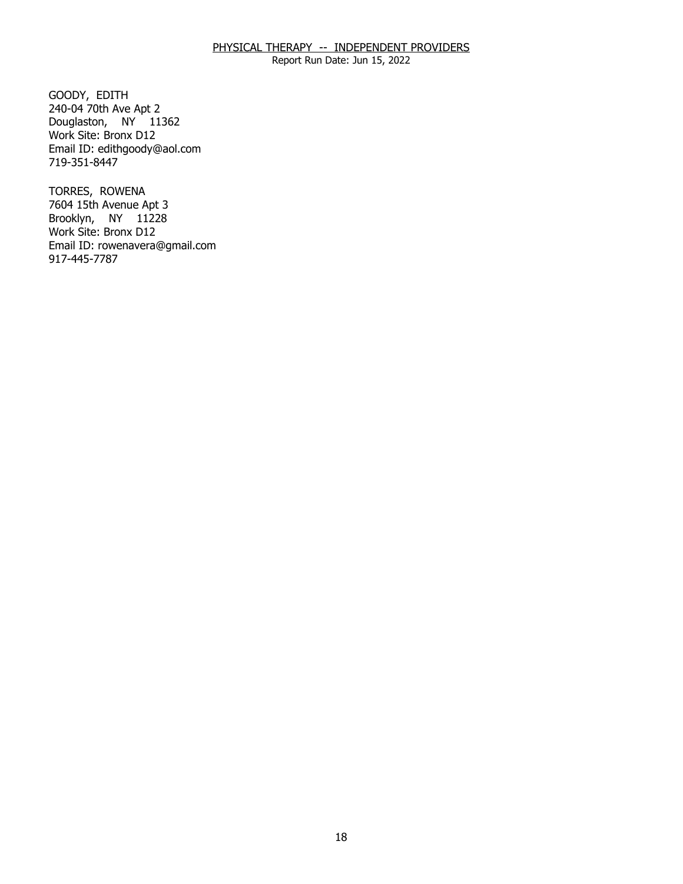PHYSICAL THERAPY -- INDEPENDENT PROVIDERS
Report Run Date: Jun 15, 2022

GOODY, EDITH
240-04 70th Ave Apt 2
Douglaston, NY 11362
Work Site: Bronx D12
Email ID: edithgoody@aol.com
719-351-8447

TORRES, ROWENA
7604 15th Avenue Apt 3
Brooklyn, NY 11228
Work Site: Bronx D12
Email ID: rowenavera@gmail.com
917-445-7787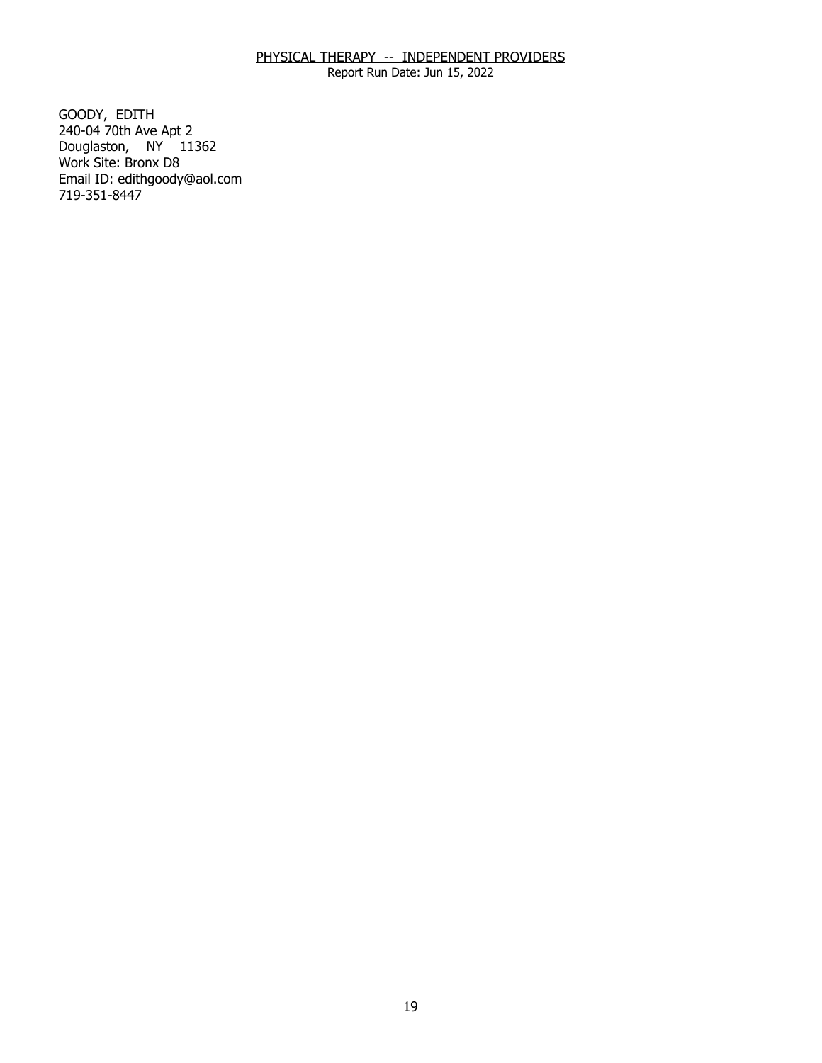PHYSICAL THERAPY -- INDEPENDENT PROVIDERS
Report Run Date: Jun 15, 2022

GOODY, EDITH
240-04 70th Ave Apt 2
Douglaston, NY 11362
Work Site: Bronx D8
Email ID: edithgoody@aol.com
719-351-8447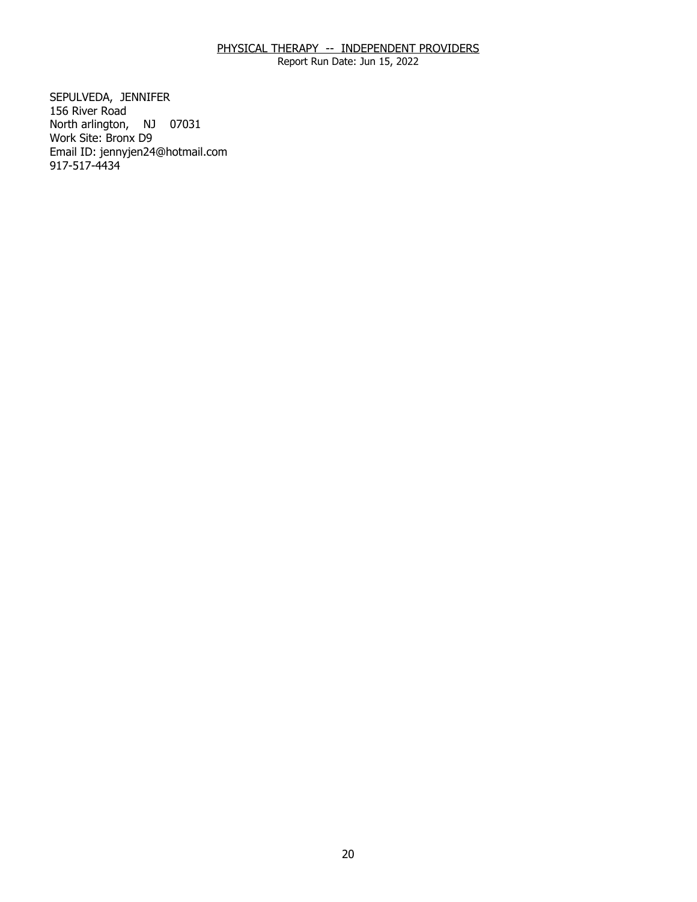PHYSICAL THERAPY -- INDEPENDENT PROVIDERS
Report Run Date: Jun 15, 2022

SEPULVEDA, JENNIFER
156 River Road
North arlington, NJ 07031
Work Site: Bronx D9
Email ID: jennyjen24@hotmail.com
917-517-4434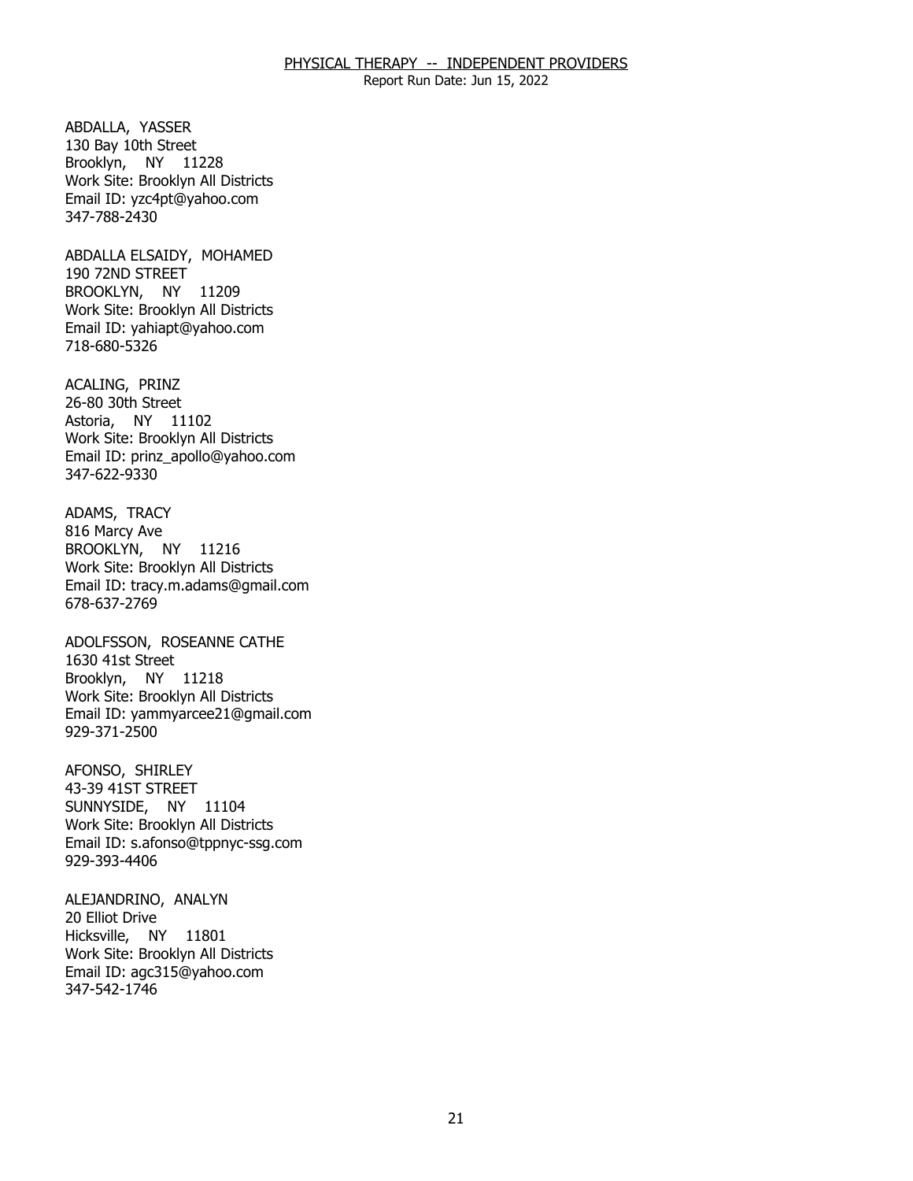ABDALLA, YASSER
130 Bay 10th Street
Brooklyn, NY 11228
Work Site: Brooklyn All Districts
Email ID: yzc4pt@yahoo.com
347-788-2430

ABDALLA ELSAIDY, MOHAMED
190 72ND STREET
BROOKLYN, NY 11209
Work Site: Brooklyn All Districts
Email ID: yahiapt@yahoo.com
718-680-5326

ACALING, PRINZ
26-80 30th Street
Astoria, NY 11102
Work Site: Brooklyn All Districts
Email ID: prinz_apollo@yahoo.com
347-622-9330

ADAMS, TRACY
816 Marcy Ave
BROOKLYN, NY 11216
Work Site: Brooklyn All Districts
Email ID: tracy.m.adams@gmail.com
678-637-2769

ADOLFSSON, ROSEANNE CATHE
1630 41st Street
Brooklyn, NY 11218
Work Site: Brooklyn All Districts
Email ID: yammyarcee21@gmail.com
929-371-2500

AFONSO, SHIRLEY
43-39 41ST STREET
SUNNYSIDE, NY 11104
Work Site: Brooklyn All Districts
Email ID: s.afonso@tppnyc-ssg.com
929-393-4406

ALEJANDRINO, ANALYN
20 Elliot Drive
Hicksville, NY 11801
Work Site: Brooklyn All Districts
Email ID: agc315@yahoo.com
347-542-1746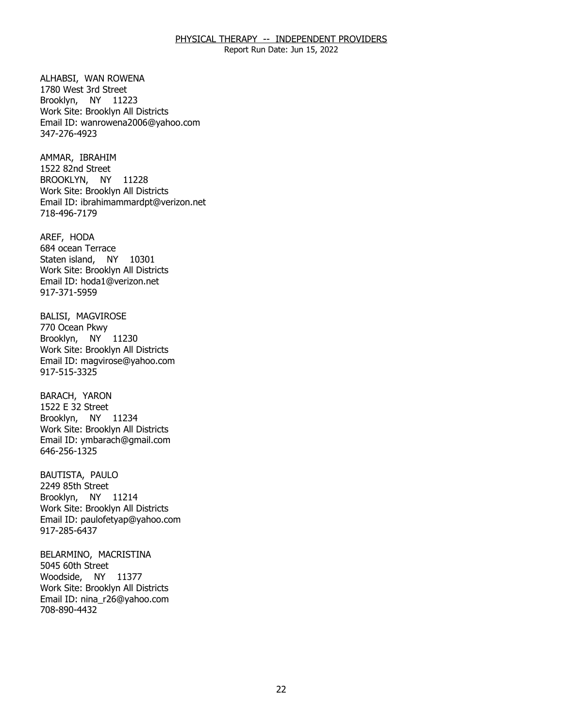ALHABSI, WAN ROWENA
1780 West 3rd Street
Brooklyn, NY 11223
Work Site: Brooklyn All Districts
Email ID: wanrowena2006@yahoo.com
347-276-4923

AMMAR, IBRAHIM
1522 82nd Street
BROOKLYN, NY 11228
Work Site: Brooklyn All Districts
Email ID: ibrahimammardpt@verizon.net
718-496-7179

AREF, HODA
684 ocean Terrace
Staten island, NY 10301
Work Site: Brooklyn All Districts
Email ID: hoda1@verizon.net
917-371-5959

BALISI, MAGVIROSE
770 Ocean Pkwy
Brooklyn, NY 11230
Work Site: Brooklyn All Districts
Email ID: magvirose@yahoo.com
917-515-3325

BARACH, YARON
1522 E 32 Street
Brooklyn, NY 11234
Work Site: Brooklyn All Districts
Email ID: ymbarach@gmail.com
646-256-1325

BAUTISTA, PAULO
2249 85th Street
Brooklyn, NY 11214
Work Site: Brooklyn All Districts
Email ID: paulofetyap@yahoo.com
917-285-6437

BELARMINO, MACRISTINA
5045 60th Street
Woodside, NY 11377
Work Site: Brooklyn All Districts
Email ID: nina_r26@yahoo.com
708-890-4432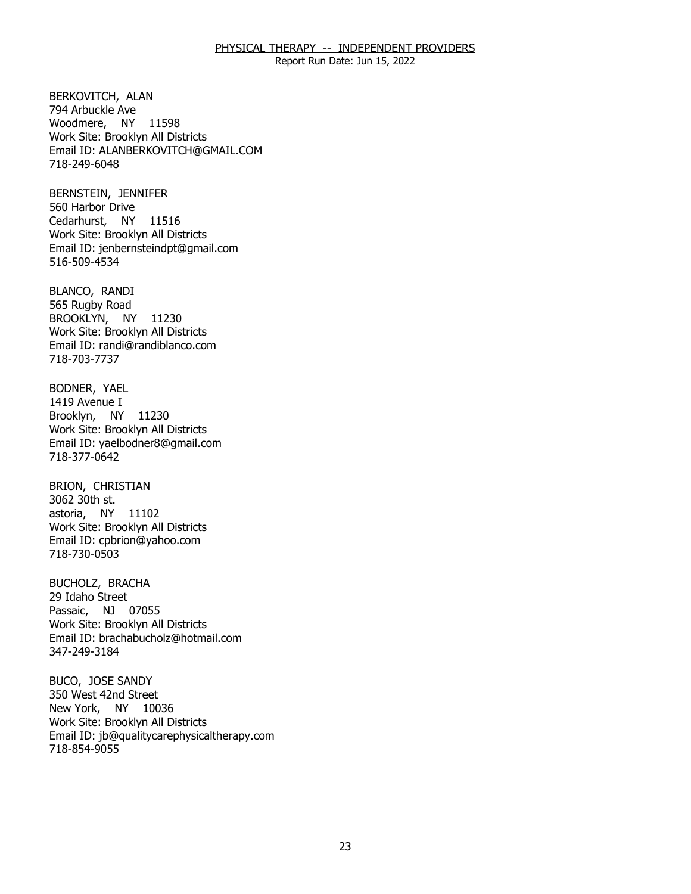BERKOVITCH, ALAN
794 Arbuckle Ave
Woodmere, NY 11598
Work Site: Brooklyn All Districts
Email ID: ALANBERKOVITCH@GMAIL.COM
718-249-6048

BERNSTEIN, JENNIFER
560 Harbor Drive
Cedarhurst, NY 11516
Work Site: Brooklyn All Districts
Email ID: jenbernsteindpt@gmail.com
516-509-4534

BLANCO, RANDI
565 Rugby Road
BROOKLYN, NY 11230
Work Site: Brooklyn All Districts
Email ID: randi@randiblanco.com
718-703-7737

BODNER, YAEL
1419 Avenue I
Brooklyn, NY 11230
Work Site: Brooklyn All Districts
Email ID: yaelbodner8@gmail.com
718-377-0642

BRION, CHRISTIAN
3062 30th st.
astoria, NY 11102
Work Site: Brooklyn All Districts
Email ID: cpbrion@yahoo.com
718-730-0503

BUCHOLZ, BRACHA
29 Idaho Street
Passaic, NJ 07055
Work Site: Brooklyn All Districts
Email ID: brachabucholz@hotmail.com
347-249-3184

BUCO, JOSE SANDY
350 West 42nd Street
New York, NY 10036
Work Site: Brooklyn All Districts
Email ID: jb@qualitycarephysicaltherapy.com
718-854-9055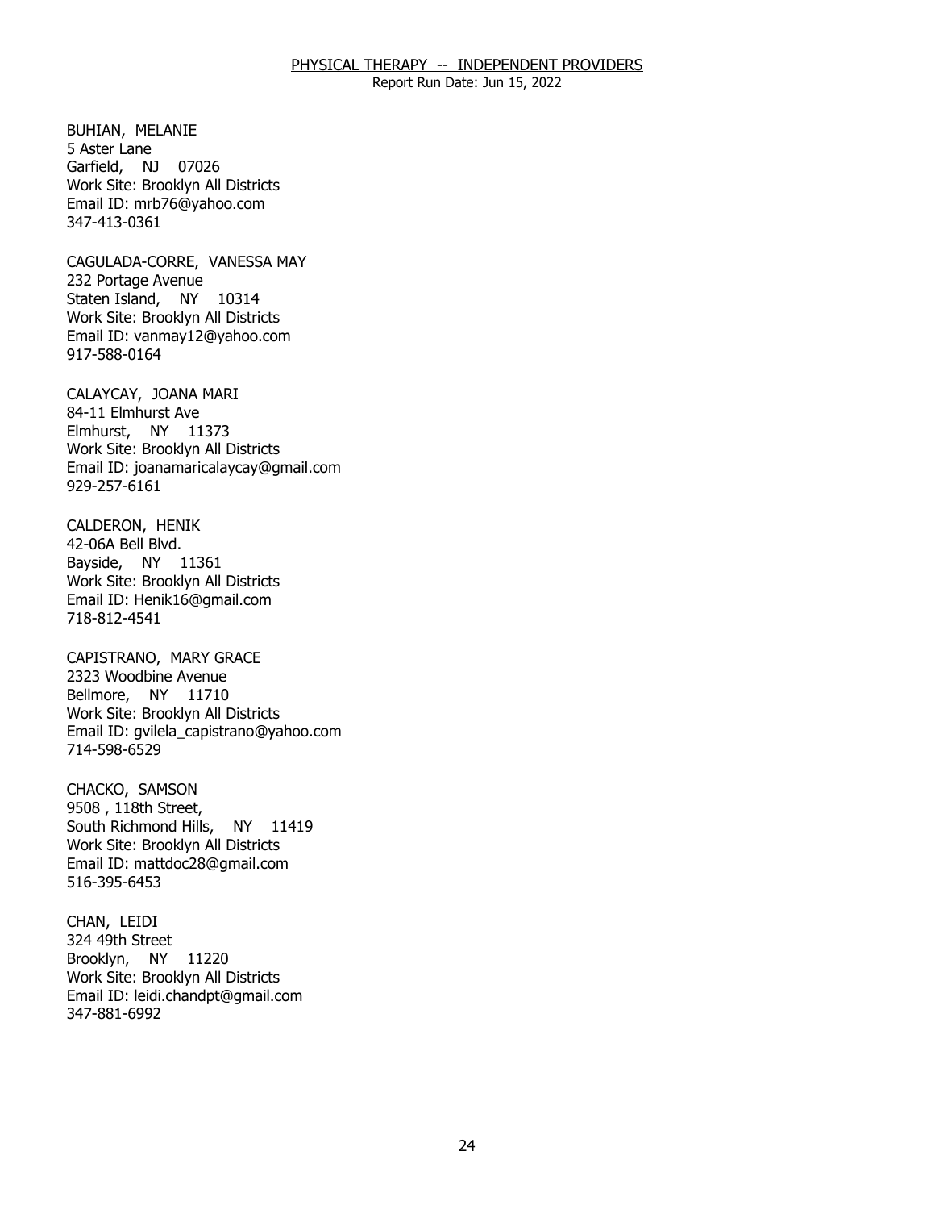BUHIAN, MELANIE
5 Aster Lane
Garfield, NJ 07026
Work Site: Brooklyn All Districts
Email ID: mrb76@yahoo.com
347-413-0361

CAGULADA-CORRE, VANESSA MAY
232 Portage Avenue
Staten Island, NY 10314
Work Site: Brooklyn All Districts
Email ID: vanmay12@yahoo.com
917-588-0164

CALAYCAY, JOANA MARI
84-11 Elmhurst Ave
Elmhurst, NY 11373
Work Site: Brooklyn All Districts
Email ID: joanamaricalaycay@gmail.com
929-257-6161

CALDERON, HENIK
42-06A Bell Blvd.
Bayside, NY 11361
Work Site: Brooklyn All Districts
Email ID: Henik16@gmail.com
718-812-4541

CAPISTRANO, MARY GRACE
2323 Woodbine Avenue
Bellmore, NY 11710
Work Site: Brooklyn All Districts
Email ID: gvilela_capistrano@yahoo.com
714-598-6529

CHACKO, SAMSON
9508 , 118th Street,
South Richmond Hills, NY 11419
Work Site: Brooklyn All Districts
Email ID: mattdoc28@gmail.com
516-395-6453

CHAN, LEIDI
324 49th Street
Brooklyn, NY 11220
Work Site: Brooklyn All Districts
Email ID: leidi.chandpt@gmail.com
347-881-6992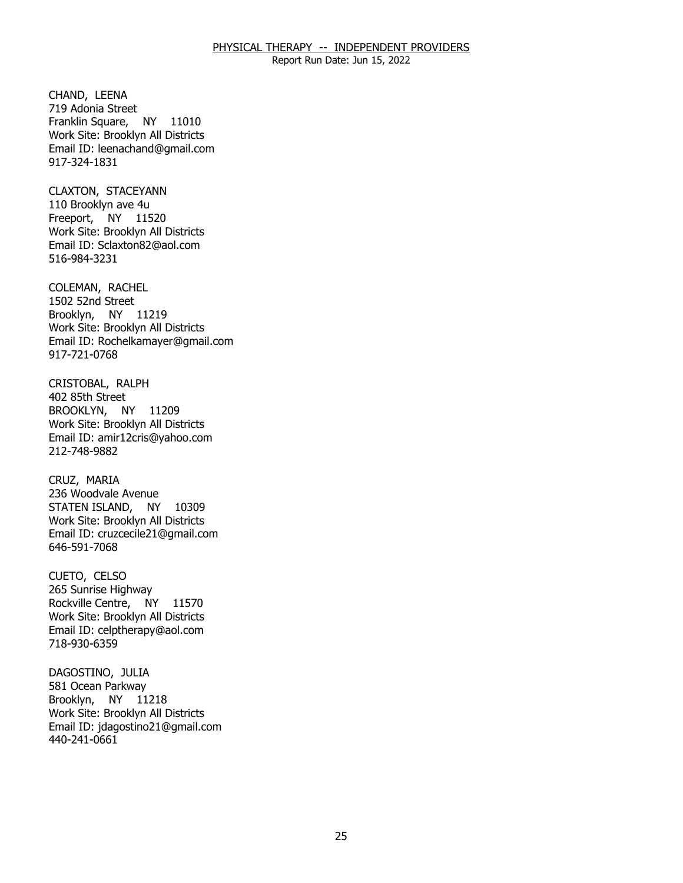# PHYSICAL THERAPY -- INDEPENDENT PROVIDERS

Report Run Date: Jun 15, 2022

CHAND, LEENA
719 Adonia Street
Franklin Square, NY 11010
Work Site: Brooklyn All Districts
Email ID: leenachand@gmail.com
917-324-1831

CLAXTON, STACEYANN
110 Brooklyn ave 4u
Freeport, NY 11520
Work Site: Brooklyn All Districts
Email ID: Sclaxton82@aol.com
516-984-3231

COLEMAN, RACHEL
1502 52nd Street
Brooklyn, NY 11219
Work Site: Brooklyn All Districts
Email ID: Rochelkamayer@gmail.com
917-721-0768

CRISTOBAL, RALPH
402 85th Street
BROOKLYN, NY 11209
Work Site: Brooklyn All Districts
Email ID: amir12cris@yahoo.com
212-748-9882

CRUZ, MARIA
236 Woodvale Avenue
STATEN ISLAND, NY 10309
Work Site: Brooklyn All Districts
Email ID: cruzcecile21@gmail.com
646-591-7068

CUETO, CELSO
265 Sunrise Highway
Rockville Centre, NY 11570
Work Site: Brooklyn All Districts
Email ID: celptherapy@aol.com
718-930-6359

DAGOSTINO, JULIA
581 Ocean Parkway
Brooklyn, NY 11218
Work Site: Brooklyn All Districts
Email ID: jdagostino21@gmail.com
440-241-0661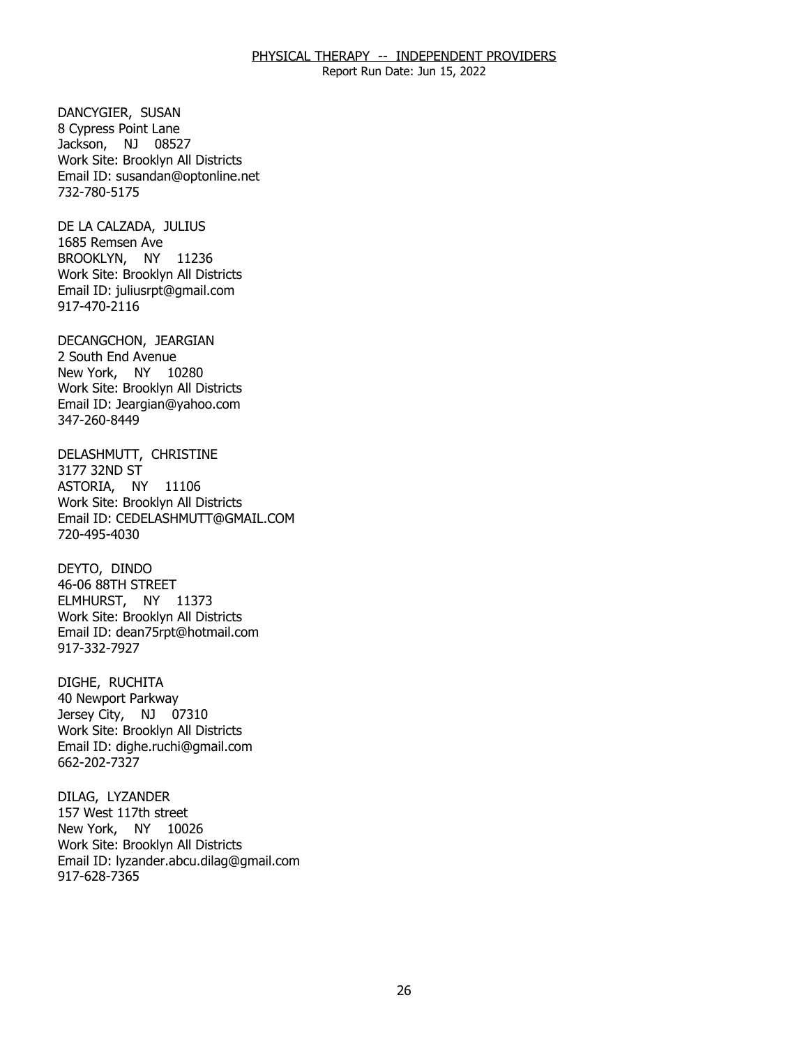DANCYGIER, SUSAN
8 Cypress Point Lane
Jackson, NJ 08527
Work Site: Brooklyn All Districts
Email ID: susandan@optonline.net
732-780-5175

DE LA CALZADA, JULIUS
1685 Remsen Ave
BROOKLYN, NY 11236
Work Site: Brooklyn All Districts
Email ID: juliusrpt@gmail.com
917-470-2116

DECANGCHON, JEARGIAN
2 South End Avenue
New York, NY 10280
Work Site: Brooklyn All Districts
Email ID: Jeargian@yahoo.com
347-260-8449

DELASHMUTT, CHRISTINE
3177 32ND ST
ASTORIA, NY 11106
Work Site: Brooklyn All Districts
Email ID: CEDELASHMUTT@GMAIL.COM
720-495-4030

DEYTO, DINDO
46-06 88TH STREET
ELMHURST, NY 11373
Work Site: Brooklyn All Districts
Email ID: dean75rpt@hotmail.com
917-332-7927

DIGHE, RUCHITA
40 Newport Parkway
Jersey City, NJ 07310
Work Site: Brooklyn All Districts
Email ID: dighe.ruchi@gmail.com
662-202-7327

DILAG, LYZANDER
157 West 117th street
New York, NY 10026
Work Site: Brooklyn All Districts
Email ID: lyzander.abcu.dilag@gmail.com
917-628-7365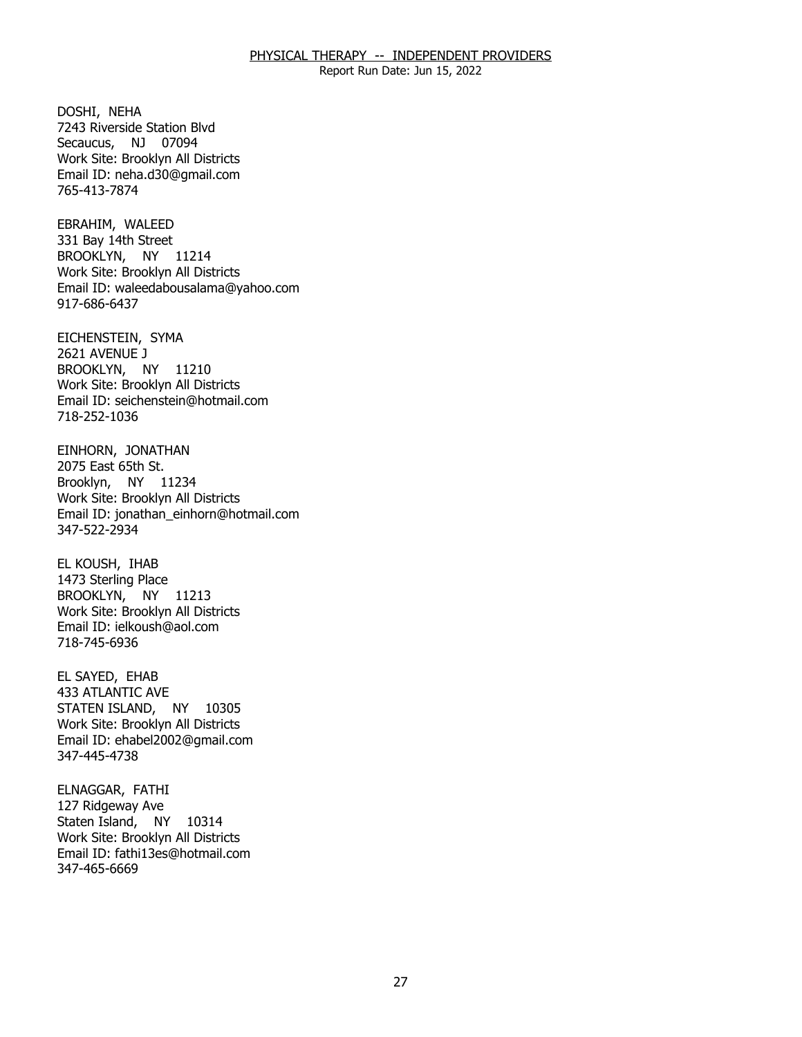DOSHI, NEHA
7243 Riverside Station Blvd
Secaucus, NJ 07094
Work Site: Brooklyn All Districts
Email ID: neha.d30@gmail.com
765-413-7874

EBRAHIM, WALEED
331 Bay 14th Street
BROOKLYN, NY 11214
Work Site: Brooklyn All Districts
Email ID: waleedabousalama@yahoo.com
917-686-6437

EICHENSTEIN, SYMA
2621 AVENUE J
BROOKLYN, NY 11210
Work Site: Brooklyn All Districts
Email ID: seichenstein@hotmail.com
718-252-1036

EINHORN, JONATHAN
2075 East 65th St.
Brooklyn, NY 11234
Work Site: Brooklyn All Districts
Email ID: jonathan_einhorn@hotmail.com
347-522-2934

EL KOUSH, IHAB
1473 Sterling Place
BROOKLYN, NY 11213
Work Site: Brooklyn All Districts
Email ID: ielkoush@aol.com
718-745-6936

EL SAYED, EHAB
433 ATLANTIC AVE
STATEN ISLAND, NY 10305
Work Site: Brooklyn All Districts
Email ID: ehabel2002@gmail.com
347-445-4738

ELNAGGAR, FATHI
127 Ridgeway Ave
Staten Island, NY 10314
Work Site: Brooklyn All Districts
Email ID: fathi13es@hotmail.com
347-465-6669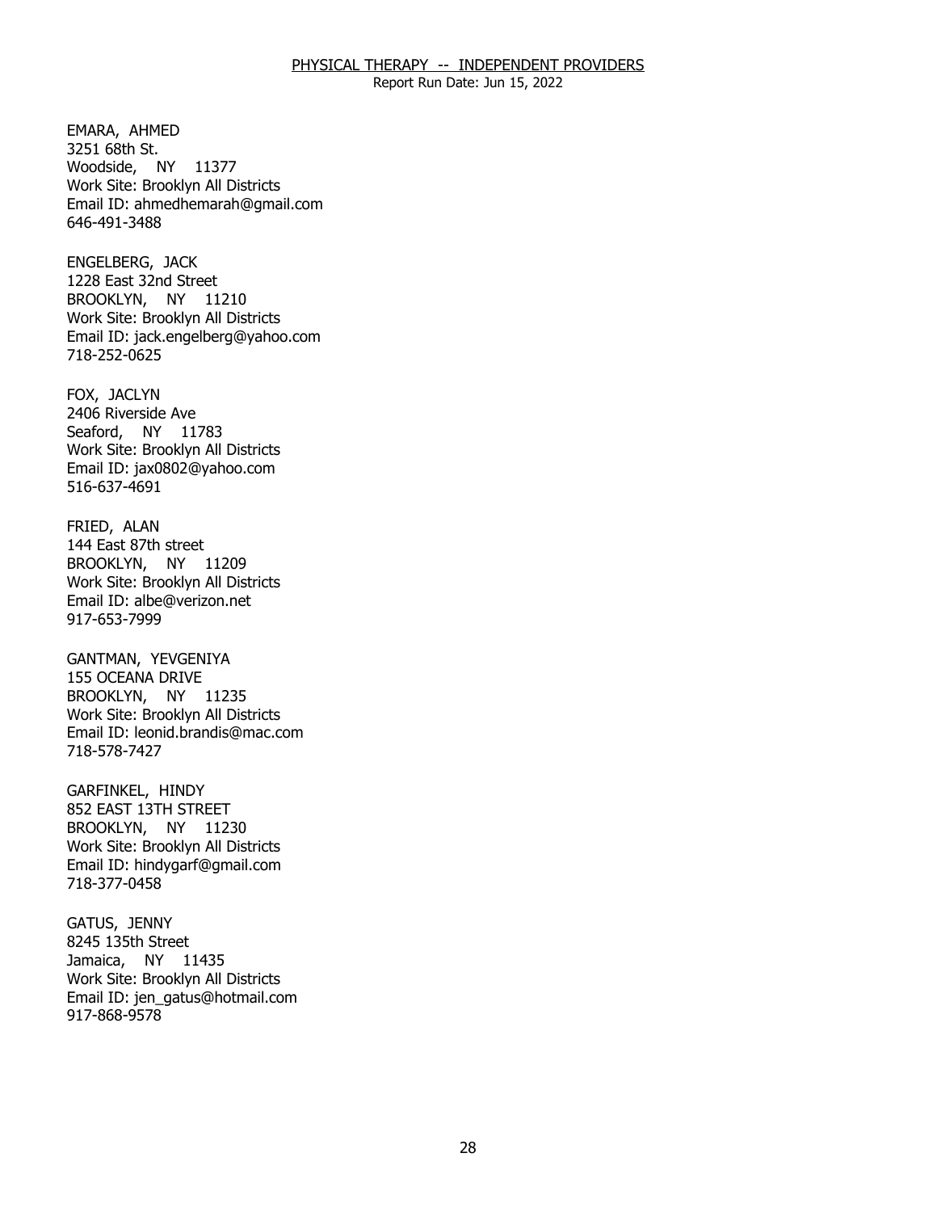EMARA, AHMED
3251 68th St.
Woodside, NY 11377
Work Site: Brooklyn All Districts
Email ID: ahmedhemarah@gmail.com
646-491-3488

ENGELBERG, JACK
1228 East 32nd Street
BROOKLYN, NY 11210
Work Site: Brooklyn All Districts
Email ID: jack.engelberg@yahoo.com
718-252-0625

FOX, JACLYN
2406 Riverside Ave
Seaford, NY 11783
Work Site: Brooklyn All Districts
Email ID: jax0802@yahoo.com
516-637-4691

FRIED, ALAN
144 East 87th street
BROOKLYN, NY 11209
Work Site: Brooklyn All Districts
Email ID: albe@verizon.net
917-653-7999

GANTMAN, YEVGENIYA
155 OCEANA DRIVE
BROOKLYN, NY 11235
Work Site: Brooklyn All Districts
Email ID: leonid.brandis@mac.com
718-578-7427

GARFINKEL, HINDY
852 EAST 13TH STREET
BROOKLYN, NY 11230
Work Site: Brooklyn All Districts
Email ID: hindygarf@gmail.com
718-377-0458

GATUS, JENNY
8245 135th Street
Jamaica, NY 11435
Work Site: Brooklyn All Districts
Email ID: jen_gatus@hotmail.com
917-868-9578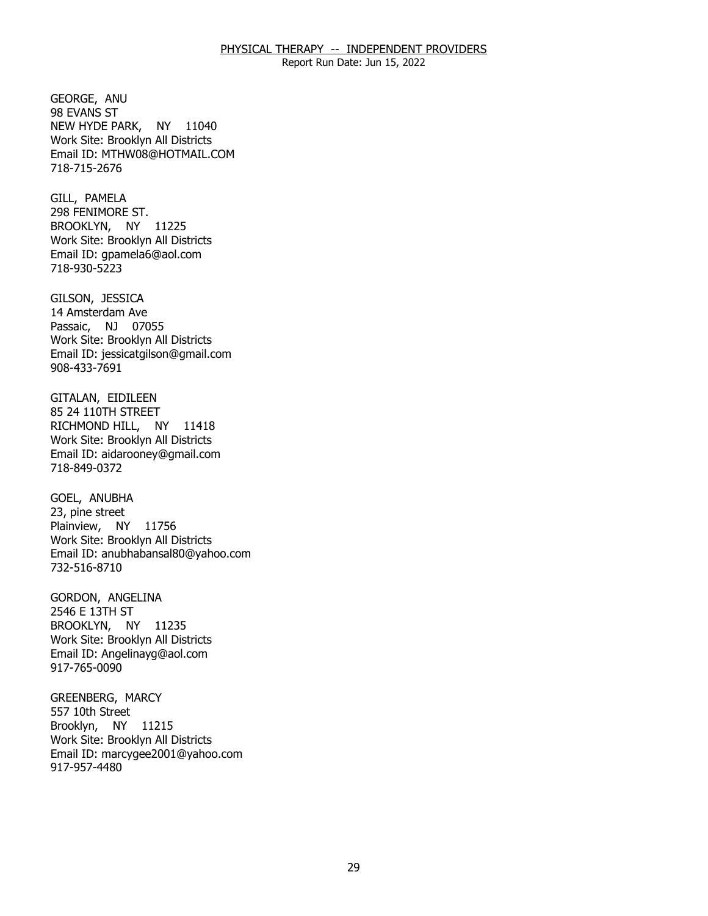GEORGE, ANU
98 EVANS ST
NEW HYDE PARK, NY 11040
Work Site: Brooklyn All Districts
Email ID: MTHW08@HOTMAIL.COM
718-715-2676

GILL, PAMELA
298 FENIMORE ST.
BROOKLYN, NY 11225
Work Site: Brooklyn All Districts
Email ID: gpamela6@aol.com
718-930-5223

GILSON, JESSICA
14 Amsterdam Ave
Passaic, NJ 07055
Work Site: Brooklyn All Districts
Email ID: jessicatgilson@gmail.com
908-433-7691

GITALAN, EIDILEEN
85 24 110TH STREET
RICHMOND HILL, NY 11418
Work Site: Brooklyn All Districts
Email ID: aidarooney@gmail.com
718-849-0372

GOEL, ANUBHA
23, pine street
Plainview, NY 11756
Work Site: Brooklyn All Districts
Email ID: anubhabansal80@yahoo.com
732-516-8710

GORDON, ANGELINA
2546 E 13TH ST
BROOKLYN, NY 11235
Work Site: Brooklyn All Districts
Email ID: Angelinayg@aol.com
917-765-0090

GREENBERG, MARCY
557 10th Street
Brooklyn, NY 11215
Work Site: Brooklyn All Districts
Email ID: marcygee2001@yahoo.com
917-957-4480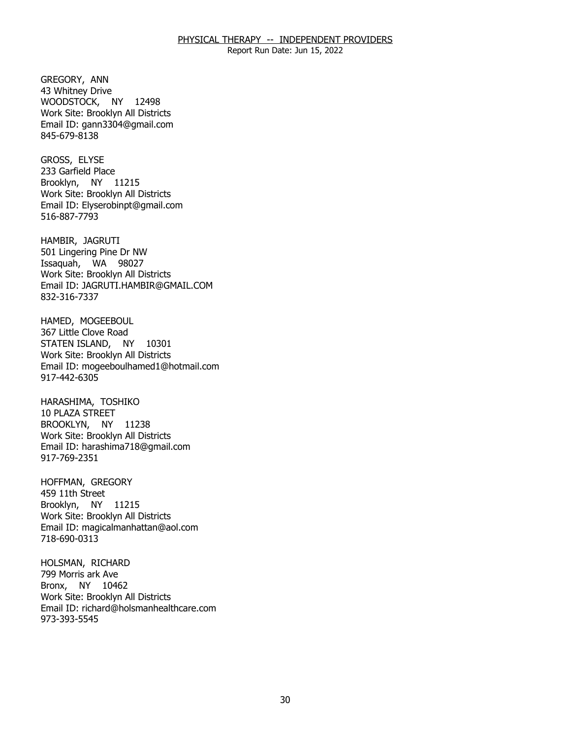GREGORY, ANN
43 Whitney Drive
WOODSTOCK, NY 12498
Work Site: Brooklyn All Districts
Email ID: gann3304@gmail.com
845-679-8138

GROSS, ELYSE
233 Garfield Place
Brooklyn, NY 11215
Work Site: Brooklyn All Districts
Email ID: Elyserobinpt@gmail.com
516-887-7793

HAMBIR, JAGRUTI
501 Lingering Pine Dr NW
Issaquah, WA 98027
Work Site: Brooklyn All Districts
Email ID: JAGRUTI.HAMBIR@GMAIL.COM
832-316-7337

HAMED, MOGEEBOUL
367 Little Clove Road
STATEN ISLAND, NY 10301
Work Site: Brooklyn All Districts
Email ID: mogeeboulhamed1@hotmail.com
917-442-6305

HARASHIMA, TOSHIKO
10 PLAZA STREET
BROOKLYN, NY 11238
Work Site: Brooklyn All Districts
Email ID: harashima718@gmail.com
917-769-2351

HOFFMAN, GREGORY
459 11th Street
Brooklyn, NY 11215
Work Site: Brooklyn All Districts
Email ID: magicalmanhattan@aol.com
718-690-0313

HOLSMAN, RICHARD
799 Morris ark Ave
Bronx, NY 10462
Work Site: Brooklyn All Districts
Email ID: richard@holsmanhealthcare.com
973-393-5545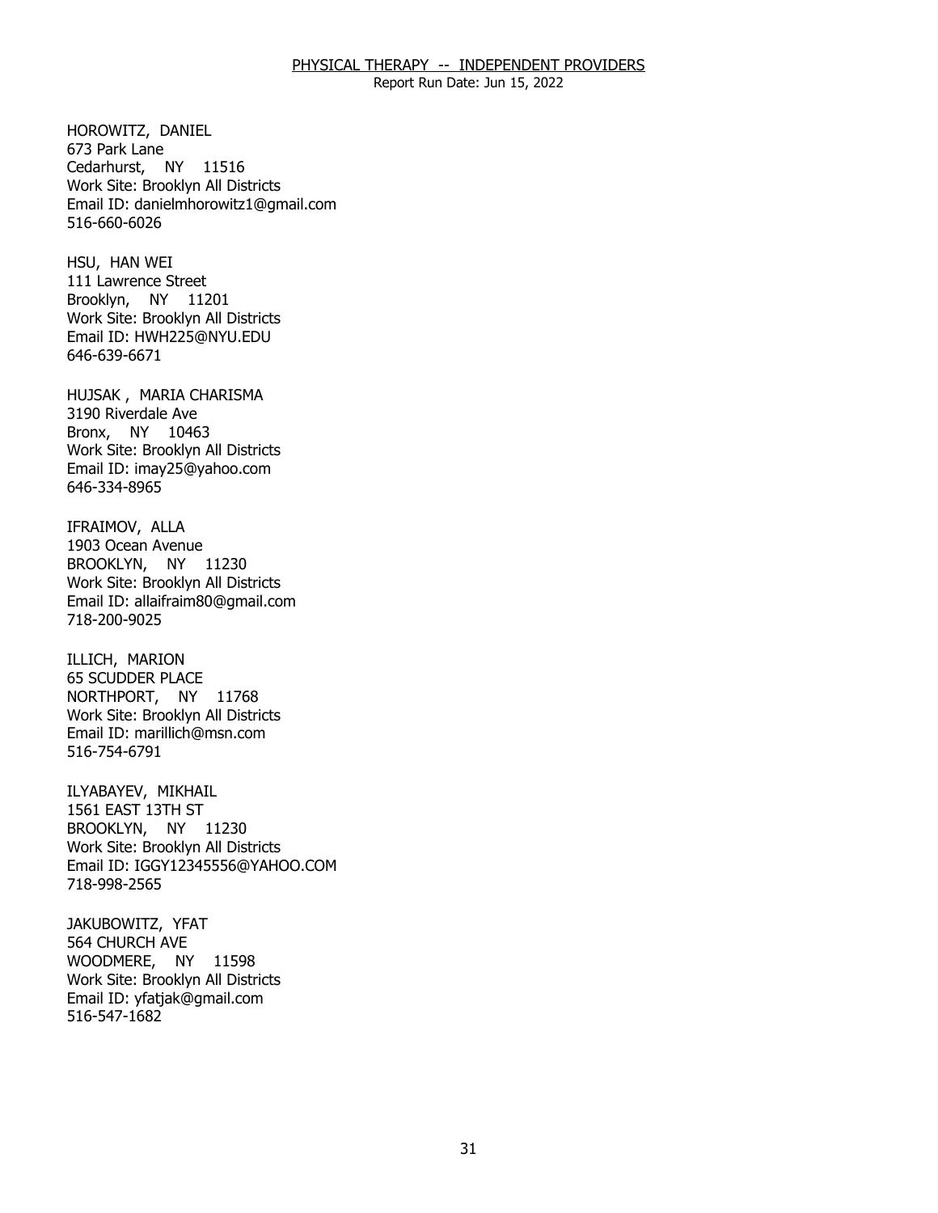HOROWITZ, DANIEL
673 Park Lane
Cedarhurst, NY 11516
Work Site: Brooklyn All Districts
Email ID: danielmhorowitz1@gmail.com
516-660-6026

HSU, HAN WEI
111 Lawrence Street
Brooklyn, NY 11201
Work Site: Brooklyn All Districts
Email ID: HWH225@NYU.EDU
646-639-6671

HUJSAK , MARIA CHARISMA
3190 Riverdale Ave
Bronx, NY 10463
Work Site: Brooklyn All Districts
Email ID: imay25@yahoo.com
646-334-8965

IFRAIMOV, ALLA
1903 Ocean Avenue
BROOKLYN, NY 11230
Work Site: Brooklyn All Districts
Email ID: allaifraim80@gmail.com
718-200-9025

ILLICH, MARION
65 SCUDDER PLACE
NORTHPORT, NY 11768
Work Site: Brooklyn All Districts
Email ID: marillich@msn.com
516-754-6791

ILYABAYEV, MIKHAIL
1561 EAST 13TH ST
BROOKLYN, NY 11230
Work Site: Brooklyn All Districts
Email ID: IGGY12345556@YAHOO.COM
718-998-2565

JAKUBOWITZ, YFAT
564 CHURCH AVE
WOODMERE, NY 11598
Work Site: Brooklyn All Districts
Email ID: yfatjak@gmail.com
516-547-1682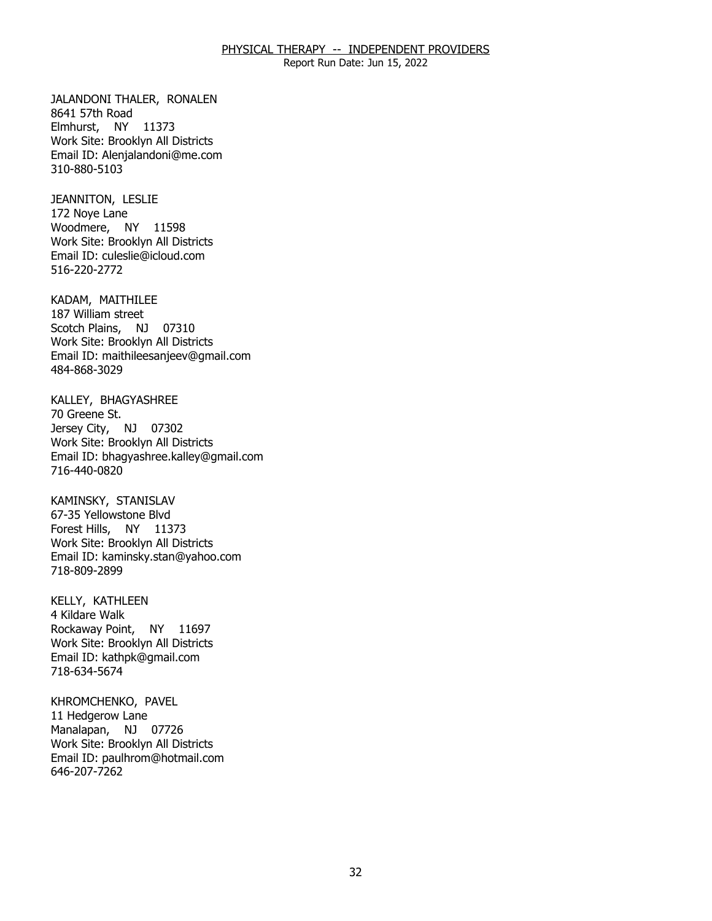JALANDONI THALER, RONALEN
8641 57th Road
Elmhurst, NY 11373
Work Site: Brooklyn All Districts
Email ID: Alenjalandoni@me.com
310-880-5103

JEANNITON, LESLIE
172 Noye Lane
Woodmere, NY 11598
Work Site: Brooklyn All Districts
Email ID: culeslie@icloud.com
516-220-2772

KADAM, MAITHILEE
187 William street
Scotch Plains, NJ 07310
Work Site: Brooklyn All Districts
Email ID: maithileesanjeev@gmail.com
484-868-3029

KALLEY, BHAGYASHREE
70 Greene St.
Jersey City, NJ 07302
Work Site: Brooklyn All Districts
Email ID: bhagyashree.kalley@gmail.com
716-440-0820

KAMINSKY, STANISLAV
67-35 Yellowstone Blvd
Forest Hills, NY 11373
Work Site: Brooklyn All Districts
Email ID: kaminsky.stan@yahoo.com
718-809-2899

KELLY, KATHLEEN
4 Kildare Walk
Rockaway Point, NY 11697
Work Site: Brooklyn All Districts
Email ID: kathpk@gmail.com
718-634-5674

KHROMCHENKO, PAVEL
11 Hedgerow Lane
Manalapan, NJ 07726
Work Site: Brooklyn All Districts
Email ID: paulhrom@hotmail.com
646-207-7262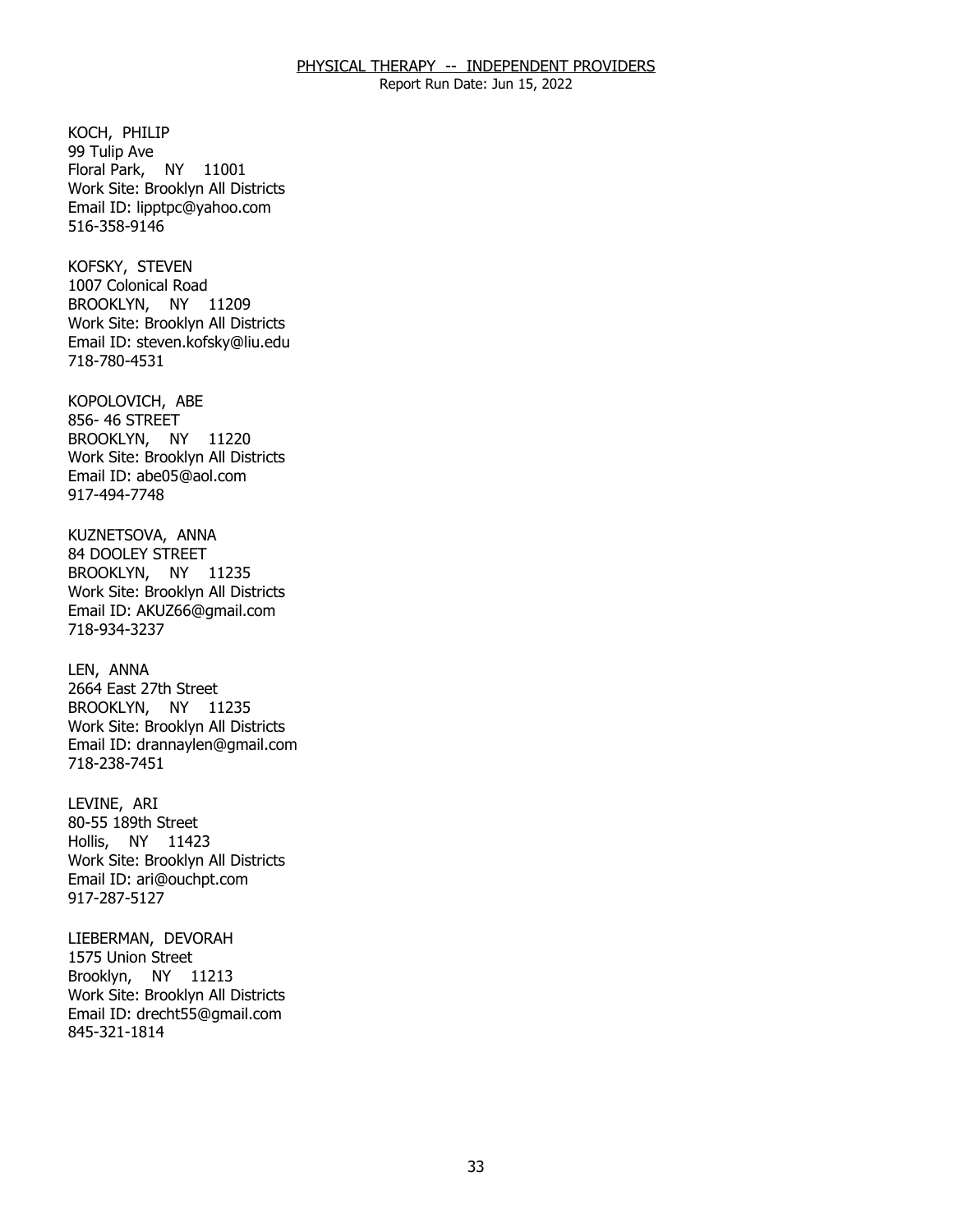KOCH, PHILIP
99 Tulip Ave
Floral Park, NY 11001
Work Site: Brooklyn All Districts
Email ID: lipptpc@yahoo.com
516-358-9146

KOFSKY, STEVEN
1007 Colonical Road
BROOKLYN, NY 11209
Work Site: Brooklyn All Districts
Email ID: steven.kofsky@liu.edu
718-780-4531

KOPOLOVICH, ABE
856- 46 STREET
BROOKLYN, NY 11220
Work Site: Brooklyn All Districts
Email ID: abe05@aol.com
917-494-7748

KUZNETSOVA, ANNA
84 DOOLEY STREET
BROOKLYN, NY 11235
Work Site: Brooklyn All Districts
Email ID: AKUZ66@gmail.com
718-934-3237

LEN, ANNA
2664 East 27th Street
BROOKLYN, NY 11235
Work Site: Brooklyn All Districts
Email ID: drannaylen@gmail.com
718-238-7451

LEVINE, ARI
80-55 189th Street
Hollis, NY 11423
Work Site: Brooklyn All Districts
Email ID: ari@ouchpt.com
917-287-5127

LIEBERMAN, DEVORAH
1575 Union Street
Brooklyn, NY 11213
Work Site: Brooklyn All Districts
Email ID: drecht55@gmail.com
845-321-1814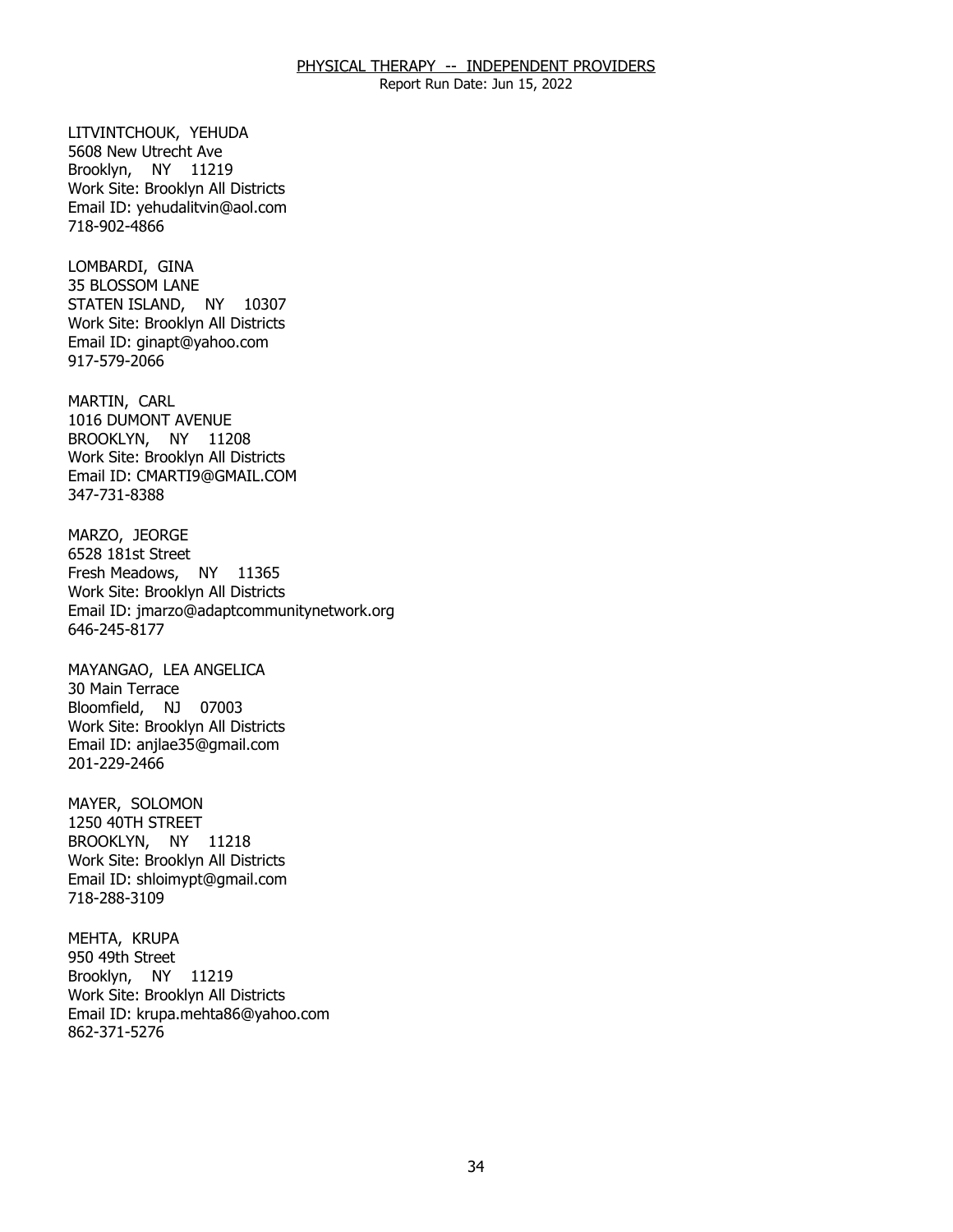LITVINTCHOUK, YEHUDA
5608 New Utrecht Ave
Brooklyn, NY 11219
Work Site: Brooklyn All Districts
Email ID: yehudalitvin@aol.com
718-902-4866

LOMBARDI, GINA
35 BLOSSOM LANE
STATEN ISLAND, NY 10307
Work Site: Brooklyn All Districts
Email ID: ginapt@yahoo.com
917-579-2066

MARTIN, CARL
1016 DUMONT AVENUE
BROOKLYN, NY 11208
Work Site: Brooklyn All Districts
Email ID: CMARTI9@GMAIL.COM
347-731-8388

MARZO, JEORGE
6528 181st Street
Fresh Meadows, NY 11365
Work Site: Brooklyn All Districts
Email ID: jmarzo@adaptcommunitynetwork.org
646-245-8177

MAYANGAO, LEA ANGELICA
30 Main Terrace
Bloomfield, NJ 07003
Work Site: Brooklyn All Districts
Email ID: anjlae35@gmail.com
201-229-2466

MAYER, SOLOMON
1250 40TH STREET
BROOKLYN, NY 11218
Work Site: Brooklyn All Districts
Email ID: shloimypt@gmail.com
718-288-3109

MEHTA, KRUPA
950 49th Street
Brooklyn, NY 11219
Work Site: Brooklyn All Districts
Email ID: krupa.mehta86@yahoo.com
862-371-5276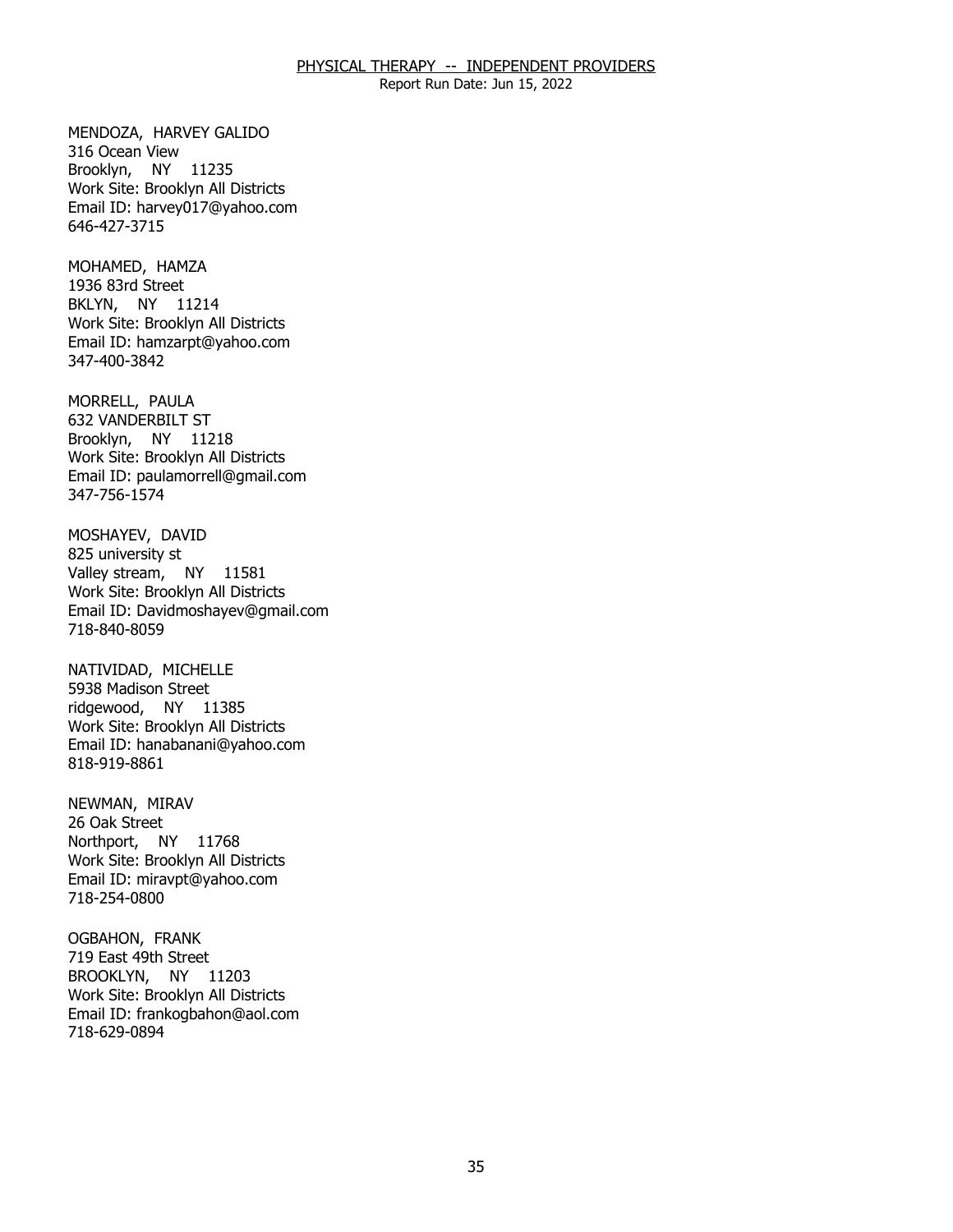MENDOZA, HARVEY GALIDO
316 Ocean View
Brooklyn, NY 11235
Work Site: Brooklyn All Districts
Email ID: harvey017@yahoo.com
646-427-3715

MOHAMED, HAMZA
1936 83rd Street
BKLYN, NY 11214
Work Site: Brooklyn All Districts
Email ID: hamzarpt@yahoo.com
347-400-3842

MORRELL, PAULA
632 VANDERBILT ST
Brooklyn, NY 11218
Work Site: Brooklyn All Districts
Email ID: paulamorrell@gmail.com
347-756-1574

MOSHAYEV, DAVID
825 university st
Valley stream, NY 11581
Work Site: Brooklyn All Districts
Email ID: Davidmoshayev@gmail.com
718-840-8059

NATIVIDAD, MICHELLE
5938 Madison Street
ridgewood, NY 11385
Work Site: Brooklyn All Districts
Email ID: hanabanani@yahoo.com
818-919-8861

NEWMAN, MIRAV
26 Oak Street
Northport, NY 11768
Work Site: Brooklyn All Districts
Email ID: miravpt@yahoo.com
718-254-0800

OGBAHON, FRANK
719 East 49th Street
BROOKLYN, NY 11203
Work Site: Brooklyn All Districts
Email ID: frankogbahon@aol.com
718-629-0894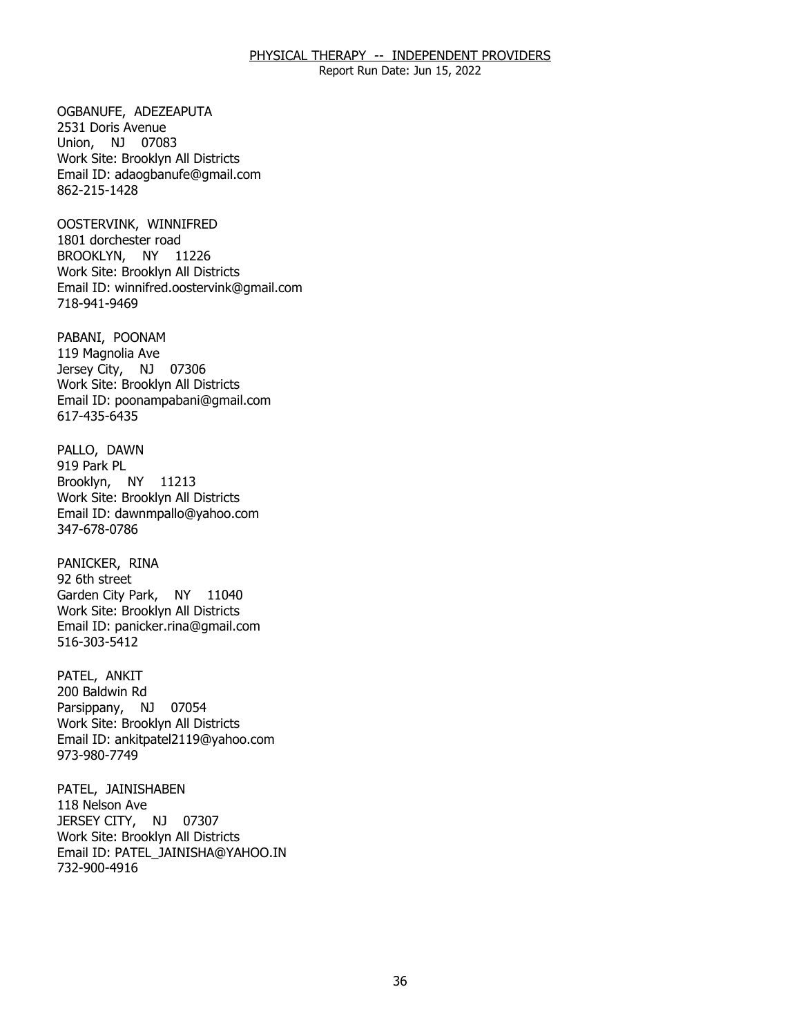OGBANUFE, ADEZEAPUTA
2531 Doris Avenue
Union, NJ 07083
Work Site: Brooklyn All Districts
Email ID: adaogbanufe@gmail.com
862-215-1428

OOSTERVINK, WINNIFRED
1801 dorchester road
BROOKLYN, NY 11226
Work Site: Brooklyn All Districts
Email ID: winnifred.oostervink@gmail.com
718-941-9469

PABANI, POONAM
119 Magnolia Ave
Jersey City, NJ 07306
Work Site: Brooklyn All Districts
Email ID: poonampabani@gmail.com
617-435-6435

PALLO, DAWN
919 Park PL
Brooklyn, NY 11213
Work Site: Brooklyn All Districts
Email ID: dawnmpallo@yahoo.com
347-678-0786

PANICKER, RINA
92 6th street
Garden City Park, NY 11040
Work Site: Brooklyn All Districts
Email ID: panicker.rina@gmail.com
516-303-5412

PATEL, ANKIT
200 Baldwin Rd
Parsippany, NJ 07054
Work Site: Brooklyn All Districts
Email ID: ankitpatel2119@yahoo.com
973-980-7749

PATEL, JAINISHABEN
118 Nelson Ave
JERSEY CITY, NJ 07307
Work Site: Brooklyn All Districts
Email ID: PATEL_JAINISHA@YAHOO.IN
732-900-4916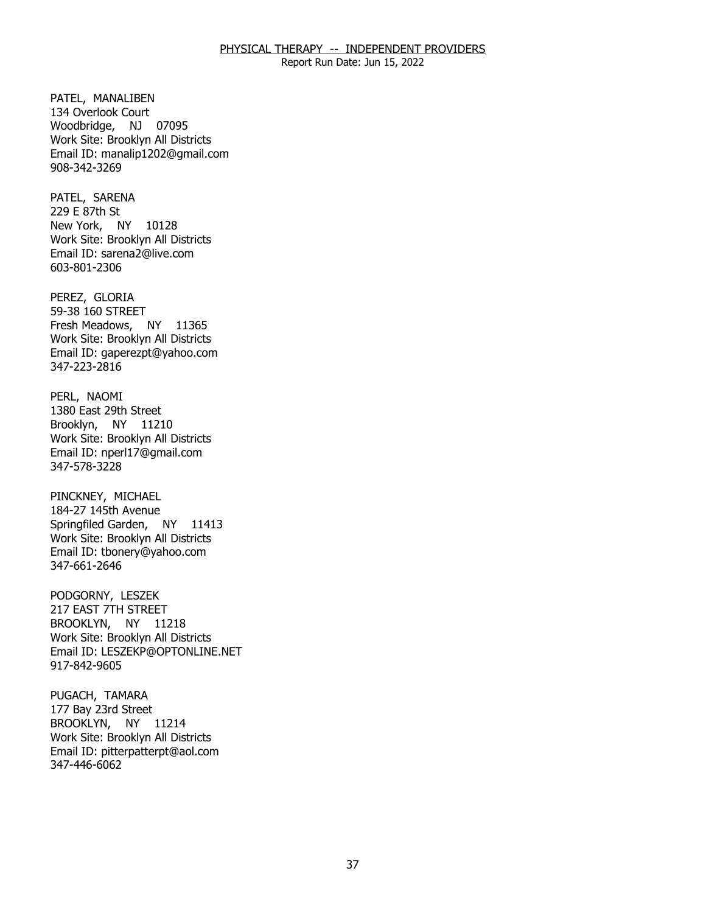PATEL, MANALIBEN
134 Overlook Court
Woodbridge, NJ 07095
Work Site: Brooklyn All Districts
Email ID: manalip1202@gmail.com
908-342-3269

PATEL, SARENA
229 E 87th St
New York, NY 10128
Work Site: Brooklyn All Districts
Email ID: sarena2@live.com
603-801-2306

PEREZ, GLORIA
59-38 160 STREET
Fresh Meadows, NY 11365
Work Site: Brooklyn All Districts
Email ID: gaperezpt@yahoo.com
347-223-2816

PERL, NAOMI
1380 East 29th Street
Brooklyn, NY 11210
Work Site: Brooklyn All Districts
Email ID: nperl17@gmail.com
347-578-3228

PINCKNEY, MICHAEL
184-27 145th Avenue
Springfiled Garden, NY 11413
Work Site: Brooklyn All Districts
Email ID: tbonery@yahoo.com
347-661-2646

PODGORNY, LESZEK
217 EAST 7TH STREET
BROOKLYN, NY 11218
Work Site: Brooklyn All Districts
Email ID: LESZEKP@OPTONLINE.NET
917-842-9605

PUGACH, TAMARA
177 Bay 23rd Street
BROOKLYN, NY 11214
Work Site: Brooklyn All Districts
Email ID: pitterpatterpt@aol.com
347-446-6062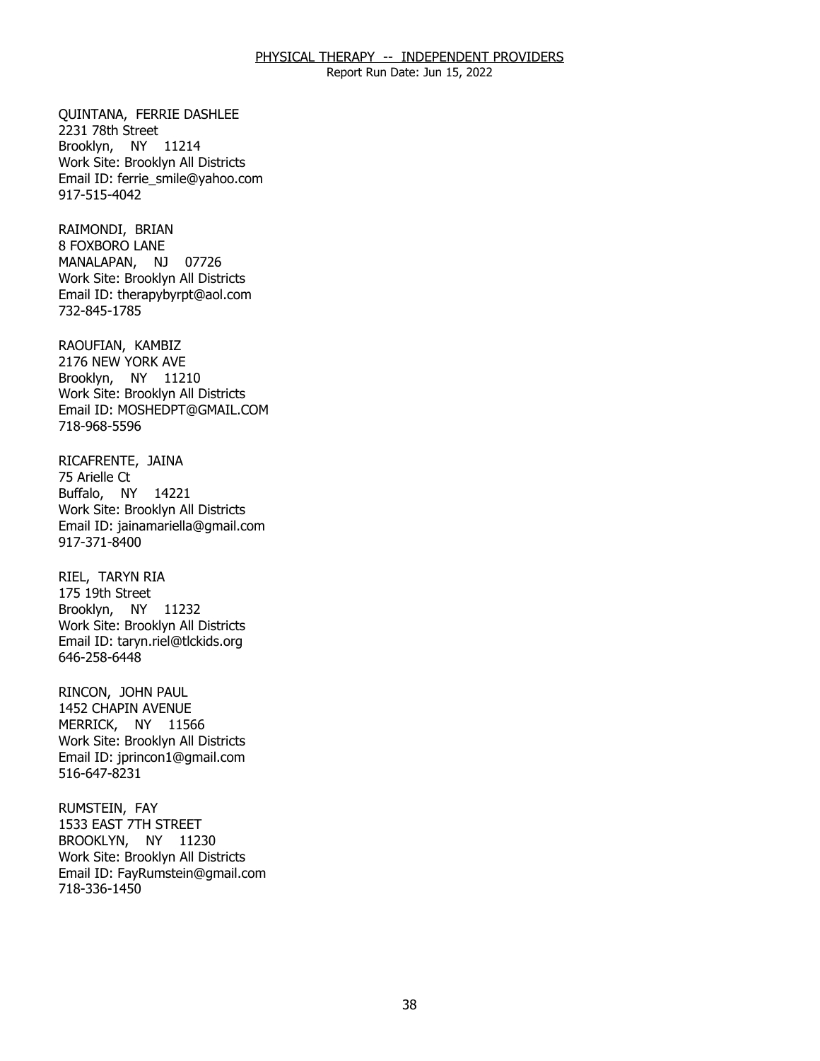QUINTANA, FERRIE DASHLEE
2231 78th Street
Brooklyn, NY 11214
Work Site: Brooklyn All Districts
Email ID: ferrie_smile@yahoo.com
917-515-4042

RAIMONDI, BRIAN
8 FOXBORO LANE
MANALAPAN, NJ 07726
Work Site: Brooklyn All Districts
Email ID: therapybyrpt@aol.com
732-845-1785

RAOUFIAN, KAMBIZ
2176 NEW YORK AVE
Brooklyn, NY 11210
Work Site: Brooklyn All Districts
Email ID: MOSHEDPT@GMAIL.COM
718-968-5596

RICAFRENTE, JAINA
75 Arielle Ct
Buffalo, NY 14221
Work Site: Brooklyn All Districts
Email ID: jainamariella@gmail.com
917-371-8400

RIEL, TARYN RIA
175 19th Street
Brooklyn, NY 11232
Work Site: Brooklyn All Districts
Email ID: taryn.riel@tlckids.org
646-258-6448

RINCON, JOHN PAUL
1452 CHAPIN AVENUE
MERRICK, NY 11566
Work Site: Brooklyn All Districts
Email ID: jprincon1@gmail.com
516-647-8231

RUMSTEIN, FAY
1533 EAST 7TH STREET
BROOKLYN, NY 11230
Work Site: Brooklyn All Districts
Email ID: FayRumstein@gmail.com
718-336-1450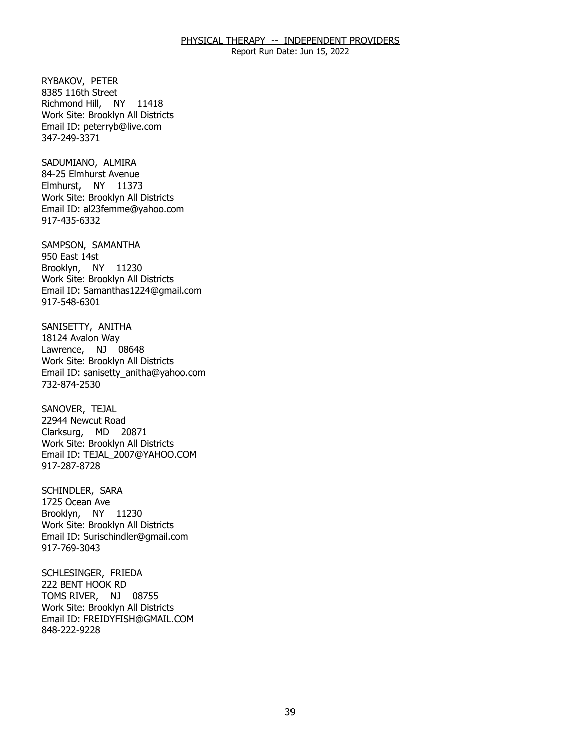RYBAKOV, PETER
8385 116th Street
Richmond Hill, NY 11418
Work Site: Brooklyn All Districts
Email ID: peterryb@live.com
347-249-3371

SADUMIANO, ALMIRA
84-25 Elmhurst Avenue
Elmhurst, NY 11373
Work Site: Brooklyn All Districts
Email ID: al23femme@yahoo.com
917-435-6332

SAMPSON, SAMANTHA
950 East 14st
Brooklyn, NY 11230
Work Site: Brooklyn All Districts
Email ID: Samanthas1224@gmail.com
917-548-6301

SANISETTY, ANITHA
18124 Avalon Way
Lawrence, NJ 08648
Work Site: Brooklyn All Districts
Email ID: sanisetty_anitha@yahoo.com
732-874-2530

SANOVER, TEJAL
22944 Newcut Road
Clarksurg, MD 20871
Work Site: Brooklyn All Districts
Email ID: TEJAL_2007@YAHOO.COM
917-287-8728

SCHINDLER, SARA
1725 Ocean Ave
Brooklyn, NY 11230
Work Site: Brooklyn All Districts
Email ID: Surischindler@gmail.com
917-769-3043

SCHLESINGER, FRIEDA
222 BENT HOOK RD
TOMS RIVER, NJ 08755
Work Site: Brooklyn All Districts
Email ID: FREIDYFISH@GMAIL.COM
848-222-9228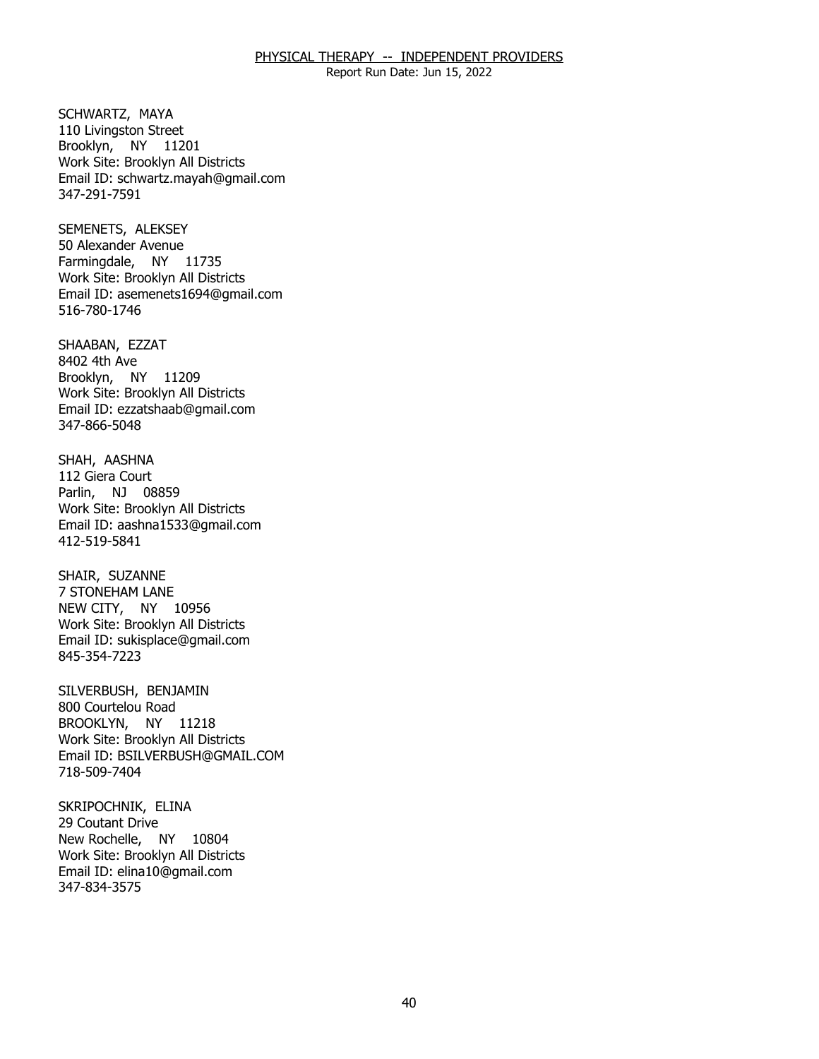SCHWARTZ, MAYA
110 Livingston Street
Brooklyn, NY 11201
Work Site: Brooklyn All Districts
Email ID: schwartz.mayah@gmail.com
347-291-7591

SEMENETS, ALEKSEY
50 Alexander Avenue
Farmingdale, NY 11735
Work Site: Brooklyn All Districts
Email ID: asemenets1694@gmail.com
516-780-1746

SHAABAN, EZZAT
8402 4th Ave
Brooklyn, NY 11209
Work Site: Brooklyn All Districts
Email ID: ezzatshaab@gmail.com
347-866-5048

SHAH, AASHNA
112 Giera Court
Parlin, NJ 08859
Work Site: Brooklyn All Districts
Email ID: aashna1533@gmail.com
412-519-5841

SHAIR, SUZANNE
7 STONEHAM LANE
NEW CITY, NY 10956
Work Site: Brooklyn All Districts
Email ID: sukisplace@gmail.com
845-354-7223

SILVERBUSH, BENJAMIN
800 Courtelou Road
BROOKLYN, NY 11218
Work Site: Brooklyn All Districts
Email ID: BSILVERBUSH@GMAIL.COM
718-509-7404

SKRIPOCHNIK, ELINA
29 Coutant Drive
New Rochelle, NY 10804
Work Site: Brooklyn All Districts
Email ID: elina10@gmail.com
347-834-3575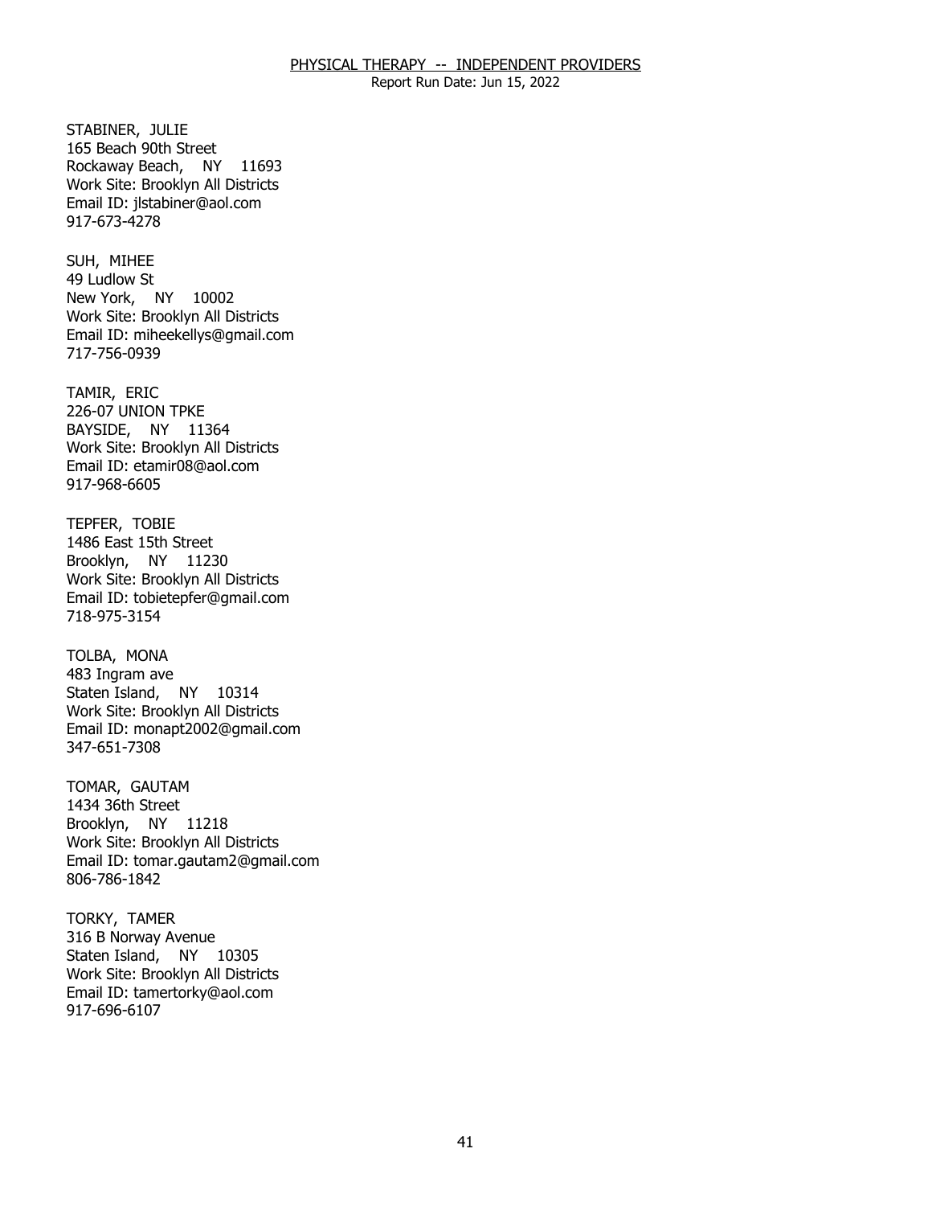STABINER, JULIE
165 Beach 90th Street
Rockaway Beach, NY 11693
Work Site: Brooklyn All Districts
Email ID: jlstabiner@aol.com
917-673-4278

SUH, MIHEE
49 Ludlow St
New York, NY 10002
Work Site: Brooklyn All Districts
Email ID: miheekellys@gmail.com
717-756-0939

TAMIR, ERIC
226-07 UNION TPKE
BAYSIDE, NY 11364
Work Site: Brooklyn All Districts
Email ID: etamir08@aol.com
917-968-6605

TEPFER, TOBIE
1486 East 15th Street
Brooklyn, NY 11230
Work Site: Brooklyn All Districts
Email ID: tobietepfer@gmail.com
718-975-3154

TOLBA, MONA
483 Ingram ave
Staten Island, NY 10314
Work Site: Brooklyn All Districts
Email ID: monapt2002@gmail.com
347-651-7308

TOMAR, GAUTAM
1434 36th Street
Brooklyn, NY 11218
Work Site: Brooklyn All Districts
Email ID: tomar.gautam2@gmail.com
806-786-1842

TORKY, TAMER
316 B Norway Avenue
Staten Island, NY 10305
Work Site: Brooklyn All Districts
Email ID: tamertorky@aol.com
917-696-6107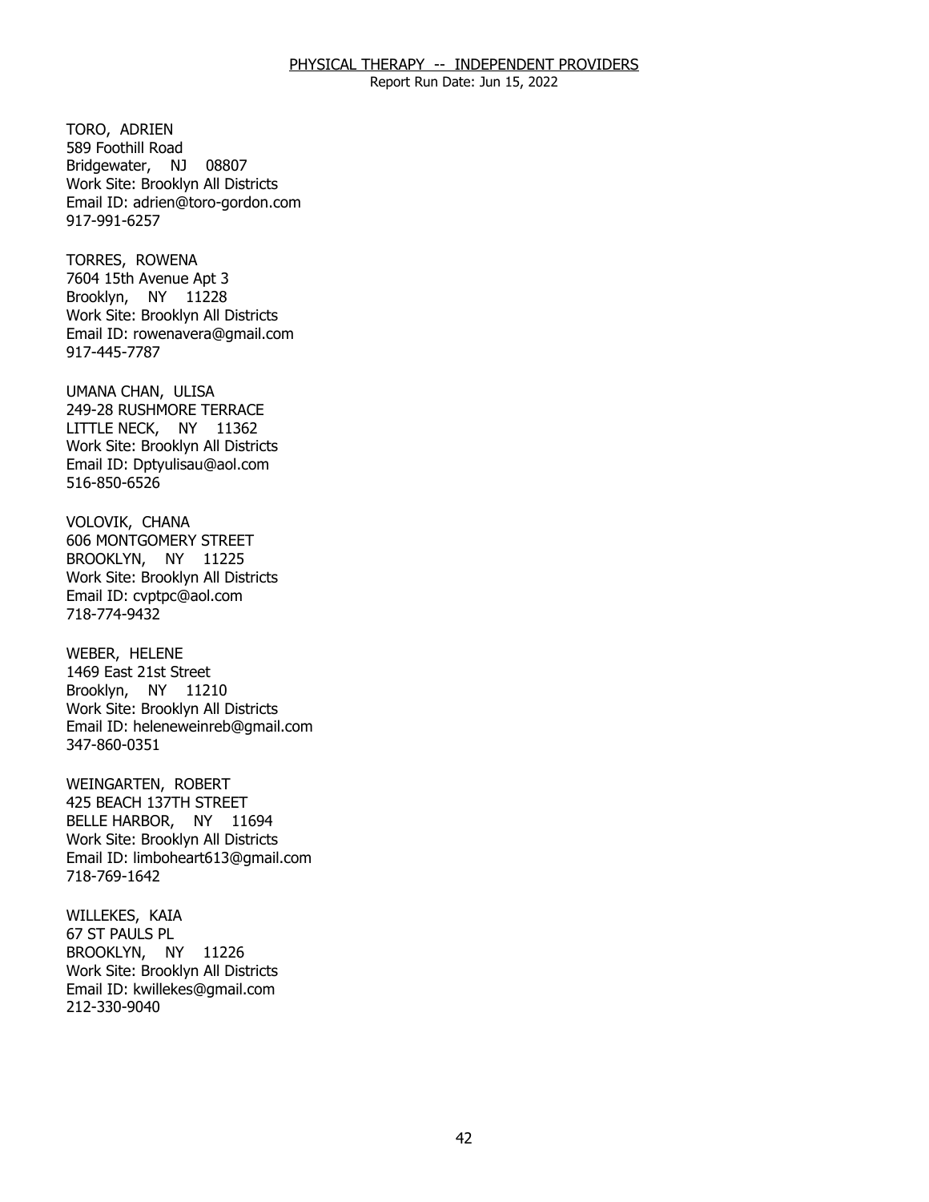TORO, ADRIEN
589 Foothill Road
Bridgewater, NJ 08807
Work Site: Brooklyn All Districts
Email ID: adrien@toro-gordon.com
917-991-6257

TORRES, ROWENA
7604 15th Avenue Apt 3
Brooklyn, NY 11228
Work Site: Brooklyn All Districts
Email ID: rowenavera@gmail.com
917-445-7787

UMANA CHAN, ULISA
249-28 RUSHMORE TERRACE
LITTLE NECK, NY 11362
Work Site: Brooklyn All Districts
Email ID: Dptyulisau@aol.com
516-850-6526

VOLOVIK, CHANA
606 MONTGOMERY STREET
BROOKLYN, NY 11225
Work Site: Brooklyn All Districts
Email ID: cvptpc@aol.com
718-774-9432

WEBER, HELENE
1469 East 21st Street
Brooklyn, NY 11210
Work Site: Brooklyn All Districts
Email ID: heleneweinreb@gmail.com
347-860-0351

WEINGARTEN, ROBERT
425 BEACH 137TH STREET
BELLE HARBOR, NY 11694
Work Site: Brooklyn All Districts
Email ID: limboheart613@gmail.com
718-769-1642

WILLEKES, KAIA
67 ST PAULS PL
BROOKLYN, NY 11226
Work Site: Brooklyn All Districts
Email ID: kwillekes@gmail.com
212-330-9040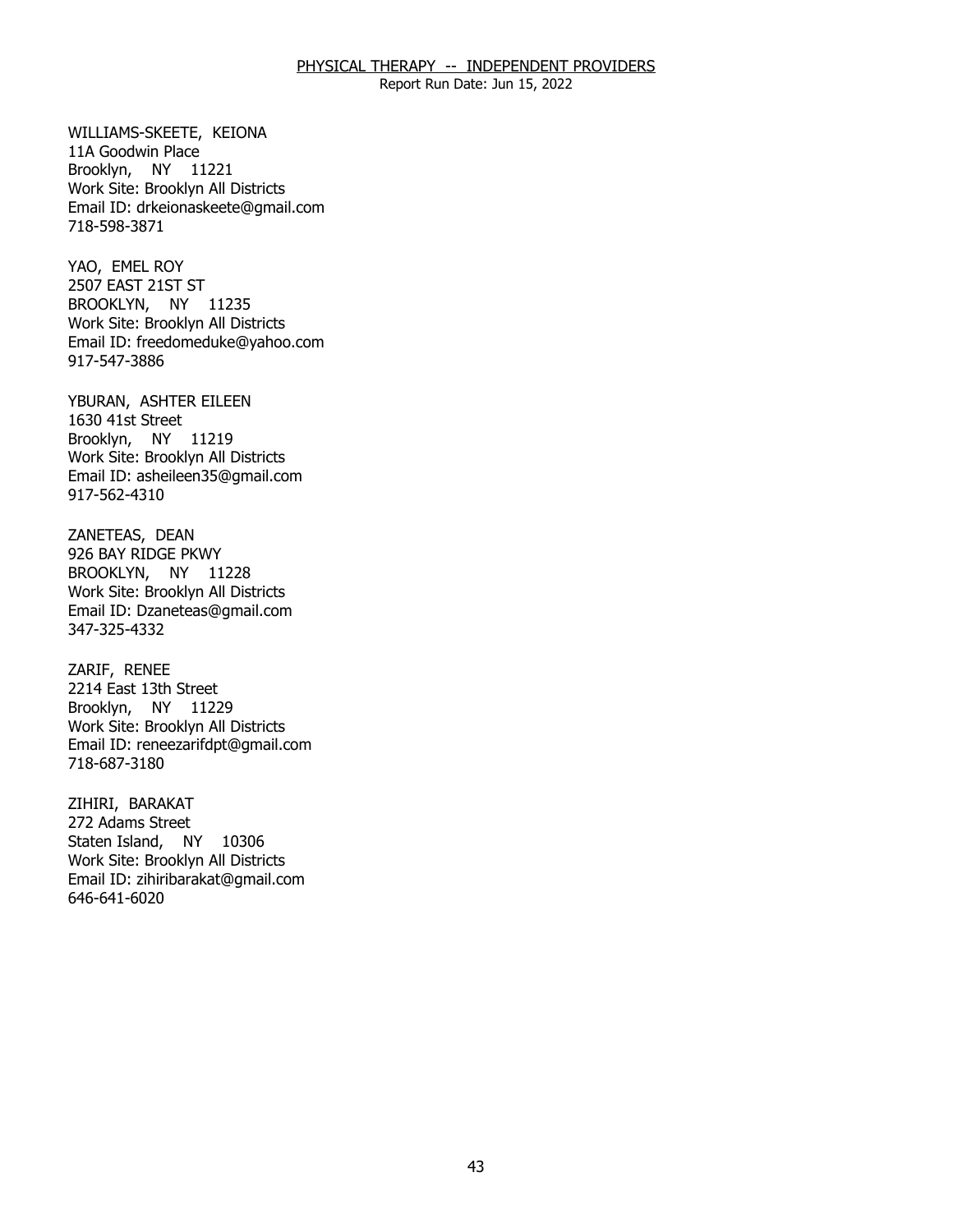WILLIAMS-SKEETE, KEIONA
11A Goodwin Place
Brooklyn, NY 11221
Work Site: Brooklyn All Districts
Email ID: drkeionaskeete@gmail.com
718-598-3871

YAO, EMEL ROY
2507 EAST 21ST ST
BROOKLYN, NY 11235
Work Site: Brooklyn All Districts
Email ID: freedomeduke@yahoo.com
917-547-3886

YBURAN, ASHTER EILEEN
1630 41st Street
Brooklyn, NY 11219
Work Site: Brooklyn All Districts
Email ID: asheileen35@gmail.com
917-562-4310

ZANETEAS, DEAN
926 BAY RIDGE PKWY
BROOKLYN, NY 11228
Work Site: Brooklyn All Districts
Email ID: Dzaneteas@gmail.com
347-325-4332

ZARIF, RENEE
2214 East 13th Street
Brooklyn, NY 11229
Work Site: Brooklyn All Districts
Email ID: reneezarifdpt@gmail.com
718-687-3180

ZIHIRI, BARAKAT
272 Adams Street
Staten Island, NY 10306
Work Site: Brooklyn All Districts
Email ID: zihiribarakat@gmail.com
646-641-6020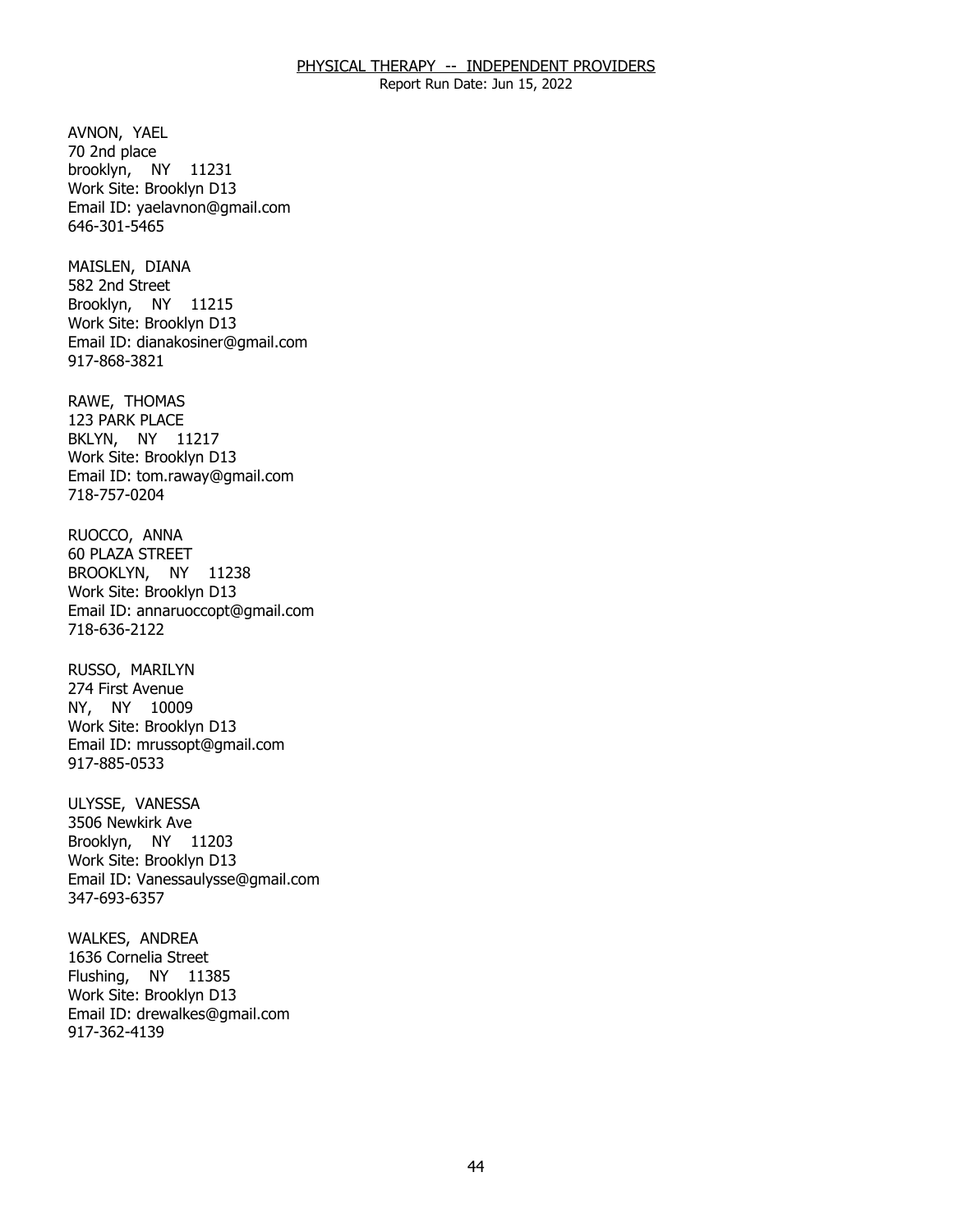PHYSICAL THERAPY -- INDEPENDENT PROVIDERS

Report Run Date: Jun 15, 2022

AVNON, YAEL
70 2nd place
brooklyn, NY 11231
Work Site: Brooklyn D13
Email ID: yaelavnon@gmail.com
646-301-5465

MAISLEN, DIANA
582 2nd Street
Brooklyn, NY 11215
Work Site: Brooklyn D13
Email ID: dianakosiner@gmail.com
917-868-3821

RAWE, THOMAS
123 PARK PLACE
BKLYN, NY 11217
Work Site: Brooklyn D13
Email ID: tom.raway@gmail.com
718-757-0204

RUOCCO, ANNA
60 PLAZA STREET
BROOKLYN, NY 11238
Work Site: Brooklyn D13
Email ID: annaruoccopt@gmail.com
718-636-2122

RUSSO, MARILYN
274 First Avenue
NY, NY 10009
Work Site: Brooklyn D13
Email ID: mrussopt@gmail.com
917-885-0533

ULYSSE, VANESSA
3506 Newkirk Ave
Brooklyn, NY 11203
Work Site: Brooklyn D13
Email ID: Vanessaulysse@gmail.com
347-693-6357

WALKES, ANDREA
1636 Cornelia Street
Flushing, NY 11385
Work Site: Brooklyn D13
Email ID: drewalkes@gmail.com
917-362-4139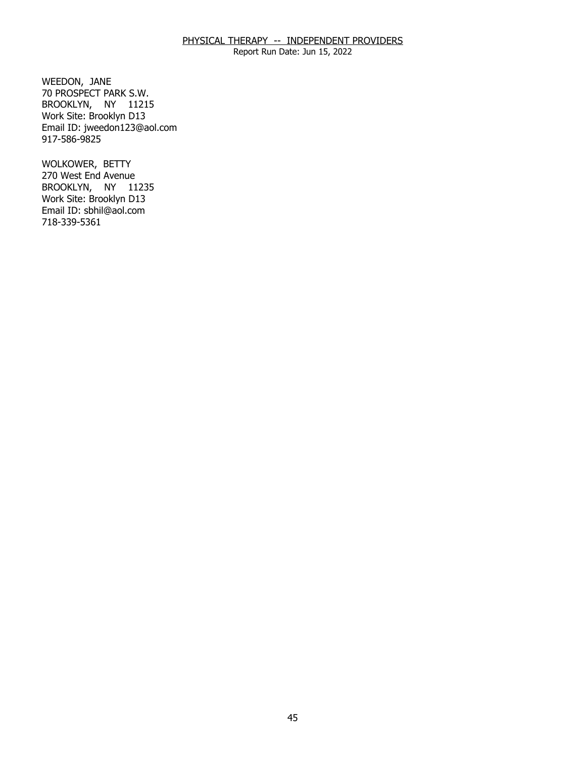PHYSICAL THERAPY -- INDEPENDENT PROVIDERS
Report Run Date: Jun 15, 2022

WEEDON, JANE
70 PROSPECT PARK S.W.
BROOKLYN, NY 11215
Work Site: Brooklyn D13
Email ID: jweedon123@aol.com
917-586-9825

WOLKOWER, BETTY
270 West End Avenue
BROOKLYN, NY 11235
Work Site: Brooklyn D13
Email ID: sbhil@aol.com
718-339-5361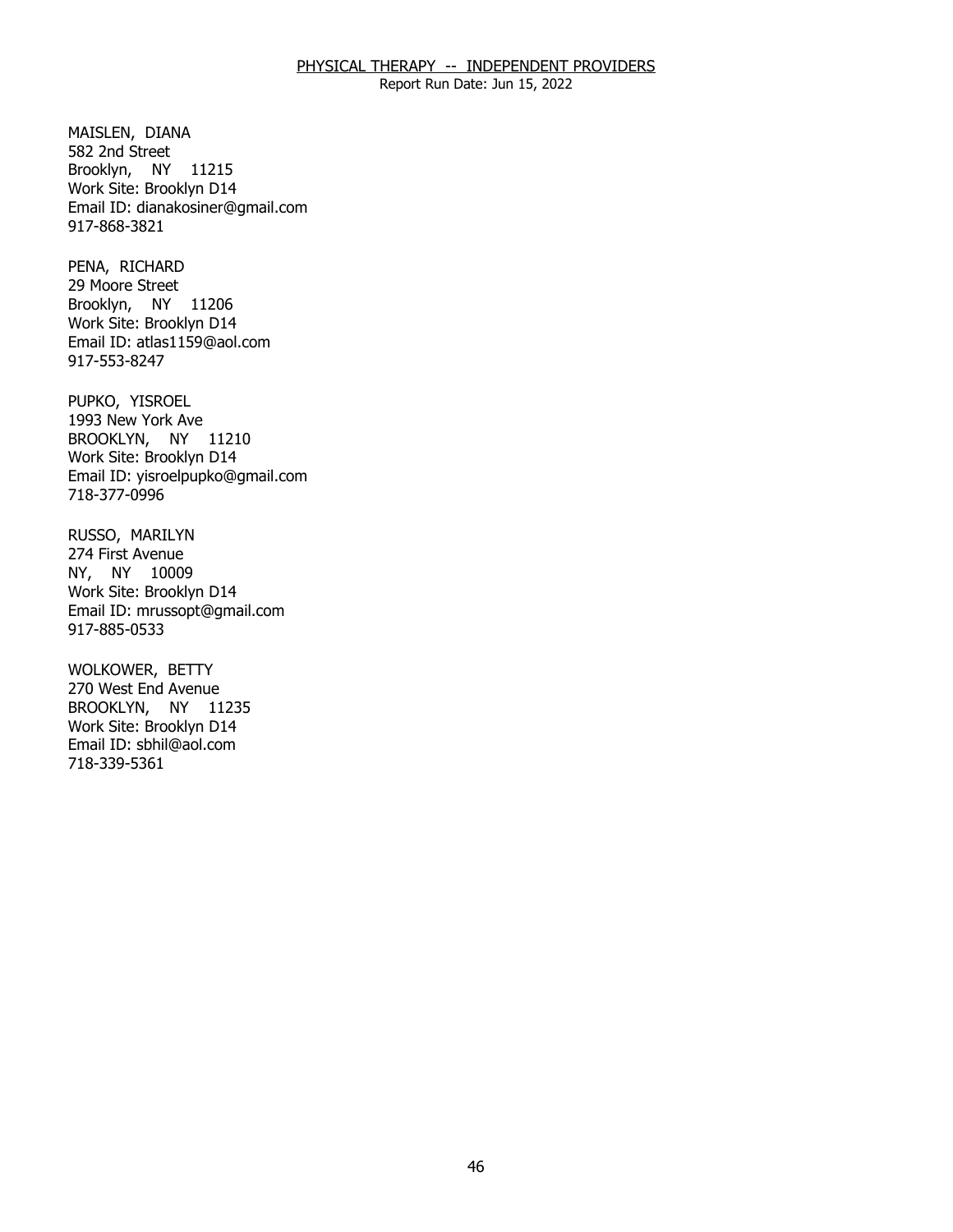MAISLEN, DIANA
582 2nd Street
Brooklyn, NY 11215
Work Site: Brooklyn D14
Email ID: dianakosiner@gmail.com
917-868-3821

PENA, RICHARD
29 Moore Street
Brooklyn, NY 11206
Work Site: Brooklyn D14
Email ID: atlas1159@aol.com
917-553-8247

PUPKO, YISROEL
1993 New York Ave
BROOKLYN, NY 11210
Work Site: Brooklyn D14
Email ID: yisroelpupko@gmail.com
718-377-0996

RUSSO, MARILYN
274 First Avenue
NY, NY 10009
Work Site: Brooklyn D14
Email ID: mrussopt@gmail.com
917-885-0533

WOLKOWER, BETTY
270 West End Avenue
BROOKLYN, NY 11235
Work Site: Brooklyn D14
Email ID: sbhil@aol.com
718-339-5361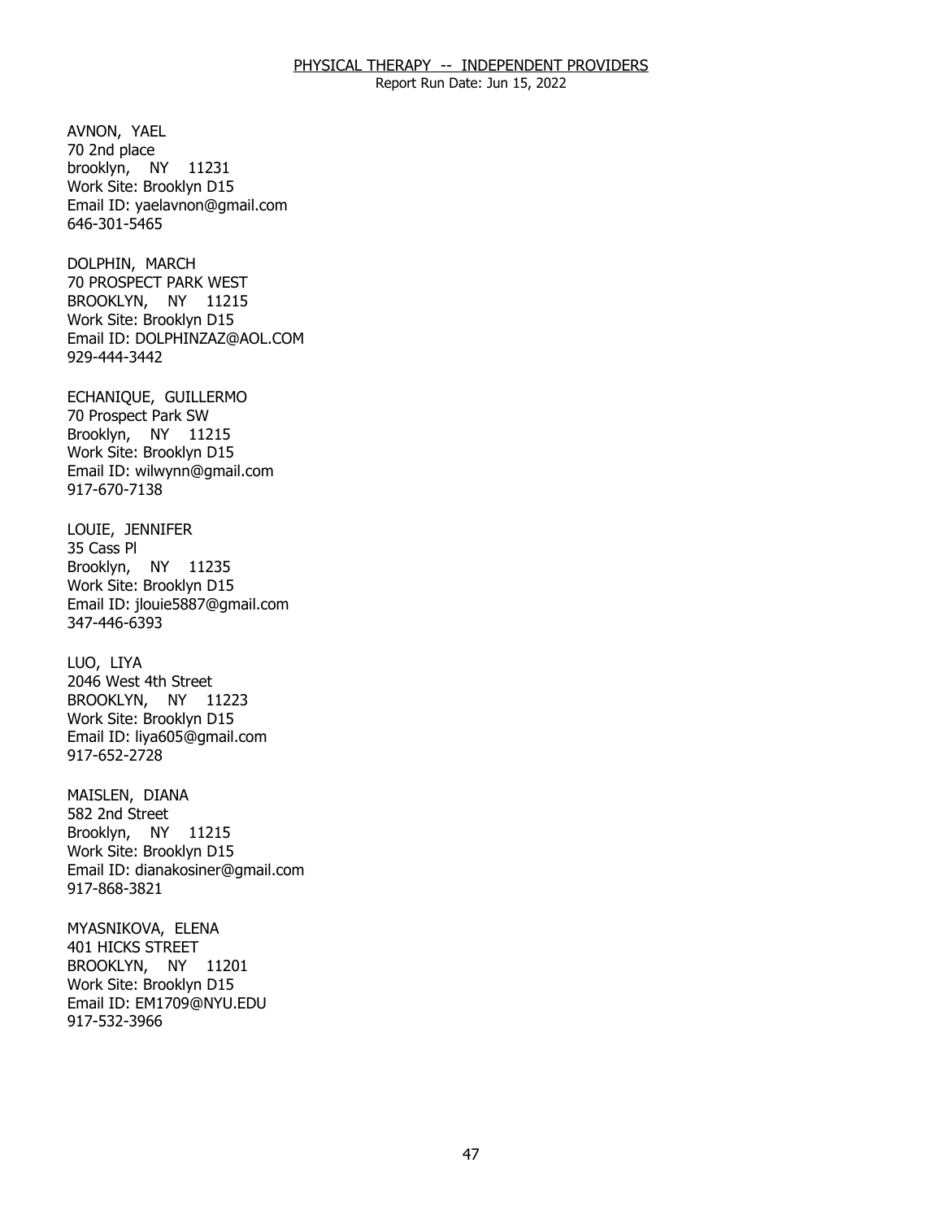# PHYSICAL THERAPY -- INDEPENDENT PROVIDERS

Report Run Date: Jun 15, 2022

AVNON, YAEL
70 2nd place
brooklyn, NY 11231
Work Site: Brooklyn D15
Email ID: yaelavnon@gmail.com
646-301-5465

DOLPHIN, MARCH
70 PROSPECT PARK WEST
BROOKLYN, NY 11215
Work Site: Brooklyn D15
Email ID: DOLPHINZAZ@AOL.COM
929-444-3442

ECHANIQUE, GUILLERMO
70 Prospect Park SW
Brooklyn, NY 11215
Work Site: Brooklyn D15
Email ID: wilwynn@gmail.com
917-670-7138

LOUIE, JENNIFER
35 Cass Pl
Brooklyn, NY 11235
Work Site: Brooklyn D15
Email ID: jlouie5887@gmail.com
347-446-6393

LUO, LIYA
2046 West 4th Street
BROOKLYN, NY 11223
Work Site: Brooklyn D15
Email ID: liya605@gmail.com
917-652-2728

MAISLEN, DIANA
582 2nd Street
Brooklyn, NY 11215
Work Site: Brooklyn D15
Email ID: dianakosiner@gmail.com
917-868-3821

MYASNIKOVA, ELENA
401 HICKS STREET
BROOKLYN, NY 11201
Work Site: Brooklyn D15
Email ID: EM1709@NYU.EDU
917-532-3966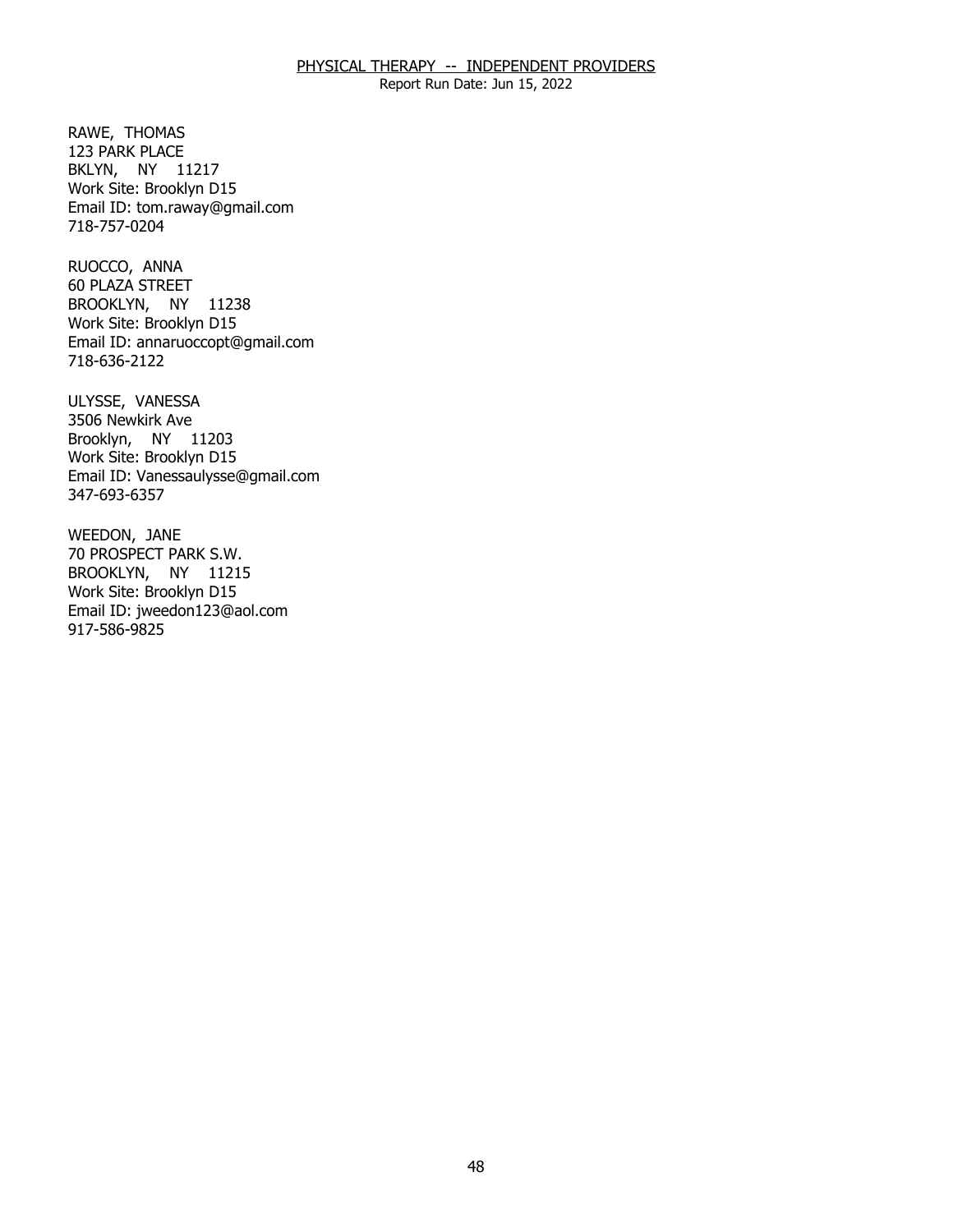RAWE, THOMAS
123 PARK PLACE
BKLYN, NY 11217
Work Site: Brooklyn D15
Email ID: tom.raway@gmail.com
718-757-0204

RUOCCO, ANNA
60 PLAZA STREET
BROOKLYN, NY 11238
Work Site: Brooklyn D15
Email ID: annaruoccopt@gmail.com
718-636-2122

ULYSSE, VANESSA
3506 Newkirk Ave
Brooklyn, NY 11203
Work Site: Brooklyn D15
Email ID: Vanessaulysse@gmail.com
347-693-6357

WEEDON, JANE
70 PROSPECT PARK S.W.
BROOKLYN, NY 11215
Work Site: Brooklyn D15
Email ID: jweedon123@aol.com
917-586-9825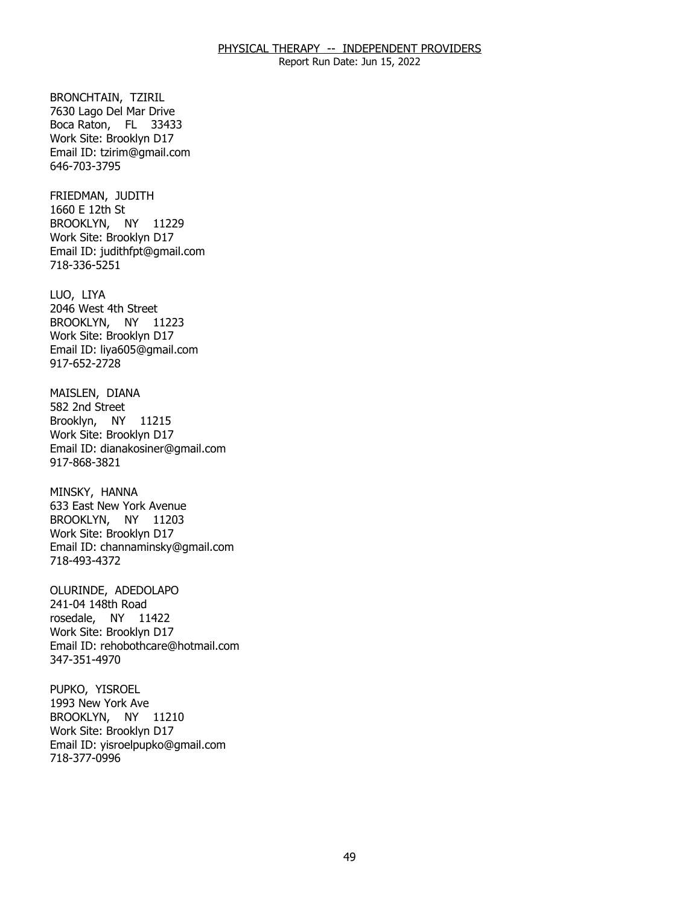BRONCHTAIN, TZIRIL
7630 Lago Del Mar Drive
Boca Raton, FL 33433
Work Site: Brooklyn D17
Email ID: tzirim@gmail.com
646-703-3795

FRIEDMAN, JUDITH
1660 E 12th St
BROOKLYN, NY 11229
Work Site: Brooklyn D17
Email ID: judithfpt@gmail.com
718-336-5251

LUO, LIYA
2046 West 4th Street
BROOKLYN, NY 11223
Work Site: Brooklyn D17
Email ID: liya605@gmail.com
917-652-2728

MAISLEN, DIANA
582 2nd Street
Brooklyn, NY 11215
Work Site: Brooklyn D17
Email ID: dianakosiner@gmail.com
917-868-3821

MINSKY, HANNA
633 East New York Avenue
BROOKLYN, NY 11203
Work Site: Brooklyn D17
Email ID: channaminsky@gmail.com
718-493-4372

OLURINDE, ADEDOLAPO
241-04 148th Road
rosedale, NY 11422
Work Site: Brooklyn D17
Email ID: rehobothcare@hotmail.com
347-351-4970

PUPKO, YISROEL
1993 New York Ave
BROOKLYN, NY 11210
Work Site: Brooklyn D17
Email ID: yisroelpupko@gmail.com
718-377-0996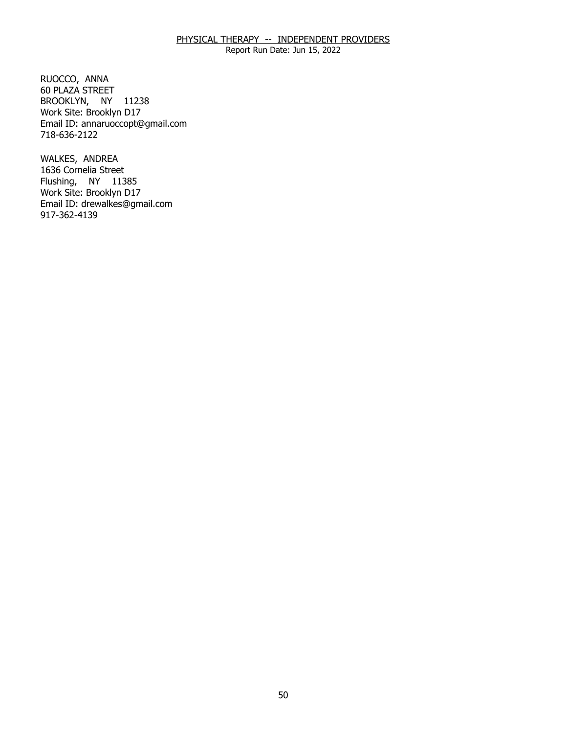PHYSICAL THERAPY -- INDEPENDENT PROVIDERS
Report Run Date: Jun 15, 2022

RUOCCO, ANNA
60 PLAZA STREET
BROOKLYN, NY 11238
Work Site: Brooklyn D17
Email ID: annaruoccopt@gmail.com
718-636-2122

WALKES, ANDREA
1636 Cornelia Street
Flushing, NY 11385
Work Site: Brooklyn D17
Email ID: drewalkes@gmail.com
917-362-4139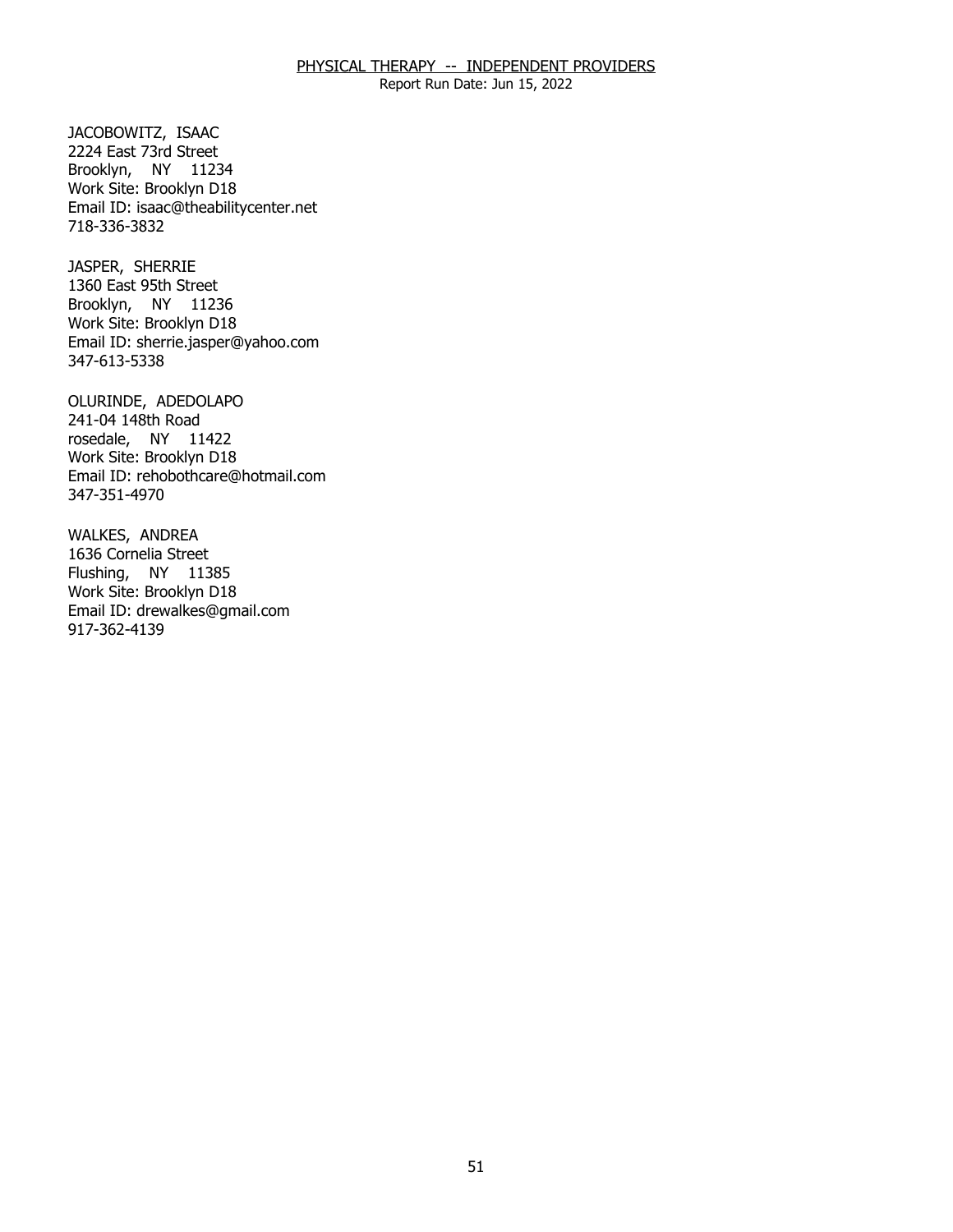JACOBOWITZ, ISAAC
2224 East 73rd Street
Brooklyn, NY 11234
Work Site: Brooklyn D18
Email ID: isaac@theabilitycenter.net
718-336-3832

JASPER, SHERRIE
1360 East 95th Street
Brooklyn, NY 11236
Work Site: Brooklyn D18
Email ID: sherrie.jasper@yahoo.com
347-613-5338

OLURINDE, ADEDOLAPO
241-04 148th Road
rosedale, NY 11422
Work Site: Brooklyn D18
Email ID: rehobothcare@hotmail.com
347-351-4970

WALKES, ANDREA
1636 Cornelia Street
Flushing, NY 11385
Work Site: Brooklyn D18
Email ID: drewalkes@gmail.com
917-362-4139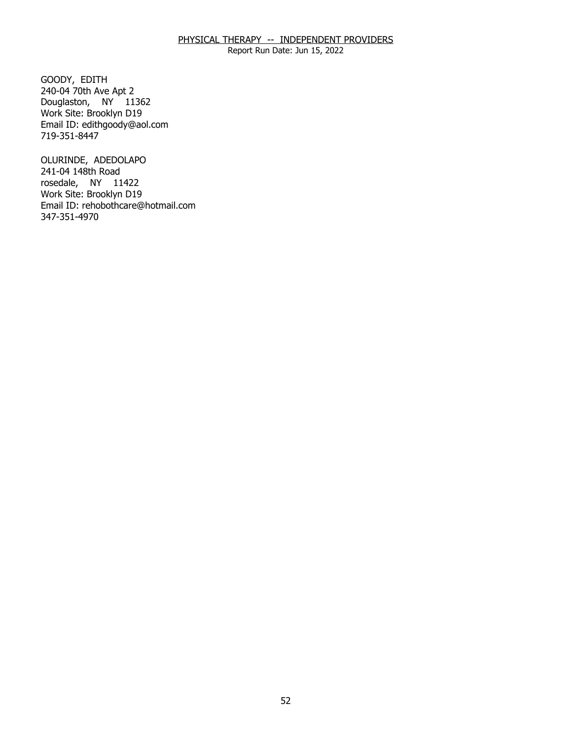GOODY, EDITH
240-04 70th Ave Apt 2
Douglaston, NY 11362
Work Site: Brooklyn D19
Email ID: edithgoody@aol.com
719-351-8447

OLURINDE, ADEDOLAPO
241-04 148th Road
rosedale, NY 11422
Work Site: Brooklyn D19
Email ID: rehobothcare@hotmail.com
347-351-4970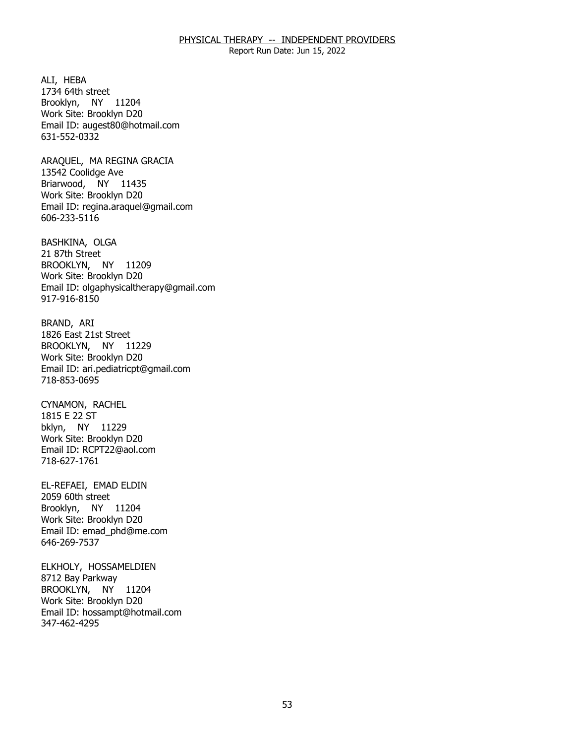ALI, HEBA
1734 64th street
Brooklyn, NY 11204
Work Site: Brooklyn D20
Email ID: augest80@hotmail.com
631-552-0332

ARAQUEL, MA REGINA GRACIA
13542 Coolidge Ave
Briarwood, NY 11435
Work Site: Brooklyn D20
Email ID: regina.araquel@gmail.com
606-233-5116

BASHKINA, OLGA
21 87th Street
BROOKLYN, NY 11209
Work Site: Brooklyn D20
Email ID: olgaphysicaltherapy@gmail.com
917-916-8150

BRAND, ARI
1826 East 21st Street
BROOKLYN, NY 11229
Work Site: Brooklyn D20
Email ID: ari.pediatricpt@gmail.com
718-853-0695

CYNAMON, RACHEL
1815 E 22 ST
bklyn, NY 11229
Work Site: Brooklyn D20
Email ID: RCPT22@aol.com
718-627-1761

EL-REFAEI, EMAD ELDIN
2059 60th street
Brooklyn, NY 11204
Work Site: Brooklyn D20
Email ID: emad_phd@me.com
646-269-7537

ELKHOLY, HOSSAMELDIEN
8712 Bay Parkway
BROOKLYN, NY 11204
Work Site: Brooklyn D20
Email ID: hossampt@hotmail.com
347-462-4295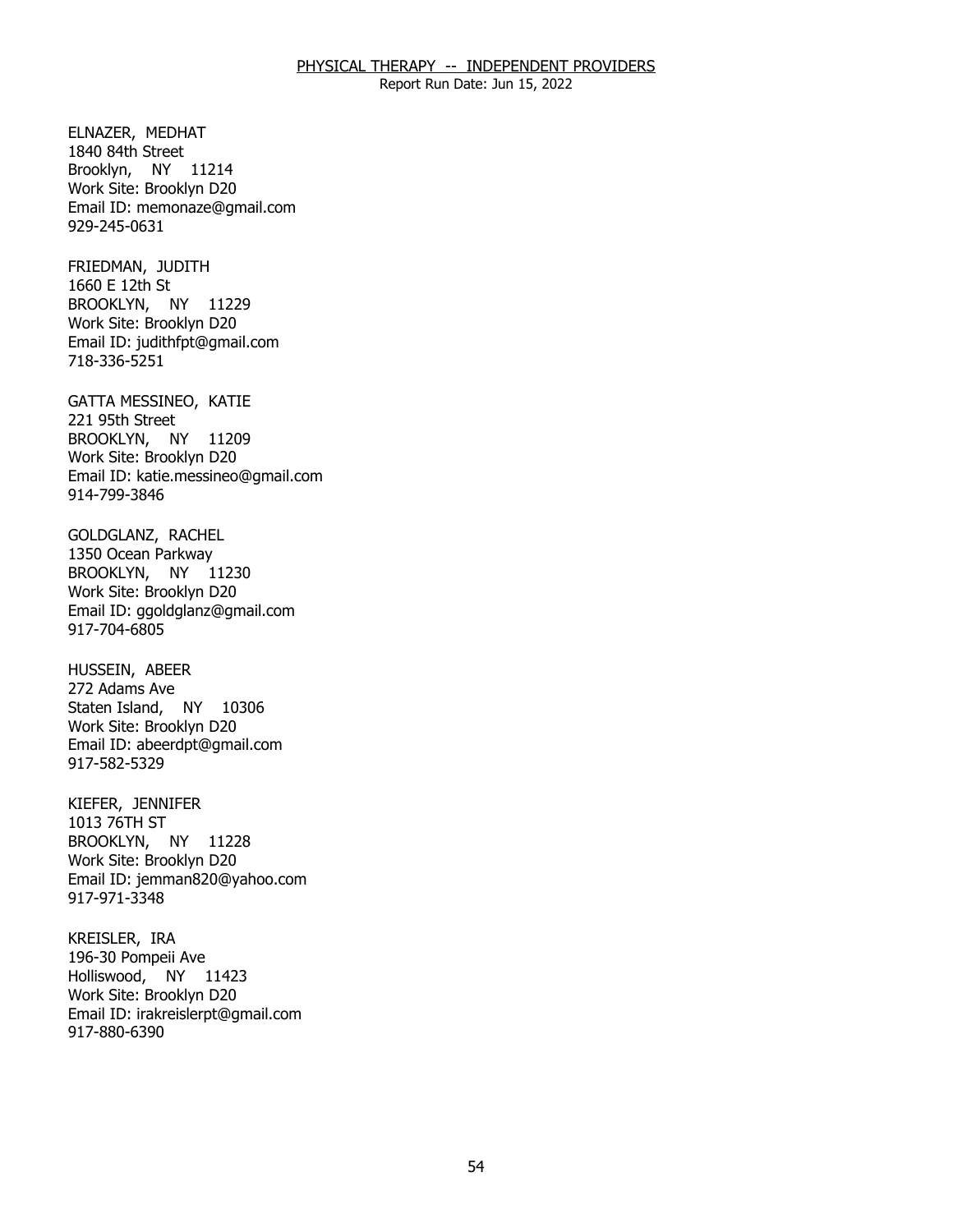ELNAZER, MEDHAT
1840 84th Street
Brooklyn, NY 11214
Work Site: Brooklyn D20
Email ID: memonaze@gmail.com
929-245-0631

FRIEDMAN, JUDITH
1660 E 12th St
BROOKLYN, NY 11229
Work Site: Brooklyn D20
Email ID: judithfpt@gmail.com
718-336-5251

GATTA MESSINEO, KATIE
221 95th Street
BROOKLYN, NY 11209
Work Site: Brooklyn D20
Email ID: katie.messineo@gmail.com
914-799-3846

GOLDGLANZ, RACHEL
1350 Ocean Parkway
BROOKLYN, NY 11230
Work Site: Brooklyn D20
Email ID: ggoldglanz@gmail.com
917-704-6805

HUSSEIN, ABEER
272 Adams Ave
Staten Island, NY 10306
Work Site: Brooklyn D20
Email ID: abeerdpt@gmail.com
917-582-5329

KIEFER, JENNIFER
1013 76TH ST
BROOKLYN, NY 11228
Work Site: Brooklyn D20
Email ID: jemman820@yahoo.com
917-971-3348

KREISLER, IRA
196-30 Pompeii Ave
Holliswood, NY 11423
Work Site: Brooklyn D20
Email ID: irakreislerpt@gmail.com
917-880-6390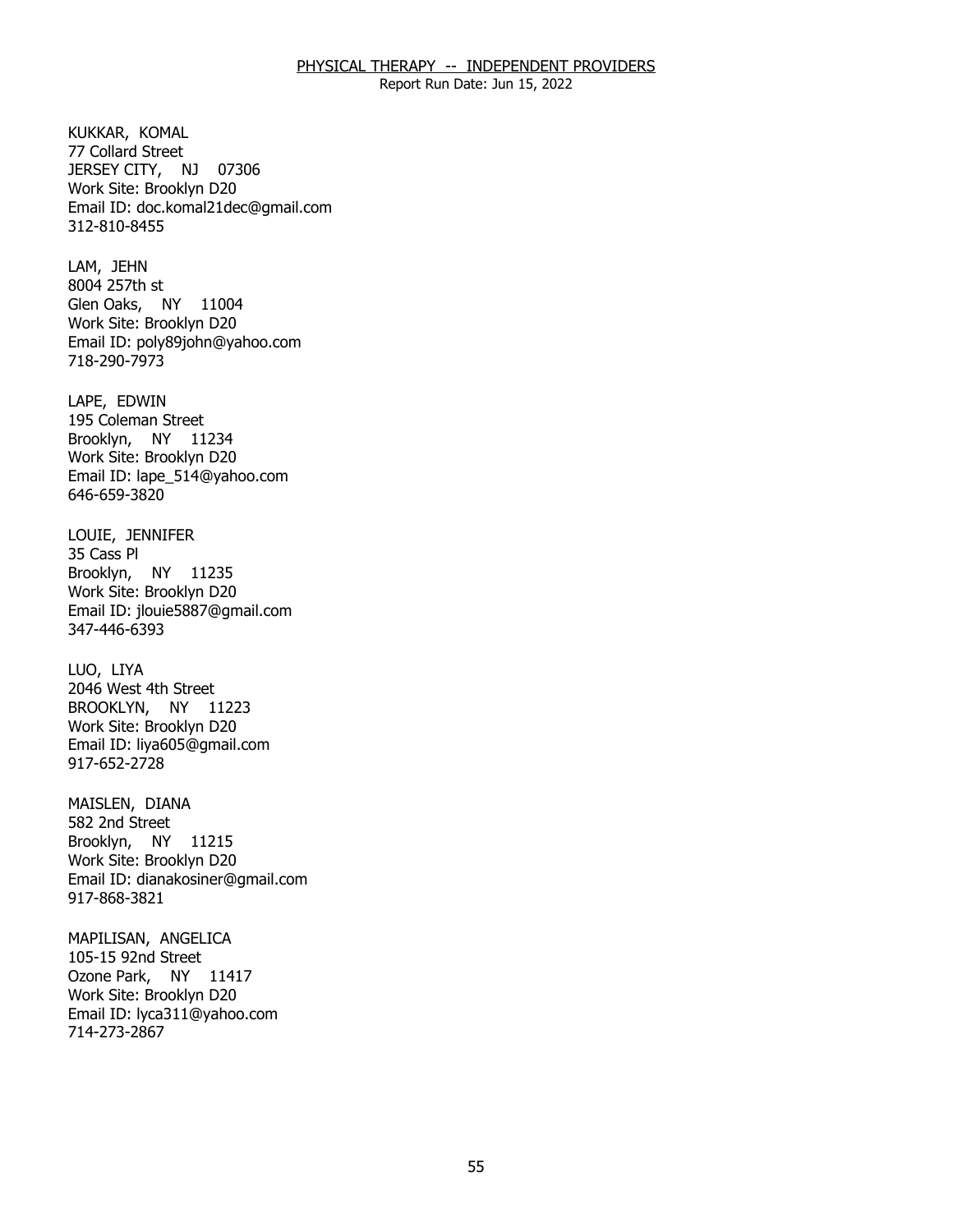KUKKAR, KOMAL
77 Collard Street
JERSEY CITY, NJ 07306
Work Site: Brooklyn D20
Email ID: doc.komal21dec@gmail.com
312-810-8455

LAM, JEHN
8004 257th st
Glen Oaks, NY 11004
Work Site: Brooklyn D20
Email ID: poly89john@yahoo.com
718-290-7973

LAPE, EDWIN
195 Coleman Street
Brooklyn, NY 11234
Work Site: Brooklyn D20
Email ID: lape_514@yahoo.com
646-659-3820

LOUIE, JENNIFER
35 Cass Pl
Brooklyn, NY 11235
Work Site: Brooklyn D20
Email ID: jlouie5887@gmail.com
347-446-6393

LUO, LIYA
2046 West 4th Street
BROOKLYN, NY 11223
Work Site: Brooklyn D20
Email ID: liya605@gmail.com
917-652-2728

MAISLEN, DIANA
582 2nd Street
Brooklyn, NY 11215
Work Site: Brooklyn D20
Email ID: dianakosiner@gmail.com
917-868-3821

MAPILISAN, ANGELICA
105-15 92nd Street
Ozone Park, NY 11417
Work Site: Brooklyn D20
Email ID: lyca311@yahoo.com
714-273-2867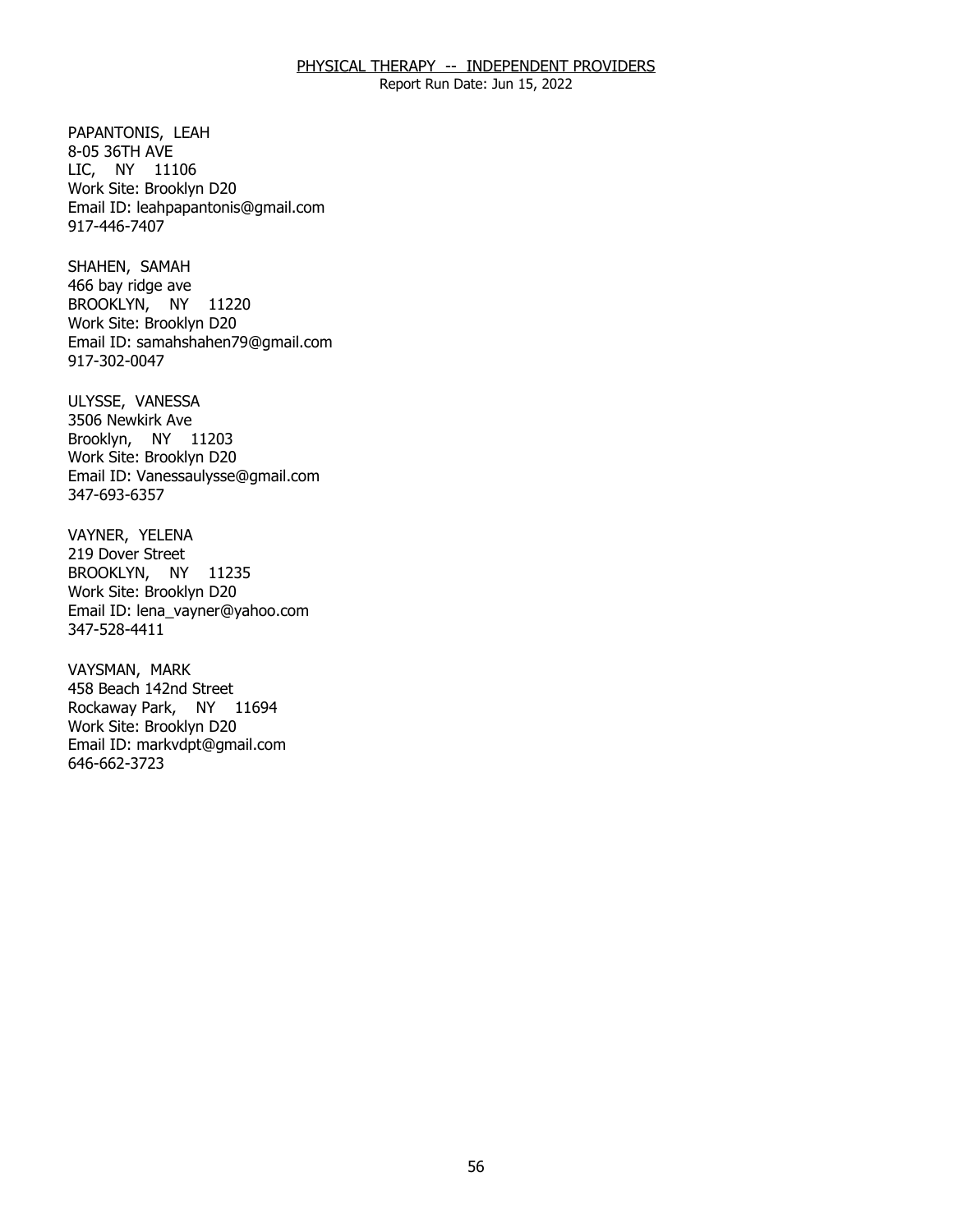PAPANTONIS, LEAH
8-05 36TH AVE
LIC, NY 11106
Work Site: Brooklyn D20
Email ID: leahpapantonis@gmail.com
917-446-7407

SHAHEN, SAMAH
466 bay ridge ave
BROOKLYN, NY 11220
Work Site: Brooklyn D20
Email ID: samahshahen79@gmail.com
917-302-0047

ULYSSE, VANESSA
3506 Newkirk Ave
Brooklyn, NY 11203
Work Site: Brooklyn D20
Email ID: Vanessaulysse@gmail.com
347-693-6357

VAYNER, YELENA
219 Dover Street
BROOKLYN, NY 11235
Work Site: Brooklyn D20
Email ID: lena_vayner@yahoo.com
347-528-4411

VAYSMAN, MARK
458 Beach 142nd Street
Rockaway Park, NY 11694
Work Site: Brooklyn D20
Email ID: markvdpt@gmail.com
646-662-3723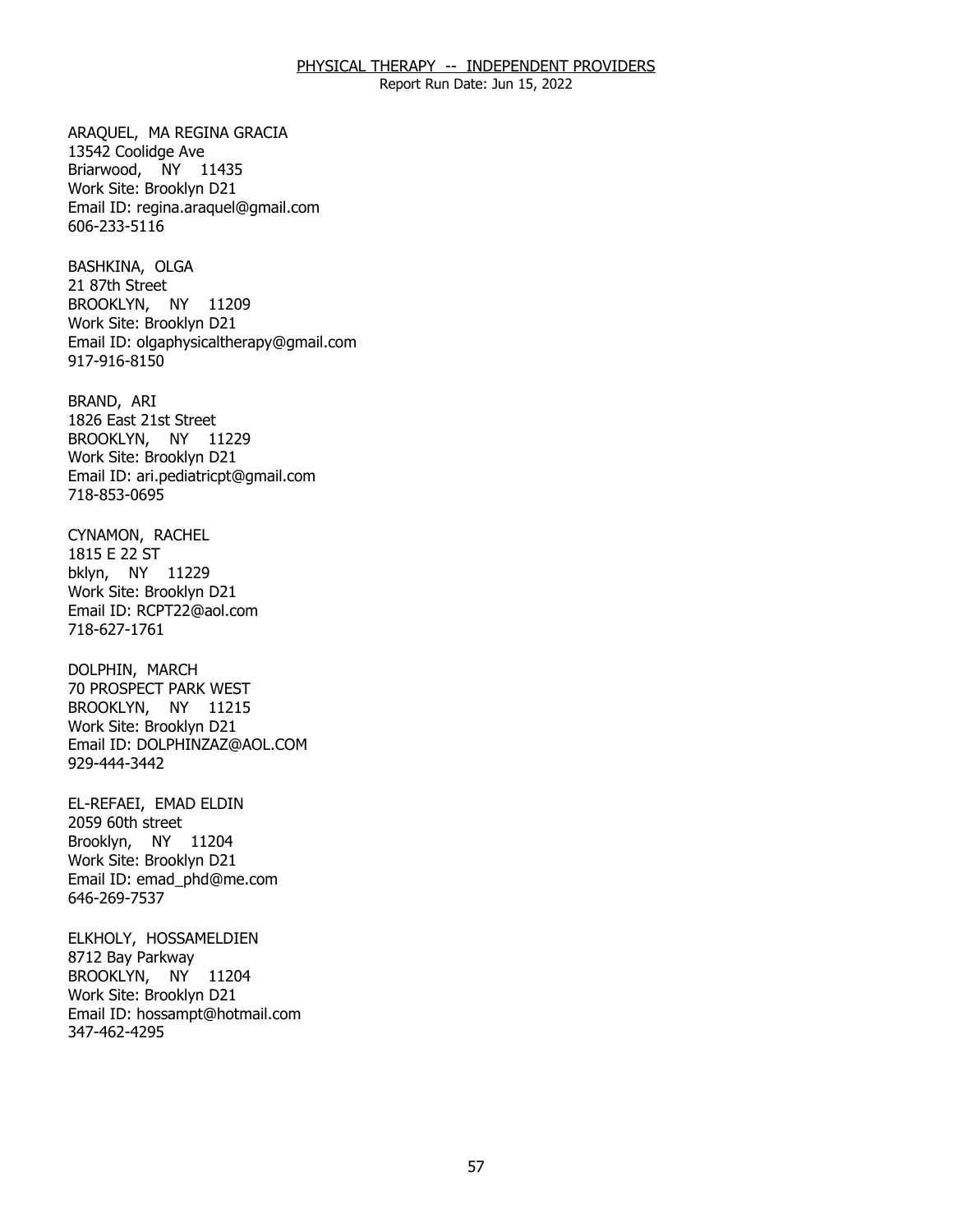ARAQUEL, MA REGINA GRACIA
13542 Coolidge Ave
Briarwood, NY 11435
Work Site: Brooklyn D21
Email ID: regina.araquel@gmail.com
606-233-5116

BASHKINA, OLGA
21 87th Street
BROOKLYN, NY 11209
Work Site: Brooklyn D21
Email ID: olgaphysicaltherapy@gmail.com
917-916-8150

BRAND, ARI
1826 East 21st Street
BROOKLYN, NY 11229
Work Site: Brooklyn D21
Email ID: ari.pediatricpt@gmail.com
718-853-0695

CYNAMON, RACHEL
1815 E 22 ST
bklyn, NY 11229
Work Site: Brooklyn D21
Email ID: RCPT22@aol.com
718-627-1761

DOLPHIN, MARCH
70 PROSPECT PARK WEST
BROOKLYN, NY 11215
Work Site: Brooklyn D21
Email ID: DOLPHINZAZ@AOL.COM
929-444-3442

EL-REFAEI, EMAD ELDIN
2059 60th street
Brooklyn, NY 11204
Work Site: Brooklyn D21
Email ID: emad_phd@me.com
646-269-7537

ELKHOLY, HOSSAMELDIEN
8712 Bay Parkway
BROOKLYN, NY 11204
Work Site: Brooklyn D21
Email ID: hossampt@hotmail.com
347-462-4295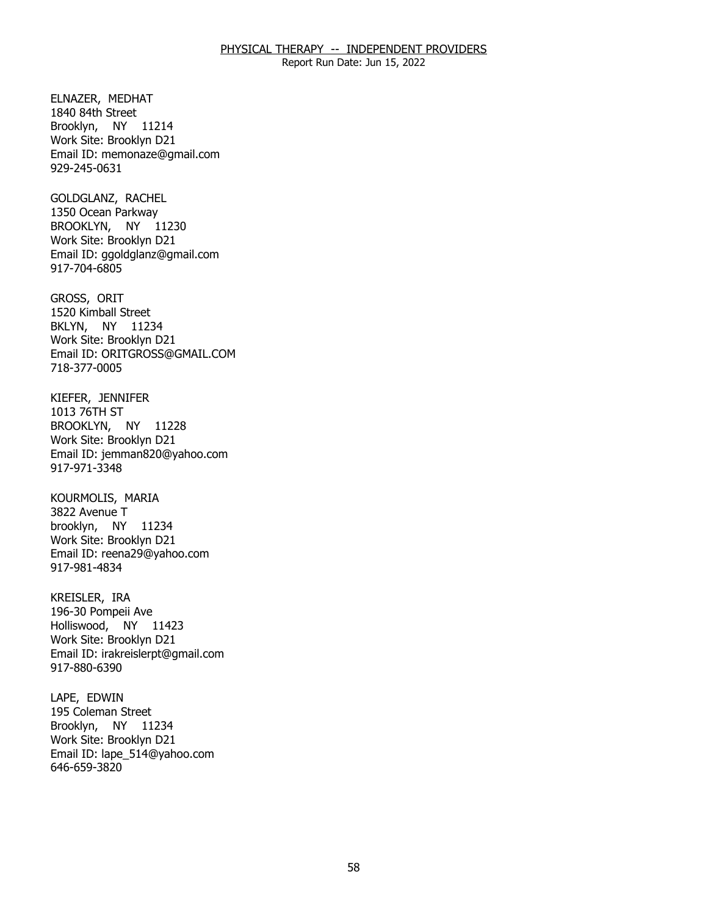ELNAZER, MEDHAT
1840 84th Street
Brooklyn, NY 11214
Work Site: Brooklyn D21
Email ID: memonaze@gmail.com
929-245-0631

GOLDGLANZ, RACHEL
1350 Ocean Parkway
BROOKLYN, NY 11230
Work Site: Brooklyn D21
Email ID: ggoldglanz@gmail.com
917-704-6805

GROSS, ORIT
1520 Kimball Street
BKLYN, NY 11234
Work Site: Brooklyn D21
Email ID: ORITGROSS@GMAIL.COM
718-377-0005

KIEFER, JENNIFER
1013 76TH ST
BROOKLYN, NY 11228
Work Site: Brooklyn D21
Email ID: jemman820@yahoo.com
917-971-3348

KOURMOLIS, MARIA
3822 Avenue T
brooklyn, NY 11234
Work Site: Brooklyn D21
Email ID: reena29@yahoo.com
917-981-4834

KREISLER, IRA
196-30 Pompeii Ave
Holliswood, NY 11423
Work Site: Brooklyn D21
Email ID: irakreislerpt@gmail.com
917-880-6390

LAPE, EDWIN
195 Coleman Street
Brooklyn, NY 11234
Work Site: Brooklyn D21
Email ID: lape_514@yahoo.com
646-659-3820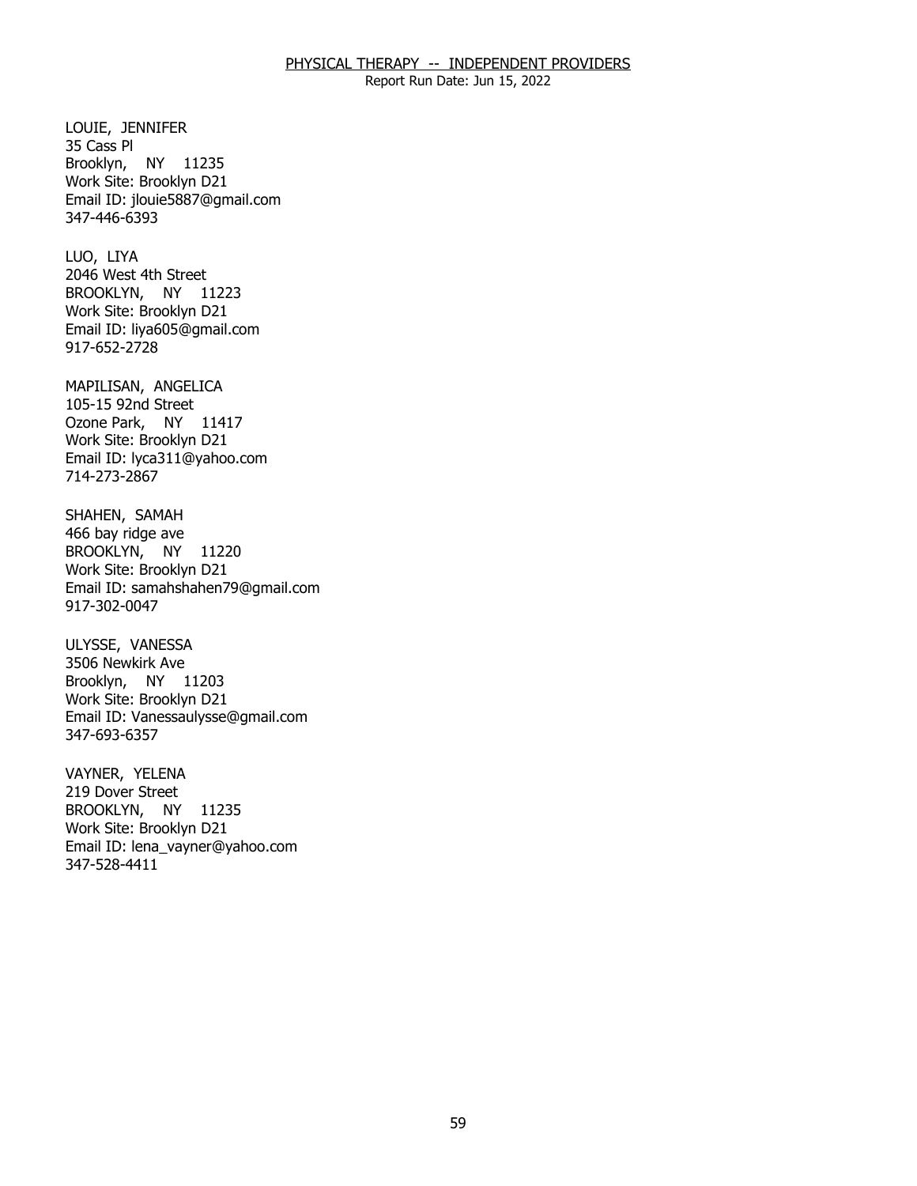LOUIE, JENNIFER
35 Cass Pl
Brooklyn, NY 11235
Work Site: Brooklyn D21
Email ID: jlouie5887@gmail.com
347-446-6393

LUO, LIYA
2046 West 4th Street
BROOKLYN, NY 11223
Work Site: Brooklyn D21
Email ID: liya605@gmail.com
917-652-2728

MAPILISAN, ANGELICA
105-15 92nd Street
Ozone Park, NY 11417
Work Site: Brooklyn D21
Email ID: lyca311@yahoo.com
714-273-2867

SHAHEN, SAMAH
466 bay ridge ave
BROOKLYN, NY 11220
Work Site: Brooklyn D21
Email ID: samahshahen79@gmail.com
917-302-0047

ULYSSE, VANESSA
3506 Newkirk Ave
Brooklyn, NY 11203
Work Site: Brooklyn D21
Email ID: Vanessaulysse@gmail.com
347-693-6357

VAYNER, YELENA
219 Dover Street
BROOKLYN, NY 11235
Work Site: Brooklyn D21
Email ID: lena_vayner@yahoo.com
347-528-4411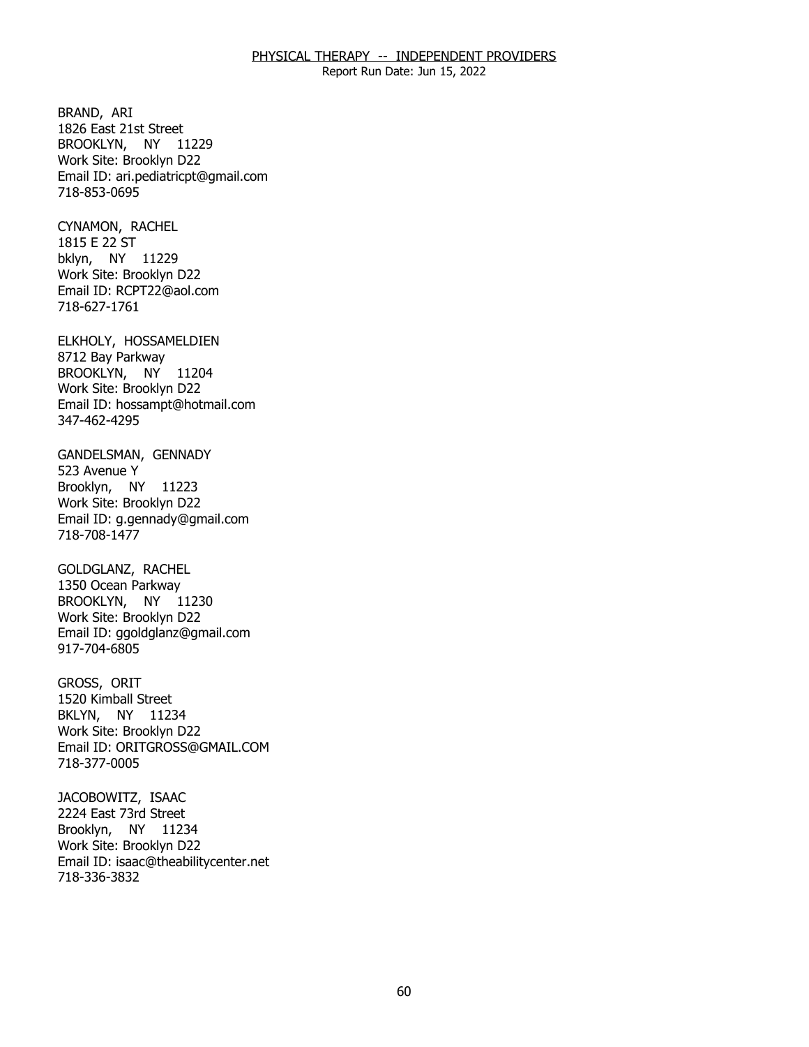BRAND, ARI
1826 East 21st Street
BROOKLYN, NY 11229
Work Site: Brooklyn D22
Email ID: ari.pediatricpt@gmail.com
718-853-0695

CYNAMON, RACHEL
1815 E 22 ST
bklyn, NY 11229
Work Site: Brooklyn D22
Email ID: RCPT22@aol.com
718-627-1761

ELKHOLY, HOSSAMELDIEN
8712 Bay Parkway
BROOKLYN, NY 11204
Work Site: Brooklyn D22
Email ID: hossampt@hotmail.com
347-462-4295

GANDELSMAN, GENNADY
523 Avenue Y
Brooklyn, NY 11223
Work Site: Brooklyn D22
Email ID: g.gennady@gmail.com
718-708-1477

GOLDGLANZ, RACHEL
1350 Ocean Parkway
BROOKLYN, NY 11230
Work Site: Brooklyn D22
Email ID: ggoldglanz@gmail.com
917-704-6805

GROSS, ORIT
1520 Kimball Street
BKLYN, NY 11234
Work Site: Brooklyn D22
Email ID: ORITGROSS@GMAIL.COM
718-377-0005

JACOBOWITZ, ISAAC
2224 East 73rd Street
Brooklyn, NY 11234
Work Site: Brooklyn D22
Email ID: isaac@theabilitycenter.net
718-336-3832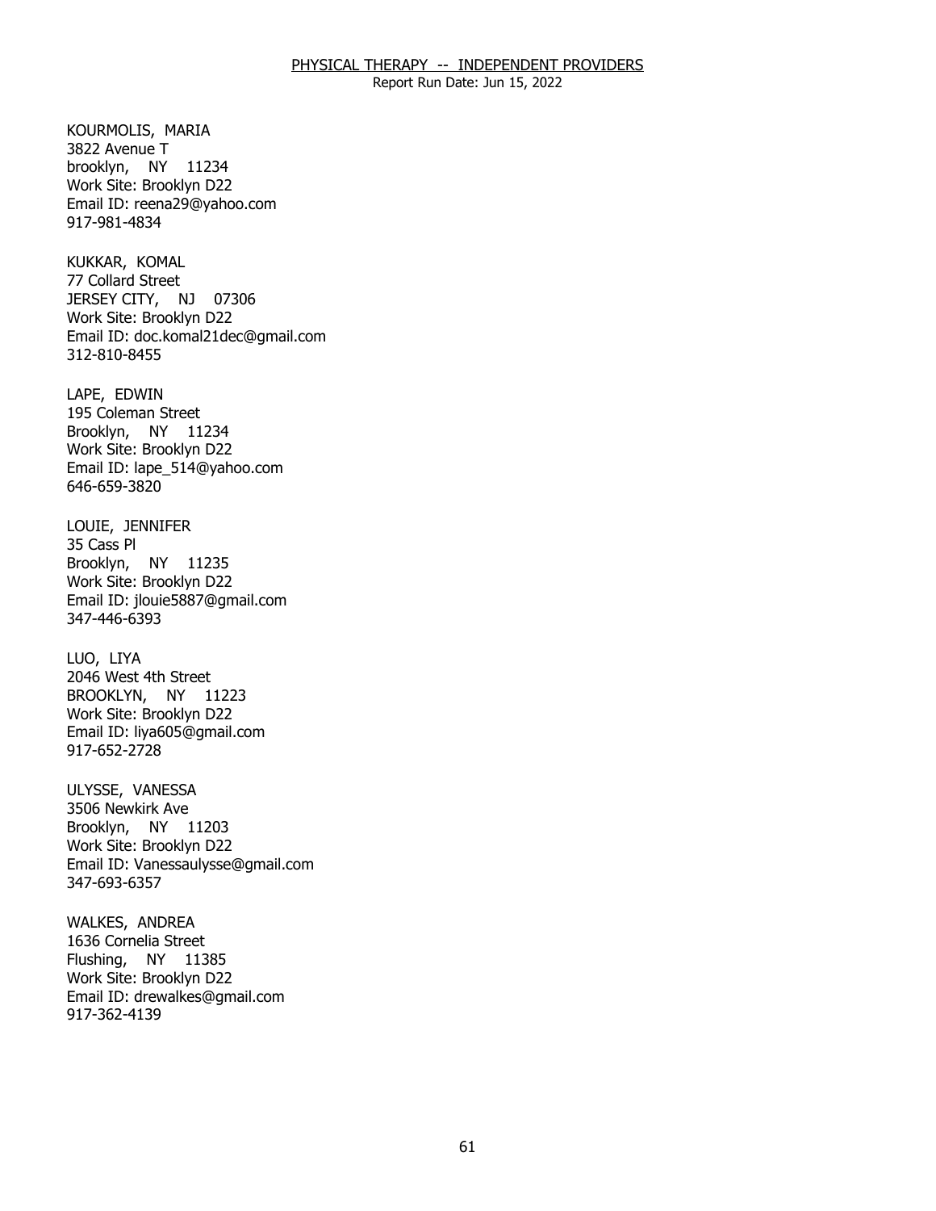KOURMOLIS, MARIA
3822 Avenue T
brooklyn, NY 11234
Work Site: Brooklyn D22
Email ID: reena29@yahoo.com
917-981-4834

KUKKAR, KOMAL
77 Collard Street
JERSEY CITY, NJ 07306
Work Site: Brooklyn D22
Email ID: doc.komal21dec@gmail.com
312-810-8455

LAPE, EDWIN
195 Coleman Street
Brooklyn, NY 11234
Work Site: Brooklyn D22
Email ID: lape_514@yahoo.com
646-659-3820

LOUIE, JENNIFER
35 Cass Pl
Brooklyn, NY 11235
Work Site: Brooklyn D22
Email ID: jlouie5887@gmail.com
347-446-6393

LUO, LIYA
2046 West 4th Street
BROOKLYN, NY 11223
Work Site: Brooklyn D22
Email ID: liya605@gmail.com
917-652-2728

ULYSSE, VANESSA
3506 Newkirk Ave
Brooklyn, NY 11203
Work Site: Brooklyn D22
Email ID: Vanessaulysse@gmail.com
347-693-6357

WALKES, ANDREA
1636 Cornelia Street
Flushing, NY 11385
Work Site: Brooklyn D22
Email ID: drewalkes@gmail.com
917-362-4139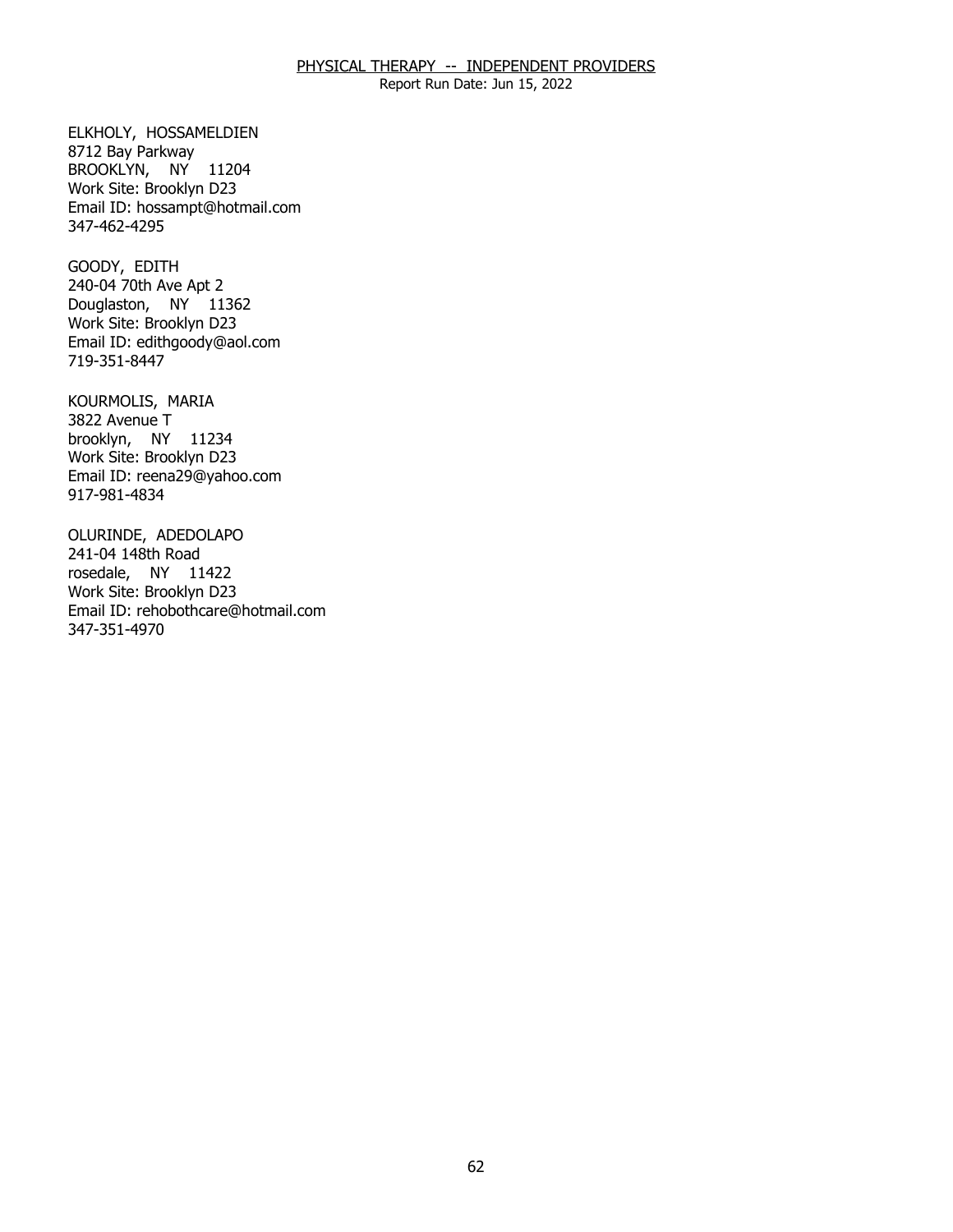ELKHOLY, HOSSAMELDIEN
8712 Bay Parkway
BROOKLYN, NY 11204
Work Site: Brooklyn D23
Email ID: hossampt@hotmail.com
347-462-4295

GOODY, EDITH
240-04 70th Ave Apt 2
Douglaston, NY 11362
Work Site: Brooklyn D23
Email ID: edithgoody@aol.com
719-351-8447

KOURMOLIS, MARIA
3822 Avenue T
brooklyn, NY 11234
Work Site: Brooklyn D23
Email ID: reena29@yahoo.com
917-981-4834

OLURINDE, ADEDOLAPO
241-04 148th Road
rosedale, NY 11422
Work Site: Brooklyn D23
Email ID: rehobothcare@hotmail.com
347-351-4970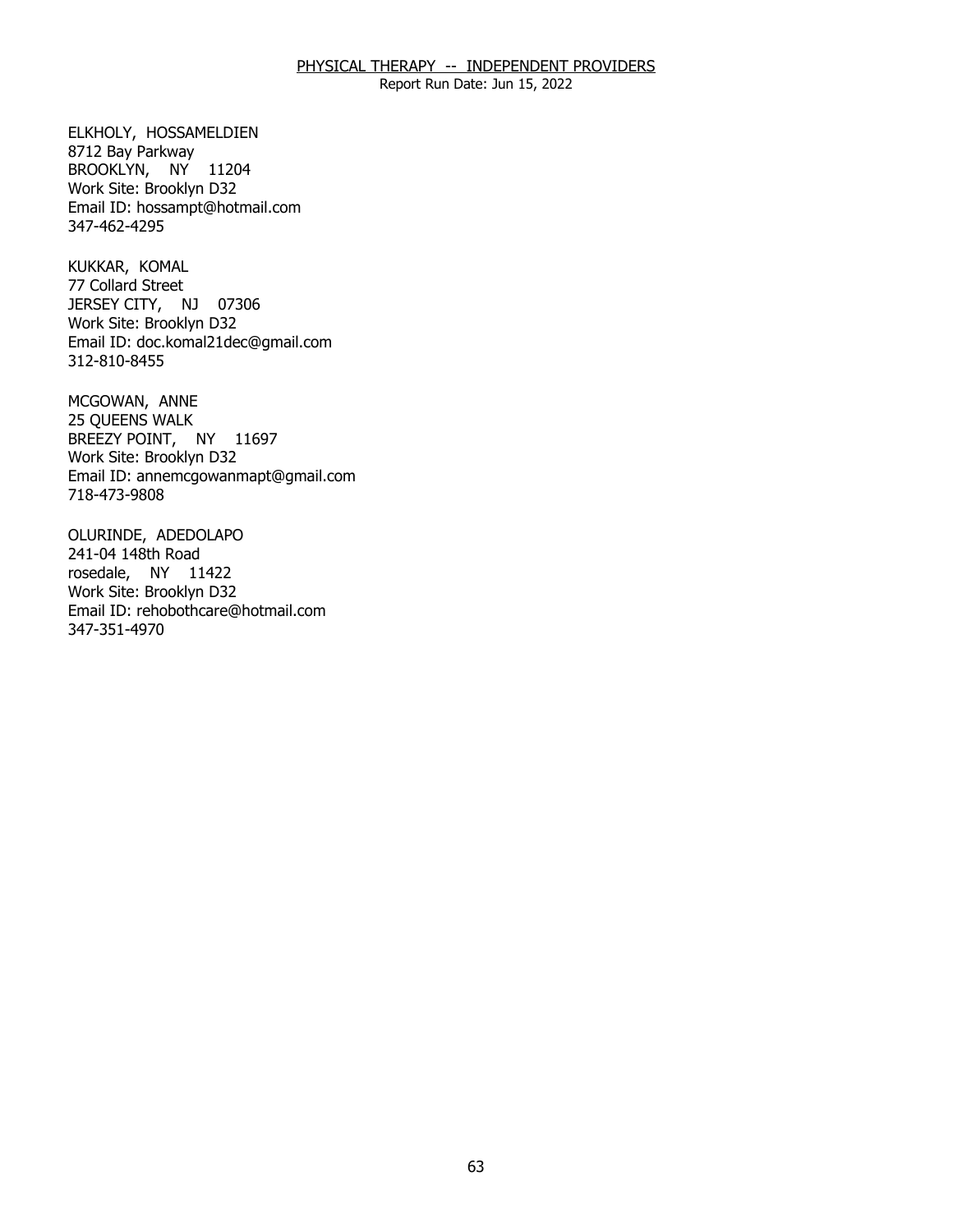PHYSICAL THERAPY -- INDEPENDENT PROVIDERS

Report Run Date: Jun 15, 2022

ELKHOLY, HOSSAMELDIEN
8712 Bay Parkway
BROOKLYN, NY 11204
Work Site: Brooklyn D32
Email ID: hossampt@hotmail.com
347-462-4295

KUKKAR, KOMAL
77 Collard Street
JERSEY CITY, NJ 07306
Work Site: Brooklyn D32
Email ID: doc.komal21dec@gmail.com
312-810-8455

MCGOWAN, ANNE
25 QUEENS WALK
BREEZY POINT, NY 11697
Work Site: Brooklyn D32
Email ID: annemcgowanmapt@gmail.com
718-473-9808

OLURINDE, ADEDOLAPO
241-04 148th Road
rosedale, NY 11422
Work Site: Brooklyn D32
Email ID: rehobothcare@hotmail.com
347-351-4970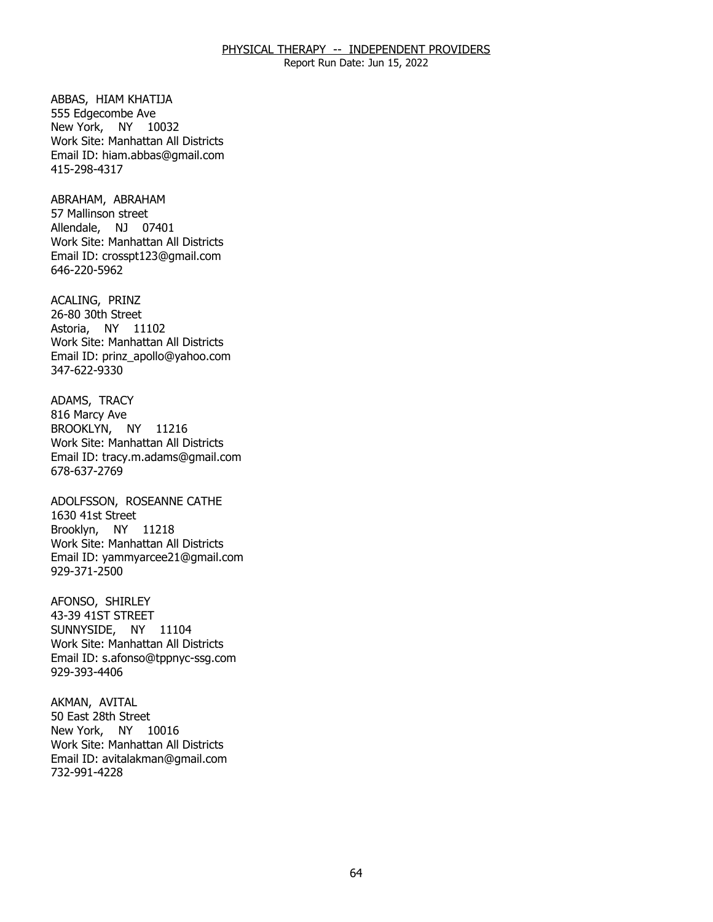ABBAS, HIAM KHATIJA
555 Edgecombe Ave
New York, NY 10032
Work Site: Manhattan All Districts
Email ID: hiam.abbas@gmail.com
415-298-4317

ABRAHAM, ABRAHAM
57 Mallinson street
Allendale, NJ 07401
Work Site: Manhattan All Districts
Email ID: crosspt123@gmail.com
646-220-5962

ACALING, PRINZ
26-80 30th Street
Astoria, NY 11102
Work Site: Manhattan All Districts
Email ID: prinz_apollo@yahoo.com
347-622-9330

ADAMS, TRACY
816 Marcy Ave
BROOKLYN, NY 11216
Work Site: Manhattan All Districts
Email ID: tracy.m.adams@gmail.com
678-637-2769

ADOLFSSON, ROSEANNE CATHE
1630 41st Street
Brooklyn, NY 11218
Work Site: Manhattan All Districts
Email ID: yammyarcee21@gmail.com
929-371-2500

AFONSO, SHIRLEY
43-39 41ST STREET
SUNNYSIDE, NY 11104
Work Site: Manhattan All Districts
Email ID: s.afonso@tppnyc-ssg.com
929-393-4406

AKMAN, AVITAL
50 East 28th Street
New York, NY 10016
Work Site: Manhattan All Districts
Email ID: avitalakman@gmail.com
732-991-4228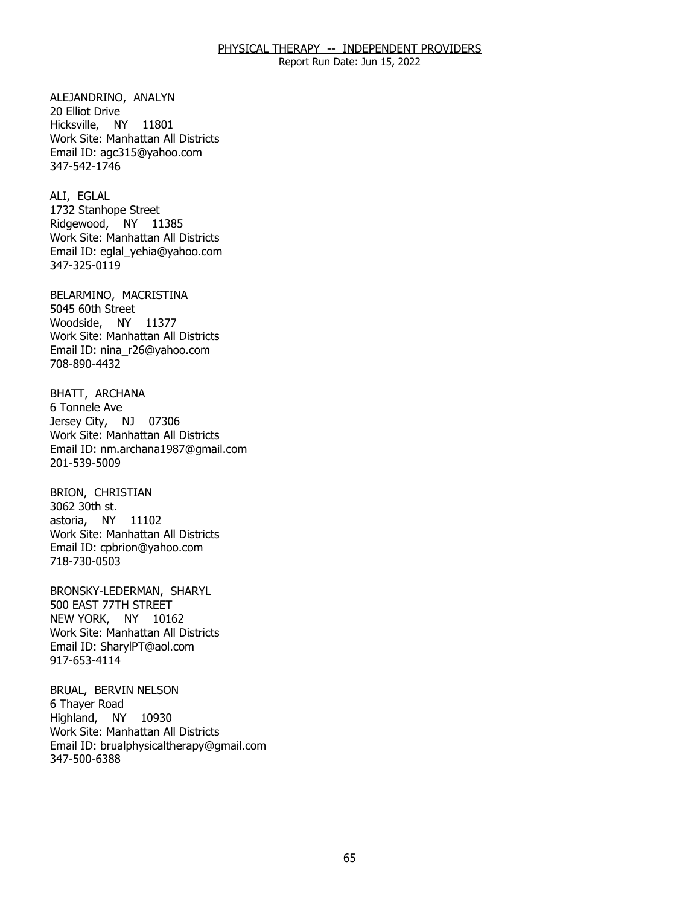ALEJANDRINO, ANALYN
20 Elliot Drive
Hicksville, NY 11801
Work Site: Manhattan All Districts
Email ID: agc315@yahoo.com
347-542-1746

ALI, EGLAL
1732 Stanhope Street
Ridgewood, NY 11385
Work Site: Manhattan All Districts
Email ID: eglal_yehia@yahoo.com
347-325-0119

BELARMINO, MACRISTINA
5045 60th Street
Woodside, NY 11377
Work Site: Manhattan All Districts
Email ID: nina_r26@yahoo.com
708-890-4432

BHATT, ARCHANA
6 Tonnele Ave
Jersey City, NJ 07306
Work Site: Manhattan All Districts
Email ID: nm.archana1987@gmail.com
201-539-5009

BRION, CHRISTIAN
3062 30th st.
astoria, NY 11102
Work Site: Manhattan All Districts
Email ID: cpbrion@yahoo.com
718-730-0503

BRONSKY-LEDERMAN, SHARYL
500 EAST 77TH STREET
NEW YORK, NY 10162
Work Site: Manhattan All Districts
Email ID: SharylPT@aol.com
917-653-4114

BRUAL, BERVIN NELSON
6 Thayer Road
Highland, NY 10930
Work Site: Manhattan All Districts
Email ID: brualphysicaltherapy@gmail.com
347-500-6388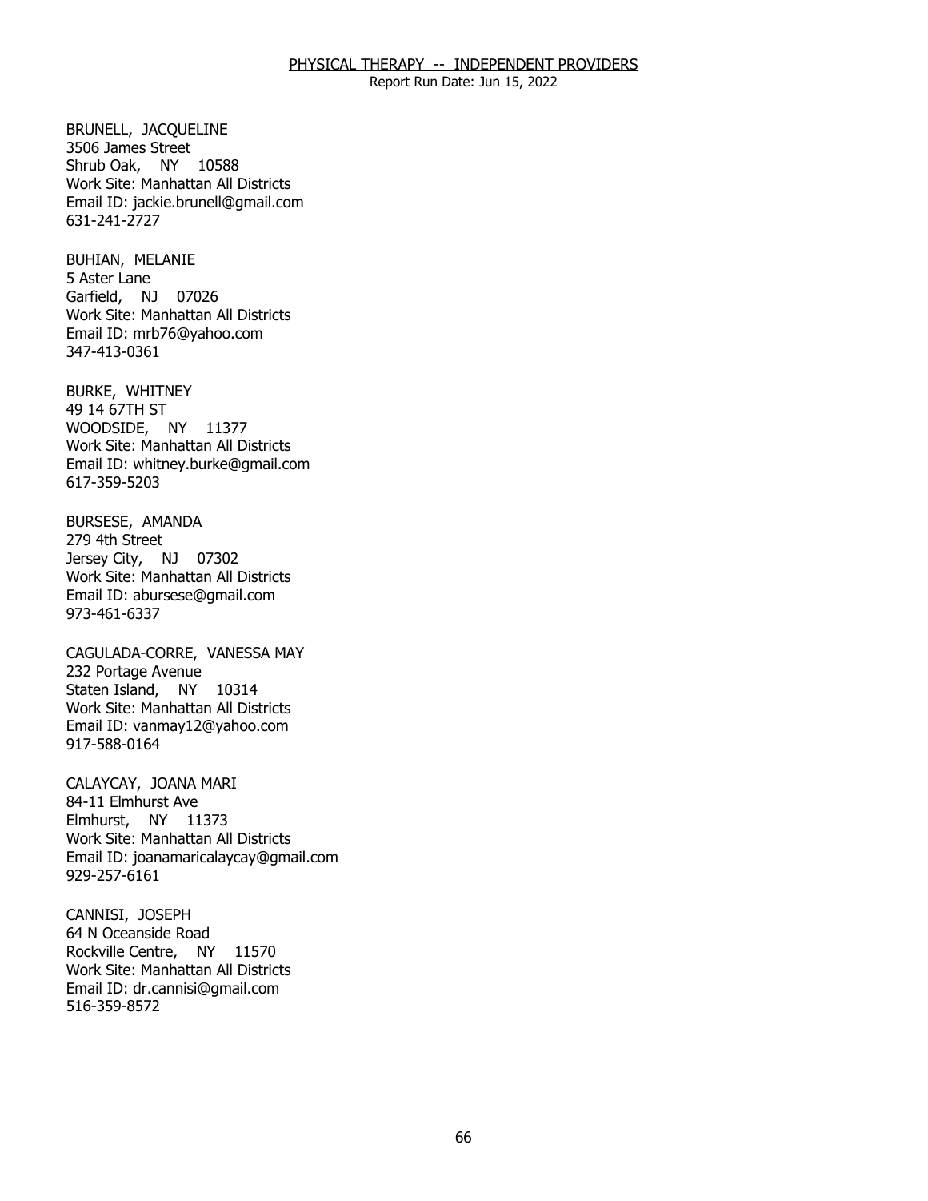BRUNELL, JACQUELINE
3506 James Street
Shrub Oak, NY 10588
Work Site: Manhattan All Districts
Email ID: jackie.brunell@gmail.com
631-241-2727

BUHIAN, MELANIE
5 Aster Lane
Garfield, NJ 07026
Work Site: Manhattan All Districts
Email ID: mrb76@yahoo.com
347-413-0361

BURKE, WHITNEY
49 14 67TH ST
WOODSIDE, NY 11377
Work Site: Manhattan All Districts
Email ID: whitney.burke@gmail.com
617-359-5203

BURSESE, AMANDA
279 4th Street
Jersey City, NJ 07302
Work Site: Manhattan All Districts
Email ID: abursese@gmail.com
973-461-6337

CAGULADA-CORRE, VANESSA MAY
232 Portage Avenue
Staten Island, NY 10314
Work Site: Manhattan All Districts
Email ID: vanmay12@yahoo.com
917-588-0164

CALAYCAY, JOANA MARI
84-11 Elmhurst Ave
Elmhurst, NY 11373
Work Site: Manhattan All Districts
Email ID: joanamaricalaycay@gmail.com
929-257-6161

CANNISI, JOSEPH
64 N Oceanside Road
Rockville Centre, NY 11570
Work Site: Manhattan All Districts
Email ID: dr.cannisi@gmail.com
516-359-8572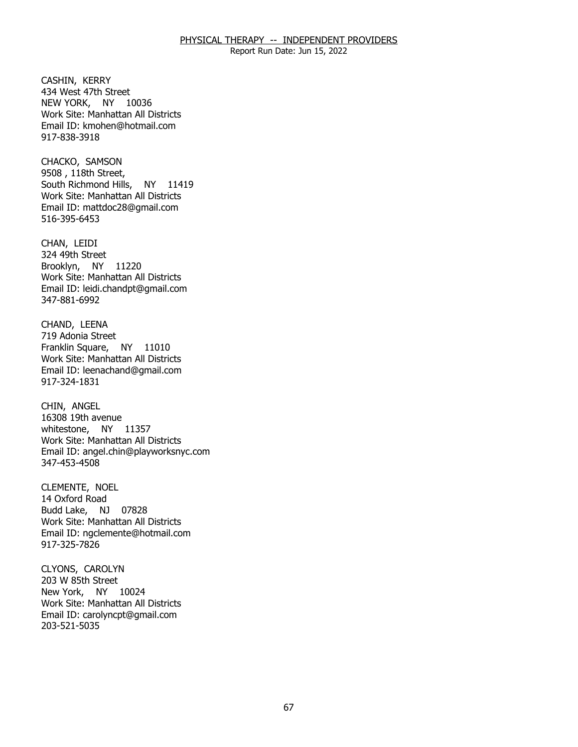CASHIN, KERRY
434 West 47th Street
NEW YORK, NY 10036
Work Site: Manhattan All Districts
Email ID: kmohen@hotmail.com
917-838-3918

CHACKO, SAMSON
9508 , 118th Street,
South Richmond Hills, NY 11419
Work Site: Manhattan All Districts
Email ID: mattdoc28@gmail.com
516-395-6453

CHAN, LEIDI
324 49th Street
Brooklyn, NY 11220
Work Site: Manhattan All Districts
Email ID: leidi.chandpt@gmail.com
347-881-6992

CHAND, LEENA
719 Adonia Street
Franklin Square, NY 11010
Work Site: Manhattan All Districts
Email ID: leenachand@gmail.com
917-324-1831

CHIN, ANGEL
16308 19th avenue
whitestone, NY 11357
Work Site: Manhattan All Districts
Email ID: angel.chin@playworksnyc.com
347-453-4508

CLEMENTE, NOEL
14 Oxford Road
Budd Lake, NJ 07828
Work Site: Manhattan All Districts
Email ID: ngclemente@hotmail.com
917-325-7826

CLYONS, CAROLYN
203 W 85th Street
New York, NY 10024
Work Site: Manhattan All Districts
Email ID: carolyncpt@gmail.com
203-521-5035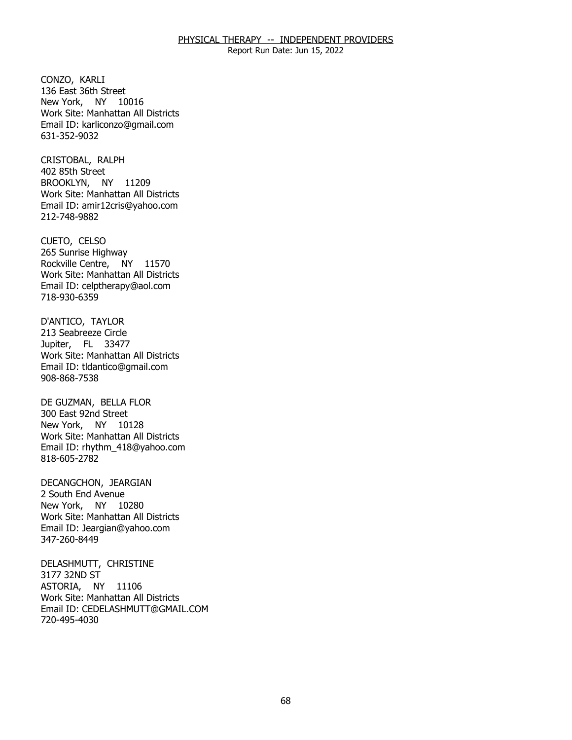CONZO, KARLI
136 East 36th Street
New York, NY 10016
Work Site: Manhattan All Districts
Email ID: karliconzo@gmail.com
631-352-9032

CRISTOBAL, RALPH
402 85th Street
BROOKLYN, NY 11209
Work Site: Manhattan All Districts
Email ID: amir12cris@yahoo.com
212-748-9882

CUETO, CELSO
265 Sunrise Highway
Rockville Centre, NY 11570
Work Site: Manhattan All Districts
Email ID: celptherapy@aol.com
718-930-6359

D'ANTICO, TAYLOR
213 Seabreeze Circle
Jupiter, FL 33477
Work Site: Manhattan All Districts
Email ID: tldantico@gmail.com
908-868-7538

DE GUZMAN, BELLA FLOR
300 East 92nd Street
New York, NY 10128
Work Site: Manhattan All Districts
Email ID: rhythm_418@yahoo.com
818-605-2782

DECANGCHON, JEARGIAN
2 South End Avenue
New York, NY 10280
Work Site: Manhattan All Districts
Email ID: Jeargian@yahoo.com
347-260-8449

DELASHMUTT, CHRISTINE
3177 32ND ST
ASTORIA, NY 11106
Work Site: Manhattan All Districts
Email ID: CEDELASHMUTT@GMAIL.COM
720-495-4030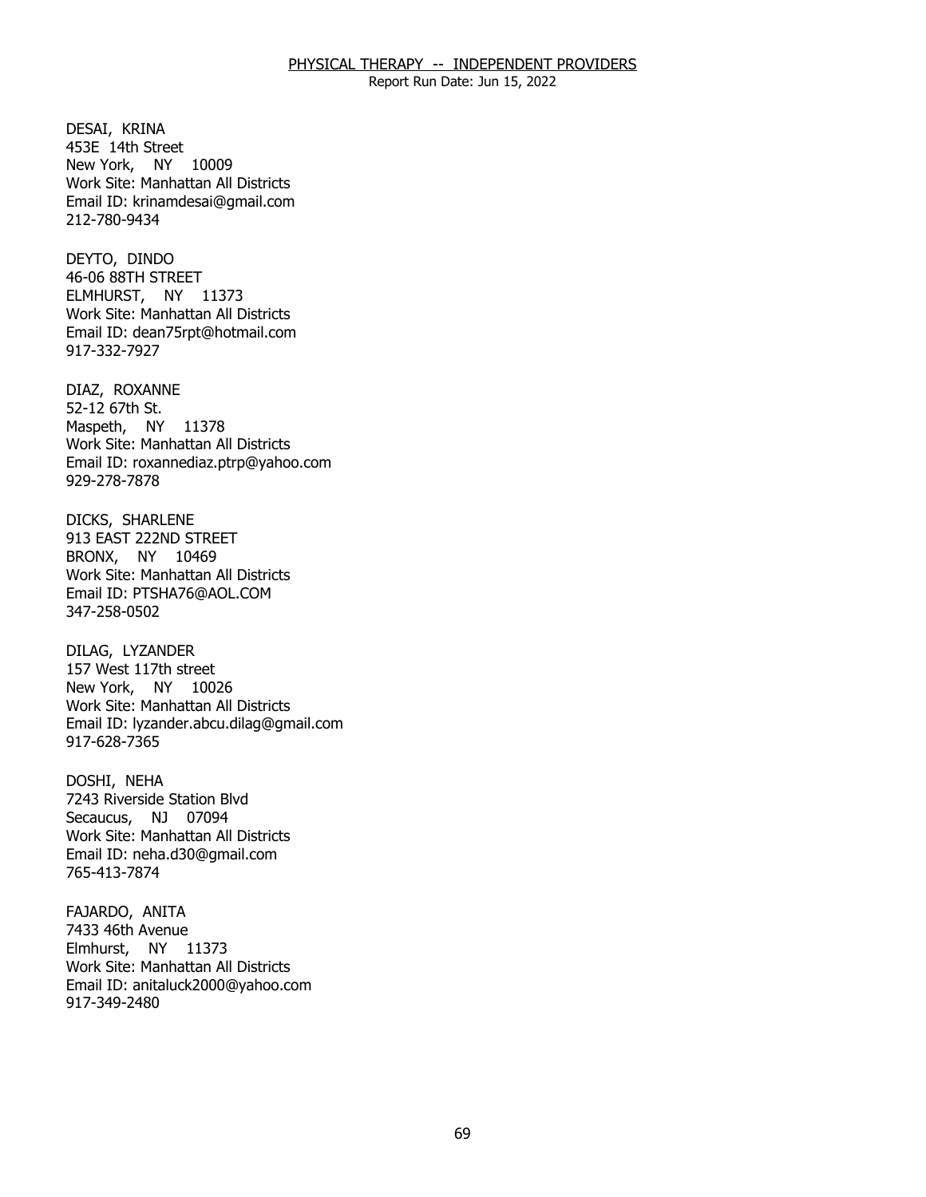DESAI, KRINA
453E 14th Street
New York, NY 10009
Work Site: Manhattan All Districts
Email ID: krinamdesai@gmail.com
212-780-9434

DEYTO, DINDO
46-06 88TH STREET
ELMHURST, NY 11373
Work Site: Manhattan All Districts
Email ID: dean75rpt@hotmail.com
917-332-7927

DIAZ, ROXANNE
52-12 67th St.
Maspeth, NY 11378
Work Site: Manhattan All Districts
Email ID: roxannediaz.ptrp@yahoo.com
929-278-7878

DICKS, SHARLENE
913 EAST 222ND STREET
BRONX, NY 10469
Work Site: Manhattan All Districts
Email ID: PTSHA76@AOL.COM
347-258-0502

DILAG, LYZANDER
157 West 117th street
New York, NY 10026
Work Site: Manhattan All Districts
Email ID: lyzander.abcu.dilag@gmail.com
917-628-7365

DOSHI, NEHA
7243 Riverside Station Blvd
Secaucus, NJ 07094
Work Site: Manhattan All Districts
Email ID: neha.d30@gmail.com
765-413-7874

FAJARDO, ANITA
7433 46th Avenue
Elmhurst, NY 11373
Work Site: Manhattan All Districts
Email ID: anitaluck2000@yahoo.com
917-349-2480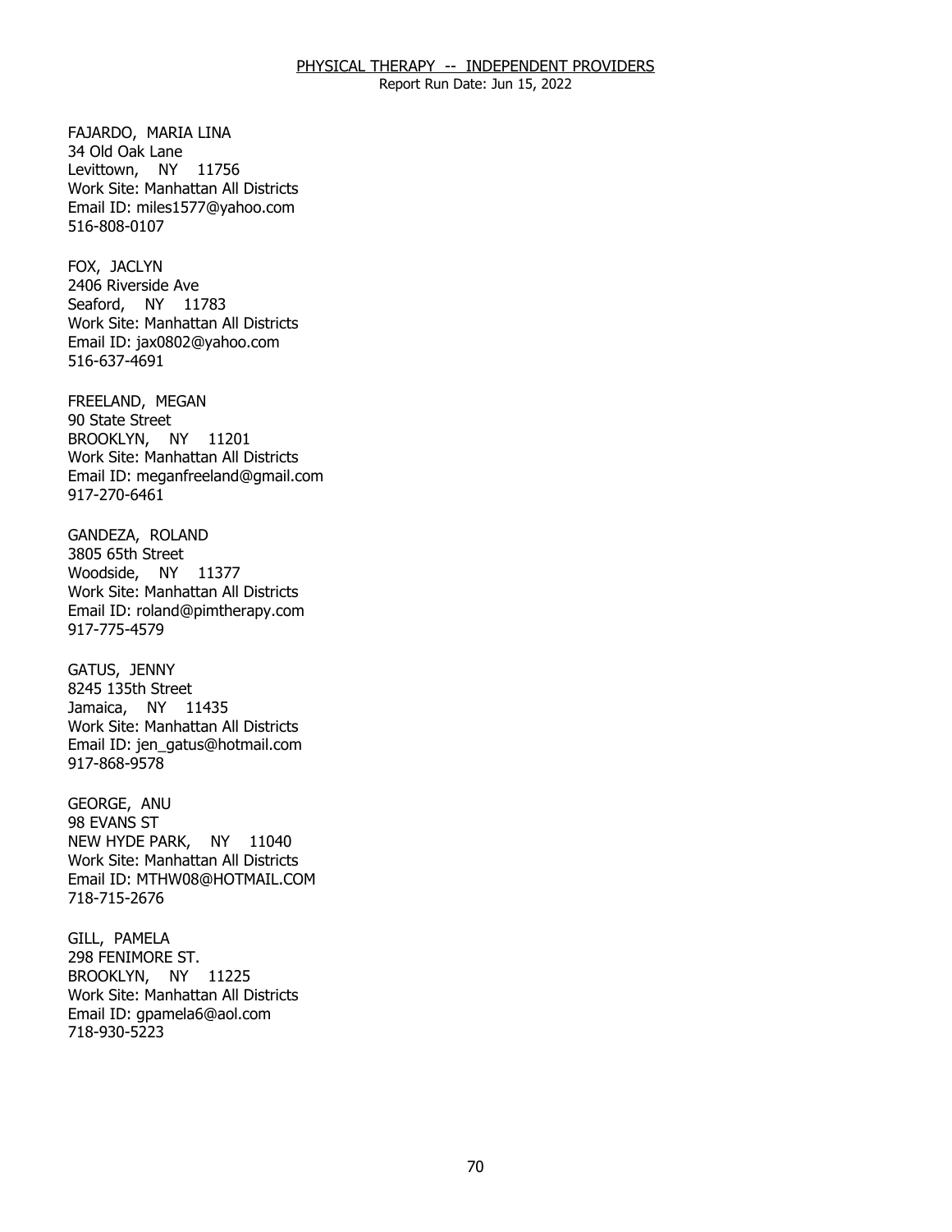FAJARDO, MARIA LINA
34 Old Oak Lane
Levittown, NY 11756
Work Site: Manhattan All Districts
Email ID: miles1577@yahoo.com
516-808-0107

FOX, JACLYN
2406 Riverside Ave
Seaford, NY 11783
Work Site: Manhattan All Districts
Email ID: jax0802@yahoo.com
516-637-4691

FREELAND, MEGAN
90 State Street
BROOKLYN, NY 11201
Work Site: Manhattan All Districts
Email ID: meganfreeland@gmail.com
917-270-6461

GANDEZA, ROLAND
3805 65th Street
Woodside, NY 11377
Work Site: Manhattan All Districts
Email ID: roland@pimtherapy.com
917-775-4579

GATUS, JENNY
8245 135th Street
Jamaica, NY 11435
Work Site: Manhattan All Districts
Email ID: jen_gatus@hotmail.com
917-868-9578

GEORGE, ANU
98 EVANS ST
NEW HYDE PARK, NY 11040
Work Site: Manhattan All Districts
Email ID: MTHW08@HOTMAIL.COM
718-715-2676

GILL, PAMELA
298 FENIMORE ST.
BROOKLYN, NY 11225
Work Site: Manhattan All Districts
Email ID: gpamela6@aol.com
718-930-5223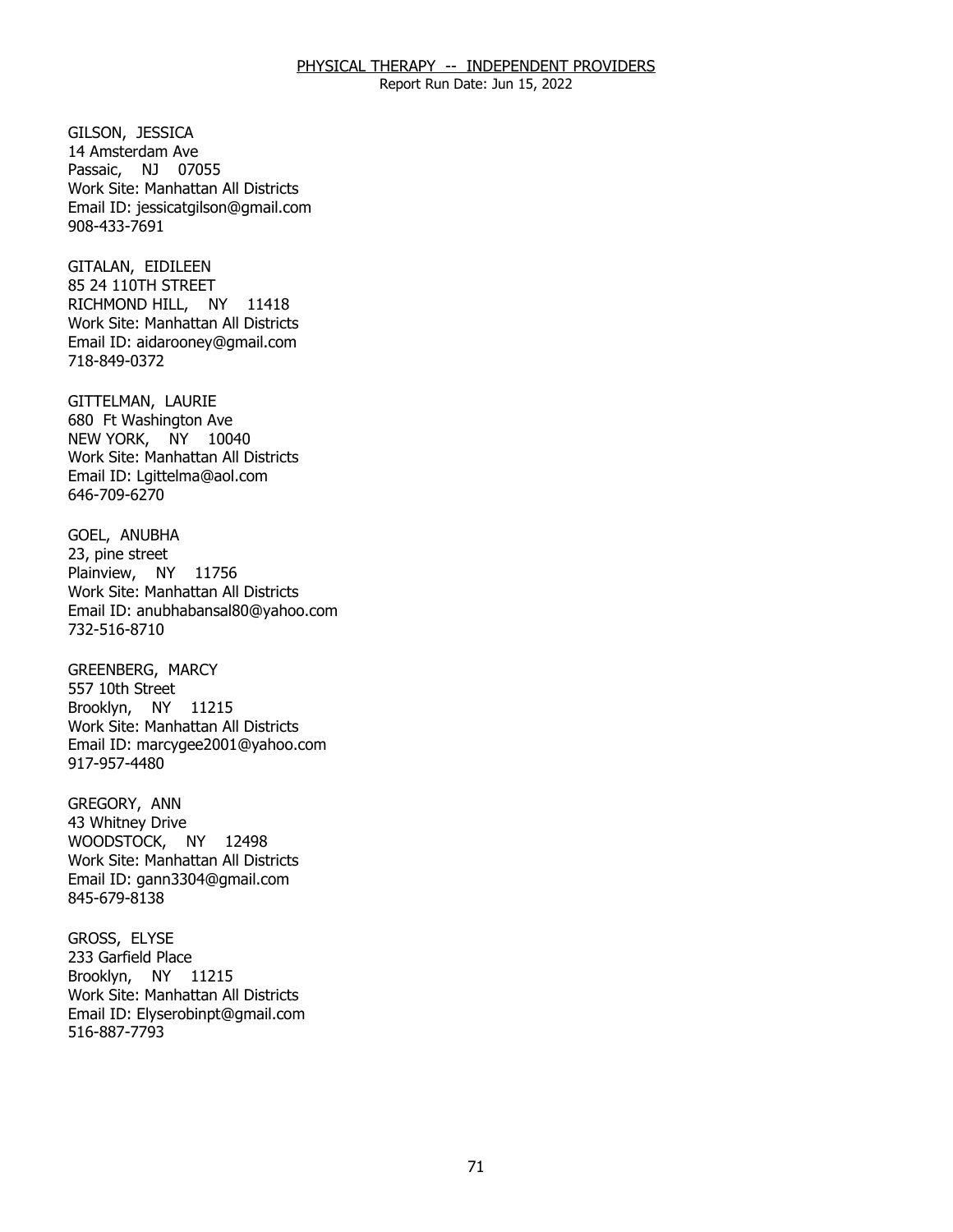GILSON, JESSICA
14 Amsterdam Ave
Passaic, NJ 07055
Work Site: Manhattan All Districts
Email ID: jessicatgilson@gmail.com
908-433-7691

GITALAN, EIDILEEN
85 24 110TH STREET
RICHMOND HILL, NY 11418
Work Site: Manhattan All Districts
Email ID: aidarooney@gmail.com
718-849-0372

GITTELMAN, LAURIE
680 Ft Washington Ave
NEW YORK, NY 10040
Work Site: Manhattan All Districts
Email ID: Lgittelma@aol.com
646-709-6270

GOEL, ANUBHA
23, pine street
Plainview, NY 11756
Work Site: Manhattan All Districts
Email ID: anubhabansal80@yahoo.com
732-516-8710

GREENBERG, MARCY
557 10th Street
Brooklyn, NY 11215
Work Site: Manhattan All Districts
Email ID: marcygee2001@yahoo.com
917-957-4480

GREGORY, ANN
43 Whitney Drive
WOODSTOCK, NY 12498
Work Site: Manhattan All Districts
Email ID: gann3304@gmail.com
845-679-8138

GROSS, ELYSE
233 Garfield Place
Brooklyn, NY 11215
Work Site: Manhattan All Districts
Email ID: Elyserobinpt@gmail.com
516-887-7793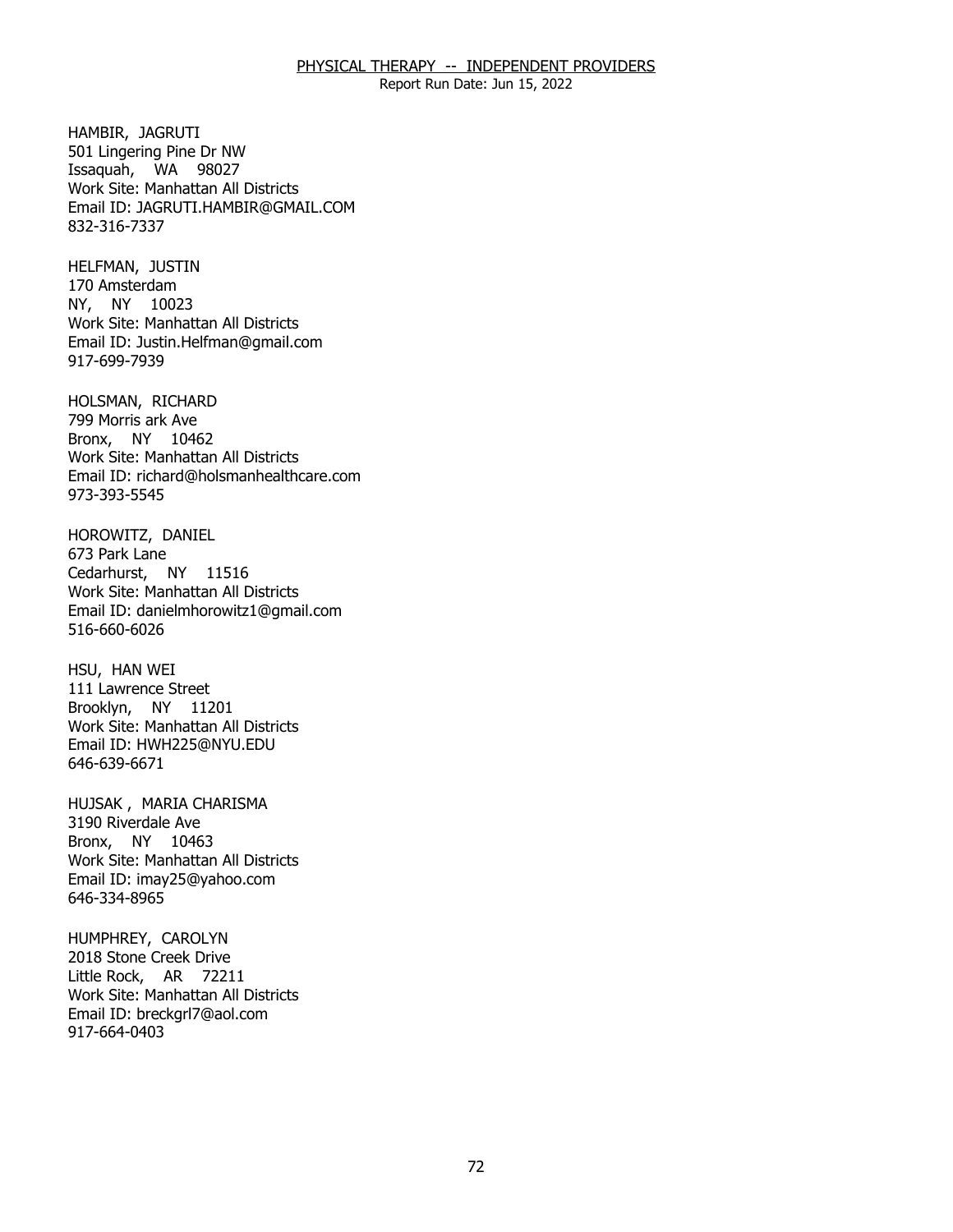HAMBIR, JAGRUTI
501 Lingering Pine Dr NW
Issaquah, WA 98027
Work Site: Manhattan All Districts
Email ID: JAGRUTI.HAMBIR@GMAIL.COM
832-316-7337

HELFMAN, JUSTIN
170 Amsterdam
NY, NY 10023
Work Site: Manhattan All Districts
Email ID: Justin.Helfman@gmail.com
917-699-7939

HOLSMAN, RICHARD
799 Morris ark Ave
Bronx, NY 10462
Work Site: Manhattan All Districts
Email ID: richard@holsmanhealthcare.com
973-393-5545

HOROWITZ, DANIEL
673 Park Lane
Cedarhurst, NY 11516
Work Site: Manhattan All Districts
Email ID: danielmhorowitz1@gmail.com
516-660-6026

HSU, HAN WEI
111 Lawrence Street
Brooklyn, NY 11201
Work Site: Manhattan All Districts
Email ID: HWH225@NYU.EDU
646-639-6671

HUJSAK , MARIA CHARISMA
3190 Riverdale Ave
Bronx, NY 10463
Work Site: Manhattan All Districts
Email ID: imay25@yahoo.com
646-334-8965

HUMPHREY, CAROLYN
2018 Stone Creek Drive
Little Rock, AR 72211
Work Site: Manhattan All Districts
Email ID: breckgrl7@aol.com
917-664-0403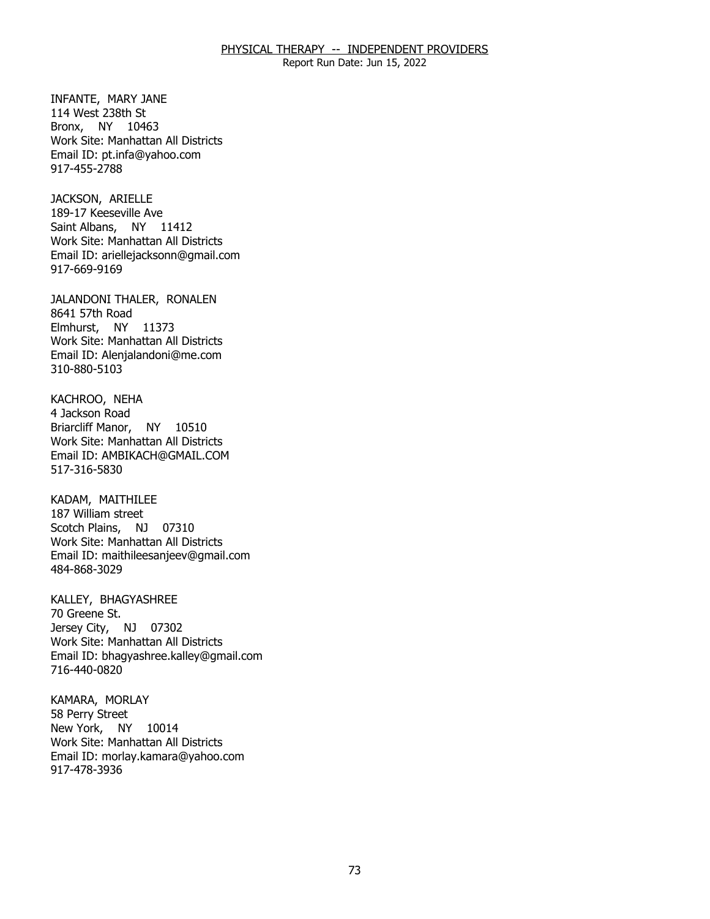INFANTE, MARY JANE
114 West 238th St
Bronx, NY 10463
Work Site: Manhattan All Districts
Email ID: pt.infa@yahoo.com
917-455-2788

JACKSON, ARIELLE
189-17 Keeseville Ave
Saint Albans, NY 11412
Work Site: Manhattan All Districts
Email ID: ariellejacksonn@gmail.com
917-669-9169

JALANDONI THALER, RONALEN
8641 57th Road
Elmhurst, NY 11373
Work Site: Manhattan All Districts
Email ID: Alenjalandoni@me.com
310-880-5103

KACHROO, NEHA
4 Jackson Road
Briarcliff Manor, NY 10510
Work Site: Manhattan All Districts
Email ID: AMBIKACH@GMAIL.COM
517-316-5830

KADAM, MAITHILEE
187 William street
Scotch Plains, NJ 07310
Work Site: Manhattan All Districts
Email ID: maithileesanjeev@gmail.com
484-868-3029

KALLEY, BHAGYASHREE
70 Greene St.
Jersey City, NJ 07302
Work Site: Manhattan All Districts
Email ID: bhagyashree.kalley@gmail.com
716-440-0820

KAMARA, MORLAY
58 Perry Street
New York, NY 10014
Work Site: Manhattan All Districts
Email ID: morlay.kamara@yahoo.com
917-478-3936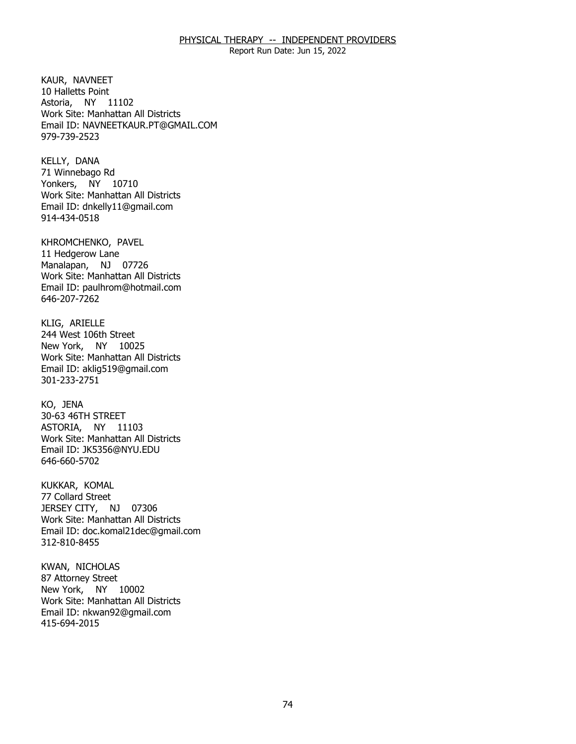KAUR, NAVNEET
10 Halletts Point
Astoria, NY 11102
Work Site: Manhattan All Districts
Email ID: NAVNEETKAUR.PT@GMAIL.COM
979-739-2523

KELLY, DANA
71 Winnebago Rd
Yonkers, NY 10710
Work Site: Manhattan All Districts
Email ID: dnkelly11@gmail.com
914-434-0518

KHROMCHENKO, PAVEL
11 Hedgerow Lane
Manalapan, NJ 07726
Work Site: Manhattan All Districts
Email ID: paulhrom@hotmail.com
646-207-7262

KLIG, ARIELLE
244 West 106th Street
New York, NY 10025
Work Site: Manhattan All Districts
Email ID: aklig519@gmail.com
301-233-2751

KO, JENA
30-63 46TH STREET
ASTORIA, NY 11103
Work Site: Manhattan All Districts
Email ID: JK5356@NYU.EDU
646-660-5702

KUKKAR, KOMAL
77 Collard Street
JERSEY CITY, NJ 07306
Work Site: Manhattan All Districts
Email ID: doc.komal21dec@gmail.com
312-810-8455

KWAN, NICHOLAS
87 Attorney Street
New York, NY 10002
Work Site: Manhattan All Districts
Email ID: nkwan92@gmail.com
415-694-2015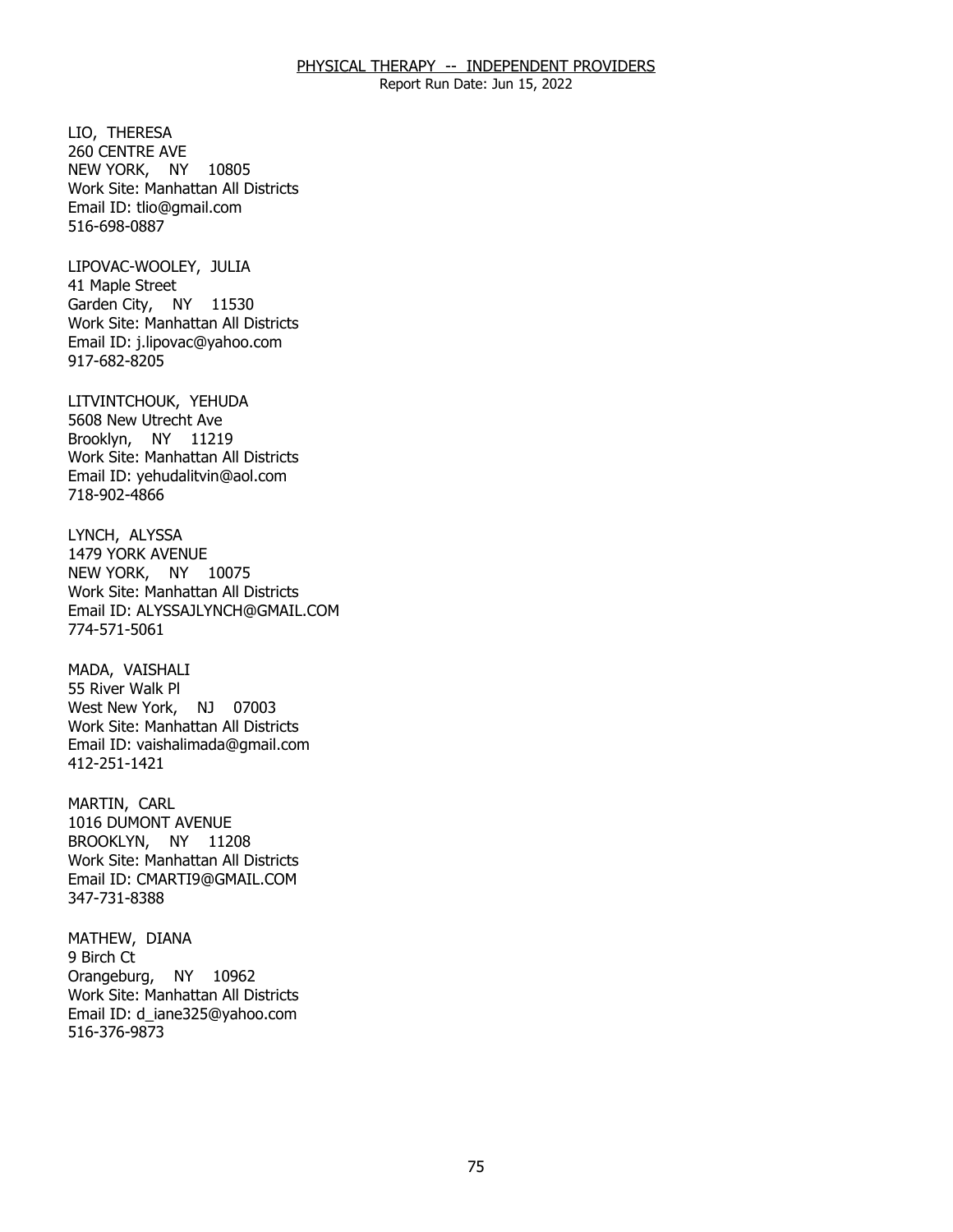LIO, THERESA
260 CENTRE AVE
NEW YORK, NY 10805
Work Site: Manhattan All Districts
Email ID: tlio@gmail.com
516-698-0887

LIPOVAC-WOOLEY, JULIA
41 Maple Street
Garden City, NY 11530
Work Site: Manhattan All Districts
Email ID: j.lipovac@yahoo.com
917-682-8205

LITVINTCHOUK, YEHUDA
5608 New Utrecht Ave
Brooklyn, NY 11219
Work Site: Manhattan All Districts
Email ID: yehudalitvin@aol.com
718-902-4866

LYNCH, ALYSSA
1479 YORK AVENUE
NEW YORK, NY 10075
Work Site: Manhattan All Districts
Email ID: ALYSSAJLYNCH@GMAIL.COM
774-571-5061

MADA, VAISHALI
55 River Walk Pl
West New York, NJ 07003
Work Site: Manhattan All Districts
Email ID: vaishalimada@gmail.com
412-251-1421

MARTIN, CARL
1016 DUMONT AVENUE
BROOKLYN, NY 11208
Work Site: Manhattan All Districts
Email ID: CMARTI9@GMAIL.COM
347-731-8388

MATHEW, DIANA
9 Birch Ct
Orangeburg, NY 10962
Work Site: Manhattan All Districts
Email ID: d_iane325@yahoo.com
516-376-9873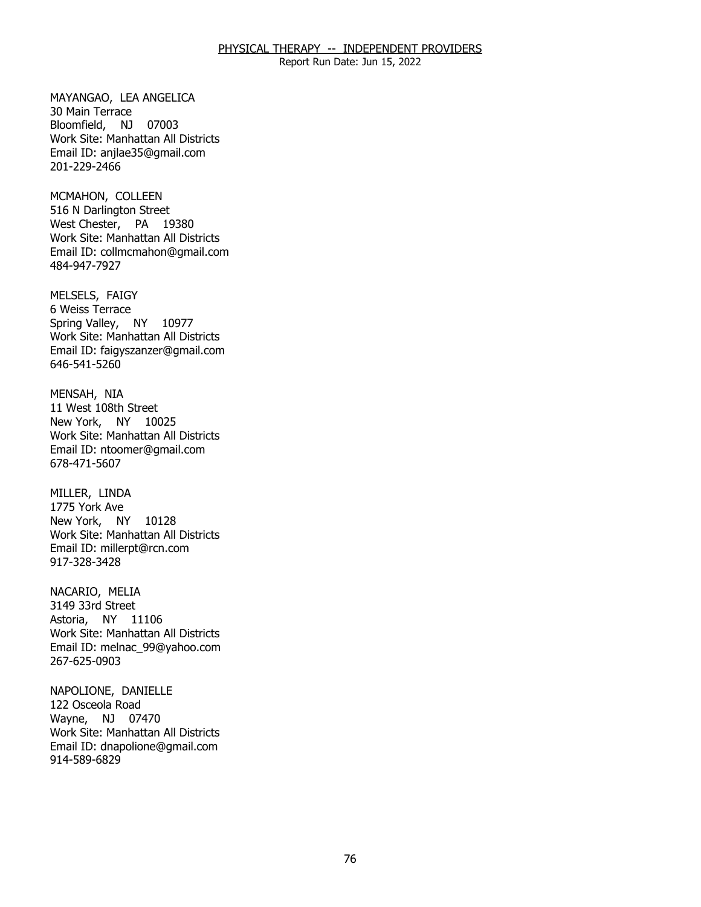## PHYSICAL THERAPY -- INDEPENDENT PROVIDERS

Report Run Date: Jun 15, 2022

MAYANGAO, LEA ANGELICA
30 Main Terrace
Bloomfield, NJ 07003
Work Site: Manhattan All Districts
Email ID: anjlae35@gmail.com
201-229-2466

MCMAHON, COLLEEN
516 N Darlington Street
West Chester, PA 19380
Work Site: Manhattan All Districts
Email ID: collmcmahon@gmail.com
484-947-7927

MELSELS, FAIGY
6 Weiss Terrace
Spring Valley, NY 10977
Work Site: Manhattan All Districts
Email ID: faigyszanzer@gmail.com
646-541-5260

MENSAH, NIA
11 West 108th Street
New York, NY 10025
Work Site: Manhattan All Districts
Email ID: ntoomer@gmail.com
678-471-5607

MILLER, LINDA
1775 York Ave
New York, NY 10128
Work Site: Manhattan All Districts
Email ID: millerpt@rcn.com
917-328-3428

NACARIO, MELIA
3149 33rd Street
Astoria, NY 11106
Work Site: Manhattan All Districts
Email ID: melnac_99@yahoo.com
267-625-0903

NAPOLIONE, DANIELLE
122 Osceola Road
Wayne, NJ 07470
Work Site: Manhattan All Districts
Email ID: dnapolione@gmail.com
914-589-6829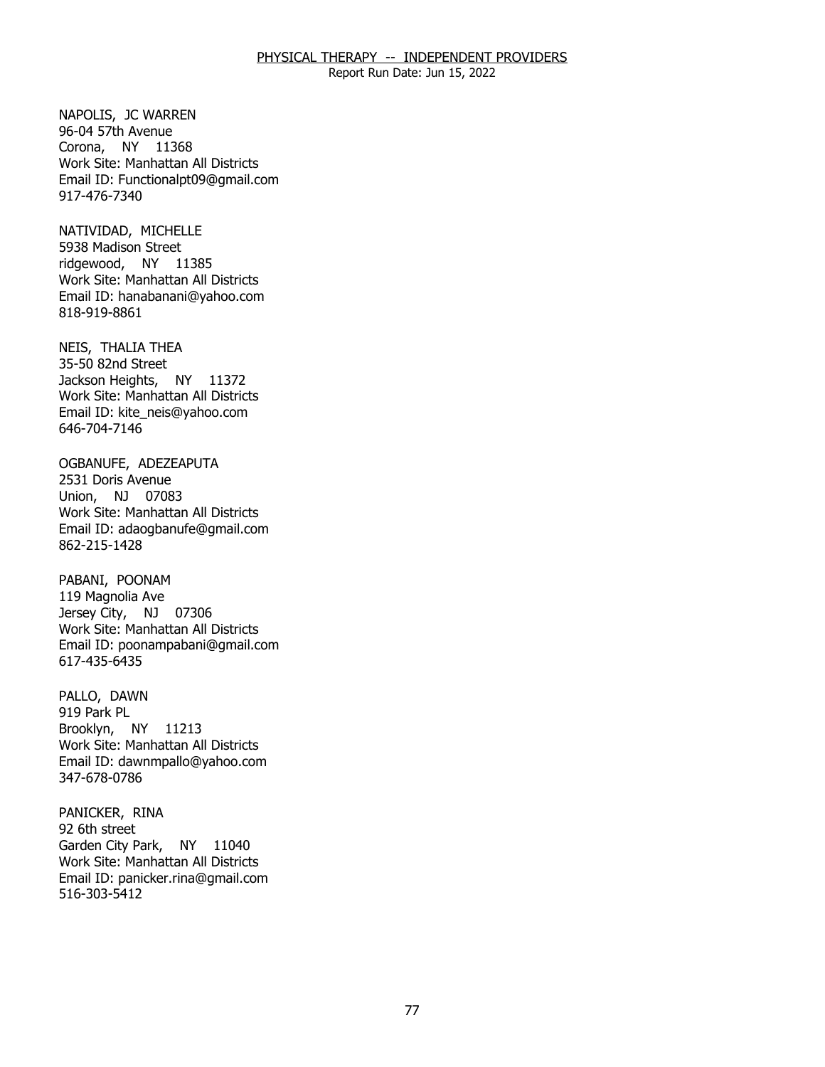# PHYSICAL THERAPY -- INDEPENDENT PROVIDERS

Report Run Date: Jun 15, 2022

NAPOLIS, JC WARREN
96-04 57th Avenue
Corona, NY 11368
Work Site: Manhattan All Districts
Email ID: Functionalpt09@gmail.com
917-476-7340

NATIVIDAD, MICHELLE
5938 Madison Street
ridgewood, NY 11385
Work Site: Manhattan All Districts
Email ID: hanabanani@yahoo.com
818-919-8861

NEIS, THALIA THEA
35-50 82nd Street
Jackson Heights, NY 11372
Work Site: Manhattan All Districts
Email ID: kite_neis@yahoo.com
646-704-7146

OGBANUFE, ADEZEAPUTA
2531 Doris Avenue
Union, NJ 07083
Work Site: Manhattan All Districts
Email ID: adaogbanufe@gmail.com
862-215-1428

PABANI, POONAM
119 Magnolia Ave
Jersey City, NJ 07306
Work Site: Manhattan All Districts
Email ID: poonampabani@gmail.com
617-435-6435

PALLO, DAWN
919 Park PL
Brooklyn, NY 11213
Work Site: Manhattan All Districts
Email ID: dawnmpallo@yahoo.com
347-678-0786

PANICKER, RINA
92 6th street
Garden City Park, NY 11040
Work Site: Manhattan All Districts
Email ID: panicker.rina@gmail.com
516-303-5412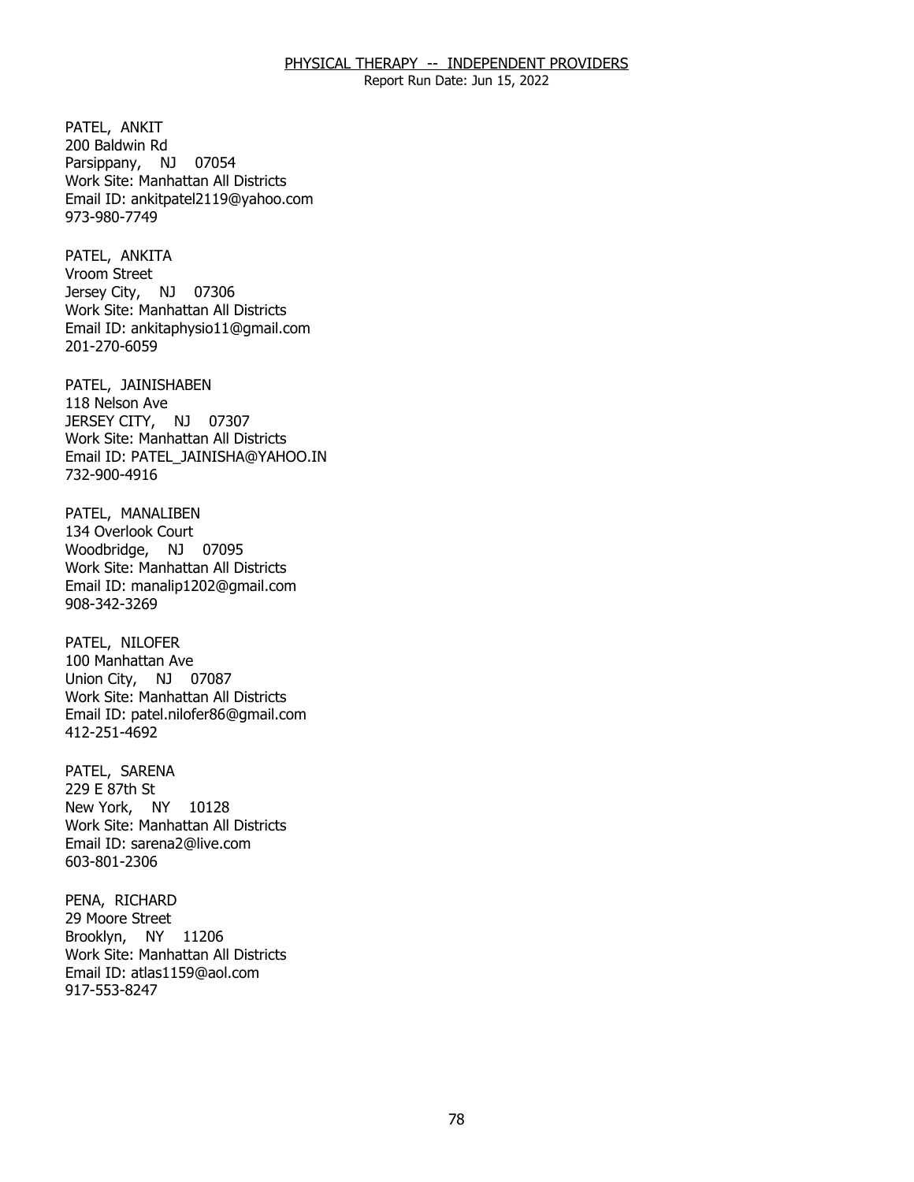PATEL, ANKIT
200 Baldwin Rd
Parsippany, NJ 07054
Work Site: Manhattan All Districts
Email ID: ankitpatel2119@yahoo.com
973-980-7749

PATEL, ANKITA
Vroom Street
Jersey City, NJ 07306
Work Site: Manhattan All Districts
Email ID: ankitaphysio11@gmail.com
201-270-6059

PATEL, JAINISHABEN
118 Nelson Ave
JERSEY CITY, NJ 07307
Work Site: Manhattan All Districts
Email ID: PATEL_JAINISHA@YAHOO.IN
732-900-4916

PATEL, MANALIBEN
134 Overlook Court
Woodbridge, NJ 07095
Work Site: Manhattan All Districts
Email ID: manalip1202@gmail.com
908-342-3269

PATEL, NILOFER
100 Manhattan Ave
Union City, NJ 07087
Work Site: Manhattan All Districts
Email ID: patel.nilofer86@gmail.com
412-251-4692

PATEL, SARENA
229 E 87th St
New York, NY 10128
Work Site: Manhattan All Districts
Email ID: sarena2@live.com
603-801-2306

PENA, RICHARD
29 Moore Street
Brooklyn, NY 11206
Work Site: Manhattan All Districts
Email ID: atlas1159@aol.com
917-553-8247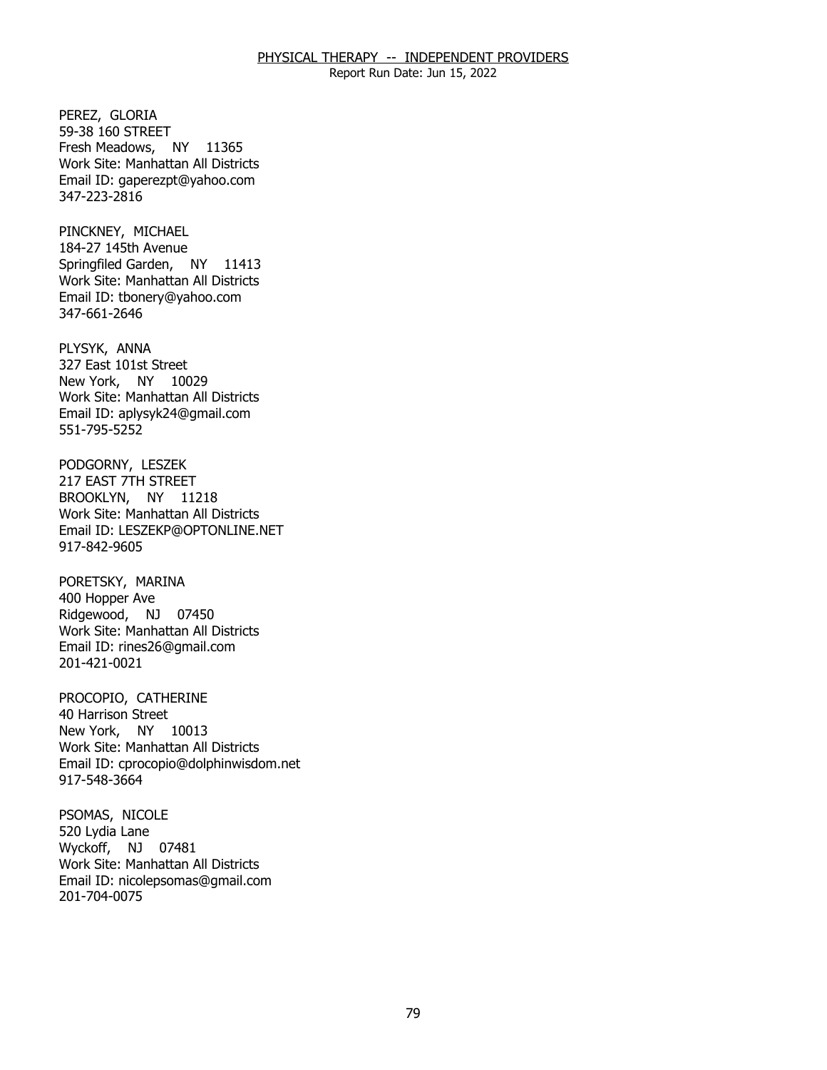PEREZ, GLORIA
59-38 160 STREET
Fresh Meadows, NY 11365
Work Site: Manhattan All Districts
Email ID: gaperezpt@yahoo.com
347-223-2816

PINCKNEY, MICHAEL
184-27 145th Avenue
Springfiled Garden, NY 11413
Work Site: Manhattan All Districts
Email ID: tbonery@yahoo.com
347-661-2646

PLYSYK, ANNA
327 East 101st Street
New York, NY 10029
Work Site: Manhattan All Districts
Email ID: aplysyk24@gmail.com
551-795-5252

PODGORNY, LESZEK
217 EAST 7TH STREET
BROOKLYN, NY 11218
Work Site: Manhattan All Districts
Email ID: LESZEKP@OPTONLINE.NET
917-842-9605

PORETSKY, MARINA
400 Hopper Ave
Ridgewood, NJ 07450
Work Site: Manhattan All Districts
Email ID: rines26@gmail.com
201-421-0021

PROCOPIO, CATHERINE
40 Harrison Street
New York, NY 10013
Work Site: Manhattan All Districts
Email ID: cprocopio@dolphinwisdom.net
917-548-3664

PSOMAS, NICOLE
520 Lydia Lane
Wyckoff, NJ 07481
Work Site: Manhattan All Districts
Email ID: nicolepsomas@gmail.com
201-704-0075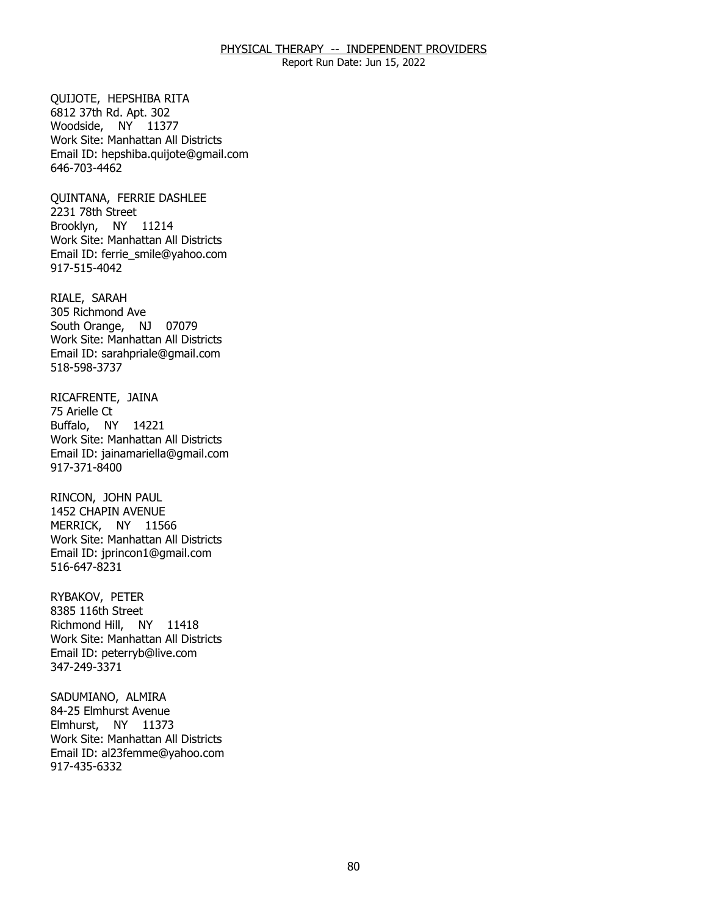QUIJOTE, HEPSHIBA RITA
6812 37th Rd. Apt. 302
Woodside, NY 11377
Work Site: Manhattan All Districts
Email ID: hepshiba.quijote@gmail.com
646-703-4462

QUINTANA, FERRIE DASHLEE
2231 78th Street
Brooklyn, NY 11214
Work Site: Manhattan All Districts
Email ID: ferrie_smile@yahoo.com
917-515-4042

RIALE, SARAH
305 Richmond Ave
South Orange, NJ 07079
Work Site: Manhattan All Districts
Email ID: sarahpriale@gmail.com
518-598-3737

RICAFRENTE, JAINA
75 Arielle Ct
Buffalo, NY 14221
Work Site: Manhattan All Districts
Email ID: jainamariella@gmail.com
917-371-8400

RINCON, JOHN PAUL
1452 CHAPIN AVENUE
MERRICK, NY 11566
Work Site: Manhattan All Districts
Email ID: jprincon1@gmail.com
516-647-8231

RYBAKOV, PETER
8385 116th Street
Richmond Hill, NY 11418
Work Site: Manhattan All Districts
Email ID: peterryb@live.com
347-249-3371

SADUMIANO, ALMIRA
84-25 Elmhurst Avenue
Elmhurst, NY 11373
Work Site: Manhattan All Districts
Email ID: al23femme@yahoo.com
917-435-6332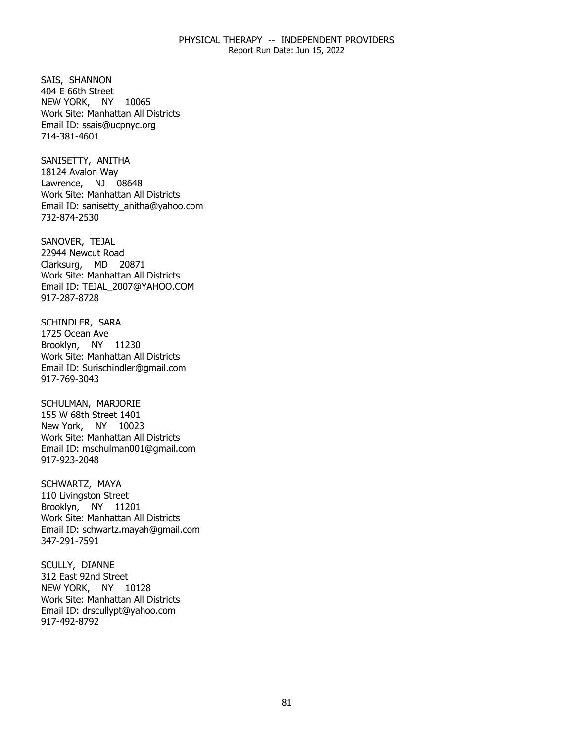SAIS, SHANNON
404 E 66th Street
NEW YORK, NY 10065
Work Site: Manhattan All Districts
Email ID: ssais@ucpnyc.org
714-381-4601

SANISETTY, ANITHA
18124 Avalon Way
Lawrence, NJ 08648
Work Site: Manhattan All Districts
Email ID: sanisetty_anitha@yahoo.com
732-874-2530

SANOVER, TEJAL
22944 Newcut Road
Clarksurg, MD 20871
Work Site: Manhattan All Districts
Email ID: TEJAL_2007@YAHOO.COM
917-287-8728

SCHINDLER, SARA
1725 Ocean Ave
Brooklyn, NY 11230
Work Site: Manhattan All Districts
Email ID: Surischindler@gmail.com
917-769-3043

SCHULMAN, MARJORIE
155 W 68th Street 1401
New York, NY 10023
Work Site: Manhattan All Districts
Email ID: mschulman001@gmail.com
917-923-2048

SCHWARTZ, MAYA
110 Livingston Street
Brooklyn, NY 11201
Work Site: Manhattan All Districts
Email ID: schwartz.mayah@gmail.com
347-291-7591

SCULLY, DIANNE
312 East 92nd Street
NEW YORK, NY 10128
Work Site: Manhattan All Districts
Email ID: drscullypt@yahoo.com
917-492-8792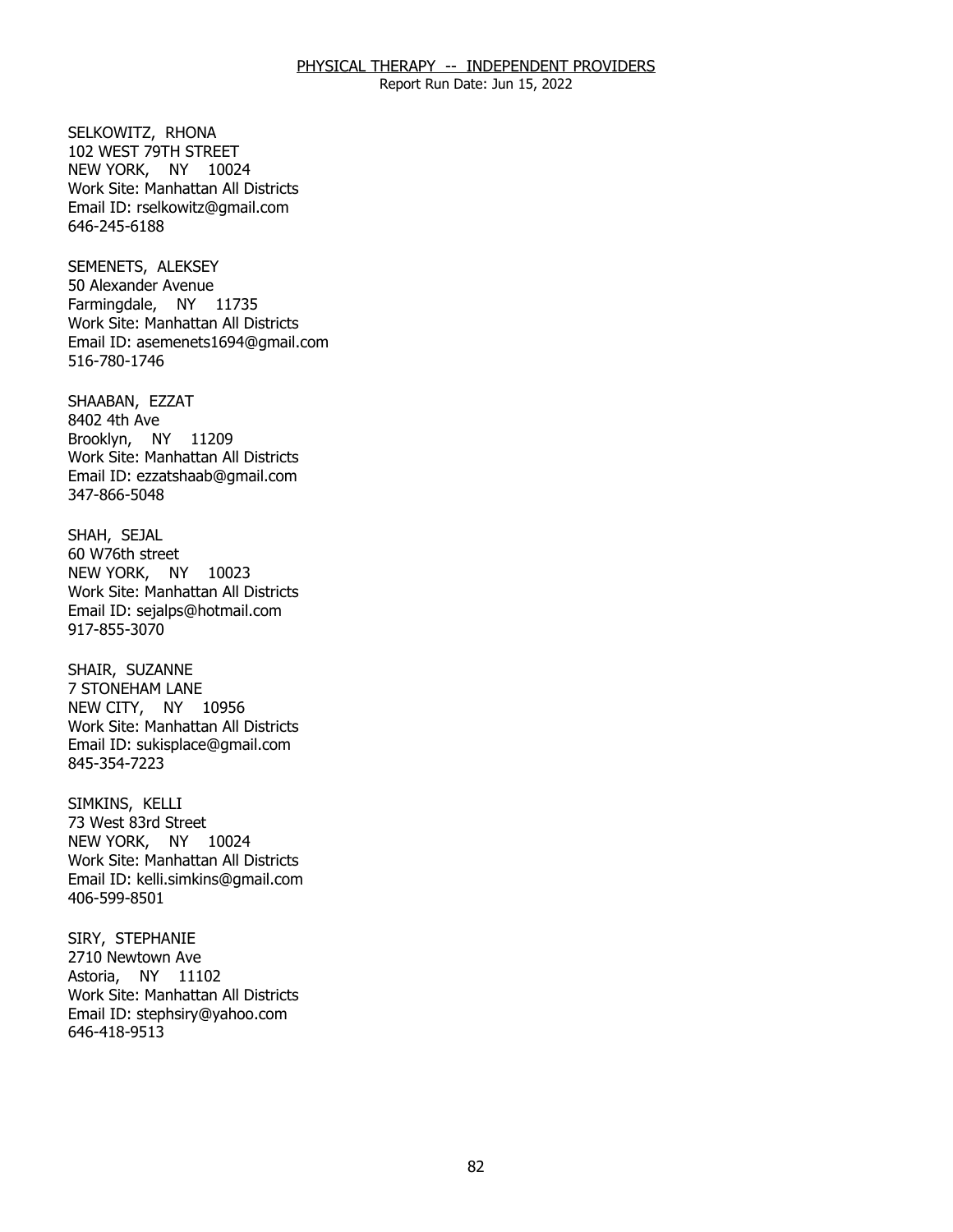SELKOWITZ, RHONA
102 WEST 79TH STREET
NEW YORK, NY 10024
Work Site: Manhattan All Districts
Email ID: rselkowitz@gmail.com
646-245-6188

SEMENETS, ALEKSEY
50 Alexander Avenue
Farmingdale, NY 11735
Work Site: Manhattan All Districts
Email ID: asemenets1694@gmail.com
516-780-1746

SHAABAN, EZZAT
8402 4th Ave
Brooklyn, NY 11209
Work Site: Manhattan All Districts
Email ID: ezzatshaab@gmail.com
347-866-5048

SHAH, SEJAL
60 W76th street
NEW YORK, NY 10023
Work Site: Manhattan All Districts
Email ID: sejalps@hotmail.com
917-855-3070

SHAIR, SUZANNE
7 STONEHAM LANE
NEW CITY, NY 10956
Work Site: Manhattan All Districts
Email ID: sukisplace@gmail.com
845-354-7223

SIMKINS, KELLI
73 West 83rd Street
NEW YORK, NY 10024
Work Site: Manhattan All Districts
Email ID: kelli.simkins@gmail.com
406-599-8501

SIRY, STEPHANIE
2710 Newtown Ave
Astoria, NY 11102
Work Site: Manhattan All Districts
Email ID: stephsiry@yahoo.com
646-418-9513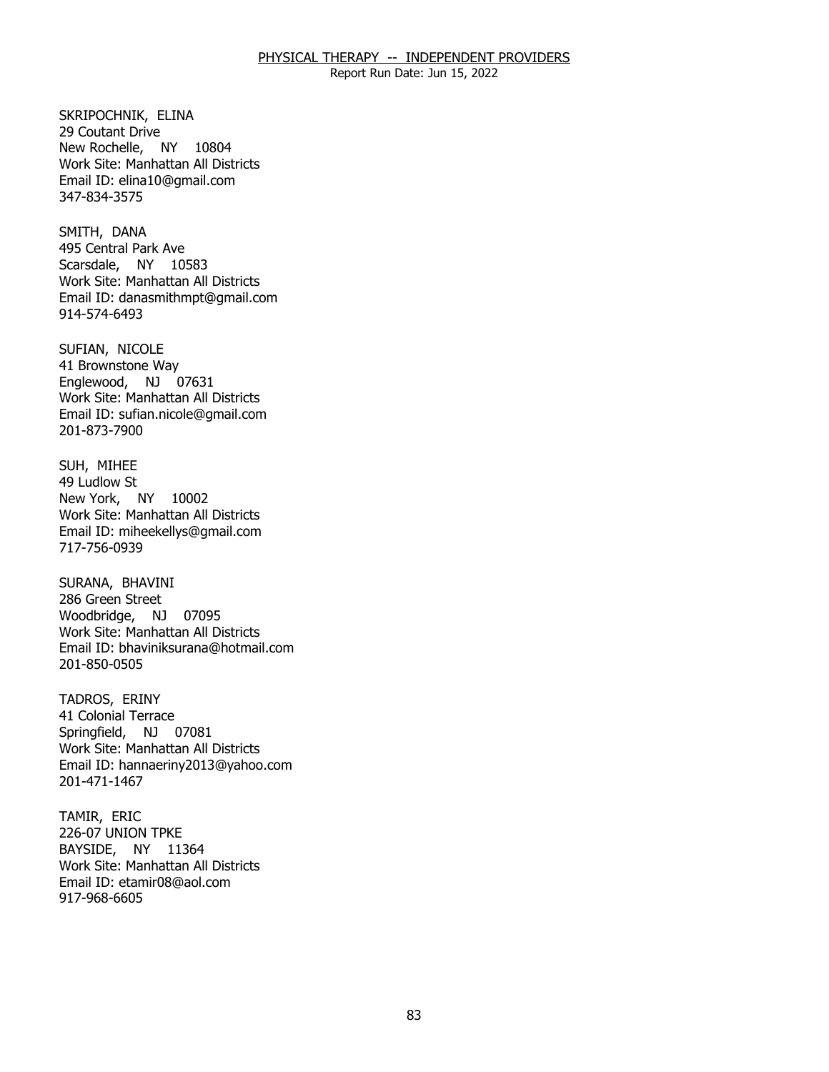SKRIPOCHNIK, ELINA
29 Coutant Drive
New Rochelle, NY 10804
Work Site: Manhattan All Districts
Email ID: elina10@gmail.com
347-834-3575

SMITH, DANA
495 Central Park Ave
Scarsdale, NY 10583
Work Site: Manhattan All Districts
Email ID: danasmithmpt@gmail.com
914-574-6493

SUFIAN, NICOLE
41 Brownstone Way
Englewood, NJ 07631
Work Site: Manhattan All Districts
Email ID: sufian.nicole@gmail.com
201-873-7900

SUH, MIHEE
49 Ludlow St
New York, NY 10002
Work Site: Manhattan All Districts
Email ID: miheekellys@gmail.com
717-756-0939

SURANA, BHAVINI
286 Green Street
Woodbridge, NJ 07095
Work Site: Manhattan All Districts
Email ID: bhaviniksurana@hotmail.com
201-850-0505

TADROS, ERINY
41 Colonial Terrace
Springfield, NJ 07081
Work Site: Manhattan All Districts
Email ID: hannaeriny2013@yahoo.com
201-471-1467

TAMIR, ERIC
226-07 UNION TPKE
BAYSIDE, NY 11364
Work Site: Manhattan All Districts
Email ID: etamir08@aol.com
917-968-6605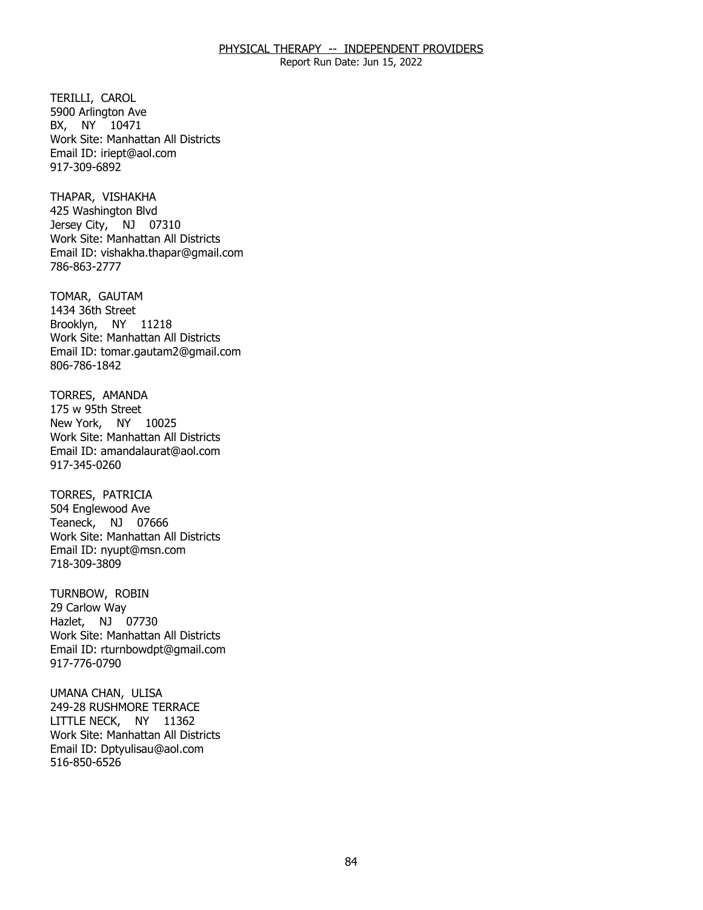TERILLI, CAROL
5900 Arlington Ave
BX, NY 10471
Work Site: Manhattan All Districts
Email ID: iriept@aol.com
917-309-6892

THAPAR, VISHAKHA
425 Washington Blvd
Jersey City, NJ 07310
Work Site: Manhattan All Districts
Email ID: vishakha.thapar@gmail.com
786-863-2777

TOMAR, GAUTAM
1434 36th Street
Brooklyn, NY 11218
Work Site: Manhattan All Districts
Email ID: tomar.gautam2@gmail.com
806-786-1842

TORRES, AMANDA
175 w 95th Street
New York, NY 10025
Work Site: Manhattan All Districts
Email ID: amandalaurat@aol.com
917-345-0260

TORRES, PATRICIA
504 Englewood Ave
Teaneck, NJ 07666
Work Site: Manhattan All Districts
Email ID: nyupt@msn.com
718-309-3809

TURNBOW, ROBIN
29 Carlow Way
Hazlet, NJ 07730
Work Site: Manhattan All Districts
Email ID: rturnbowdpt@gmail.com
917-776-0790

UMANA CHAN, ULISA
249-28 RUSHMORE TERRACE
LITTLE NECK, NY 11362
Work Site: Manhattan All Districts
Email ID: Dptyulisau@aol.com
516-850-6526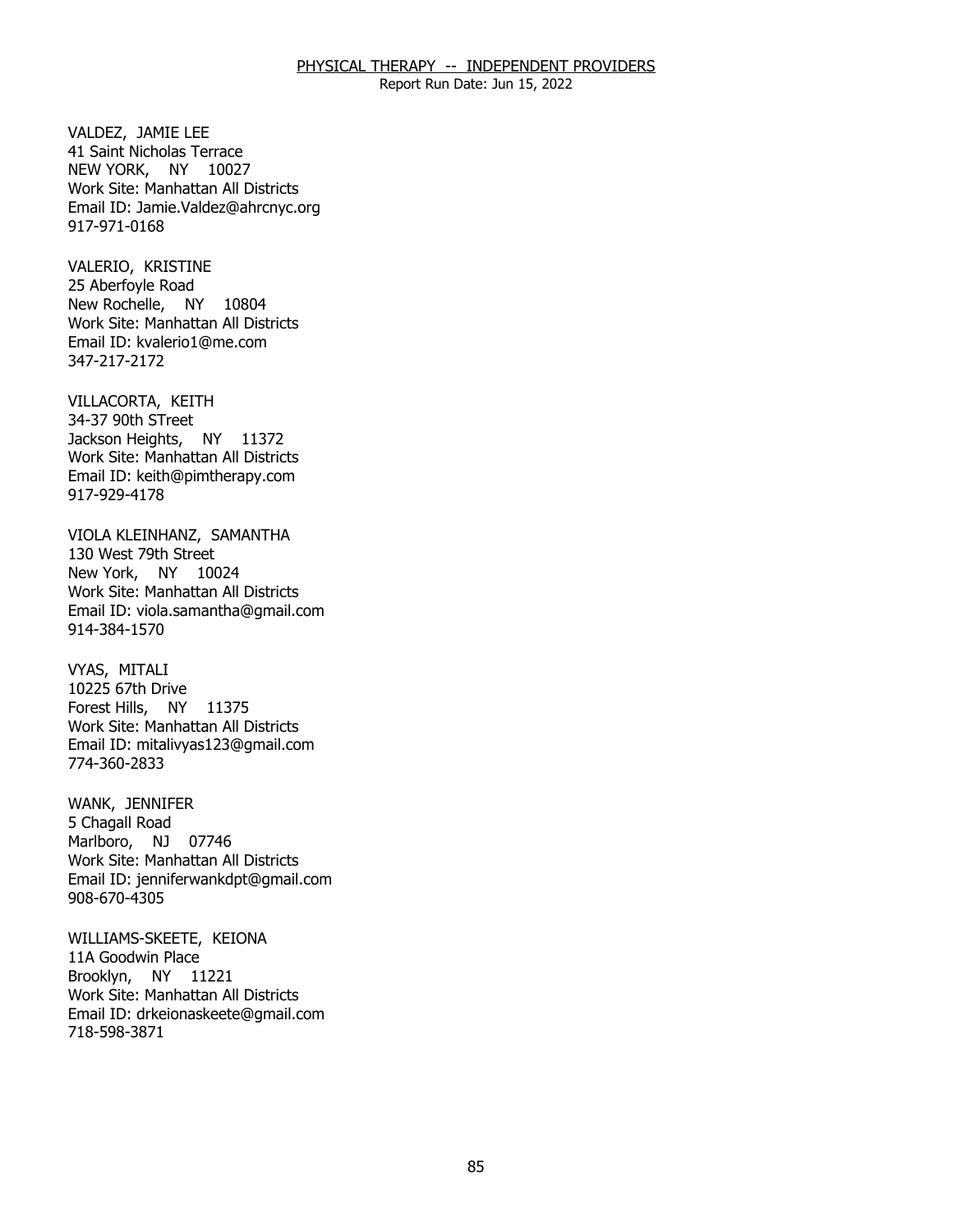VALDEZ, JAMIE LEE
41 Saint Nicholas Terrace
NEW YORK, NY 10027
Work Site: Manhattan All Districts
Email ID: Jamie.Valdez@ahrcnyc.org
917-971-0168

VALERIO, KRISTINE
25 Aberfoyle Road
New Rochelle, NY 10804
Work Site: Manhattan All Districts
Email ID: kvalerio1@me.com
347-217-2172

VILLACORTA, KEITH
34-37 90th STreet
Jackson Heights, NY 11372
Work Site: Manhattan All Districts
Email ID: keith@pimtherapy.com
917-929-4178

VIOLA KLEINHANZ, SAMANTHA
130 West 79th Street
New York, NY 10024
Work Site: Manhattan All Districts
Email ID: viola.samantha@gmail.com
914-384-1570

VYAS, MITALI
10225 67th Drive
Forest Hills, NY 11375
Work Site: Manhattan All Districts
Email ID: mitalivyas123@gmail.com
774-360-2833

WANK, JENNIFER
5 Chagall Road
Marlboro, NJ 07746
Work Site: Manhattan All Districts
Email ID: jenniferwankdpt@gmail.com
908-670-4305

WILLIAMS-SKEETE, KEIONA
11A Goodwin Place
Brooklyn, NY 11221
Work Site: Manhattan All Districts
Email ID: drkeionaskeete@gmail.com
718-598-3871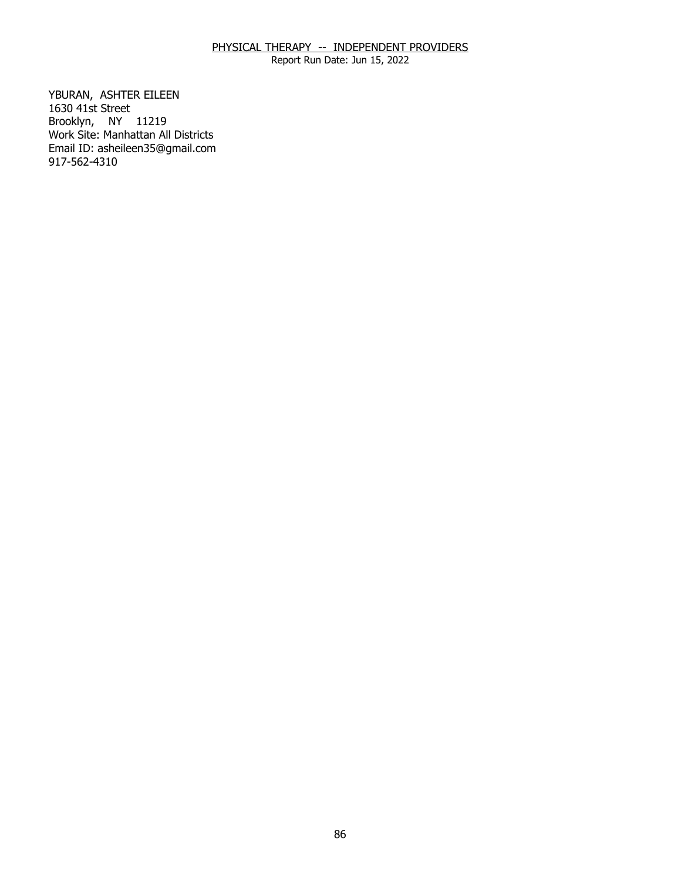PHYSICAL THERAPY -- INDEPENDENT PROVIDERS
Report Run Date: Jun 15, 2022

YBURAN, ASHTER EILEEN
1630 41st Street
Brooklyn, NY 11219
Work Site: Manhattan All Districts
Email ID: asheileen35@gmail.com
917-562-4310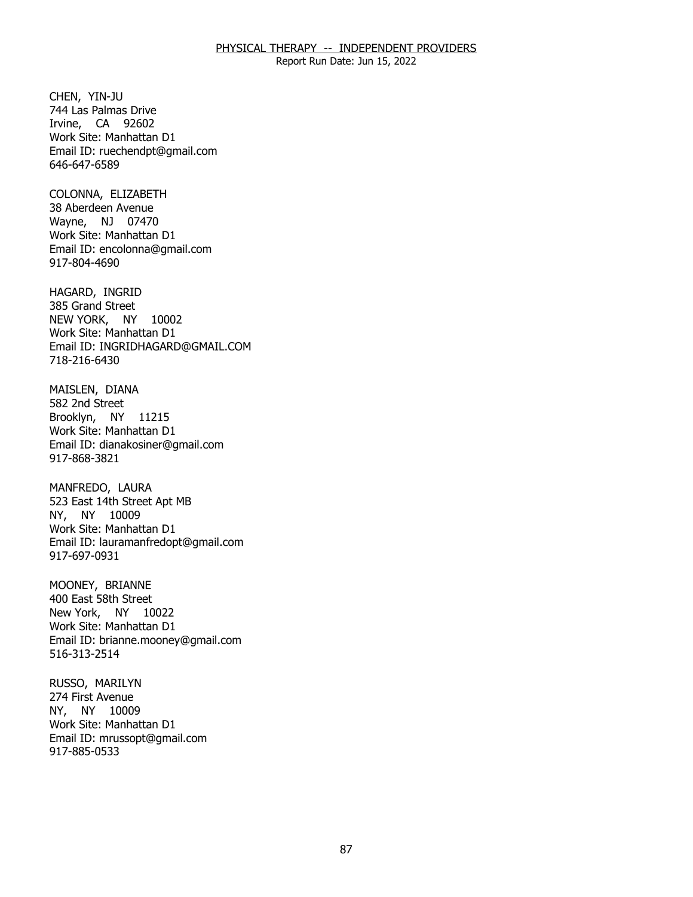CHEN, YIN-JU
744 Las Palmas Drive
Irvine, CA 92602
Work Site: Manhattan D1
Email ID: ruechendpt@gmail.com
646-647-6589

COLONNA, ELIZABETH
38 Aberdeen Avenue
Wayne, NJ 07470
Work Site: Manhattan D1
Email ID: encolonna@gmail.com
917-804-4690

HAGARD, INGRID
385 Grand Street
NEW YORK, NY 10002
Work Site: Manhattan D1
Email ID: INGRIDHAGARD@GMAIL.COM
718-216-6430

MAISLEN, DIANA
582 2nd Street
Brooklyn, NY 11215
Work Site: Manhattan D1
Email ID: dianakosiner@gmail.com
917-868-3821

MANFREDO, LAURA
523 East 14th Street Apt MB
NY, NY 10009
Work Site: Manhattan D1
Email ID: lauramanfredopt@gmail.com
917-697-0931

MOONEY, BRIANNE
400 East 58th Street
New York, NY 10022
Work Site: Manhattan D1
Email ID: brianne.mooney@gmail.com
516-313-2514

RUSSO, MARILYN
274 First Avenue
NY, NY 10009
Work Site: Manhattan D1
Email ID: mrussopt@gmail.com
917-885-0533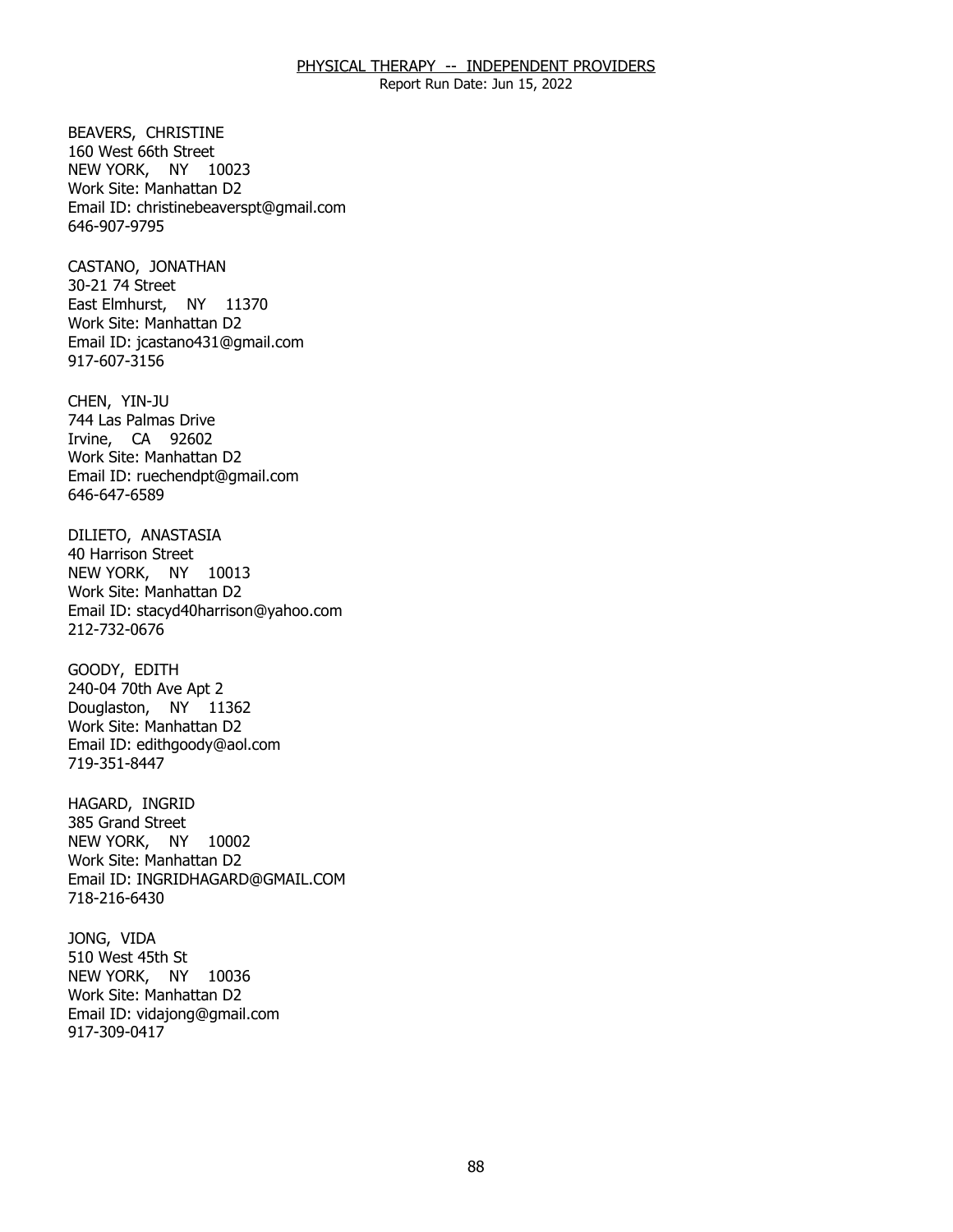## PHYSICAL THERAPY -- INDEPENDENT PROVIDERS

Report Run Date: Jun 15, 2022

BEAVERS, CHRISTINE
160 West 66th Street
NEW YORK, NY 10023
Work Site: Manhattan D2
Email ID: christinebeaverspt@gmail.com
646-907-9795

CASTANO, JONATHAN
30-21 74 Street
East Elmhurst, NY 11370
Work Site: Manhattan D2
Email ID: jcastano431@gmail.com
917-607-3156

CHEN, YIN-JU
744 Las Palmas Drive
Irvine, CA 92602
Work Site: Manhattan D2
Email ID: ruechendpt@gmail.com
646-647-6589

DILIETO, ANASTASIA
40 Harrison Street
NEW YORK, NY 10013
Work Site: Manhattan D2
Email ID: stacyd40harrison@yahoo.com
212-732-0676

GOODY, EDITH
240-04 70th Ave Apt 2
Douglaston, NY 11362
Work Site: Manhattan D2
Email ID: edithgoody@aol.com
719-351-8447

HAGARD, INGRID
385 Grand Street
NEW YORK, NY 10002
Work Site: Manhattan D2
Email ID: INGRIDHAGARD@GMAIL.COM
718-216-6430

JONG, VIDA
510 West 45th St
NEW YORK, NY 10036
Work Site: Manhattan D2
Email ID: vidajong@gmail.com
917-309-0417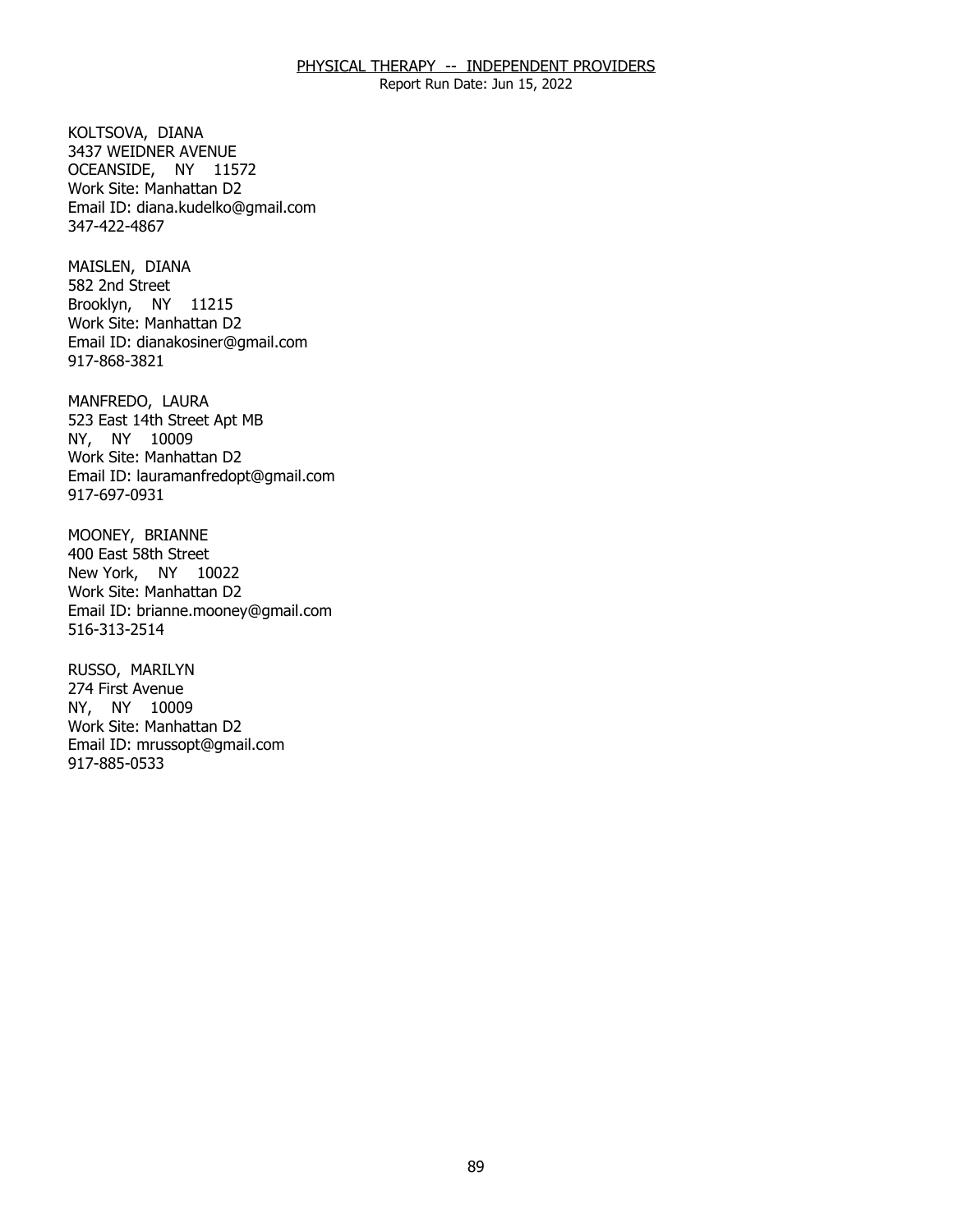KOLTSOVA, DIANA
3437 WEIDNER AVENUE
OCEANSIDE, NY 11572
Work Site: Manhattan D2
Email ID: diana.kudelko@gmail.com
347-422-4867

MAISLEN, DIANA
582 2nd Street
Brooklyn, NY 11215
Work Site: Manhattan D2
Email ID: dianakosiner@gmail.com
917-868-3821

MANFREDO, LAURA
523 East 14th Street Apt MB
NY, NY 10009
Work Site: Manhattan D2
Email ID: lauramanfredopt@gmail.com
917-697-0931

MOONEY, BRIANNE
400 East 58th Street
New York, NY 10022
Work Site: Manhattan D2
Email ID: brianne.mooney@gmail.com
516-313-2514

RUSSO, MARILYN
274 First Avenue
NY, NY 10009
Work Site: Manhattan D2
Email ID: mrussopt@gmail.com
917-885-0533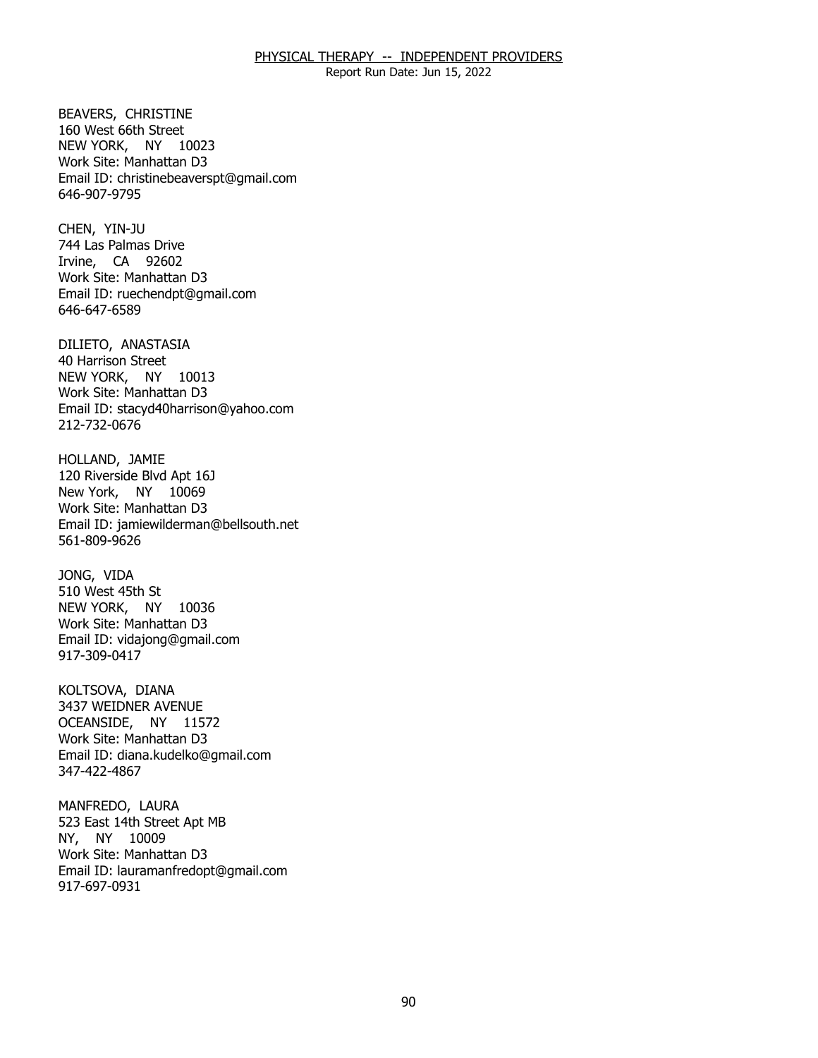PHYSICAL THERAPY -- INDEPENDENT PROVIDERS

Report Run Date: Jun 15, 2022

BEAVERS, CHRISTINE
160 West 66th Street
NEW YORK, NY 10023
Work Site: Manhattan D3
Email ID: christinebeaverspt@gmail.com
646-907-9795

CHEN, YIN-JU
744 Las Palmas Drive
Irvine, CA 92602
Work Site: Manhattan D3
Email ID: ruechendpt@gmail.com
646-647-6589

DILIETO, ANASTASIA
40 Harrison Street
NEW YORK, NY 10013
Work Site: Manhattan D3
Email ID: stacyd40harrison@yahoo.com
212-732-0676

HOLLAND, JAMIE
120 Riverside Blvd Apt 16J
New York, NY 10069
Work Site: Manhattan D3
Email ID: jamiewilderman@bellsouth.net
561-809-9626

JONG, VIDA
510 West 45th St
NEW YORK, NY 10036
Work Site: Manhattan D3
Email ID: vidajong@gmail.com
917-309-0417

KOLTSOVA, DIANA
3437 WEIDNER AVENUE
OCEANSIDE, NY 11572
Work Site: Manhattan D3
Email ID: diana.kudelko@gmail.com
347-422-4867

MANFREDO, LAURA
523 East 14th Street Apt MB
NY, NY 10009
Work Site: Manhattan D3
Email ID: lauramanfredopt@gmail.com
917-697-0931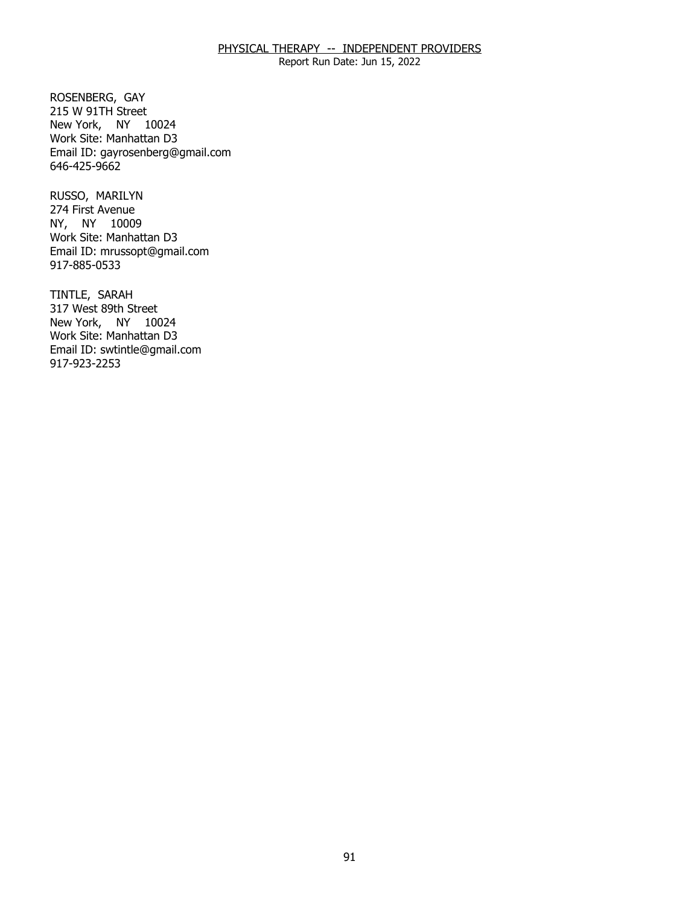ROSENBERG, GAY
215 W 91TH Street
New York, NY 10024
Work Site: Manhattan D3
Email ID: gayrosenberg@gmail.com
646-425-9662

RUSSO, MARILYN
274 First Avenue
NY, NY 10009
Work Site: Manhattan D3
Email ID: mrussopt@gmail.com
917-885-0533

TINTLE, SARAH
317 West 89th Street
New York, NY 10024
Work Site: Manhattan D3
Email ID: swtintle@gmail.com
917-923-2253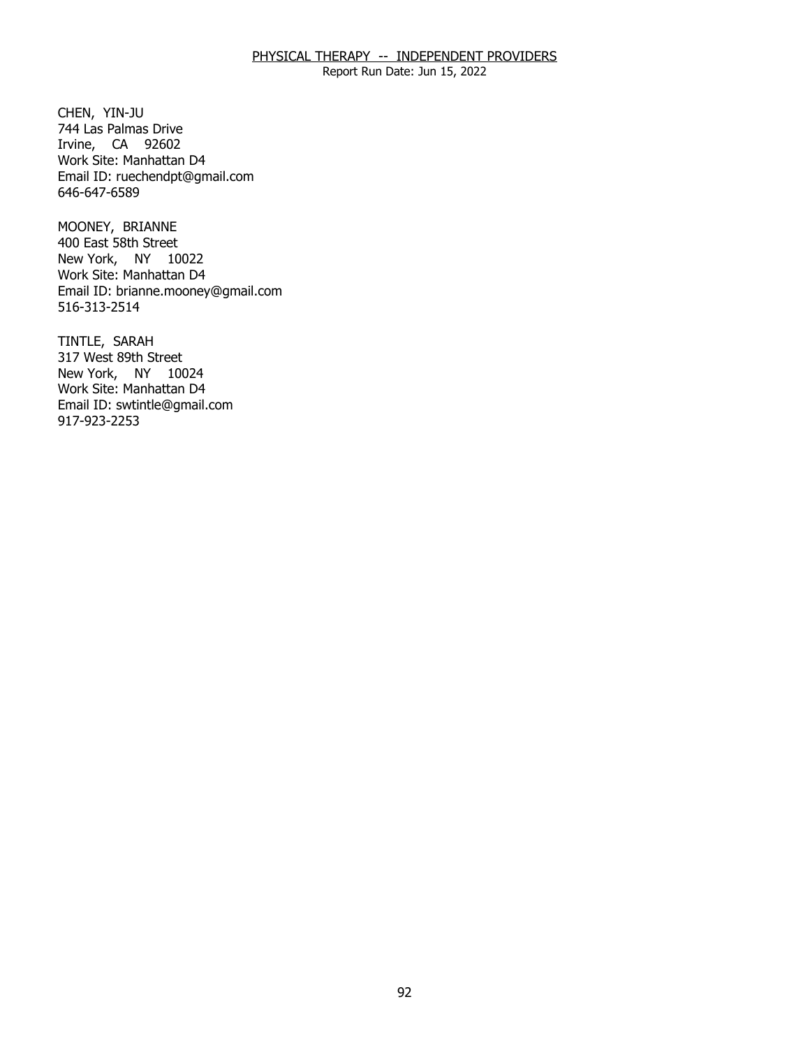CHEN, YIN-JU
744 Las Palmas Drive
Irvine, CA 92602
Work Site: Manhattan D4
Email ID: ruechendpt@gmail.com
646-647-6589

MOONEY, BRIANNE
400 East 58th Street
New York, NY 10022
Work Site: Manhattan D4
Email ID: brianne.mooney@gmail.com
516-313-2514

TINTLE, SARAH
317 West 89th Street
New York, NY 10024
Work Site: Manhattan D4
Email ID: swtintle@gmail.com
917-923-2253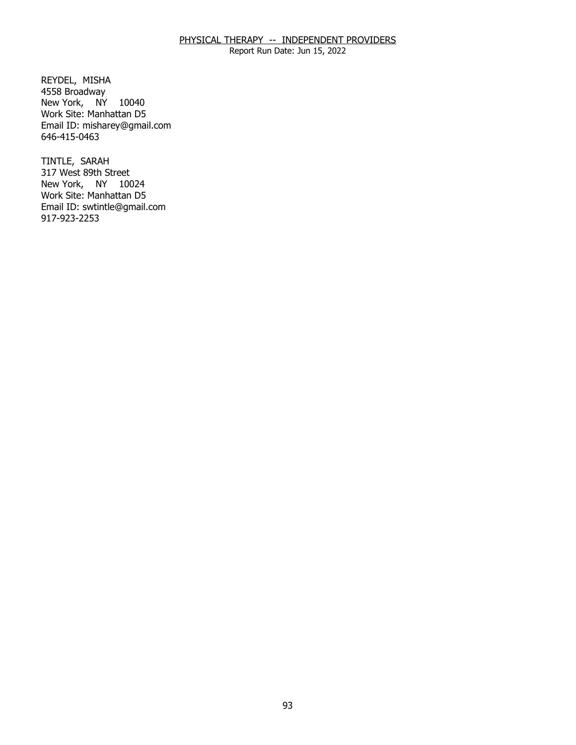PHYSICAL THERAPY -- INDEPENDENT PROVIDERS

Report Run Date: Jun 15, 2022

REYDEL, MISHA
4558 Broadway
New York, NY 10040
Work Site: Manhattan D5
Email ID: misharey@gmail.com
646-415-0463

TINTLE, SARAH
317 West 89th Street
New York, NY 10024
Work Site: Manhattan D5
Email ID: swtintle@gmail.com
917-923-2253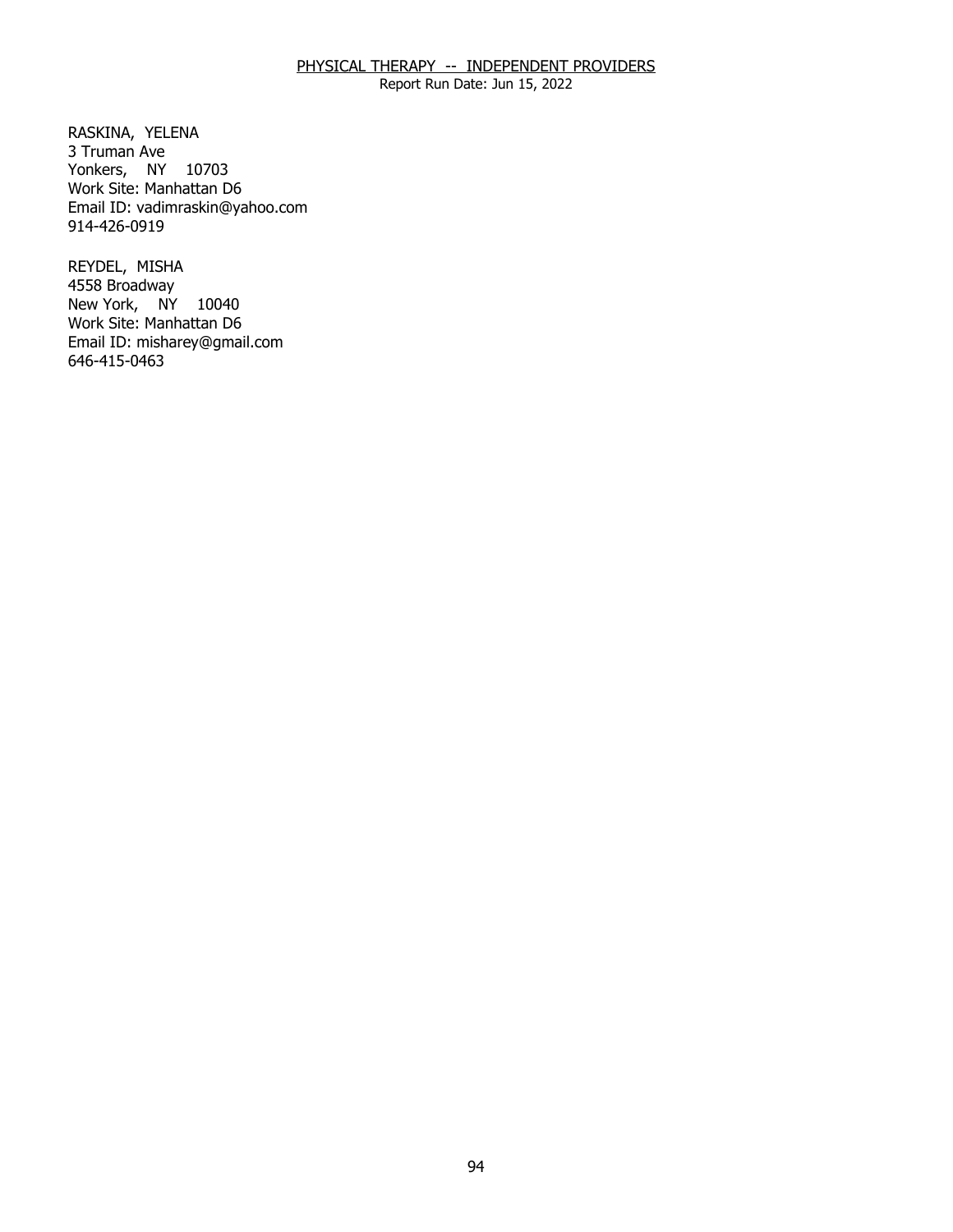PHYSICAL THERAPY -- INDEPENDENT PROVIDERS

Report Run Date: Jun 15, 2022

RASKINA, YELENA
3 Truman Ave
Yonkers, NY 10703
Work Site: Manhattan D6
Email ID: vadimraskin@yahoo.com
914-426-0919

REYDEL, MISHA
4558 Broadway
New York, NY 10040
Work Site: Manhattan D6
Email ID: misharey@gmail.com
646-415-0463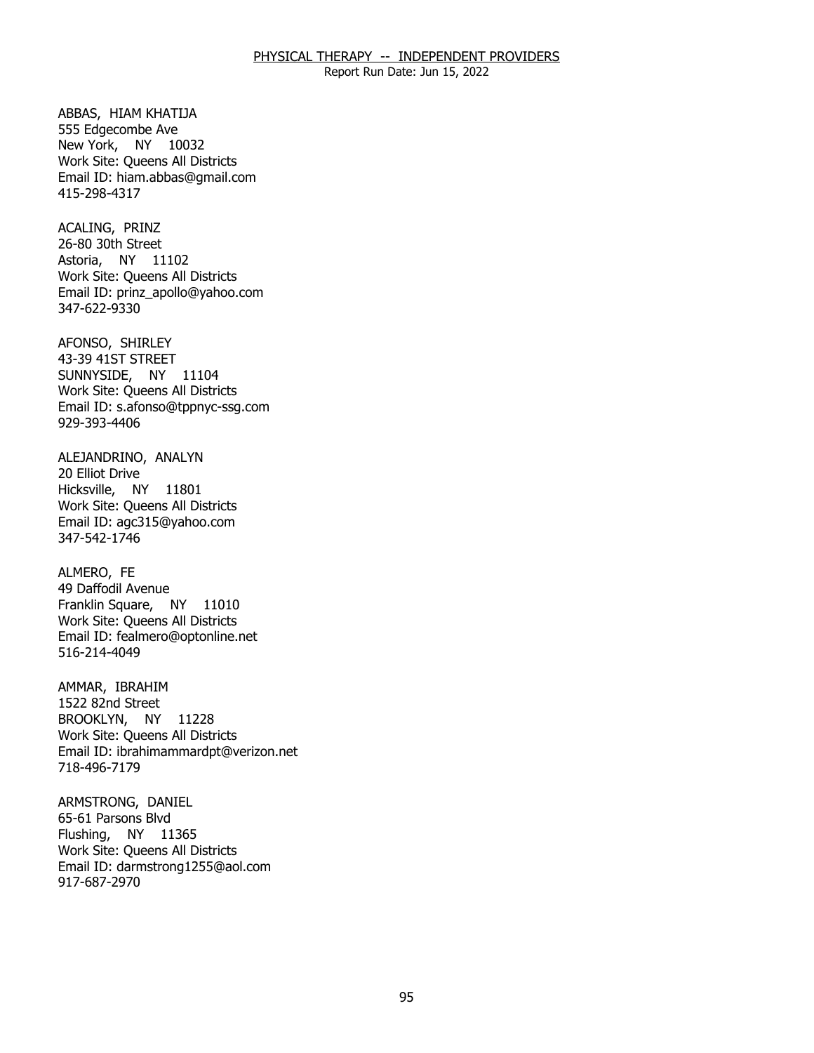ABBAS, HIAM KHATIJA
555 Edgecombe Ave
New York, NY 10032
Work Site: Queens All Districts
Email ID: hiam.abbas@gmail.com
415-298-4317

ACALING, PRINZ
26-80 30th Street
Astoria, NY 11102
Work Site: Queens All Districts
Email ID: prinz_apollo@yahoo.com
347-622-9330

AFONSO, SHIRLEY
43-39 41ST STREET
SUNNYSIDE, NY 11104
Work Site: Queens All Districts
Email ID: s.afonso@tppnyc-ssg.com
929-393-4406

ALEJANDRINO, ANALYN
20 Elliot Drive
Hicksville, NY 11801
Work Site: Queens All Districts
Email ID: agc315@yahoo.com
347-542-1746

ALMERO, FE
49 Daffodil Avenue
Franklin Square, NY 11010
Work Site: Queens All Districts
Email ID: fealmero@optonline.net
516-214-4049

AMMAR, IBRAHIM
1522 82nd Street
BROOKLYN, NY 11228
Work Site: Queens All Districts
Email ID: ibrahimammardpt@verizon.net
718-496-7179

ARMSTRONG, DANIEL
65-61 Parsons Blvd
Flushing, NY 11365
Work Site: Queens All Districts
Email ID: darmstrong1255@aol.com
917-687-2970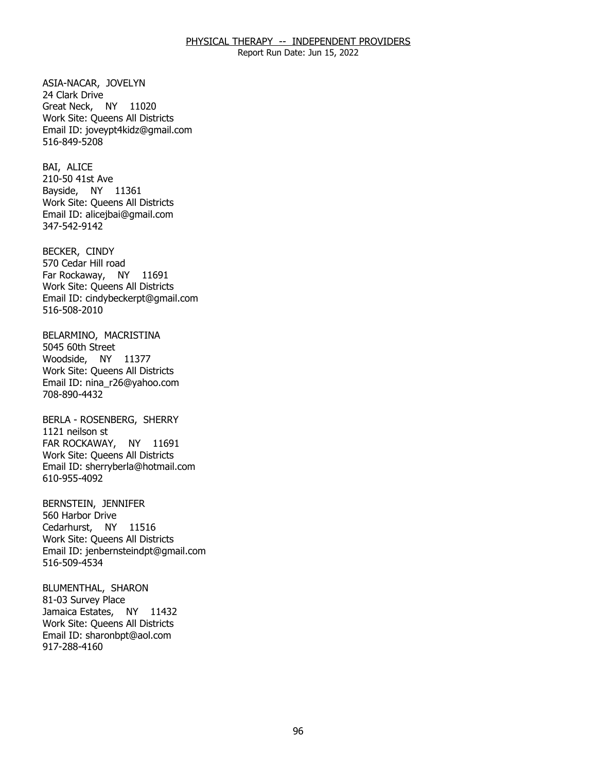ASIA-NACAR, JOVELYN
24 Clark Drive
Great Neck, NY 11020
Work Site: Queens All Districts
Email ID: joveypt4kidz@gmail.com
516-849-5208

BAI, ALICE
210-50 41st Ave
Bayside, NY 11361
Work Site: Queens All Districts
Email ID: alicejbai@gmail.com
347-542-9142

BECKER, CINDY
570 Cedar Hill road
Far Rockaway, NY 11691
Work Site: Queens All Districts
Email ID: cindybeckerpt@gmail.com
516-508-2010

BELARMINO, MACRISTINA
5045 60th Street
Woodside, NY 11377
Work Site: Queens All Districts
Email ID: nina_r26@yahoo.com
708-890-4432

BERLA - ROSENBERG, SHERRY
1121 neilson st
FAR ROCKAWAY, NY 11691
Work Site: Queens All Districts
Email ID: sherryberla@hotmail.com
610-955-4092

BERNSTEIN, JENNIFER
560 Harbor Drive
Cedarhurst, NY 11516
Work Site: Queens All Districts
Email ID: jenbernsteindpt@gmail.com
516-509-4534

BLUMENTHAL, SHARON
81-03 Survey Place
Jamaica Estates, NY 11432
Work Site: Queens All Districts
Email ID: sharonbpt@aol.com
917-288-4160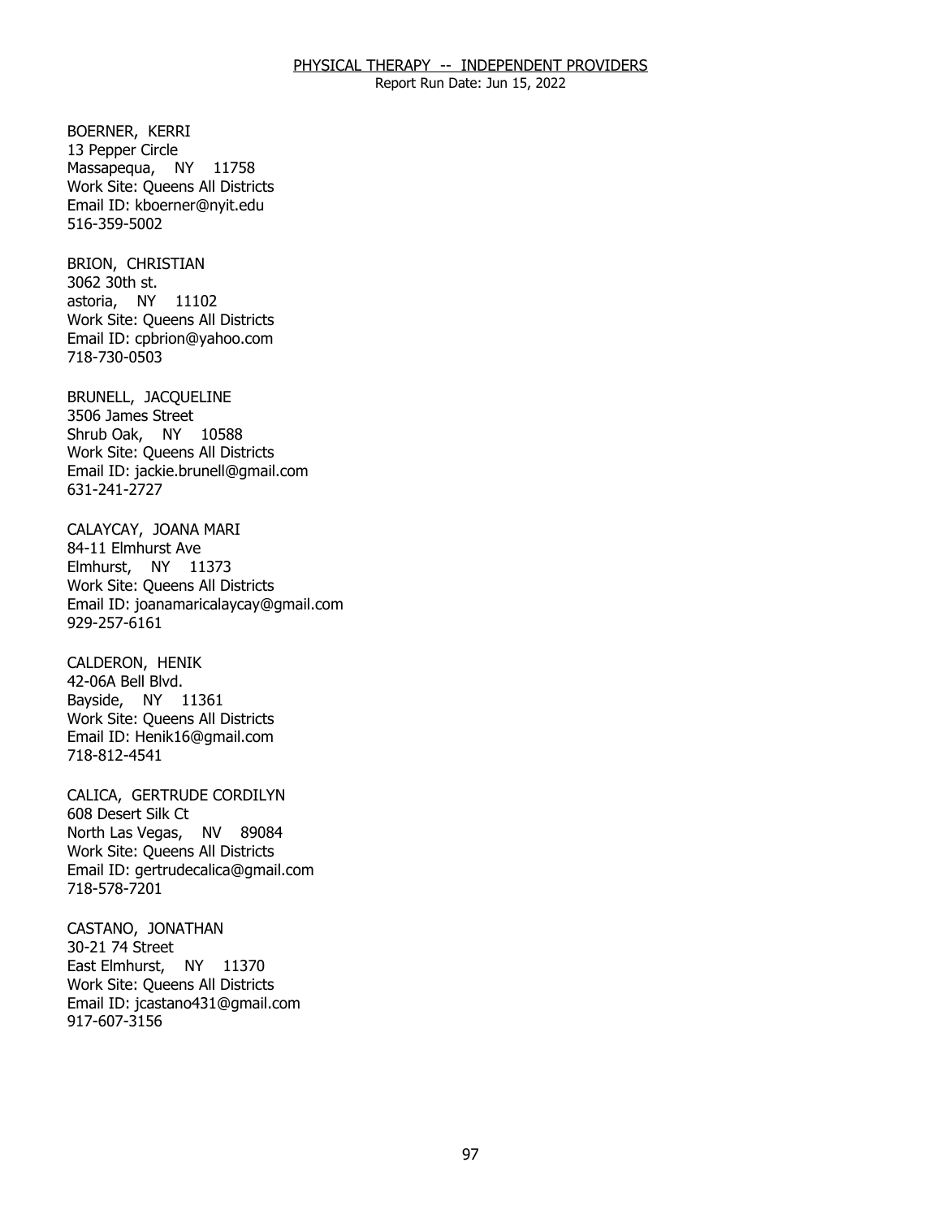BOERNER, KERRI
13 Pepper Circle
Massapequa, NY 11758
Work Site: Queens All Districts
Email ID: kboerner@nyit.edu
516-359-5002

BRION, CHRISTIAN
3062 30th st.
astoria, NY 11102
Work Site: Queens All Districts
Email ID: cpbrion@yahoo.com
718-730-0503

BRUNELL, JACQUELINE
3506 James Street
Shrub Oak, NY 10588
Work Site: Queens All Districts
Email ID: jackie.brunell@gmail.com
631-241-2727

CALAYCAY, JOANA MARI
84-11 Elmhurst Ave
Elmhurst, NY 11373
Work Site: Queens All Districts
Email ID: joanamaricalaycay@gmail.com
929-257-6161

CALDERON, HENIK
42-06A Bell Blvd.
Bayside, NY 11361
Work Site: Queens All Districts
Email ID: Henik16@gmail.com
718-812-4541

CALICA, GERTRUDE CORDILYN
608 Desert Silk Ct
North Las Vegas, NV 89084
Work Site: Queens All Districts
Email ID: gertrudecalica@gmail.com
718-578-7201

CASTANO, JONATHAN
30-21 74 Street
East Elmhurst, NY 11370
Work Site: Queens All Districts
Email ID: jcastano431@gmail.com
917-607-3156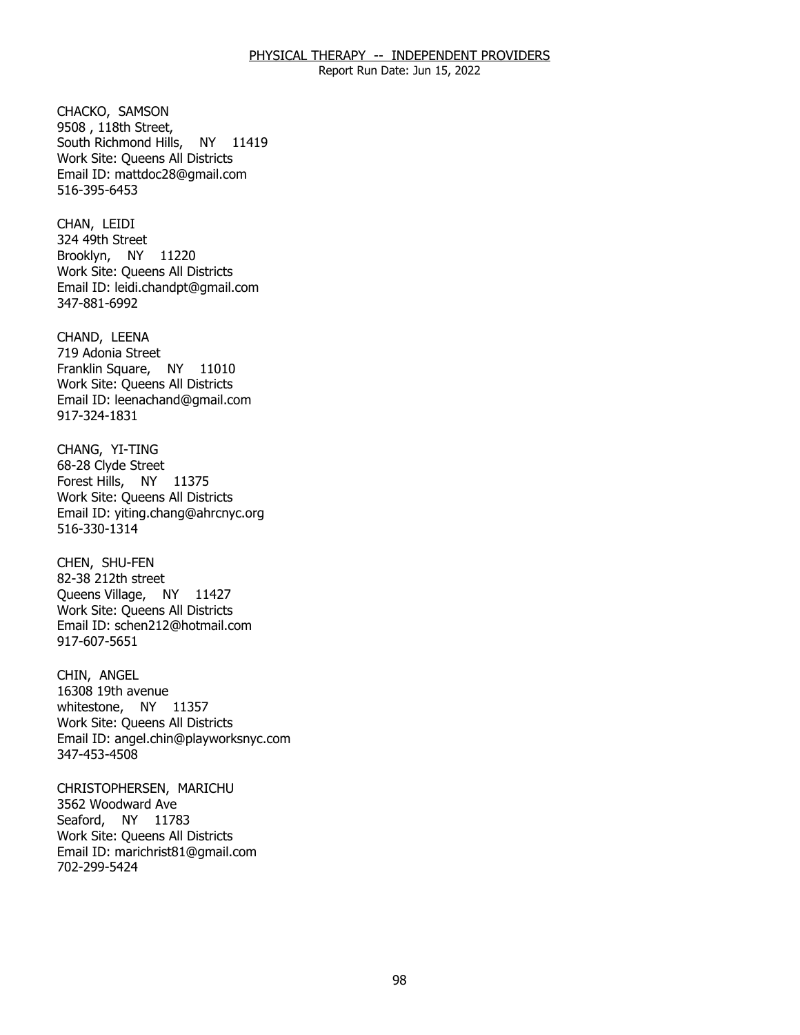CHACKO, SAMSON
9508 , 118th Street,
South Richmond Hills, NY 11419
Work Site: Queens All Districts
Email ID: mattdoc28@gmail.com
516-395-6453

CHAN, LEIDI
324 49th Street
Brooklyn, NY 11220
Work Site: Queens All Districts
Email ID: leidi.chandpt@gmail.com
347-881-6992

CHAND, LEENA
719 Adonia Street
Franklin Square, NY 11010
Work Site: Queens All Districts
Email ID: leenachand@gmail.com
917-324-1831

CHANG, YI-TING
68-28 Clyde Street
Forest Hills, NY 11375
Work Site: Queens All Districts
Email ID: yiting.chang@ahrcnyc.org
516-330-1314

CHEN, SHU-FEN
82-38 212th street
Queens Village, NY 11427
Work Site: Queens All Districts
Email ID: schen212@hotmail.com
917-607-5651

CHIN, ANGEL
16308 19th avenue
whitestone, NY 11357
Work Site: Queens All Districts
Email ID: angel.chin@playworksnyc.com
347-453-4508

CHRISTOPHERSEN, MARICHU
3562 Woodward Ave
Seaford, NY 11783
Work Site: Queens All Districts
Email ID: marichrist81@gmail.com
702-299-5424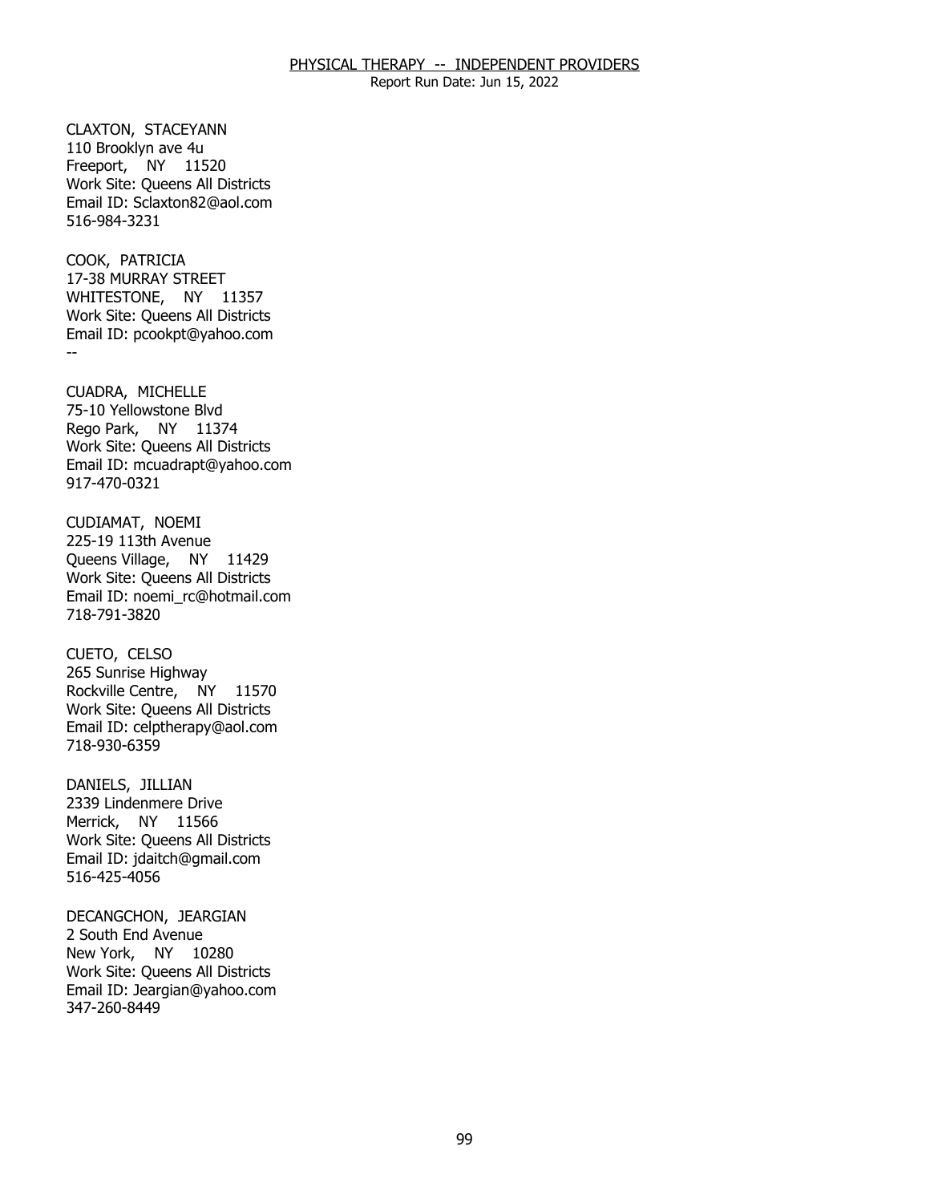CLAXTON, STACEYANN
110 Brooklyn ave 4u
Freeport, NY 11520
Work Site: Queens All Districts
Email ID: Sclaxton82@aol.com
516-984-3231

COOK, PATRICIA
17-38 MURRAY STREET
WHITESTONE, NY 11357
Work Site: Queens All Districts
Email ID: pcookpt@yahoo.com
--

CUADRA, MICHELLE
75-10 Yellowstone Blvd
Rego Park, NY 11374
Work Site: Queens All Districts
Email ID: mcuadrapt@yahoo.com
917-470-0321

CUDIAMAT, NOEMI
225-19 113th Avenue
Queens Village, NY 11429
Work Site: Queens All Districts
Email ID: noemi_rc@hotmail.com
718-791-3820

CUETO, CELSO
265 Sunrise Highway
Rockville Centre, NY 11570
Work Site: Queens All Districts
Email ID: celptherapy@aol.com
718-930-6359

DANIELS, JILLIAN
2339 Lindenmere Drive
Merrick, NY 11566
Work Site: Queens All Districts
Email ID: jdaitch@gmail.com
516-425-4056

DECANGCHON, JEARGIAN
2 South End Avenue
New York, NY 10280
Work Site: Queens All Districts
Email ID: Jeargian@yahoo.com
347-260-8449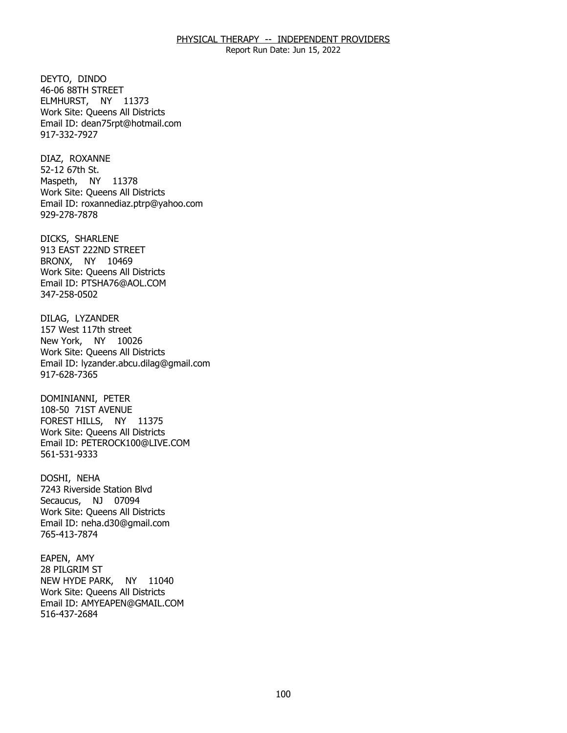## PHYSICAL THERAPY -- INDEPENDENT PROVIDERS

Report Run Date: Jun 15, 2022

DEYTO, DINDO
46-06 88TH STREET
ELMHURST, NY 11373
Work Site: Queens All Districts
Email ID: dean75rpt@hotmail.com
917-332-7927

DIAZ, ROXANNE
52-12 67th St.
Maspeth, NY 11378
Work Site: Queens All Districts
Email ID: roxannediaz.ptrp@yahoo.com
929-278-7878

DICKS, SHARLENE
913 EAST 222ND STREET
BRONX, NY 10469
Work Site: Queens All Districts
Email ID: PTSHA76@AOL.COM
347-258-0502

DILAG, LYZANDER
157 West 117th street
New York, NY 10026
Work Site: Queens All Districts
Email ID: lyzander.abcu.dilag@gmail.com
917-628-7365

DOMINIANNI, PETER
108-50 71ST AVENUE
FOREST HILLS, NY 11375
Work Site: Queens All Districts
Email ID: PETEROCK100@LIVE.COM
561-531-9333

DOSHI, NEHA
7243 Riverside Station Blvd
Secaucus, NJ 07094
Work Site: Queens All Districts
Email ID: neha.d30@gmail.com
765-413-7874

EAPEN, AMY
28 PILGRIM ST
NEW HYDE PARK, NY 11040
Work Site: Queens All Districts
Email ID: AMYEAPEN@GMAIL.COM
516-437-2684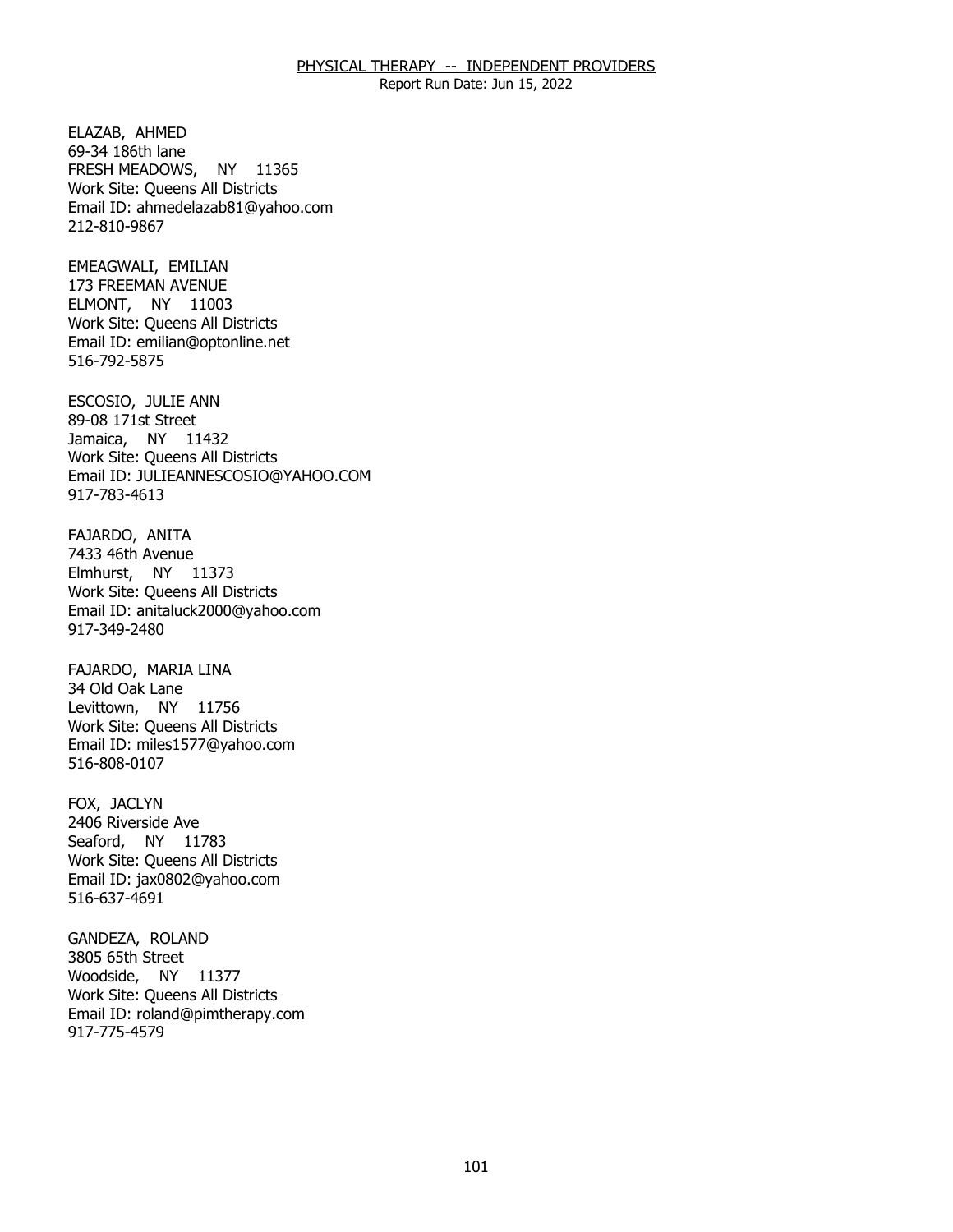ELAZAB, AHMED
69-34 186th lane
FRESH MEADOWS, NY 11365
Work Site: Queens All Districts
Email ID: ahmedelazab81@yahoo.com
212-810-9867

EMEAGWALI, EMILIAN
173 FREEMAN AVENUE
ELMONT, NY 11003
Work Site: Queens All Districts
Email ID: emilian@optonline.net
516-792-5875

ESCOSIO, JULIE ANN
89-08 171st Street
Jamaica, NY 11432
Work Site: Queens All Districts
Email ID: JULIEANNESCOSIO@YAHOO.COM
917-783-4613

FAJARDO, ANITA
7433 46th Avenue
Elmhurst, NY 11373
Work Site: Queens All Districts
Email ID: anitaluck2000@yahoo.com
917-349-2480

FAJARDO, MARIA LINA
34 Old Oak Lane
Levittown, NY 11756
Work Site: Queens All Districts
Email ID: miles1577@yahoo.com
516-808-0107

FOX, JACLYN
2406 Riverside Ave
Seaford, NY 11783
Work Site: Queens All Districts
Email ID: jax0802@yahoo.com
516-637-4691

GANDEZA, ROLAND
3805 65th Street
Woodside, NY 11377
Work Site: Queens All Districts
Email ID: roland@pimtherapy.com
917-775-4579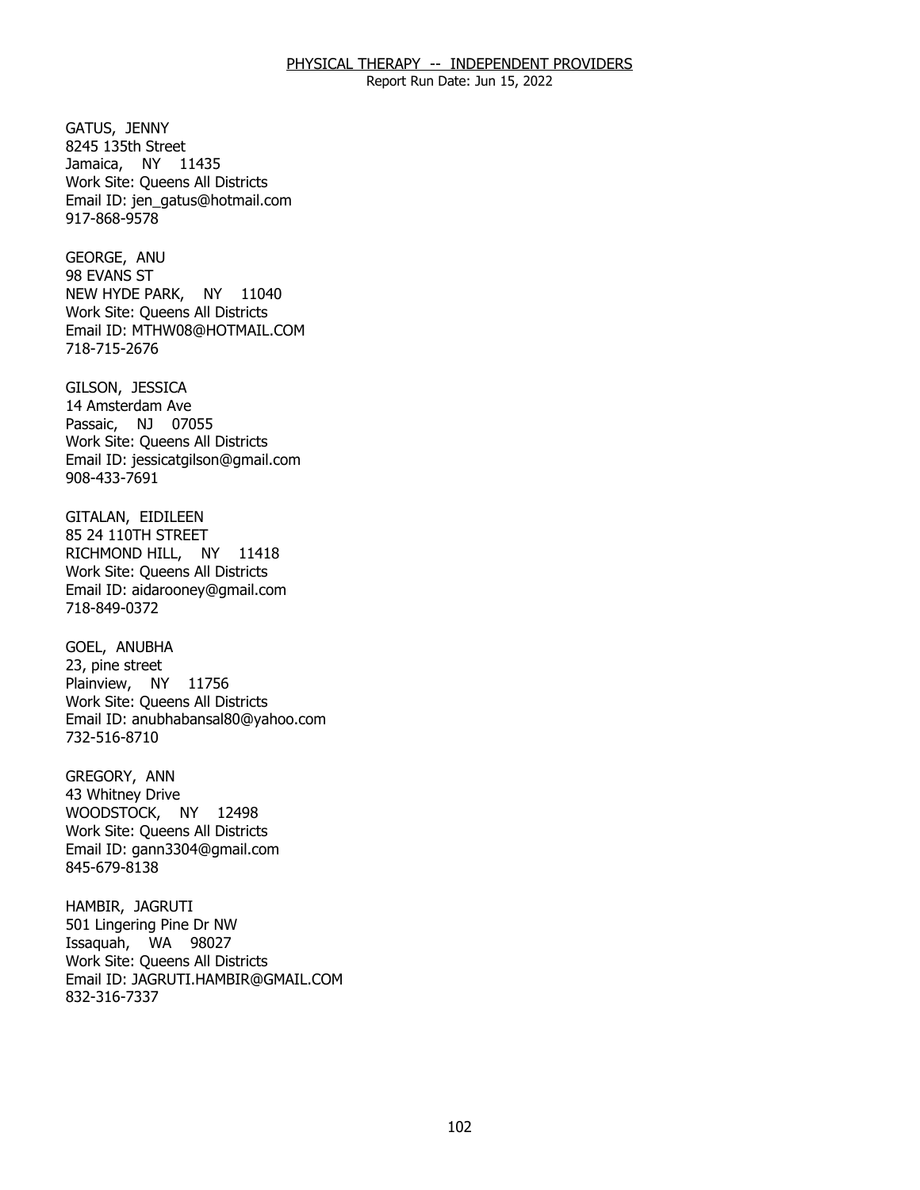GATUS, JENNY
8245 135th Street
Jamaica, NY 11435
Work Site: Queens All Districts
Email ID: jen_gatus@hotmail.com
917-868-9578

GEORGE, ANU
98 EVANS ST
NEW HYDE PARK, NY 11040
Work Site: Queens All Districts
Email ID: MTHW08@HOTMAIL.COM
718-715-2676

GILSON, JESSICA
14 Amsterdam Ave
Passaic, NJ 07055
Work Site: Queens All Districts
Email ID: jessicatgilson@gmail.com
908-433-7691

GITALAN, EIDILEEN
85 24 110TH STREET
RICHMOND HILL, NY 11418
Work Site: Queens All Districts
Email ID: aidarooney@gmail.com
718-849-0372

GOEL, ANUBHA
23, pine street
Plainview, NY 11756
Work Site: Queens All Districts
Email ID: anubhabansal80@yahoo.com
732-516-8710

GREGORY, ANN
43 Whitney Drive
WOODSTOCK, NY 12498
Work Site: Queens All Districts
Email ID: gann3304@gmail.com
845-679-8138

HAMBIR, JAGRUTI
501 Lingering Pine Dr NW
Issaquah, WA 98027
Work Site: Queens All Districts
Email ID: JAGRUTI.HAMBIR@GMAIL.COM
832-316-7337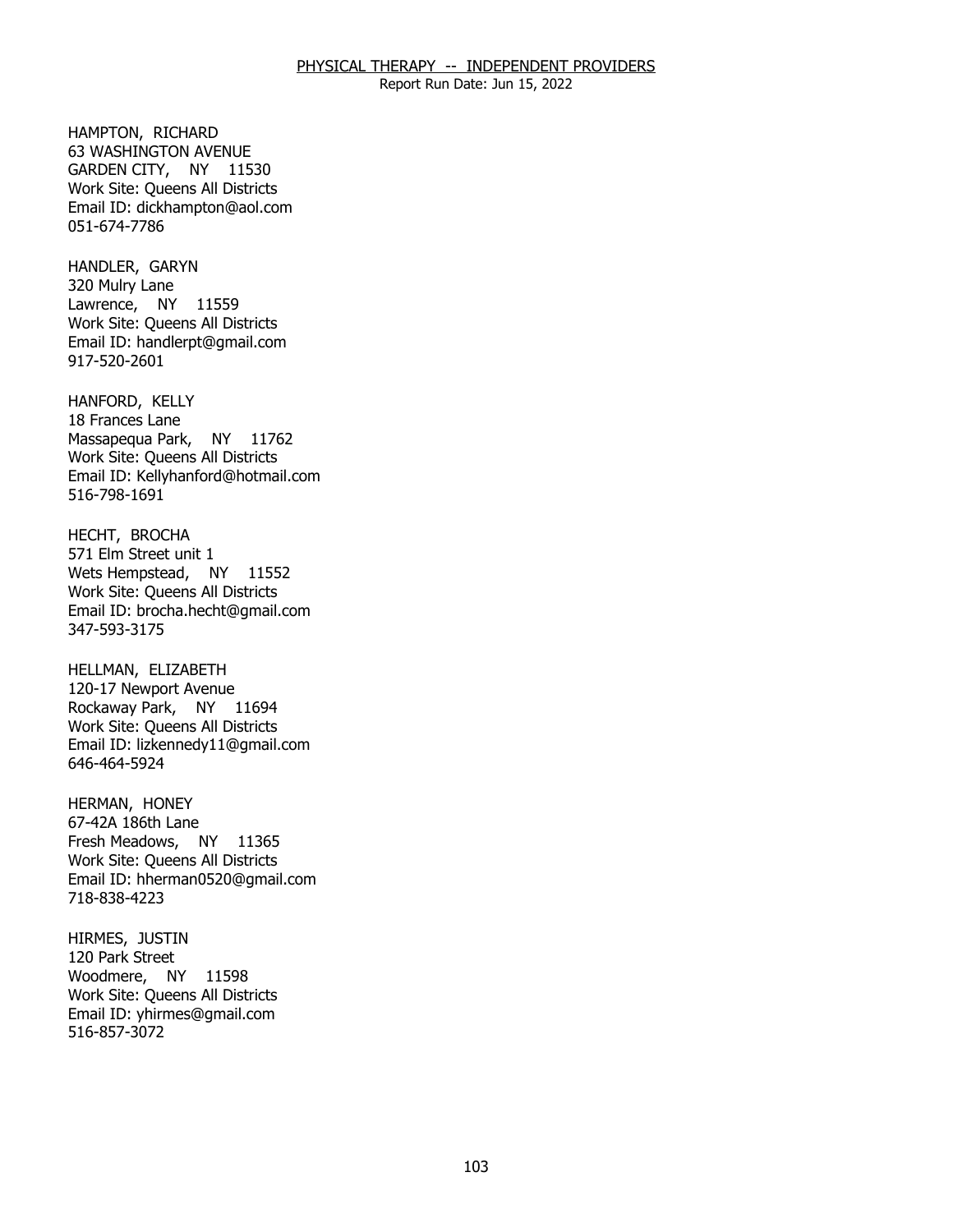# PHYSICAL THERAPY -- INDEPENDENT PROVIDERS

Report Run Date: Jun 15, 2022

HAMPTON, RICHARD
63 WASHINGTON AVENUE
GARDEN CITY, NY 11530
Work Site: Queens All Districts
Email ID: dickhampton@aol.com
051-674-7786

HANDLER, GARYN
320 Mulry Lane
Lawrence, NY 11559
Work Site: Queens All Districts
Email ID: handlerpt@gmail.com
917-520-2601

HANFORD, KELLY
18 Frances Lane
Massapequa Park, NY 11762
Work Site: Queens All Districts
Email ID: Kellyhanford@hotmail.com
516-798-1691

HECHT, BROCHA
571 Elm Street unit 1
Wets Hempstead, NY 11552
Work Site: Queens All Districts
Email ID: brocha.hecht@gmail.com
347-593-3175

HELLMAN, ELIZABETH
120-17 Newport Avenue
Rockaway Park, NY 11694
Work Site: Queens All Districts
Email ID: lizkennedy11@gmail.com
646-464-5924

HERMAN, HONEY
67-42A 186th Lane
Fresh Meadows, NY 11365
Work Site: Queens All Districts
Email ID: hherman0520@gmail.com
718-838-4223

HIRMES, JUSTIN
120 Park Street
Woodmere, NY 11598
Work Site: Queens All Districts
Email ID: yhirmes@gmail.com
516-857-3072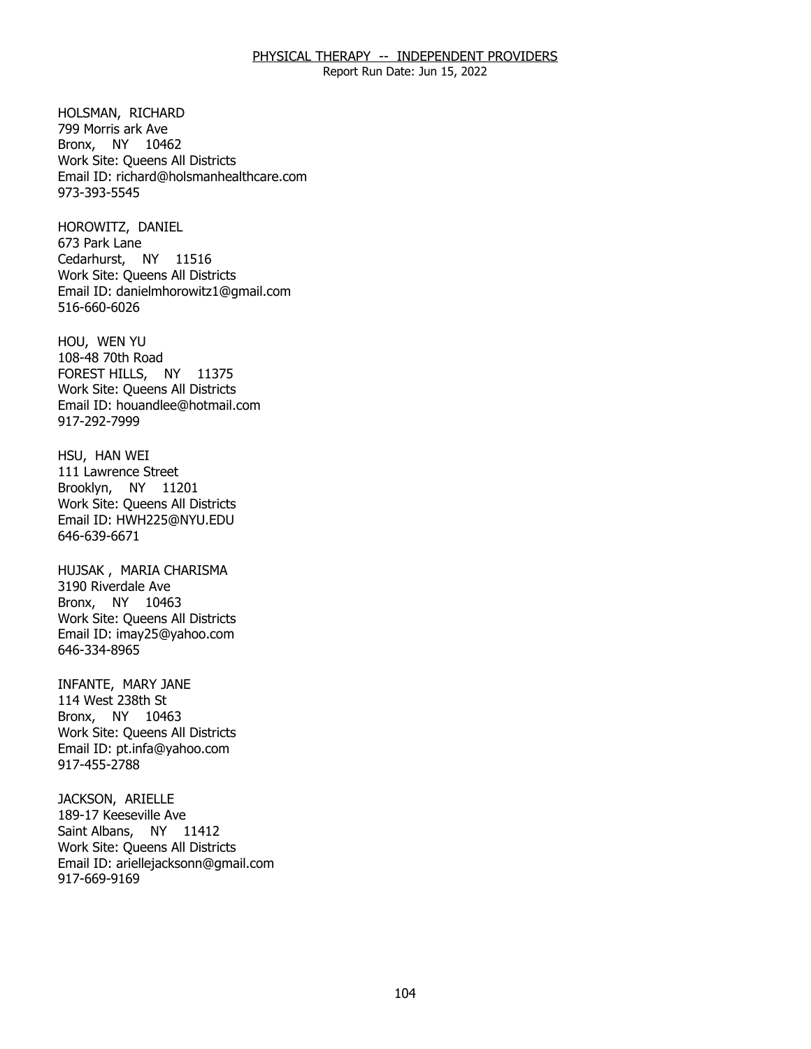HOLSMAN, RICHARD
799 Morris ark Ave
Bronx, NY 10462
Work Site: Queens All Districts
Email ID: richard@holsmanhealthcare.com
973-393-5545

HOROWITZ, DANIEL
673 Park Lane
Cedarhurst, NY 11516
Work Site: Queens All Districts
Email ID: danielmhorowitz1@gmail.com
516-660-6026

HOU, WEN YU
108-48 70th Road
FOREST HILLS, NY 11375
Work Site: Queens All Districts
Email ID: houandlee@hotmail.com
917-292-7999

HSU, HAN WEI
111 Lawrence Street
Brooklyn, NY 11201
Work Site: Queens All Districts
Email ID: HWH225@NYU.EDU
646-639-6671

HUJSAK , MARIA CHARISMA
3190 Riverdale Ave
Bronx, NY 10463
Work Site: Queens All Districts
Email ID: imay25@yahoo.com
646-334-8965

INFANTE, MARY JANE
114 West 238th St
Bronx, NY 10463
Work Site: Queens All Districts
Email ID: pt.infa@yahoo.com
917-455-2788

JACKSON, ARIELLE
189-17 Keeseville Ave
Saint Albans, NY 11412
Work Site: Queens All Districts
Email ID: ariellejacksonn@gmail.com
917-669-9169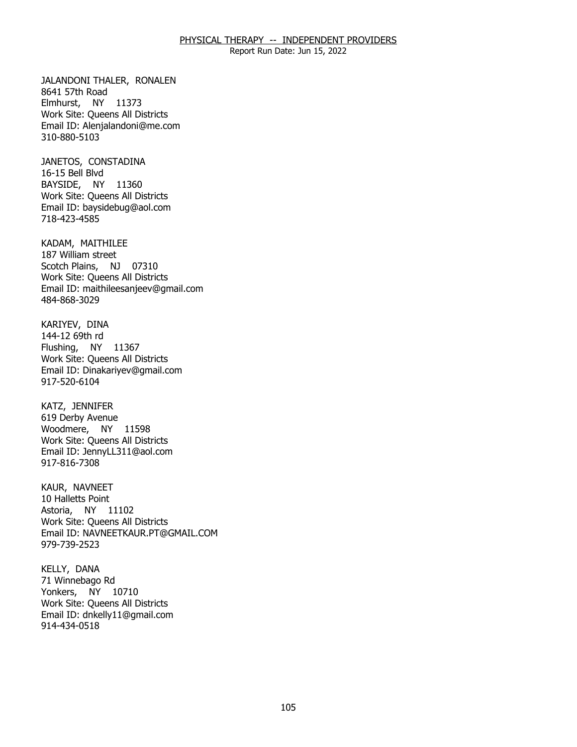JALANDONI THALER, RONALEN
8641 57th Road
Elmhurst, NY 11373
Work Site: Queens All Districts
Email ID: Alenjalandoni@me.com
310-880-5103

JANETOS, CONSTADINA
16-15 Bell Blvd
BAYSIDE, NY 11360
Work Site: Queens All Districts
Email ID: baysidebug@aol.com
718-423-4585

KADAM, MAITHILEE
187 William street
Scotch Plains, NJ 07310
Work Site: Queens All Districts
Email ID: maithileesanjeev@gmail.com
484-868-3029

KARIYEV, DINA
144-12 69th rd
Flushing, NY 11367
Work Site: Queens All Districts
Email ID: Dinakariyev@gmail.com
917-520-6104

KATZ, JENNIFER
619 Derby Avenue
Woodmere, NY 11598
Work Site: Queens All Districts
Email ID: JennyLL311@aol.com
917-816-7308

KAUR, NAVNEET
10 Halletts Point
Astoria, NY 11102
Work Site: Queens All Districts
Email ID: NAVNEETKAUR.PT@GMAIL.COM
979-739-2523

KELLY, DANA
71 Winnebago Rd
Yonkers, NY 10710
Work Site: Queens All Districts
Email ID: dnkelly11@gmail.com
914-434-0518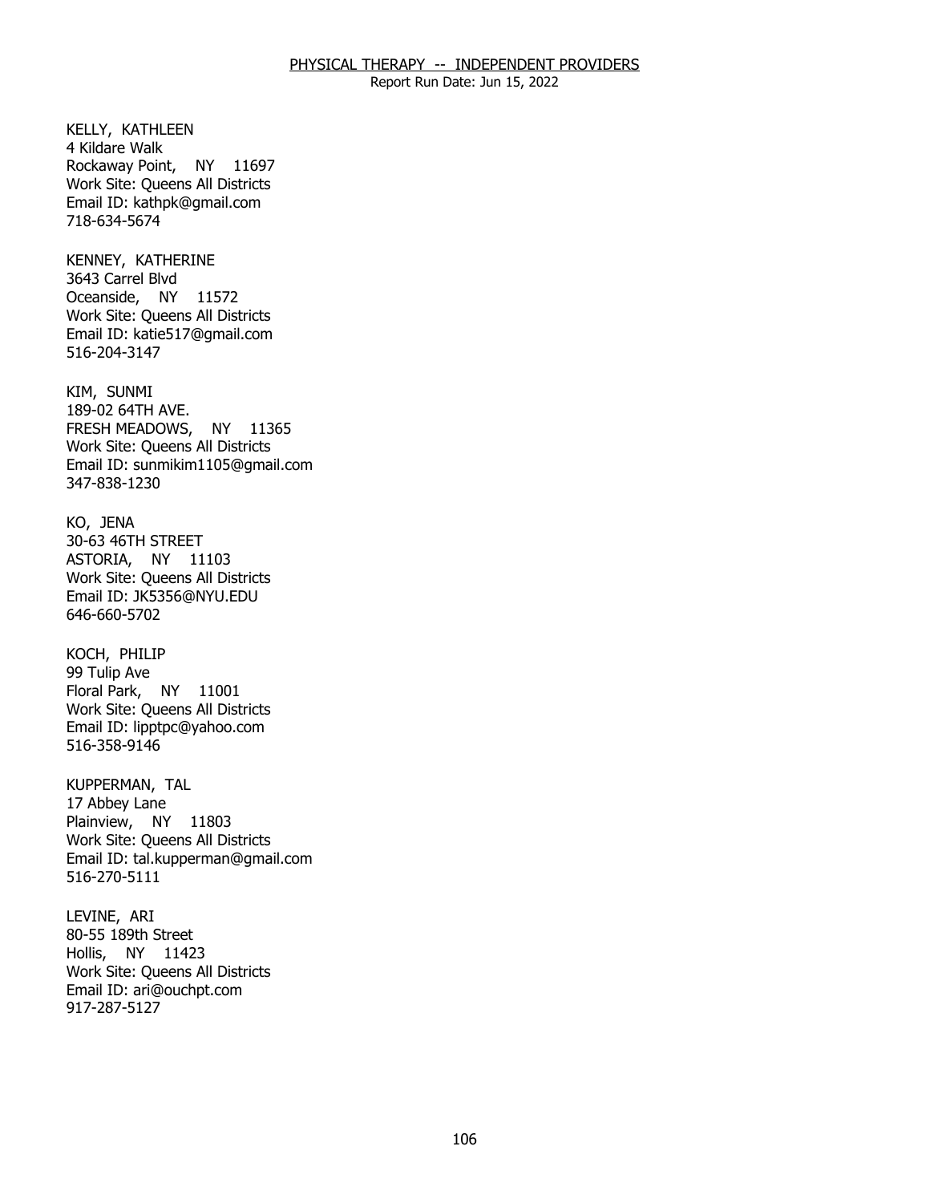KELLY, KATHLEEN
4 Kildare Walk
Rockaway Point, NY 11697
Work Site: Queens All Districts
Email ID: kathpk@gmail.com
718-634-5674

KENNEY, KATHERINE
3643 Carrel Blvd
Oceanside, NY 11572
Work Site: Queens All Districts
Email ID: katie517@gmail.com
516-204-3147

KIM, SUNMI
189-02 64TH AVE.
FRESH MEADOWS, NY 11365
Work Site: Queens All Districts
Email ID: sunmikim1105@gmail.com
347-838-1230

KO, JENA
30-63 46TH STREET
ASTORIA, NY 11103
Work Site: Queens All Districts
Email ID: JK5356@NYU.EDU
646-660-5702

KOCH, PHILIP
99 Tulip Ave
Floral Park, NY 11001
Work Site: Queens All Districts
Email ID: lipptpc@yahoo.com
516-358-9146

KUPPERMAN, TAL
17 Abbey Lane
Plainview, NY 11803
Work Site: Queens All Districts
Email ID: tal.kupperman@gmail.com
516-270-5111

LEVINE, ARI
80-55 189th Street
Hollis, NY 11423
Work Site: Queens All Districts
Email ID: ari@ouchpt.com
917-287-5127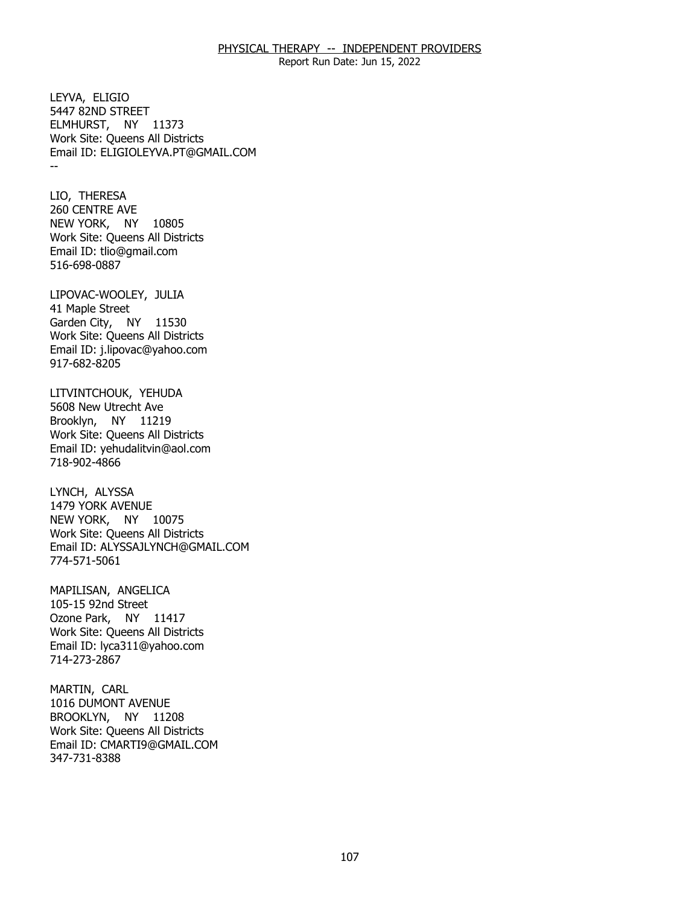LEYVA, ELIGIO
5447 82ND STREET
ELMHURST, NY 11373
Work Site: Queens All Districts
Email ID: ELIGIOLEYVA.PT@GMAIL.COM
--

LIO, THERESA
260 CENTRE AVE
NEW YORK, NY 10805
Work Site: Queens All Districts
Email ID: tlio@gmail.com
516-698-0887

LIPOVAC-WOOLEY, JULIA
41 Maple Street
Garden City, NY 11530
Work Site: Queens All Districts
Email ID: j.lipovac@yahoo.com
917-682-8205

LITVINTCHOUK, YEHUDA
5608 New Utrecht Ave
Brooklyn, NY 11219
Work Site: Queens All Districts
Email ID: yehudalitvin@aol.com
718-902-4866

LYNCH, ALYSSA
1479 YORK AVENUE
NEW YORK, NY 10075
Work Site: Queens All Districts
Email ID: ALYSSAJLYNCH@GMAIL.COM
774-571-5061

MAPILISAN, ANGELICA
105-15 92nd Street
Ozone Park, NY 11417
Work Site: Queens All Districts
Email ID: lyca311@yahoo.com
714-273-2867

MARTIN, CARL
1016 DUMONT AVENUE
BROOKLYN, NY 11208
Work Site: Queens All Districts
Email ID: CMARTI9@GMAIL.COM
347-731-8388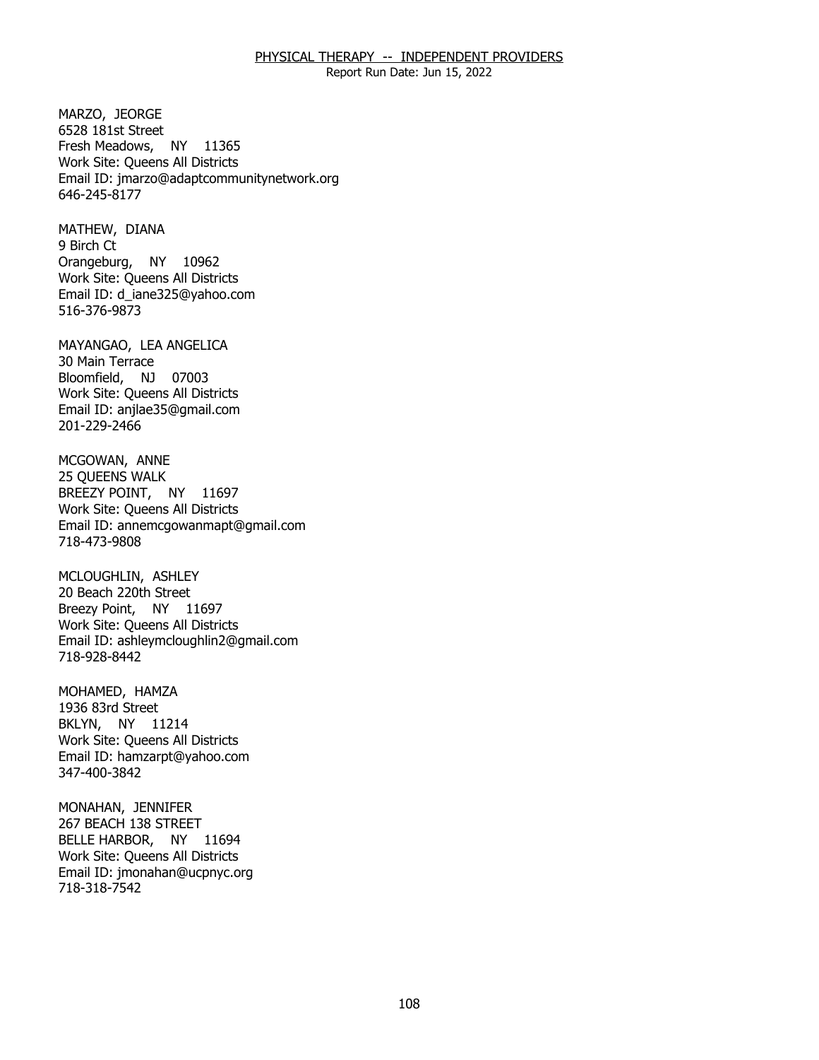## PHYSICAL THERAPY -- INDEPENDENT PROVIDERS

Report Run Date: Jun 15, 2022

MARZO, JEORGE
6528 181st Street
Fresh Meadows, NY 11365
Work Site: Queens All Districts
Email ID: jmarzo@adaptcommunitynetwork.org
646-245-8177

MATHEW, DIANA
9 Birch Ct
Orangeburg, NY 10962
Work Site: Queens All Districts
Email ID: d_iane325@yahoo.com
516-376-9873

MAYANGAO, LEA ANGELICA
30 Main Terrace
Bloomfield, NJ 07003
Work Site: Queens All Districts
Email ID: anjlae35@gmail.com
201-229-2466

MCGOWAN, ANNE
25 QUEENS WALK
BREEZY POINT, NY 11697
Work Site: Queens All Districts
Email ID: annemcgowanmapt@gmail.com
718-473-9808

MCLOUGHLIN, ASHLEY
20 Beach 220th Street
Breezy Point, NY 11697
Work Site: Queens All Districts
Email ID: ashleymcloughlin2@gmail.com
718-928-8442

MOHAMED, HAMZA
1936 83rd Street
BKLYN, NY 11214
Work Site: Queens All Districts
Email ID: hamzarpt@yahoo.com
347-400-3842

MONAHAN, JENNIFER
267 BEACH 138 STREET
BELLE HARBOR, NY 11694
Work Site: Queens All Districts
Email ID: jmonahan@ucpnyc.org
718-318-7542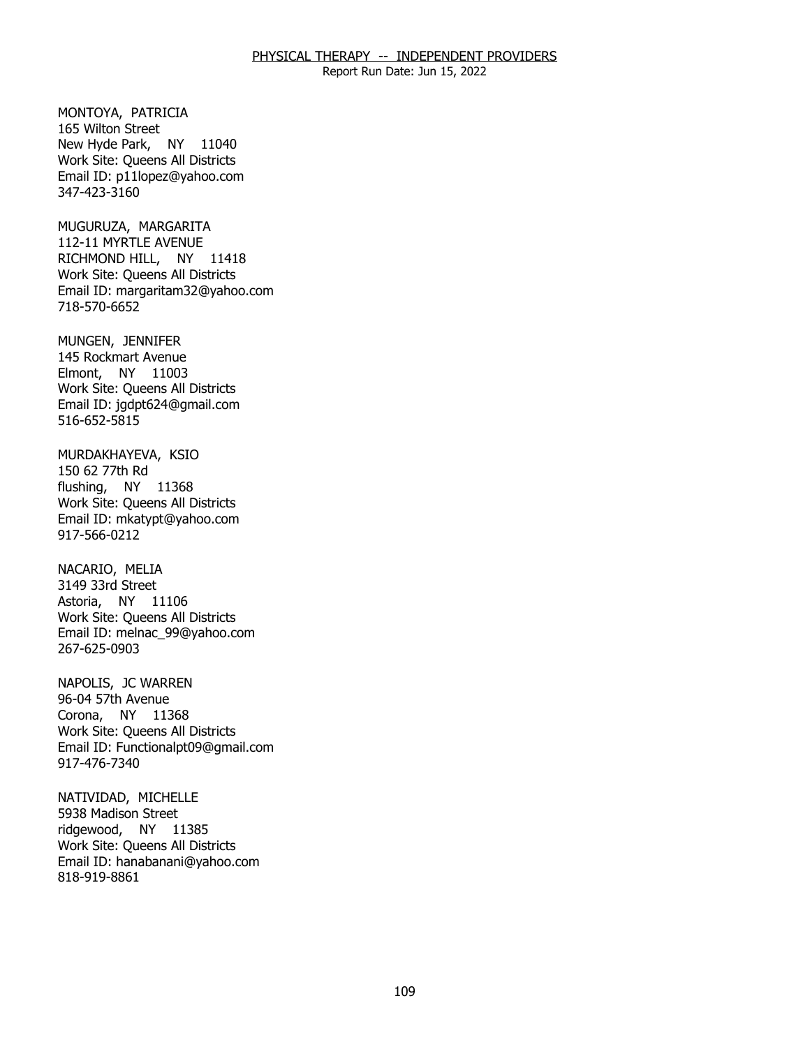MONTOYA, PATRICIA
165 Wilton Street
New Hyde Park, NY 11040
Work Site: Queens All Districts
Email ID: p11lopez@yahoo.com
347-423-3160

MUGURUZA, MARGARITA
112-11 MYRTLE AVENUE
RICHMOND HILL, NY 11418
Work Site: Queens All Districts
Email ID: margaritam32@yahoo.com
718-570-6652

MUNGEN, JENNIFER
145 Rockmart Avenue
Elmont, NY 11003
Work Site: Queens All Districts
Email ID: jgdpt624@gmail.com
516-652-5815

MURDAKHAYEVA, KSIO
150 62 77th Rd
flushing, NY 11368
Work Site: Queens All Districts
Email ID: mkatypt@yahoo.com
917-566-0212

NACARIO, MELIA
3149 33rd Street
Astoria, NY 11106
Work Site: Queens All Districts
Email ID: melnac_99@yahoo.com
267-625-0903

NAPOLIS, JC WARREN
96-04 57th Avenue
Corona, NY 11368
Work Site: Queens All Districts
Email ID: Functionalpt09@gmail.com
917-476-7340

NATIVIDAD, MICHELLE
5938 Madison Street
ridgewood, NY 11385
Work Site: Queens All Districts
Email ID: hanabanani@yahoo.com
818-919-8861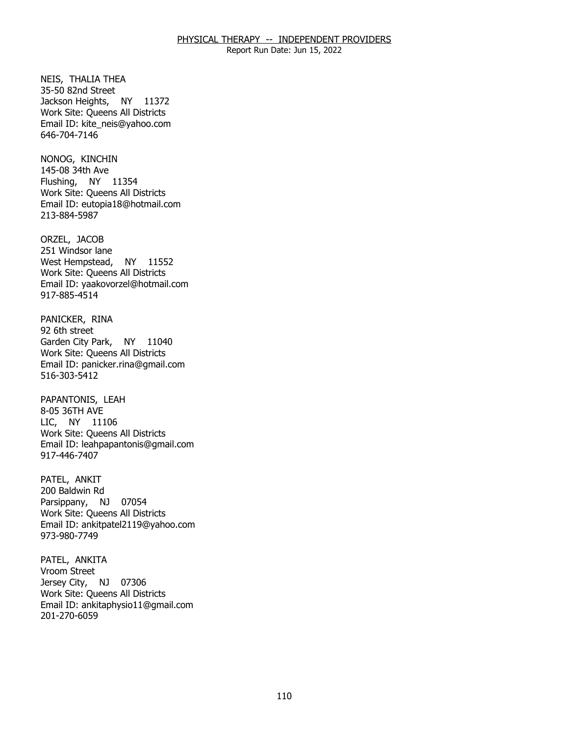NEIS, THALIA THEA
35-50 82nd Street
Jackson Heights, NY 11372
Work Site: Queens All Districts
Email ID: kite_neis@yahoo.com
646-704-7146

NONOG, KINCHIN
145-08 34th Ave
Flushing, NY 11354
Work Site: Queens All Districts
Email ID: eutopia18@hotmail.com
213-884-5987

ORZEL, JACOB
251 Windsor lane
West Hempstead, NY 11552
Work Site: Queens All Districts
Email ID: yaakovorzel@hotmail.com
917-885-4514

PANICKER, RINA
92 6th street
Garden City Park, NY 11040
Work Site: Queens All Districts
Email ID: panicker.rina@gmail.com
516-303-5412

PAPANTONIS, LEAH
8-05 36TH AVE
LIC, NY 11106
Work Site: Queens All Districts
Email ID: leahpapantonis@gmail.com
917-446-7407

PATEL, ANKIT
200 Baldwin Rd
Parsippany, NJ 07054
Work Site: Queens All Districts
Email ID: ankitpatel2119@yahoo.com
973-980-7749

PATEL, ANKITA
Vroom Street
Jersey City, NJ 07306
Work Site: Queens All Districts
Email ID: ankitaphysio11@gmail.com
201-270-6059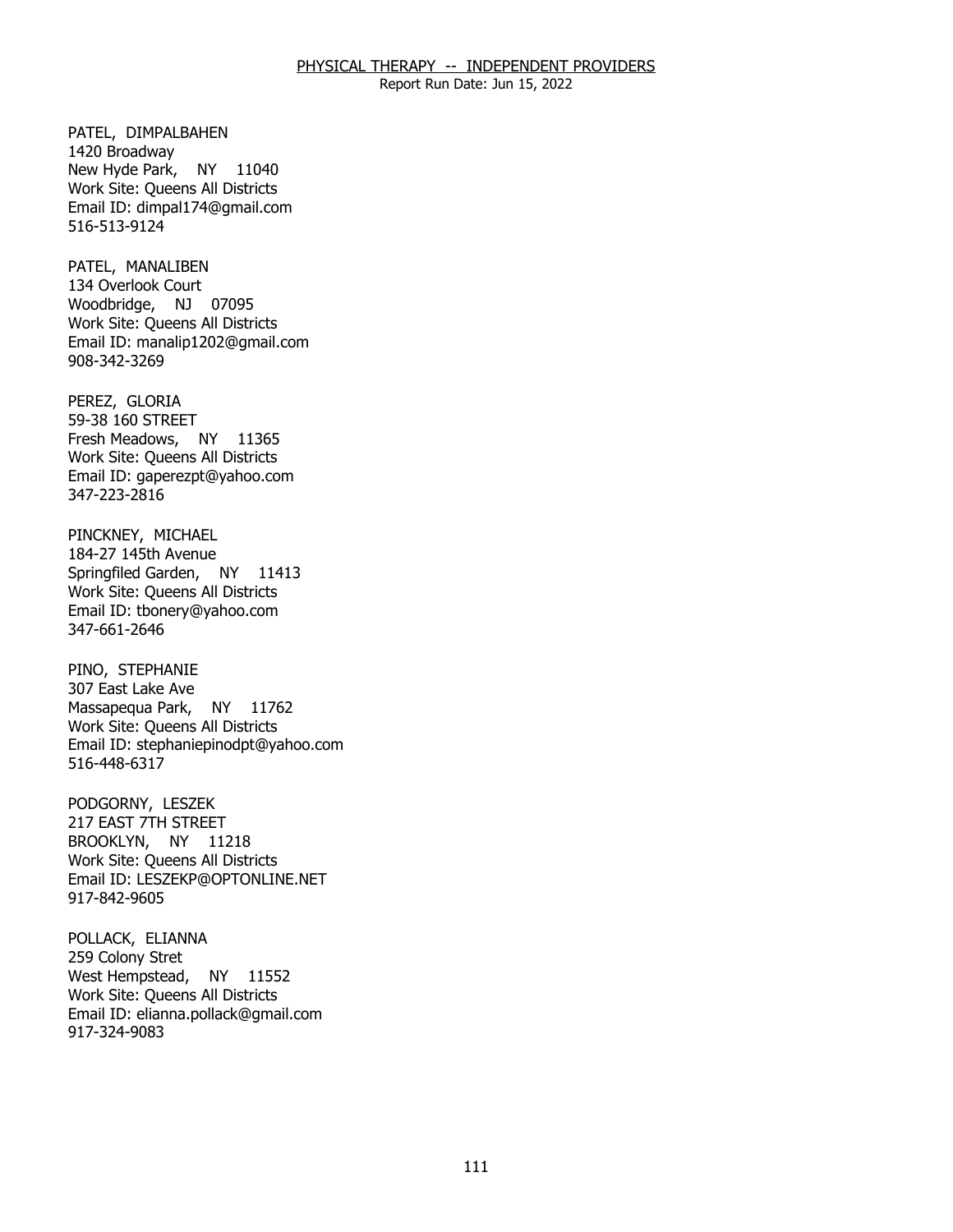PATEL, DIMPALBAHEN
1420 Broadway
New Hyde Park, NY 11040
Work Site: Queens All Districts
Email ID: dimpal174@gmail.com
516-513-9124

PATEL, MANALIBEN
134 Overlook Court
Woodbridge, NJ 07095
Work Site: Queens All Districts
Email ID: manalip1202@gmail.com
908-342-3269

PEREZ, GLORIA
59-38 160 STREET
Fresh Meadows, NY 11365
Work Site: Queens All Districts
Email ID: gaperezpt@yahoo.com
347-223-2816

PINCKNEY, MICHAEL
184-27 145th Avenue
Springfiled Garden, NY 11413
Work Site: Queens All Districts
Email ID: tbonery@yahoo.com
347-661-2646

PINO, STEPHANIE
307 East Lake Ave
Massapequa Park, NY 11762
Work Site: Queens All Districts
Email ID: stephaniepinodpt@yahoo.com
516-448-6317

PODGORNY, LESZEK
217 EAST 7TH STREET
BROOKLYN, NY 11218
Work Site: Queens All Districts
Email ID: LESZEKP@OPTONLINE.NET
917-842-9605

POLLACK, ELIANNA
259 Colony Stret
West Hempstead, NY 11552
Work Site: Queens All Districts
Email ID: elianna.pollack@gmail.com
917-324-9083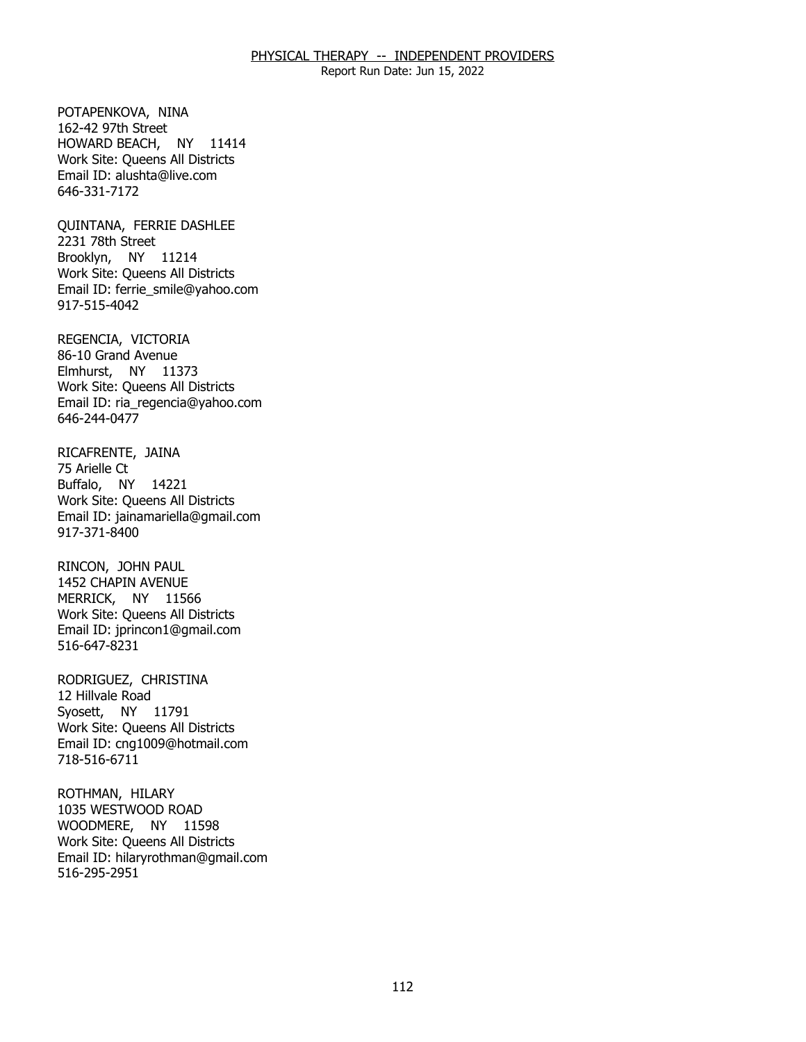POTAPENKOVA, NINA
162-42 97th Street
HOWARD BEACH, NY 11414
Work Site: Queens All Districts
Email ID: alushta@live.com
646-331-7172

QUINTANA, FERRIE DASHLEE
2231 78th Street
Brooklyn, NY 11214
Work Site: Queens All Districts
Email ID: ferrie_smile@yahoo.com
917-515-4042

REGENCIA, VICTORIA
86-10 Grand Avenue
Elmhurst, NY 11373
Work Site: Queens All Districts
Email ID: ria_regencia@yahoo.com
646-244-0477

RICAFRENTE, JAINA
75 Arielle Ct
Buffalo, NY 14221
Work Site: Queens All Districts
Email ID: jainamariella@gmail.com
917-371-8400

RINCON, JOHN PAUL
1452 CHAPIN AVENUE
MERRICK, NY 11566
Work Site: Queens All Districts
Email ID: jprincon1@gmail.com
516-647-8231

RODRIGUEZ, CHRISTINA
12 Hillvale Road
Syosett, NY 11791
Work Site: Queens All Districts
Email ID: cng1009@hotmail.com
718-516-6711

ROTHMAN, HILARY
1035 WESTWOOD ROAD
WOODMERE, NY 11598
Work Site: Queens All Districts
Email ID: hilaryrothman@gmail.com
516-295-2951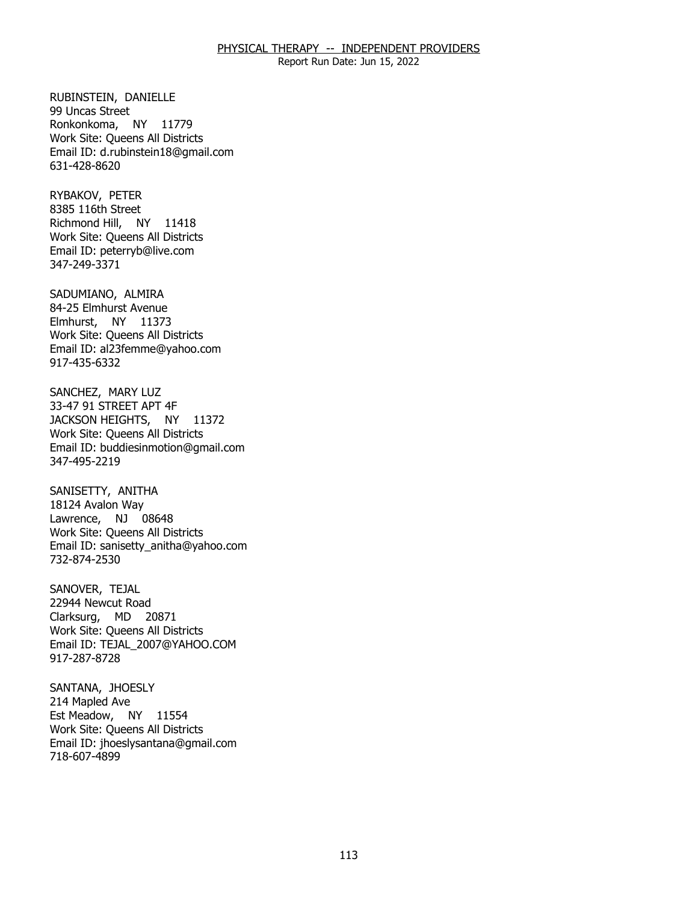RUBINSTEIN, DANIELLE
99 Uncas Street
Ronkonkoma, NY 11779
Work Site: Queens All Districts
Email ID: d.rubinstein18@gmail.com
631-428-8620

RYBAKOV, PETER
8385 116th Street
Richmond Hill, NY 11418
Work Site: Queens All Districts
Email ID: peterryb@live.com
347-249-3371

SADUMIANO, ALMIRA
84-25 Elmhurst Avenue
Elmhurst, NY 11373
Work Site: Queens All Districts
Email ID: al23femme@yahoo.com
917-435-6332

SANCHEZ, MARY LUZ
33-47 91 STREET APT 4F
JACKSON HEIGHTS, NY 11372
Work Site: Queens All Districts
Email ID: buddiesinmotion@gmail.com
347-495-2219

SANISETTY, ANITHA
18124 Avalon Way
Lawrence, NJ 08648
Work Site: Queens All Districts
Email ID: sanisetty_anitha@yahoo.com
732-874-2530

SANOVER, TEJAL
22944 Newcut Road
Clarksurg, MD 20871
Work Site: Queens All Districts
Email ID: TEJAL_2007@YAHOO.COM
917-287-8728

SANTANA, JHOESLY
214 Mapled Ave
Est Meadow, NY 11554
Work Site: Queens All Districts
Email ID: jhoeslysantana@gmail.com
718-607-4899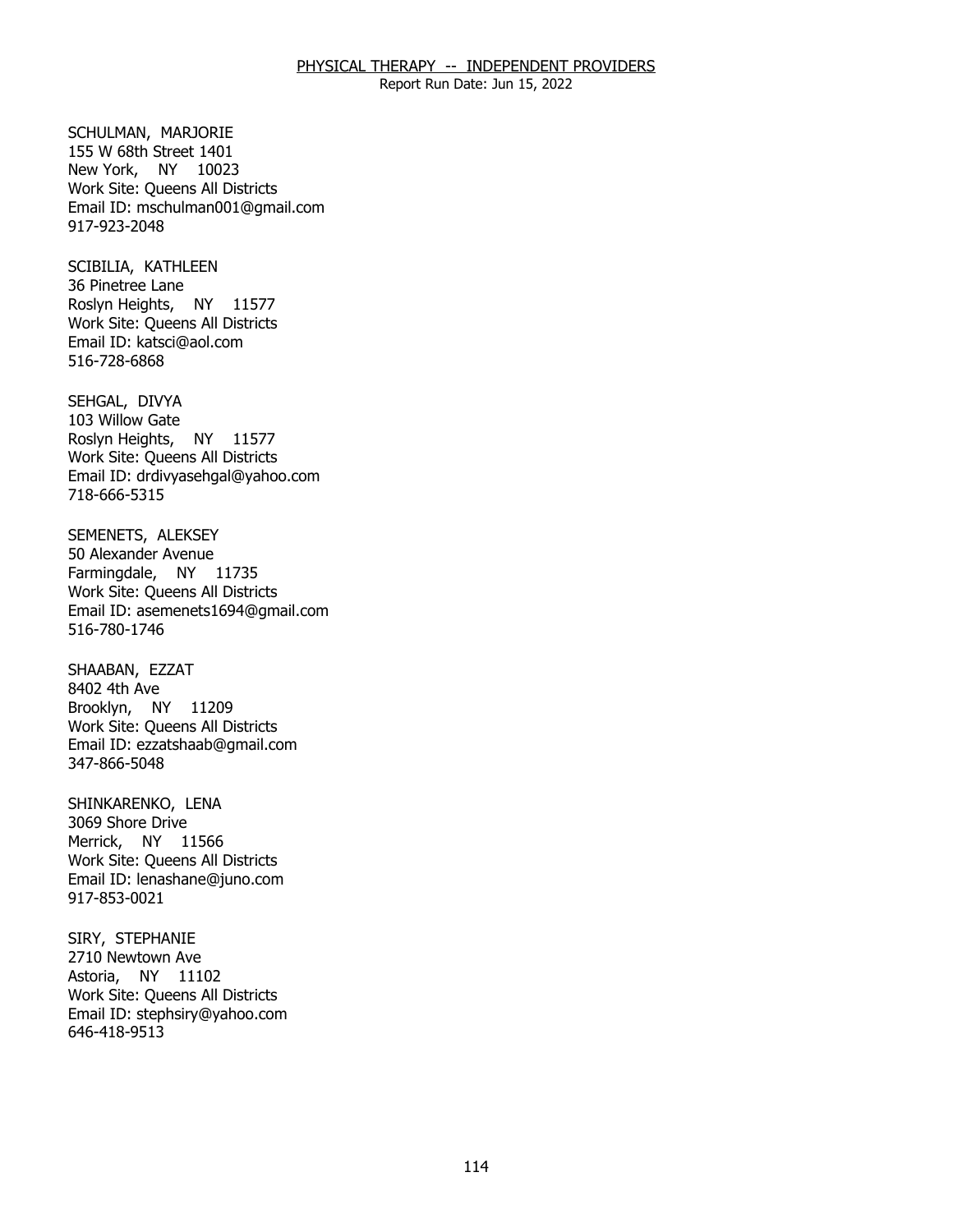SCHULMAN, MARJORIE
155 W 68th Street 1401
New York, NY 10023
Work Site: Queens All Districts
Email ID: mschulman001@gmail.com
917-923-2048

SCIBILIA, KATHLEEN
36 Pinetree Lane
Roslyn Heights, NY 11577
Work Site: Queens All Districts
Email ID: katsci@aol.com
516-728-6868

SEHGAL, DIVYA
103 Willow Gate
Roslyn Heights, NY 11577
Work Site: Queens All Districts
Email ID: drdivyasehgal@yahoo.com
718-666-5315

SEMENETS, ALEKSEY
50 Alexander Avenue
Farmingdale, NY 11735
Work Site: Queens All Districts
Email ID: asemenets1694@gmail.com
516-780-1746

SHAABAN, EZZAT
8402 4th Ave
Brooklyn, NY 11209
Work Site: Queens All Districts
Email ID: ezzatshaab@gmail.com
347-866-5048

SHINKARENKO, LENA
3069 Shore Drive
Merrick, NY 11566
Work Site: Queens All Districts
Email ID: lenashane@juno.com
917-853-0021

SIRY, STEPHANIE
2710 Newtown Ave
Astoria, NY 11102
Work Site: Queens All Districts
Email ID: stephsiry@yahoo.com
646-418-9513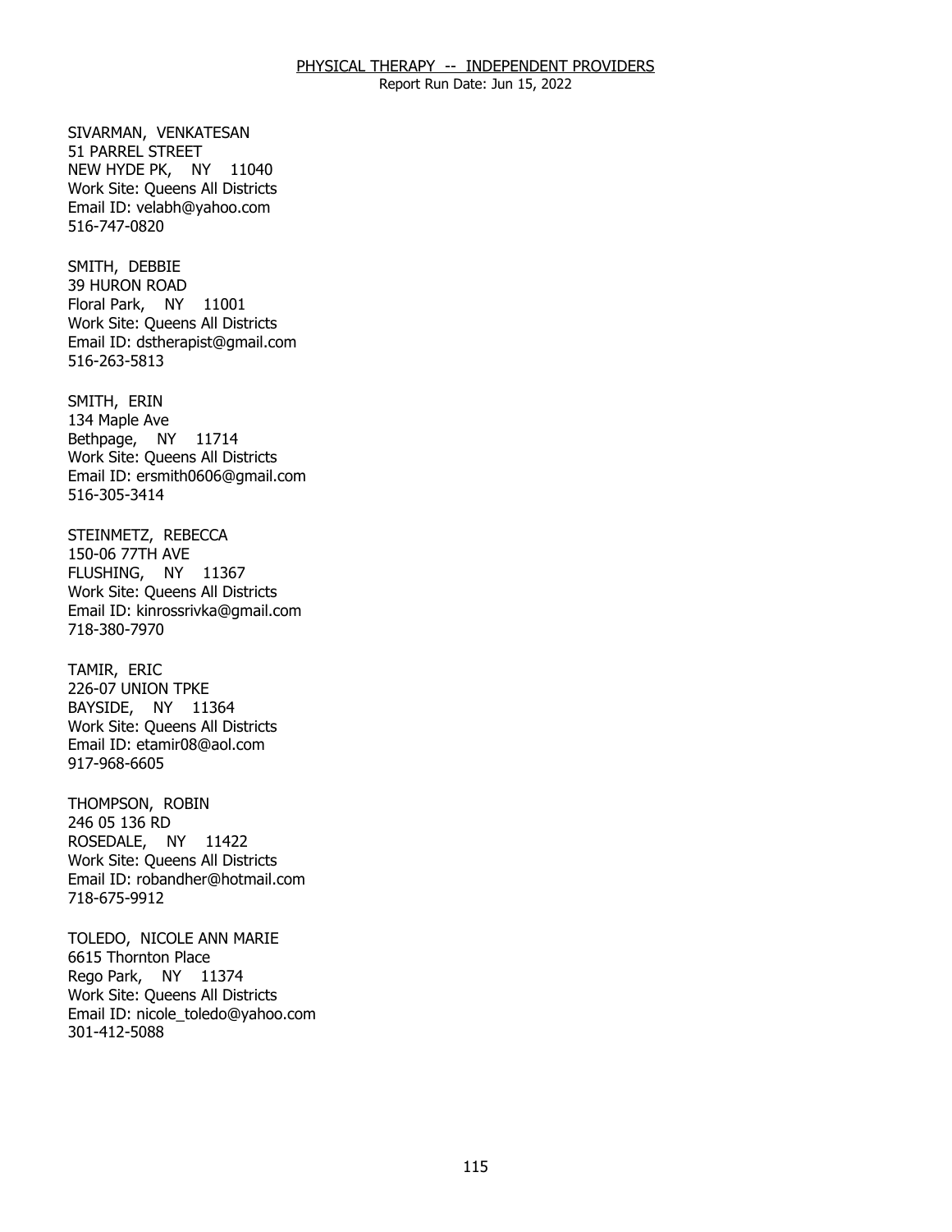SIVARMAN, VENKATESAN
51 PARREL STREET
NEW HYDE PK, NY 11040
Work Site: Queens All Districts
Email ID: velabh@yahoo.com
516-747-0820

SMITH, DEBBIE
39 HURON ROAD
Floral Park, NY 11001
Work Site: Queens All Districts
Email ID: dstherapist@gmail.com
516-263-5813

SMITH, ERIN
134 Maple Ave
Bethpage, NY 11714
Work Site: Queens All Districts
Email ID: ersmith0606@gmail.com
516-305-3414

STEINMETZ, REBECCA
150-06 77TH AVE
FLUSHING, NY 11367
Work Site: Queens All Districts
Email ID: kinrossrivka@gmail.com
718-380-7970

TAMIR, ERIC
226-07 UNION TPKE
BAYSIDE, NY 11364
Work Site: Queens All Districts
Email ID: etamir08@aol.com
917-968-6605

THOMPSON, ROBIN
246 05 136 RD
ROSEDALE, NY 11422
Work Site: Queens All Districts
Email ID: robandher@hotmail.com
718-675-9912

TOLEDO, NICOLE ANN MARIE
6615 Thornton Place
Rego Park, NY 11374
Work Site: Queens All Districts
Email ID: nicole_toledo@yahoo.com
301-412-5088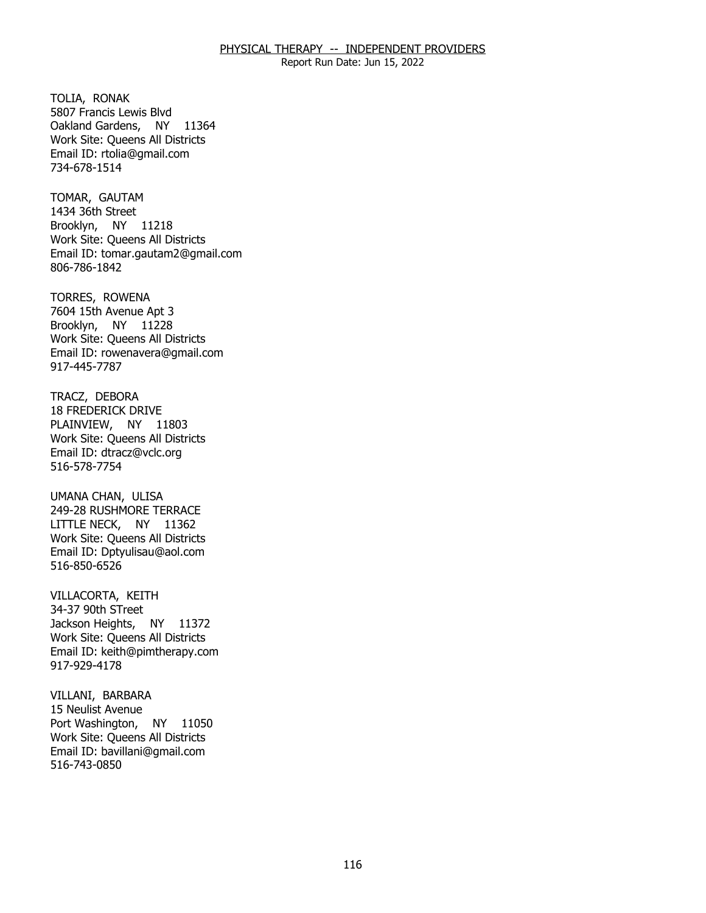TOLIA, RONAK
5807 Francis Lewis Blvd
Oakland Gardens, NY 11364
Work Site: Queens All Districts
Email ID: rtolia@gmail.com
734-678-1514

TOMAR, GAUTAM
1434 36th Street
Brooklyn, NY 11218
Work Site: Queens All Districts
Email ID: tomar.gautam2@gmail.com
806-786-1842

TORRES, ROWENA
7604 15th Avenue Apt 3
Brooklyn, NY 11228
Work Site: Queens All Districts
Email ID: rowenavera@gmail.com
917-445-7787

TRACZ, DEBORA
18 FREDERICK DRIVE
PLAINVIEW, NY 11803
Work Site: Queens All Districts
Email ID: dtracz@vclc.org
516-578-7754

UMANA CHAN, ULISA
249-28 RUSHMORE TERRACE
LITTLE NECK, NY 11362
Work Site: Queens All Districts
Email ID: Dptyulisau@aol.com
516-850-6526

VILLACORTA, KEITH
34-37 90th STreet
Jackson Heights, NY 11372
Work Site: Queens All Districts
Email ID: keith@pimtherapy.com
917-929-4178

VILLANI, BARBARA
15 Neulist Avenue
Port Washington, NY 11050
Work Site: Queens All Districts
Email ID: bavillani@gmail.com
516-743-0850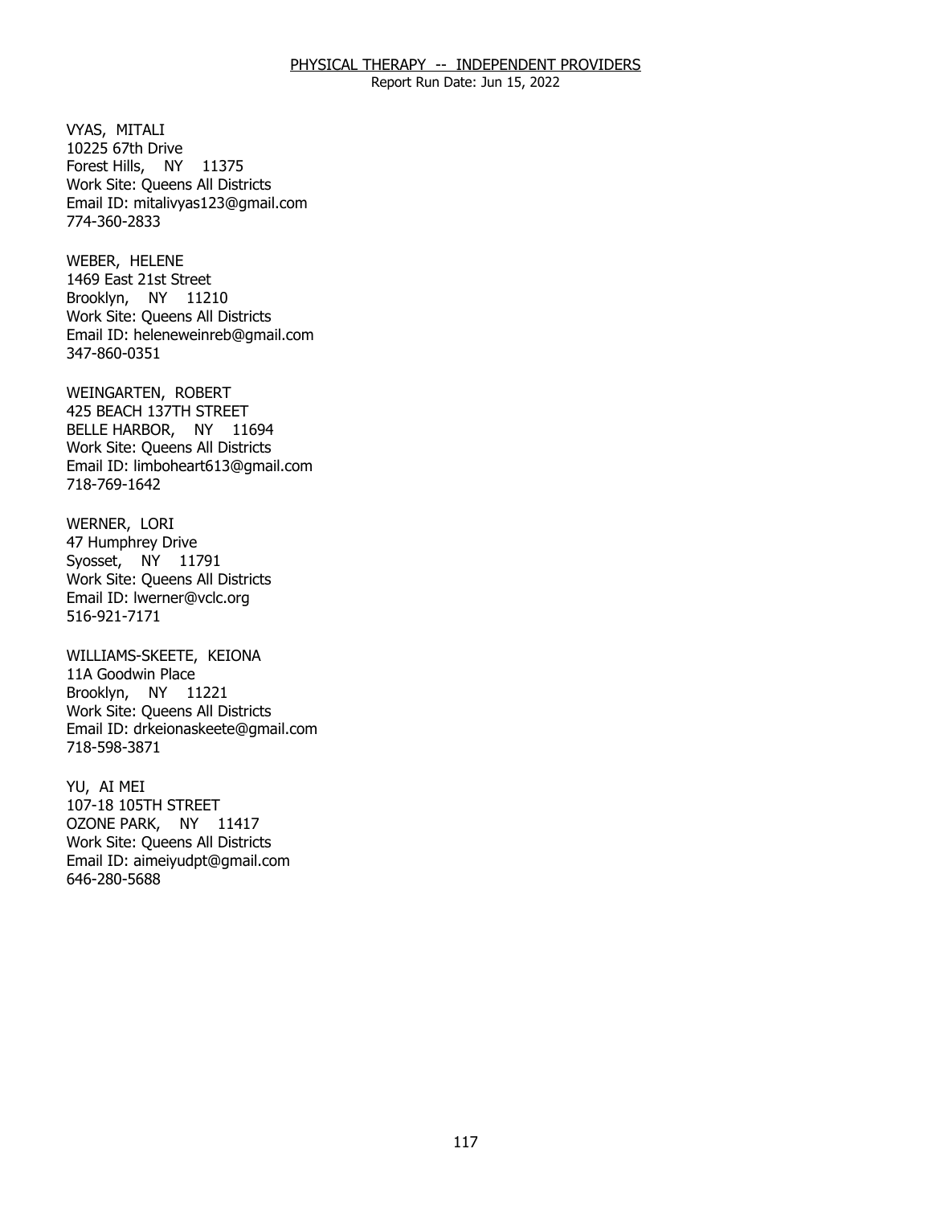VYAS, MITALI
10225 67th Drive
Forest Hills, NY 11375
Work Site: Queens All Districts
Email ID: mitalivyas123@gmail.com
774-360-2833

WEBER, HELENE
1469 East 21st Street
Brooklyn, NY 11210
Work Site: Queens All Districts
Email ID: heleneweinreb@gmail.com
347-860-0351

WEINGARTEN, ROBERT
425 BEACH 137TH STREET
BELLE HARBOR, NY 11694
Work Site: Queens All Districts
Email ID: limboheart613@gmail.com
718-769-1642

WERNER, LORI
47 Humphrey Drive
Syosset, NY 11791
Work Site: Queens All Districts
Email ID: lwerner@vclc.org
516-921-7171

WILLIAMS-SKEETE, KEIONA
11A Goodwin Place
Brooklyn, NY 11221
Work Site: Queens All Districts
Email ID: drkeionaskeete@gmail.com
718-598-3871

YU, AI MEI
107-18 105TH STREET
OZONE PARK, NY 11417
Work Site: Queens All Districts
Email ID: aimeiyudpt@gmail.com
646-280-5688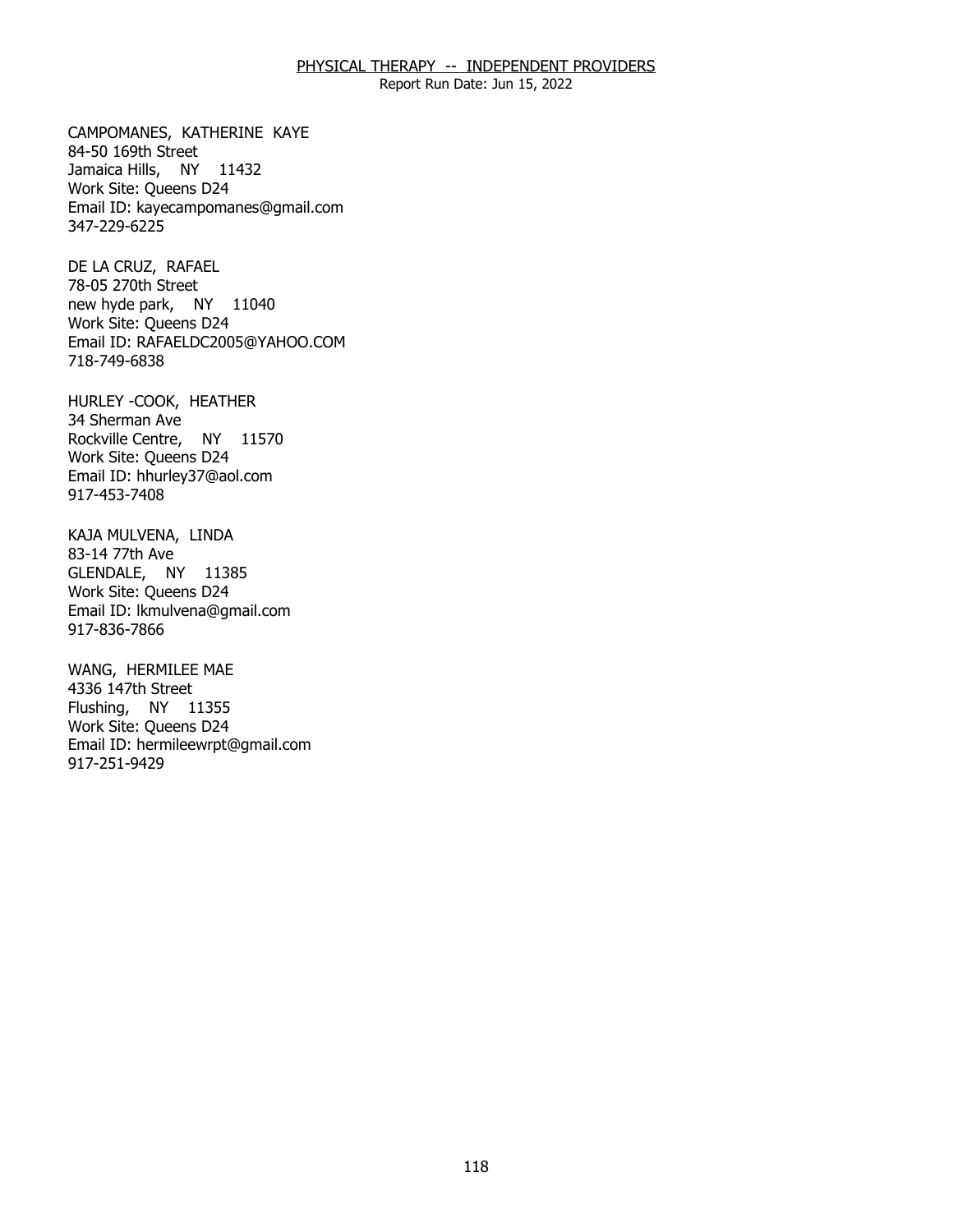PHYSICAL THERAPY -- INDEPENDENT PROVIDERS

Report Run Date: Jun 15, 2022

CAMPOMANES, KATHERINE KAYE
84-50 169th Street
Jamaica Hills, NY 11432
Work Site: Queens D24
Email ID: kayecampomanes@gmail.com
347-229-6225

DE LA CRUZ, RAFAEL
78-05 270th Street
new hyde park, NY 11040
Work Site: Queens D24
Email ID: RAFAELDC2005@YAHOO.COM
718-749-6838

HURLEY -COOK, HEATHER
34 Sherman Ave
Rockville Centre, NY 11570
Work Site: Queens D24
Email ID: hhurley37@aol.com
917-453-7408

KAJA MULVENA, LINDA
83-14 77th Ave
GLENDALE, NY 11385
Work Site: Queens D24
Email ID: lkmulvena@gmail.com
917-836-7866

WANG, HERMILEE MAE
4336 147th Street
Flushing, NY 11355
Work Site: Queens D24
Email ID: hermileewrpt@gmail.com
917-251-9429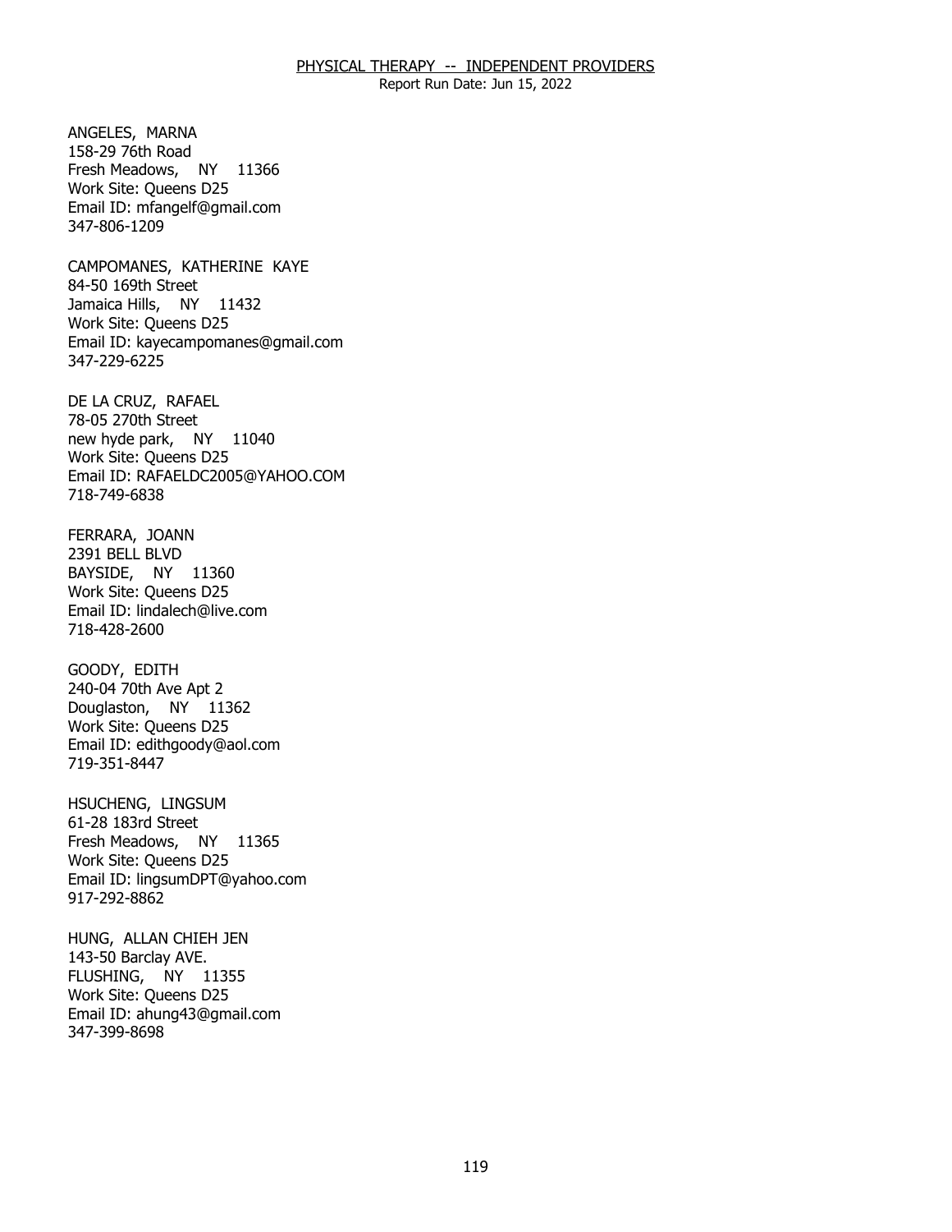ANGELES, MARNA
158-29 76th Road
Fresh Meadows, NY 11366
Work Site: Queens D25
Email ID: mfangelf@gmail.com
347-806-1209

CAMPOMANES, KATHERINE KAYE
84-50 169th Street
Jamaica Hills, NY 11432
Work Site: Queens D25
Email ID: kayecampomanes@gmail.com
347-229-6225

DE LA CRUZ, RAFAEL
78-05 270th Street
new hyde park, NY 11040
Work Site: Queens D25
Email ID: RAFAELDC2005@YAHOO.COM
718-749-6838

FERRARA, JOANN
2391 BELL BLVD
BAYSIDE, NY 11360
Work Site: Queens D25
Email ID: lindalech@live.com
718-428-2600

GOODY, EDITH
240-04 70th Ave Apt 2
Douglaston, NY 11362
Work Site: Queens D25
Email ID: edithgoody@aol.com
719-351-8447

HSUCHENG, LINGSUM
61-28 183rd Street
Fresh Meadows, NY 11365
Work Site: Queens D25
Email ID: lingsumDPT@yahoo.com
917-292-8862

HUNG, ALLAN CHIEH JEN
143-50 Barclay AVE.
FLUSHING, NY 11355
Work Site: Queens D25
Email ID: ahung43@gmail.com
347-399-8698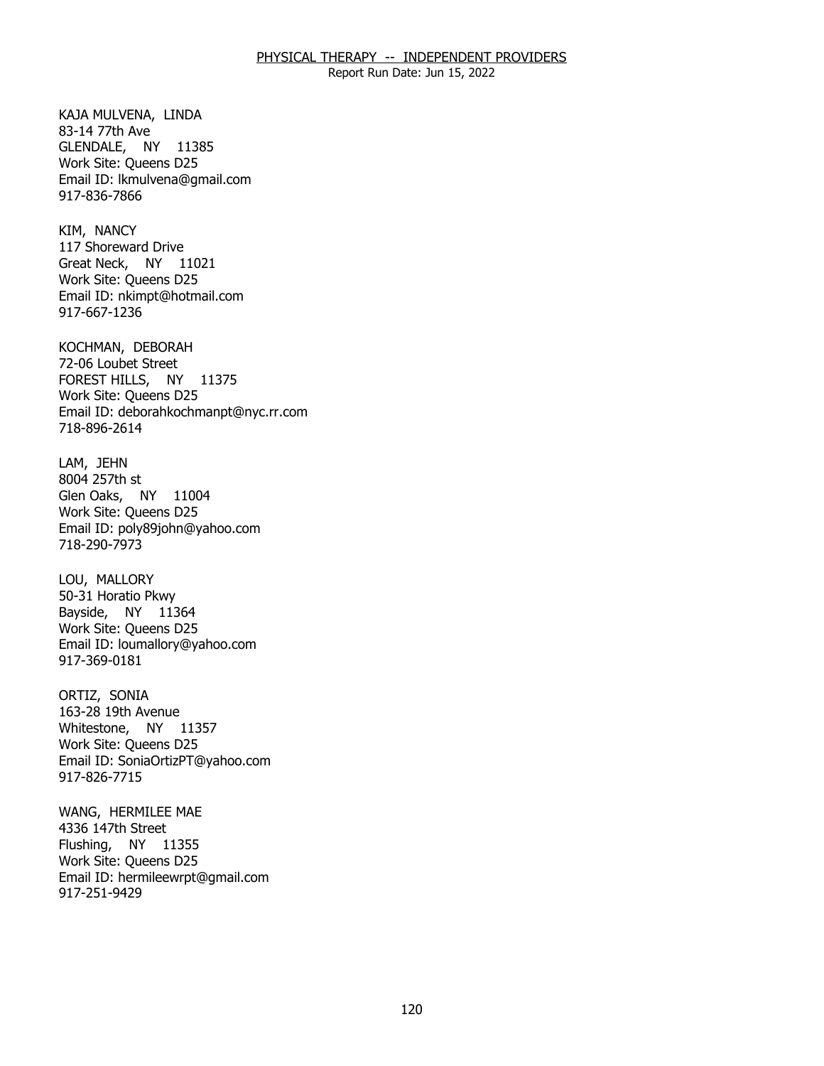KAJA MULVENA, LINDA
83-14 77th Ave
GLENDALE, NY 11385
Work Site: Queens D25
Email ID: lkmulvena@gmail.com
917-836-7866

KIM, NANCY
117 Shoreward Drive
Great Neck, NY 11021
Work Site: Queens D25
Email ID: nkimpt@hotmail.com
917-667-1236

KOCHMAN, DEBORAH
72-06 Loubet Street
FOREST HILLS, NY 11375
Work Site: Queens D25
Email ID: deborahkochmanpt@nyc.rr.com
718-896-2614

LAM, JEHN
8004 257th st
Glen Oaks, NY 11004
Work Site: Queens D25
Email ID: poly89john@yahoo.com
718-290-7973

LOU, MALLORY
50-31 Horatio Pkwy
Bayside, NY 11364
Work Site: Queens D25
Email ID: loumallory@yahoo.com
917-369-0181

ORTIZ, SONIA
163-28 19th Avenue
Whitestone, NY 11357
Work Site: Queens D25
Email ID: SoniaOrtizPT@yahoo.com
917-826-7715

WANG, HERMILEE MAE
4336 147th Street
Flushing, NY 11355
Work Site: Queens D25
Email ID: hermileewrpt@gmail.com
917-251-9429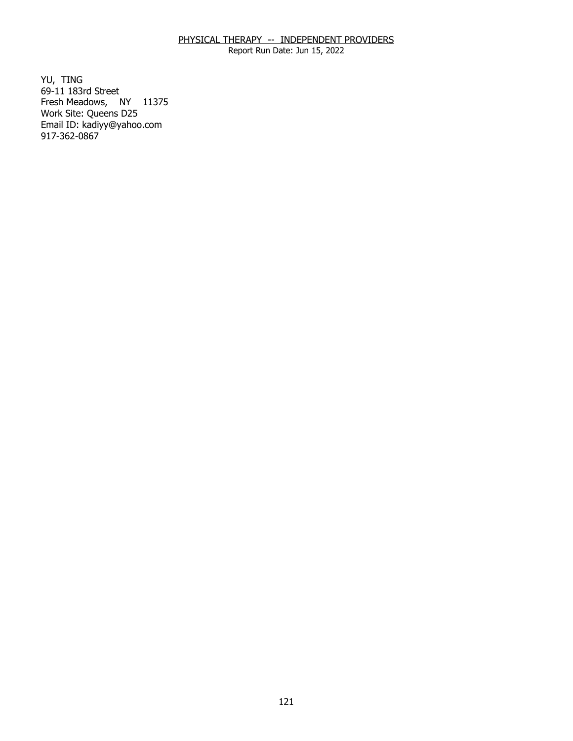PHYSICAL THERAPY -- INDEPENDENT PROVIDERS
Report Run Date: Jun 15, 2022

YU, TING
69-11 183rd Street
Fresh Meadows, NY 11375
Work Site: Queens D25
Email ID: kadiyy@yahoo.com
917-362-0867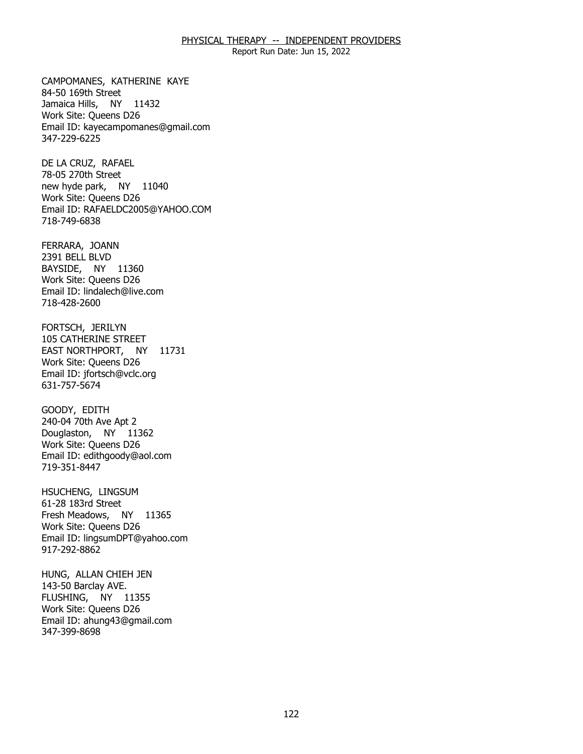CAMPOMANES, KATHERINE KAYE
84-50 169th Street
Jamaica Hills, NY 11432
Work Site: Queens D26
Email ID: kayecampomanes@gmail.com
347-229-6225

DE LA CRUZ, RAFAEL
78-05 270th Street
new hyde park, NY 11040
Work Site: Queens D26
Email ID: RAFAELDC2005@YAHOO.COM
718-749-6838

FERRARA, JOANN
2391 BELL BLVD
BAYSIDE, NY 11360
Work Site: Queens D26
Email ID: lindalech@live.com
718-428-2600

FORTSCH, JERILYN
105 CATHERINE STREET
EAST NORTHPORT, NY 11731
Work Site: Queens D26
Email ID: jfortsch@vclc.org
631-757-5674

GOODY, EDITH
240-04 70th Ave Apt 2
Douglaston, NY 11362
Work Site: Queens D26
Email ID: edithgoody@aol.com
719-351-8447

HSUCHENG, LINGSUM
61-28 183rd Street
Fresh Meadows, NY 11365
Work Site: Queens D26
Email ID: lingsumDPT@yahoo.com
917-292-8862

HUNG, ALLAN CHIEH JEN
143-50 Barclay AVE.
FLUSHING, NY 11355
Work Site: Queens D26
Email ID: ahung43@gmail.com
347-399-8698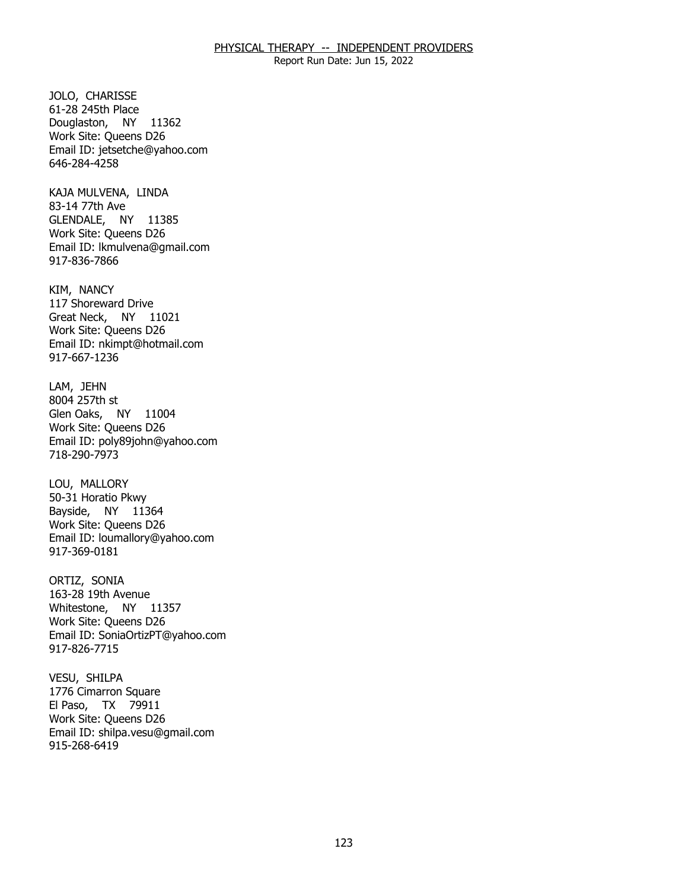JOLO, CHARISSE
61-28 245th Place
Douglaston, NY 11362
Work Site: Queens D26
Email ID: jetsetche@yahoo.com
646-284-4258

KAJA MULVENA, LINDA
83-14 77th Ave
GLENDALE, NY 11385
Work Site: Queens D26
Email ID: lkmulvena@gmail.com
917-836-7866

KIM, NANCY
117 Shoreward Drive
Great Neck, NY 11021
Work Site: Queens D26
Email ID: nkimpt@hotmail.com
917-667-1236

LAM, JEHN
8004 257th st
Glen Oaks, NY 11004
Work Site: Queens D26
Email ID: poly89john@yahoo.com
718-290-7973

LOU, MALLORY
50-31 Horatio Pkwy
Bayside, NY 11364
Work Site: Queens D26
Email ID: loumallory@yahoo.com
917-369-0181

ORTIZ, SONIA
163-28 19th Avenue
Whitestone, NY 11357
Work Site: Queens D26
Email ID: SoniaOrtizPT@yahoo.com
917-826-7715

VESU, SHILPA
1776 Cimarron Square
El Paso, TX 79911
Work Site: Queens D26
Email ID: shilpa.vesu@gmail.com
915-268-6419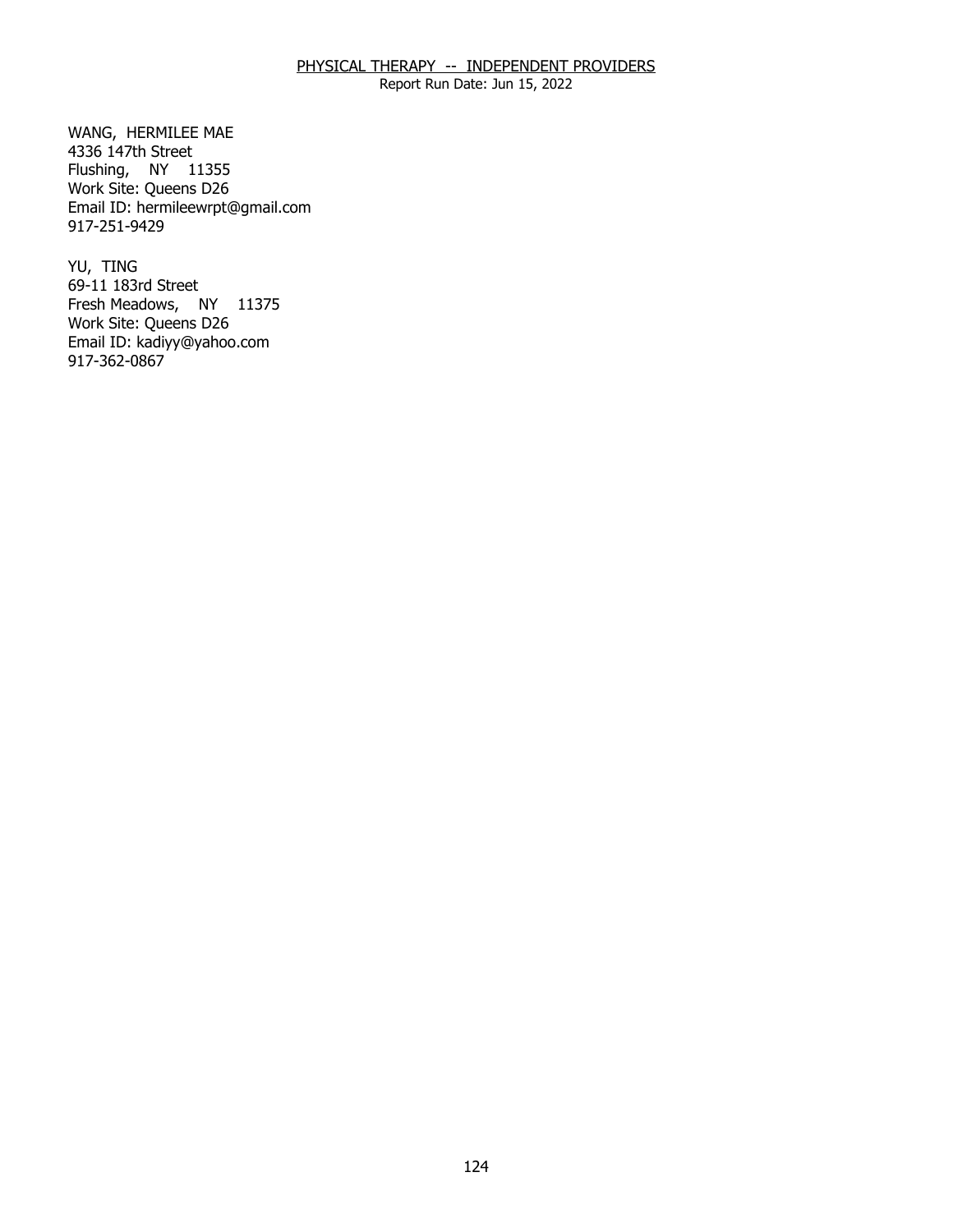## PHYSICAL THERAPY -- INDEPENDENT PROVIDERS

Report Run Date: Jun 15, 2022

WANG, HERMILEE MAE
4336 147th Street
Flushing, NY 11355
Work Site: Queens D26
Email ID: hermileewrpt@gmail.com
917-251-9429

YU, TING
69-11 183rd Street
Fresh Meadows, NY 11375
Work Site: Queens D26
Email ID: kadiyy@yahoo.com
917-362-0867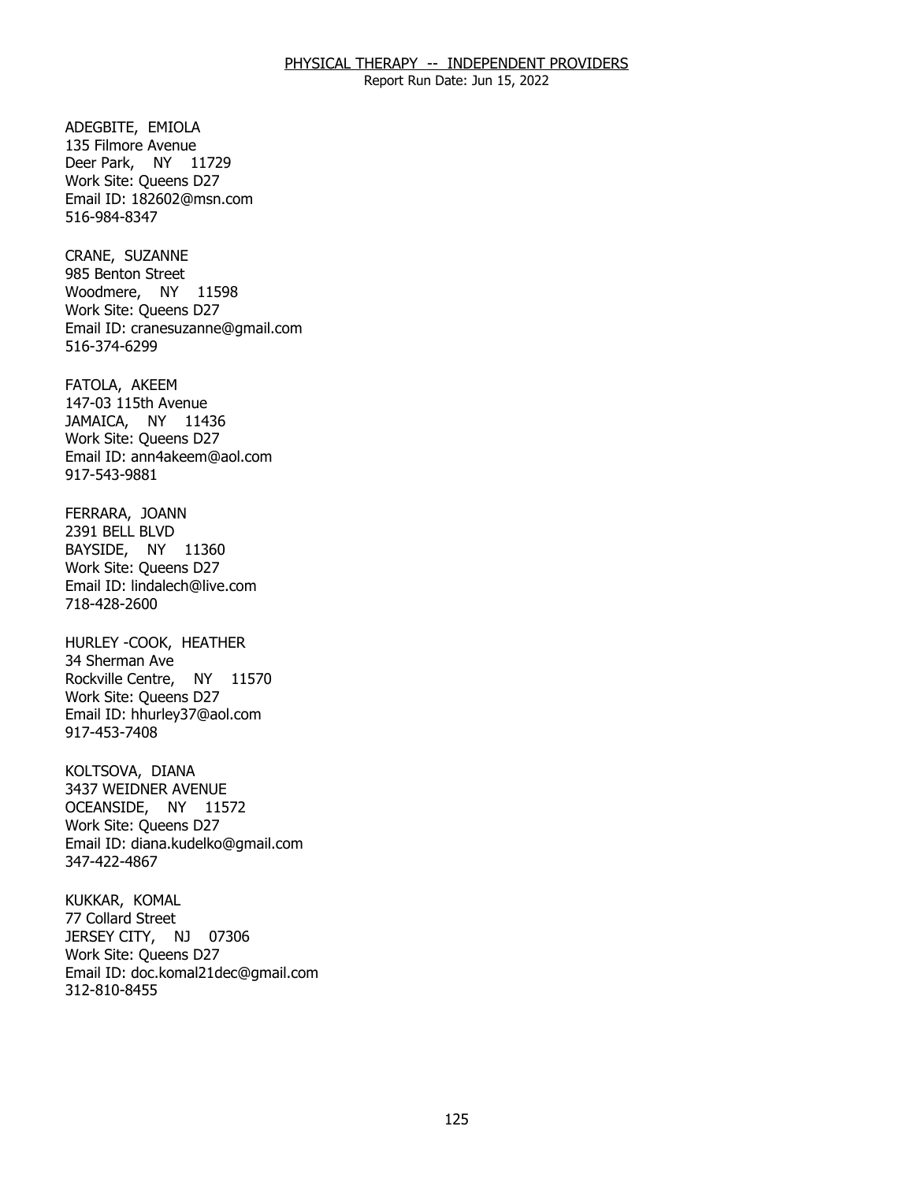PHYSICAL THERAPY -- INDEPENDENT PROVIDERS
Report Run Date: Jun 15, 2022

ADEGBITE, EMIOLA
135 Filmore Avenue
Deer Park, NY 11729
Work Site: Queens D27
Email ID: 182602@msn.com
516-984-8347

CRANE, SUZANNE
985 Benton Street
Woodmere, NY 11598
Work Site: Queens D27
Email ID: cranesuzanne@gmail.com
516-374-6299

FATOLA, AKEEM
147-03 115th Avenue
JAMAICA, NY 11436
Work Site: Queens D27
Email ID: ann4akeem@aol.com
917-543-9881

FERRARA, JOANN
2391 BELL BLVD
BAYSIDE, NY 11360
Work Site: Queens D27
Email ID: lindalech@live.com
718-428-2600

HURLEY -COOK, HEATHER
34 Sherman Ave
Rockville Centre, NY 11570
Work Site: Queens D27
Email ID: hhurley37@aol.com
917-453-7408

KOLTSOVA, DIANA
3437 WEIDNER AVENUE
OCEANSIDE, NY 11572
Work Site: Queens D27
Email ID: diana.kudelko@gmail.com
347-422-4867

KUKKAR, KOMAL
77 Collard Street
JERSEY CITY, NJ 07306
Work Site: Queens D27
Email ID: doc.komal21dec@gmail.com
312-810-8455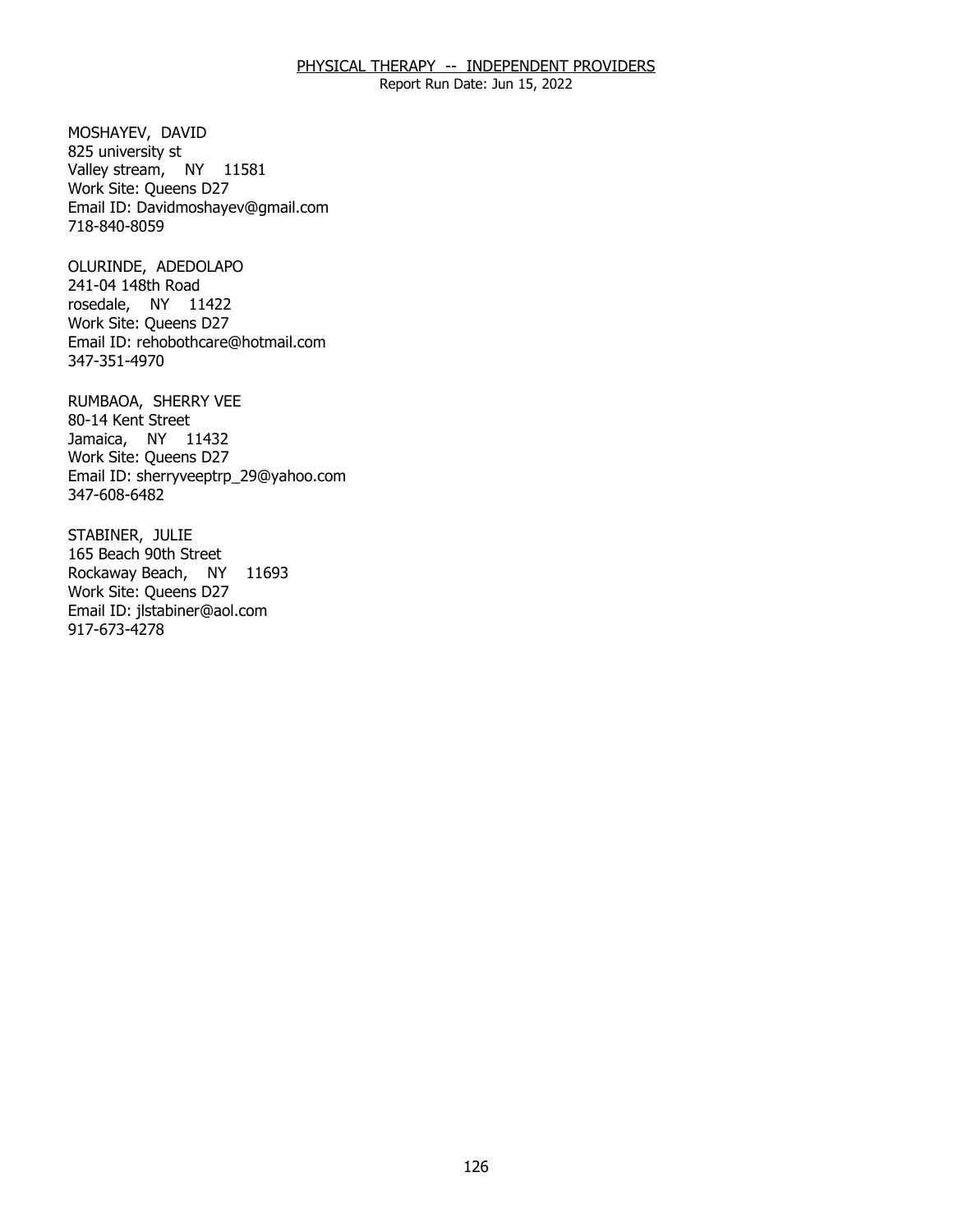MOSHAYEV, DAVID
825 university st
Valley stream, NY 11581
Work Site: Queens D27
Email ID: Davidmoshayev@gmail.com
718-840-8059

OLURINDE, ADEDOLAPO
241-04 148th Road
rosedale, NY 11422
Work Site: Queens D27
Email ID: rehobothcare@hotmail.com
347-351-4970

RUMBAOA, SHERRY VEE
80-14 Kent Street
Jamaica, NY 11432
Work Site: Queens D27
Email ID: sherryveeptrp_29@yahoo.com
347-608-6482

STABINER, JULIE
165 Beach 90th Street
Rockaway Beach, NY 11693
Work Site: Queens D27
Email ID: jlstabiner@aol.com
917-673-4278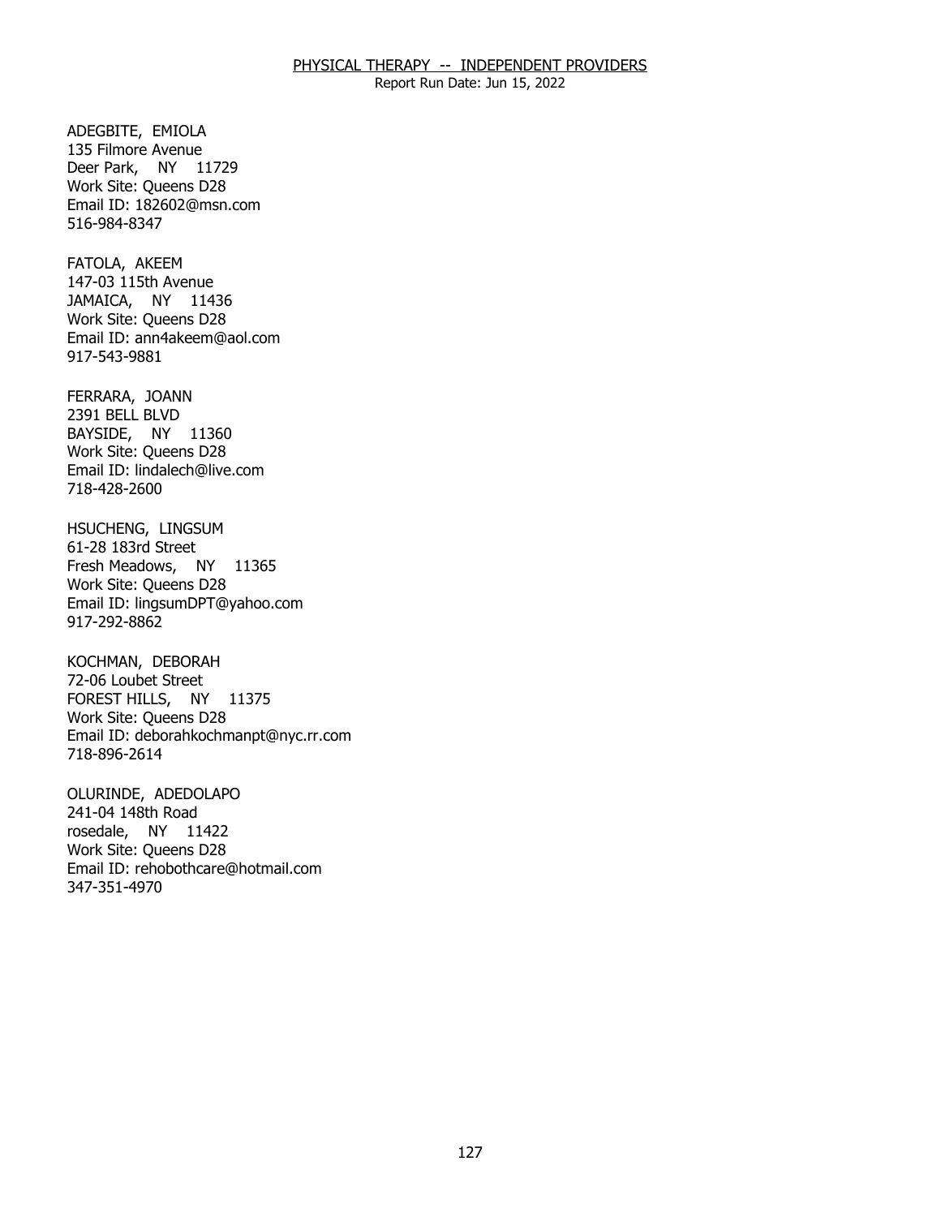## PHYSICAL THERAPY -- INDEPENDENT PROVIDERS

Report Run Date: Jun 15, 2022

ADEGBITE, EMIOLA
135 Filmore Avenue
Deer Park, NY 11729
Work Site: Queens D28
Email ID: 182602@msn.com
516-984-8347

FATOLA, AKEEM
147-03 115th Avenue
JAMAICA, NY 11436
Work Site: Queens D28
Email ID: ann4akeem@aol.com
917-543-9881

FERRARA, JOANN
2391 BELL BLVD
BAYSIDE, NY 11360
Work Site: Queens D28
Email ID: lindalech@live.com
718-428-2600

HSUCHENG, LINGSUM
61-28 183rd Street
Fresh Meadows, NY 11365
Work Site: Queens D28
Email ID: lingsumDPT@yahoo.com
917-292-8862

KOCHMAN, DEBORAH
72-06 Loubet Street
FOREST HILLS, NY 11375
Work Site: Queens D28
Email ID: deborahkochmanpt@nyc.rr.com
718-896-2614

OLURINDE, ADEDOLAPO
241-04 148th Road
rosedale, NY 11422
Work Site: Queens D28
Email ID: rehobothcare@hotmail.com
347-351-4970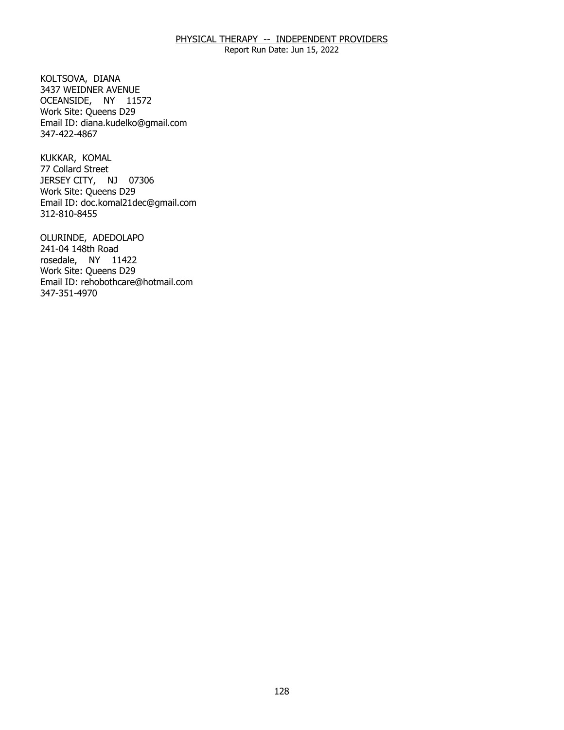KOLTSOVA, DIANA
3437 WEIDNER AVENUE
OCEANSIDE, NY 11572
Work Site: Queens D29
Email ID: diana.kudelko@gmail.com
347-422-4867

KUKKAR, KOMAL
77 Collard Street
JERSEY CITY, NJ 07306
Work Site: Queens D29
Email ID: doc.komal21dec@gmail.com
312-810-8455

OLURINDE, ADEDOLAPO
241-04 148th Road
rosedale, NY 11422
Work Site: Queens D29
Email ID: rehobothcare@hotmail.com
347-351-4970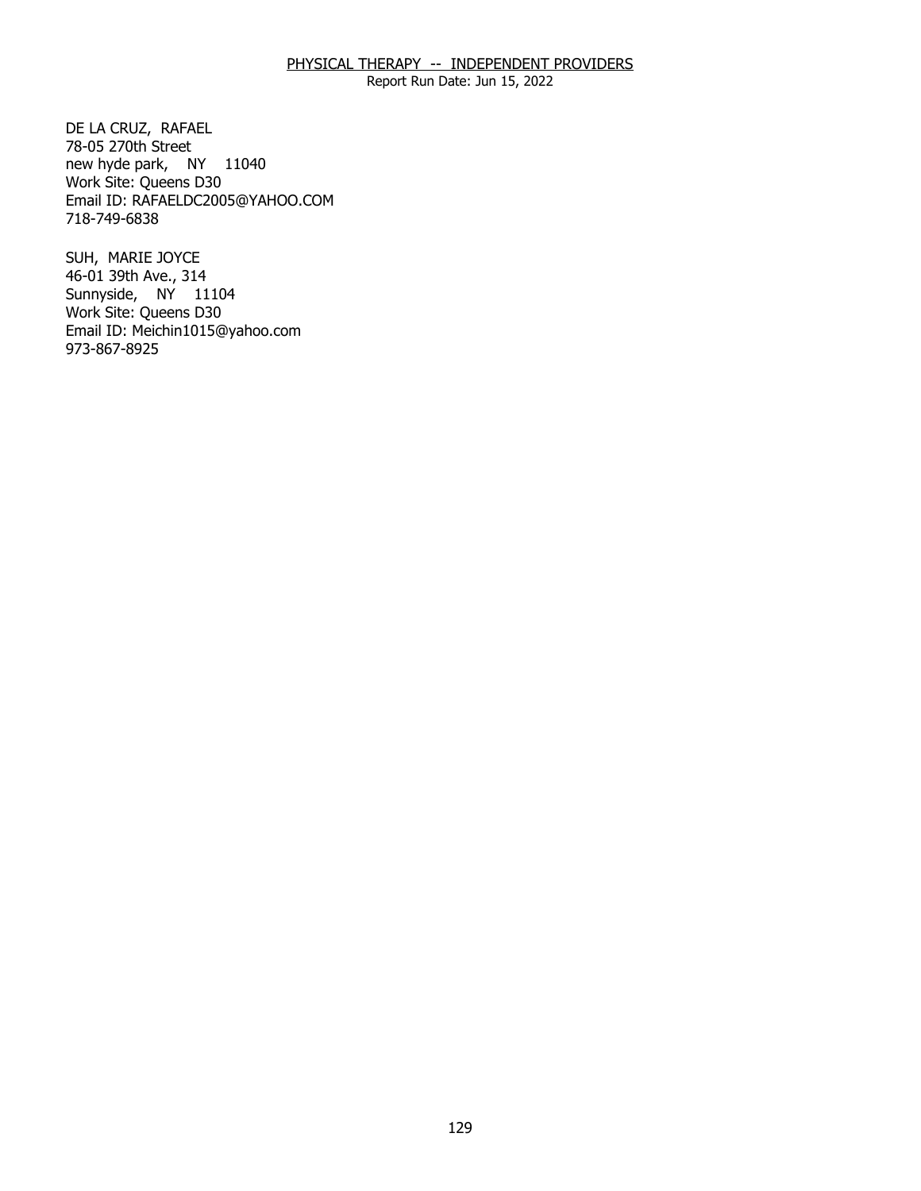PHYSICAL THERAPY -- INDEPENDENT PROVIDERS

Report Run Date: Jun 15, 2022

DE LA CRUZ, RAFAEL
78-05 270th Street
new hyde park, NY 11040
Work Site: Queens D30
Email ID: RAFAELDC2005@YAHOO.COM
718-749-6838

SUH, MARIE JOYCE
46-01 39th Ave., 314
Sunnyside, NY 11104
Work Site: Queens D30
Email ID: Meichin1015@yahoo.com
973-867-8925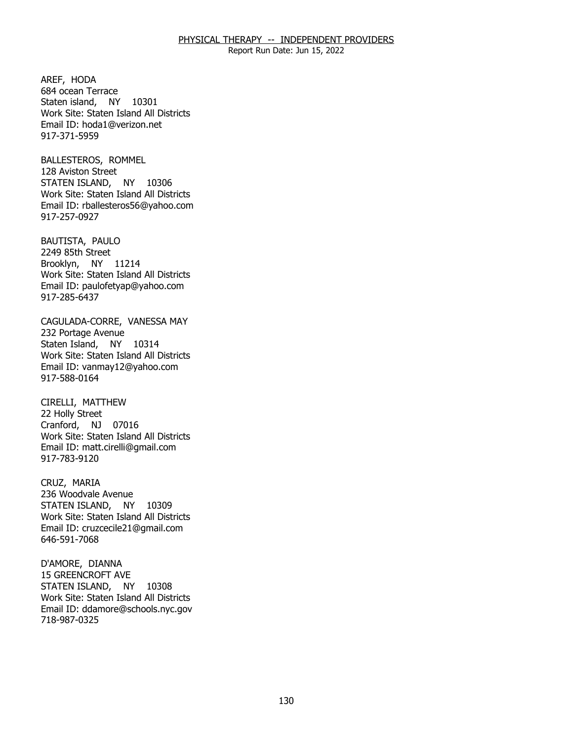AREF, HODA
684 ocean Terrace
Staten island, NY 10301
Work Site: Staten Island All Districts
Email ID: hoda1@verizon.net
917-371-5959

BALLESTEROS, ROMMEL
128 Aviston Street
STATEN ISLAND, NY 10306
Work Site: Staten Island All Districts
Email ID: rballesteros56@yahoo.com
917-257-0927

BAUTISTA, PAULO
2249 85th Street
Brooklyn, NY 11214
Work Site: Staten Island All Districts
Email ID: paulofetyap@yahoo.com
917-285-6437

CAGULADA-CORRE, VANESSA MAY
232 Portage Avenue
Staten Island, NY 10314
Work Site: Staten Island All Districts
Email ID: vanmay12@yahoo.com
917-588-0164

CIRELLI, MATTHEW
22 Holly Street
Cranford, NJ 07016
Work Site: Staten Island All Districts
Email ID: matt.cirelli@gmail.com
917-783-9120

CRUZ, MARIA
236 Woodvale Avenue
STATEN ISLAND, NY 10309
Work Site: Staten Island All Districts
Email ID: cruzcecile21@gmail.com
646-591-7068

D'AMORE, DIANNA
15 GREENCROFT AVE
STATEN ISLAND, NY 10308
Work Site: Staten Island All Districts
Email ID: ddamore@schools.nyc.gov
718-987-0325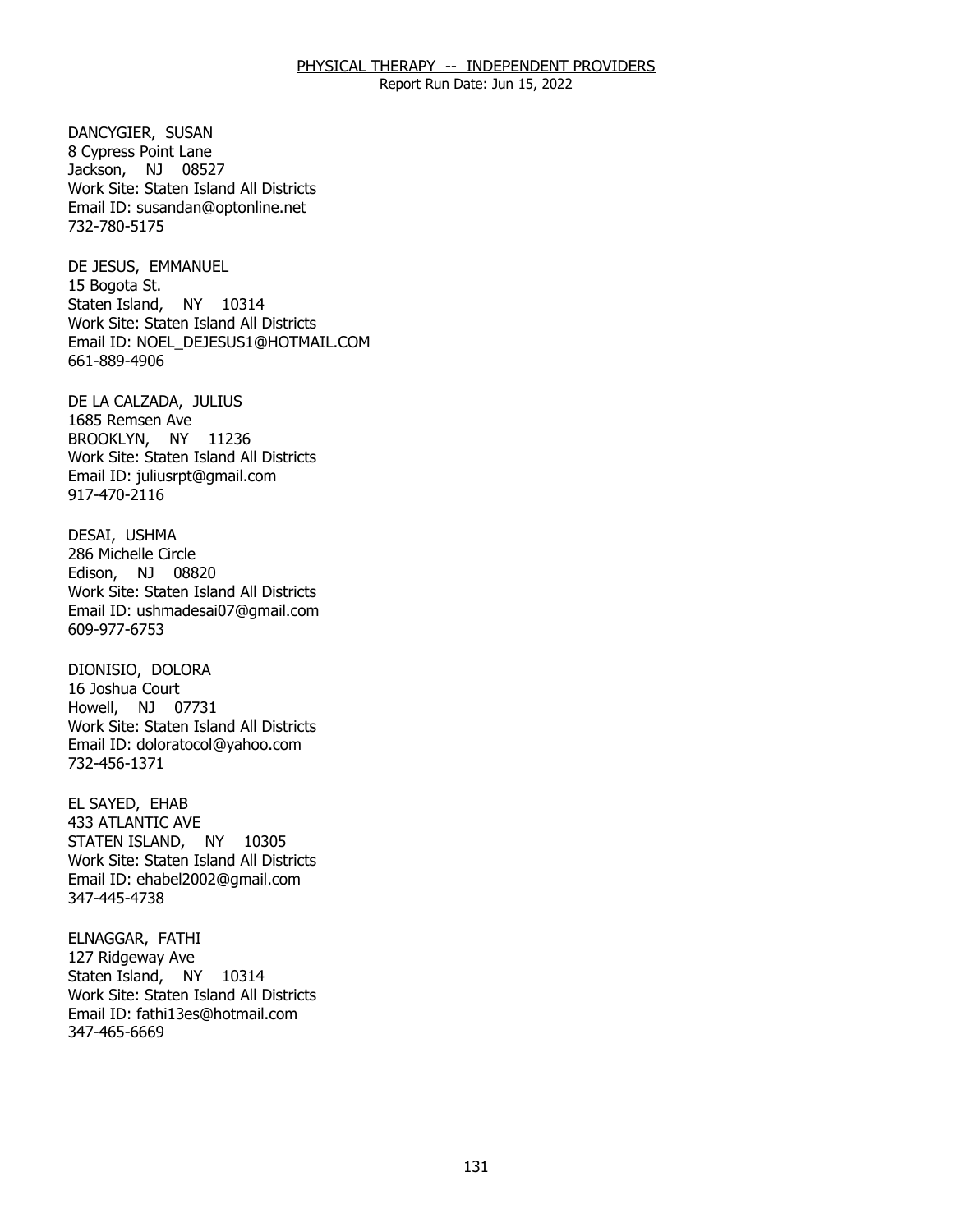DANCYGIER, SUSAN
8 Cypress Point Lane
Jackson, NJ 08527
Work Site: Staten Island All Districts
Email ID: susandan@optonline.net
732-780-5175

DE JESUS, EMMANUEL
15 Bogota St.
Staten Island, NY 10314
Work Site: Staten Island All Districts
Email ID: NOEL_DEJESUS1@HOTMAIL.COM
661-889-4906

DE LA CALZADA, JULIUS
1685 Remsen Ave
BROOKLYN, NY 11236
Work Site: Staten Island All Districts
Email ID: juliusrpt@gmail.com
917-470-2116

DESAI, USHMA
286 Michelle Circle
Edison, NJ 08820
Work Site: Staten Island All Districts
Email ID: ushmadesai07@gmail.com
609-977-6753

DIONISIO, DOLORA
16 Joshua Court
Howell, NJ 07731
Work Site: Staten Island All Districts
Email ID: doloratocol@yahoo.com
732-456-1371

EL SAYED, EHAB
433 ATLANTIC AVE
STATEN ISLAND, NY 10305
Work Site: Staten Island All Districts
Email ID: ehabel2002@gmail.com
347-445-4738

ELNAGGAR, FATHI
127 Ridgeway Ave
Staten Island, NY 10314
Work Site: Staten Island All Districts
Email ID: fathi13es@hotmail.com
347-465-6669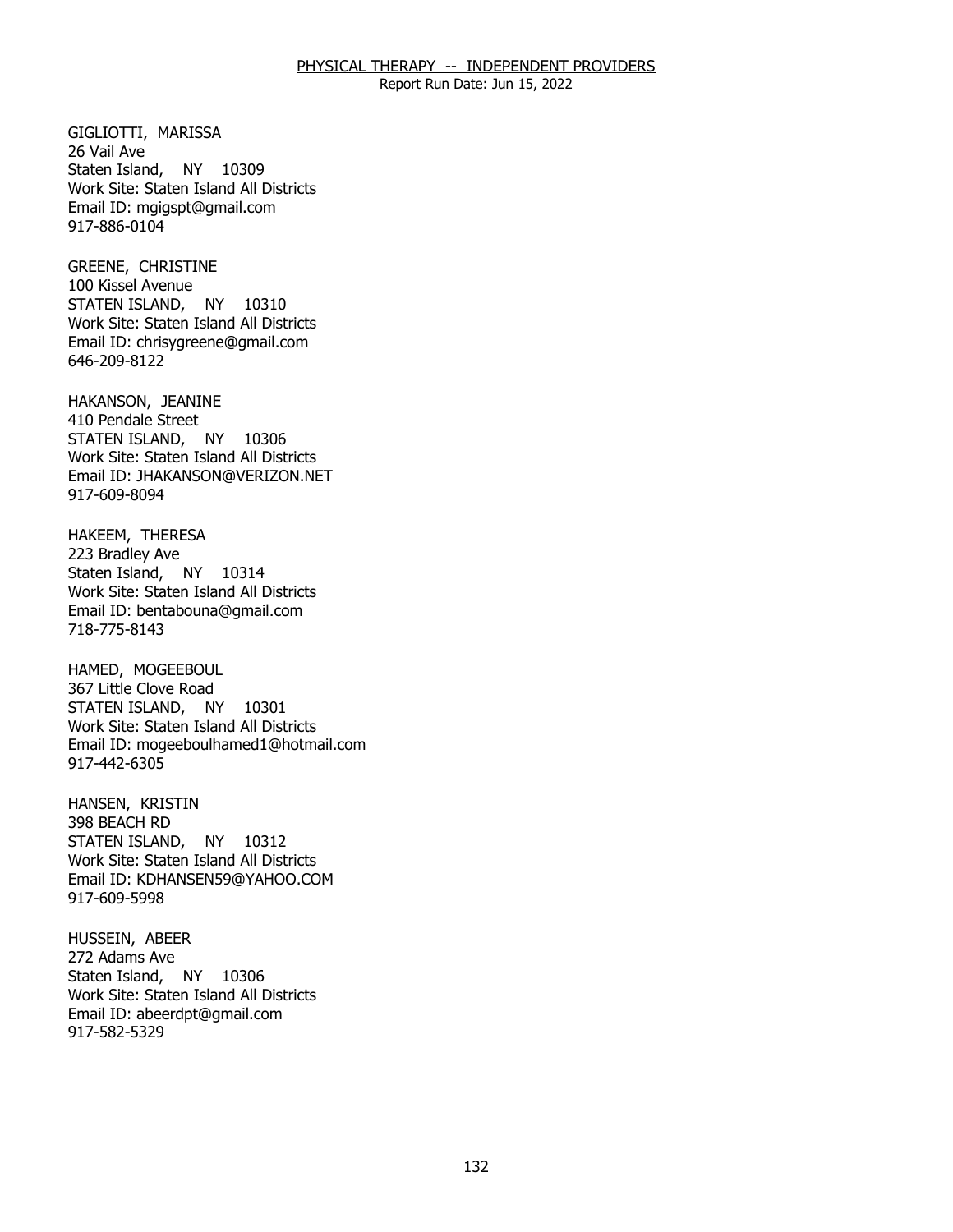GIGLIOTTI, MARISSA
26 Vail Ave
Staten Island, NY 10309
Work Site: Staten Island All Districts
Email ID: mgigspt@gmail.com
917-886-0104

GREENE, CHRISTINE
100 Kissel Avenue
STATEN ISLAND, NY 10310
Work Site: Staten Island All Districts
Email ID: chrisygreene@gmail.com
646-209-8122

HAKANSON, JEANINE
410 Pendale Street
STATEN ISLAND, NY 10306
Work Site: Staten Island All Districts
Email ID: JHAKANSON@VERIZON.NET
917-609-8094

HAKEEM, THERESA
223 Bradley Ave
Staten Island, NY 10314
Work Site: Staten Island All Districts
Email ID: bentabouna@gmail.com
718-775-8143

HAMED, MOGEEBOUL
367 Little Clove Road
STATEN ISLAND, NY 10301
Work Site: Staten Island All Districts
Email ID: mogeeboulhamed1@hotmail.com
917-442-6305

HANSEN, KRISTIN
398 BEACH RD
STATEN ISLAND, NY 10312
Work Site: Staten Island All Districts
Email ID: KDHANSEN59@YAHOO.COM
917-609-5998

HUSSEIN, ABEER
272 Adams Ave
Staten Island, NY 10306
Work Site: Staten Island All Districts
Email ID: abeerdpt@gmail.com
917-582-5329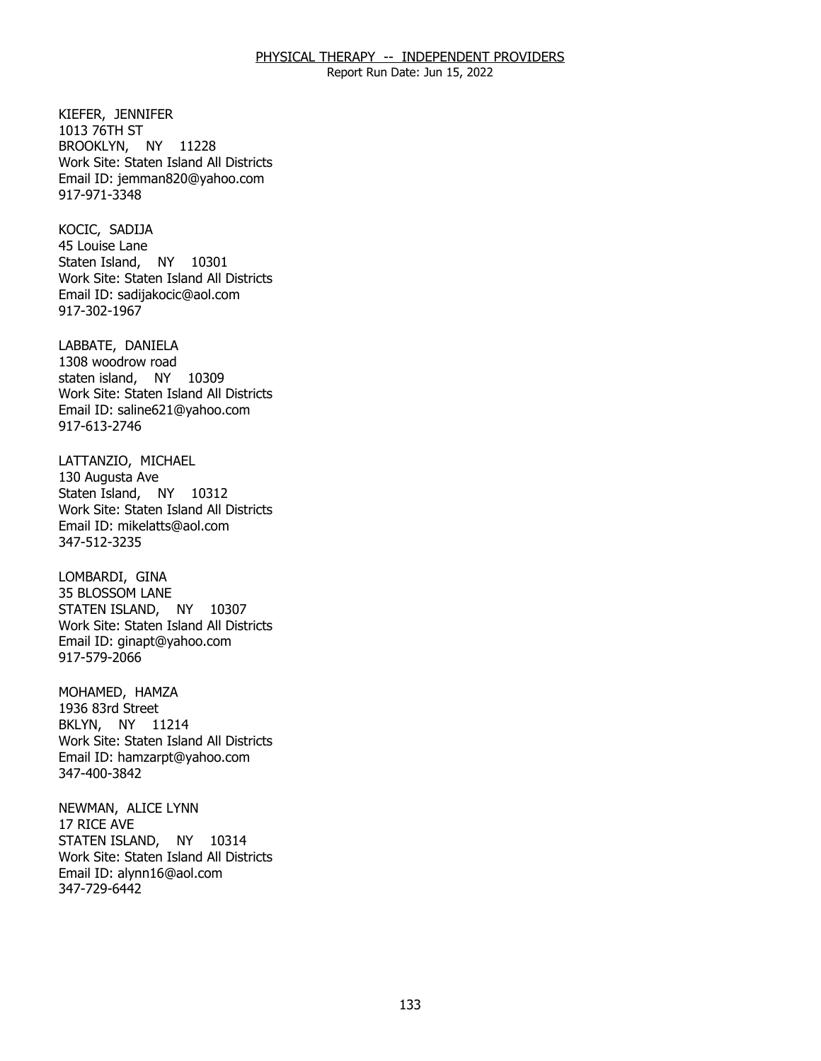KIEFER, JENNIFER
1013 76TH ST
BROOKLYN, NY 11228
Work Site: Staten Island All Districts
Email ID: jemman820@yahoo.com
917-971-3348

KOCIC, SADIJA
45 Louise Lane
Staten Island, NY 10301
Work Site: Staten Island All Districts
Email ID: sadijakocic@aol.com
917-302-1967

LABBATE, DANIELA
1308 woodrow road
staten island, NY 10309
Work Site: Staten Island All Districts
Email ID: saline621@yahoo.com
917-613-2746

LATTANZIO, MICHAEL
130 Augusta Ave
Staten Island, NY 10312
Work Site: Staten Island All Districts
Email ID: mikelatts@aol.com
347-512-3235

LOMBARDI, GINA
35 BLOSSOM LANE
STATEN ISLAND, NY 10307
Work Site: Staten Island All Districts
Email ID: ginapt@yahoo.com
917-579-2066

MOHAMED, HAMZA
1936 83rd Street
BKLYN, NY 11214
Work Site: Staten Island All Districts
Email ID: hamzarpt@yahoo.com
347-400-3842

NEWMAN, ALICE LYNN
17 RICE AVE
STATEN ISLAND, NY 10314
Work Site: Staten Island All Districts
Email ID: alynn16@aol.com
347-729-6442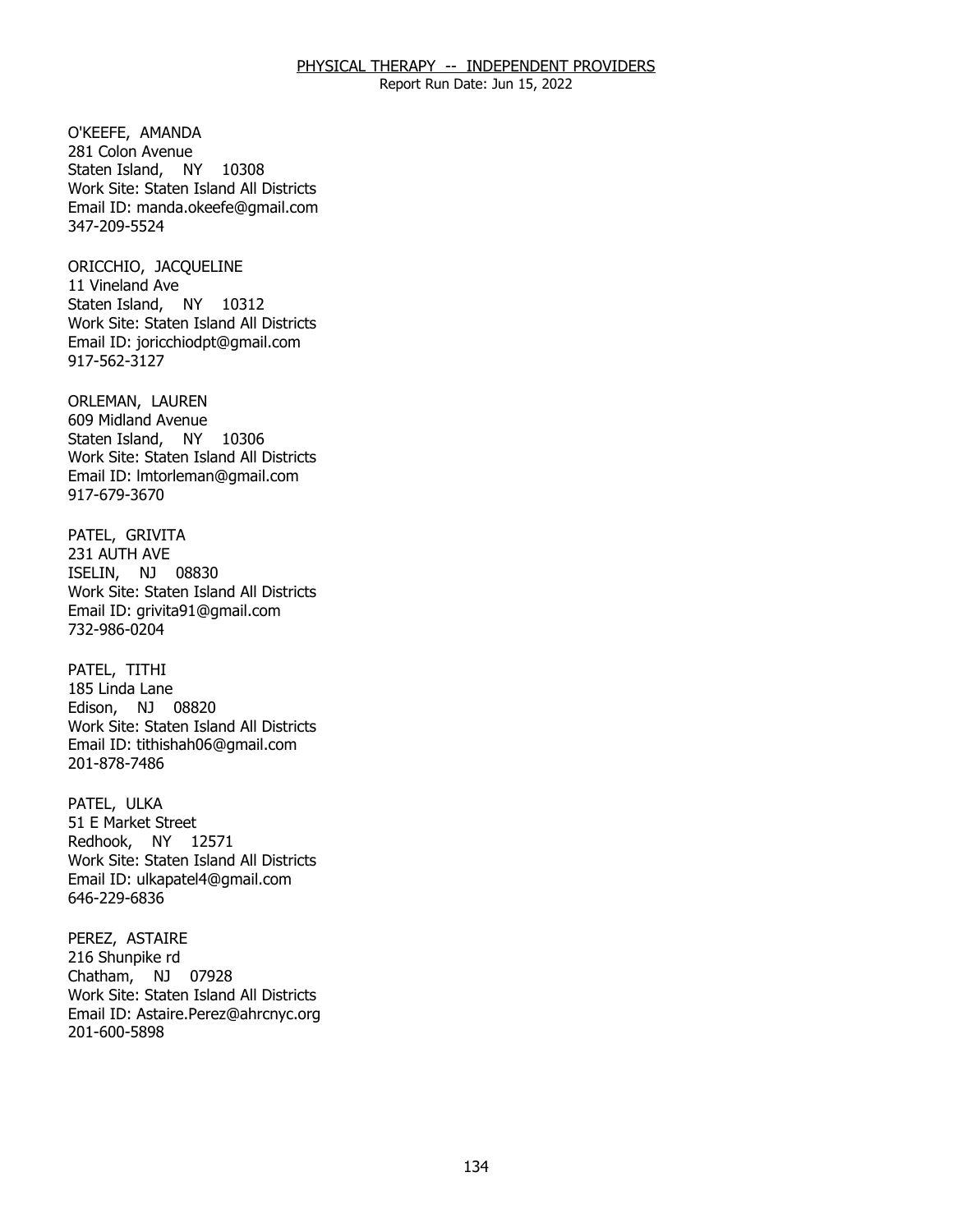O'KEEFE, AMANDA
281 Colon Avenue
Staten Island, NY 10308
Work Site: Staten Island All Districts
Email ID: manda.okeefe@gmail.com
347-209-5524

ORICCHIO, JACQUELINE
11 Vineland Ave
Staten Island, NY 10312
Work Site: Staten Island All Districts
Email ID: joricchiodpt@gmail.com
917-562-3127

ORLEMAN, LAUREN
609 Midland Avenue
Staten Island, NY 10306
Work Site: Staten Island All Districts
Email ID: lmtorleman@gmail.com
917-679-3670

PATEL, GRIVITA
231 AUTH AVE
ISELIN, NJ 08830
Work Site: Staten Island All Districts
Email ID: grivita91@gmail.com
732-986-0204

PATEL, TITHI
185 Linda Lane
Edison, NJ 08820
Work Site: Staten Island All Districts
Email ID: tithishah06@gmail.com
201-878-7486

PATEL, ULKA
51 E Market Street
Redhook, NY 12571
Work Site: Staten Island All Districts
Email ID: ulkapatel4@gmail.com
646-229-6836

PEREZ, ASTAIRE
216 Shunpike rd
Chatham, NJ 07928
Work Site: Staten Island All Districts
Email ID: Astaire.Perez@ahrcnyc.org
201-600-5898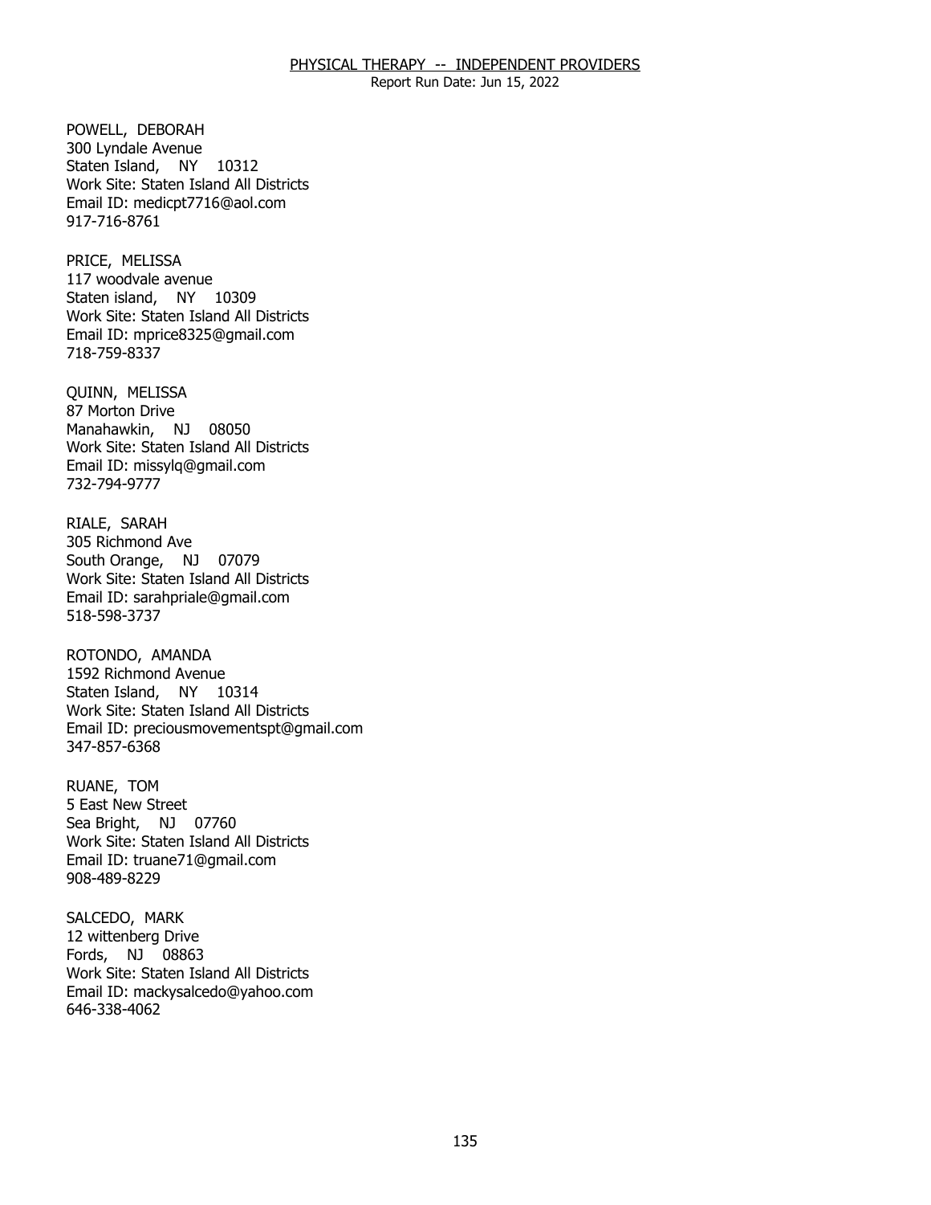POWELL, DEBORAH
300 Lyndale Avenue
Staten Island, NY 10312
Work Site: Staten Island All Districts
Email ID: medicpt7716@aol.com
917-716-8761

PRICE, MELISSA
117 woodvale avenue
Staten island, NY 10309
Work Site: Staten Island All Districts
Email ID: mprice8325@gmail.com
718-759-8337

QUINN, MELISSA
87 Morton Drive
Manahawkin, NJ 08050
Work Site: Staten Island All Districts
Email ID: missylq@gmail.com
732-794-9777

RIALE, SARAH
305 Richmond Ave
South Orange, NJ 07079
Work Site: Staten Island All Districts
Email ID: sarahpriale@gmail.com
518-598-3737

ROTONDO, AMANDA
1592 Richmond Avenue
Staten Island, NY 10314
Work Site: Staten Island All Districts
Email ID: preciousmovementspt@gmail.com
347-857-6368

RUANE, TOM
5 East New Street
Sea Bright, NJ 07760
Work Site: Staten Island All Districts
Email ID: truane71@gmail.com
908-489-8229

SALCEDO, MARK
12 wittenberg Drive
Fords, NJ 08863
Work Site: Staten Island All Districts
Email ID: mackysalcedo@yahoo.com
646-338-4062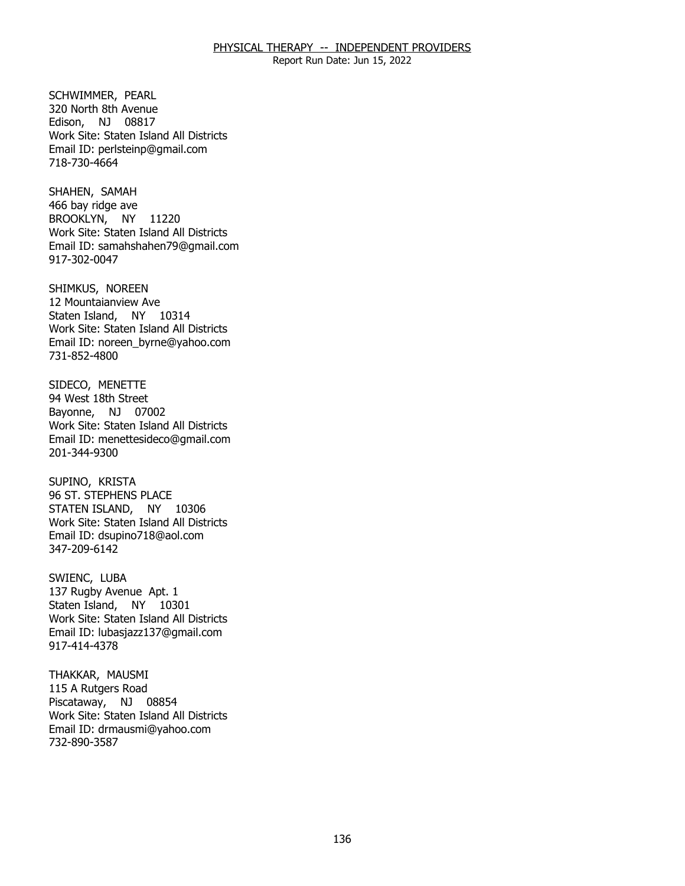SCHWIMMER, PEARL
320 North 8th Avenue
Edison, NJ 08817
Work Site: Staten Island All Districts
Email ID: perlsteinp@gmail.com
718-730-4664

SHAHEN, SAMAH
466 bay ridge ave
BROOKLYN, NY 11220
Work Site: Staten Island All Districts
Email ID: samahshahen79@gmail.com
917-302-0047

SHIMKUS, NOREEN
12 Mountaianview Ave
Staten Island, NY 10314
Work Site: Staten Island All Districts
Email ID: noreen_byrne@yahoo.com
731-852-4800

SIDECO, MENETTE
94 West 18th Street
Bayonne, NJ 07002
Work Site: Staten Island All Districts
Email ID: menettesideco@gmail.com
201-344-9300

SUPINO, KRISTA
96 ST. STEPHENS PLACE
STATEN ISLAND, NY 10306
Work Site: Staten Island All Districts
Email ID: dsupino718@aol.com
347-209-6142

SWIENC, LUBA
137 Rugby Avenue Apt. 1
Staten Island, NY 10301
Work Site: Staten Island All Districts
Email ID: lubasjazz137@gmail.com
917-414-4378

THAKKAR, MAUSMI
115 A Rutgers Road
Piscataway, NJ 08854
Work Site: Staten Island All Districts
Email ID: drmausmi@yahoo.com
732-890-3587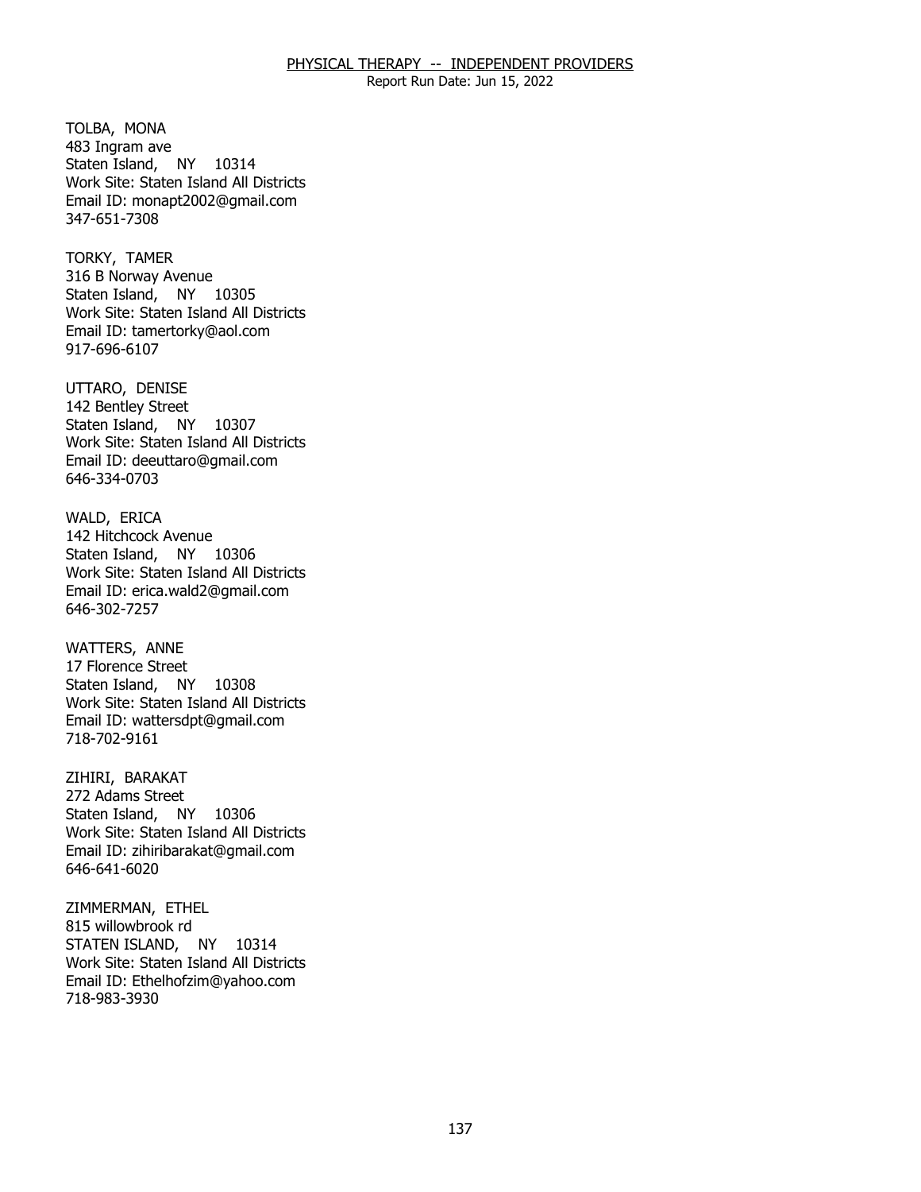TOLBA, MONA
483 Ingram ave
Staten Island, NY 10314
Work Site: Staten Island All Districts
Email ID: monapt2002@gmail.com
347-651-7308

TORKY, TAMER
316 B Norway Avenue
Staten Island, NY 10305
Work Site: Staten Island All Districts
Email ID: tamertorky@aol.com
917-696-6107

UTTARO, DENISE
142 Bentley Street
Staten Island, NY 10307
Work Site: Staten Island All Districts
Email ID: deeuttaro@gmail.com
646-334-0703

WALD, ERICA
142 Hitchcock Avenue
Staten Island, NY 10306
Work Site: Staten Island All Districts
Email ID: erica.wald2@gmail.com
646-302-7257

WATTERS, ANNE
17 Florence Street
Staten Island, NY 10308
Work Site: Staten Island All Districts
Email ID: wattersdpt@gmail.com
718-702-9161

ZIHIRI, BARAKAT
272 Adams Street
Staten Island, NY 10306
Work Site: Staten Island All Districts
Email ID: zihiribarakat@gmail.com
646-641-6020

ZIMMERMAN, ETHEL
815 willowbrook rd
STATEN ISLAND, NY 10314
Work Site: Staten Island All Districts
Email ID: Ethelhofzim@yahoo.com
718-983-3930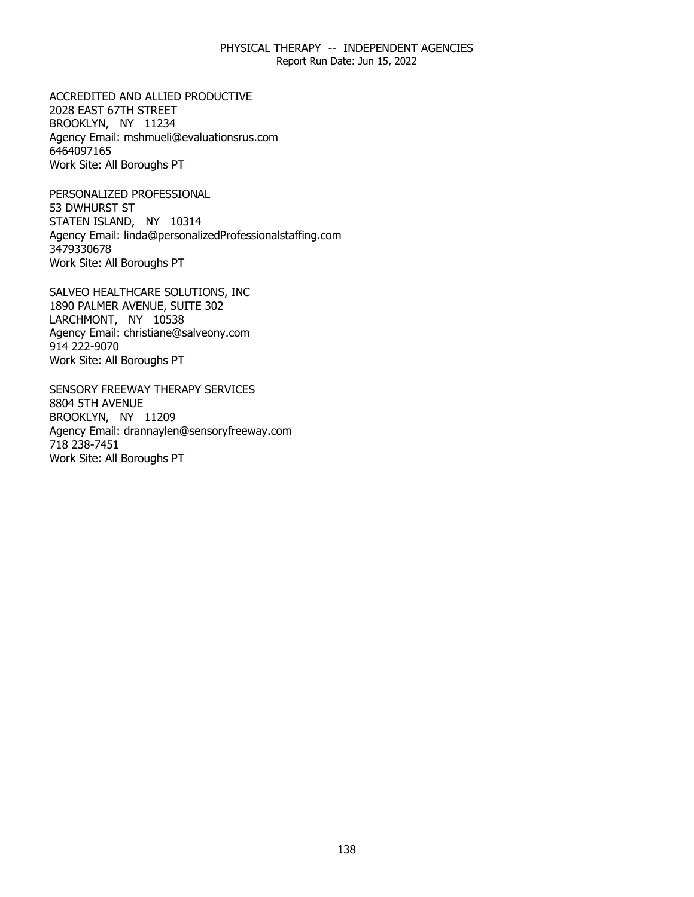PHYSICAL THERAPY -- INDEPENDENT AGENCIES

Report Run Date: Jun 15, 2022

ACCREDITED AND ALLIED PRODUCTIVE
2028 EAST 67TH STREET
BROOKLYN, NY 11234
Agency Email: mshmueli@evaluationsrus.com
6464097165
Work Site: All Boroughs PT

PERSONALIZED PROFESSIONAL
53 DWHURST ST
STATEN ISLAND, NY 10314
Agency Email: linda@personalizedProfessionalstaffing.com
3479330678
Work Site: All Boroughs PT

SALVEO HEALTHCARE SOLUTIONS, INC
1890 PALMER AVENUE, SUITE 302
LARCHMONT, NY 10538
Agency Email: christiane@salveony.com
914 222-9070
Work Site: All Boroughs PT

SENSORY FREEWAY THERAPY SERVICES
8804 5TH AVENUE
BROOKLYN, NY 11209
Agency Email: drannaylen@sensoryfreeway.com
718 238-7451
Work Site: All Boroughs PT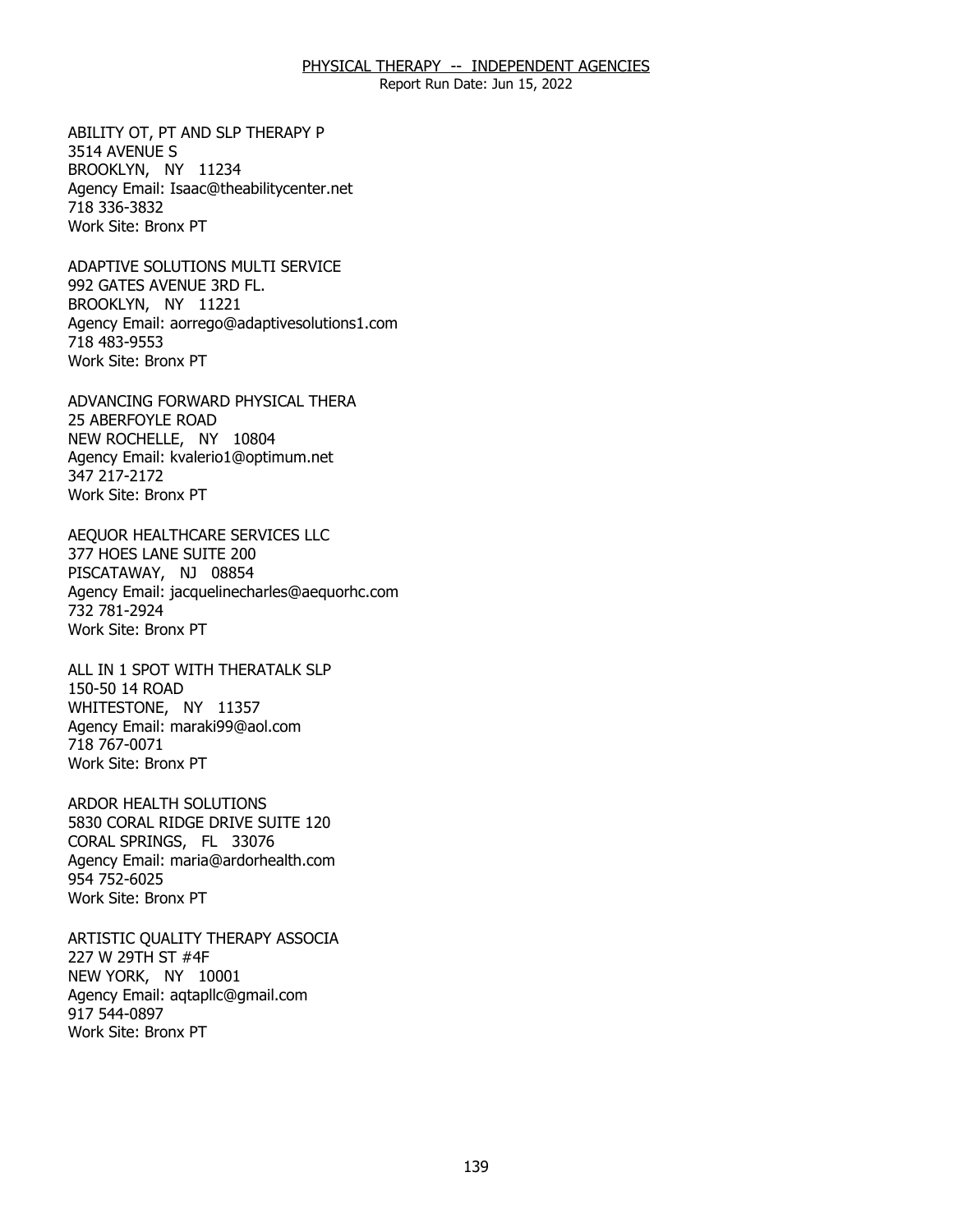ABILITY OT, PT AND SLP THERAPY P
3514 AVENUE S
BROOKLYN, NY 11234
Agency Email: Isaac@theabilitycenter.net
718 336-3832
Work Site: Bronx PT

ADAPTIVE SOLUTIONS MULTI SERVICE
992 GATES AVENUE 3RD FL.
BROOKLYN, NY 11221
Agency Email: aorrego@adaptivesolutions1.com
718 483-9553
Work Site: Bronx PT

ADVANCING FORWARD PHYSICAL THERA
25 ABERFOYLE ROAD
NEW ROCHELLE, NY 10804
Agency Email: kvalerio1@optimum.net
347 217-2172
Work Site: Bronx PT

AEQUOR HEALTHCARE SERVICES LLC
377 HOES LANE SUITE 200
PISCATAWAY, NJ 08854
Agency Email: jacquelinecharles@aequorhc.com
732 781-2924
Work Site: Bronx PT

ALL IN 1 SPOT WITH THERATALK SLP
150-50 14 ROAD
WHITESTONE, NY 11357
Agency Email: maraki99@aol.com
718 767-0071
Work Site: Bronx PT

ARDOR HEALTH SOLUTIONS
5830 CORAL RIDGE DRIVE SUITE 120
CORAL SPRINGS, FL 33076
Agency Email: maria@ardorhealth.com
954 752-6025
Work Site: Bronx PT

ARTISTIC QUALITY THERAPY ASSOCIA
227 W 29TH ST #4F
NEW YORK, NY 10001
Agency Email: aqtapllc@gmail.com
917 544-0897
Work Site: Bronx PT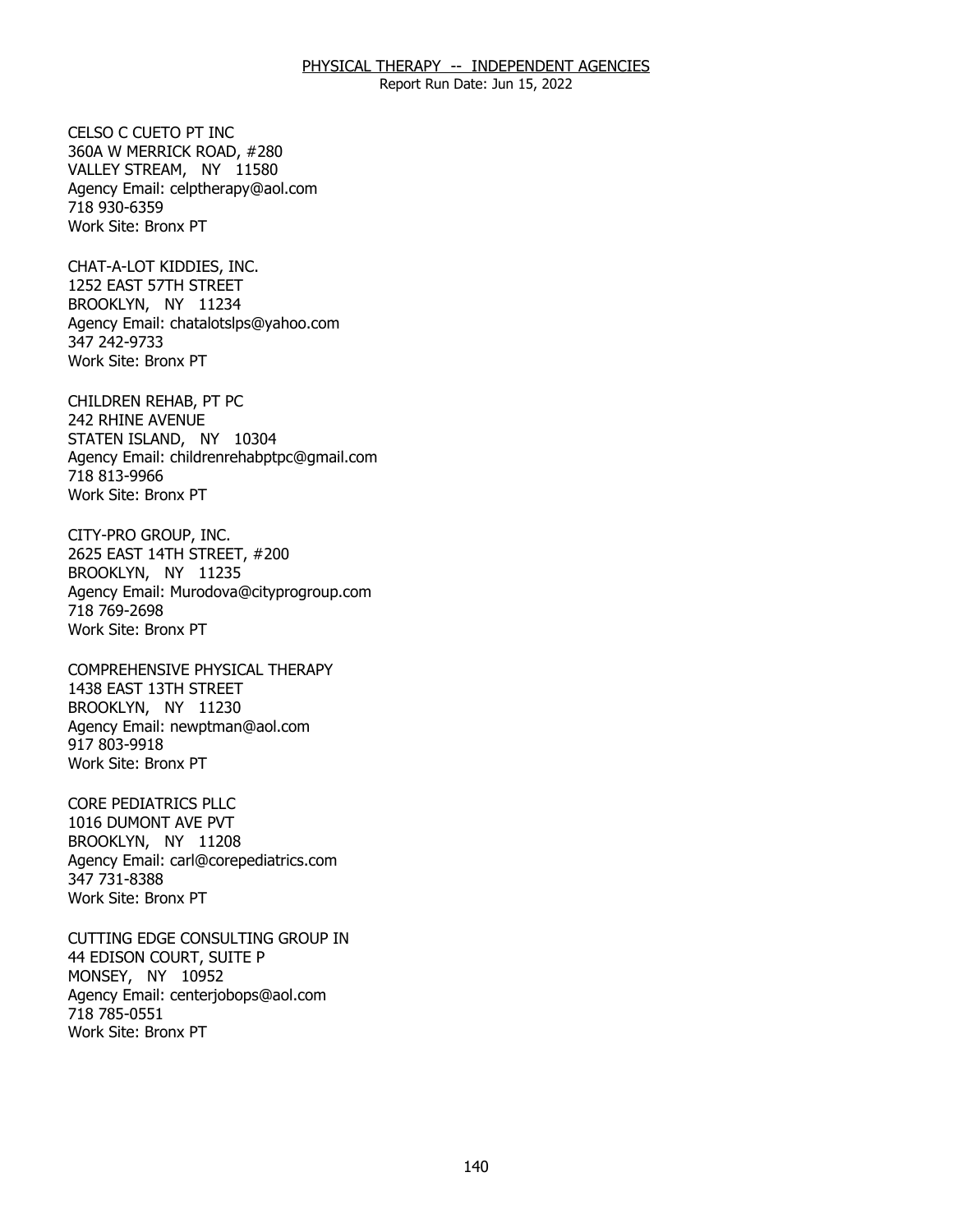CELSO C CUETO PT INC
360A W MERRICK ROAD, #280
VALLEY STREAM, NY 11580
Agency Email: celptherapy@aol.com
718 930-6359
Work Site: Bronx PT

CHAT-A-LOT KIDDIES, INC.
1252 EAST 57TH STREET
BROOKLYN, NY 11234
Agency Email: chatalotslps@yahoo.com
347 242-9733
Work Site: Bronx PT

CHILDREN REHAB, PT PC
242 RHINE AVENUE
STATEN ISLAND, NY 10304
Agency Email: childrenrehabptpc@gmail.com
718 813-9966
Work Site: Bronx PT

CITY-PRO GROUP, INC.
2625 EAST 14TH STREET, #200
BROOKLYN, NY 11235
Agency Email: Murodova@cityprogroup.com
718 769-2698
Work Site: Bronx PT

COMPREHENSIVE PHYSICAL THERAPY
1438 EAST 13TH STREET
BROOKLYN, NY 11230
Agency Email: newptman@aol.com
917 803-9918
Work Site: Bronx PT

CORE PEDIATRICS PLLC
1016 DUMONT AVE PVT
BROOKLYN, NY 11208
Agency Email: carl@corepediatrics.com
347 731-8388
Work Site: Bronx PT

CUTTING EDGE CONSULTING GROUP IN
44 EDISON COURT, SUITE P
MONSEY, NY 10952
Agency Email: centerjobops@aol.com
718 785-0551
Work Site: Bronx PT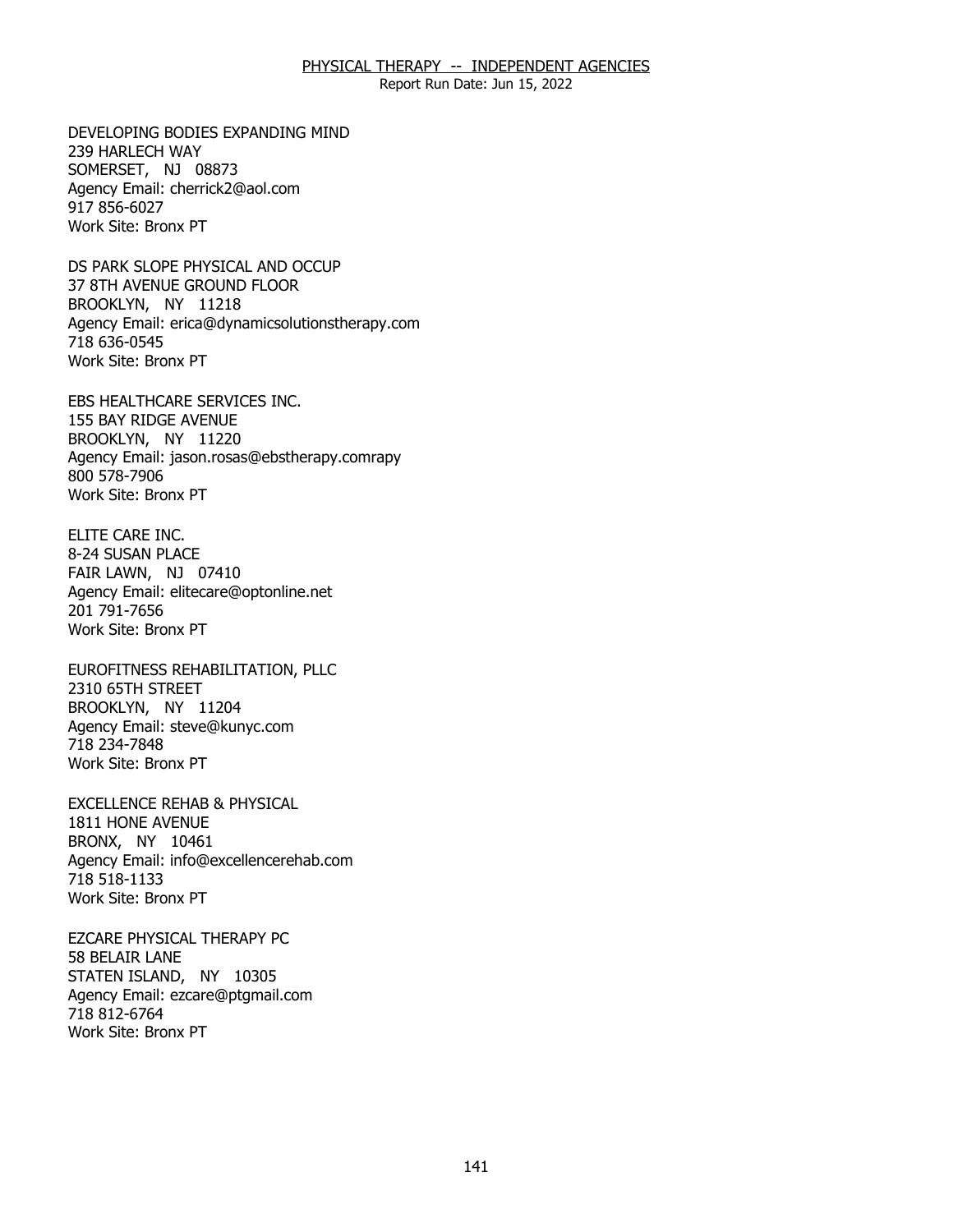DEVELOPING BODIES EXPANDING MIND
239 HARLECH WAY
SOMERSET, NJ 08873
Agency Email: cherrick2@aol.com
917 856-6027
Work Site: Bronx PT

DS PARK SLOPE PHYSICAL AND OCCUP
37 8TH AVENUE GROUND FLOOR
BROOKLYN, NY 11218
Agency Email: erica@dynamicsolutionstherapy.com
718 636-0545
Work Site: Bronx PT

EBS HEALTHCARE SERVICES INC.
155 BAY RIDGE AVENUE
BROOKLYN, NY 11220
Agency Email: jason.rosas@ebstherapy.comrapy
800 578-7906
Work Site: Bronx PT

ELITE CARE INC.
8-24 SUSAN PLACE
FAIR LAWN, NJ 07410
Agency Email: elitecare@optonline.net
201 791-7656
Work Site: Bronx PT

EUROFITNESS REHABILITATION, PLLC
2310 65TH STREET
BROOKLYN, NY 11204
Agency Email: steve@kunyc.com
718 234-7848
Work Site: Bronx PT

EXCELLENCE REHAB & PHYSICAL
1811 HONE AVENUE
BRONX, NY 10461
Agency Email: info@excellencerehab.com
718 518-1133
Work Site: Bronx PT

EZCARE PHYSICAL THERAPY PC
58 BELAIR LANE
STATEN ISLAND, NY 10305
Agency Email: ezcare@ptgmail.com
718 812-6764
Work Site: Bronx PT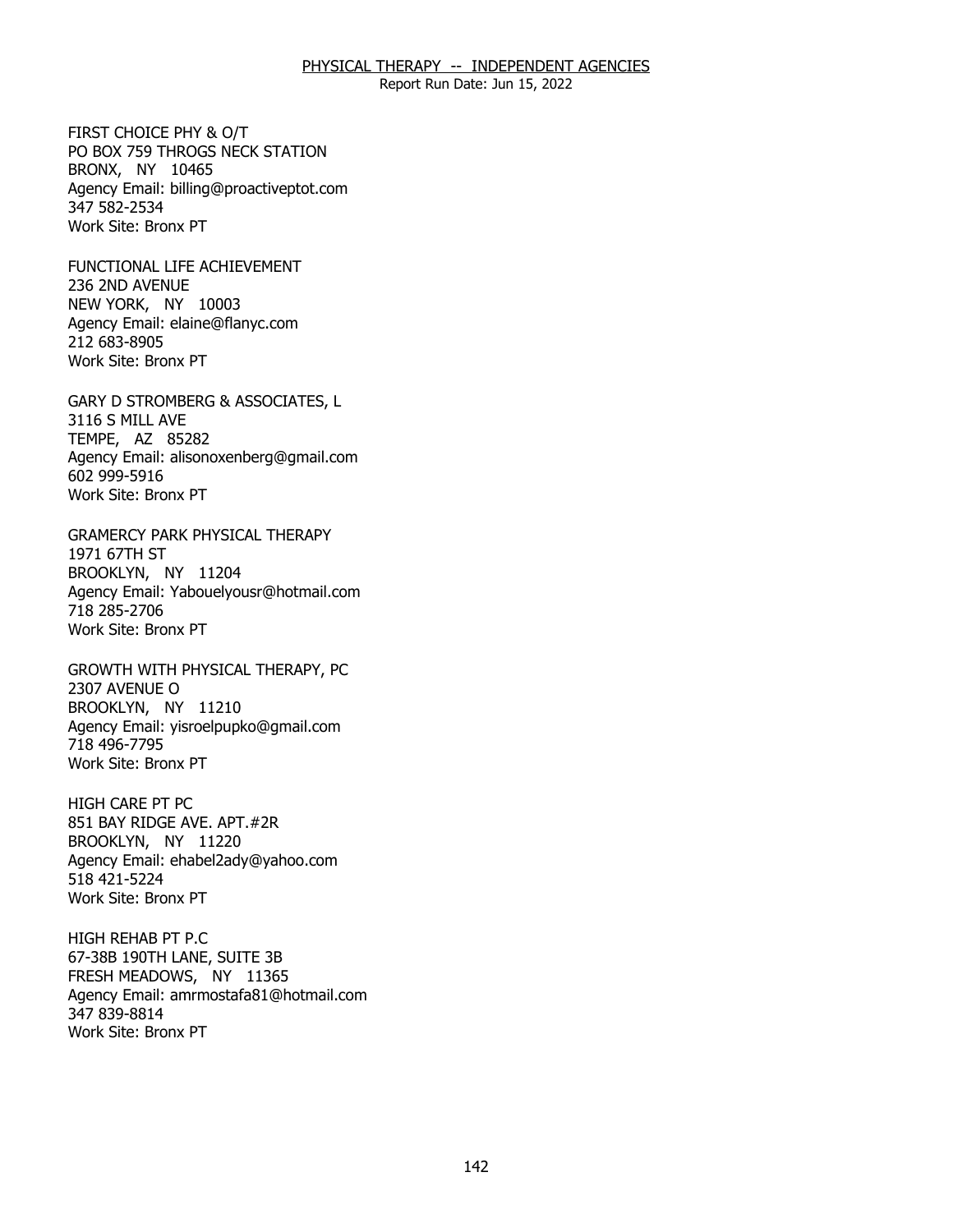FIRST CHOICE PHY & O/T
PO BOX 759 THROGS NECK STATION
BRONX, NY 10465
Agency Email: billing@proactiveptot.com
347 582-2534
Work Site: Bronx PT

FUNCTIONAL LIFE ACHIEVEMENT
236 2ND AVENUE
NEW YORK, NY 10003
Agency Email: elaine@flanyc.com
212 683-8905
Work Site: Bronx PT

GARY D STROMBERG & ASSOCIATES, L
3116 S MILL AVE
TEMPE, AZ 85282
Agency Email: alisonoxenberg@gmail.com
602 999-5916
Work Site: Bronx PT

GRAMERCY PARK PHYSICAL THERAPY
1971 67TH ST
BROOKLYN, NY 11204
Agency Email: Yabouelyousr@hotmail.com
718 285-2706
Work Site: Bronx PT

GROWTH WITH PHYSICAL THERAPY, PC
2307 AVENUE O
BROOKLYN, NY 11210
Agency Email: yisroelpupko@gmail.com
718 496-7795
Work Site: Bronx PT

HIGH CARE PT PC
851 BAY RIDGE AVE. APT.#2R
BROOKLYN, NY 11220
Agency Email: ehabel2ady@yahoo.com
518 421-5224
Work Site: Bronx PT

HIGH REHAB PT P.C
67-38B 190TH LANE, SUITE 3B
FRESH MEADOWS, NY 11365
Agency Email: amrmostafa81@hotmail.com
347 839-8814
Work Site: Bronx PT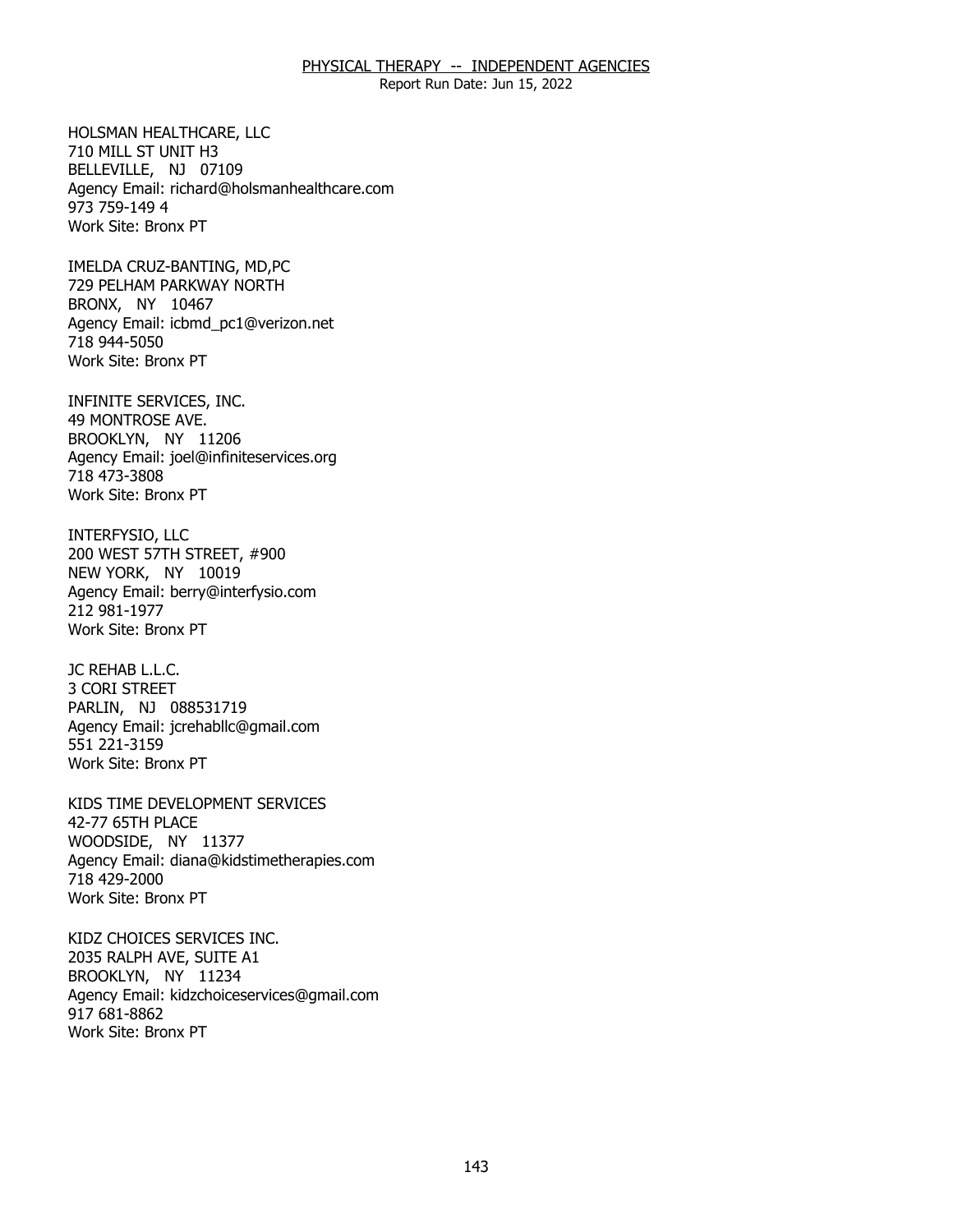HOLSMAN HEALTHCARE, LLC
710 MILL ST UNIT H3
BELLEVILLE, NJ 07109
Agency Email: richard@holsmanhealthcare.com
973 759-149 4
Work Site: Bronx PT

IMELDA CRUZ-BANTING, MD,PC
729 PELHAM PARKWAY NORTH
BRONX, NY 10467
Agency Email: icbmd_pc1@verizon.net
718 944-5050
Work Site: Bronx PT

INFINITE SERVICES, INC.
49 MONTROSE AVE.
BROOKLYN, NY 11206
Agency Email: joel@infiniteservices.org
718 473-3808
Work Site: Bronx PT

INTERFYSIO, LLC
200 WEST 57TH STREET, #900
NEW YORK, NY 10019
Agency Email: berry@interfysio.com
212 981-1977
Work Site: Bronx PT

JC REHAB L.L.C.
3 CORI STREET
PARLIN, NJ 088531719
Agency Email: jcrehabllc@gmail.com
551 221-3159
Work Site: Bronx PT

KIDS TIME DEVELOPMENT SERVICES
42-77 65TH PLACE
WOODSIDE, NY 11377
Agency Email: diana@kidstimetherapies.com
718 429-2000
Work Site: Bronx PT

KIDZ CHOICES SERVICES INC.
2035 RALPH AVE, SUITE A1
BROOKLYN, NY 11234
Agency Email: kidzchoiceservices@gmail.com
917 681-8862
Work Site: Bronx PT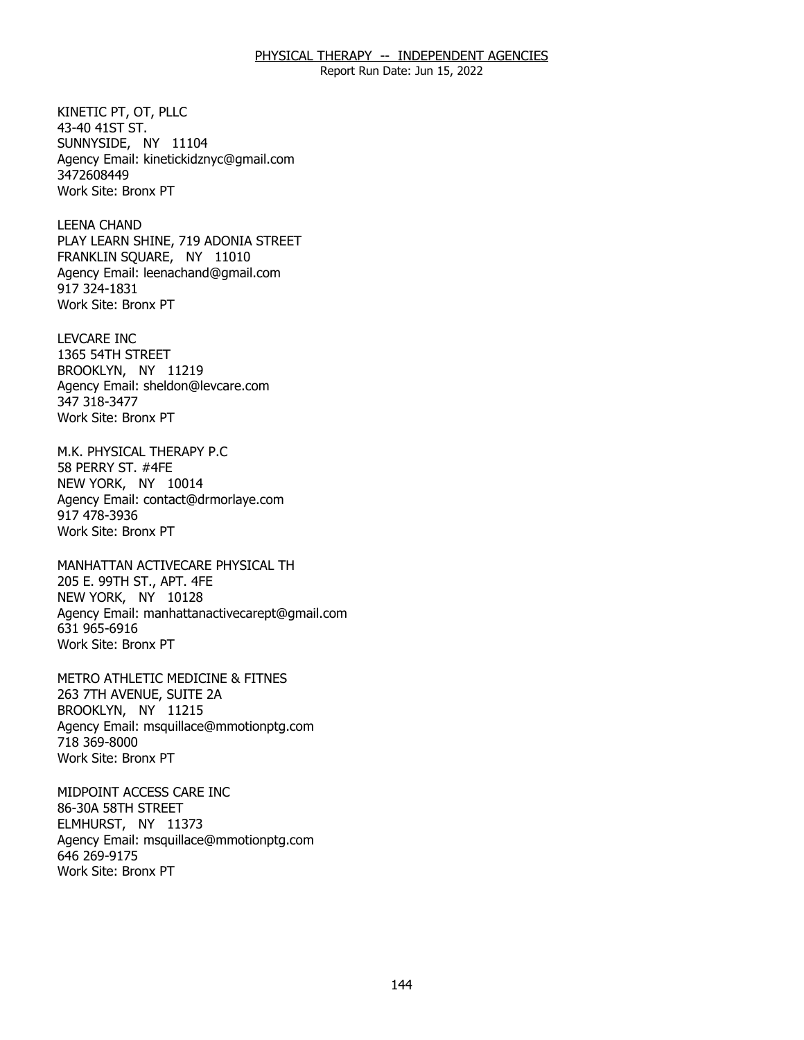KINETIC PT, OT, PLLC
43-40 41ST ST.
SUNNYSIDE, NY 11104
Agency Email: kinetickidznyc@gmail.com
3472608449
Work Site: Bronx PT

LEENA CHAND
PLAY LEARN SHINE, 719 ADONIA STREET
FRANKLIN SQUARE, NY 11010
Agency Email: leenachand@gmail.com
917 324-1831
Work Site: Bronx PT

LEVCARE INC
1365 54TH STREET
BROOKLYN, NY 11219
Agency Email: sheldon@levcare.com
347 318-3477
Work Site: Bronx PT

M.K. PHYSICAL THERAPY P.C
58 PERRY ST. #4FE
NEW YORK, NY 10014
Agency Email: contact@drmorlaye.com
917 478-3936
Work Site: Bronx PT

MANHATTAN ACTIVECARE PHYSICAL TH
205 E. 99TH ST., APT. 4FE
NEW YORK, NY 10128
Agency Email: manhattanactivecarept@gmail.com
631 965-6916
Work Site: Bronx PT

METRO ATHLETIC MEDICINE & FITNES
263 7TH AVENUE, SUITE 2A
BROOKLYN, NY 11215
Agency Email: msquillace@mmotionptg.com
718 369-8000
Work Site: Bronx PT

MIDPOINT ACCESS CARE INC
86-30A 58TH STREET
ELMHURST, NY 11373
Agency Email: msquillace@mmotionptg.com
646 269-9175
Work Site: Bronx PT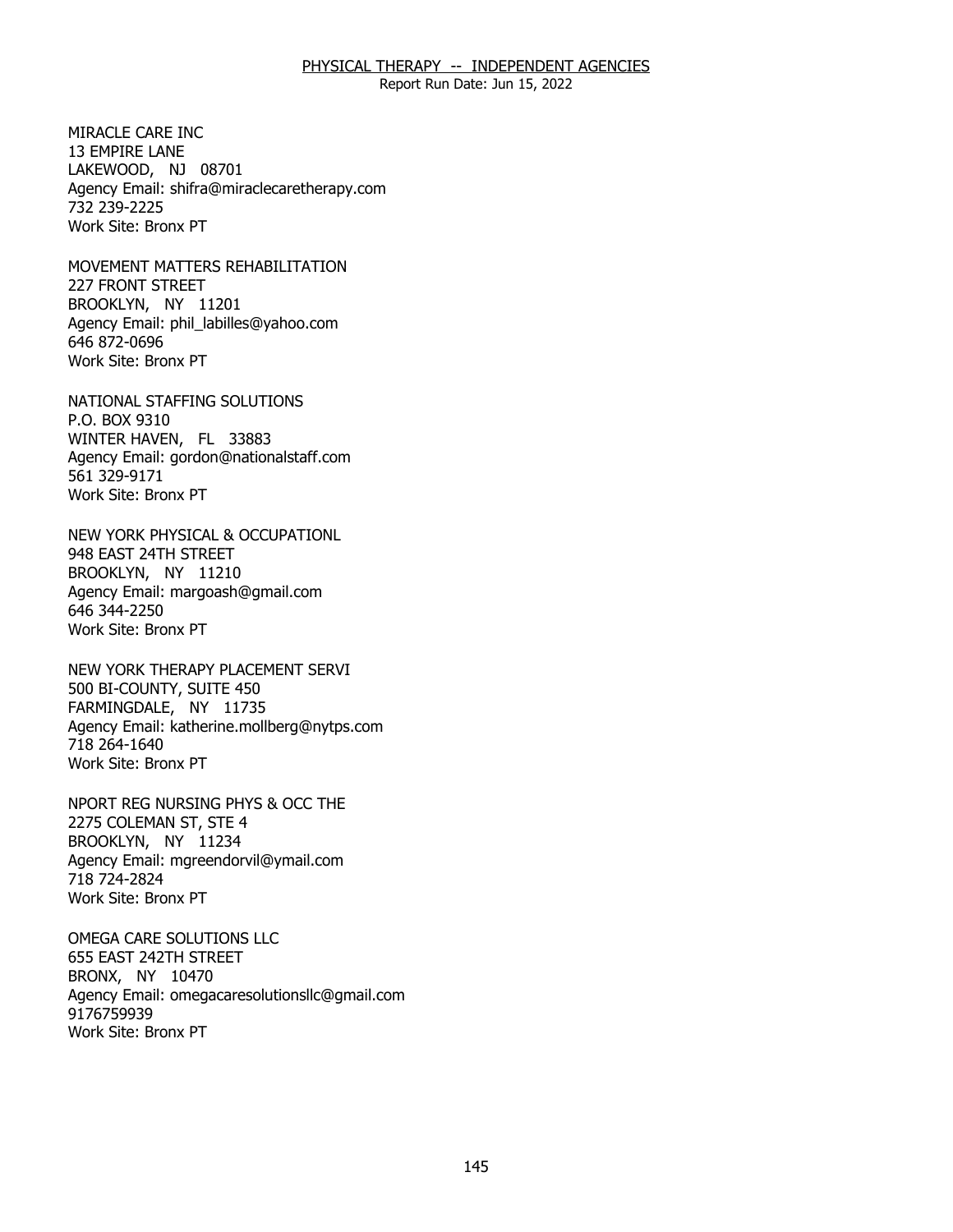MIRACLE CARE INC
13 EMPIRE LANE
LAKEWOOD, NJ 08701
Agency Email: shifra@miraclecaretherapy.com
732 239-2225
Work Site: Bronx PT

MOVEMENT MATTERS REHABILITATION
227 FRONT STREET
BROOKLYN, NY 11201
Agency Email: phil_labilles@yahoo.com
646 872-0696
Work Site: Bronx PT

NATIONAL STAFFING SOLUTIONS
P.O. BOX 9310
WINTER HAVEN, FL 33883
Agency Email: gordon@nationalstaff.com
561 329-9171
Work Site: Bronx PT

NEW YORK PHYSICAL & OCCUPATIONL
948 EAST 24TH STREET
BROOKLYN, NY 11210
Agency Email: margoash@gmail.com
646 344-2250
Work Site: Bronx PT

NEW YORK THERAPY PLACEMENT SERVI
500 BI-COUNTY, SUITE 450
FARMINGDALE, NY 11735
Agency Email: katherine.mollberg@nytps.com
718 264-1640
Work Site: Bronx PT

NPORT REG NURSING PHYS & OCC THE
2275 COLEMAN ST, STE 4
BROOKLYN, NY 11234
Agency Email: mgreendorvil@ymail.com
718 724-2824
Work Site: Bronx PT

OMEGA CARE SOLUTIONS LLC
655 EAST 242TH STREET
BRONX, NY 10470
Agency Email: omegacaresolutionsllc@gmail.com
9176759939
Work Site: Bronx PT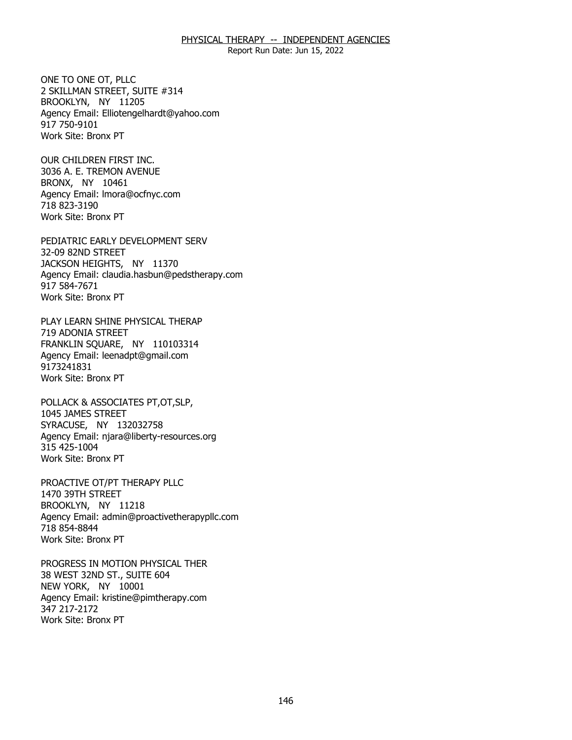ONE TO ONE OT, PLLC
2 SKILLMAN STREET, SUITE #314
BROOKLYN, NY 11205
Agency Email: Elliotengelhardt@yahoo.com
917 750-9101
Work Site: Bronx PT

OUR CHILDREN FIRST INC.
3036 A. E. TREMON AVENUE
BRONX, NY 10461
Agency Email: lmora@ocfnyc.com
718 823-3190
Work Site: Bronx PT

PEDIATRIC EARLY DEVELOPMENT SERV
32-09 82ND STREET
JACKSON HEIGHTS, NY 11370
Agency Email: claudia.hasbun@pedstherapy.com
917 584-7671
Work Site: Bronx PT

PLAY LEARN SHINE PHYSICAL THERAP
719 ADONIA STREET
FRANKLIN SQUARE, NY 110103314
Agency Email: leenadpt@gmail.com
9173241831
Work Site: Bronx PT

POLLACK & ASSOCIATES PT,OT,SLP,
1045 JAMES STREET
SYRACUSE, NY 132032758
Agency Email: njara@liberty-resources.org
315 425-1004
Work Site: Bronx PT

PROACTIVE OT/PT THERAPY PLLC
1470 39TH STREET
BROOKLYN, NY 11218
Agency Email: admin@proactivetherapypllc.com
718 854-8844
Work Site: Bronx PT

PROGRESS IN MOTION PHYSICAL THER
38 WEST 32ND ST., SUITE 604
NEW YORK, NY 10001
Agency Email: kristine@pimtherapy.com
347 217-2172
Work Site: Bronx PT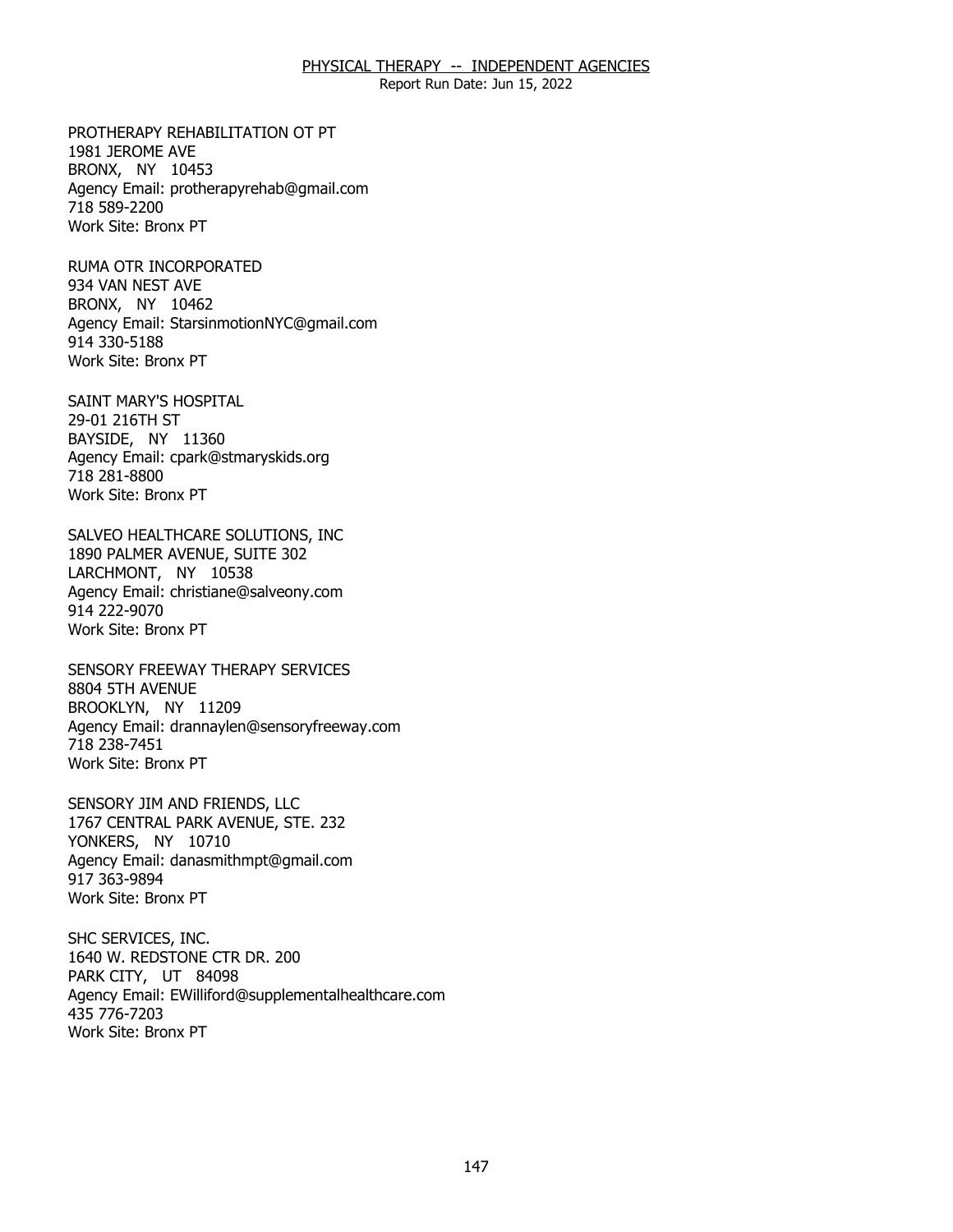PROTHERAPY REHABILITATION OT PT
1981 JEROME AVE
BRONX, NY 10453
Agency Email: protherapyrehab@gmail.com
718 589-2200
Work Site: Bronx PT

RUMA OTR INCORPORATED
934 VAN NEST AVE
BRONX, NY 10462
Agency Email: StarsinmotionNYC@gmail.com
914 330-5188
Work Site: Bronx PT

SAINT MARY'S HOSPITAL
29-01 216TH ST
BAYSIDE, NY 11360
Agency Email: cpark@stmaryskids.org
718 281-8800
Work Site: Bronx PT

SALVEO HEALTHCARE SOLUTIONS, INC
1890 PALMER AVENUE, SUITE 302
LARCHMONT, NY 10538
Agency Email: christiane@salveony.com
914 222-9070
Work Site: Bronx PT

SENSORY FREEWAY THERAPY SERVICES
8804 5TH AVENUE
BROOKLYN, NY 11209
Agency Email: drannaylen@sensoryfreeway.com
718 238-7451
Work Site: Bronx PT

SENSORY JIM AND FRIENDS, LLC
1767 CENTRAL PARK AVENUE, STE. 232
YONKERS, NY 10710
Agency Email: danasmithmpt@gmail.com
917 363-9894
Work Site: Bronx PT

SHC SERVICES, INC.
1640 W. REDSTONE CTR DR. 200
PARK CITY, UT 84098
Agency Email: EWilliford@supplementalhealthcare.com
435 776-7203
Work Site: Bronx PT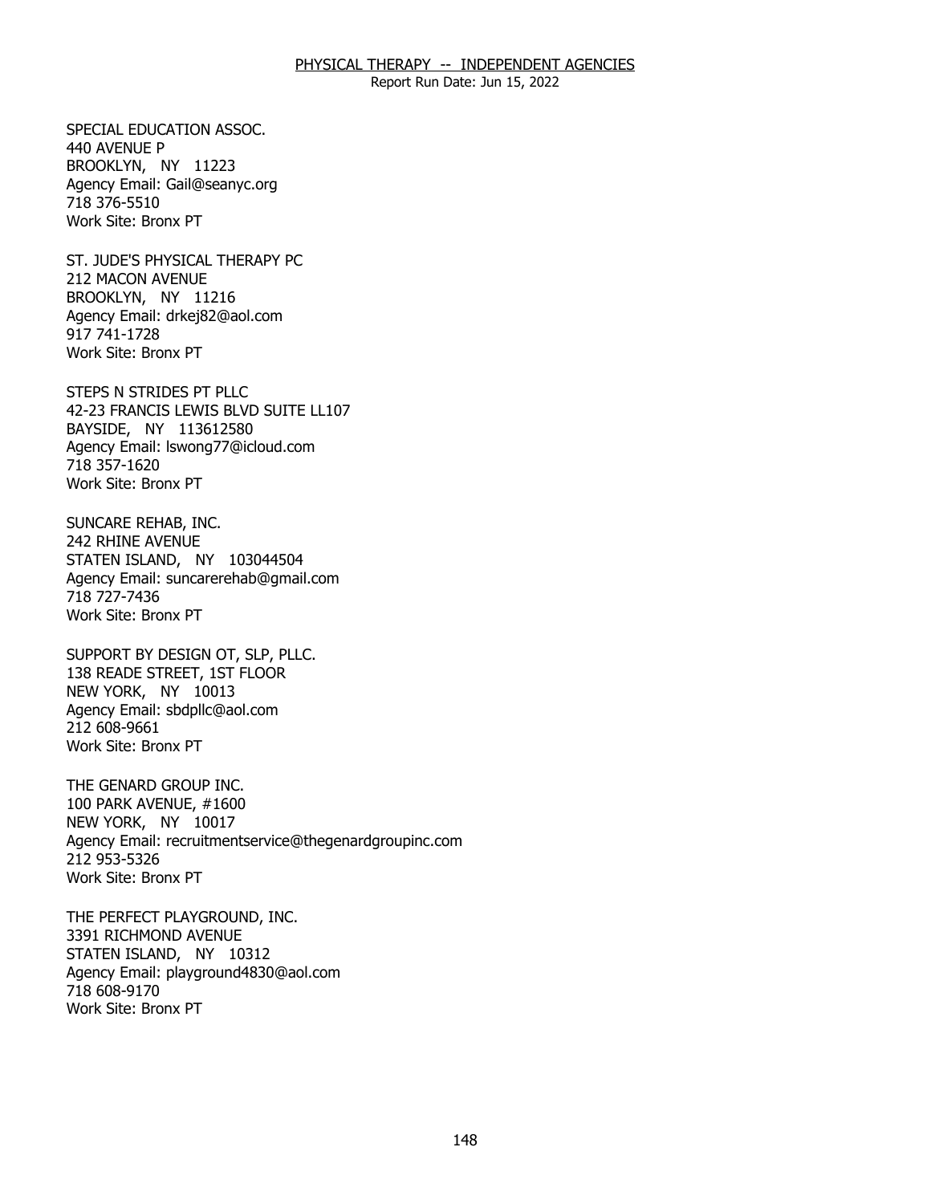SPECIAL EDUCATION ASSOC.
440 AVENUE P
BROOKLYN, NY 11223
Agency Email: Gail@seanyc.org
718 376-5510
Work Site: Bronx PT

ST. JUDE'S PHYSICAL THERAPY PC
212 MACON AVENUE
BROOKLYN, NY 11216
Agency Email: drkej82@aol.com
917 741-1728
Work Site: Bronx PT

STEPS N STRIDES PT PLLC
42-23 FRANCIS LEWIS BLVD SUITE LL107
BAYSIDE, NY 113612580
Agency Email: lswong77@icloud.com
718 357-1620
Work Site: Bronx PT

SUNCARE REHAB, INC.
242 RHINE AVENUE
STATEN ISLAND, NY 103044504
Agency Email: suncarerehab@gmail.com
718 727-7436
Work Site: Bronx PT

SUPPORT BY DESIGN OT, SLP, PLLC.
138 READE STREET, 1ST FLOOR
NEW YORK, NY 10013
Agency Email: sbdpllc@aol.com
212 608-9661
Work Site: Bronx PT

THE GENARD GROUP INC.
100 PARK AVENUE, #1600
NEW YORK, NY 10017
Agency Email: recruitmentservice@thegenardgroupinc.com
212 953-5326
Work Site: Bronx PT

THE PERFECT PLAYGROUND, INC.
3391 RICHMOND AVENUE
STATEN ISLAND, NY 10312
Agency Email: playground4830@aol.com
718 608-9170
Work Site: Bronx PT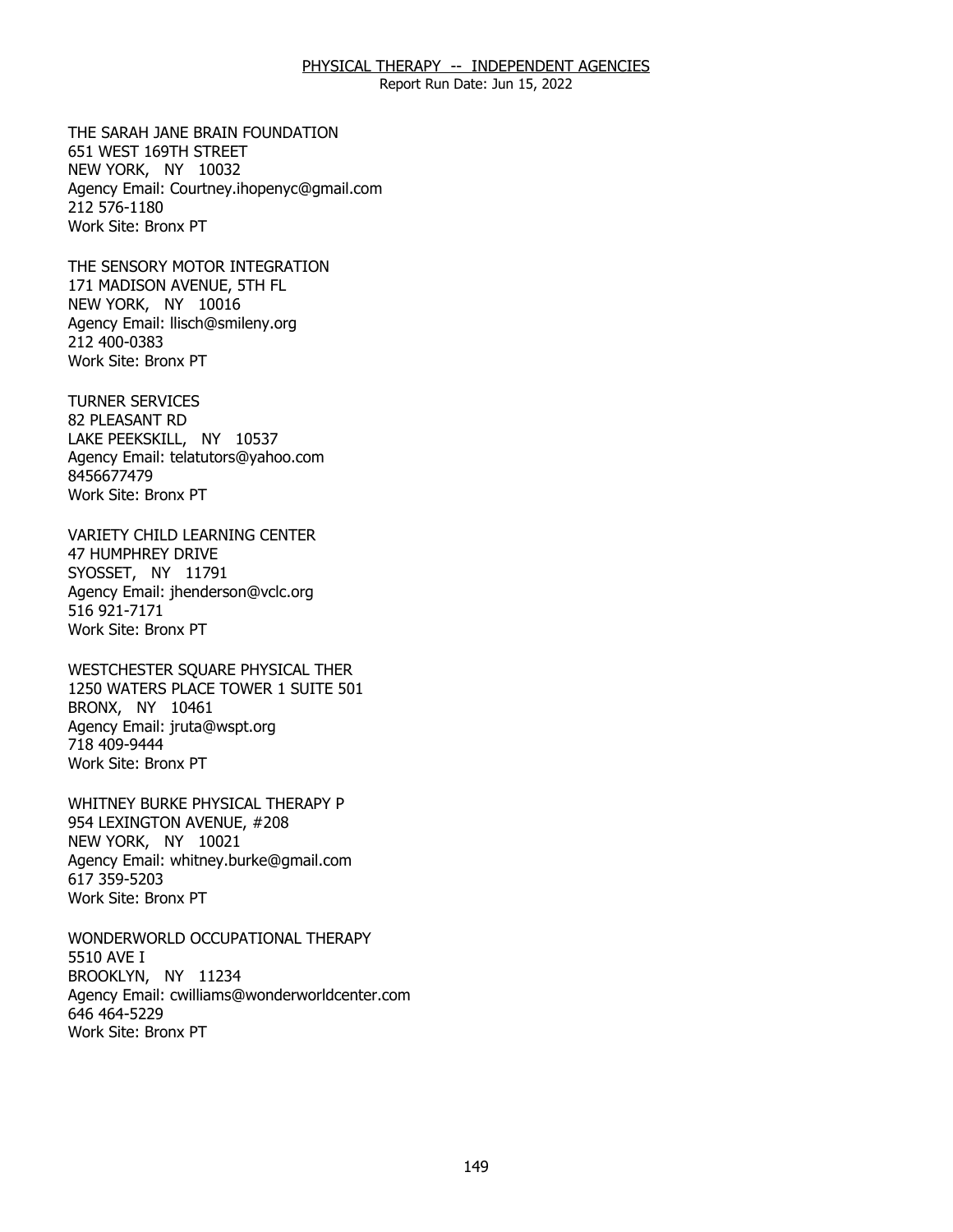THE SARAH JANE BRAIN FOUNDATION
651 WEST 169TH STREET
NEW YORK, NY 10032
Agency Email: Courtney.ihopenyc@gmail.com
212 576-1180
Work Site: Bronx PT

THE SENSORY MOTOR INTEGRATION
171 MADISON AVENUE, 5TH FL
NEW YORK, NY 10016
Agency Email: llisch@smileny.org
212 400-0383
Work Site: Bronx PT

TURNER SERVICES
82 PLEASANT RD
LAKE PEEKSKILL, NY 10537
Agency Email: telatutors@yahoo.com
8456677479
Work Site: Bronx PT

VARIETY CHILD LEARNING CENTER
47 HUMPHREY DRIVE
SYOSSET, NY 11791
Agency Email: jhenderson@vclc.org
516 921-7171
Work Site: Bronx PT

WESTCHESTER SQUARE PHYSICAL THER
1250 WATERS PLACE TOWER 1 SUITE 501
BRONX, NY 10461
Agency Email: jruta@wspt.org
718 409-9444
Work Site: Bronx PT

WHITNEY BURKE PHYSICAL THERAPY P
954 LEXINGTON AVENUE, #208
NEW YORK, NY 10021
Agency Email: whitney.burke@gmail.com
617 359-5203
Work Site: Bronx PT

WONDERWORLD OCCUPATIONAL THERAPY
5510 AVE I
BROOKLYN, NY 11234
Agency Email: cwilliams@wonderworldcenter.com
646 464-5229
Work Site: Bronx PT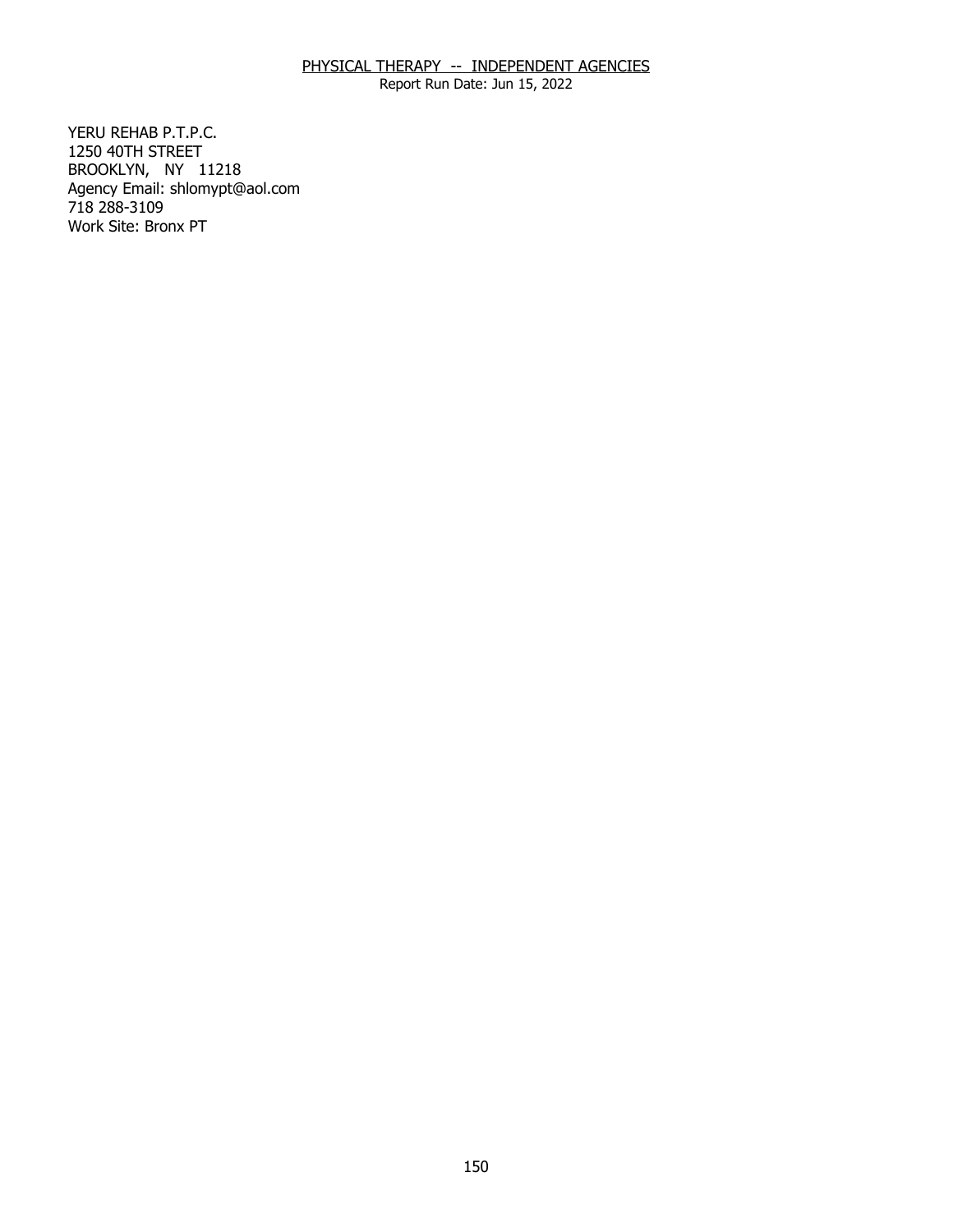YERU REHAB P.T.P.C.
1250 40TH STREET
BROOKLYN, NY 11218
Agency Email: shlomypt@aol.com
718 288-3109
Work Site: Bronx PT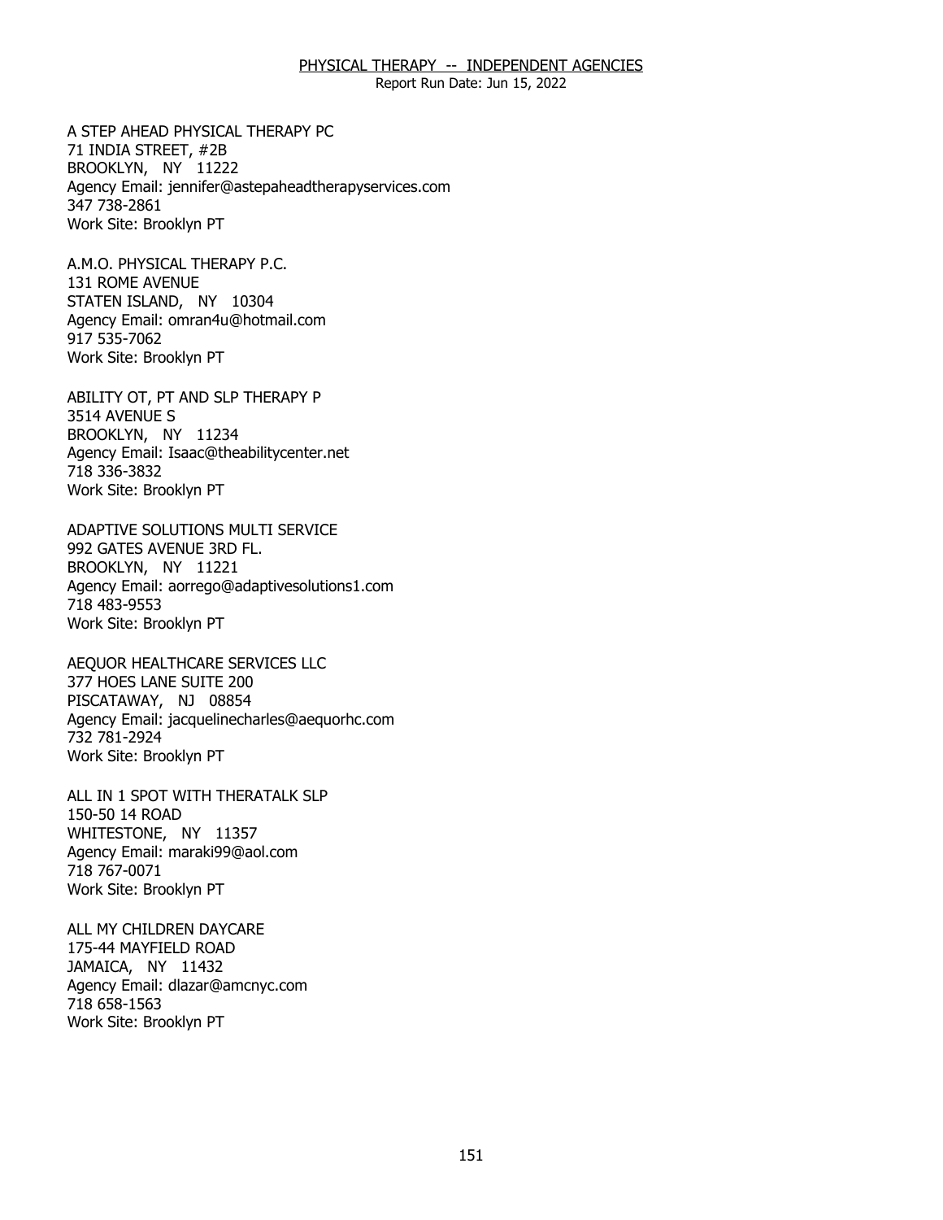A STEP AHEAD PHYSICAL THERAPY PC
71 INDIA STREET, #2B
BROOKLYN, NY 11222
Agency Email: jennifer@astepaheadtherapyservices.com
347 738-2861
Work Site: Brooklyn PT

A.M.O. PHYSICAL THERAPY P.C.
131 ROME AVENUE
STATEN ISLAND, NY 10304
Agency Email: omran4u@hotmail.com
917 535-7062
Work Site: Brooklyn PT

ABILITY OT, PT AND SLP THERAPY P
3514 AVENUE S
BROOKLYN, NY 11234
Agency Email: Isaac@theabilitycenter.net
718 336-3832
Work Site: Brooklyn PT

ADAPTIVE SOLUTIONS MULTI SERVICE
992 GATES AVENUE 3RD FL.
BROOKLYN, NY 11221
Agency Email: aorrego@adaptivesolutions1.com
718 483-9553
Work Site: Brooklyn PT

AEQUOR HEALTHCARE SERVICES LLC
377 HOES LANE SUITE 200
PISCATAWAY, NJ 08854
Agency Email: jacquelinecharles@aequorhc.com
732 781-2924
Work Site: Brooklyn PT

ALL IN 1 SPOT WITH THERATALK SLP
150-50 14 ROAD
WHITESTONE, NY 11357
Agency Email: maraki99@aol.com
718 767-0071
Work Site: Brooklyn PT

ALL MY CHILDREN DAYCARE
175-44 MAYFIELD ROAD
JAMAICA, NY 11432
Agency Email: dlazar@amcnyc.com
718 658-1563
Work Site: Brooklyn PT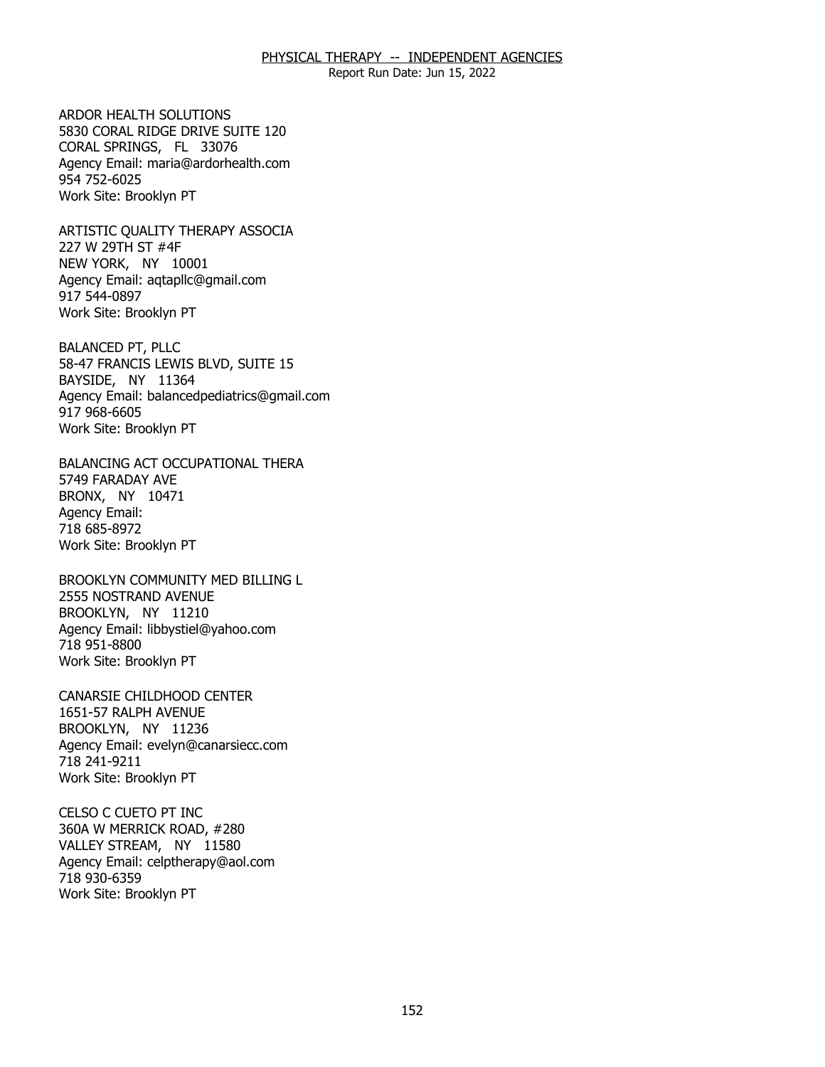ARDOR HEALTH SOLUTIONS
5830 CORAL RIDGE DRIVE SUITE 120
CORAL SPRINGS, FL 33076
Agency Email: maria@ardorhealth.com
954 752-6025
Work Site: Brooklyn PT

ARTISTIC QUALITY THERAPY ASSOCIA
227 W 29TH ST #4F
NEW YORK, NY 10001
Agency Email: aqtapllc@gmail.com
917 544-0897
Work Site: Brooklyn PT

BALANCED PT, PLLC
58-47 FRANCIS LEWIS BLVD, SUITE 15
BAYSIDE, NY 11364
Agency Email: balancedpediatrics@gmail.com
917 968-6605
Work Site: Brooklyn PT

BALANCING ACT OCCUPATIONAL THERA
5749 FARADAY AVE
BRONX, NY 10471
Agency Email:
718 685-8972
Work Site: Brooklyn PT

BROOKLYN COMMUNITY MED BILLING L
2555 NOSTRAND AVENUE
BROOKLYN, NY 11210
Agency Email: libbystiel@yahoo.com
718 951-8800
Work Site: Brooklyn PT

CANARSIE CHILDHOOD CENTER
1651-57 RALPH AVENUE
BROOKLYN, NY 11236
Agency Email: evelyn@canarsiecc.com
718 241-9211
Work Site: Brooklyn PT

CELSO C CUETO PT INC
360A W MERRICK ROAD, #280
VALLEY STREAM, NY 11580
Agency Email: celptherapy@aol.com
718 930-6359
Work Site: Brooklyn PT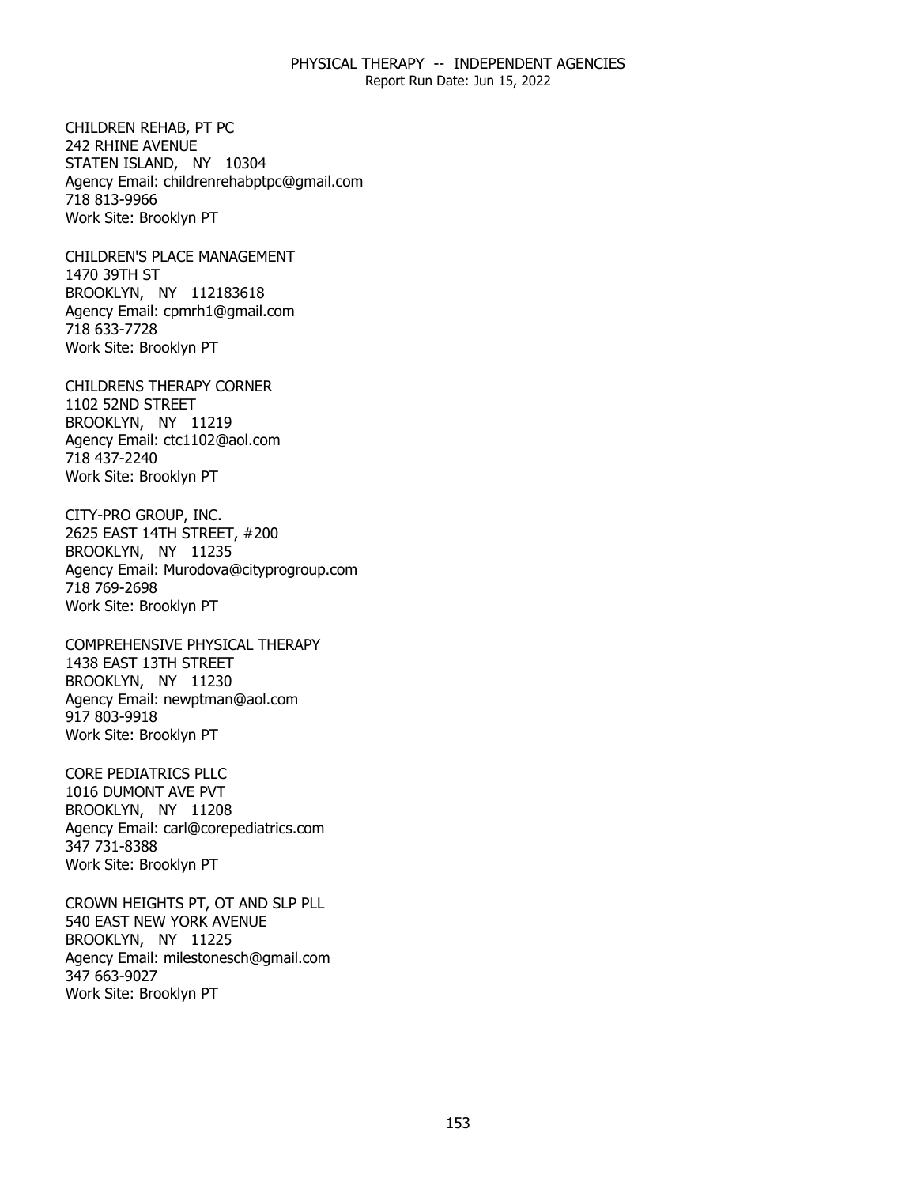CHILDREN REHAB, PT PC
242 RHINE AVENUE
STATEN ISLAND, NY 10304
Agency Email: childrenrehabptpc@gmail.com
718 813-9966
Work Site: Brooklyn PT

CHILDREN'S PLACE MANAGEMENT
1470 39TH ST
BROOKLYN, NY 112183618
Agency Email: cpmrh1@gmail.com
718 633-7728
Work Site: Brooklyn PT

CHILDRENS THERAPY CORNER
1102 52ND STREET
BROOKLYN, NY 11219
Agency Email: ctc1102@aol.com
718 437-2240
Work Site: Brooklyn PT

CITY-PRO GROUP, INC.
2625 EAST 14TH STREET, #200
BROOKLYN, NY 11235
Agency Email: Murodova@cityprogroup.com
718 769-2698
Work Site: Brooklyn PT

COMPREHENSIVE PHYSICAL THERAPY
1438 EAST 13TH STREET
BROOKLYN, NY 11230
Agency Email: newptman@aol.com
917 803-9918
Work Site: Brooklyn PT

CORE PEDIATRICS PLLC
1016 DUMONT AVE PVT
BROOKLYN, NY 11208
Agency Email: carl@corepediatrics.com
347 731-8388
Work Site: Brooklyn PT

CROWN HEIGHTS PT, OT AND SLP PLL
540 EAST NEW YORK AVENUE
BROOKLYN, NY 11225
Agency Email: milestonesch@gmail.com
347 663-9027
Work Site: Brooklyn PT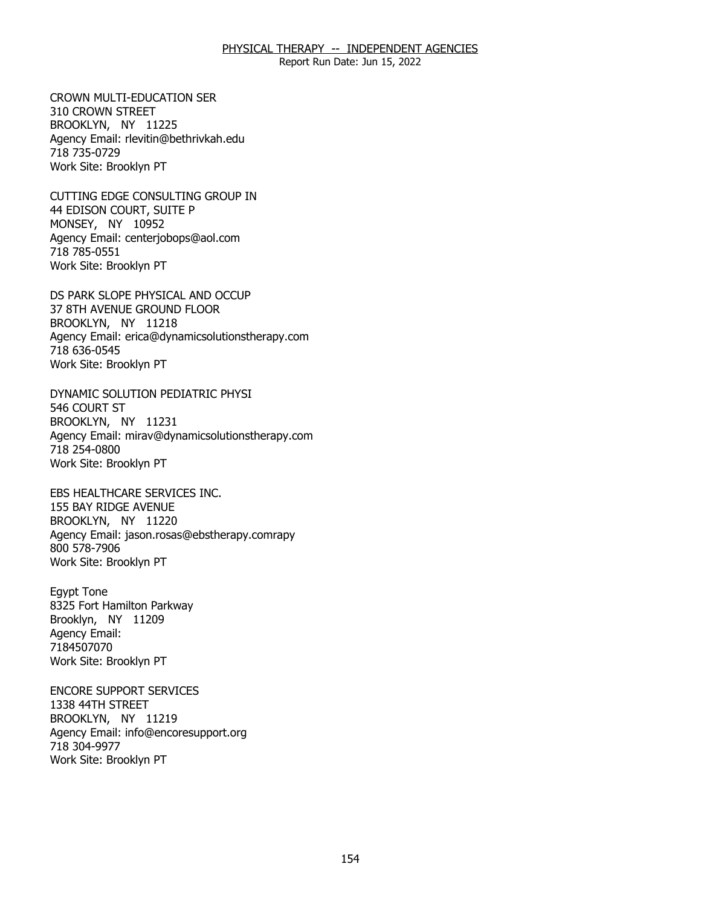CROWN MULTI-EDUCATION SER
310 CROWN STREET
BROOKLYN, NY 11225
Agency Email: rlevitin@bethrivkah.edu
718 735-0729
Work Site: Brooklyn PT

CUTTING EDGE CONSULTING GROUP IN
44 EDISON COURT, SUITE P
MONSEY, NY 10952
Agency Email: centerjobops@aol.com
718 785-0551
Work Site: Brooklyn PT

DS PARK SLOPE PHYSICAL AND OCCUP
37 8TH AVENUE GROUND FLOOR
BROOKLYN, NY 11218
Agency Email: erica@dynamicsolutionstherapy.com
718 636-0545
Work Site: Brooklyn PT

DYNAMIC SOLUTION PEDIATRIC PHYSI
546 COURT ST
BROOKLYN, NY 11231
Agency Email: mirav@dynamicsolutionstherapy.com
718 254-0800
Work Site: Brooklyn PT

EBS HEALTHCARE SERVICES INC.
155 BAY RIDGE AVENUE
BROOKLYN, NY 11220
Agency Email: jason.rosas@ebstherapy.comrapy
800 578-7906
Work Site: Brooklyn PT

Egypt Tone
8325 Fort Hamilton Parkway
Brooklyn, NY 11209
Agency Email:
7184507070
Work Site: Brooklyn PT

ENCORE SUPPORT SERVICES
1338 44TH STREET
BROOKLYN, NY 11219
Agency Email: info@encoresupport.org
718 304-9977
Work Site: Brooklyn PT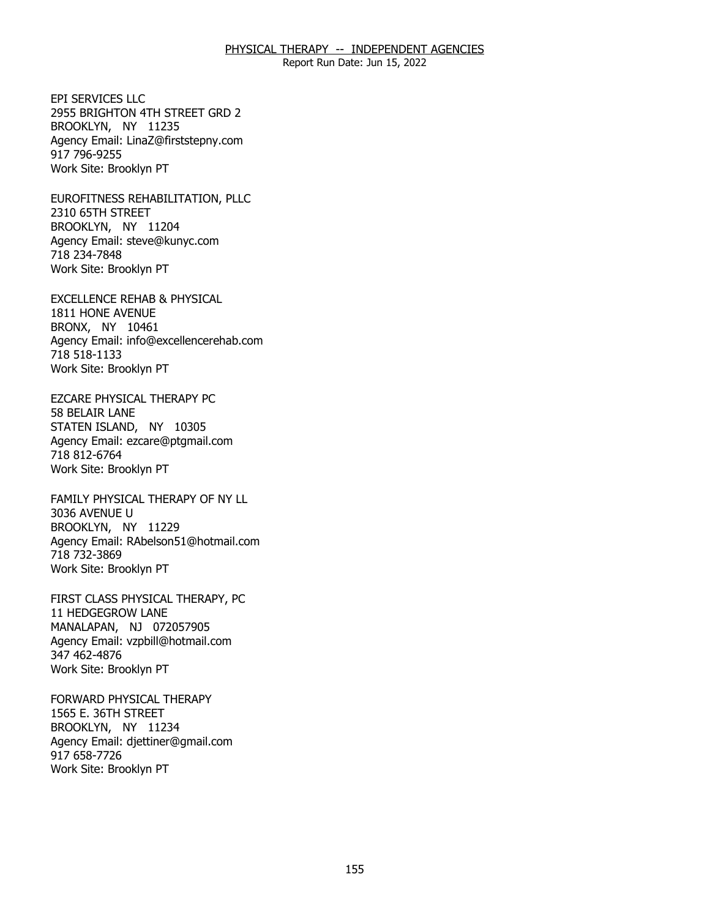EPI SERVICES LLC
2955 BRIGHTON 4TH STREET GRD 2
BROOKLYN, NY 11235
Agency Email: LinaZ@firststepny.com
917 796-9255
Work Site: Brooklyn PT

EUROFITNESS REHABILITATION, PLLC
2310 65TH STREET
BROOKLYN, NY 11204
Agency Email: steve@kunyc.com
718 234-7848
Work Site: Brooklyn PT

EXCELLENCE REHAB & PHYSICAL
1811 HONE AVENUE
BRONX, NY 10461
Agency Email: info@excellencerehab.com
718 518-1133
Work Site: Brooklyn PT

EZCARE PHYSICAL THERAPY PC
58 BELAIR LANE
STATEN ISLAND, NY 10305
Agency Email: ezcare@ptgmail.com
718 812-6764
Work Site: Brooklyn PT

FAMILY PHYSICAL THERAPY OF NY LL
3036 AVENUE U
BROOKLYN, NY 11229
Agency Email: RAbelson51@hotmail.com
718 732-3869
Work Site: Brooklyn PT

FIRST CLASS PHYSICAL THERAPY, PC
11 HEDGEGROW LANE
MANALAPAN, NJ 072057905
Agency Email: vzpbill@hotmail.com
347 462-4876
Work Site: Brooklyn PT

FORWARD PHYSICAL THERAPY
1565 E. 36TH STREET
BROOKLYN, NY 11234
Agency Email: djettiner@gmail.com
917 658-7726
Work Site: Brooklyn PT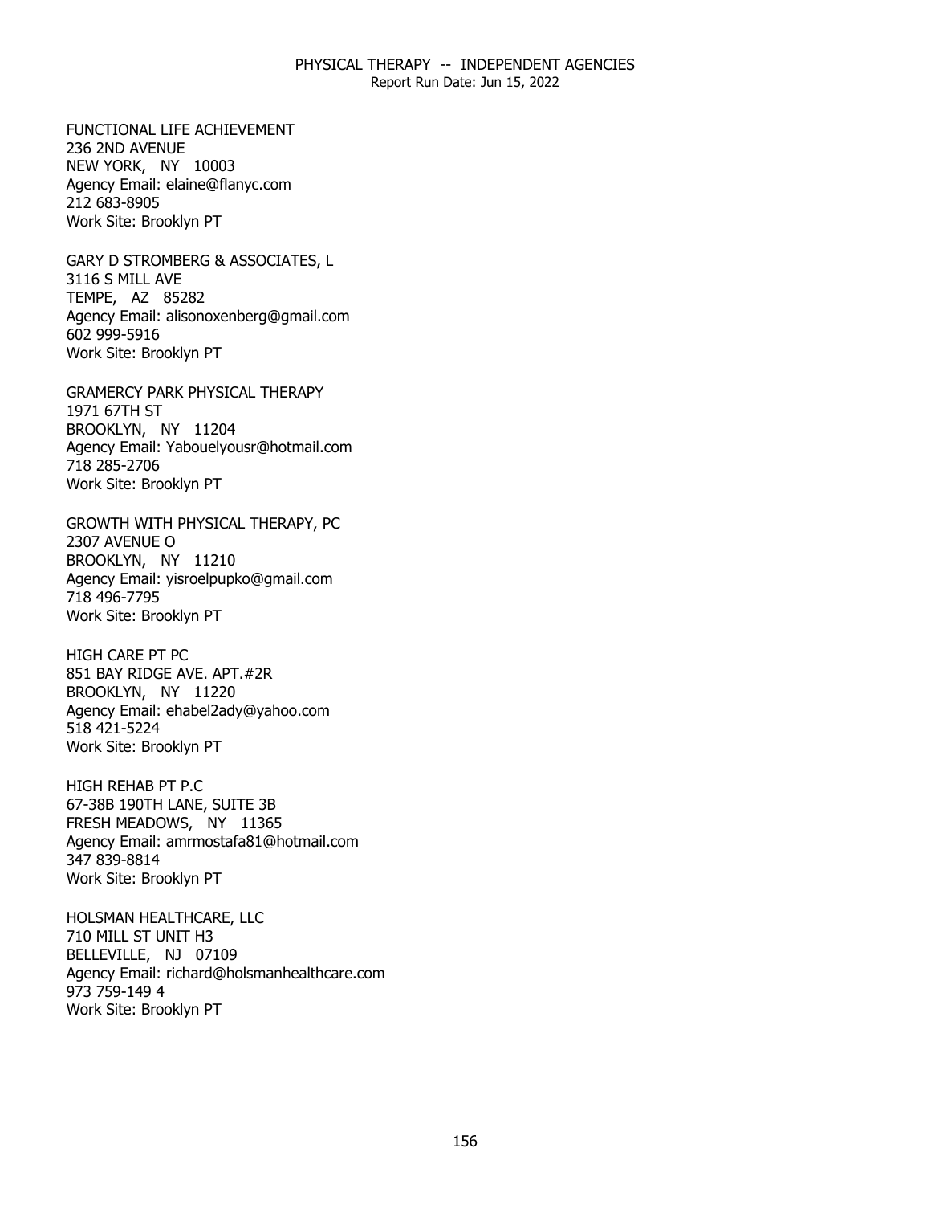FUNCTIONAL LIFE ACHIEVEMENT
236 2ND AVENUE
NEW YORK, NY 10003
Agency Email: elaine@flanyc.com
212 683-8905
Work Site: Brooklyn PT

GARY D STROMBERG & ASSOCIATES, L
3116 S MILL AVE
TEMPE, AZ 85282
Agency Email: alisonoxenberg@gmail.com
602 999-5916
Work Site: Brooklyn PT

GRAMERCY PARK PHYSICAL THERAPY
1971 67TH ST
BROOKLYN, NY 11204
Agency Email: Yabouelyousr@hotmail.com
718 285-2706
Work Site: Brooklyn PT

GROWTH WITH PHYSICAL THERAPY, PC
2307 AVENUE O
BROOKLYN, NY 11210
Agency Email: yisroelpupko@gmail.com
718 496-7795
Work Site: Brooklyn PT

HIGH CARE PT PC
851 BAY RIDGE AVE. APT.#2R
BROOKLYN, NY 11220
Agency Email: ehabel2ady@yahoo.com
518 421-5224
Work Site: Brooklyn PT

HIGH REHAB PT P.C
67-38B 190TH LANE, SUITE 3B
FRESH MEADOWS, NY 11365
Agency Email: amrmostafa81@hotmail.com
347 839-8814
Work Site: Brooklyn PT

HOLSMAN HEALTHCARE, LLC
710 MILL ST UNIT H3
BELLEVILLE, NJ 07109
Agency Email: richard@holsmanhealthcare.com
973 759-149 4
Work Site: Brooklyn PT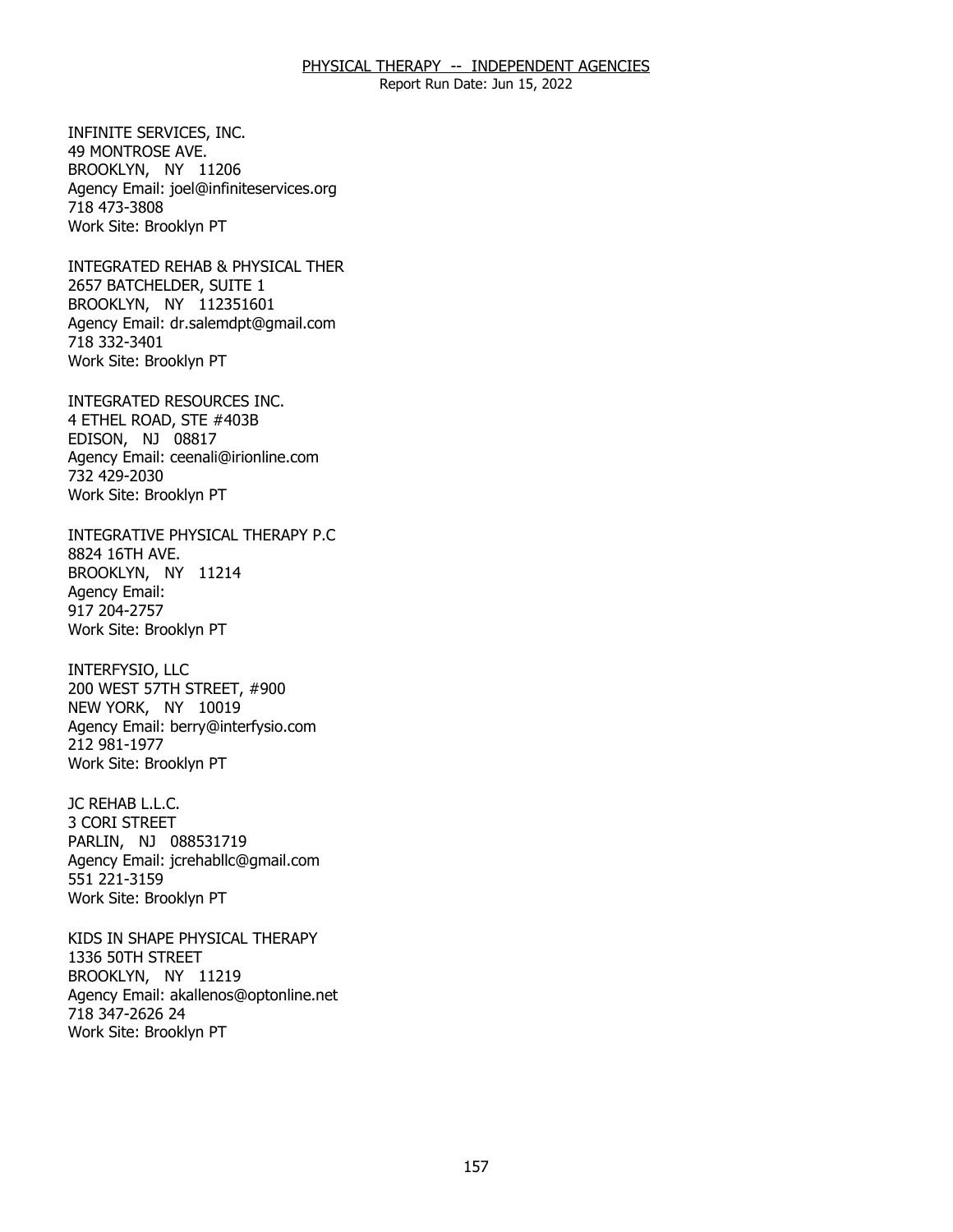INFINITE SERVICES, INC.
49 MONTROSE AVE.
BROOKLYN, NY 11206
Agency Email: joel@infiniteservices.org
718 473-3808
Work Site: Brooklyn PT

INTEGRATED REHAB & PHYSICAL THER
2657 BATCHELDER, SUITE 1
BROOKLYN, NY 112351601
Agency Email: dr.salemdpt@gmail.com
718 332-3401
Work Site: Brooklyn PT

INTEGRATED RESOURCES INC.
4 ETHEL ROAD, STE #403B
EDISON, NJ 08817
Agency Email: ceenali@irionline.com
732 429-2030
Work Site: Brooklyn PT

INTEGRATIVE PHYSICAL THERAPY P.C
8824 16TH AVE.
BROOKLYN, NY 11214
Agency Email:
917 204-2757
Work Site: Brooklyn PT

INTERFYSIO, LLC
200 WEST 57TH STREET, #900
NEW YORK, NY 10019
Agency Email: berry@interfysio.com
212 981-1977
Work Site: Brooklyn PT

JC REHAB L.L.C.
3 CORI STREET
PARLIN, NJ 088531719
Agency Email: jcrehabllc@gmail.com
551 221-3159
Work Site: Brooklyn PT

KIDS IN SHAPE PHYSICAL THERAPY
1336 50TH STREET
BROOKLYN, NY 11219
Agency Email: akallenos@optonline.net
718 347-2626 24
Work Site: Brooklyn PT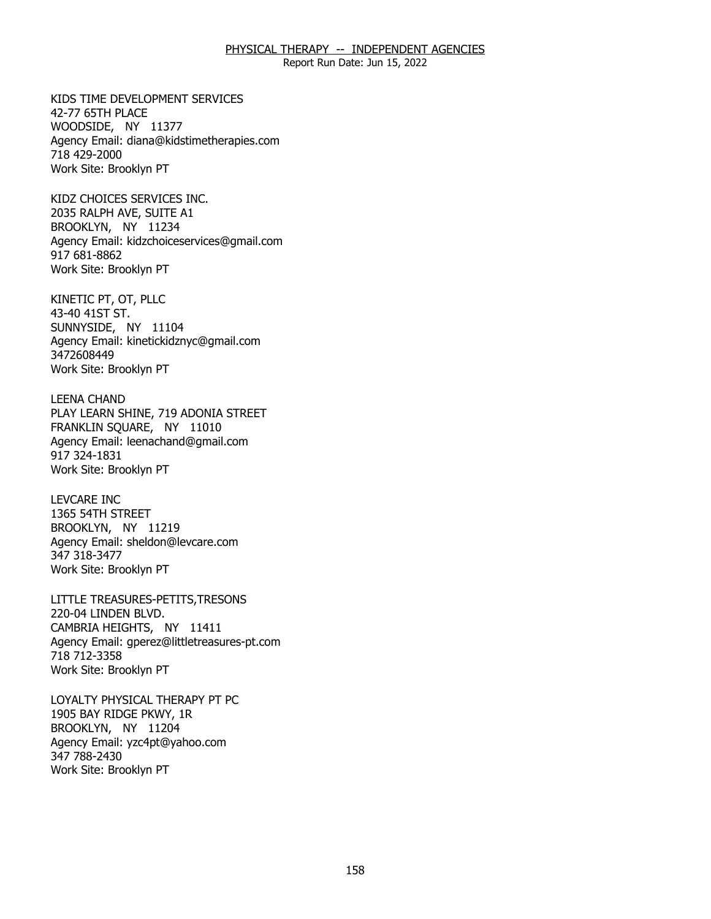KIDS TIME DEVELOPMENT SERVICES
42-77 65TH PLACE
WOODSIDE, NY 11377
Agency Email: diana@kidstimetherapies.com
718 429-2000
Work Site: Brooklyn PT

KIDZ CHOICES SERVICES INC.
2035 RALPH AVE, SUITE A1
BROOKLYN, NY 11234
Agency Email: kidzchoiceservices@gmail.com
917 681-8862
Work Site: Brooklyn PT

KINETIC PT, OT, PLLC
43-40 41ST ST.
SUNNYSIDE, NY 11104
Agency Email: kinetickidznyc@gmail.com
3472608449
Work Site: Brooklyn PT

LEENA CHAND
PLAY LEARN SHINE, 719 ADONIA STREET
FRANKLIN SQUARE, NY 11010
Agency Email: leenachand@gmail.com
917 324-1831
Work Site: Brooklyn PT

LEVCARE INC
1365 54TH STREET
BROOKLYN, NY 11219
Agency Email: sheldon@levcare.com
347 318-3477
Work Site: Brooklyn PT

LITTLE TREASURES-PETITS,TRESONS
220-04 LINDEN BLVD.
CAMBRIA HEIGHTS, NY 11411
Agency Email: gperez@littletreasures-pt.com
718 712-3358
Work Site: Brooklyn PT

LOYALTY PHYSICAL THERAPY PT PC
1905 BAY RIDGE PKWY, 1R
BROOKLYN, NY 11204
Agency Email: yzc4pt@yahoo.com
347 788-2430
Work Site: Brooklyn PT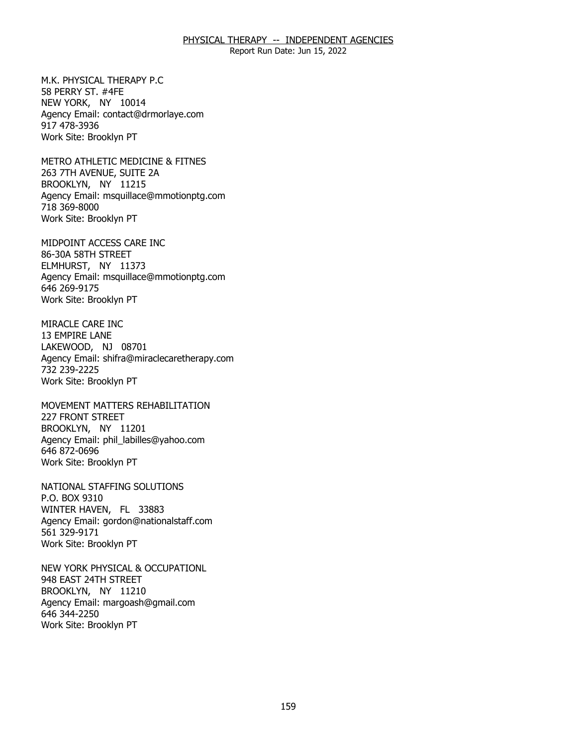M.K. PHYSICAL THERAPY P.C
58 PERRY ST. #4FE
NEW YORK, NY 10014
Agency Email: contact@drmorlaye.com
917 478-3936
Work Site: Brooklyn PT

METRO ATHLETIC MEDICINE & FITNES
263 7TH AVENUE, SUITE 2A
BROOKLYN, NY 11215
Agency Email: msquillace@mmotionptg.com
718 369-8000
Work Site: Brooklyn PT

MIDPOINT ACCESS CARE INC
86-30A 58TH STREET
ELMHURST, NY 11373
Agency Email: msquillace@mmotionptg.com
646 269-9175
Work Site: Brooklyn PT

MIRACLE CARE INC
13 EMPIRE LANE
LAKEWOOD, NJ 08701
Agency Email: shifra@miraclecaretherapy.com
732 239-2225
Work Site: Brooklyn PT

MOVEMENT MATTERS REHABILITATION
227 FRONT STREET
BROOKLYN, NY 11201
Agency Email: phil_labilles@yahoo.com
646 872-0696
Work Site: Brooklyn PT

NATIONAL STAFFING SOLUTIONS
P.O. BOX 9310
WINTER HAVEN, FL 33883
Agency Email: gordon@nationalstaff.com
561 329-9171
Work Site: Brooklyn PT

NEW YORK PHYSICAL & OCCUPATIONL
948 EAST 24TH STREET
BROOKLYN, NY 11210
Agency Email: margoash@gmail.com
646 344-2250
Work Site: Brooklyn PT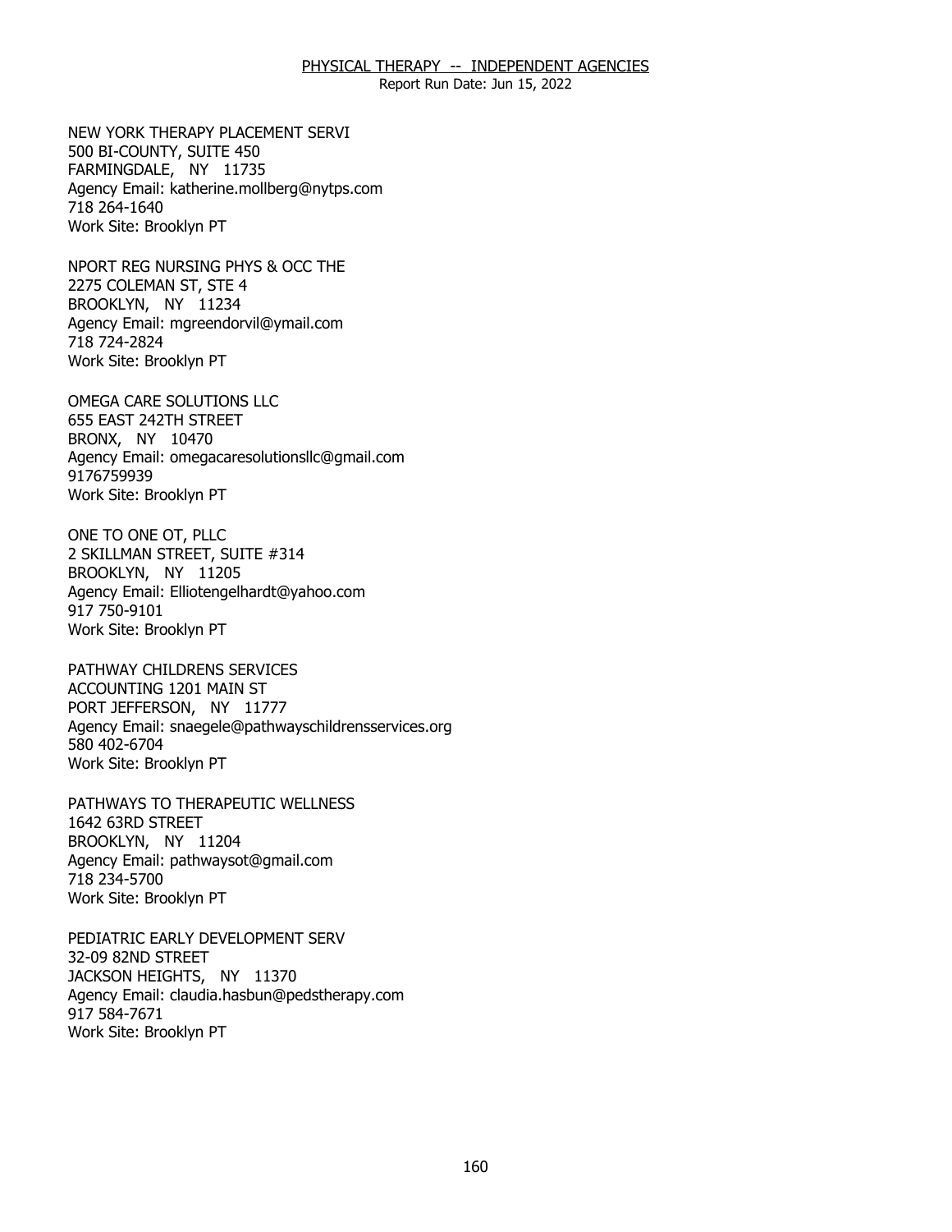NEW YORK THERAPY PLACEMENT SERVI
500 BI-COUNTY, SUITE 450
FARMINGDALE, NY 11735
Agency Email: katherine.mollberg@nytps.com
718 264-1640
Work Site: Brooklyn PT

NPORT REG NURSING PHYS & OCC THE
2275 COLEMAN ST, STE 4
BROOKLYN, NY 11234
Agency Email: mgreendorvil@ymail.com
718 724-2824
Work Site: Brooklyn PT

OMEGA CARE SOLUTIONS LLC
655 EAST 242TH STREET
BRONX, NY 10470
Agency Email: omegacaresolutionsllc@gmail.com
9176759939
Work Site: Brooklyn PT

ONE TO ONE OT, PLLC
2 SKILLMAN STREET, SUITE #314
BROOKLYN, NY 11205
Agency Email: Elliotengelhardt@yahoo.com
917 750-9101
Work Site: Brooklyn PT

PATHWAY CHILDRENS SERVICES
ACCOUNTING 1201 MAIN ST
PORT JEFFERSON, NY 11777
Agency Email: snaegele@pathwayschildrensservices.org
580 402-6704
Work Site: Brooklyn PT

PATHWAYS TO THERAPEUTIC WELLNESS
1642 63RD STREET
BROOKLYN, NY 11204
Agency Email: pathwaysot@gmail.com
718 234-5700
Work Site: Brooklyn PT

PEDIATRIC EARLY DEVELOPMENT SERV
32-09 82ND STREET
JACKSON HEIGHTS, NY 11370
Agency Email: claudia.hasbun@pedstherapy.com
917 584-7671
Work Site: Brooklyn PT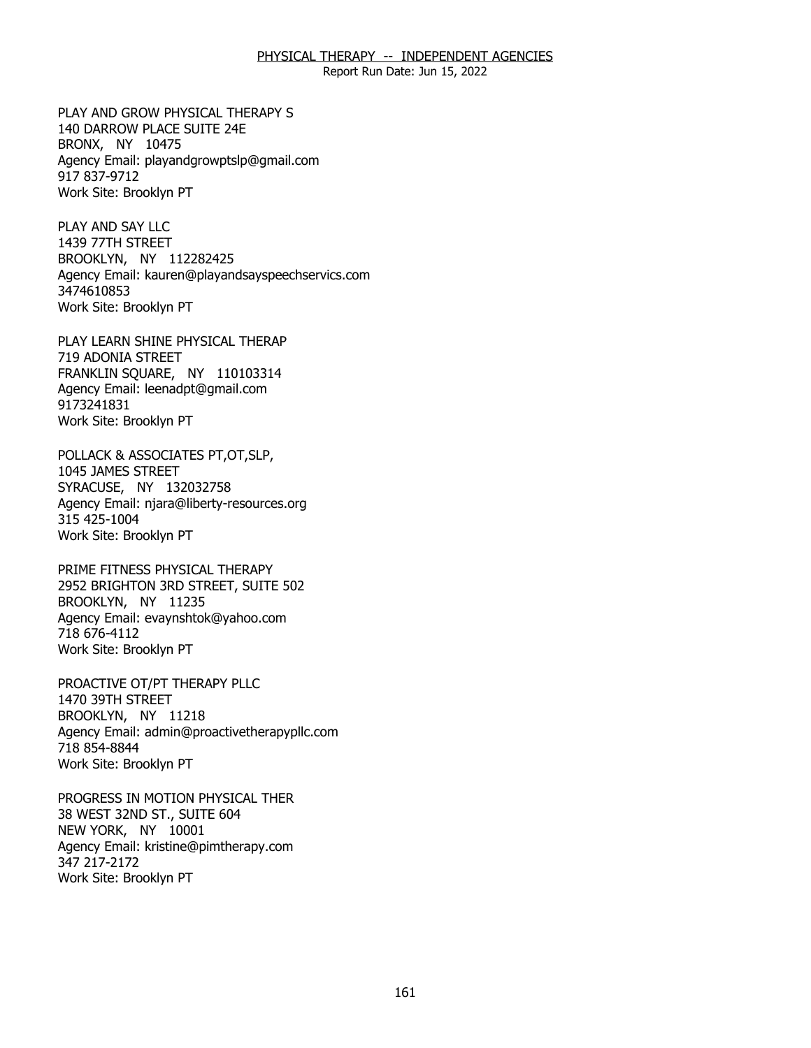PLAY AND GROW PHYSICAL THERAPY S
140 DARROW PLACE SUITE 24E
BRONX, NY 10475
Agency Email: playandgrowptslp@gmail.com
917 837-9712
Work Site: Brooklyn PT

PLAY AND SAY LLC
1439 77TH STREET
BROOKLYN, NY 112282425
Agency Email: kauren@playandsayspeechservics.com
3474610853
Work Site: Brooklyn PT

PLAY LEARN SHINE PHYSICAL THERAP
719 ADONIA STREET
FRANKLIN SQUARE, NY 110103314
Agency Email: leenadpt@gmail.com
9173241831
Work Site: Brooklyn PT

POLLACK & ASSOCIATES PT,OT,SLP,
1045 JAMES STREET
SYRACUSE, NY 132032758
Agency Email: njara@liberty-resources.org
315 425-1004
Work Site: Brooklyn PT

PRIME FITNESS PHYSICAL THERAPY
2952 BRIGHTON 3RD STREET, SUITE 502
BROOKLYN, NY 11235
Agency Email: evaynshtok@yahoo.com
718 676-4112
Work Site: Brooklyn PT

PROACTIVE OT/PT THERAPY PLLC
1470 39TH STREET
BROOKLYN, NY 11218
Agency Email: admin@proactivetherapypllc.com
718 854-8844
Work Site: Brooklyn PT

PROGRESS IN MOTION PHYSICAL THER
38 WEST 32ND ST., SUITE 604
NEW YORK, NY 10001
Agency Email: kristine@pimtherapy.com
347 217-2172
Work Site: Brooklyn PT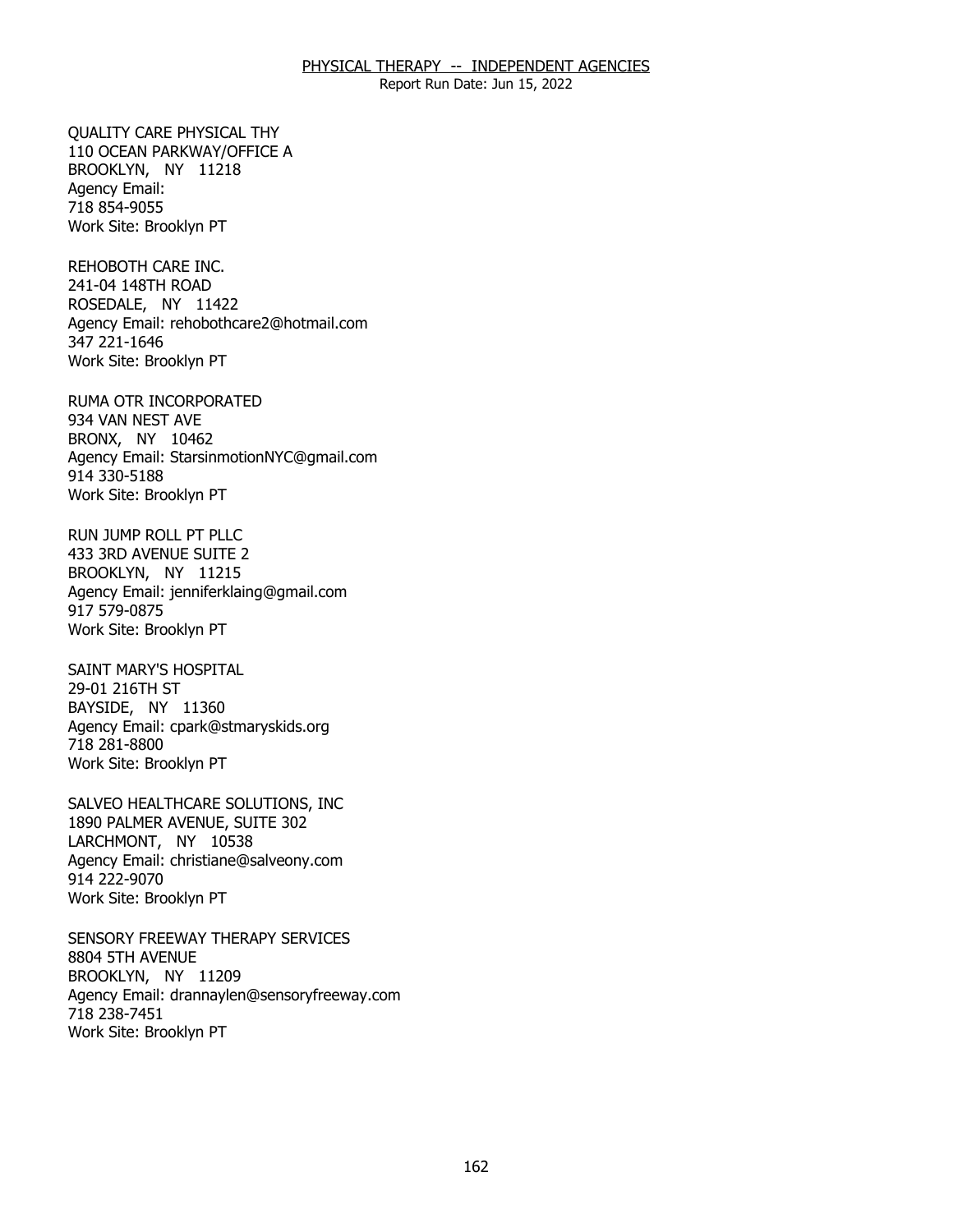QUALITY CARE PHYSICAL THY
110 OCEAN PARKWAY/OFFICE A
BROOKLYN, NY 11218
Agency Email:
718 854-9055
Work Site: Brooklyn PT

REHOBOTH CARE INC.
241-04 148TH ROAD
ROSEDALE, NY 11422
Agency Email: rehobothcare2@hotmail.com
347 221-1646
Work Site: Brooklyn PT

RUMA OTR INCORPORATED
934 VAN NEST AVE
BRONX, NY 10462
Agency Email: StarsinmotionNYC@gmail.com
914 330-5188
Work Site: Brooklyn PT

RUN JUMP ROLL PT PLLC
433 3RD AVENUE SUITE 2
BROOKLYN, NY 11215
Agency Email: jenniferklaing@gmail.com
917 579-0875
Work Site: Brooklyn PT

SAINT MARY'S HOSPITAL
29-01 216TH ST
BAYSIDE, NY 11360
Agency Email: cpark@stmaryskids.org
718 281-8800
Work Site: Brooklyn PT

SALVEO HEALTHCARE SOLUTIONS, INC
1890 PALMER AVENUE, SUITE 302
LARCHMONT, NY 10538
Agency Email: christiane@salveony.com
914 222-9070
Work Site: Brooklyn PT

SENSORY FREEWAY THERAPY SERVICES
8804 5TH AVENUE
BROOKLYN, NY 11209
Agency Email: drannaylen@sensoryfreeway.com
718 238-7451
Work Site: Brooklyn PT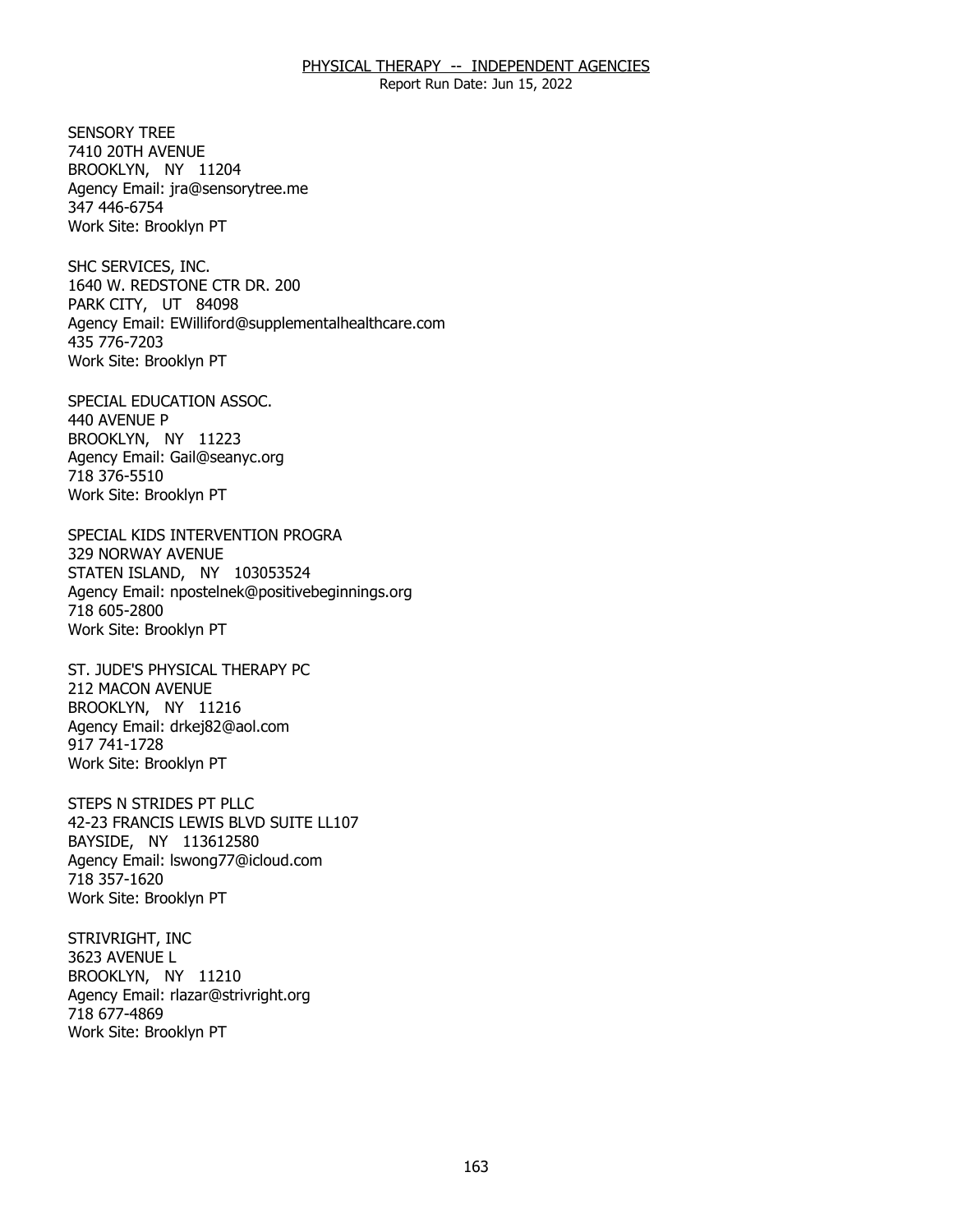SENSORY TREE
7410 20TH AVENUE
BROOKLYN, NY 11204
Agency Email: jra@sensorytree.me
347 446-6754
Work Site: Brooklyn PT

SHC SERVICES, INC.
1640 W. REDSTONE CTR DR. 200
PARK CITY, UT 84098
Agency Email: EWilliford@supplementalhealthcare.com
435 776-7203
Work Site: Brooklyn PT

SPECIAL EDUCATION ASSOC.
440 AVENUE P
BROOKLYN, NY 11223
Agency Email: Gail@seanyc.org
718 376-5510
Work Site: Brooklyn PT

SPECIAL KIDS INTERVENTION PROGRA
329 NORWAY AVENUE
STATEN ISLAND, NY 103053524
Agency Email: npostelnek@positivebeginnings.org
718 605-2800
Work Site: Brooklyn PT

ST. JUDE'S PHYSICAL THERAPY PC
212 MACON AVENUE
BROOKLYN, NY 11216
Agency Email: drkej82@aol.com
917 741-1728
Work Site: Brooklyn PT

STEPS N STRIDES PT PLLC
42-23 FRANCIS LEWIS BLVD SUITE LL107
BAYSIDE, NY 113612580
Agency Email: lswong77@icloud.com
718 357-1620
Work Site: Brooklyn PT

STRIVRIGHT, INC
3623 AVENUE L
BROOKLYN, NY 11210
Agency Email: rlazar@strivright.org
718 677-4869
Work Site: Brooklyn PT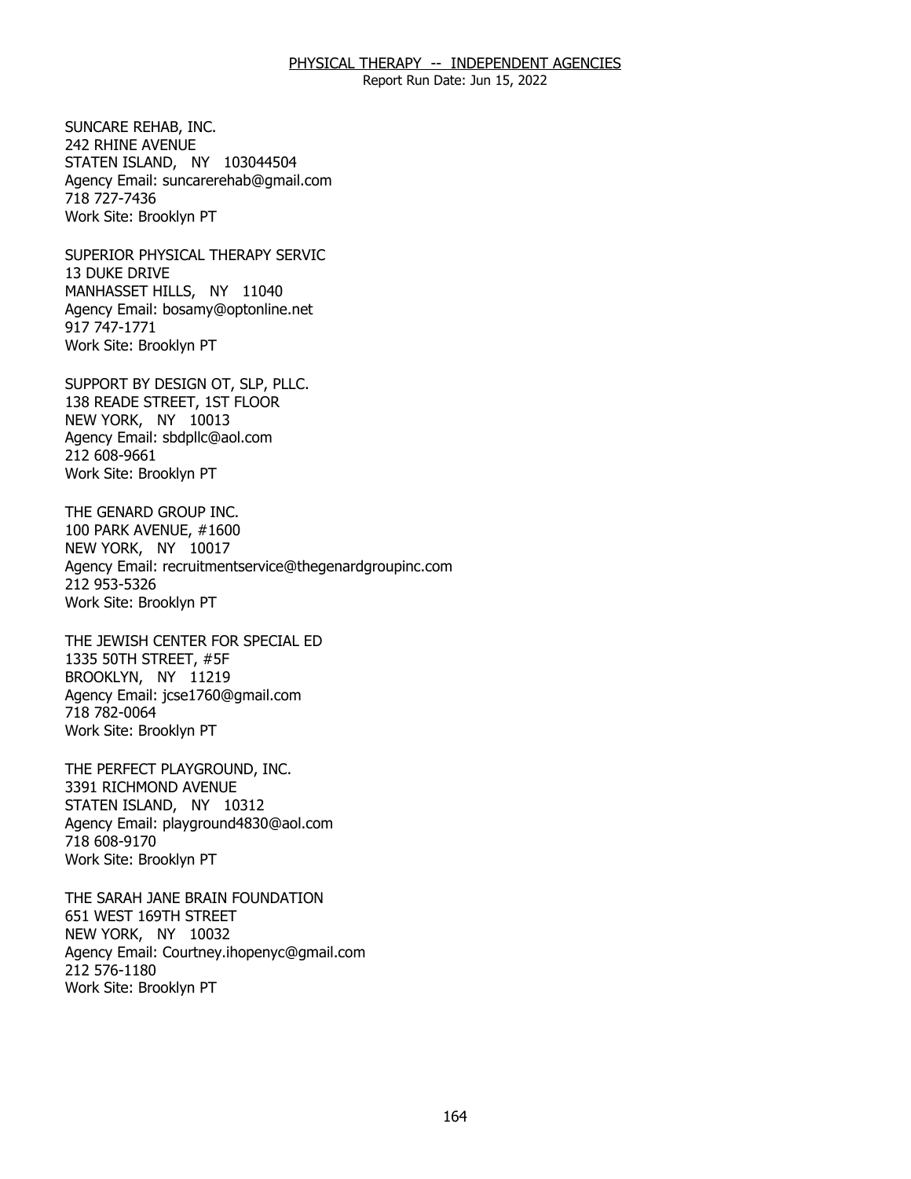SUNCARE REHAB, INC.
242 RHINE AVENUE
STATEN ISLAND, NY 103044504
Agency Email: suncarerehab@gmail.com
718 727-7436
Work Site: Brooklyn PT

SUPERIOR PHYSICAL THERAPY SERVIC
13 DUKE DRIVE
MANHASSET HILLS, NY 11040
Agency Email: bosamy@optonline.net
917 747-1771
Work Site: Brooklyn PT

SUPPORT BY DESIGN OT, SLP, PLLC.
138 READE STREET, 1ST FLOOR
NEW YORK, NY 10013
Agency Email: sbdpllc@aol.com
212 608-9661
Work Site: Brooklyn PT

THE GENARD GROUP INC.
100 PARK AVENUE, #1600
NEW YORK, NY 10017
Agency Email: recruitmentservice@thegenardgroupinc.com
212 953-5326
Work Site: Brooklyn PT

THE JEWISH CENTER FOR SPECIAL ED
1335 50TH STREET, #5F
BROOKLYN, NY 11219
Agency Email: jcse1760@gmail.com
718 782-0064
Work Site: Brooklyn PT

THE PERFECT PLAYGROUND, INC.
3391 RICHMOND AVENUE
STATEN ISLAND, NY 10312
Agency Email: playground4830@aol.com
718 608-9170
Work Site: Brooklyn PT

THE SARAH JANE BRAIN FOUNDATION
651 WEST 169TH STREET
NEW YORK, NY 10032
Agency Email: Courtney.ihopenyc@gmail.com
212 576-1180
Work Site: Brooklyn PT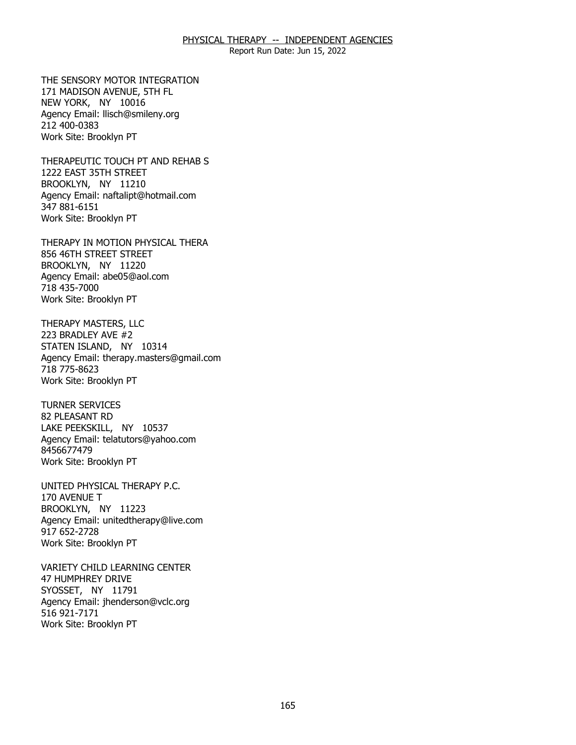THE SENSORY MOTOR INTEGRATION
171 MADISON AVENUE, 5TH FL
NEW YORK, NY 10016
Agency Email: llisch@smileny.org
212 400-0383
Work Site: Brooklyn PT

THERAPEUTIC TOUCH PT AND REHAB S
1222 EAST 35TH STREET
BROOKLYN, NY 11210
Agency Email: naftalipt@hotmail.com
347 881-6151
Work Site: Brooklyn PT

THERAPY IN MOTION PHYSICAL THERA
856 46TH STREET STREET
BROOKLYN, NY 11220
Agency Email: abe05@aol.com
718 435-7000
Work Site: Brooklyn PT

THERAPY MASTERS, LLC
223 BRADLEY AVE #2
STATEN ISLAND, NY 10314
Agency Email: therapy.masters@gmail.com
718 775-8623
Work Site: Brooklyn PT

TURNER SERVICES
82 PLEASANT RD
LAKE PEEKSKILL, NY 10537
Agency Email: telatutors@yahoo.com
8456677479
Work Site: Brooklyn PT

UNITED PHYSICAL THERAPY P.C.
170 AVENUE T
BROOKLYN, NY 11223
Agency Email: unitedtherapy@live.com
917 652-2728
Work Site: Brooklyn PT

VARIETY CHILD LEARNING CENTER
47 HUMPHREY DRIVE
SYOSSET, NY 11791
Agency Email: jhenderson@vclc.org
516 921-7171
Work Site: Brooklyn PT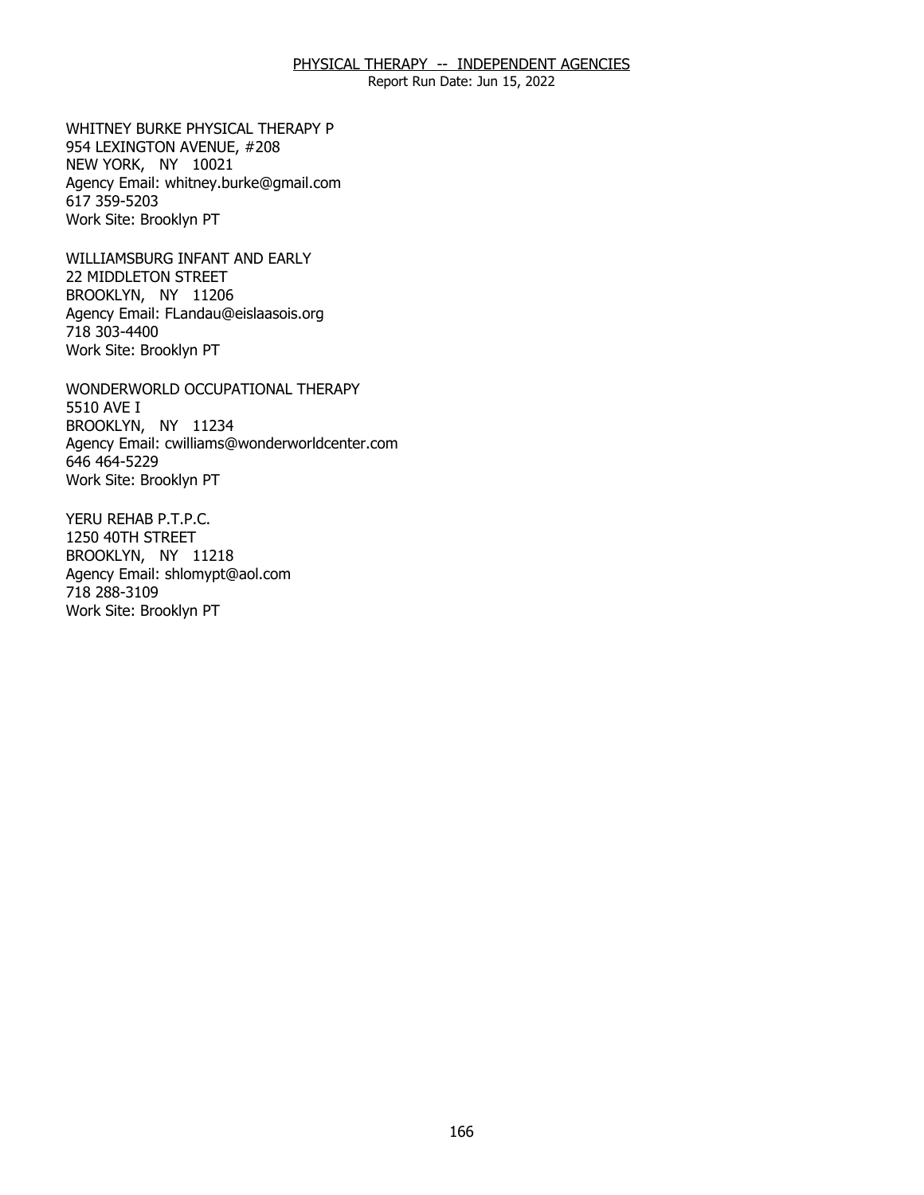WHITNEY BURKE PHYSICAL THERAPY P
954 LEXINGTON AVENUE, #208
NEW YORK, NY 10021
Agency Email: whitney.burke@gmail.com
617 359-5203
Work Site: Brooklyn PT

WILLIAMSBURG INFANT AND EARLY
22 MIDDLETON STREET
BROOKLYN, NY 11206
Agency Email: FLandau@eislaasois.org
718 303-4400
Work Site: Brooklyn PT

WONDERWORLD OCCUPATIONAL THERAPY
5510 AVE I
BROOKLYN, NY 11234
Agency Email: cwilliams@wonderworldcenter.com
646 464-5229
Work Site: Brooklyn PT

YERU REHAB P.T.P.C.
1250 40TH STREET
BROOKLYN, NY 11218
Agency Email: shlomypt@aol.com
718 288-3109
Work Site: Brooklyn PT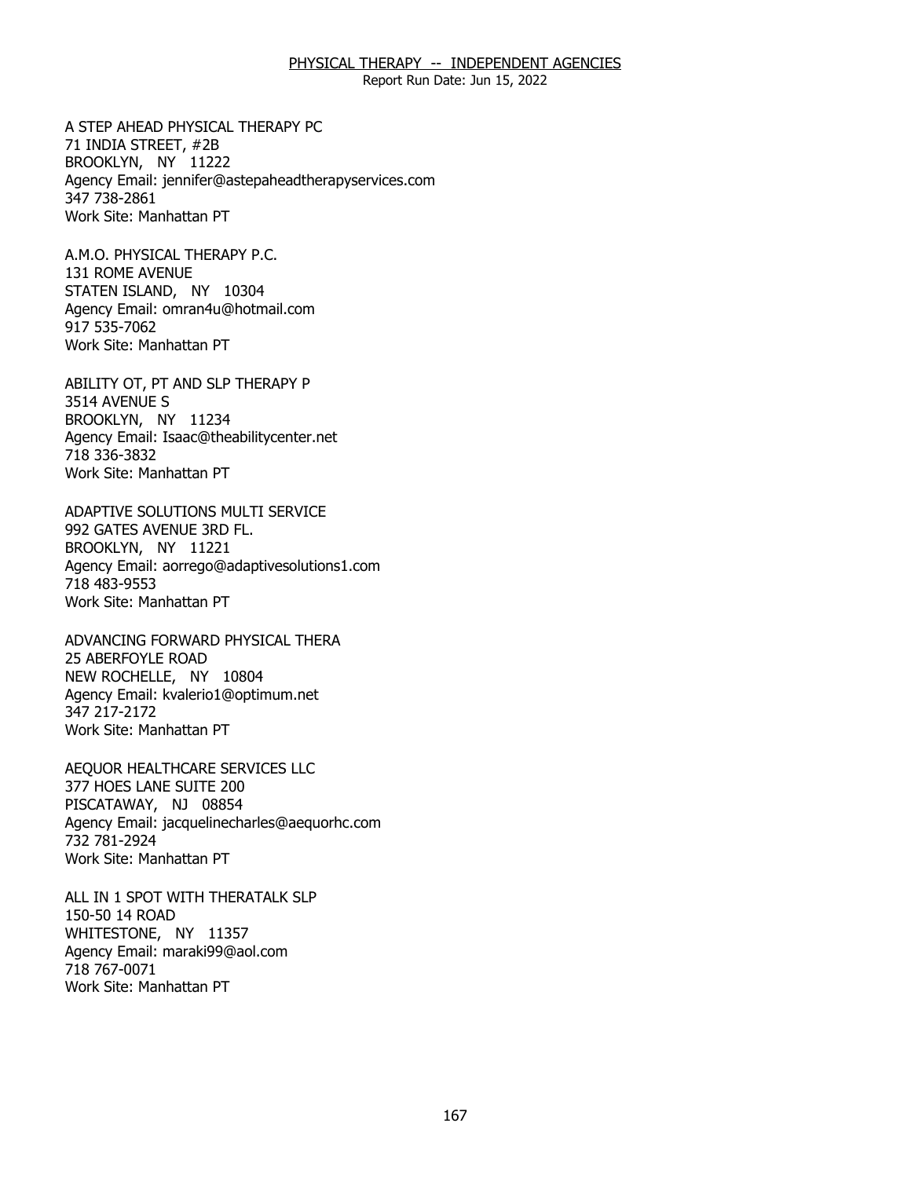## PHYSICAL THERAPY -- INDEPENDENT AGENCIES

Report Run Date: Jun 15, 2022

A STEP AHEAD PHYSICAL THERAPY PC
71 INDIA STREET, #2B
BROOKLYN, NY 11222
Agency Email: jennifer@astepaheadtherapyservices.com
347 738-2861
Work Site: Manhattan PT

A.M.O. PHYSICAL THERAPY P.C.
131 ROME AVENUE
STATEN ISLAND, NY 10304
Agency Email: omran4u@hotmail.com
917 535-7062
Work Site: Manhattan PT

ABILITY OT, PT AND SLP THERAPY P
3514 AVENUE S
BROOKLYN, NY 11234
Agency Email: Isaac@theabilitycenter.net
718 336-3832
Work Site: Manhattan PT

ADAPTIVE SOLUTIONS MULTI SERVICE
992 GATES AVENUE 3RD FL.
BROOKLYN, NY 11221
Agency Email: aorrego@adaptivesolutions1.com
718 483-9553
Work Site: Manhattan PT

ADVANCING FORWARD PHYSICAL THERA
25 ABERFOYLE ROAD
NEW ROCHELLE, NY 10804
Agency Email: kvalerio1@optimum.net
347 217-2172
Work Site: Manhattan PT

AEQUOR HEALTHCARE SERVICES LLC
377 HOES LANE SUITE 200
PISCATAWAY, NJ 08854
Agency Email: jacquelinecharles@aequorhc.com
732 781-2924
Work Site: Manhattan PT

ALL IN 1 SPOT WITH THERATALK SLP
150-50 14 ROAD
WHITESTONE, NY 11357
Agency Email: maraki99@aol.com
718 767-0071
Work Site: Manhattan PT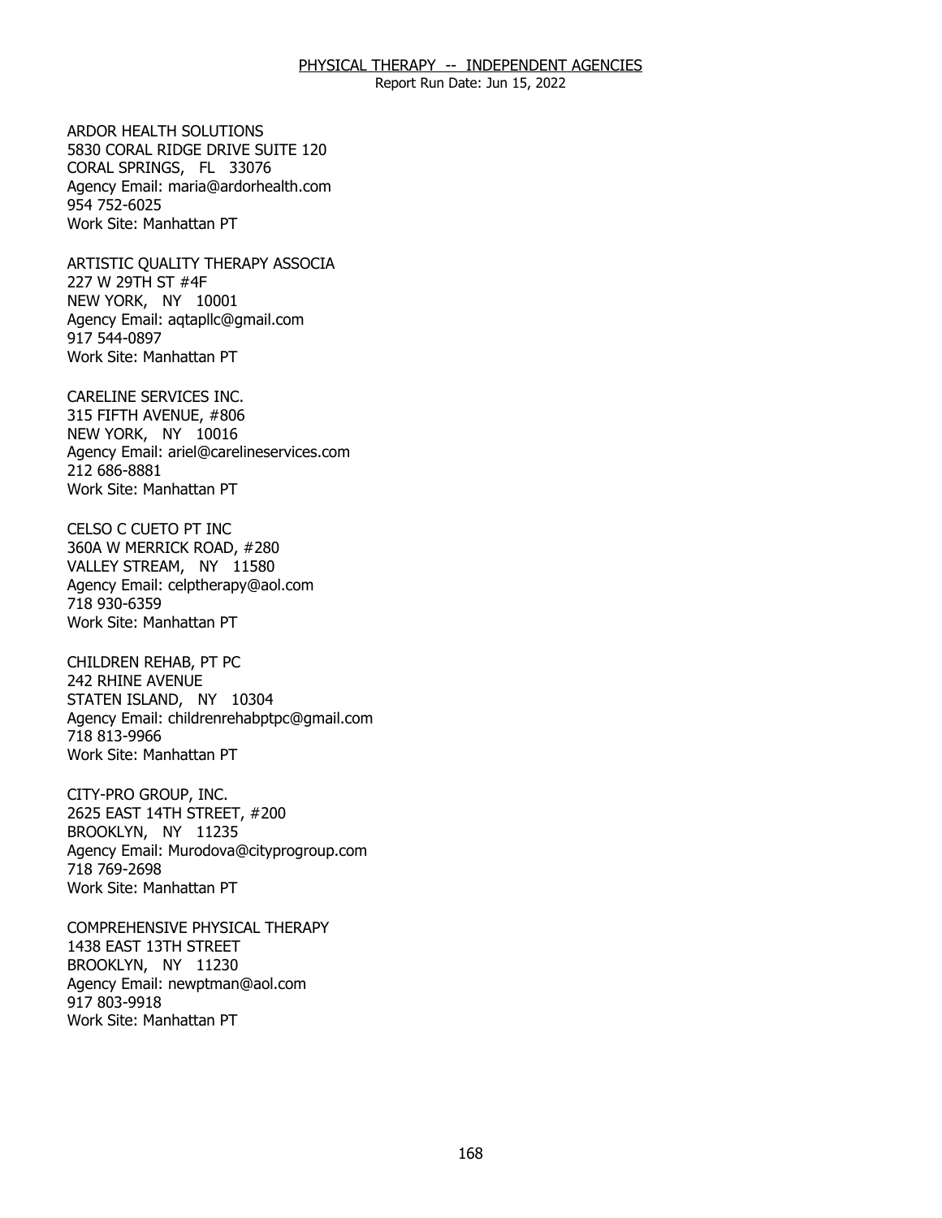ARDOR HEALTH SOLUTIONS
5830 CORAL RIDGE DRIVE SUITE 120
CORAL SPRINGS, FL 33076
Agency Email: maria@ardorhealth.com
954 752-6025
Work Site: Manhattan PT

ARTISTIC QUALITY THERAPY ASSOCIA
227 W 29TH ST #4F
NEW YORK, NY 10001
Agency Email: aqtapllc@gmail.com
917 544-0897
Work Site: Manhattan PT

CARELINE SERVICES INC.
315 FIFTH AVENUE, #806
NEW YORK, NY 10016
Agency Email: ariel@carelineservices.com
212 686-8881
Work Site: Manhattan PT

CELSO C CUETO PT INC
360A W MERRICK ROAD, #280
VALLEY STREAM, NY 11580
Agency Email: celptherapy@aol.com
718 930-6359
Work Site: Manhattan PT

CHILDREN REHAB, PT PC
242 RHINE AVENUE
STATEN ISLAND, NY 10304
Agency Email: childrenrehabptpc@gmail.com
718 813-9966
Work Site: Manhattan PT

CITY-PRO GROUP, INC.
2625 EAST 14TH STREET, #200
BROOKLYN, NY 11235
Agency Email: Murodova@cityprogroup.com
718 769-2698
Work Site: Manhattan PT

COMPREHENSIVE PHYSICAL THERAPY
1438 EAST 13TH STREET
BROOKLYN, NY 11230
Agency Email: newptman@aol.com
917 803-9918
Work Site: Manhattan PT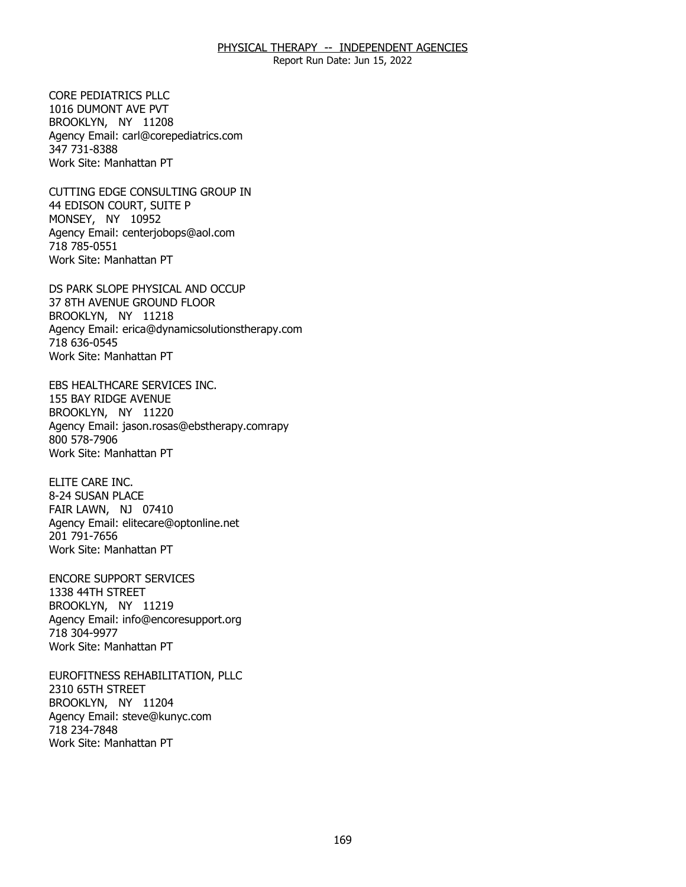CORE PEDIATRICS PLLC
1016 DUMONT AVE PVT
BROOKLYN, NY 11208
Agency Email: carl@corepediatrics.com
347 731-8388
Work Site: Manhattan PT

CUTTING EDGE CONSULTING GROUP IN
44 EDISON COURT, SUITE P
MONSEY, NY 10952
Agency Email: centerjobops@aol.com
718 785-0551
Work Site: Manhattan PT

DS PARK SLOPE PHYSICAL AND OCCUP
37 8TH AVENUE GROUND FLOOR
BROOKLYN, NY 11218
Agency Email: erica@dynamicsolutionstherapy.com
718 636-0545
Work Site: Manhattan PT

EBS HEALTHCARE SERVICES INC.
155 BAY RIDGE AVENUE
BROOKLYN, NY 11220
Agency Email: jason.rosas@ebstherapy.comrapy
800 578-7906
Work Site: Manhattan PT

ELITE CARE INC.
8-24 SUSAN PLACE
FAIR LAWN, NJ 07410
Agency Email: elitecare@optonline.net
201 791-7656
Work Site: Manhattan PT

ENCORE SUPPORT SERVICES
1338 44TH STREET
BROOKLYN, NY 11219
Agency Email: info@encoresupport.org
718 304-9977
Work Site: Manhattan PT

EUROFITNESS REHABILITATION, PLLC
2310 65TH STREET
BROOKLYN, NY 11204
Agency Email: steve@kunyc.com
718 234-7848
Work Site: Manhattan PT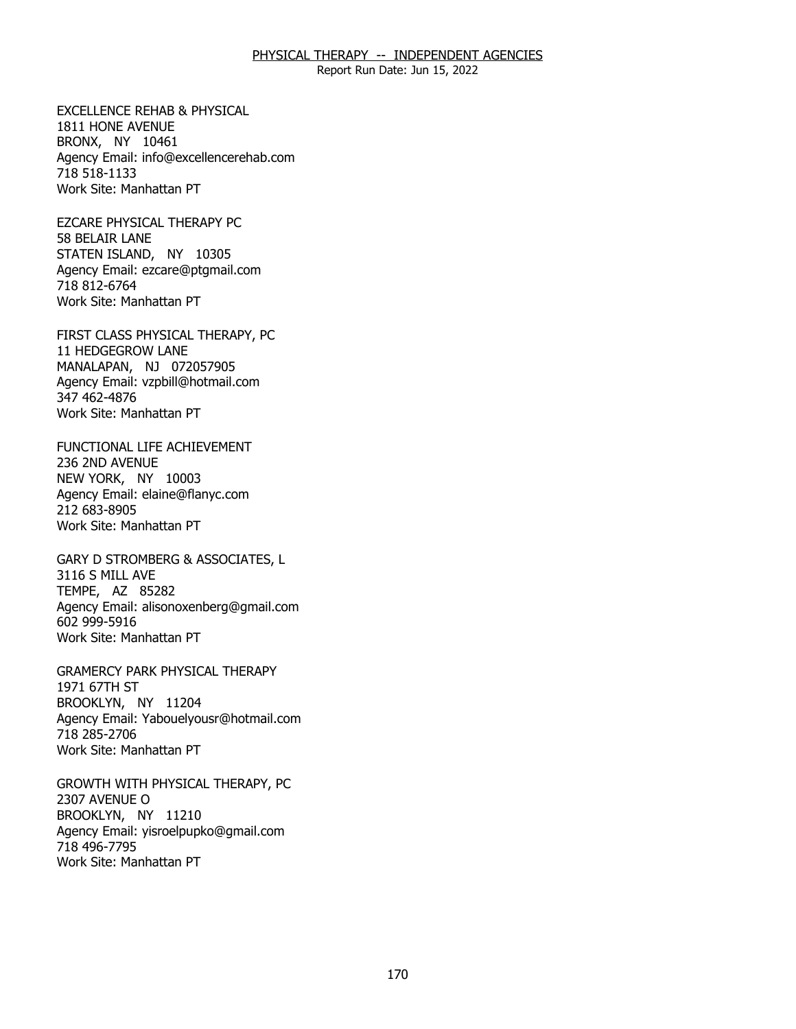EXCELLENCE REHAB & PHYSICAL
1811 HONE AVENUE
BRONX, NY 10461
Agency Email: info@excellencerehab.com
718 518-1133
Work Site: Manhattan PT

EZCARE PHYSICAL THERAPY PC
58 BELAIR LANE
STATEN ISLAND, NY 10305
Agency Email: ezcare@ptgmail.com
718 812-6764
Work Site: Manhattan PT

FIRST CLASS PHYSICAL THERAPY, PC
11 HEDGEGROW LANE
MANALAPAN, NJ 072057905
Agency Email: vzpbill@hotmail.com
347 462-4876
Work Site: Manhattan PT

FUNCTIONAL LIFE ACHIEVEMENT
236 2ND AVENUE
NEW YORK, NY 10003
Agency Email: elaine@flanyc.com
212 683-8905
Work Site: Manhattan PT

GARY D STROMBERG & ASSOCIATES, L
3116 S MILL AVE
TEMPE, AZ 85282
Agency Email: alisonoxenberg@gmail.com
602 999-5916
Work Site: Manhattan PT

GRAMERCY PARK PHYSICAL THERAPY
1971 67TH ST
BROOKLYN, NY 11204
Agency Email: Yabouelyousr@hotmail.com
718 285-2706
Work Site: Manhattan PT

GROWTH WITH PHYSICAL THERAPY, PC
2307 AVENUE O
BROOKLYN, NY 11210
Agency Email: yisroelpupko@gmail.com
718 496-7795
Work Site: Manhattan PT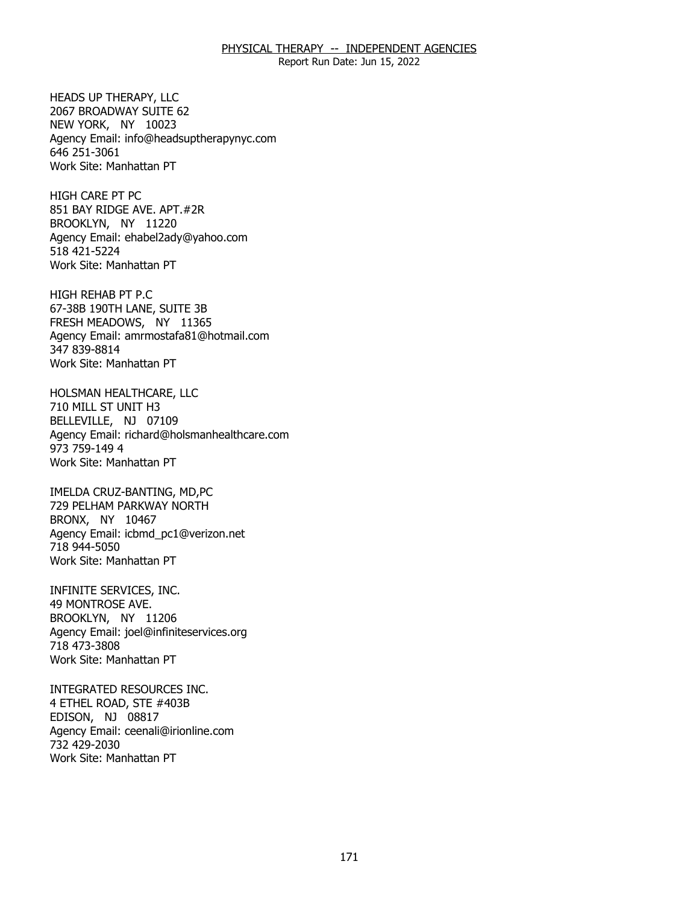HEADS UP THERAPY, LLC
2067 BROADWAY SUITE 62
NEW YORK, NY 10023
Agency Email: info@headsuptherapynyc.com
646 251-3061
Work Site: Manhattan PT

HIGH CARE PT PC
851 BAY RIDGE AVE. APT.#2R
BROOKLYN, NY 11220
Agency Email: ehabel2ady@yahoo.com
518 421-5224
Work Site: Manhattan PT

HIGH REHAB PT P.C
67-38B 190TH LANE, SUITE 3B
FRESH MEADOWS, NY 11365
Agency Email: amrmostafa81@hotmail.com
347 839-8814
Work Site: Manhattan PT

HOLSMAN HEALTHCARE, LLC
710 MILL ST UNIT H3
BELLEVILLE, NJ 07109
Agency Email: richard@holsmanhealthcare.com
973 759-149 4
Work Site: Manhattan PT

IMELDA CRUZ-BANTING, MD,PC
729 PELHAM PARKWAY NORTH
BRONX, NY 10467
Agency Email: icbmd_pc1@verizon.net
718 944-5050
Work Site: Manhattan PT

INFINITE SERVICES, INC.
49 MONTROSE AVE.
BROOKLYN, NY 11206
Agency Email: joel@infiniteservices.org
718 473-3808
Work Site: Manhattan PT

INTEGRATED RESOURCES INC.
4 ETHEL ROAD, STE #403B
EDISON, NJ 08817
Agency Email: ceenali@irionline.com
732 429-2030
Work Site: Manhattan PT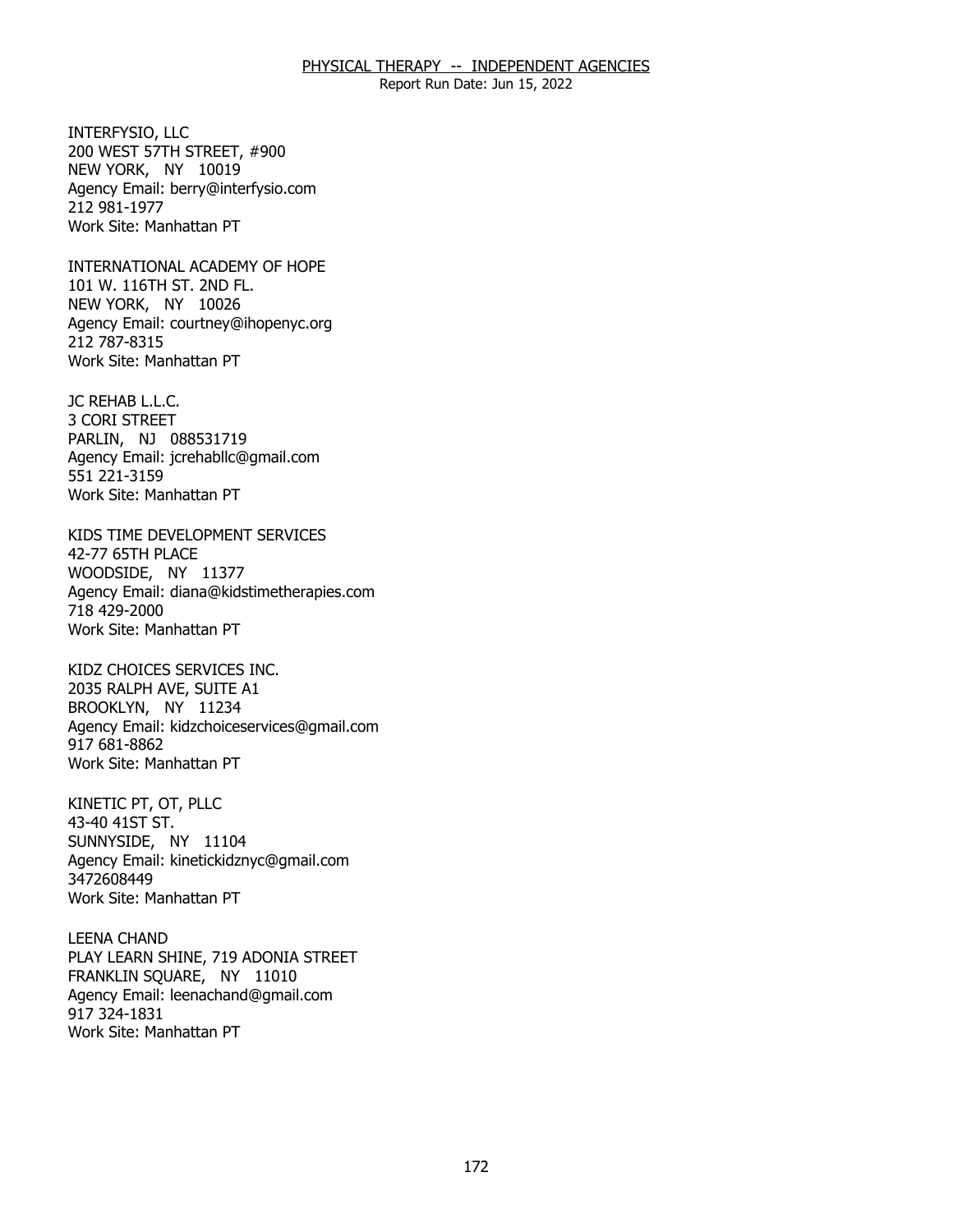INTERFYSIO, LLC
200 WEST 57TH STREET, #900
NEW YORK, NY 10019
Agency Email: berry@interfysio.com
212 981-1977
Work Site: Manhattan PT

INTERNATIONAL ACADEMY OF HOPE
101 W. 116TH ST. 2ND FL.
NEW YORK, NY 10026
Agency Email: courtney@ihopenyc.org
212 787-8315
Work Site: Manhattan PT

JC REHAB L.L.C.
3 CORI STREET
PARLIN, NJ 088531719
Agency Email: jcrehabllc@gmail.com
551 221-3159
Work Site: Manhattan PT

KIDS TIME DEVELOPMENT SERVICES
42-77 65TH PLACE
WOODSIDE, NY 11377
Agency Email: diana@kidstimetherapies.com
718 429-2000
Work Site: Manhattan PT

KIDZ CHOICES SERVICES INC.
2035 RALPH AVE, SUITE A1
BROOKLYN, NY 11234
Agency Email: kidzchoiceservices@gmail.com
917 681-8862
Work Site: Manhattan PT

KINETIC PT, OT, PLLC
43-40 41ST ST.
SUNNYSIDE, NY 11104
Agency Email: kinetickidznyc@gmail.com
3472608449
Work Site: Manhattan PT

LEENA CHAND
PLAY LEARN SHINE, 719 ADONIA STREET
FRANKLIN SQUARE, NY 11010
Agency Email: leenachand@gmail.com
917 324-1831
Work Site: Manhattan PT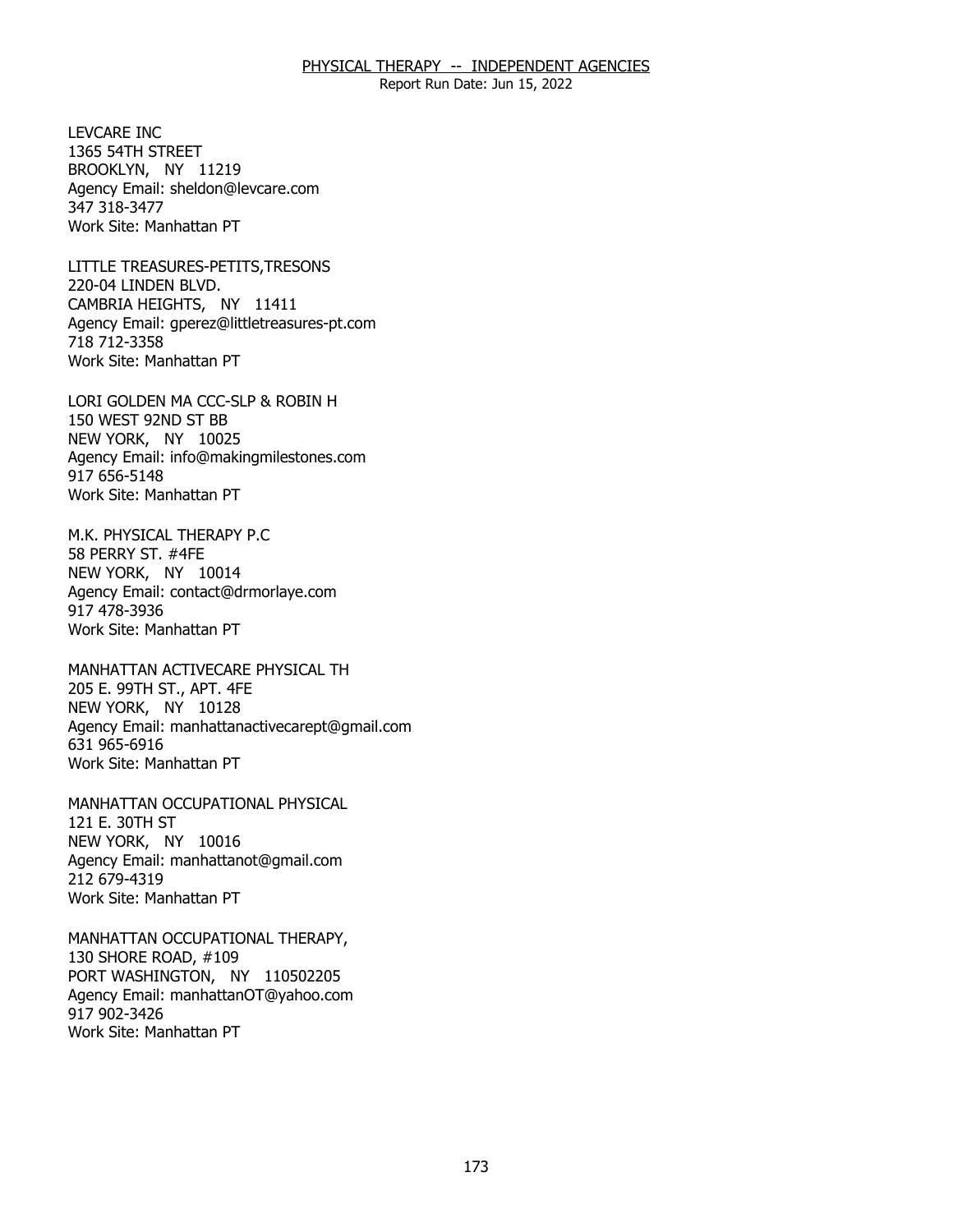LEVCARE INC
1365 54TH STREET
BROOKLYN, NY 11219
Agency Email: sheldon@levcare.com
347 318-3477
Work Site: Manhattan PT

LITTLE TREASURES-PETITS,TRESONS
220-04 LINDEN BLVD.
CAMBRIA HEIGHTS, NY 11411
Agency Email: gperez@littletreasures-pt.com
718 712-3358
Work Site: Manhattan PT

LORI GOLDEN MA CCC-SLP & ROBIN H
150 WEST 92ND ST BB
NEW YORK, NY 10025
Agency Email: info@makingmilestones.com
917 656-5148
Work Site: Manhattan PT

M.K. PHYSICAL THERAPY P.C
58 PERRY ST. #4FE
NEW YORK, NY 10014
Agency Email: contact@drmorlaye.com
917 478-3936
Work Site: Manhattan PT

MANHATTAN ACTIVECARE PHYSICAL TH
205 E. 99TH ST., APT. 4FE
NEW YORK, NY 10128
Agency Email: manhattanactivecarept@gmail.com
631 965-6916
Work Site: Manhattan PT

MANHATTAN OCCUPATIONAL PHYSICAL
121 E. 30TH ST
NEW YORK, NY 10016
Agency Email: manhattanot@gmail.com
212 679-4319
Work Site: Manhattan PT

MANHATTAN OCCUPATIONAL THERAPY,
130 SHORE ROAD, #109
PORT WASHINGTON, NY 110502205
Agency Email: manhattanOT@yahoo.com
917 902-3426
Work Site: Manhattan PT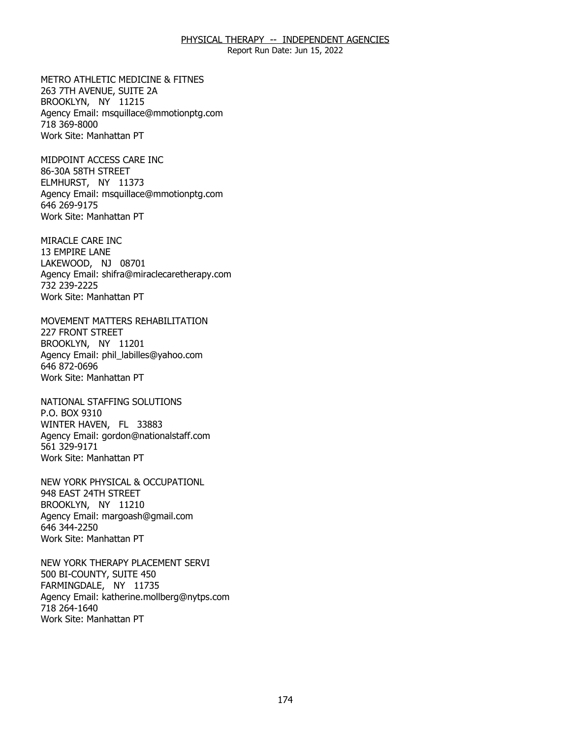METRO ATHLETIC MEDICINE & FITNES
263 7TH AVENUE, SUITE 2A
BROOKLYN, NY 11215
Agency Email: msquillace@mmotionptg.com
718 369-8000
Work Site: Manhattan PT

MIDPOINT ACCESS CARE INC
86-30A 58TH STREET
ELMHURST, NY 11373
Agency Email: msquillace@mmotionptg.com
646 269-9175
Work Site: Manhattan PT

MIRACLE CARE INC
13 EMPIRE LANE
LAKEWOOD, NJ 08701
Agency Email: shifra@miraclecaretherapy.com
732 239-2225
Work Site: Manhattan PT

MOVEMENT MATTERS REHABILITATION
227 FRONT STREET
BROOKLYN, NY 11201
Agency Email: phil_labilles@yahoo.com
646 872-0696
Work Site: Manhattan PT

NATIONAL STAFFING SOLUTIONS
P.O. BOX 9310
WINTER HAVEN, FL 33883
Agency Email: gordon@nationalstaff.com
561 329-9171
Work Site: Manhattan PT

NEW YORK PHYSICAL & OCCUPATIONL
948 EAST 24TH STREET
BROOKLYN, NY 11210
Agency Email: margoash@gmail.com
646 344-2250
Work Site: Manhattan PT

NEW YORK THERAPY PLACEMENT SERVI
500 BI-COUNTY, SUITE 450
FARMINGDALE, NY 11735
Agency Email: katherine.mollberg@nytps.com
718 264-1640
Work Site: Manhattan PT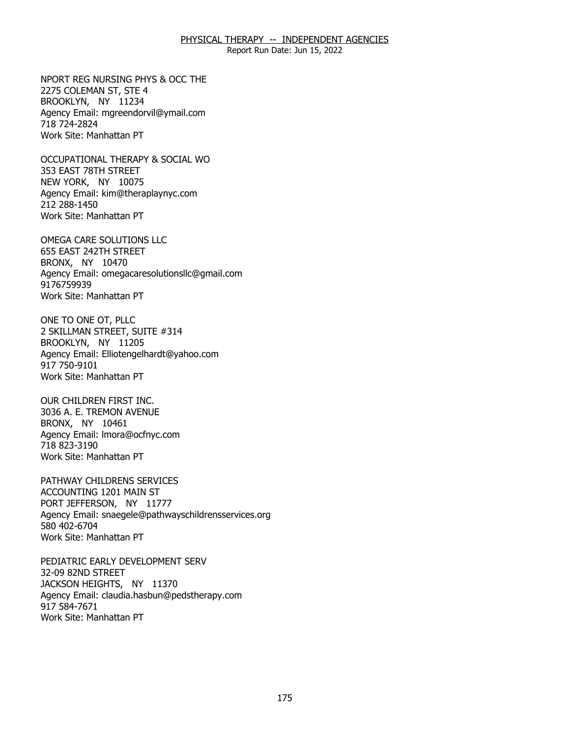NPORT REG NURSING PHYS & OCC THE
2275 COLEMAN ST, STE 4
BROOKLYN, NY 11234
Agency Email: mgreendorvil@ymail.com
718 724-2824
Work Site: Manhattan PT

OCCUPATIONAL THERAPY & SOCIAL WO
353 EAST 78TH STREET
NEW YORK, NY 10075
Agency Email: kim@theraplaynyc.com
212 288-1450
Work Site: Manhattan PT

OMEGA CARE SOLUTIONS LLC
655 EAST 242TH STREET
BRONX, NY 10470
Agency Email: omegacaresolutionsllc@gmail.com
9176759939
Work Site: Manhattan PT

ONE TO ONE OT, PLLC
2 SKILLMAN STREET, SUITE #314
BROOKLYN, NY 11205
Agency Email: Elliotengelhardt@yahoo.com
917 750-9101
Work Site: Manhattan PT

OUR CHILDREN FIRST INC.
3036 A. E. TREMON AVENUE
BRONX, NY 10461
Agency Email: lmora@ocfnyc.com
718 823-3190
Work Site: Manhattan PT

PATHWAY CHILDRENS SERVICES
ACCOUNTING 1201 MAIN ST
PORT JEFFERSON, NY 11777
Agency Email: snaegele@pathwayschildrensservices.org
580 402-6704
Work Site: Manhattan PT

PEDIATRIC EARLY DEVELOPMENT SERV
32-09 82ND STREET
JACKSON HEIGHTS, NY 11370
Agency Email: claudia.hasbun@pedstherapy.com
917 584-7671
Work Site: Manhattan PT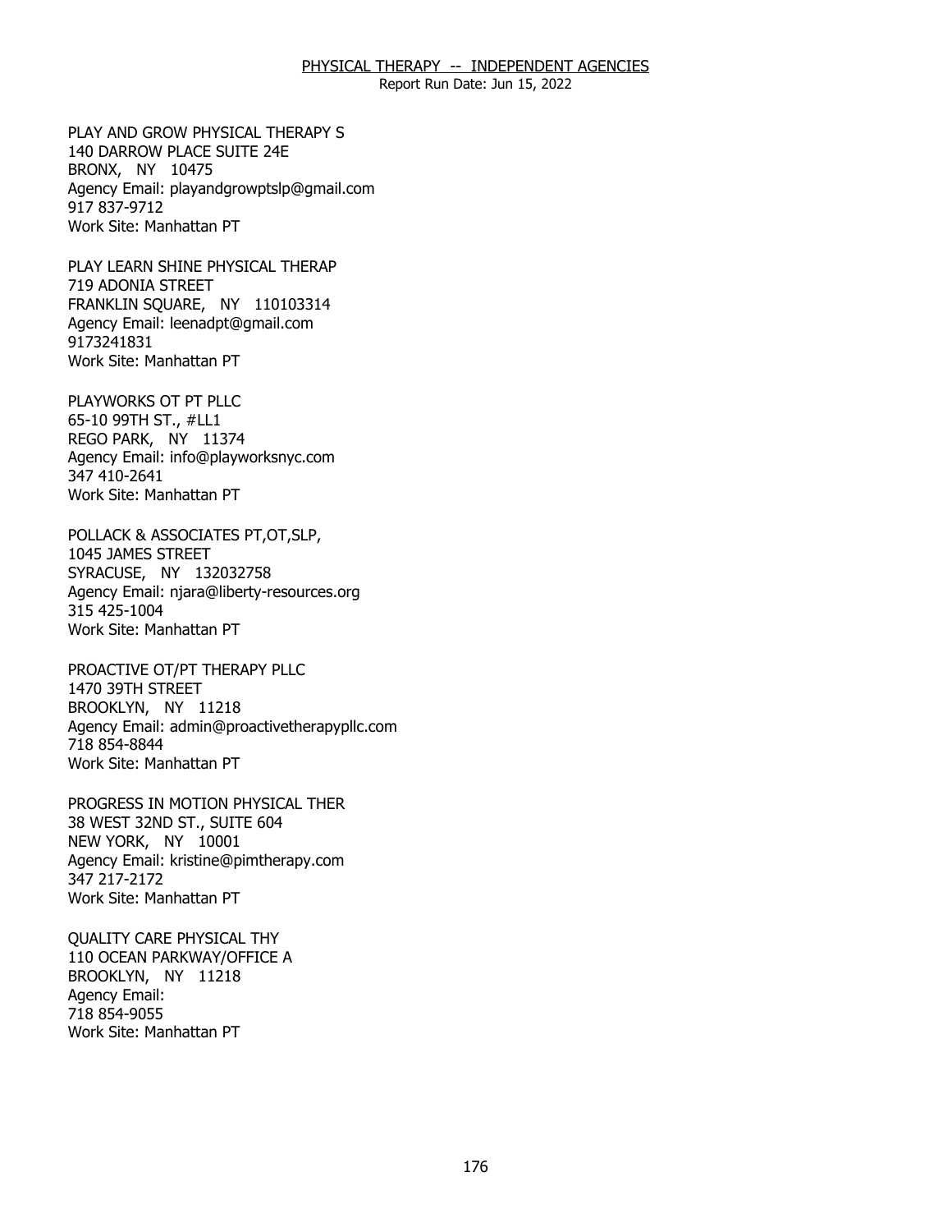PLAY AND GROW PHYSICAL THERAPY S
140 DARROW PLACE SUITE 24E
BRONX, NY 10475
Agency Email: playandgrowptslp@gmail.com
917 837-9712
Work Site: Manhattan PT

PLAY LEARN SHINE PHYSICAL THERAP
719 ADONIA STREET
FRANKLIN SQUARE, NY 110103314
Agency Email: leenadpt@gmail.com
9173241831
Work Site: Manhattan PT

PLAYWORKS OT PT PLLC
65-10 99TH ST., #LL1
REGO PARK, NY 11374
Agency Email: info@playworksnyc.com
347 410-2641
Work Site: Manhattan PT

POLLACK & ASSOCIATES PT,OT,SLP,
1045 JAMES STREET
SYRACUSE, NY 132032758
Agency Email: njara@liberty-resources.org
315 425-1004
Work Site: Manhattan PT

PROACTIVE OT/PT THERAPY PLLC
1470 39TH STREET
BROOKLYN, NY 11218
Agency Email: admin@proactivetherapypllc.com
718 854-8844
Work Site: Manhattan PT

PROGRESS IN MOTION PHYSICAL THER
38 WEST 32ND ST., SUITE 604
NEW YORK, NY 10001
Agency Email: kristine@pimtherapy.com
347 217-2172
Work Site: Manhattan PT

QUALITY CARE PHYSICAL THY
110 OCEAN PARKWAY/OFFICE A
BROOKLYN, NY 11218
Agency Email:
718 854-9055
Work Site: Manhattan PT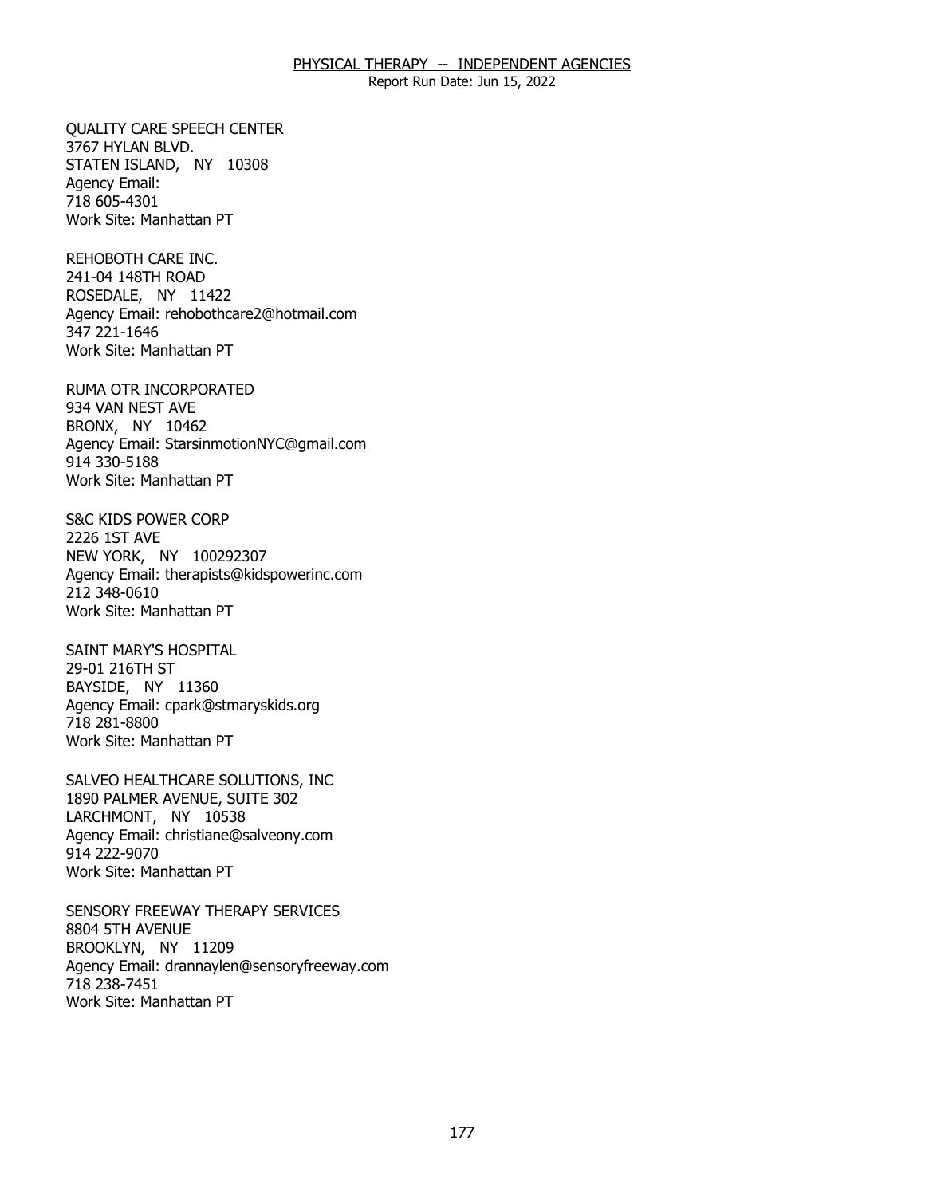QUALITY CARE SPEECH CENTER
3767 HYLAN BLVD.
STATEN ISLAND, NY 10308
Agency Email:
718 605-4301
Work Site: Manhattan PT

REHOBOTH CARE INC.
241-04 148TH ROAD
ROSEDALE, NY 11422
Agency Email: rehobothcare2@hotmail.com
347 221-1646
Work Site: Manhattan PT

RUMA OTR INCORPORATED
934 VAN NEST AVE
BRONX, NY 10462
Agency Email: StarsinmotionNYC@gmail.com
914 330-5188
Work Site: Manhattan PT

S&C KIDS POWER CORP
2226 1ST AVE
NEW YORK, NY 100292307
Agency Email: therapists@kidspowerinc.com
212 348-0610
Work Site: Manhattan PT

SAINT MARY'S HOSPITAL
29-01 216TH ST
BAYSIDE, NY 11360
Agency Email: cpark@stmaryskids.org
718 281-8800
Work Site: Manhattan PT

SALVEO HEALTHCARE SOLUTIONS, INC
1890 PALMER AVENUE, SUITE 302
LARCHMONT, NY 10538
Agency Email: christiane@salveony.com
914 222-9070
Work Site: Manhattan PT

SENSORY FREEWAY THERAPY SERVICES
8804 5TH AVENUE
BROOKLYN, NY 11209
Agency Email: drannaylen@sensoryfreeway.com
718 238-7451
Work Site: Manhattan PT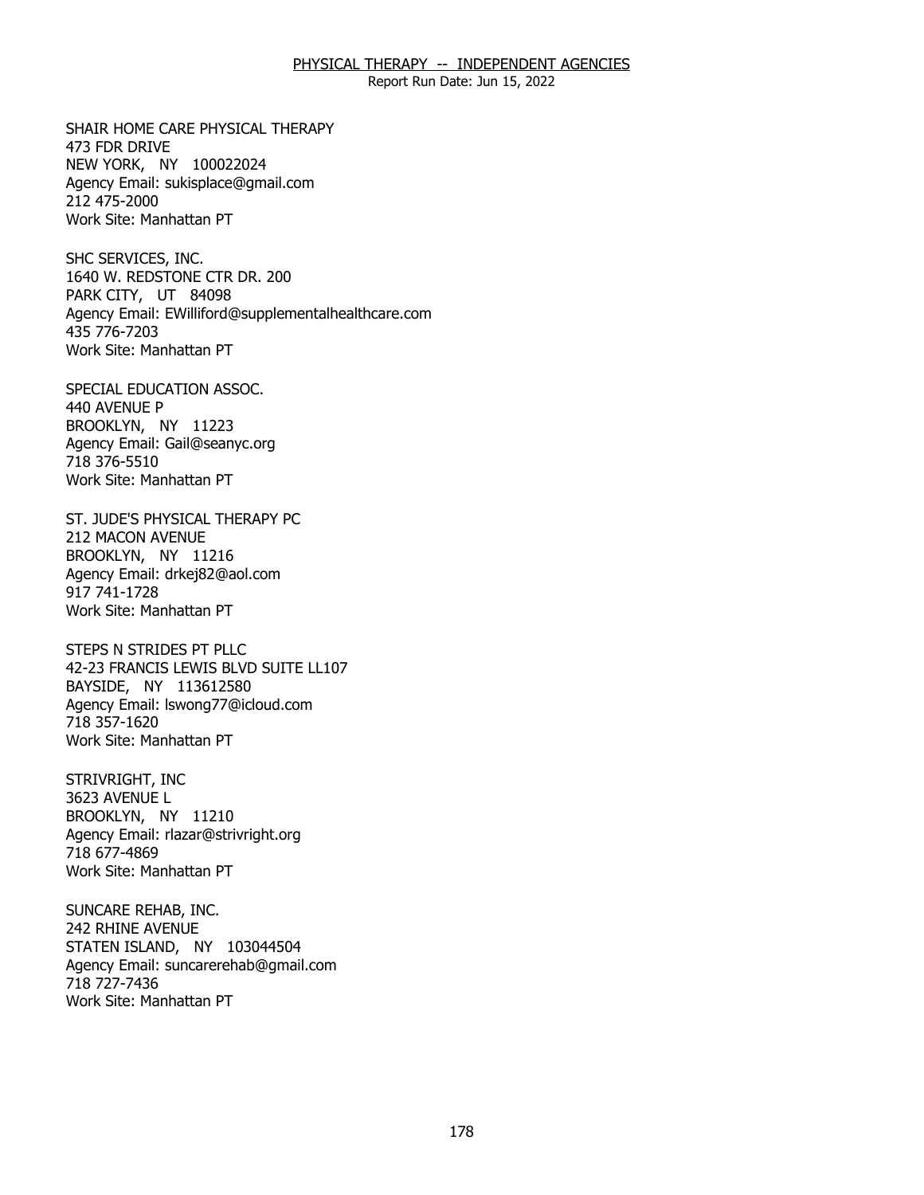SHAIR HOME CARE PHYSICAL THERAPY
473 FDR DRIVE
NEW YORK, NY 100022024
Agency Email: sukisplace@gmail.com
212 475-2000
Work Site: Manhattan PT

SHC SERVICES, INC.
1640 W. REDSTONE CTR DR. 200
PARK CITY, UT 84098
Agency Email: EWilliford@supplementalhealthcare.com
435 776-7203
Work Site: Manhattan PT

SPECIAL EDUCATION ASSOC.
440 AVENUE P
BROOKLYN, NY 11223
Agency Email: Gail@seanyc.org
718 376-5510
Work Site: Manhattan PT

ST. JUDE'S PHYSICAL THERAPY PC
212 MACON AVENUE
BROOKLYN, NY 11216
Agency Email: drkej82@aol.com
917 741-1728
Work Site: Manhattan PT

STEPS N STRIDES PT PLLC
42-23 FRANCIS LEWIS BLVD SUITE LL107
BAYSIDE, NY 113612580
Agency Email: lswong77@icloud.com
718 357-1620
Work Site: Manhattan PT

STRIVRIGHT, INC
3623 AVENUE L
BROOKLYN, NY 11210
Agency Email: rlazar@strivright.org
718 677-4869
Work Site: Manhattan PT

SUNCARE REHAB, INC.
242 RHINE AVENUE
STATEN ISLAND, NY 103044504
Agency Email: suncarerehab@gmail.com
718 727-7436
Work Site: Manhattan PT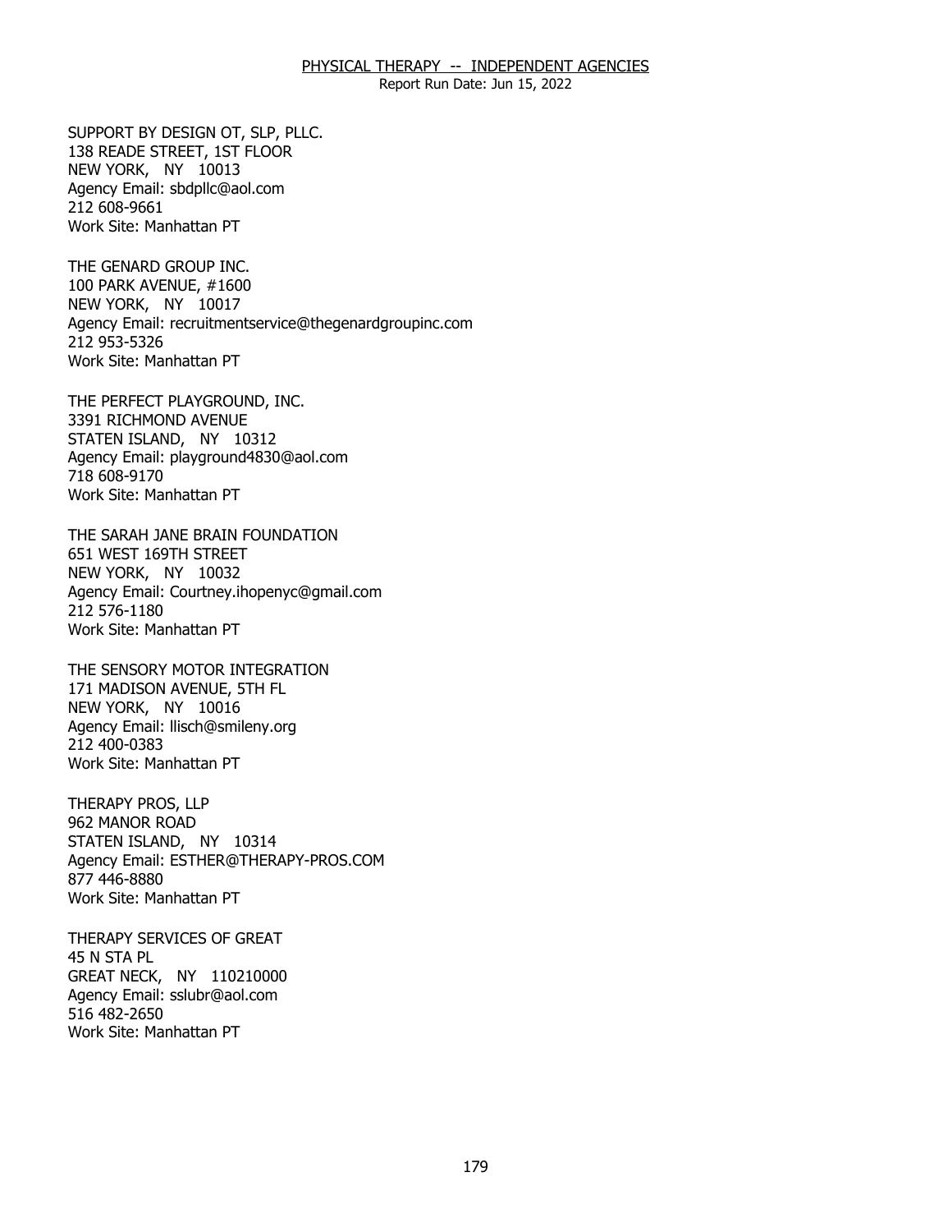SUPPORT BY DESIGN OT, SLP, PLLC.
138 READE STREET, 1ST FLOOR
NEW YORK, NY 10013
Agency Email: sbdpllc@aol.com
212 608-9661
Work Site: Manhattan PT

THE GENARD GROUP INC.
100 PARK AVENUE, #1600
NEW YORK, NY 10017
Agency Email: recruitmentservice@thegenardgroupinc.com
212 953-5326
Work Site: Manhattan PT

THE PERFECT PLAYGROUND, INC.
3391 RICHMOND AVENUE
STATEN ISLAND, NY 10312
Agency Email: playground4830@aol.com
718 608-9170
Work Site: Manhattan PT

THE SARAH JANE BRAIN FOUNDATION
651 WEST 169TH STREET
NEW YORK, NY 10032
Agency Email: Courtney.ihopenyc@gmail.com
212 576-1180
Work Site: Manhattan PT

THE SENSORY MOTOR INTEGRATION
171 MADISON AVENUE, 5TH FL
NEW YORK, NY 10016
Agency Email: llisch@smileny.org
212 400-0383
Work Site: Manhattan PT

THERAPY PROS, LLP
962 MANOR ROAD
STATEN ISLAND, NY 10314
Agency Email: ESTHER@THERAPY-PROS.COM
877 446-8880
Work Site: Manhattan PT

THERAPY SERVICES OF GREAT
45 N STA PL
GREAT NECK, NY 110210000
Agency Email: sslubr@aol.com
516 482-2650
Work Site: Manhattan PT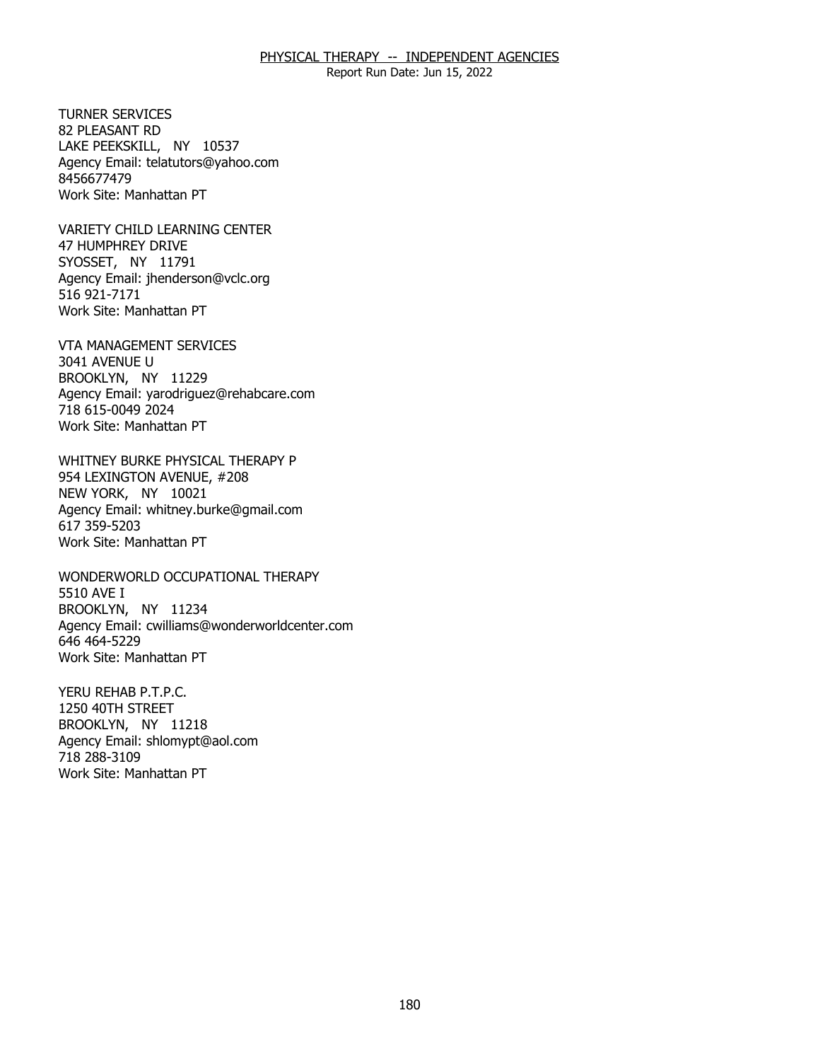TURNER SERVICES
82 PLEASANT RD
LAKE PEEKSKILL, NY 10537
Agency Email: telatutors@yahoo.com
8456677479
Work Site: Manhattan PT

VARIETY CHILD LEARNING CENTER
47 HUMPHREY DRIVE
SYOSSET, NY 11791
Agency Email: jhenderson@vclc.org
516 921-7171
Work Site: Manhattan PT

VTA MANAGEMENT SERVICES
3041 AVENUE U
BROOKLYN, NY 11229
Agency Email: yarodriguez@rehabcare.com
718 615-0049 2024
Work Site: Manhattan PT

WHITNEY BURKE PHYSICAL THERAPY P
954 LEXINGTON AVENUE, #208
NEW YORK, NY 10021
Agency Email: whitney.burke@gmail.com
617 359-5203
Work Site: Manhattan PT

WONDERWORLD OCCUPATIONAL THERAPY
5510 AVE I
BROOKLYN, NY 11234
Agency Email: cwilliams@wonderworldcenter.com
646 464-5229
Work Site: Manhattan PT

YERU REHAB P.T.P.C.
1250 40TH STREET
BROOKLYN, NY 11218
Agency Email: shlomypt@aol.com
718 288-3109
Work Site: Manhattan PT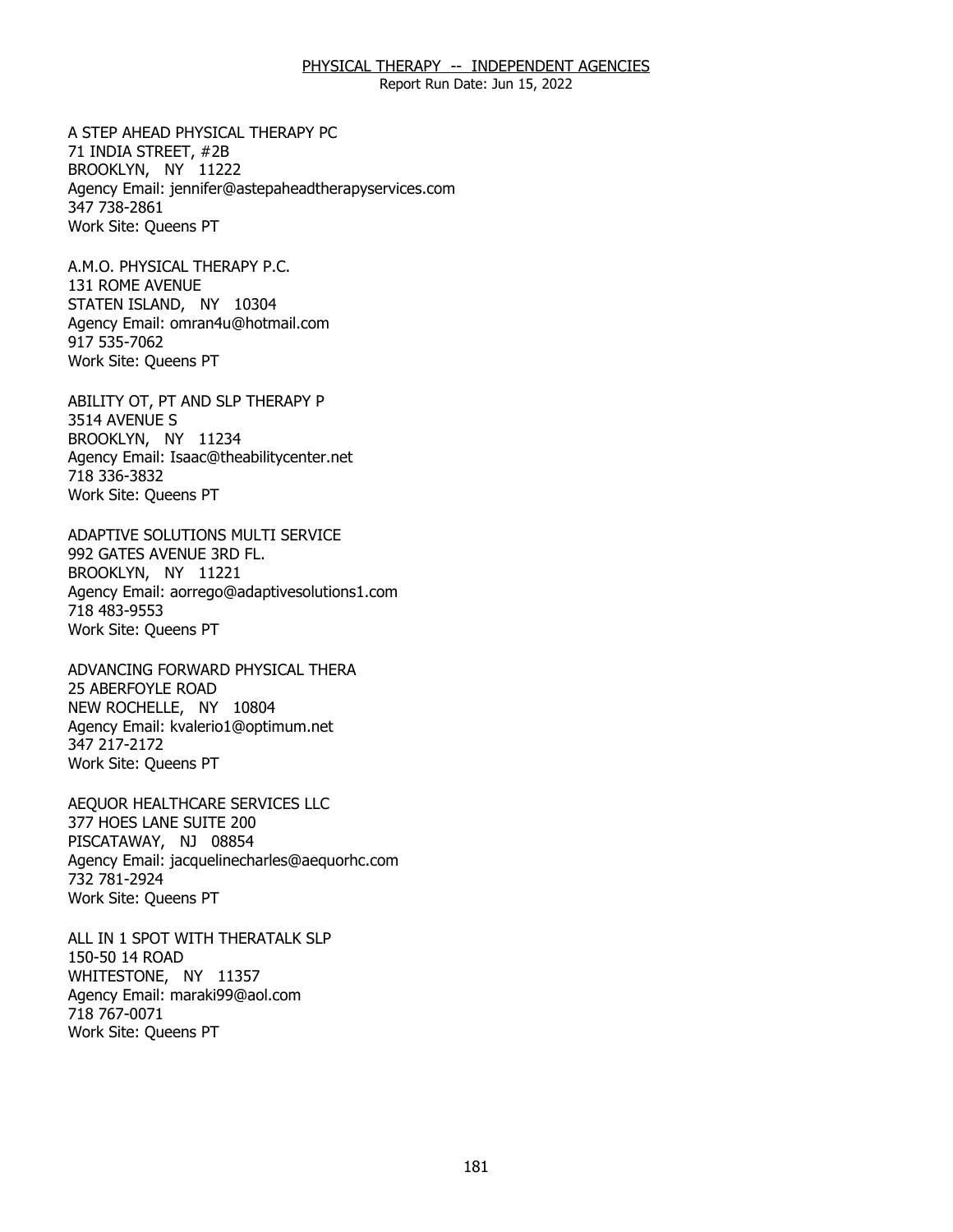PHYSICAL THERAPY -- INDEPENDENT AGENCIES

Report Run Date: Jun 15, 2022

A STEP AHEAD PHYSICAL THERAPY PC
71 INDIA STREET, #2B
BROOKLYN, NY 11222
Agency Email: jennifer@astepaheadtherapyservices.com
347 738-2861
Work Site: Queens PT

A.M.O. PHYSICAL THERAPY P.C.
131 ROME AVENUE
STATEN ISLAND, NY 10304
Agency Email: omran4u@hotmail.com
917 535-7062
Work Site: Queens PT

ABILITY OT, PT AND SLP THERAPY P
3514 AVENUE S
BROOKLYN, NY 11234
Agency Email: Isaac@theabilitycenter.net
718 336-3832
Work Site: Queens PT

ADAPTIVE SOLUTIONS MULTI SERVICE
992 GATES AVENUE 3RD FL.
BROOKLYN, NY 11221
Agency Email: aorrego@adaptivesolutions1.com
718 483-9553
Work Site: Queens PT

ADVANCING FORWARD PHYSICAL THERA
25 ABERFOYLE ROAD
NEW ROCHELLE, NY 10804
Agency Email: kvalerio1@optimum.net
347 217-2172
Work Site: Queens PT

AEQUOR HEALTHCARE SERVICES LLC
377 HOES LANE SUITE 200
PISCATAWAY, NJ 08854
Agency Email: jacquelinecharles@aequorhc.com
732 781-2924
Work Site: Queens PT

ALL IN 1 SPOT WITH THERATALK SLP
150-50 14 ROAD
WHITESTONE, NY 11357
Agency Email: maraki99@aol.com
718 767-0071
Work Site: Queens PT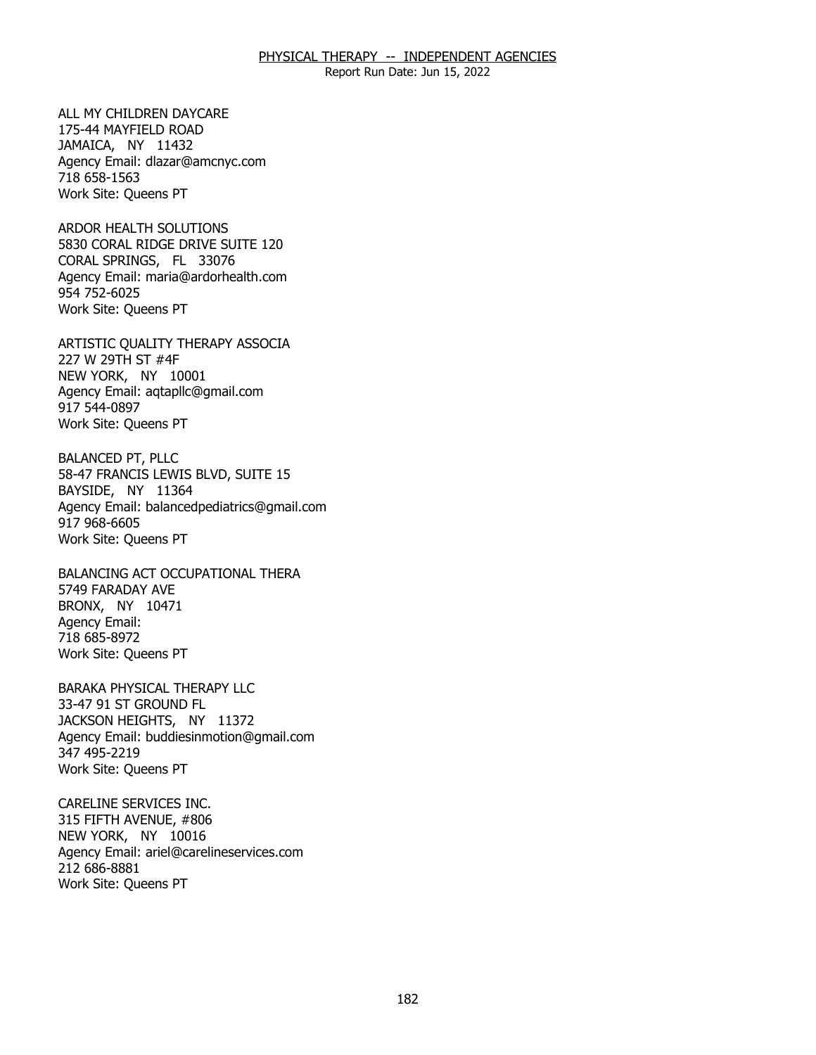PHYSICAL THERAPY -- INDEPENDENT AGENCIES

Report Run Date: Jun 15, 2022

ALL MY CHILDREN DAYCARE
175-44 MAYFIELD ROAD
JAMAICA, NY 11432
Agency Email: dlazar@amcnyc.com
718 658-1563
Work Site: Queens PT

ARDOR HEALTH SOLUTIONS
5830 CORAL RIDGE DRIVE SUITE 120
CORAL SPRINGS, FL 33076
Agency Email: maria@ardorhealth.com
954 752-6025
Work Site: Queens PT

ARTISTIC QUALITY THERAPY ASSOCIA
227 W 29TH ST #4F
NEW YORK, NY 10001
Agency Email: aqtapllc@gmail.com
917 544-0897
Work Site: Queens PT

BALANCED PT, PLLC
58-47 FRANCIS LEWIS BLVD, SUITE 15
BAYSIDE, NY 11364
Agency Email: balancedpediatrics@gmail.com
917 968-6605
Work Site: Queens PT

BALANCING ACT OCCUPATIONAL THERA
5749 FARADAY AVE
BRONX, NY 10471
Agency Email:
718 685-8972
Work Site: Queens PT

BARAKA PHYSICAL THERAPY LLC
33-47 91 ST GROUND FL
JACKSON HEIGHTS, NY 11372
Agency Email: buddiesinmotion@gmail.com
347 495-2219
Work Site: Queens PT

CARELINE SERVICES INC.
315 FIFTH AVENUE, #806
NEW YORK, NY 10016
Agency Email: ariel@carelineservices.com
212 686-8881
Work Site: Queens PT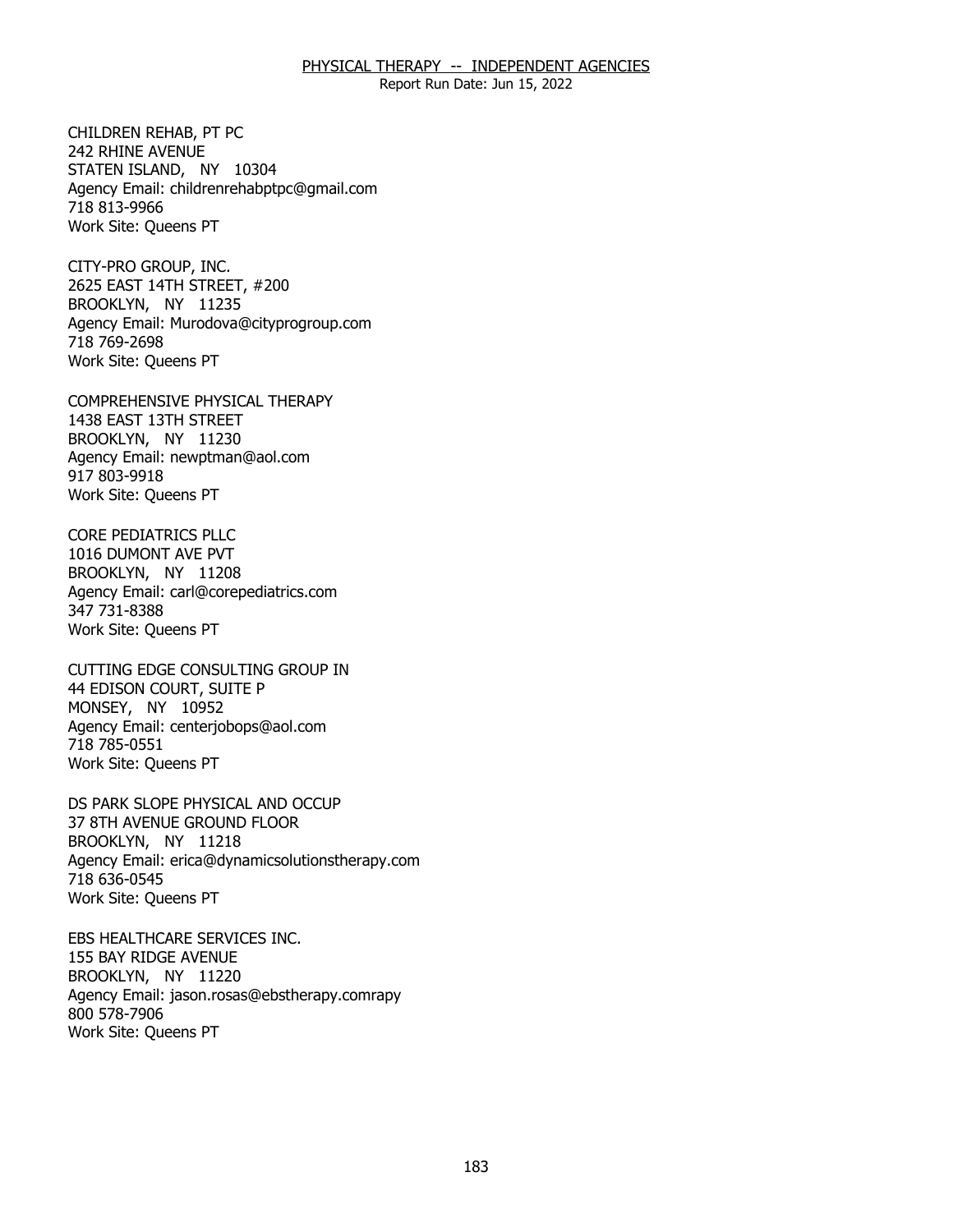CHILDREN REHAB, PT PC
242 RHINE AVENUE
STATEN ISLAND, NY 10304
Agency Email: childrenrehabptpc@gmail.com
718 813-9966
Work Site: Queens PT

CITY-PRO GROUP, INC.
2625 EAST 14TH STREET, #200
BROOKLYN, NY 11235
Agency Email: Murodova@cityprogroup.com
718 769-2698
Work Site: Queens PT

COMPREHENSIVE PHYSICAL THERAPY
1438 EAST 13TH STREET
BROOKLYN, NY 11230
Agency Email: newptman@aol.com
917 803-9918
Work Site: Queens PT

CORE PEDIATRICS PLLC
1016 DUMONT AVE PVT
BROOKLYN, NY 11208
Agency Email: carl@corepediatrics.com
347 731-8388
Work Site: Queens PT

CUTTING EDGE CONSULTING GROUP IN
44 EDISON COURT, SUITE P
MONSEY, NY 10952
Agency Email: centerjobops@aol.com
718 785-0551
Work Site: Queens PT

DS PARK SLOPE PHYSICAL AND OCCUP
37 8TH AVENUE GROUND FLOOR
BROOKLYN, NY 11218
Agency Email: erica@dynamicsolutionstherapy.com
718 636-0545
Work Site: Queens PT

EBS HEALTHCARE SERVICES INC.
155 BAY RIDGE AVENUE
BROOKLYN, NY 11220
Agency Email: jason.rosas@ebstherapy.comrapy
800 578-7906
Work Site: Queens PT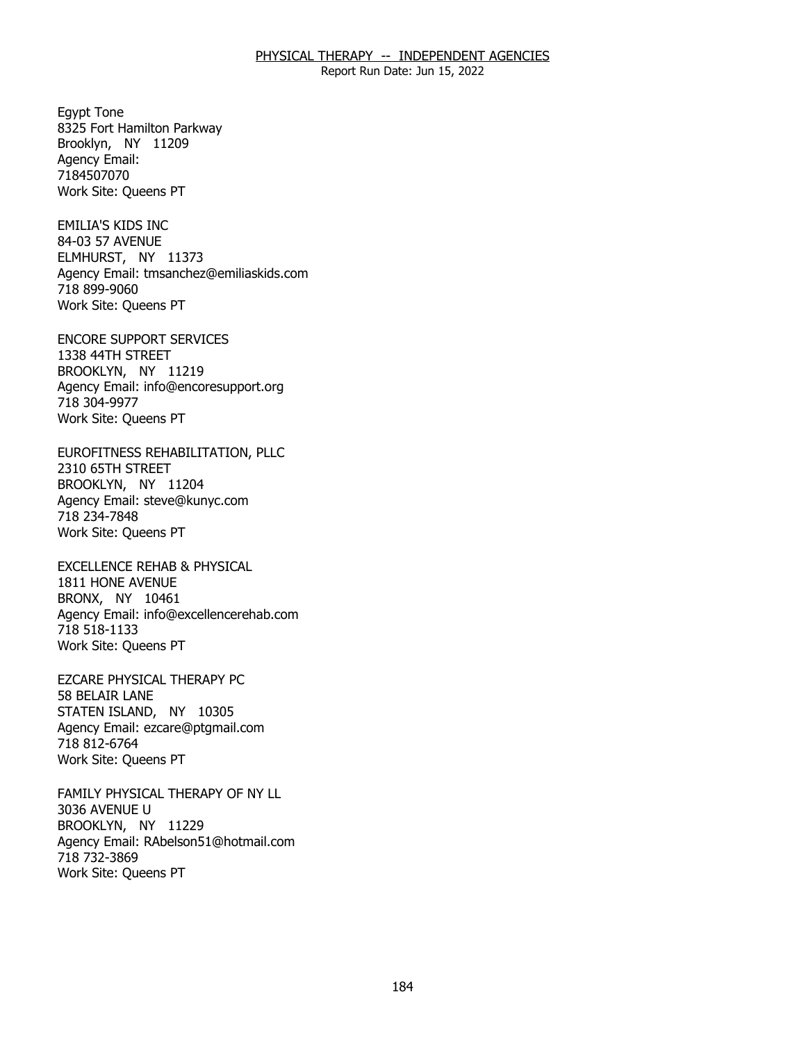Egypt Tone
8325 Fort Hamilton Parkway
Brooklyn, NY 11209
Agency Email:
7184507070
Work Site: Queens PT

EMILIA'S KIDS INC
84-03 57 AVENUE
ELMHURST, NY 11373
Agency Email: tmsanchez@emiliaskids.com
718 899-9060
Work Site: Queens PT

ENCORE SUPPORT SERVICES
1338 44TH STREET
BROOKLYN, NY 11219
Agency Email: info@encoresupport.org
718 304-9977
Work Site: Queens PT

EUROFITNESS REHABILITATION, PLLC
2310 65TH STREET
BROOKLYN, NY 11204
Agency Email: steve@kunyc.com
718 234-7848
Work Site: Queens PT

EXCELLENCE REHAB & PHYSICAL
1811 HONE AVENUE
BRONX, NY 10461
Agency Email: info@excellencerehab.com
718 518-1133
Work Site: Queens PT

EZCARE PHYSICAL THERAPY PC
58 BELAIR LANE
STATEN ISLAND, NY 10305
Agency Email: ezcare@ptgmail.com
718 812-6764
Work Site: Queens PT

FAMILY PHYSICAL THERAPY OF NY LL
3036 AVENUE U
BROOKLYN, NY 11229
Agency Email: RAbelson51@hotmail.com
718 732-3869
Work Site: Queens PT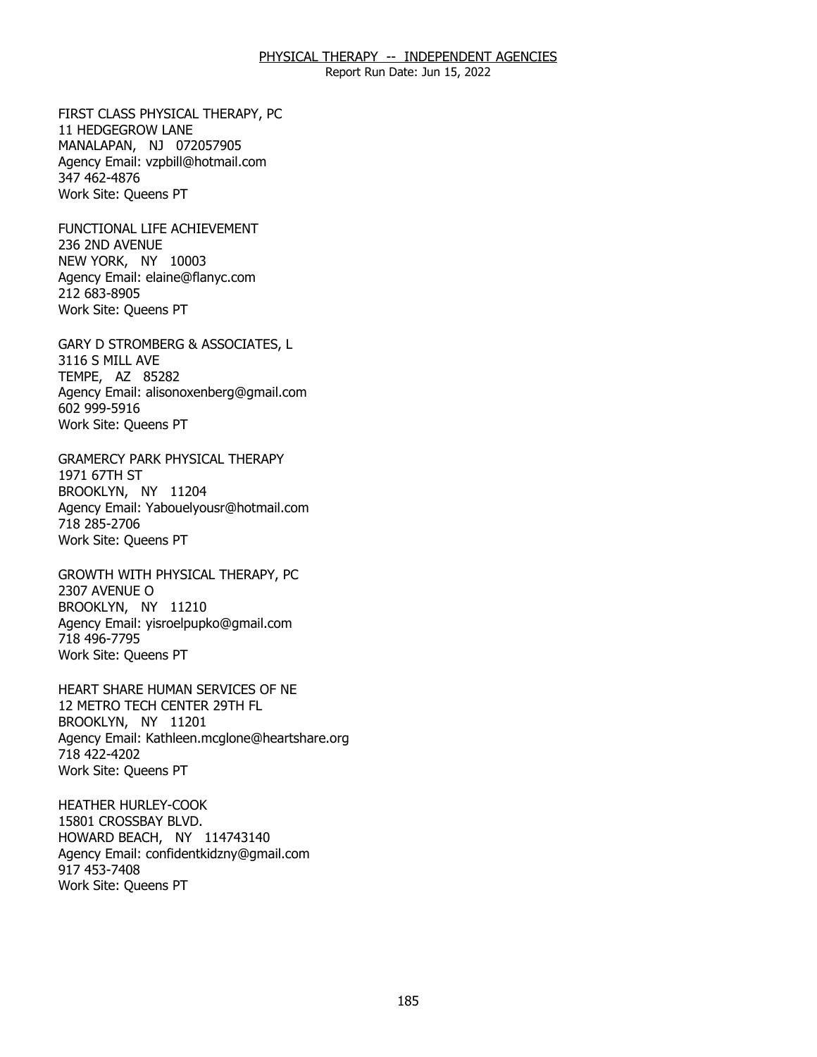FIRST CLASS PHYSICAL THERAPY, PC
11 HEDGEGROW LANE
MANALAPAN, NJ 072057905
Agency Email: vzpbill@hotmail.com
347 462-4876
Work Site: Queens PT

FUNCTIONAL LIFE ACHIEVEMENT
236 2ND AVENUE
NEW YORK, NY 10003
Agency Email: elaine@flanyc.com
212 683-8905
Work Site: Queens PT

GARY D STROMBERG & ASSOCIATES, L
3116 S MILL AVE
TEMPE, AZ 85282
Agency Email: alisonoxenberg@gmail.com
602 999-5916
Work Site: Queens PT

GRAMERCY PARK PHYSICAL THERAPY
1971 67TH ST
BROOKLYN, NY 11204
Agency Email: Yabouelyousr@hotmail.com
718 285-2706
Work Site: Queens PT

GROWTH WITH PHYSICAL THERAPY, PC
2307 AVENUE O
BROOKLYN, NY 11210
Agency Email: yisroelpupko@gmail.com
718 496-7795
Work Site: Queens PT

HEART SHARE HUMAN SERVICES OF NE
12 METRO TECH CENTER 29TH FL
BROOKLYN, NY 11201
Agency Email: Kathleen.mcglone@heartshare.org
718 422-4202
Work Site: Queens PT

HEATHER HURLEY-COOK
15801 CROSSBAY BLVD.
HOWARD BEACH, NY 114743140
Agency Email: confidentkidzny@gmail.com
917 453-7408
Work Site: Queens PT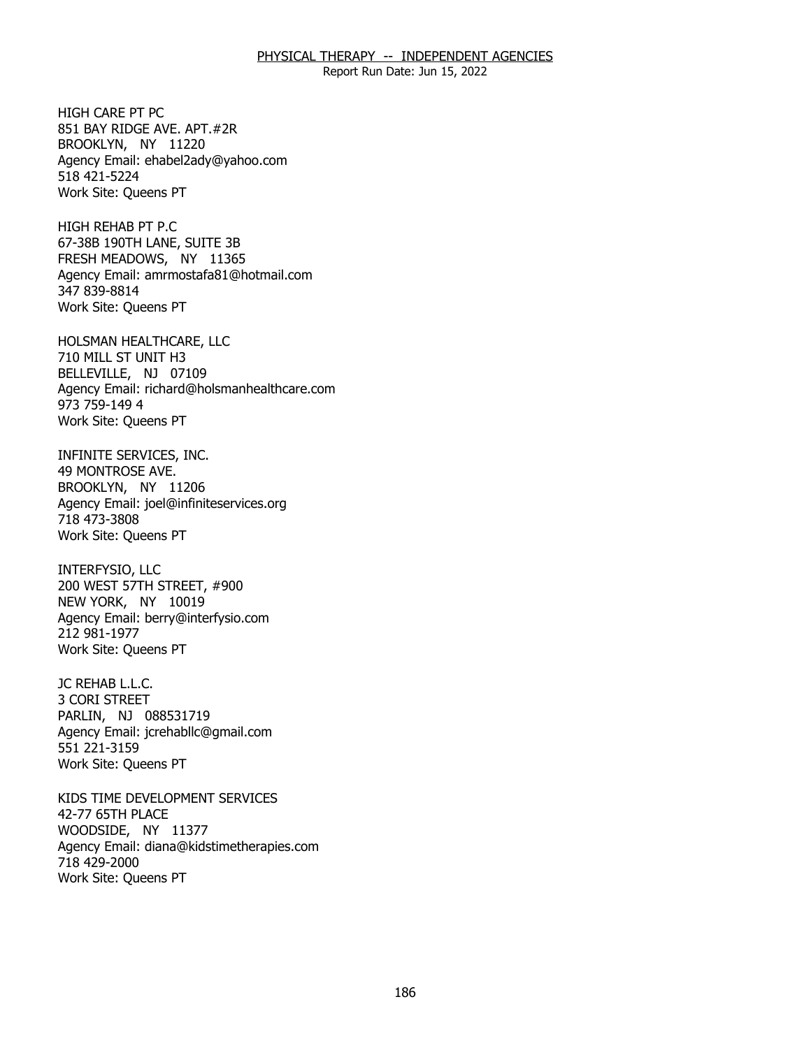HIGH CARE PT PC
851 BAY RIDGE AVE. APT.#2R
BROOKLYN, NY 11220
Agency Email: ehabel2ady@yahoo.com
518 421-5224
Work Site: Queens PT

HIGH REHAB PT P.C
67-38B 190TH LANE, SUITE 3B
FRESH MEADOWS, NY 11365
Agency Email: amrmostafa81@hotmail.com
347 839-8814
Work Site: Queens PT

HOLSMAN HEALTHCARE, LLC
710 MILL ST UNIT H3
BELLEVILLE, NJ 07109
Agency Email: richard@holsmanhealthcare.com
973 759-149 4
Work Site: Queens PT

INFINITE SERVICES, INC.
49 MONTROSE AVE.
BROOKLYN, NY 11206
Agency Email: joel@infiniteservices.org
718 473-3808
Work Site: Queens PT

INTERFYSIO, LLC
200 WEST 57TH STREET, #900
NEW YORK, NY 10019
Agency Email: berry@interfysio.com
212 981-1977
Work Site: Queens PT

JC REHAB L.L.C.
3 CORI STREET
PARLIN, NJ 088531719
Agency Email: jcrehabllc@gmail.com
551 221-3159
Work Site: Queens PT

KIDS TIME DEVELOPMENT SERVICES
42-77 65TH PLACE
WOODSIDE, NY 11377
Agency Email: diana@kidstimetherapies.com
718 429-2000
Work Site: Queens PT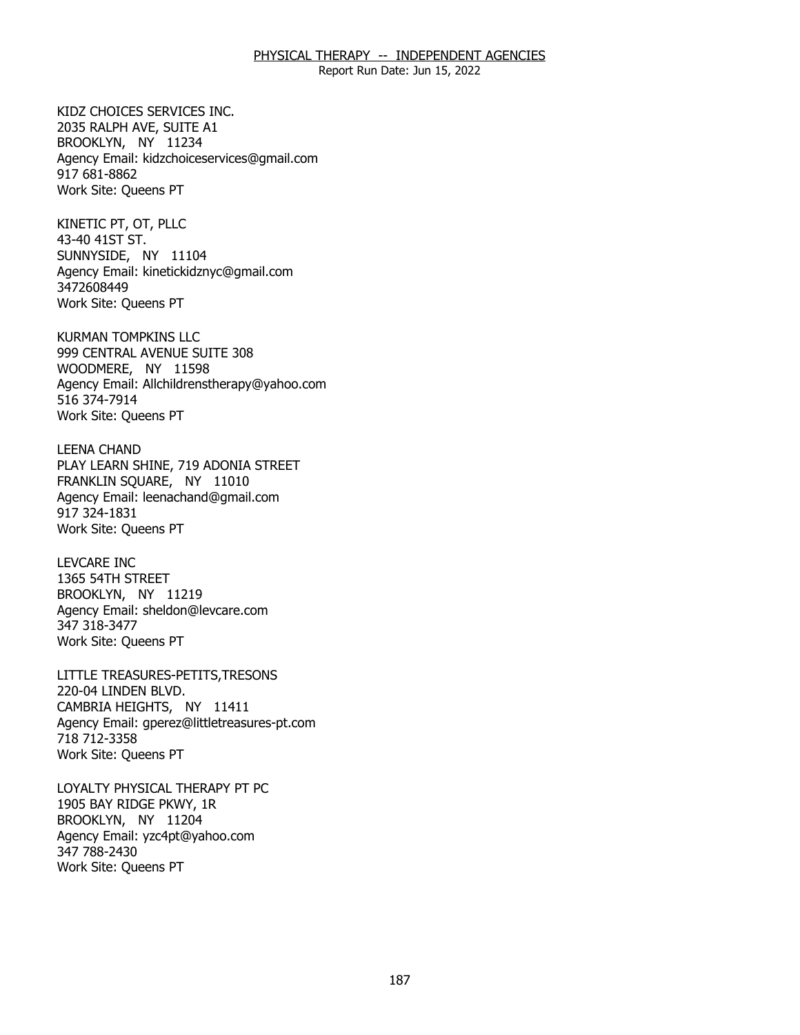KIDZ CHOICES SERVICES INC.
2035 RALPH AVE, SUITE A1
BROOKLYN, NY 11234
Agency Email: kidzchoiceservices@gmail.com
917 681-8862
Work Site: Queens PT

KINETIC PT, OT, PLLC
43-40 41ST ST.
SUNNYSIDE, NY 11104
Agency Email: kinetickidznyc@gmail.com
3472608449
Work Site: Queens PT

KURMAN TOMPKINS LLC
999 CENTRAL AVENUE SUITE 308
WOODMERE, NY 11598
Agency Email: Allchildrenstherapy@yahoo.com
516 374-7914
Work Site: Queens PT

LEENA CHAND
PLAY LEARN SHINE, 719 ADONIA STREET
FRANKLIN SQUARE, NY 11010
Agency Email: leenachand@gmail.com
917 324-1831
Work Site: Queens PT

LEVCARE INC
1365 54TH STREET
BROOKLYN, NY 11219
Agency Email: sheldon@levcare.com
347 318-3477
Work Site: Queens PT

LITTLE TREASURES-PETITS,TRESONS
220-04 LINDEN BLVD.
CAMBRIA HEIGHTS, NY 11411
Agency Email: gperez@littletreasures-pt.com
718 712-3358
Work Site: Queens PT

LOYALTY PHYSICAL THERAPY PT PC
1905 BAY RIDGE PKWY, 1R
BROOKLYN, NY 11204
Agency Email: yzc4pt@yahoo.com
347 788-2430
Work Site: Queens PT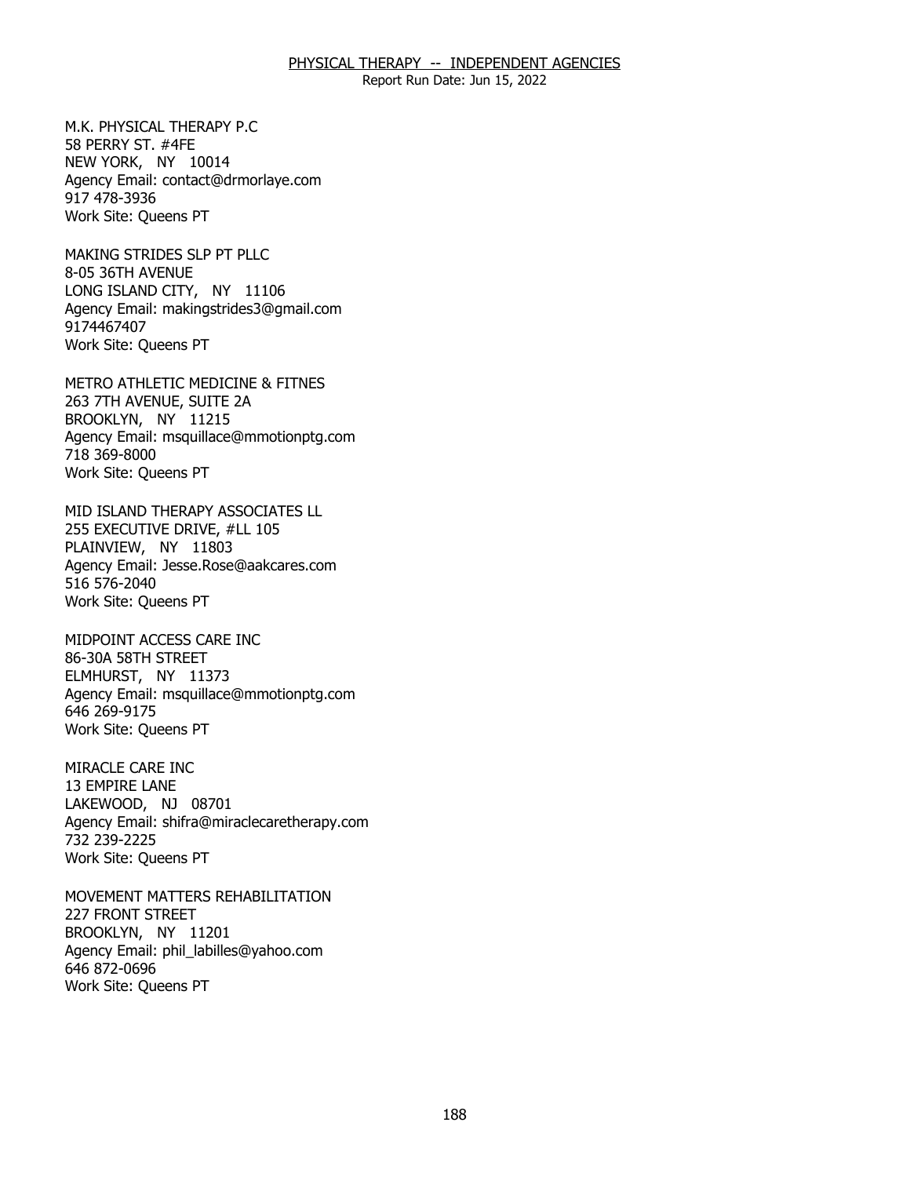M.K. PHYSICAL THERAPY P.C
58 PERRY ST. #4FE
NEW YORK, NY 10014
Agency Email: contact@drmorlaye.com
917 478-3936
Work Site: Queens PT

MAKING STRIDES SLP PT PLLC
8-05 36TH AVENUE
LONG ISLAND CITY, NY 11106
Agency Email: makingstrides3@gmail.com
9174467407
Work Site: Queens PT

METRO ATHLETIC MEDICINE & FITNES
263 7TH AVENUE, SUITE 2A
BROOKLYN, NY 11215
Agency Email: msquillace@mmotionptg.com
718 369-8000
Work Site: Queens PT

MID ISLAND THERAPY ASSOCIATES LL
255 EXECUTIVE DRIVE, #LL 105
PLAINVIEW, NY 11803
Agency Email: Jesse.Rose@aakcares.com
516 576-2040
Work Site: Queens PT

MIDPOINT ACCESS CARE INC
86-30A 58TH STREET
ELMHURST, NY 11373
Agency Email: msquillace@mmotionptg.com
646 269-9175
Work Site: Queens PT

MIRACLE CARE INC
13 EMPIRE LANE
LAKEWOOD, NJ 08701
Agency Email: shifra@miraclecaretherapy.com
732 239-2225
Work Site: Queens PT

MOVEMENT MATTERS REHABILITATION
227 FRONT STREET
BROOKLYN, NY 11201
Agency Email: phil_labilles@yahoo.com
646 872-0696
Work Site: Queens PT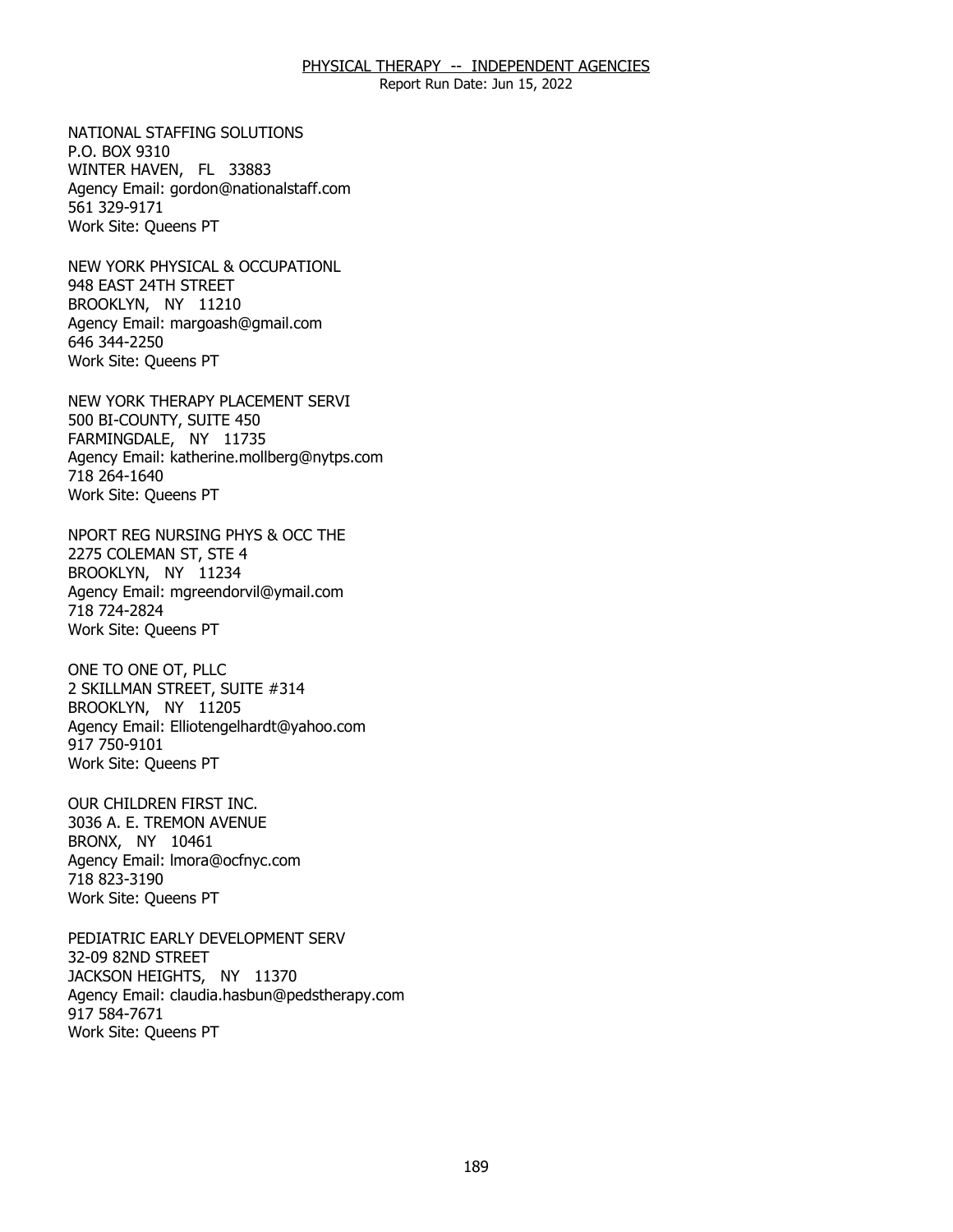NATIONAL STAFFING SOLUTIONS
P.O. BOX 9310
WINTER HAVEN, FL 33883
Agency Email: gordon@nationalstaff.com
561 329-9171
Work Site: Queens PT

NEW YORK PHYSICAL & OCCUPATIONL
948 EAST 24TH STREET
BROOKLYN, NY 11210
Agency Email: margoash@gmail.com
646 344-2250
Work Site: Queens PT

NEW YORK THERAPY PLACEMENT SERVI
500 BI-COUNTY, SUITE 450
FARMINGDALE, NY 11735
Agency Email: katherine.mollberg@nytps.com
718 264-1640
Work Site: Queens PT

NPORT REG NURSING PHYS & OCC THE
2275 COLEMAN ST, STE 4
BROOKLYN, NY 11234
Agency Email: mgreendorvil@ymail.com
718 724-2824
Work Site: Queens PT

ONE TO ONE OT, PLLC
2 SKILLMAN STREET, SUITE #314
BROOKLYN, NY 11205
Agency Email: Elliotengelhardt@yahoo.com
917 750-9101
Work Site: Queens PT

OUR CHILDREN FIRST INC.
3036 A. E. TREMON AVENUE
BRONX, NY 10461
Agency Email: lmora@ocfnyc.com
718 823-3190
Work Site: Queens PT

PEDIATRIC EARLY DEVELOPMENT SERV
32-09 82ND STREET
JACKSON HEIGHTS, NY 11370
Agency Email: claudia.hasbun@pedstherapy.com
917 584-7671
Work Site: Queens PT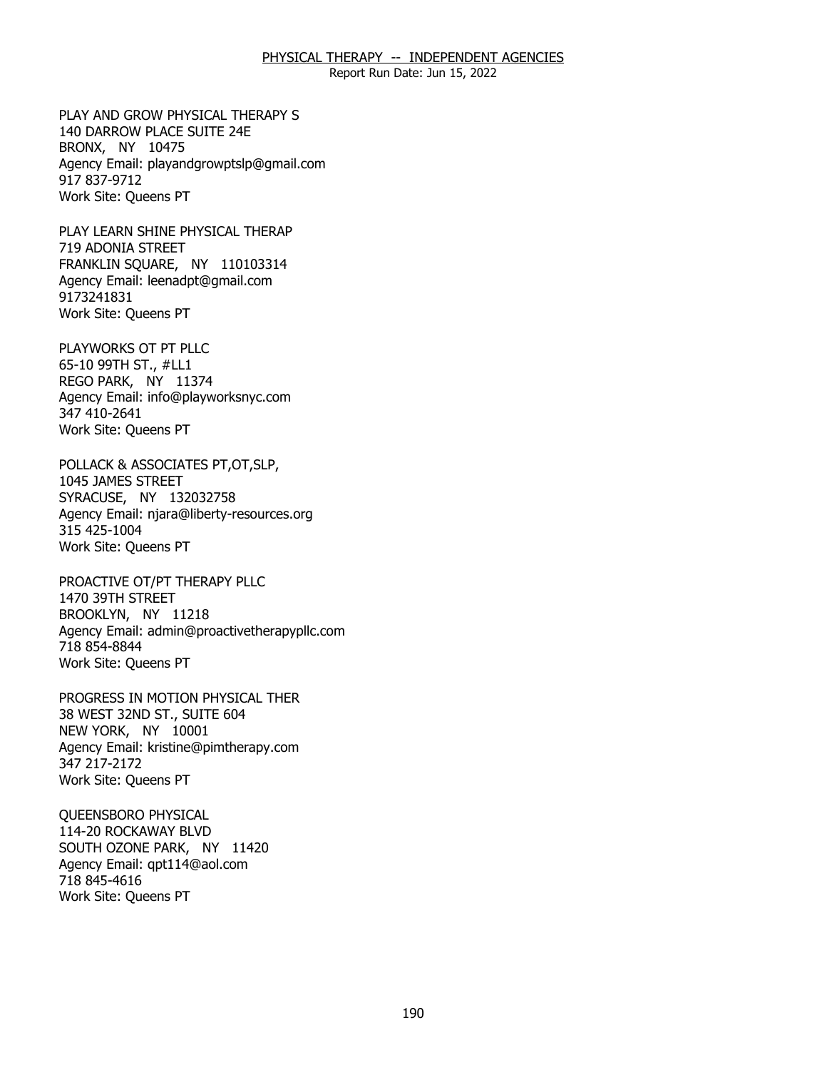PLAY AND GROW PHYSICAL THERAPY S
140 DARROW PLACE SUITE 24E
BRONX, NY 10475
Agency Email: playandgrowptslp@gmail.com
917 837-9712
Work Site: Queens PT

PLAY LEARN SHINE PHYSICAL THERAP
719 ADONIA STREET
FRANKLIN SQUARE, NY 110103314
Agency Email: leenadpt@gmail.com
9173241831
Work Site: Queens PT

PLAYWORKS OT PT PLLC
65-10 99TH ST., #LL1
REGO PARK, NY 11374
Agency Email: info@playworksnyc.com
347 410-2641
Work Site: Queens PT

POLLACK & ASSOCIATES PT,OT,SLP,
1045 JAMES STREET
SYRACUSE, NY 132032758
Agency Email: njara@liberty-resources.org
315 425-1004
Work Site: Queens PT

PROACTIVE OT/PT THERAPY PLLC
1470 39TH STREET
BROOKLYN, NY 11218
Agency Email: admin@proactivetherapypllc.com
718 854-8844
Work Site: Queens PT

PROGRESS IN MOTION PHYSICAL THER
38 WEST 32ND ST., SUITE 604
NEW YORK, NY 10001
Agency Email: kristine@pimtherapy.com
347 217-2172
Work Site: Queens PT

QUEENSBORO PHYSICAL
114-20 ROCKAWAY BLVD
SOUTH OZONE PARK, NY 11420
Agency Email: qpt114@aol.com
718 845-4616
Work Site: Queens PT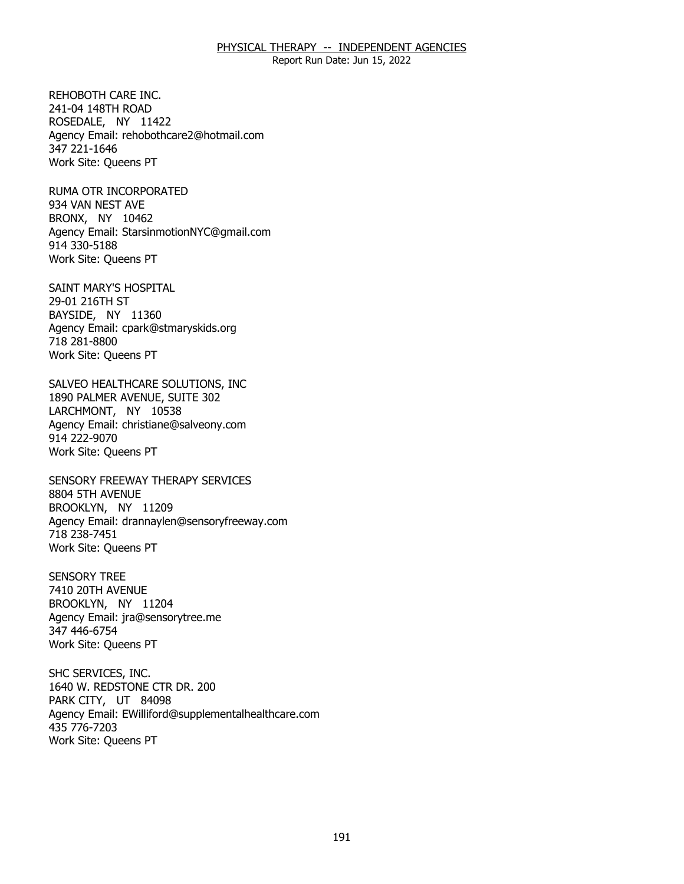REHOBOTH CARE INC.
241-04 148TH ROAD
ROSEDALE, NY 11422
Agency Email: rehobothcare2@hotmail.com
347 221-1646
Work Site: Queens PT

RUMA OTR INCORPORATED
934 VAN NEST AVE
BRONX, NY 10462
Agency Email: StarsinmotionNYC@gmail.com
914 330-5188
Work Site: Queens PT

SAINT MARY'S HOSPITAL
29-01 216TH ST
BAYSIDE, NY 11360
Agency Email: cpark@stmaryskids.org
718 281-8800
Work Site: Queens PT

SALVEO HEALTHCARE SOLUTIONS, INC
1890 PALMER AVENUE, SUITE 302
LARCHMONT, NY 10538
Agency Email: christiane@salveony.com
914 222-9070
Work Site: Queens PT

SENSORY FREEWAY THERAPY SERVICES
8804 5TH AVENUE
BROOKLYN, NY 11209
Agency Email: drannaylen@sensoryfreeway.com
718 238-7451
Work Site: Queens PT

SENSORY TREE
7410 20TH AVENUE
BROOKLYN, NY 11204
Agency Email: jra@sensorytree.me
347 446-6754
Work Site: Queens PT

SHC SERVICES, INC.
1640 W. REDSTONE CTR DR. 200
PARK CITY, UT 84098
Agency Email: EWilliford@supplementalhealthcare.com
435 776-7203
Work Site: Queens PT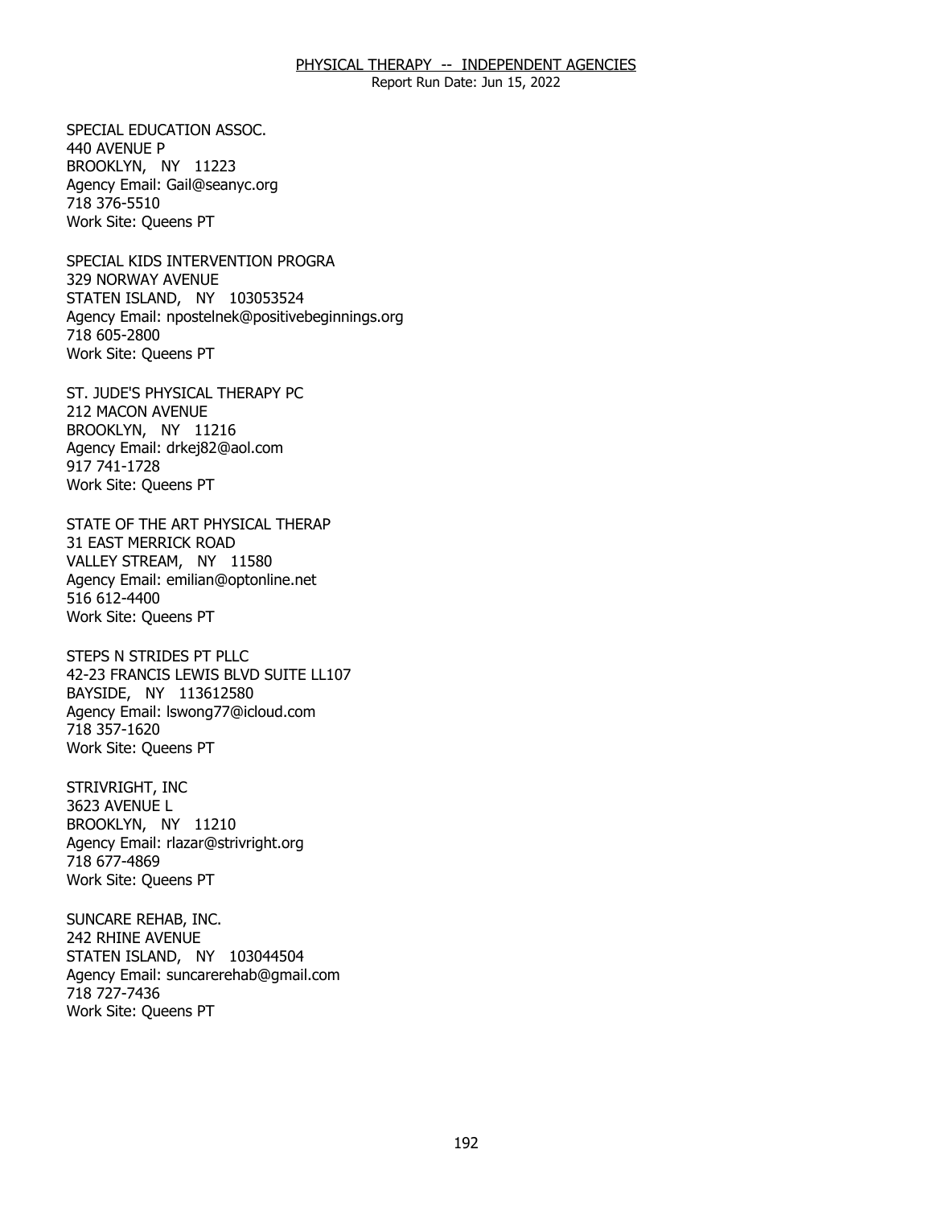SPECIAL EDUCATION ASSOC.
440 AVENUE P
BROOKLYN, NY 11223
Agency Email: Gail@seanyc.org
718 376-5510
Work Site: Queens PT

SPECIAL KIDS INTERVENTION PROGRA
329 NORWAY AVENUE
STATEN ISLAND, NY 103053524
Agency Email: npostelnek@positivebeginnings.org
718 605-2800
Work Site: Queens PT

ST. JUDE'S PHYSICAL THERAPY PC
212 MACON AVENUE
BROOKLYN, NY 11216
Agency Email: drkej82@aol.com
917 741-1728
Work Site: Queens PT

STATE OF THE ART PHYSICAL THERAP
31 EAST MERRICK ROAD
VALLEY STREAM, NY 11580
Agency Email: emilian@optonline.net
516 612-4400
Work Site: Queens PT

STEPS N STRIDES PT PLLC
42-23 FRANCIS LEWIS BLVD SUITE LL107
BAYSIDE, NY 113612580
Agency Email: lswong77@icloud.com
718 357-1620
Work Site: Queens PT

STRIVRIGHT, INC
3623 AVENUE L
BROOKLYN, NY 11210
Agency Email: rlazar@strivright.org
718 677-4869
Work Site: Queens PT

SUNCARE REHAB, INC.
242 RHINE AVENUE
STATEN ISLAND, NY 103044504
Agency Email: suncarerehab@gmail.com
718 727-7436
Work Site: Queens PT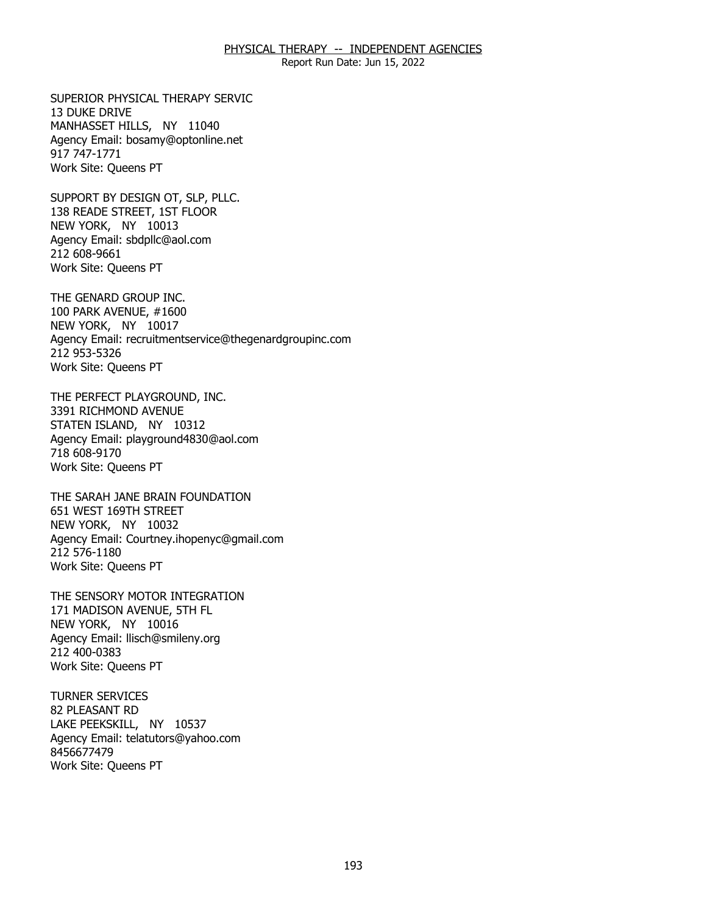SUPERIOR PHYSICAL THERAPY SERVIC
13 DUKE DRIVE
MANHASSET HILLS, NY 11040
Agency Email: bosamy@optonline.net
917 747-1771
Work Site: Queens PT

SUPPORT BY DESIGN OT, SLP, PLLC.
138 READE STREET, 1ST FLOOR
NEW YORK, NY 10013
Agency Email: sbdpllc@aol.com
212 608-9661
Work Site: Queens PT

THE GENARD GROUP INC.
100 PARK AVENUE, #1600
NEW YORK, NY 10017
Agency Email: recruitmentservice@thegenardgroupinc.com
212 953-5326
Work Site: Queens PT

THE PERFECT PLAYGROUND, INC.
3391 RICHMOND AVENUE
STATEN ISLAND, NY 10312
Agency Email: playground4830@aol.com
718 608-9170
Work Site: Queens PT

THE SARAH JANE BRAIN FOUNDATION
651 WEST 169TH STREET
NEW YORK, NY 10032
Agency Email: Courtney.ihopenyc@gmail.com
212 576-1180
Work Site: Queens PT

THE SENSORY MOTOR INTEGRATION
171 MADISON AVENUE, 5TH FL
NEW YORK, NY 10016
Agency Email: llisch@smileny.org
212 400-0383
Work Site: Queens PT

TURNER SERVICES
82 PLEASANT RD
LAKE PEEKSKILL, NY 10537
Agency Email: telatutors@yahoo.com
8456677479
Work Site: Queens PT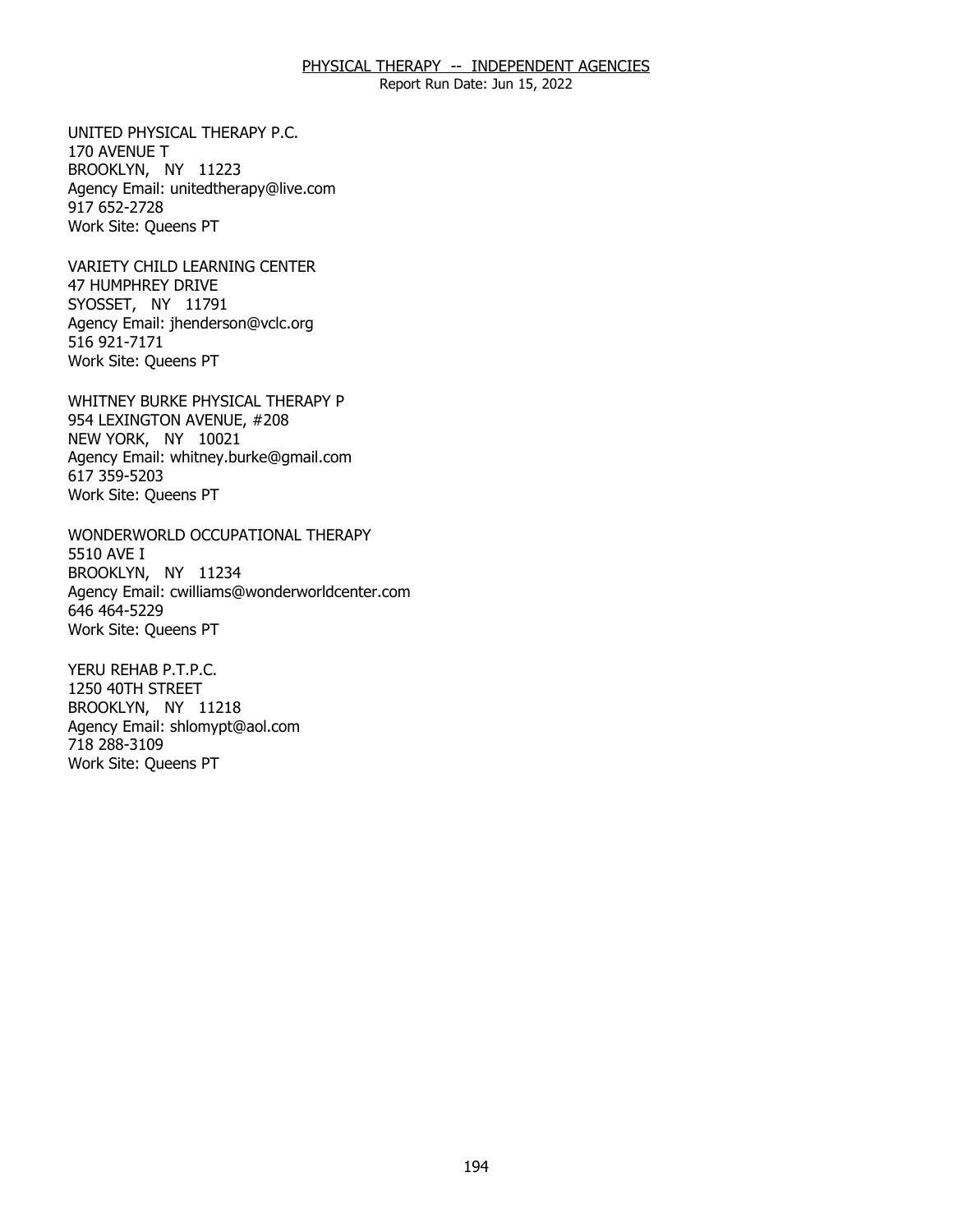UNITED PHYSICAL THERAPY P.C.
170 AVENUE T
BROOKLYN, NY 11223
Agency Email: unitedtherapy@live.com
917 652-2728
Work Site: Queens PT

VARIETY CHILD LEARNING CENTER
47 HUMPHREY DRIVE
SYOSSET, NY 11791
Agency Email: jhenderson@vclc.org
516 921-7171
Work Site: Queens PT

WHITNEY BURKE PHYSICAL THERAPY P
954 LEXINGTON AVENUE, #208
NEW YORK, NY 10021
Agency Email: whitney.burke@gmail.com
617 359-5203
Work Site: Queens PT

WONDERWORLD OCCUPATIONAL THERAPY
5510 AVE I
BROOKLYN, NY 11234
Agency Email: cwilliams@wonderworldcenter.com
646 464-5229
Work Site: Queens PT

YERU REHAB P.T.P.C.
1250 40TH STREET
BROOKLYN, NY 11218
Agency Email: shlomypt@aol.com
718 288-3109
Work Site: Queens PT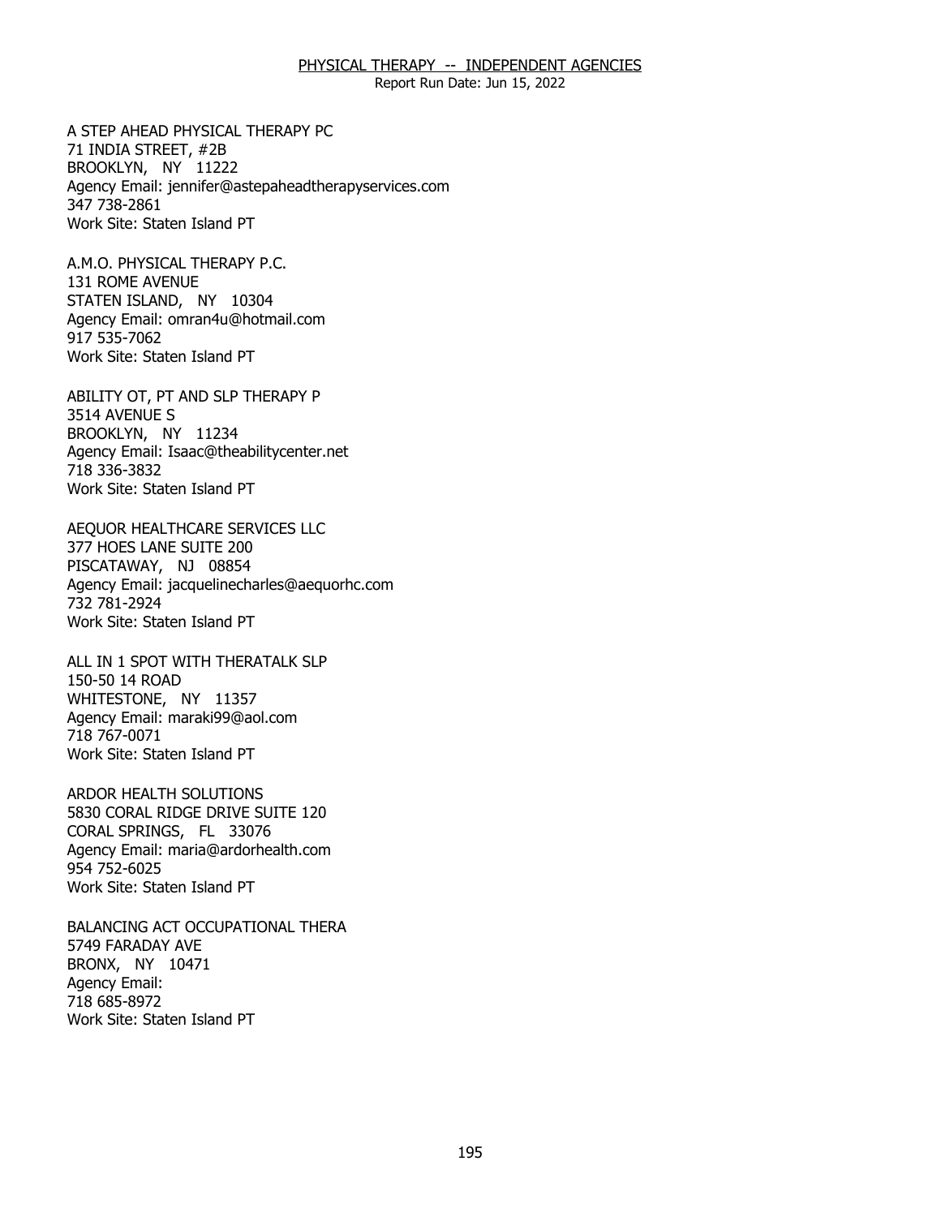## PHYSICAL THERAPY -- INDEPENDENT AGENCIES

Report Run Date: Jun 15, 2022

A STEP AHEAD PHYSICAL THERAPY PC
71 INDIA STREET, #2B
BROOKLYN, NY 11222
Agency Email: jennifer@astepaheadtherapyservices.com
347 738-2861
Work Site: Staten Island PT

A.M.O. PHYSICAL THERAPY P.C.
131 ROME AVENUE
STATEN ISLAND, NY 10304
Agency Email: omran4u@hotmail.com
917 535-7062
Work Site: Staten Island PT

ABILITY OT, PT AND SLP THERAPY P
3514 AVENUE S
BROOKLYN, NY 11234
Agency Email: Isaac@theabilitycenter.net
718 336-3832
Work Site: Staten Island PT

AEQUOR HEALTHCARE SERVICES LLC
377 HOES LANE SUITE 200
PISCATAWAY, NJ 08854
Agency Email: jacquelinecharles@aequorhc.com
732 781-2924
Work Site: Staten Island PT

ALL IN 1 SPOT WITH THERATALK SLP
150-50 14 ROAD
WHITESTONE, NY 11357
Agency Email: maraki99@aol.com
718 767-0071
Work Site: Staten Island PT

ARDOR HEALTH SOLUTIONS
5830 CORAL RIDGE DRIVE SUITE 120
CORAL SPRINGS, FL 33076
Agency Email: maria@ardorhealth.com
954 752-6025
Work Site: Staten Island PT

BALANCING ACT OCCUPATIONAL THERA
5749 FARADAY AVE
BRONX, NY 10471
Agency Email:
718 685-8972
Work Site: Staten Island PT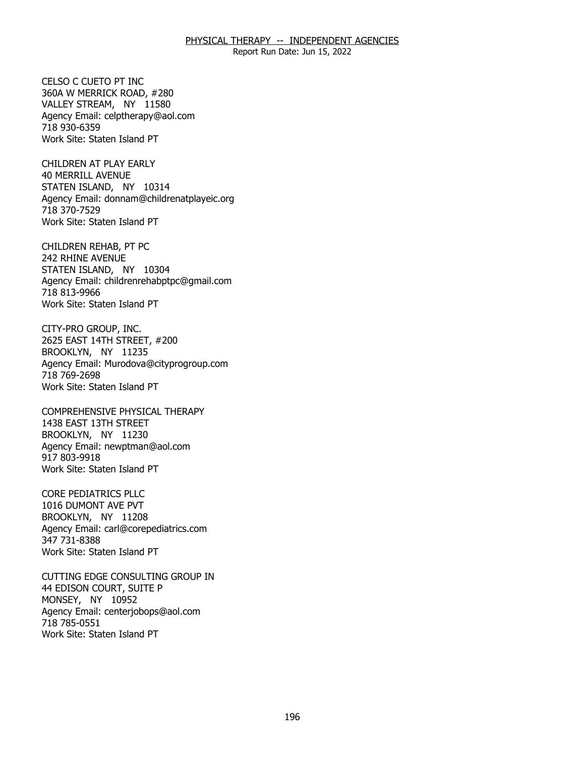CELSO C CUETO PT INC
360A W MERRICK ROAD, #280
VALLEY STREAM, NY 11580
Agency Email: celptherapy@aol.com
718 930-6359
Work Site: Staten Island PT

CHILDREN AT PLAY EARLY
40 MERRILL AVENUE
STATEN ISLAND, NY 10314
Agency Email: donnam@childrenatplayeic.org
718 370-7529
Work Site: Staten Island PT

CHILDREN REHAB, PT PC
242 RHINE AVENUE
STATEN ISLAND, NY 10304
Agency Email: childrenrehabptpc@gmail.com
718 813-9966
Work Site: Staten Island PT

CITY-PRO GROUP, INC.
2625 EAST 14TH STREET, #200
BROOKLYN, NY 11235
Agency Email: Murodova@cityprogroup.com
718 769-2698
Work Site: Staten Island PT

COMPREHENSIVE PHYSICAL THERAPY
1438 EAST 13TH STREET
BROOKLYN, NY 11230
Agency Email: newptman@aol.com
917 803-9918
Work Site: Staten Island PT

CORE PEDIATRICS PLLC
1016 DUMONT AVE PVT
BROOKLYN, NY 11208
Agency Email: carl@corepediatrics.com
347 731-8388
Work Site: Staten Island PT

CUTTING EDGE CONSULTING GROUP IN
44 EDISON COURT, SUITE P
MONSEY, NY 10952
Agency Email: centerjobops@aol.com
718 785-0551
Work Site: Staten Island PT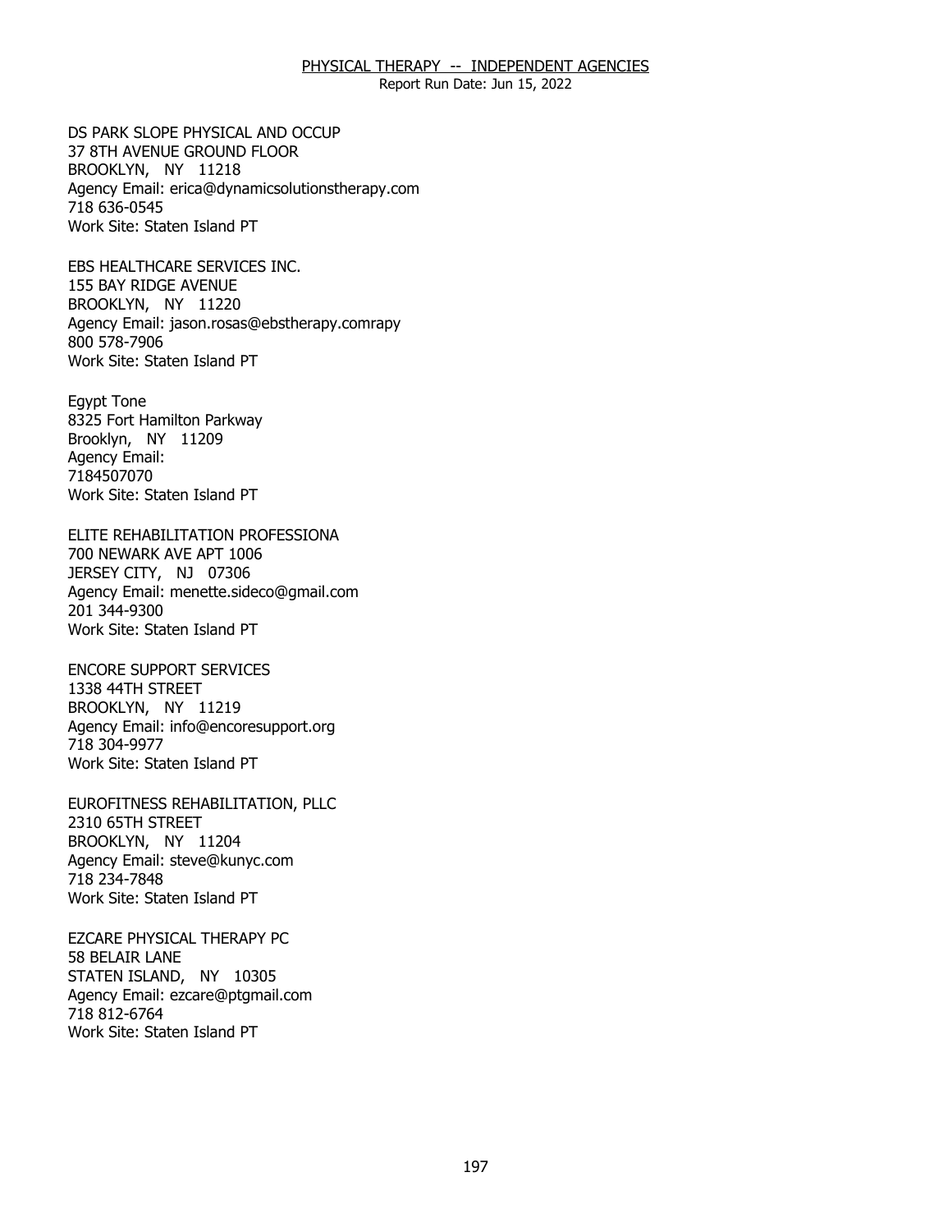DS PARK SLOPE PHYSICAL AND OCCUP
37 8TH AVENUE GROUND FLOOR
BROOKLYN, NY 11218
Agency Email: erica@dynamicsolutionstherapy.com
718 636-0545
Work Site: Staten Island PT

EBS HEALTHCARE SERVICES INC.
155 BAY RIDGE AVENUE
BROOKLYN, NY 11220
Agency Email: jason.rosas@ebstherapy.comrapy
800 578-7906
Work Site: Staten Island PT

Egypt Tone
8325 Fort Hamilton Parkway
Brooklyn, NY 11209
Agency Email:
7184507070
Work Site: Staten Island PT

ELITE REHABILITATION PROFESSIONA
700 NEWARK AVE APT 1006
JERSEY CITY, NJ 07306
Agency Email: menette.sideco@gmail.com
201 344-9300
Work Site: Staten Island PT

ENCORE SUPPORT SERVICES
1338 44TH STREET
BROOKLYN, NY 11219
Agency Email: info@encoresupport.org
718 304-9977
Work Site: Staten Island PT

EUROFITNESS REHABILITATION, PLLC
2310 65TH STREET
BROOKLYN, NY 11204
Agency Email: steve@kunyc.com
718 234-7848
Work Site: Staten Island PT

EZCARE PHYSICAL THERAPY PC
58 BELAIR LANE
STATEN ISLAND, NY 10305
Agency Email: ezcare@ptgmail.com
718 812-6764
Work Site: Staten Island PT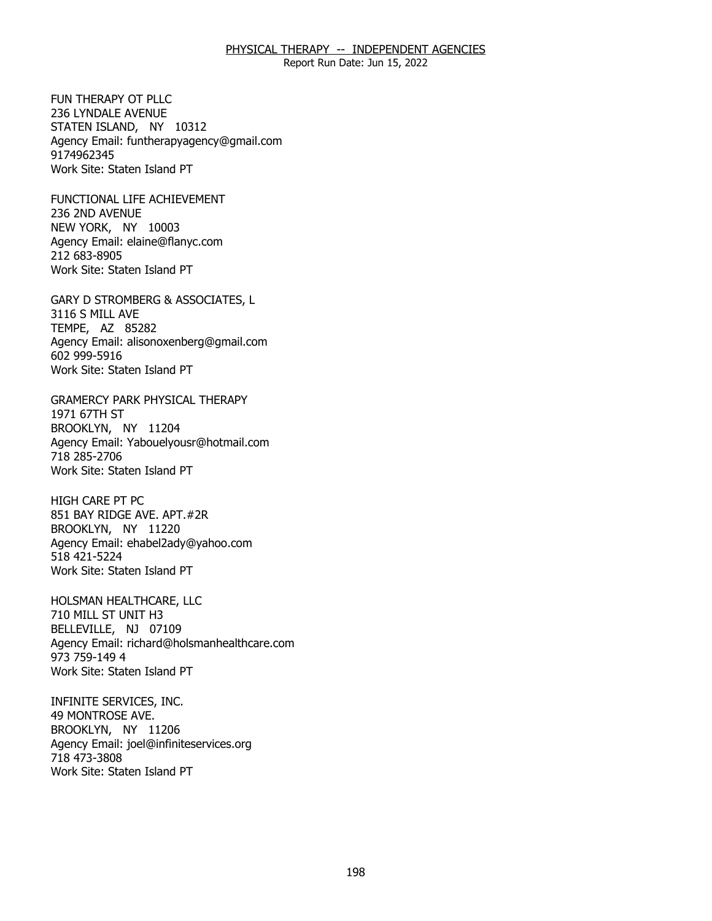FUN THERAPY OT PLLC
236 LYNDALE AVENUE
STATEN ISLAND, NY 10312
Agency Email: funtherapyagency@gmail.com
9174962345
Work Site: Staten Island PT

FUNCTIONAL LIFE ACHIEVEMENT
236 2ND AVENUE
NEW YORK, NY 10003
Agency Email: elaine@flanyc.com
212 683-8905
Work Site: Staten Island PT

GARY D STROMBERG & ASSOCIATES, L
3116 S MILL AVE
TEMPE, AZ 85282
Agency Email: alisonoxenberg@gmail.com
602 999-5916
Work Site: Staten Island PT

GRAMERCY PARK PHYSICAL THERAPY
1971 67TH ST
BROOKLYN, NY 11204
Agency Email: Yabouelyousr@hotmail.com
718 285-2706
Work Site: Staten Island PT

HIGH CARE PT PC
851 BAY RIDGE AVE. APT.#2R
BROOKLYN, NY 11220
Agency Email: ehabel2ady@yahoo.com
518 421-5224
Work Site: Staten Island PT

HOLSMAN HEALTHCARE, LLC
710 MILL ST UNIT H3
BELLEVILLE, NJ 07109
Agency Email: richard@holsmanhealthcare.com
973 759-149 4
Work Site: Staten Island PT

INFINITE SERVICES, INC.
49 MONTROSE AVE.
BROOKLYN, NY 11206
Agency Email: joel@infiniteservices.org
718 473-3808
Work Site: Staten Island PT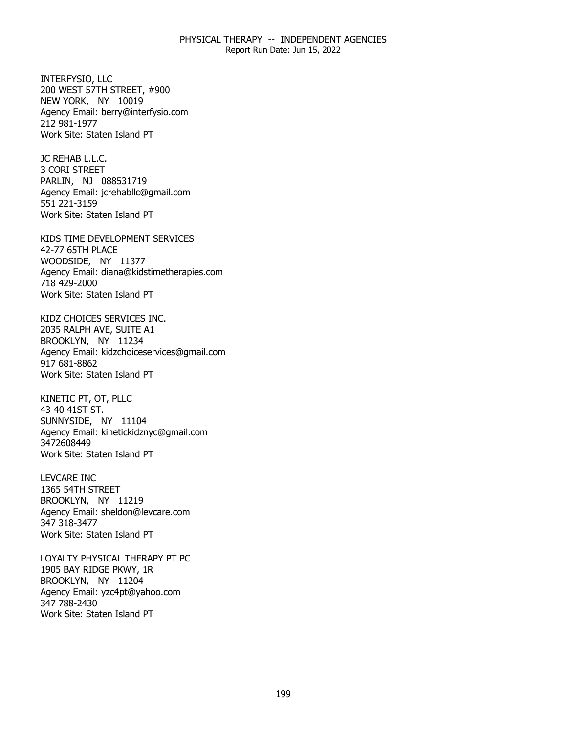INTERFYSIO, LLC
200 WEST 57TH STREET, #900
NEW YORK, NY 10019
Agency Email: berry@interfysio.com
212 981-1977
Work Site: Staten Island PT

JC REHAB L.L.C.
3 CORI STREET
PARLIN, NJ 088531719
Agency Email: jcrehabllc@gmail.com
551 221-3159
Work Site: Staten Island PT

KIDS TIME DEVELOPMENT SERVICES
42-77 65TH PLACE
WOODSIDE, NY 11377
Agency Email: diana@kidstimetherapies.com
718 429-2000
Work Site: Staten Island PT

KIDZ CHOICES SERVICES INC.
2035 RALPH AVE, SUITE A1
BROOKLYN, NY 11234
Agency Email: kidzchoiceservices@gmail.com
917 681-8862
Work Site: Staten Island PT

KINETIC PT, OT, PLLC
43-40 41ST ST.
SUNNYSIDE, NY 11104
Agency Email: kinetickidznyc@gmail.com
3472608449
Work Site: Staten Island PT

LEVCARE INC
1365 54TH STREET
BROOKLYN, NY 11219
Agency Email: sheldon@levcare.com
347 318-3477
Work Site: Staten Island PT

LOYALTY PHYSICAL THERAPY PT PC
1905 BAY RIDGE PKWY, 1R
BROOKLYN, NY 11204
Agency Email: yzc4pt@yahoo.com
347 788-2430
Work Site: Staten Island PT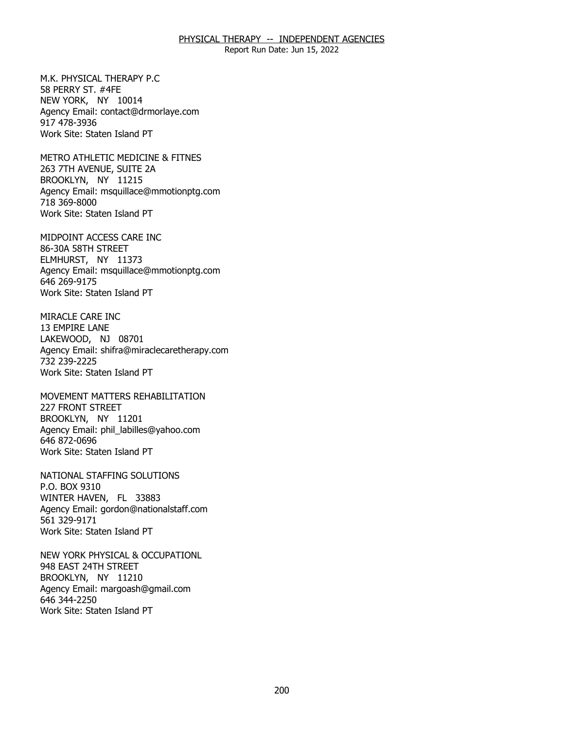M.K. PHYSICAL THERAPY P.C
58 PERRY ST. #4FE
NEW YORK, NY 10014
Agency Email: contact@drmorlaye.com
917 478-3936
Work Site: Staten Island PT

METRO ATHLETIC MEDICINE & FITNES
263 7TH AVENUE, SUITE 2A
BROOKLYN, NY 11215
Agency Email: msquillace@mmotionptg.com
718 369-8000
Work Site: Staten Island PT

MIDPOINT ACCESS CARE INC
86-30A 58TH STREET
ELMHURST, NY 11373
Agency Email: msquillace@mmotionptg.com
646 269-9175
Work Site: Staten Island PT

MIRACLE CARE INC
13 EMPIRE LANE
LAKEWOOD, NJ 08701
Agency Email: shifra@miraclecaretherapy.com
732 239-2225
Work Site: Staten Island PT

MOVEMENT MATTERS REHABILITATION
227 FRONT STREET
BROOKLYN, NY 11201
Agency Email: phil_labilles@yahoo.com
646 872-0696
Work Site: Staten Island PT

NATIONAL STAFFING SOLUTIONS
P.O. BOX 9310
WINTER HAVEN, FL 33883
Agency Email: gordon@nationalstaff.com
561 329-9171
Work Site: Staten Island PT

NEW YORK PHYSICAL & OCCUPATIONL
948 EAST 24TH STREET
BROOKLYN, NY 11210
Agency Email: margoash@gmail.com
646 344-2250
Work Site: Staten Island PT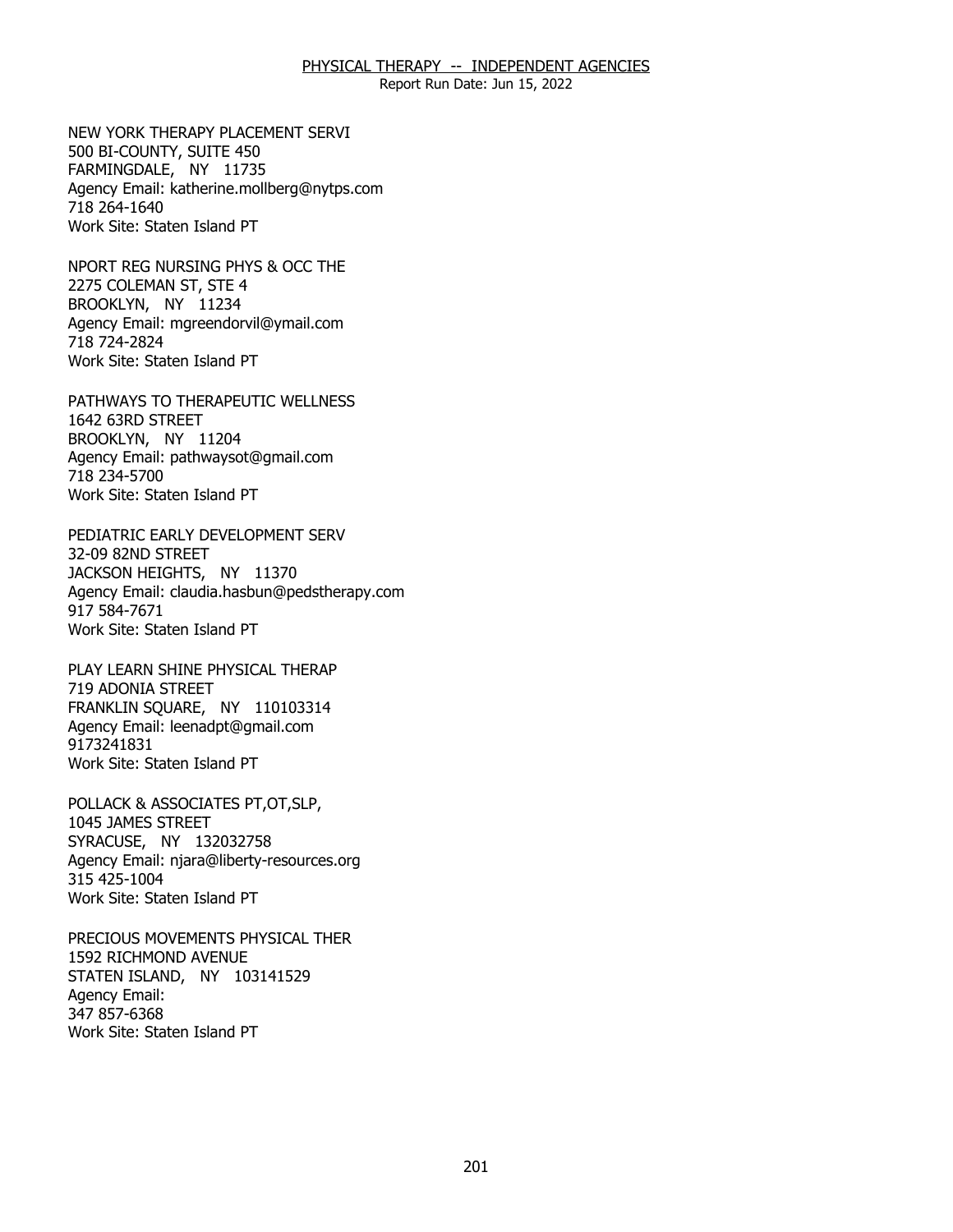NEW YORK THERAPY PLACEMENT SERVI
500 BI-COUNTY, SUITE 450
FARMINGDALE, NY 11735
Agency Email: katherine.mollberg@nytps.com
718 264-1640
Work Site: Staten Island PT

NPORT REG NURSING PHYS & OCC THE
2275 COLEMAN ST, STE 4
BROOKLYN, NY 11234
Agency Email: mgreendorvil@ymail.com
718 724-2824
Work Site: Staten Island PT

PATHWAYS TO THERAPEUTIC WELLNESS
1642 63RD STREET
BROOKLYN, NY 11204
Agency Email: pathwaysot@gmail.com
718 234-5700
Work Site: Staten Island PT

PEDIATRIC EARLY DEVELOPMENT SERV
32-09 82ND STREET
JACKSON HEIGHTS, NY 11370
Agency Email: claudia.hasbun@pedstherapy.com
917 584-7671
Work Site: Staten Island PT

PLAY LEARN SHINE PHYSICAL THERAP
719 ADONIA STREET
FRANKLIN SQUARE, NY 110103314
Agency Email: leenadpt@gmail.com
9173241831
Work Site: Staten Island PT

POLLACK & ASSOCIATES PT,OT,SLP,
1045 JAMES STREET
SYRACUSE, NY 132032758
Agency Email: njara@liberty-resources.org
315 425-1004
Work Site: Staten Island PT

PRECIOUS MOVEMENTS PHYSICAL THER
1592 RICHMOND AVENUE
STATEN ISLAND, NY 103141529
Agency Email:
347 857-6368
Work Site: Staten Island PT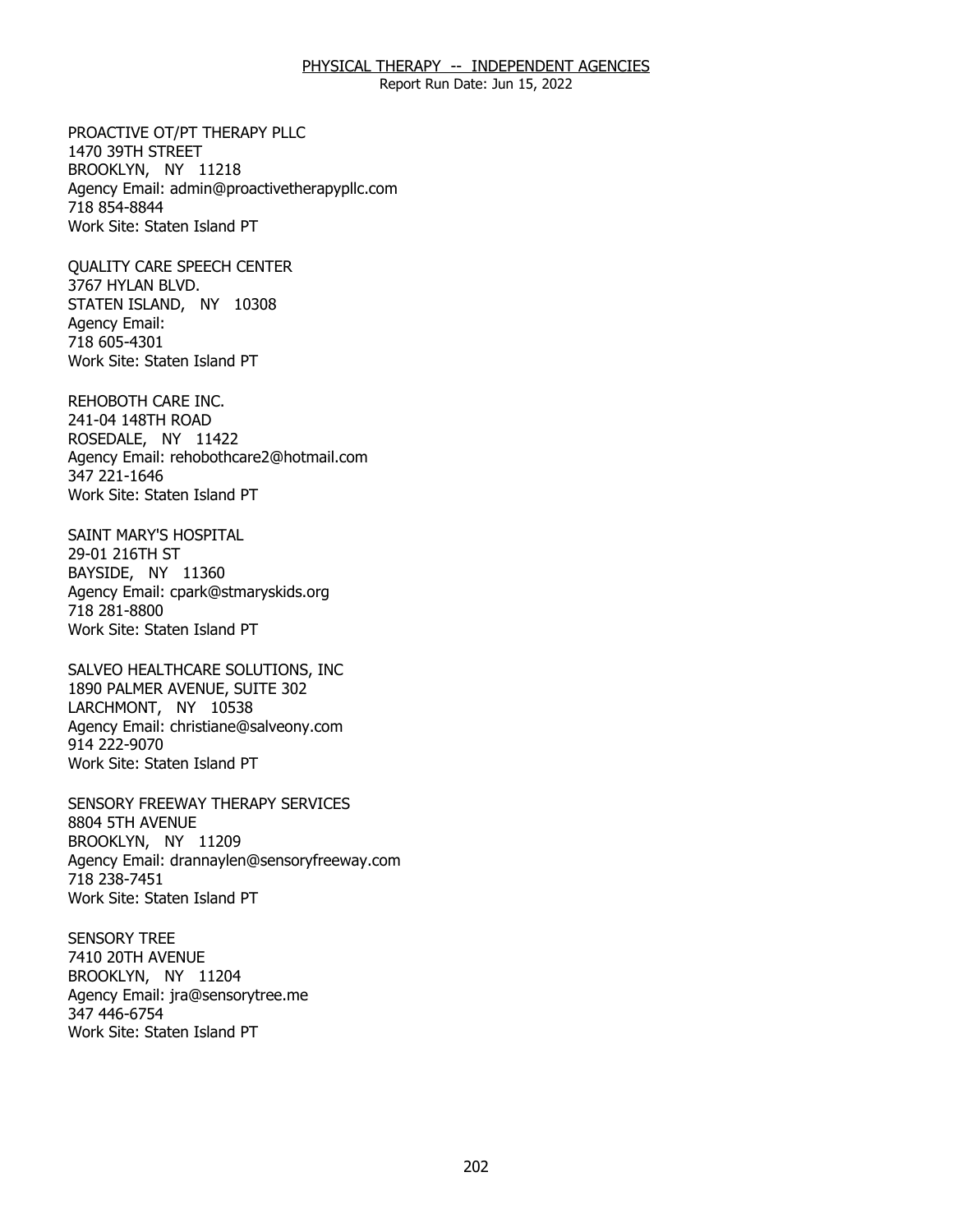PROACTIVE OT/PT THERAPY PLLC
1470 39TH STREET
BROOKLYN, NY 11218
Agency Email: admin@proactivetherapypllc.com
718 854-8844
Work Site: Staten Island PT

QUALITY CARE SPEECH CENTER
3767 HYLAN BLVD.
STATEN ISLAND, NY 10308
Agency Email:
718 605-4301
Work Site: Staten Island PT

REHOBOTH CARE INC.
241-04 148TH ROAD
ROSEDALE, NY 11422
Agency Email: rehobothcare2@hotmail.com
347 221-1646
Work Site: Staten Island PT

SAINT MARY'S HOSPITAL
29-01 216TH ST
BAYSIDE, NY 11360
Agency Email: cpark@stmaryskids.org
718 281-8800
Work Site: Staten Island PT

SALVEO HEALTHCARE SOLUTIONS, INC
1890 PALMER AVENUE, SUITE 302
LARCHMONT, NY 10538
Agency Email: christiane@salveony.com
914 222-9070
Work Site: Staten Island PT

SENSORY FREEWAY THERAPY SERVICES
8804 5TH AVENUE
BROOKLYN, NY 11209
Agency Email: drannaylen@sensoryfreeway.com
718 238-7451
Work Site: Staten Island PT

SENSORY TREE
7410 20TH AVENUE
BROOKLYN, NY 11204
Agency Email: jra@sensorytree.me
347 446-6754
Work Site: Staten Island PT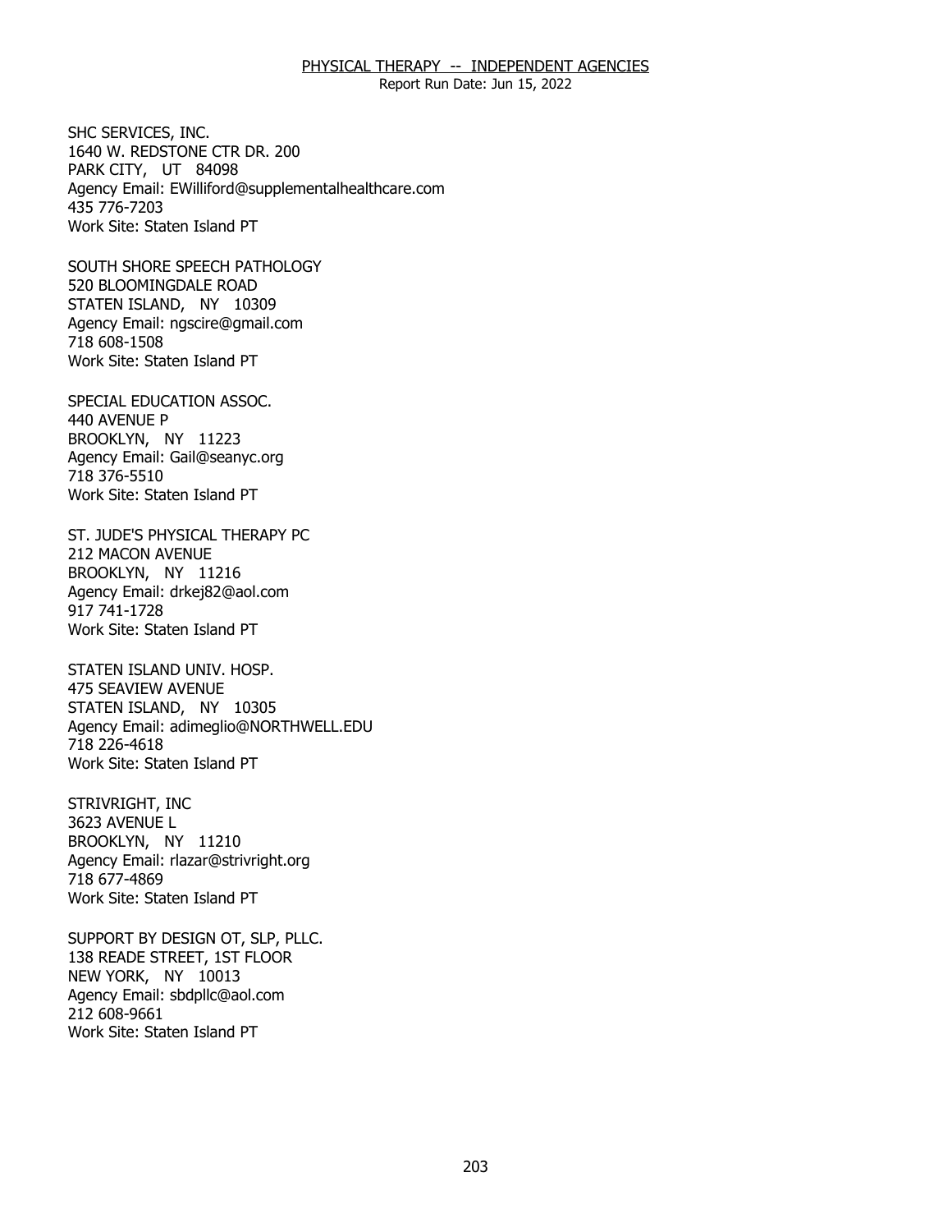SHC SERVICES, INC.
1640 W. REDSTONE CTR DR. 200
PARK CITY, UT 84098
Agency Email: EWilliford@supplementalhealthcare.com
435 776-7203
Work Site: Staten Island PT

SOUTH SHORE SPEECH PATHOLOGY
520 BLOOMINGDALE ROAD
STATEN ISLAND, NY 10309
Agency Email: ngscire@gmail.com
718 608-1508
Work Site: Staten Island PT

SPECIAL EDUCATION ASSOC.
440 AVENUE P
BROOKLYN, NY 11223
Agency Email: Gail@seanyc.org
718 376-5510
Work Site: Staten Island PT

ST. JUDE'S PHYSICAL THERAPY PC
212 MACON AVENUE
BROOKLYN, NY 11216
Agency Email: drkej82@aol.com
917 741-1728
Work Site: Staten Island PT

STATEN ISLAND UNIV. HOSP.
475 SEAVIEW AVENUE
STATEN ISLAND, NY 10305
Agency Email: adimeglio@NORTHWELL.EDU
718 226-4618
Work Site: Staten Island PT

STRIVRIGHT, INC
3623 AVENUE L
BROOKLYN, NY 11210
Agency Email: rlazar@strivright.org
718 677-4869
Work Site: Staten Island PT

SUPPORT BY DESIGN OT, SLP, PLLC.
138 READE STREET, 1ST FLOOR
NEW YORK, NY 10013
Agency Email: sbdpllc@aol.com
212 608-9661
Work Site: Staten Island PT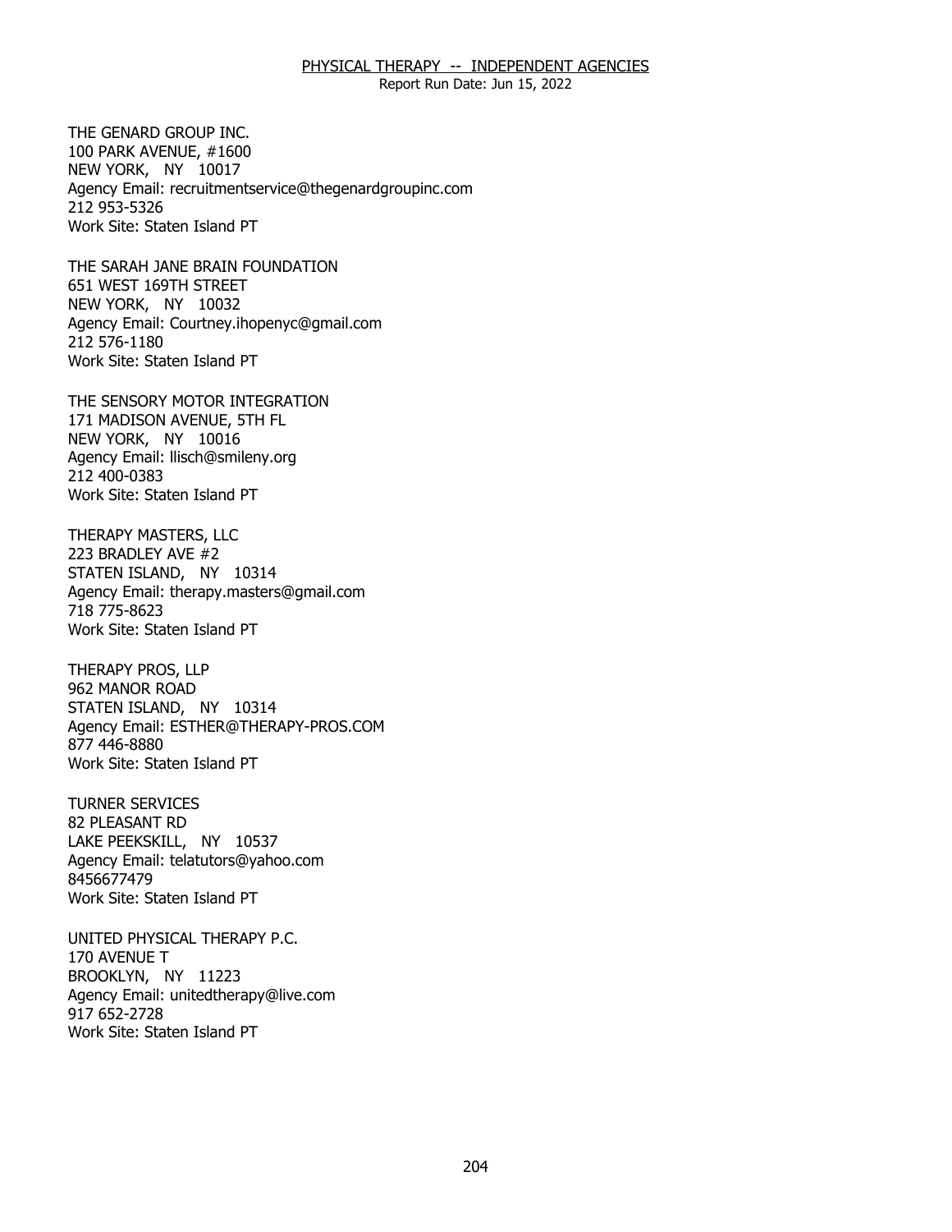THE GENARD GROUP INC.
100 PARK AVENUE, #1600
NEW YORK, NY 10017
Agency Email: recruitmentservice@thegenardgroupinc.com
212 953-5326
Work Site: Staten Island PT

THE SARAH JANE BRAIN FOUNDATION
651 WEST 169TH STREET
NEW YORK, NY 10032
Agency Email: Courtney.ihopenyc@gmail.com
212 576-1180
Work Site: Staten Island PT

THE SENSORY MOTOR INTEGRATION
171 MADISON AVENUE, 5TH FL
NEW YORK, NY 10016
Agency Email: llisch@smileny.org
212 400-0383
Work Site: Staten Island PT

THERAPY MASTERS, LLC
223 BRADLEY AVE #2
STATEN ISLAND, NY 10314
Agency Email: therapy.masters@gmail.com
718 775-8623
Work Site: Staten Island PT

THERAPY PROS, LLP
962 MANOR ROAD
STATEN ISLAND, NY 10314
Agency Email: ESTHER@THERAPY-PROS.COM
877 446-8880
Work Site: Staten Island PT

TURNER SERVICES
82 PLEASANT RD
LAKE PEEKSKILL, NY 10537
Agency Email: telatutors@yahoo.com
8456677479
Work Site: Staten Island PT

UNITED PHYSICAL THERAPY P.C.
170 AVENUE T
BROOKLYN, NY 11223
Agency Email: unitedtherapy@live.com
917 652-2728
Work Site: Staten Island PT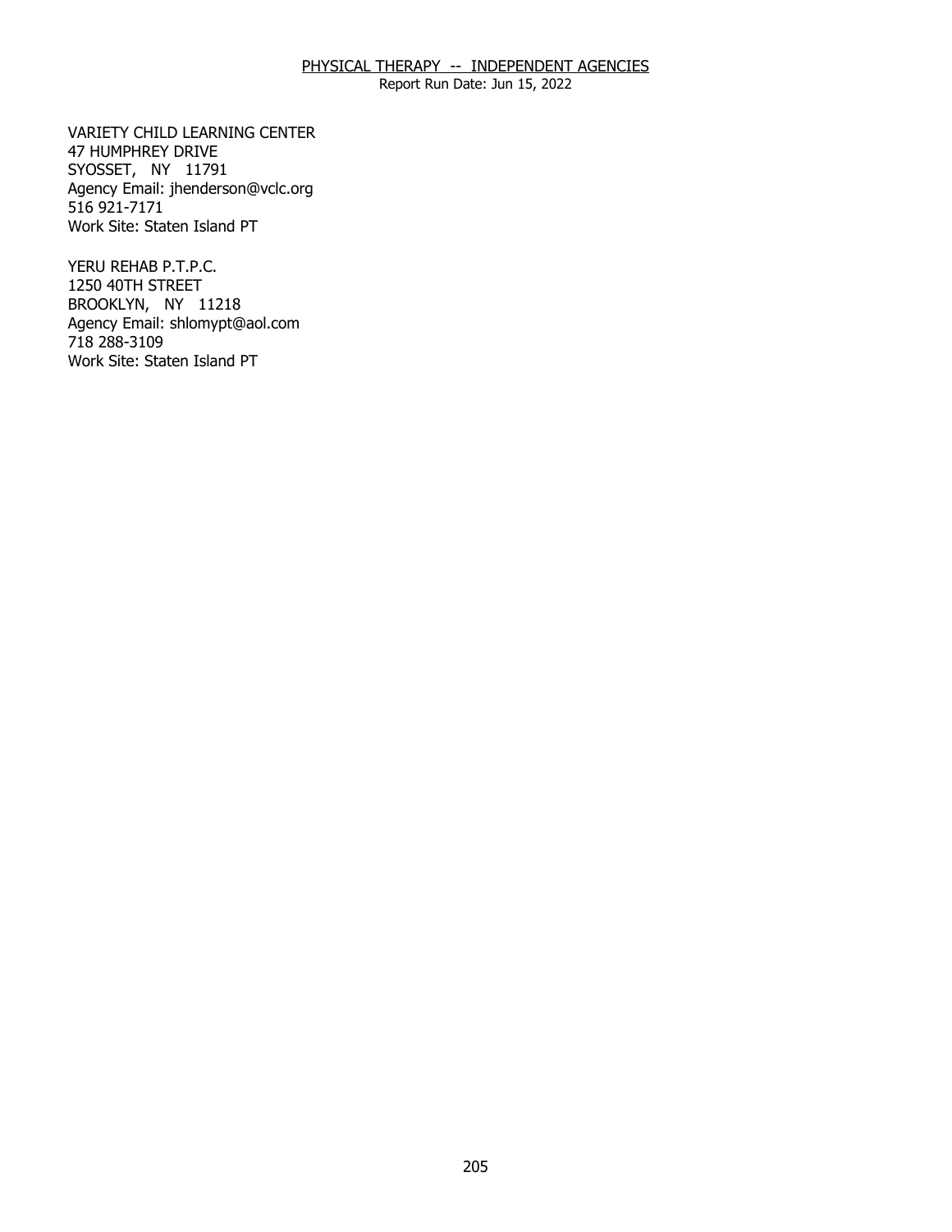PHYSICAL THERAPY -- INDEPENDENT AGENCIES
Report Run Date: Jun 15, 2022

VARIETY CHILD LEARNING CENTER
47 HUMPHREY DRIVE
SYOSSET, NY 11791
Agency Email: jhenderson@vclc.org
516 921-7171
Work Site: Staten Island PT

YERU REHAB P.T.P.C.
1250 40TH STREET
BROOKLYN, NY 11218
Agency Email: shlomypt@aol.com
718 288-3109
Work Site: Staten Island PT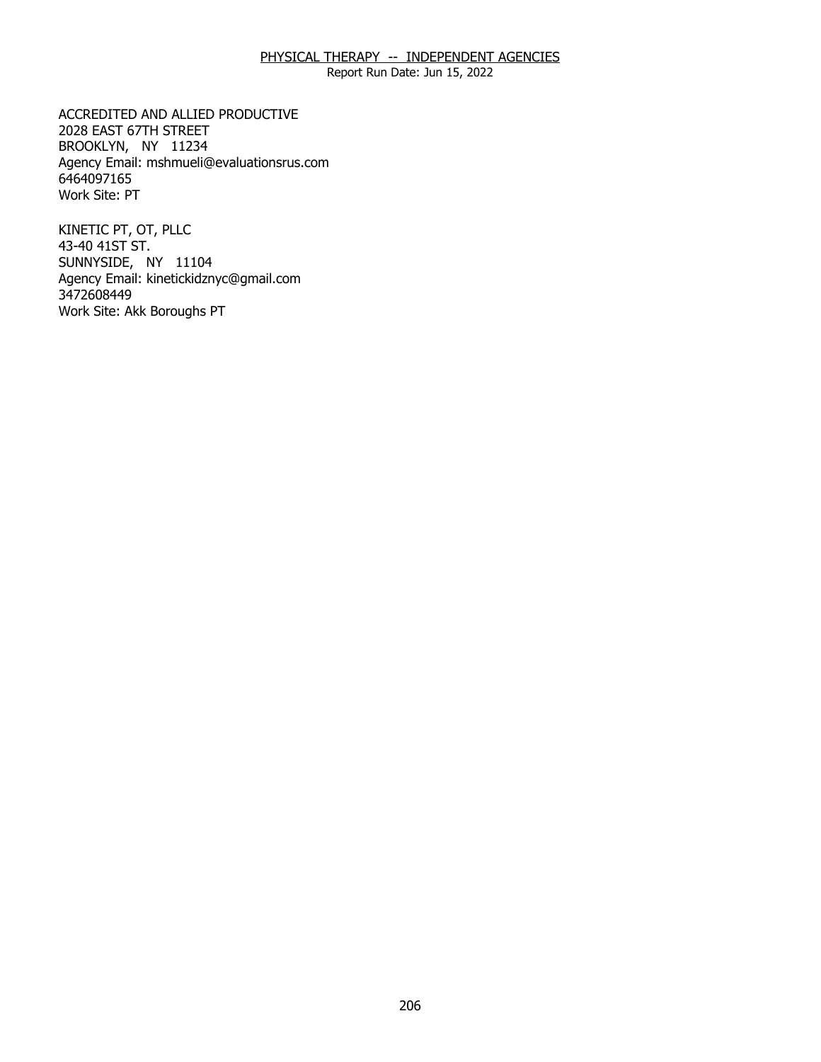## PHYSICAL THERAPY -- INDEPENDENT AGENCIES

Report Run Date: Jun 15, 2022

ACCREDITED AND ALLIED PRODUCTIVE
2028 EAST 67TH STREET
BROOKLYN, NY 11234
Agency Email: mshmueli@evaluationsrus.com
6464097165
Work Site: PT

KINETIC PT, OT, PLLC
43-40 41ST ST.
SUNNYSIDE, NY 11104
Agency Email: kinetickidznyc@gmail.com
3472608449
Work Site: Akk Boroughs PT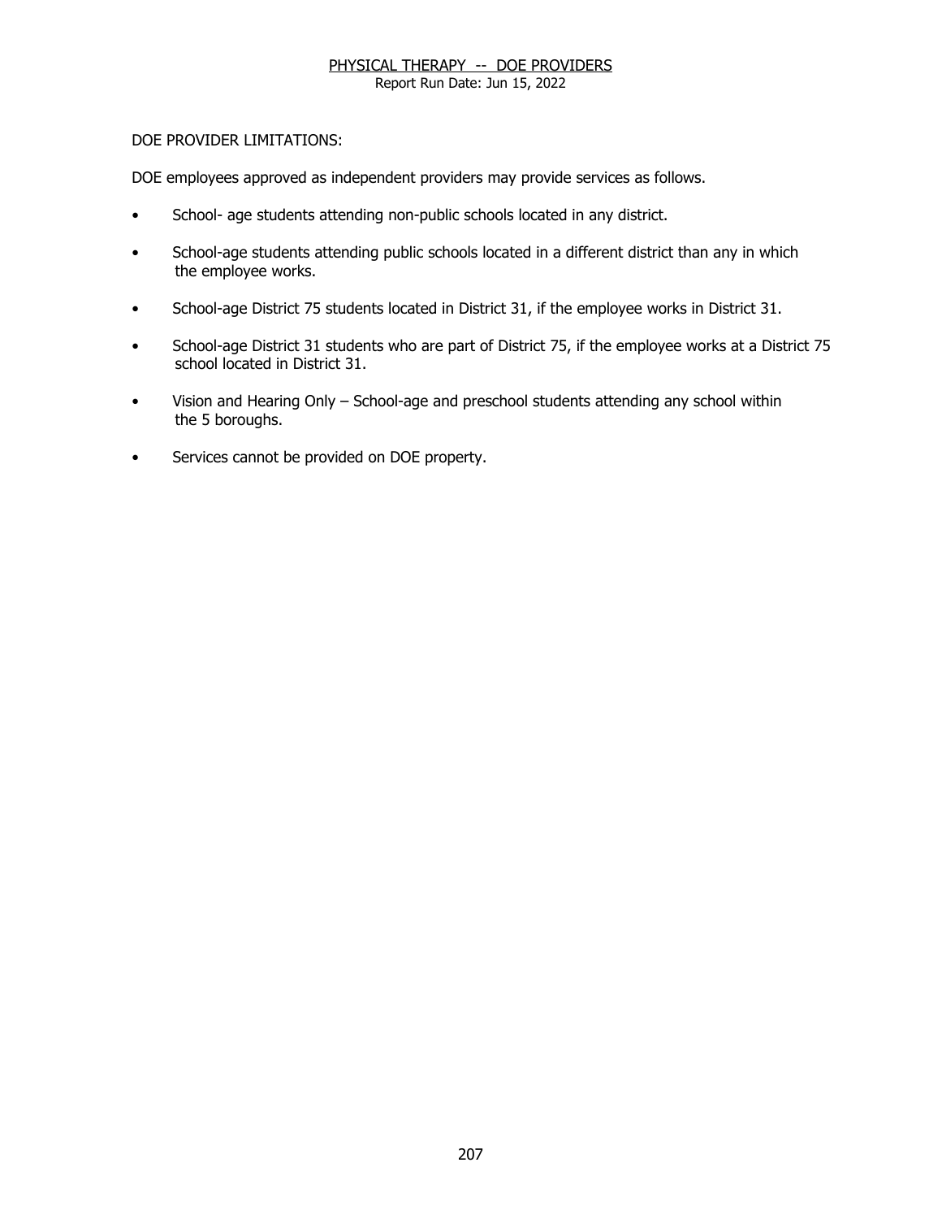PHYSICAL THERAPY -- DOE PROVIDERS
Report Run Date: Jun 15, 2022

DOE PROVIDER LIMITATIONS:

DOE employees approved as independent providers may provide services as follows.

- School- age students attending non-public schools located in any district.
- School-age students attending public schools located in a different district than any in which the employee works.
- School-age District 75 students located in District 31, if the employee works in District 31.
- School-age District 31 students who are part of District 75, if the employee works at a District 75 school located in District 31.
- Vision and Hearing Only – School-age and preschool students attending any school within the 5 boroughs.
- Services cannot be provided on DOE property.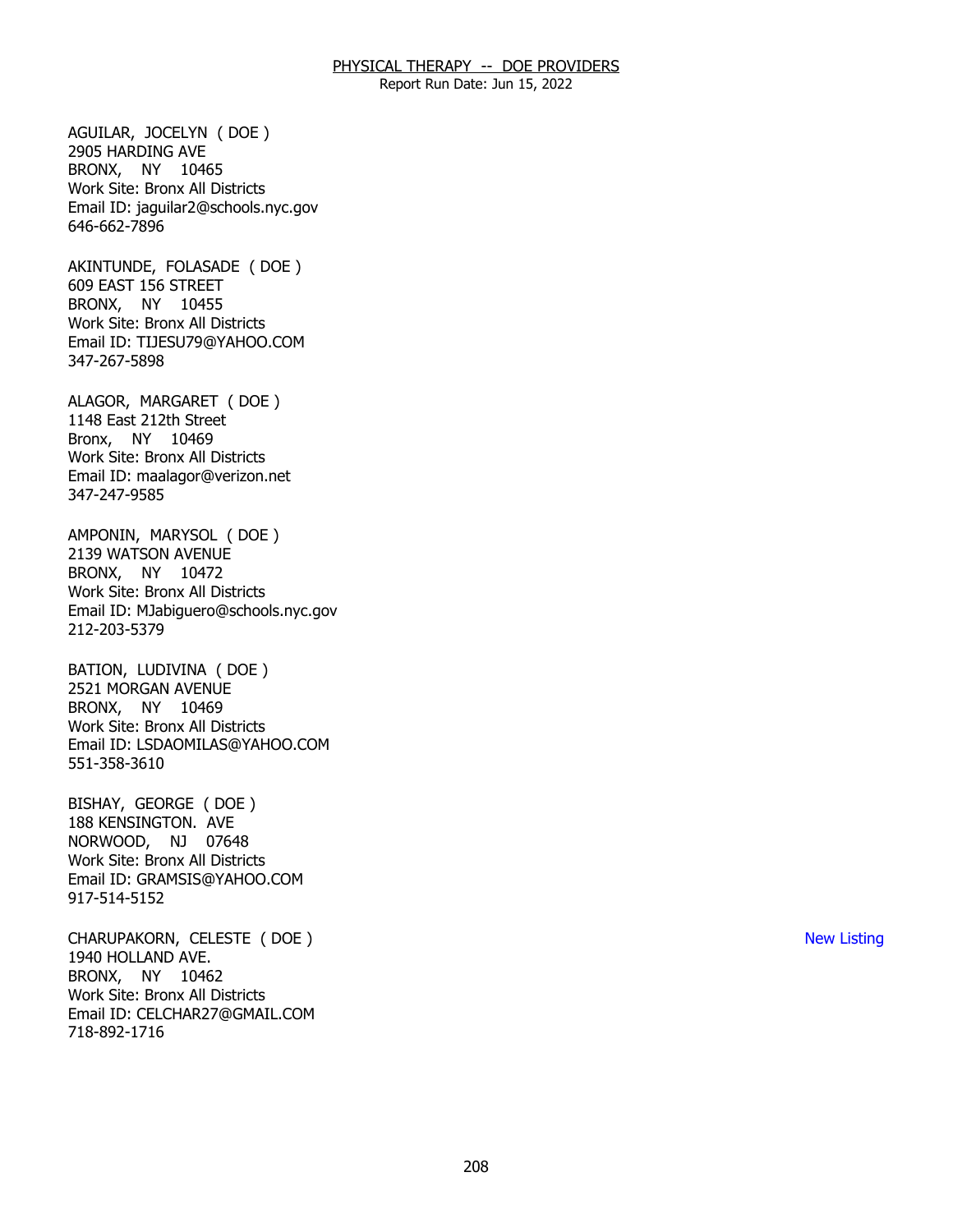## PHYSICAL THERAPY -- DOE PROVIDERS

Report Run Date: Jun 15, 2022

AGUILAR, JOCELYN ( DOE )
2905 HARDING AVE
BRONX, NY 10465
Work Site: Bronx All Districts
Email ID: jaguilar2@schools.nyc.gov
646-662-7896

AKINTUNDE, FOLASADE ( DOE )
609 EAST 156 STREET
BRONX, NY 10455
Work Site: Bronx All Districts
Email ID: TIJESU79@YAHOO.COM
347-267-5898

ALAGOR, MARGARET ( DOE )
1148 East 212th Street
Bronx, NY 10469
Work Site: Bronx All Districts
Email ID: maalagor@verizon.net
347-247-9585

AMPONIN, MARYSOL ( DOE )
2139 WATSON AVENUE
BRONX, NY 10472
Work Site: Bronx All Districts
Email ID: MJabiguero@schools.nyc.gov
212-203-5379

BATION, LUDIVINA ( DOE )
2521 MORGAN AVENUE
BRONX, NY 10469
Work Site: Bronx All Districts
Email ID: LSDAOMILAS@YAHOO.COM
551-358-3610

BISHAY, GEORGE ( DOE )
188 KENSINGTON. AVE
NORWOOD, NJ 07648
Work Site: Bronx All Districts
Email ID: GRAMSIS@YAHOO.COM
917-514-5152

CHARUPAKORN, CELESTE ( DOE ) — New Listing
1940 HOLLAND AVE.
BRONX, NY 10462
Work Site: Bronx All Districts
Email ID: CELCHAR27@GMAIL.COM
718-892-1716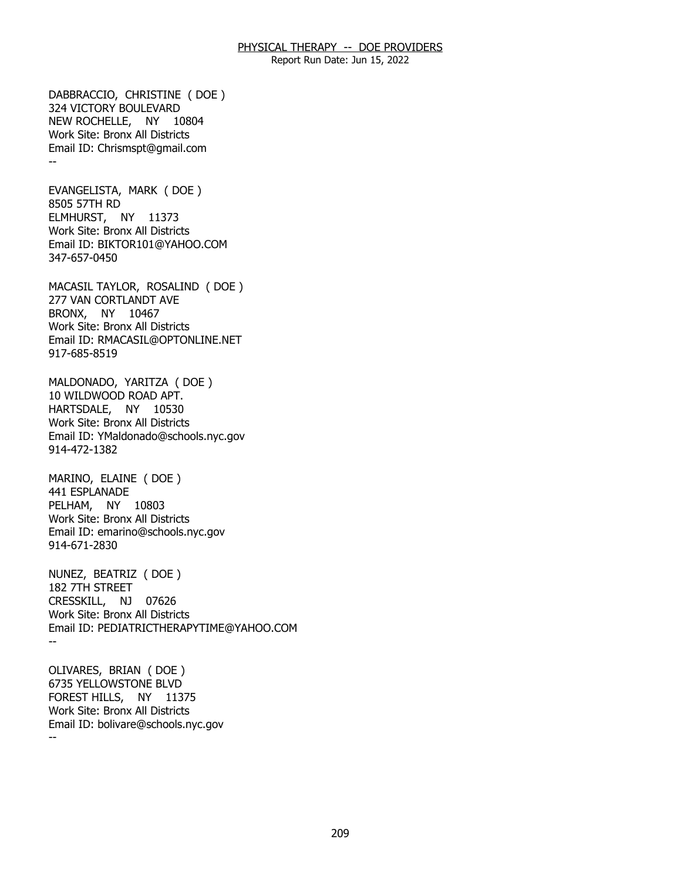DABBRACCIO, CHRISTINE ( DOE )
324 VICTORY BOULEVARD
NEW ROCHELLE, NY 10804
Work Site: Bronx All Districts
Email ID: Chrismspt@gmail.com
--

EVANGELISTA, MARK ( DOE )
8505 57TH RD
ELMHURST, NY 11373
Work Site: Bronx All Districts
Email ID: BIKTOR101@YAHOO.COM
347-657-0450

MACASIL TAYLOR, ROSALIND ( DOE )
277 VAN CORTLANDT AVE
BRONX, NY 10467
Work Site: Bronx All Districts
Email ID: RMACASIL@OPTONLINE.NET
917-685-8519

MALDONADO, YARITZA ( DOE )
10 WILDWOOD ROAD APT.
HARTSDALE, NY 10530
Work Site: Bronx All Districts
Email ID: YMaldonado@schools.nyc.gov
914-472-1382

MARINO, ELAINE ( DOE )
441 ESPLANADE
PELHAM, NY 10803
Work Site: Bronx All Districts
Email ID: emarino@schools.nyc.gov
914-671-2830

NUNEZ, BEATRIZ ( DOE )
182 7TH STREET
CRESSKILL, NJ 07626
Work Site: Bronx All Districts
Email ID: PEDIATRICTHERAPYTIME@YAHOO.COM
--

OLIVARES, BRIAN ( DOE )
6735 YELLOWSTONE BLVD
FOREST HILLS, NY 11375
Work Site: Bronx All Districts
Email ID: bolivare@schools.nyc.gov
--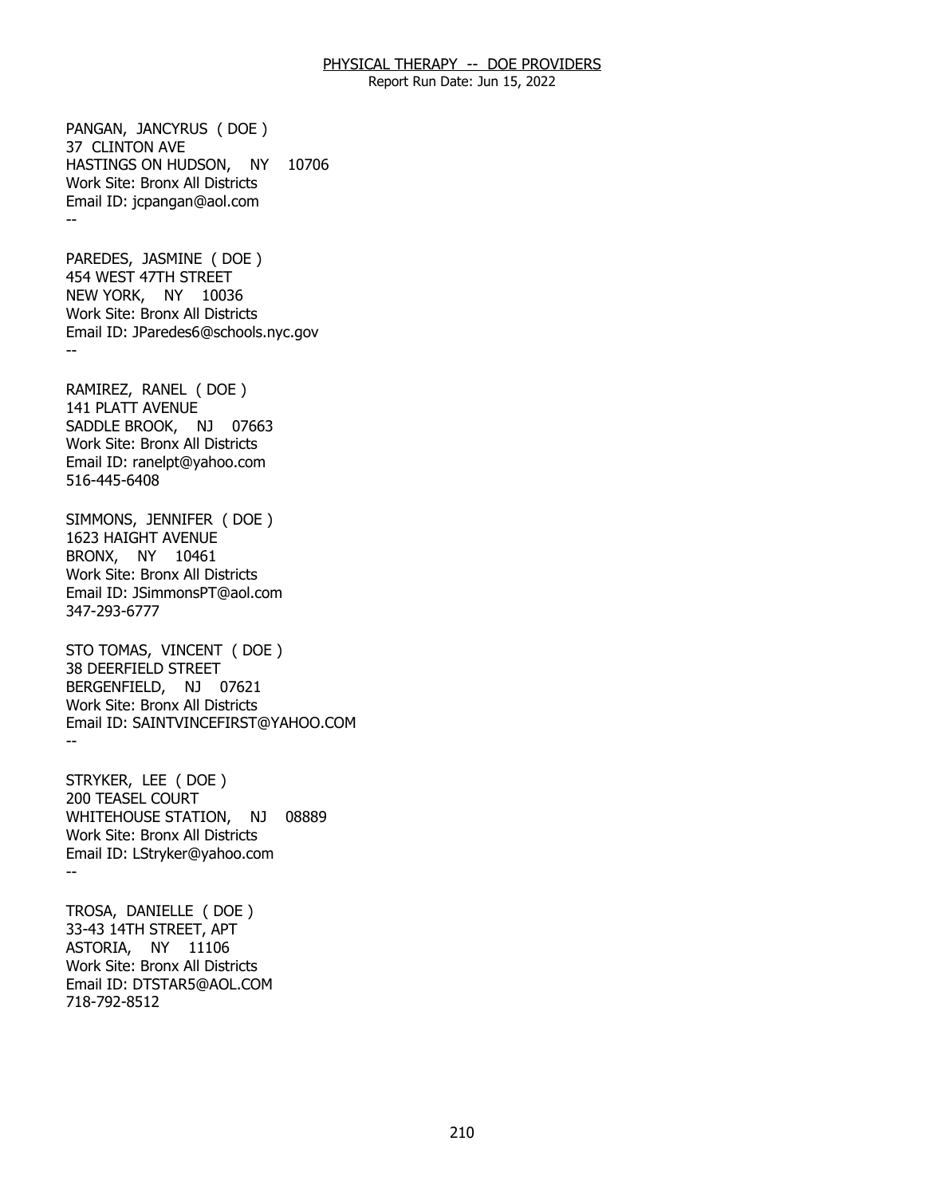PANGAN, JANCYRUS ( DOE )
37 CLINTON AVE
HASTINGS ON HUDSON, NY 10706
Work Site: Bronx All Districts
Email ID: jcpangan@aol.com
--

PAREDES, JASMINE ( DOE )
454 WEST 47TH STREET
NEW YORK, NY 10036
Work Site: Bronx All Districts
Email ID: JParedes6@schools.nyc.gov
--

RAMIREZ, RANEL ( DOE )
141 PLATT AVENUE
SADDLE BROOK, NJ 07663
Work Site: Bronx All Districts
Email ID: ranelpt@yahoo.com
516-445-6408

SIMMONS, JENNIFER ( DOE )
1623 HAIGHT AVENUE
BRONX, NY 10461
Work Site: Bronx All Districts
Email ID: JSimmonsPT@aol.com
347-293-6777

STO TOMAS, VINCENT ( DOE )
38 DEERFIELD STREET
BERGENFIELD, NJ 07621
Work Site: Bronx All Districts
Email ID: SAINTVINCEFIRST@YAHOO.COM
--

STRYKER, LEE ( DOE )
200 TEASEL COURT
WHITEHOUSE STATION, NJ 08889
Work Site: Bronx All Districts
Email ID: LStryker@yahoo.com
--

TROSA, DANIELLE ( DOE )
33-43 14TH STREET, APT
ASTORIA, NY 11106
Work Site: Bronx All Districts
Email ID: DTSTAR5@AOL.COM
718-792-8512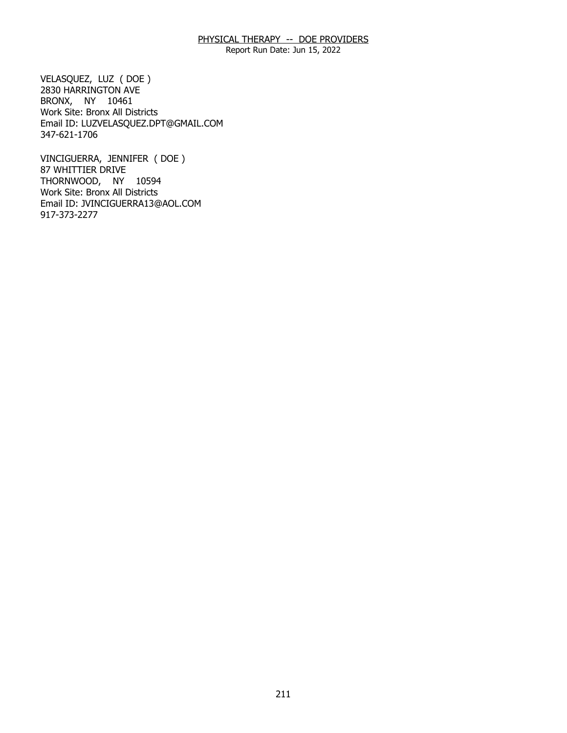PHYSICAL THERAPY -- DOE PROVIDERS

Report Run Date: Jun 15, 2022

VELASQUEZ, LUZ ( DOE )
2830 HARRINGTON AVE
BRONX, NY 10461
Work Site: Bronx All Districts
Email ID: LUZVELASQUEZ.DPT@GMAIL.COM
347-621-1706

VINCIGUERRA, JENNIFER ( DOE )
87 WHITTIER DRIVE
THORNWOOD, NY 10594
Work Site: Bronx All Districts
Email ID: JVINCIGUERRA13@AOL.COM
917-373-2277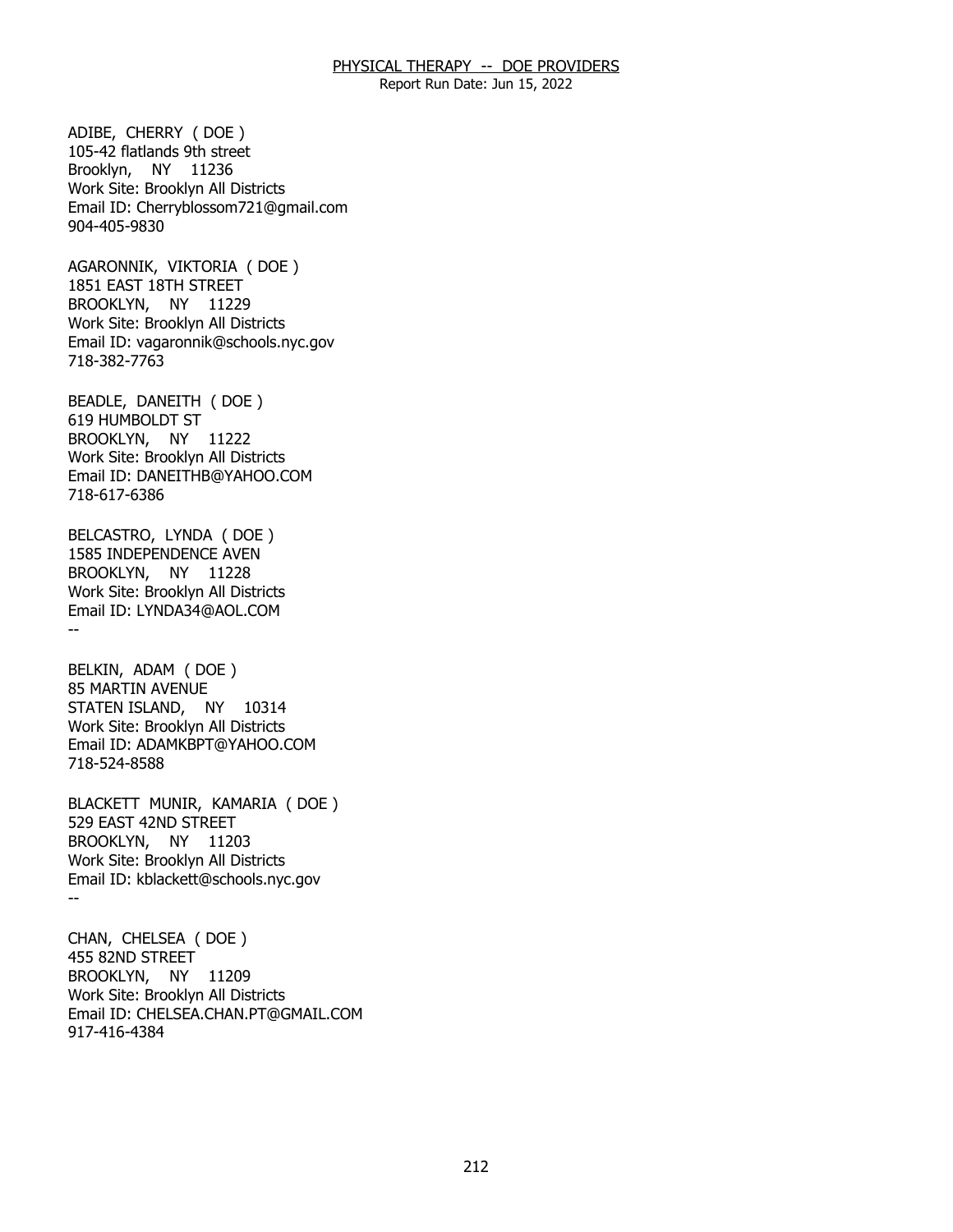# PHYSICAL THERAPY -- DOE PROVIDERS

Report Run Date: Jun 15, 2022

ADIBE, CHERRY ( DOE )
105-42 flatlands 9th street
Brooklyn, NY 11236
Work Site: Brooklyn All Districts
Email ID: Cherryblossom721@gmail.com
904-405-9830

AGARONNIK, VIKTORIA ( DOE )
1851 EAST 18TH STREET
BROOKLYN, NY 11229
Work Site: Brooklyn All Districts
Email ID: vagaronnik@schools.nyc.gov
718-382-7763

BEADLE, DANEITH ( DOE )
619 HUMBOLDT ST
BROOKLYN, NY 11222
Work Site: Brooklyn All Districts
Email ID: DANEITHB@YAHOO.COM
718-617-6386

BELCASTRO, LYNDA ( DOE )
1585 INDEPENDENCE AVEN
BROOKLYN, NY 11228
Work Site: Brooklyn All Districts
Email ID: LYNDA34@AOL.COM
--

BELKIN, ADAM ( DOE )
85 MARTIN AVENUE
STATEN ISLAND, NY 10314
Work Site: Brooklyn All Districts
Email ID: ADAMKBPT@YAHOO.COM
718-524-8588

BLACKETT MUNIR, KAMARIA ( DOE )
529 EAST 42ND STREET
BROOKLYN, NY 11203
Work Site: Brooklyn All Districts
Email ID: kblackett@schools.nyc.gov
--

CHAN, CHELSEA ( DOE )
455 82ND STREET
BROOKLYN, NY 11209
Work Site: Brooklyn All Districts
Email ID: CHELSEA.CHAN.PT@GMAIL.COM
917-416-4384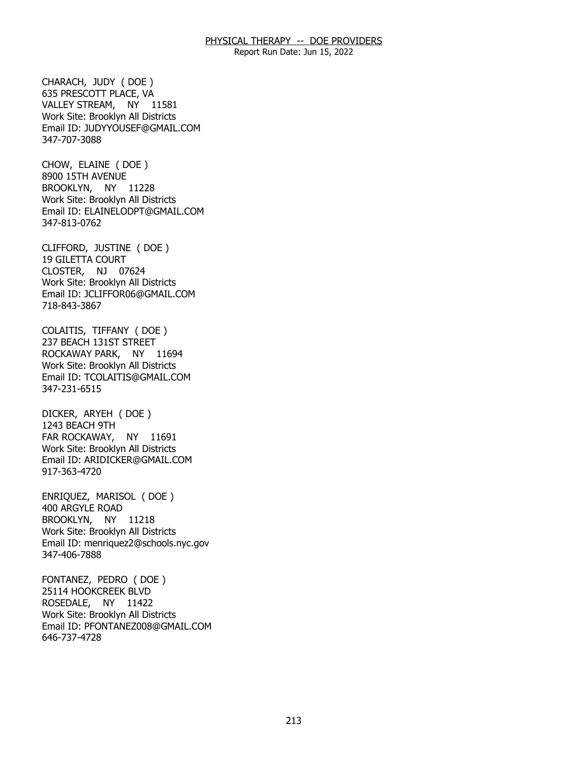CHARACH, JUDY ( DOE )
635 PRESCOTT PLACE, VA
VALLEY STREAM, NY 11581
Work Site: Brooklyn All Districts
Email ID: JUDYYOUSEF@GMAIL.COM
347-707-3088

CHOW, ELAINE ( DOE )
8900 15TH AVENUE
BROOKLYN, NY 11228
Work Site: Brooklyn All Districts
Email ID: ELAINELODPT@GMAIL.COM
347-813-0762

CLIFFORD, JUSTINE ( DOE )
19 GILETTA COURT
CLOSTER, NJ 07624
Work Site: Brooklyn All Districts
Email ID: JCLIFFOR06@GMAIL.COM
718-843-3867

COLAITIS, TIFFANY ( DOE )
237 BEACH 131ST STREET
ROCKAWAY PARK, NY 11694
Work Site: Brooklyn All Districts
Email ID: TCOLAITIS@GMAIL.COM
347-231-6515

DICKER, ARYEH ( DOE )
1243 BEACH 9TH
FAR ROCKAWAY, NY 11691
Work Site: Brooklyn All Districts
Email ID: ARIDICKER@GMAIL.COM
917-363-4720

ENRIQUEZ, MARISOL ( DOE )
400 ARGYLE ROAD
BROOKLYN, NY 11218
Work Site: Brooklyn All Districts
Email ID: menriquez2@schools.nyc.gov
347-406-7888

FONTANEZ, PEDRO ( DOE )
25114 HOOKCREEK BLVD
ROSEDALE, NY 11422
Work Site: Brooklyn All Districts
Email ID: PFONTANEZ008@GMAIL.COM
646-737-4728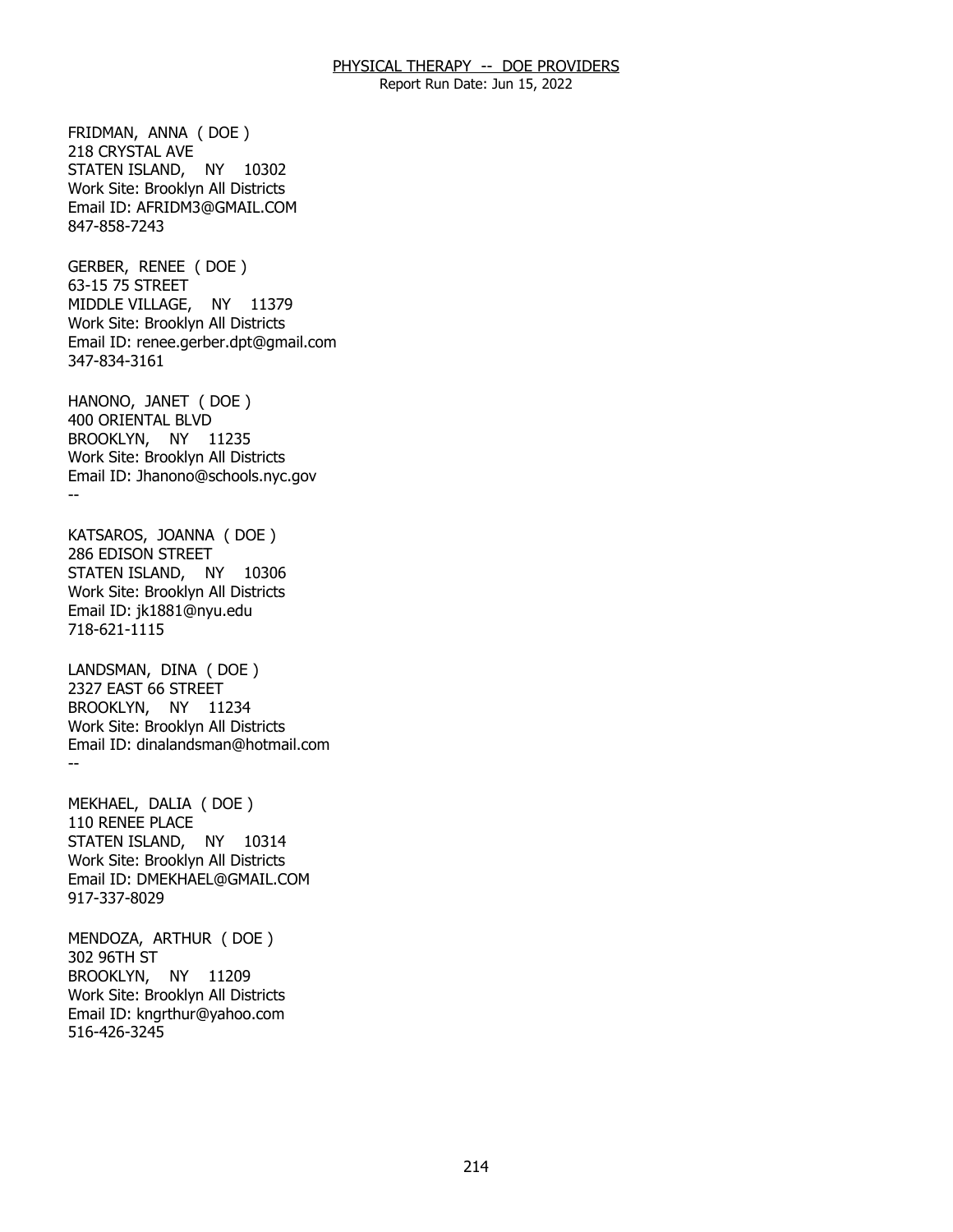FRIDMAN, ANNA ( DOE )
218 CRYSTAL AVE
STATEN ISLAND, NY 10302
Work Site: Brooklyn All Districts
Email ID: AFRIDM3@GMAIL.COM
847-858-7243

GERBER, RENEE ( DOE )
63-15 75 STREET
MIDDLE VILLAGE, NY 11379
Work Site: Brooklyn All Districts
Email ID: renee.gerber.dpt@gmail.com
347-834-3161

HANONO, JANET ( DOE )
400 ORIENTAL BLVD
BROOKLYN, NY 11235
Work Site: Brooklyn All Districts
Email ID: Jhanono@schools.nyc.gov
--

KATSAROS, JOANNA ( DOE )
286 EDISON STREET
STATEN ISLAND, NY 10306
Work Site: Brooklyn All Districts
Email ID: jk1881@nyu.edu
718-621-1115

LANDSMAN, DINA ( DOE )
2327 EAST 66 STREET
BROOKLYN, NY 11234
Work Site: Brooklyn All Districts
Email ID: dinalandsman@hotmail.com
--

MEKHAEL, DALIA ( DOE )
110 RENEE PLACE
STATEN ISLAND, NY 10314
Work Site: Brooklyn All Districts
Email ID: DMEKHAEL@GMAIL.COM
917-337-8029

MENDOZA, ARTHUR ( DOE )
302 96TH ST
BROOKLYN, NY 11209
Work Site: Brooklyn All Districts
Email ID: kngrthur@yahoo.com
516-426-3245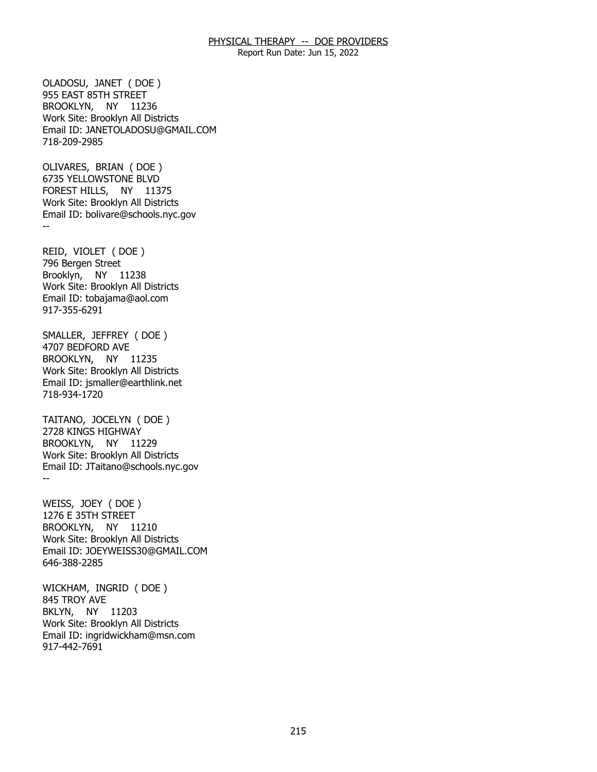OLADOSU, JANET ( DOE )
955 EAST 85TH STREET
BROOKLYN, NY 11236
Work Site: Brooklyn All Districts
Email ID: JANETOLADOSU@GMAIL.COM
718-209-2985

OLIVARES, BRIAN ( DOE )
6735 YELLOWSTONE BLVD
FOREST HILLS, NY 11375
Work Site: Brooklyn All Districts
Email ID: bolivare@schools.nyc.gov
--

REID, VIOLET ( DOE )
796 Bergen Street
Brooklyn, NY 11238
Work Site: Brooklyn All Districts
Email ID: tobajama@aol.com
917-355-6291

SMALLER, JEFFREY ( DOE )
4707 BEDFORD AVE
BROOKLYN, NY 11235
Work Site: Brooklyn All Districts
Email ID: jsmaller@earthlink.net
718-934-1720

TAITANO, JOCELYN ( DOE )
2728 KINGS HIGHWAY
BROOKLYN, NY 11229
Work Site: Brooklyn All Districts
Email ID: JTaitano@schools.nyc.gov
--

WEISS, JOEY ( DOE )
1276 E 35TH STREET
BROOKLYN, NY 11210
Work Site: Brooklyn All Districts
Email ID: JOEYWEISS30@GMAIL.COM
646-388-2285

WICKHAM, INGRID ( DOE )
845 TROY AVE
BKLYN, NY 11203
Work Site: Brooklyn All Districts
Email ID: ingridwickham@msn.com
917-442-7691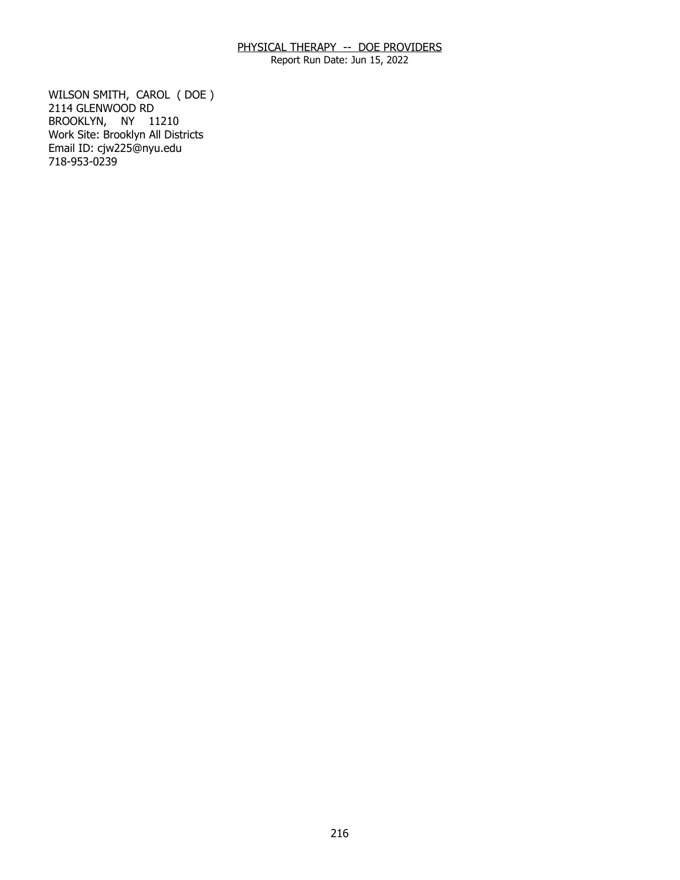## PHYSICAL THERAPY -- DOE PROVIDERS

Report Run Date: Jun 15, 2022

WILSON SMITH, CAROL ( DOE )
2114 GLENWOOD RD
BROOKLYN, NY 11210
Work Site: Brooklyn All Districts
Email ID: cjw225@nyu.edu
718-953-0239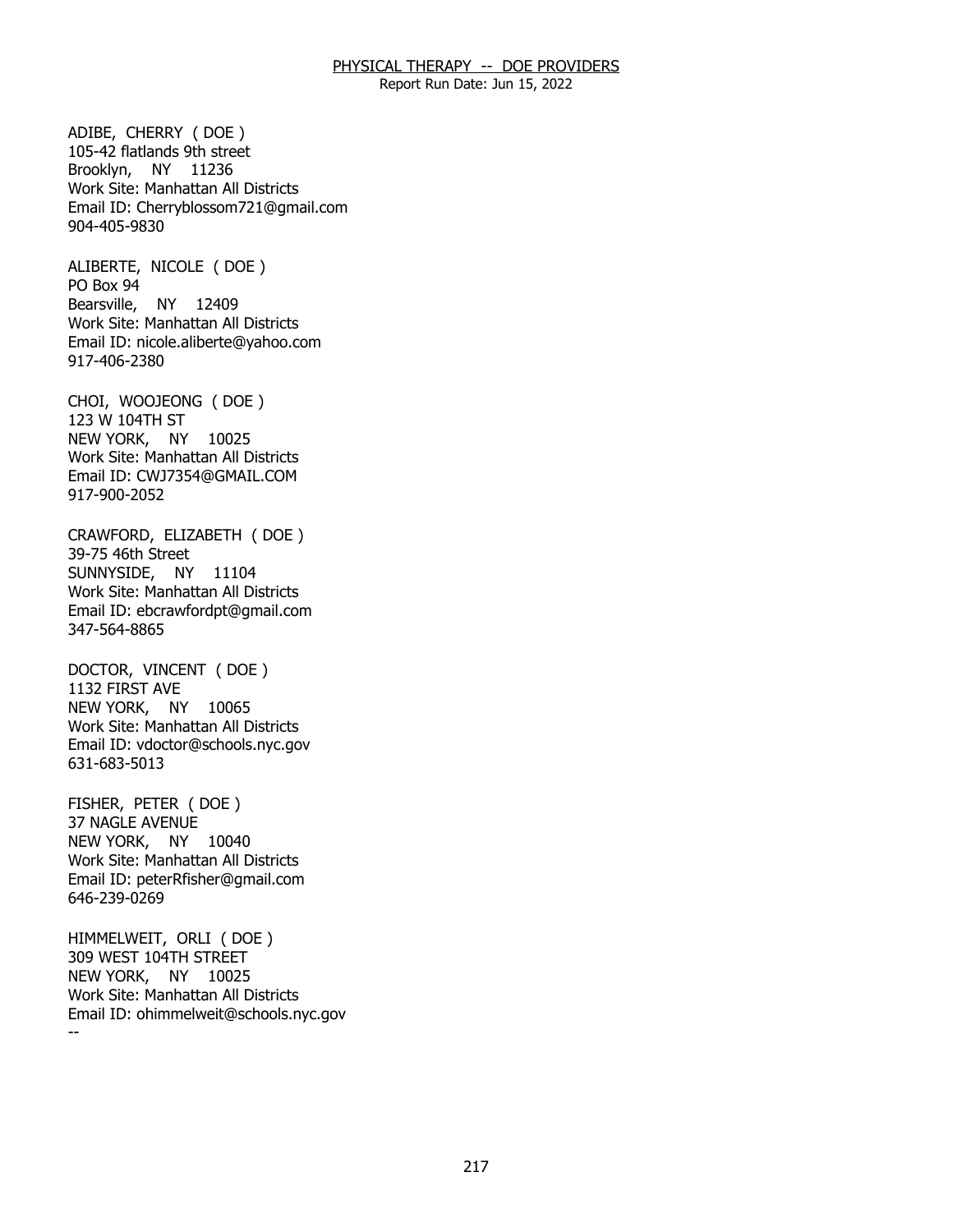## PHYSICAL THERAPY -- DOE PROVIDERS

Report Run Date: Jun 15, 2022

ADIBE, CHERRY ( DOE )
105-42 flatlands 9th street
Brooklyn, NY 11236
Work Site: Manhattan All Districts
Email ID: Cherryblossom721@gmail.com
904-405-9830

ALIBERTE, NICOLE ( DOE )
PO Box 94
Bearsville, NY 12409
Work Site: Manhattan All Districts
Email ID: nicole.aliberte@yahoo.com
917-406-2380

CHOI, WOOJEONG ( DOE )
123 W 104TH ST
NEW YORK, NY 10025
Work Site: Manhattan All Districts
Email ID: CWJ7354@GMAIL.COM
917-900-2052

CRAWFORD, ELIZABETH ( DOE )
39-75 46th Street
SUNNYSIDE, NY 11104
Work Site: Manhattan All Districts
Email ID: ebcrawfordpt@gmail.com
347-564-8865

DOCTOR, VINCENT ( DOE )
1132 FIRST AVE
NEW YORK, NY 10065
Work Site: Manhattan All Districts
Email ID: vdoctor@schools.nyc.gov
631-683-5013

FISHER, PETER ( DOE )
37 NAGLE AVENUE
NEW YORK, NY 10040
Work Site: Manhattan All Districts
Email ID: peterRfisher@gmail.com
646-239-0269

HIMMELWEIT, ORLI ( DOE )
309 WEST 104TH STREET
NEW YORK, NY 10025
Work Site: Manhattan All Districts
Email ID: ohimmelweit@schools.nyc.gov
--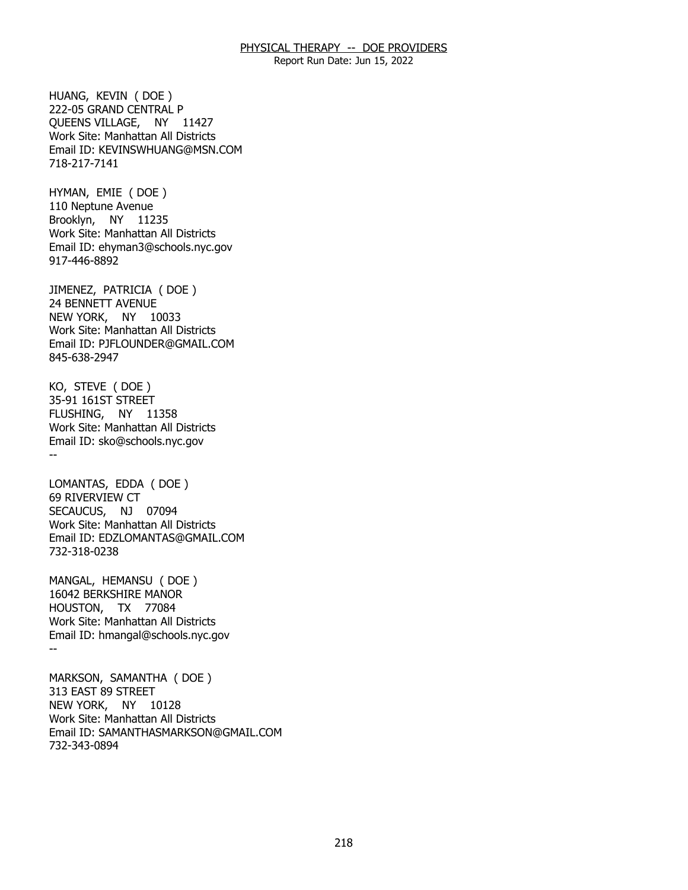HUANG, KEVIN ( DOE )
222-05 GRAND CENTRAL P
QUEENS VILLAGE, NY 11427
Work Site: Manhattan All Districts
Email ID: KEVINSWHUANG@MSN.COM
718-217-7141

HYMAN, EMIE ( DOE )
110 Neptune Avenue
Brooklyn, NY 11235
Work Site: Manhattan All Districts
Email ID: ehyman3@schools.nyc.gov
917-446-8892

JIMENEZ, PATRICIA ( DOE )
24 BENNETT AVENUE
NEW YORK, NY 10033
Work Site: Manhattan All Districts
Email ID: PJFLOUNDER@GMAIL.COM
845-638-2947

KO, STEVE ( DOE )
35-91 161ST STREET
FLUSHING, NY 11358
Work Site: Manhattan All Districts
Email ID: sko@schools.nyc.gov
--

LOMANTAS, EDDA ( DOE )
69 RIVERVIEW CT
SECAUCUS, NJ 07094
Work Site: Manhattan All Districts
Email ID: EDZLOMANTAS@GMAIL.COM
732-318-0238

MANGAL, HEMANSU ( DOE )
16042 BERKSHIRE MANOR
HOUSTON, TX 77084
Work Site: Manhattan All Districts
Email ID: hmangal@schools.nyc.gov
--

MARKSON, SAMANTHA ( DOE )
313 EAST 89 STREET
NEW YORK, NY 10128
Work Site: Manhattan All Districts
Email ID: SAMANTHASMARKSON@GMAIL.COM
732-343-0894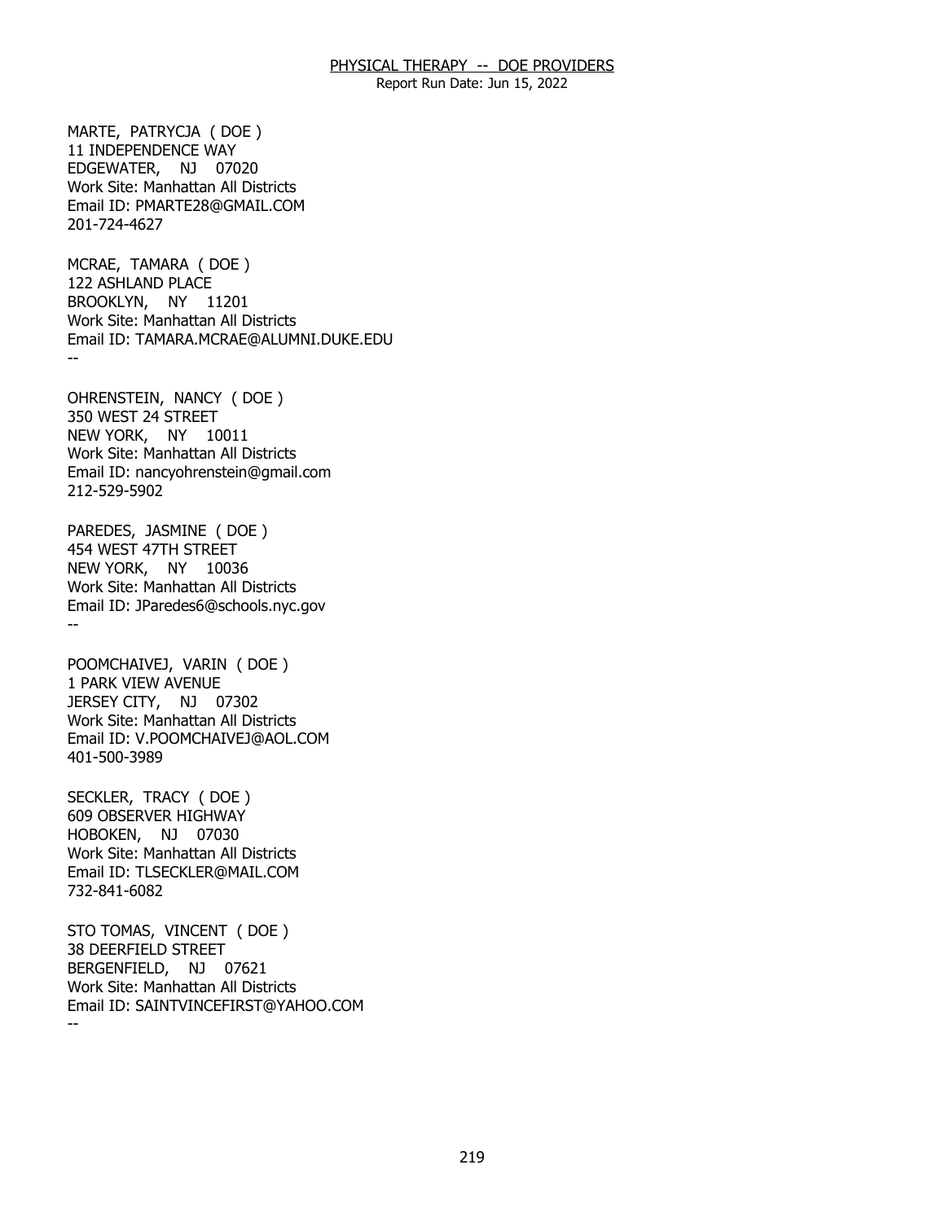MARTE, PATRYCJA ( DOE )
11 INDEPENDENCE WAY
EDGEWATER, NJ 07020
Work Site: Manhattan All Districts
Email ID: PMARTE28@GMAIL.COM
201-724-4627

MCRAE, TAMARA ( DOE )
122 ASHLAND PLACE
BROOKLYN, NY 11201
Work Site: Manhattan All Districts
Email ID: TAMARA.MCRAE@ALUMNI.DUKE.EDU
--

OHRENSTEIN, NANCY ( DOE )
350 WEST 24 STREET
NEW YORK, NY 10011
Work Site: Manhattan All Districts
Email ID: nancyohrenstein@gmail.com
212-529-5902

PAREDES, JASMINE ( DOE )
454 WEST 47TH STREET
NEW YORK, NY 10036
Work Site: Manhattan All Districts
Email ID: JParedes6@schools.nyc.gov
--

POOMCHAIVEJ, VARIN ( DOE )
1 PARK VIEW AVENUE
JERSEY CITY, NJ 07302
Work Site: Manhattan All Districts
Email ID: V.POOMCHAIVEJ@AOL.COM
401-500-3989

SECKLER, TRACY ( DOE )
609 OBSERVER HIGHWAY
HOBOKEN, NJ 07030
Work Site: Manhattan All Districts
Email ID: TLSECKLER@MAIL.COM
732-841-6082

STO TOMAS, VINCENT ( DOE )
38 DEERFIELD STREET
BERGENFIELD, NJ 07621
Work Site: Manhattan All Districts
Email ID: SAINTVINCEFIRST@YAHOO.COM
--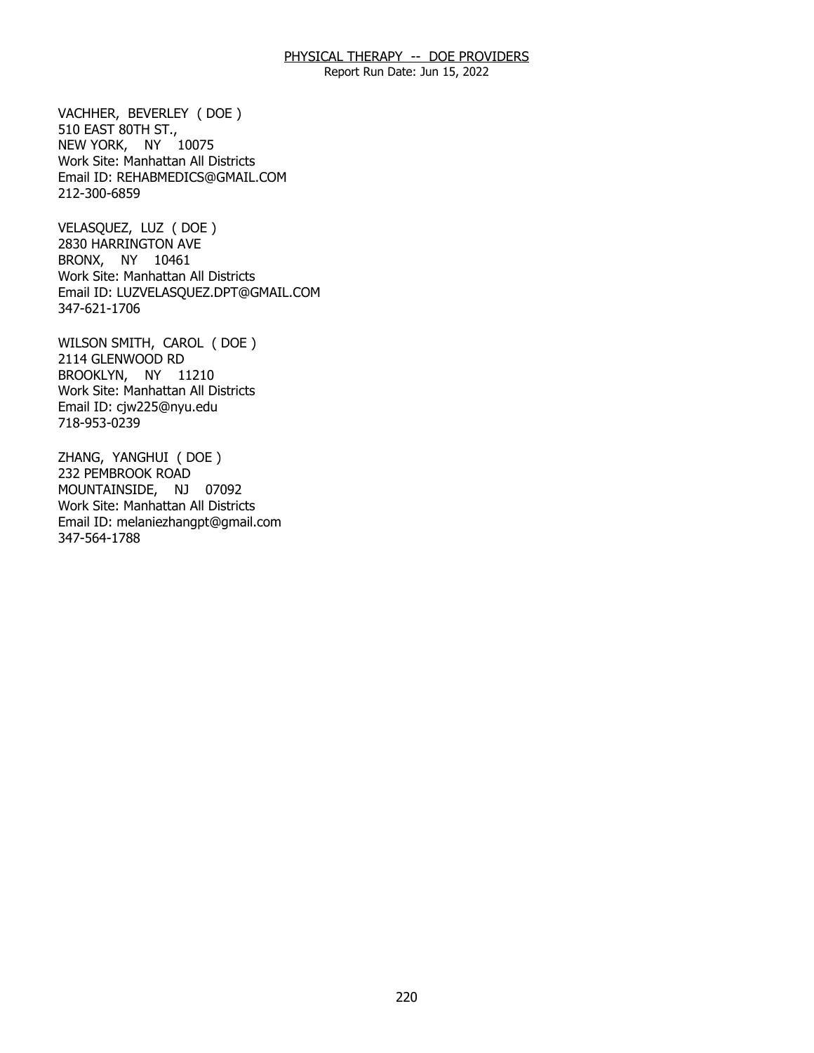VACHHER, BEVERLEY ( DOE )
510 EAST 80TH ST.,
NEW YORK, NY 10075
Work Site: Manhattan All Districts
Email ID: REHABMEDICS@GMAIL.COM
212-300-6859

VELASQUEZ, LUZ ( DOE )
2830 HARRINGTON AVE
BRONX, NY 10461
Work Site: Manhattan All Districts
Email ID: LUZVELASQUEZ.DPT@GMAIL.COM
347-621-1706

WILSON SMITH, CAROL ( DOE )
2114 GLENWOOD RD
BROOKLYN, NY 11210
Work Site: Manhattan All Districts
Email ID: cjw225@nyu.edu
718-953-0239

ZHANG, YANGHUI ( DOE )
232 PEMBROOK ROAD
MOUNTAINSIDE, NJ 07092
Work Site: Manhattan All Districts
Email ID: melaniezhangpt@gmail.com
347-564-1788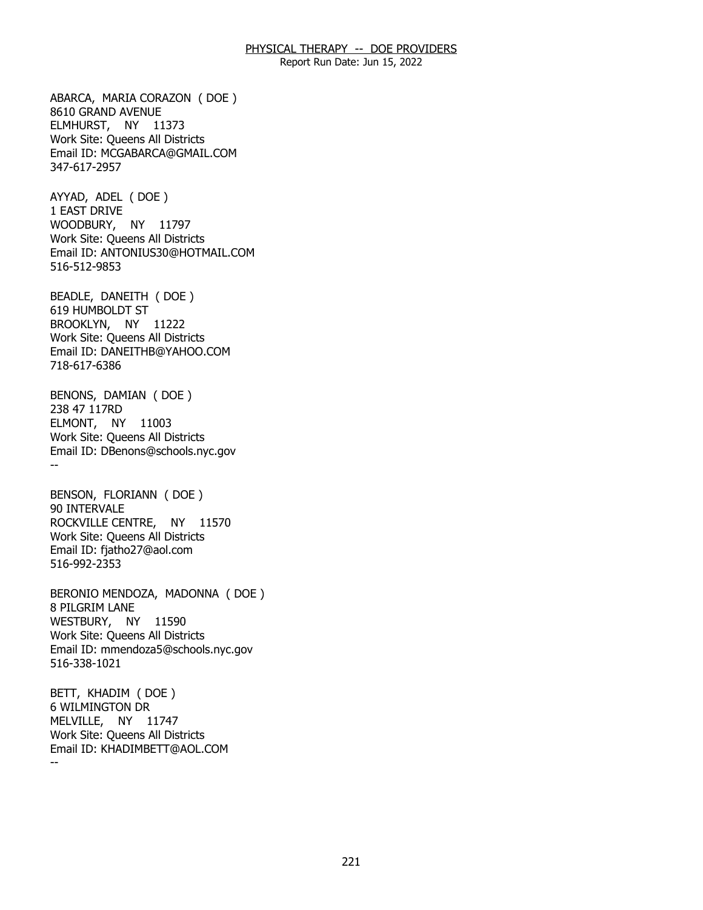PHYSICAL THERAPY -- DOE PROVIDERS
Report Run Date: Jun 15, 2022

ABARCA, MARIA CORAZON ( DOE )
8610 GRAND AVENUE
ELMHURST, NY 11373
Work Site: Queens All Districts
Email ID: MCGABARCA@GMAIL.COM
347-617-2957

AYYAD, ADEL ( DOE )
1 EAST DRIVE
WOODBURY, NY 11797
Work Site: Queens All Districts
Email ID: ANTONIUS30@HOTMAIL.COM
516-512-9853

BEADLE, DANEITH ( DOE )
619 HUMBOLDT ST
BROOKLYN, NY 11222
Work Site: Queens All Districts
Email ID: DANEITHB@YAHOO.COM
718-617-6386

BENONS, DAMIAN ( DOE )
238 47 117RD
ELMONT, NY 11003
Work Site: Queens All Districts
Email ID: DBenons@schools.nyc.gov
--

BENSON, FLORIANN ( DOE )
90 INTERVALE
ROCKVILLE CENTRE, NY 11570
Work Site: Queens All Districts
Email ID: fjatho27@aol.com
516-992-2353

BERONIO MENDOZA, MADONNA ( DOE )
8 PILGRIM LANE
WESTBURY, NY 11590
Work Site: Queens All Districts
Email ID: mmendoza5@schools.nyc.gov
516-338-1021

BETT, KHADIM ( DOE )
6 WILMINGTON DR
MELVILLE, NY 11747
Work Site: Queens All Districts
Email ID: KHADIMBETT@AOL.COM
--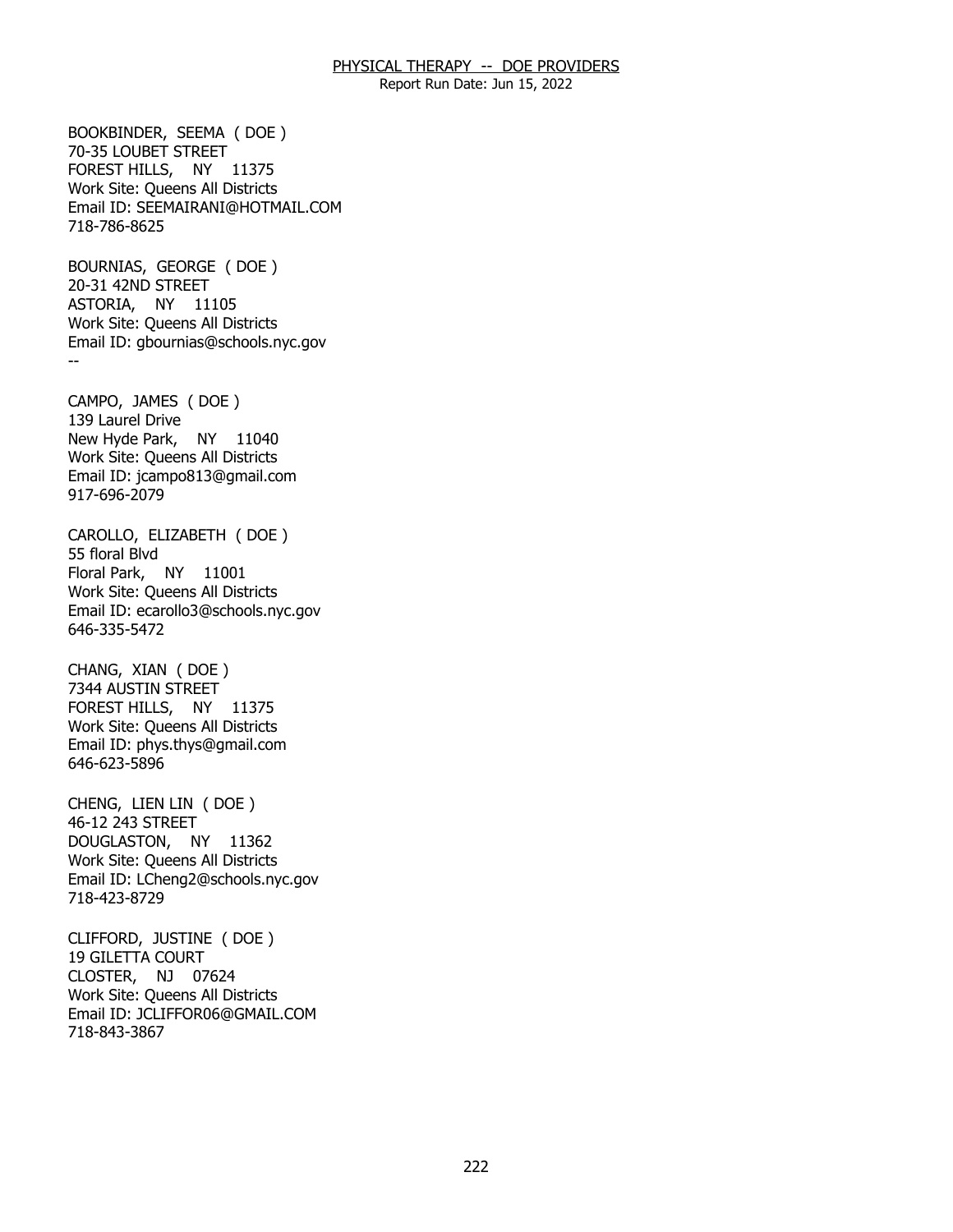PHYSICAL THERAPY -- DOE PROVIDERS
Report Run Date: Jun 15, 2022

BOOKBINDER, SEEMA ( DOE )
70-35 LOUBET STREET
FOREST HILLS, NY 11375
Work Site: Queens All Districts
Email ID: SEEMAIRANI@HOTMAIL.COM
718-786-8625

BOURNIAS, GEORGE ( DOE )
20-31 42ND STREET
ASTORIA, NY 11105
Work Site: Queens All Districts
Email ID: gbournias@schools.nyc.gov
--

CAMPO, JAMES ( DOE )
139 Laurel Drive
New Hyde Park, NY 11040
Work Site: Queens All Districts
Email ID: jcampo813@gmail.com
917-696-2079

CAROLLO, ELIZABETH ( DOE )
55 floral Blvd
Floral Park, NY 11001
Work Site: Queens All Districts
Email ID: ecarollo3@schools.nyc.gov
646-335-5472

CHANG, XIAN ( DOE )
7344 AUSTIN STREET
FOREST HILLS, NY 11375
Work Site: Queens All Districts
Email ID: phys.thys@gmail.com
646-623-5896

CHENG, LIEN LIN ( DOE )
46-12 243 STREET
DOUGLASTON, NY 11362
Work Site: Queens All Districts
Email ID: LCheng2@schools.nyc.gov
718-423-8729

CLIFFORD, JUSTINE ( DOE )
19 GILETTA COURT
CLOSTER, NJ 07624
Work Site: Queens All Districts
Email ID: JCLIFFOR06@GMAIL.COM
718-843-3867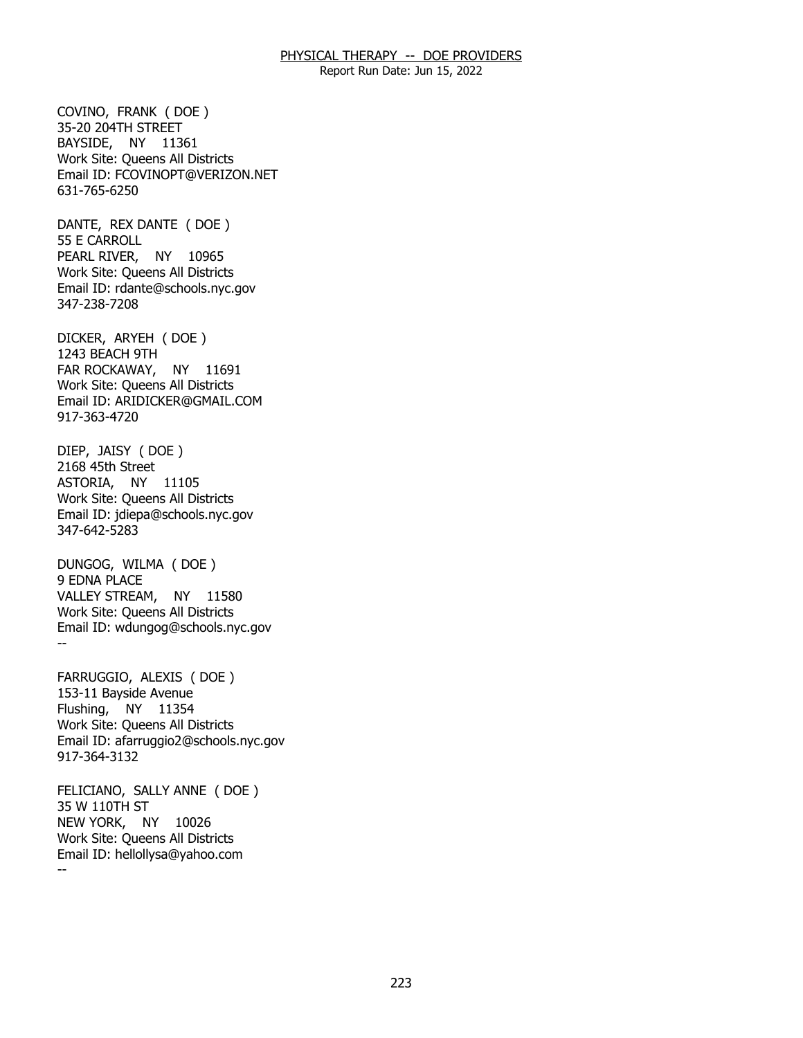COVINO, FRANK ( DOE )
35-20 204TH STREET
BAYSIDE, NY 11361
Work Site: Queens All Districts
Email ID: FCOVINOPT@VERIZON.NET
631-765-6250

DANTE, REX DANTE ( DOE )
55 E CARROLL
PEARL RIVER, NY 10965
Work Site: Queens All Districts
Email ID: rdante@schools.nyc.gov
347-238-7208

DICKER, ARYEH ( DOE )
1243 BEACH 9TH
FAR ROCKAWAY, NY 11691
Work Site: Queens All Districts
Email ID: ARIDICKER@GMAIL.COM
917-363-4720

DIEP, JAISY ( DOE )
2168 45th Street
ASTORIA, NY 11105
Work Site: Queens All Districts
Email ID: jdiepa@schools.nyc.gov
347-642-5283

DUNGOG, WILMA ( DOE )
9 EDNA PLACE
VALLEY STREAM, NY 11580
Work Site: Queens All Districts
Email ID: wdungog@schools.nyc.gov
--

FARRUGGIO, ALEXIS ( DOE )
153-11 Bayside Avenue
Flushing, NY 11354
Work Site: Queens All Districts
Email ID: afarruggio2@schools.nyc.gov
917-364-3132

FELICIANO, SALLY ANNE ( DOE )
35 W 110TH ST
NEW YORK, NY 10026
Work Site: Queens All Districts
Email ID: hellollysa@yahoo.com
--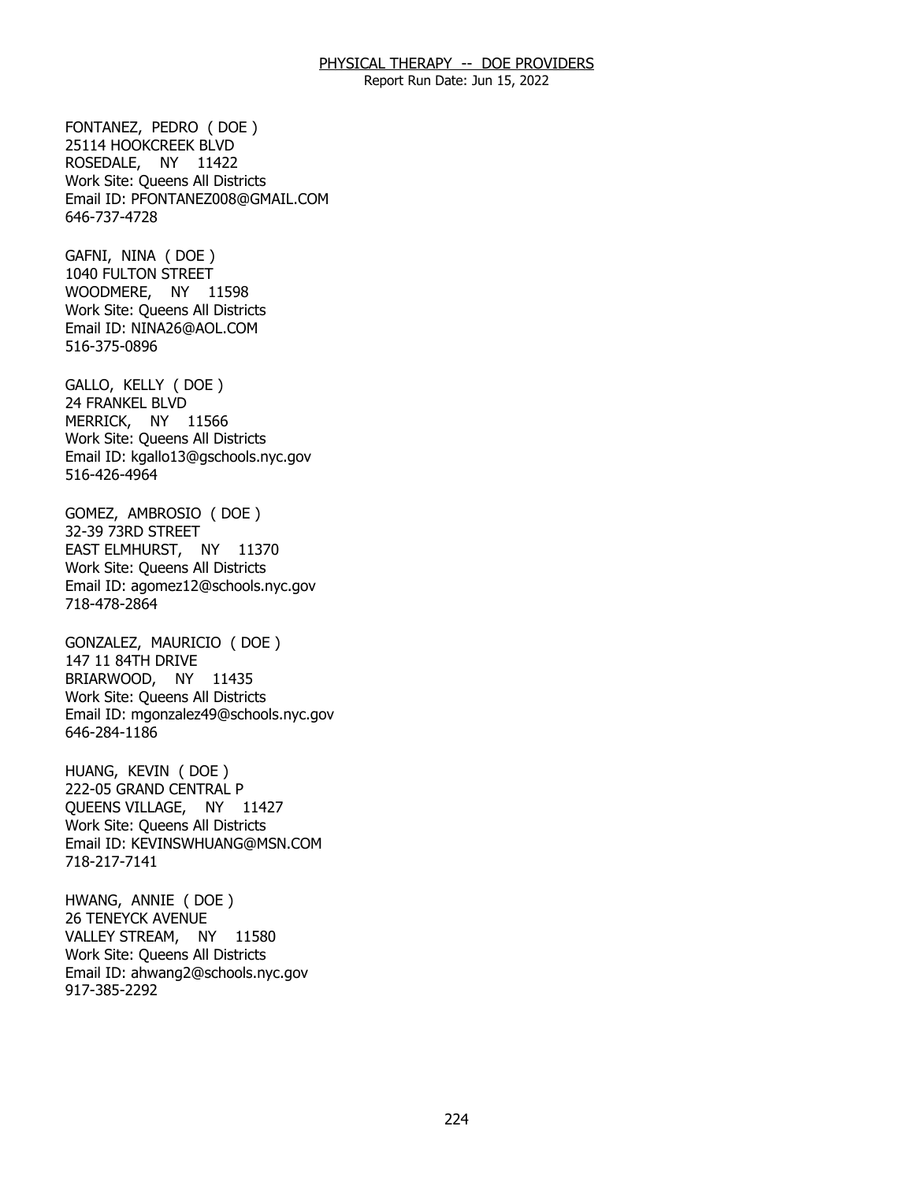FONTANEZ, PEDRO ( DOE )
25114 HOOKCREEK BLVD
ROSEDALE, NY 11422
Work Site: Queens All Districts
Email ID: PFONTANEZ008@GMAIL.COM
646-737-4728

GAFNI, NINA ( DOE )
1040 FULTON STREET
WOODMERE, NY 11598
Work Site: Queens All Districts
Email ID: NINA26@AOL.COM
516-375-0896

GALLO, KELLY ( DOE )
24 FRANKEL BLVD
MERRICK, NY 11566
Work Site: Queens All Districts
Email ID: kgallo13@gschools.nyc.gov
516-426-4964

GOMEZ, AMBROSIO ( DOE )
32-39 73RD STREET
EAST ELMHURST, NY 11370
Work Site: Queens All Districts
Email ID: agomez12@schools.nyc.gov
718-478-2864

GONZALEZ, MAURICIO ( DOE )
147 11 84TH DRIVE
BRIARWOOD, NY 11435
Work Site: Queens All Districts
Email ID: mgonzalez49@schools.nyc.gov
646-284-1186

HUANG, KEVIN ( DOE )
222-05 GRAND CENTRAL P
QUEENS VILLAGE, NY 11427
Work Site: Queens All Districts
Email ID: KEVINSWHUANG@MSN.COM
718-217-7141

HWANG, ANNIE ( DOE )
26 TENEYCK AVENUE
VALLEY STREAM, NY 11580
Work Site: Queens All Districts
Email ID: ahwang2@schools.nyc.gov
917-385-2292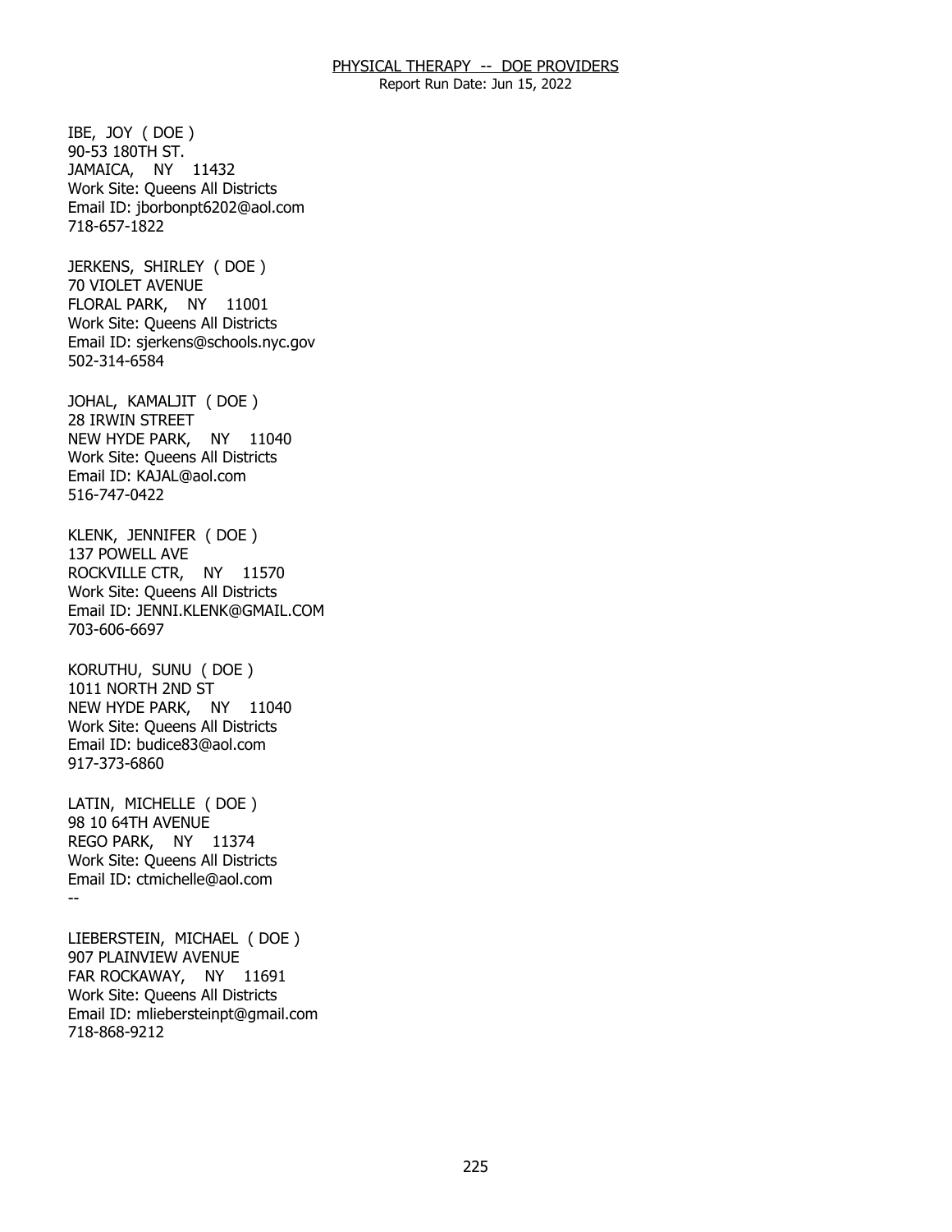IBE, JOY ( DOE )
90-53 180TH ST.
JAMAICA, NY 11432
Work Site: Queens All Districts
Email ID: jborbonpt6202@aol.com
718-657-1822

JERKENS, SHIRLEY ( DOE )
70 VIOLET AVENUE
FLORAL PARK, NY 11001
Work Site: Queens All Districts
Email ID: sjerkens@schools.nyc.gov
502-314-6584

JOHAL, KAMALJIT ( DOE )
28 IRWIN STREET
NEW HYDE PARK, NY 11040
Work Site: Queens All Districts
Email ID: KAJAL@aol.com
516-747-0422

KLENK, JENNIFER ( DOE )
137 POWELL AVE
ROCKVILLE CTR, NY 11570
Work Site: Queens All Districts
Email ID: JENNI.KLENK@GMAIL.COM
703-606-6697

KORUTHU, SUNU ( DOE )
1011 NORTH 2ND ST
NEW HYDE PARK, NY 11040
Work Site: Queens All Districts
Email ID: budice83@aol.com
917-373-6860

LATIN, MICHELLE ( DOE )
98 10 64TH AVENUE
REGO PARK, NY 11374
Work Site: Queens All Districts
Email ID: ctmichelle@aol.com
--

LIEBERSTEIN, MICHAEL ( DOE )
907 PLAINVIEW AVENUE
FAR ROCKAWAY, NY 11691
Work Site: Queens All Districts
Email ID: mliebersteinpt@gmail.com
718-868-9212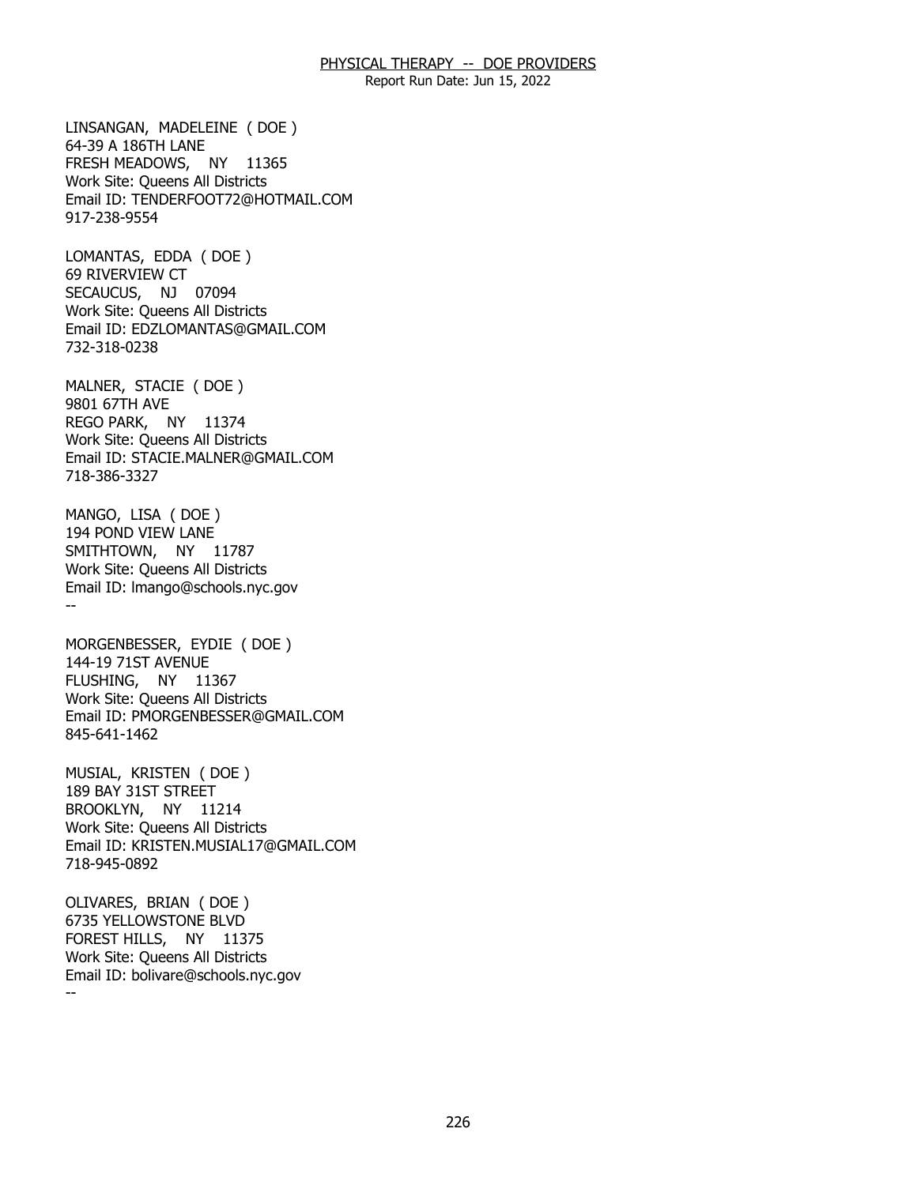LINSANGAN, MADELEINE ( DOE )
64-39 A 186TH LANE
FRESH MEADOWS, NY 11365
Work Site: Queens All Districts
Email ID: TENDERFOOT72@HOTMAIL.COM
917-238-9554

LOMANTAS, EDDA ( DOE )
69 RIVERVIEW CT
SECAUCUS, NJ 07094
Work Site: Queens All Districts
Email ID: EDZLOMANTAS@GMAIL.COM
732-318-0238

MALNER, STACIE ( DOE )
9801 67TH AVE
REGO PARK, NY 11374
Work Site: Queens All Districts
Email ID: STACIE.MALNER@GMAIL.COM
718-386-3327

MANGO, LISA ( DOE )
194 POND VIEW LANE
SMITHTOWN, NY 11787
Work Site: Queens All Districts
Email ID: lmango@schools.nyc.gov
--

MORGENBESSER, EYDIE ( DOE )
144-19 71ST AVENUE
FLUSHING, NY 11367
Work Site: Queens All Districts
Email ID: PMORGENBESSER@GMAIL.COM
845-641-1462

MUSIAL, KRISTEN ( DOE )
189 BAY 31ST STREET
BROOKLYN, NY 11214
Work Site: Queens All Districts
Email ID: KRISTEN.MUSIAL17@GMAIL.COM
718-945-0892

OLIVARES, BRIAN ( DOE )
6735 YELLOWSTONE BLVD
FOREST HILLS, NY 11375
Work Site: Queens All Districts
Email ID: bolivare@schools.nyc.gov
--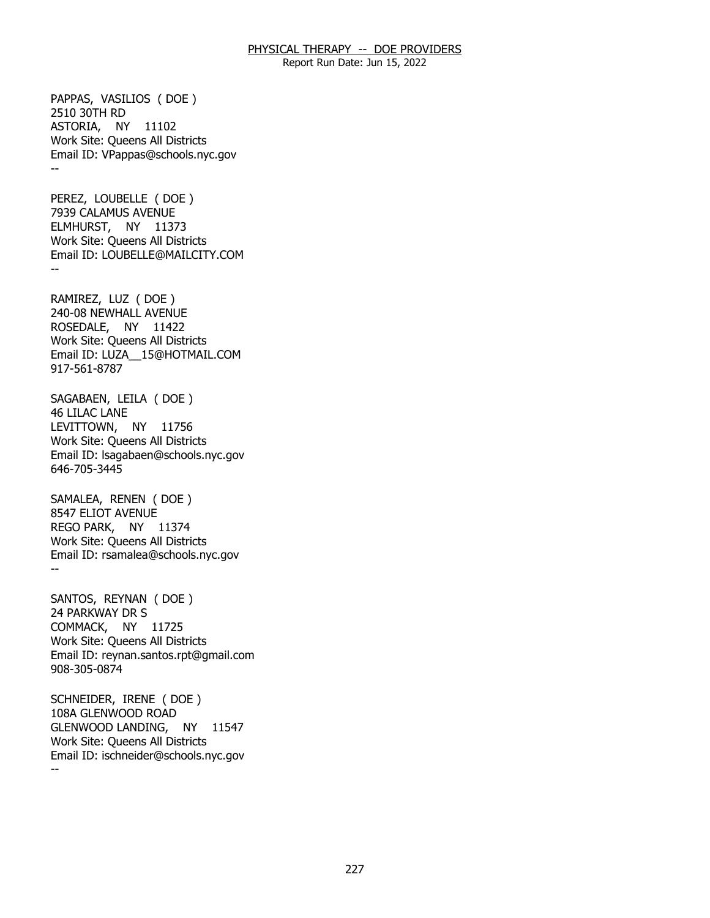PAPPAS, VASILIOS ( DOE )
2510 30TH RD
ASTORIA, NY 11102
Work Site: Queens All Districts
Email ID: VPappas@schools.nyc.gov
--

PEREZ, LOUBELLE ( DOE )
7939 CALAMUS AVENUE
ELMHURST, NY 11373
Work Site: Queens All Districts
Email ID: LOUBELLE@MAILCITY.COM
--

RAMIREZ, LUZ ( DOE )
240-08 NEWHALL AVENUE
ROSEDALE, NY 11422
Work Site: Queens All Districts
Email ID: LUZA__15@HOTMAIL.COM
917-561-8787

SAGABAEN, LEILA ( DOE )
46 LILAC LANE
LEVITTOWN, NY 11756
Work Site: Queens All Districts
Email ID: lsagabaen@schools.nyc.gov
646-705-3445

SAMALEA, RENEN ( DOE )
8547 ELIOT AVENUE
REGO PARK, NY 11374
Work Site: Queens All Districts
Email ID: rsamalea@schools.nyc.gov
--

SANTOS, REYNAN ( DOE )
24 PARKWAY DR S
COMMACK, NY 11725
Work Site: Queens All Districts
Email ID: reynan.santos.rpt@gmail.com
908-305-0874

SCHNEIDER, IRENE ( DOE )
108A GLENWOOD ROAD
GLENWOOD LANDING, NY 11547
Work Site: Queens All Districts
Email ID: ischneider@schools.nyc.gov
--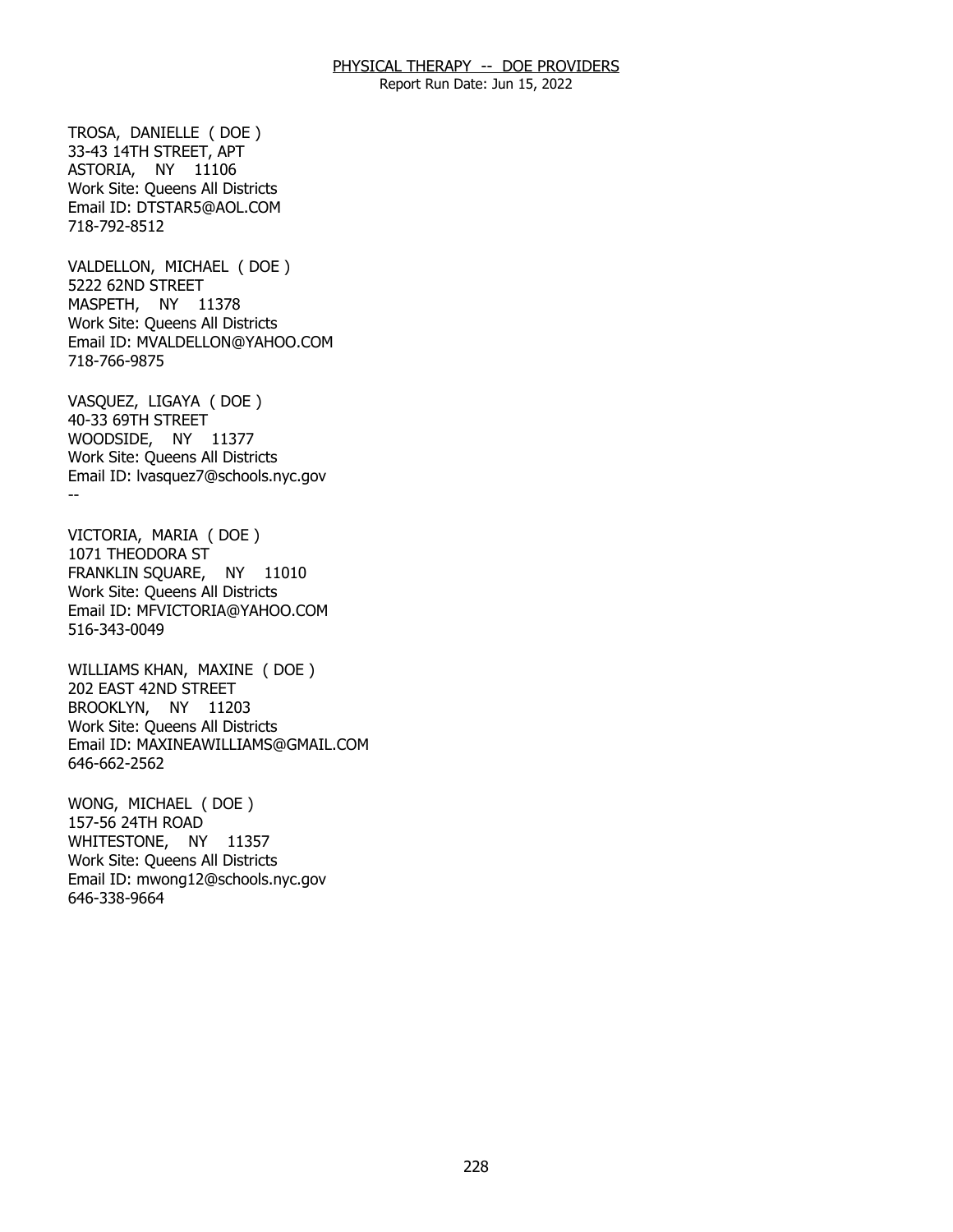TROSA, DANIELLE ( DOE )
33-43 14TH STREET, APT
ASTORIA, NY 11106
Work Site: Queens All Districts
Email ID: DTSTAR5@AOL.COM
718-792-8512

VALDELLON, MICHAEL ( DOE )
5222 62ND STREET
MASPETH, NY 11378
Work Site: Queens All Districts
Email ID: MVALDELLON@YAHOO.COM
718-766-9875

VASQUEZ, LIGAYA ( DOE )
40-33 69TH STREET
WOODSIDE, NY 11377
Work Site: Queens All Districts
Email ID: lvasquez7@schools.nyc.gov
--

VICTORIA, MARIA ( DOE )
1071 THEODORA ST
FRANKLIN SQUARE, NY 11010
Work Site: Queens All Districts
Email ID: MFVICTORIA@YAHOO.COM
516-343-0049

WILLIAMS KHAN, MAXINE ( DOE )
202 EAST 42ND STREET
BROOKLYN, NY 11203
Work Site: Queens All Districts
Email ID: MAXINEAWILLIAMS@GMAIL.COM
646-662-2562

WONG, MICHAEL ( DOE )
157-56 24TH ROAD
WHITESTONE, NY 11357
Work Site: Queens All Districts
Email ID: mwong12@schools.nyc.gov
646-338-9664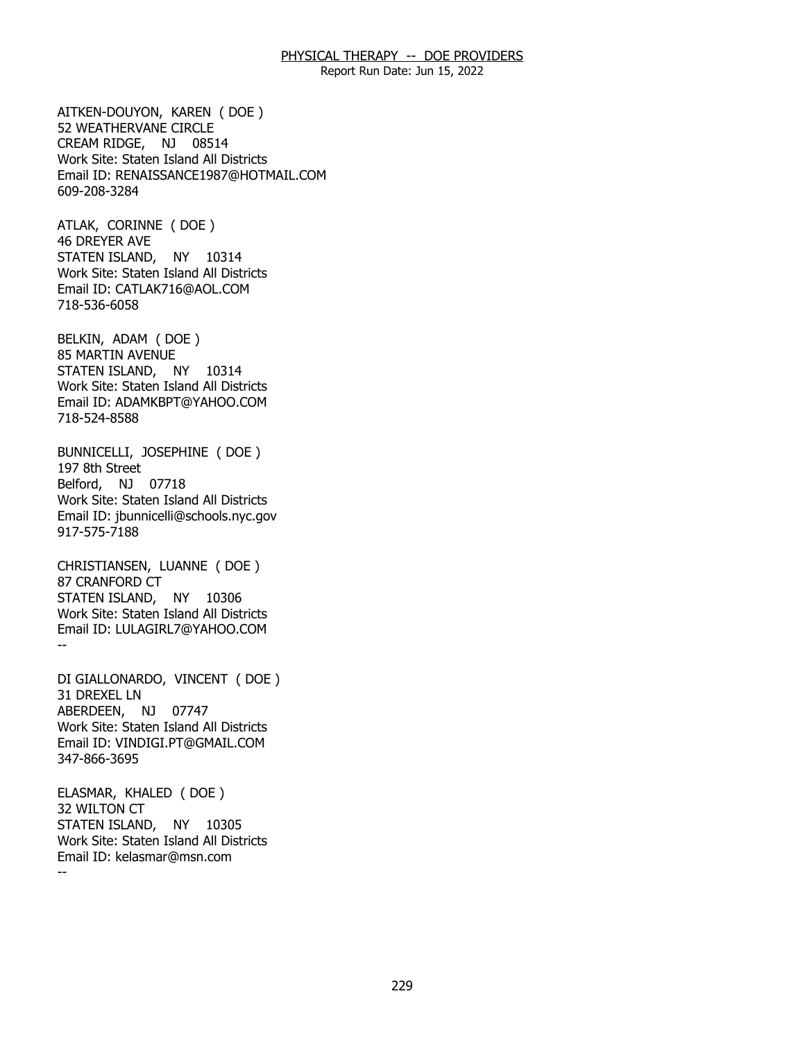## PHYSICAL THERAPY -- DOE PROVIDERS

Report Run Date: Jun 15, 2022

AITKEN-DOUYON, KAREN ( DOE )
52 WEATHERVANE CIRCLE
CREAM RIDGE, NJ 08514
Work Site: Staten Island All Districts
Email ID: RENAISSANCE1987@HOTMAIL.COM
609-208-3284

ATLAK, CORINNE ( DOE )
46 DREYER AVE
STATEN ISLAND, NY 10314
Work Site: Staten Island All Districts
Email ID: CATLAK716@AOL.COM
718-536-6058

BELKIN, ADAM ( DOE )
85 MARTIN AVENUE
STATEN ISLAND, NY 10314
Work Site: Staten Island All Districts
Email ID: ADAMKBPT@YAHOO.COM
718-524-8588

BUNNICELLI, JOSEPHINE ( DOE )
197 8th Street
Belford, NJ 07718
Work Site: Staten Island All Districts
Email ID: jbunnicelli@schools.nyc.gov
917-575-7188

CHRISTIANSEN, LUANNE ( DOE )
87 CRANFORD CT
STATEN ISLAND, NY 10306
Work Site: Staten Island All Districts
Email ID: LULAGIRL7@YAHOO.COM
--

DI GIALLONARDO, VINCENT ( DOE )
31 DREXEL LN
ABERDEEN, NJ 07747
Work Site: Staten Island All Districts
Email ID: VINDIGI.PT@GMAIL.COM
347-866-3695

ELASMAR, KHALED ( DOE )
32 WILTON CT
STATEN ISLAND, NY 10305
Work Site: Staten Island All Districts
Email ID: kelasmar@msn.com
--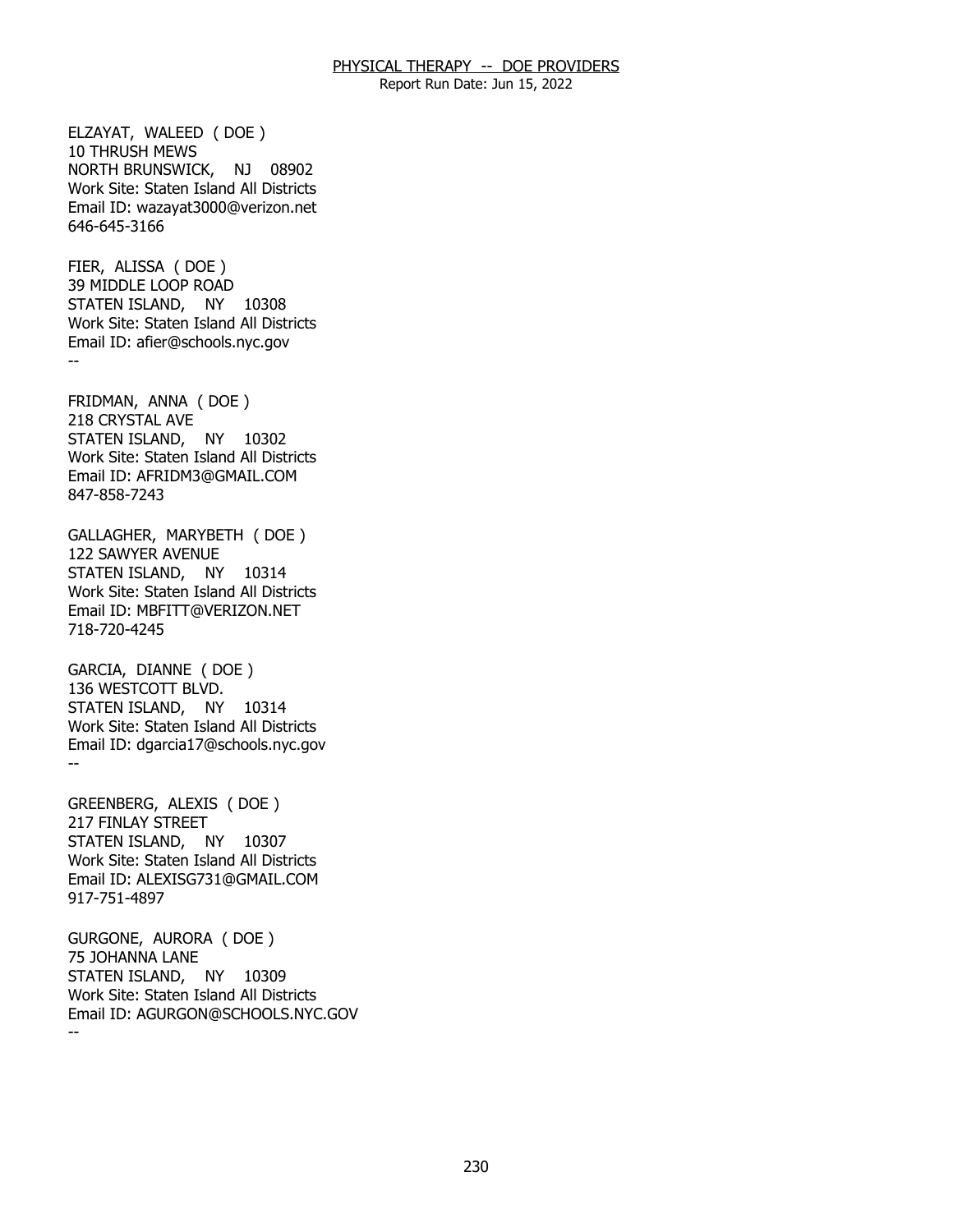PHYSICAL THERAPY -- DOE PROVIDERS

Report Run Date: Jun 15, 2022

ELZAYAT, WALEED ( DOE )
10 THRUSH MEWS
NORTH BRUNSWICK, NJ 08902
Work Site: Staten Island All Districts
Email ID: wazayat3000@verizon.net
646-645-3166

FIER, ALISSA ( DOE )
39 MIDDLE LOOP ROAD
STATEN ISLAND, NY 10308
Work Site: Staten Island All Districts
Email ID: afier@schools.nyc.gov
--

FRIDMAN, ANNA ( DOE )
218 CRYSTAL AVE
STATEN ISLAND, NY 10302
Work Site: Staten Island All Districts
Email ID: AFRIDM3@GMAIL.COM
847-858-7243

GALLAGHER, MARYBETH ( DOE )
122 SAWYER AVENUE
STATEN ISLAND, NY 10314
Work Site: Staten Island All Districts
Email ID: MBFITT@VERIZON.NET
718-720-4245

GARCIA, DIANNE ( DOE )
136 WESTCOTT BLVD.
STATEN ISLAND, NY 10314
Work Site: Staten Island All Districts
Email ID: dgarcia17@schools.nyc.gov
--

GREENBERG, ALEXIS ( DOE )
217 FINLAY STREET
STATEN ISLAND, NY 10307
Work Site: Staten Island All Districts
Email ID: ALEXISG731@GMAIL.COM
917-751-4897

GURGONE, AURORA ( DOE )
75 JOHANNA LANE
STATEN ISLAND, NY 10309
Work Site: Staten Island All Districts
Email ID: AGURGON@SCHOOLS.NYC.GOV
--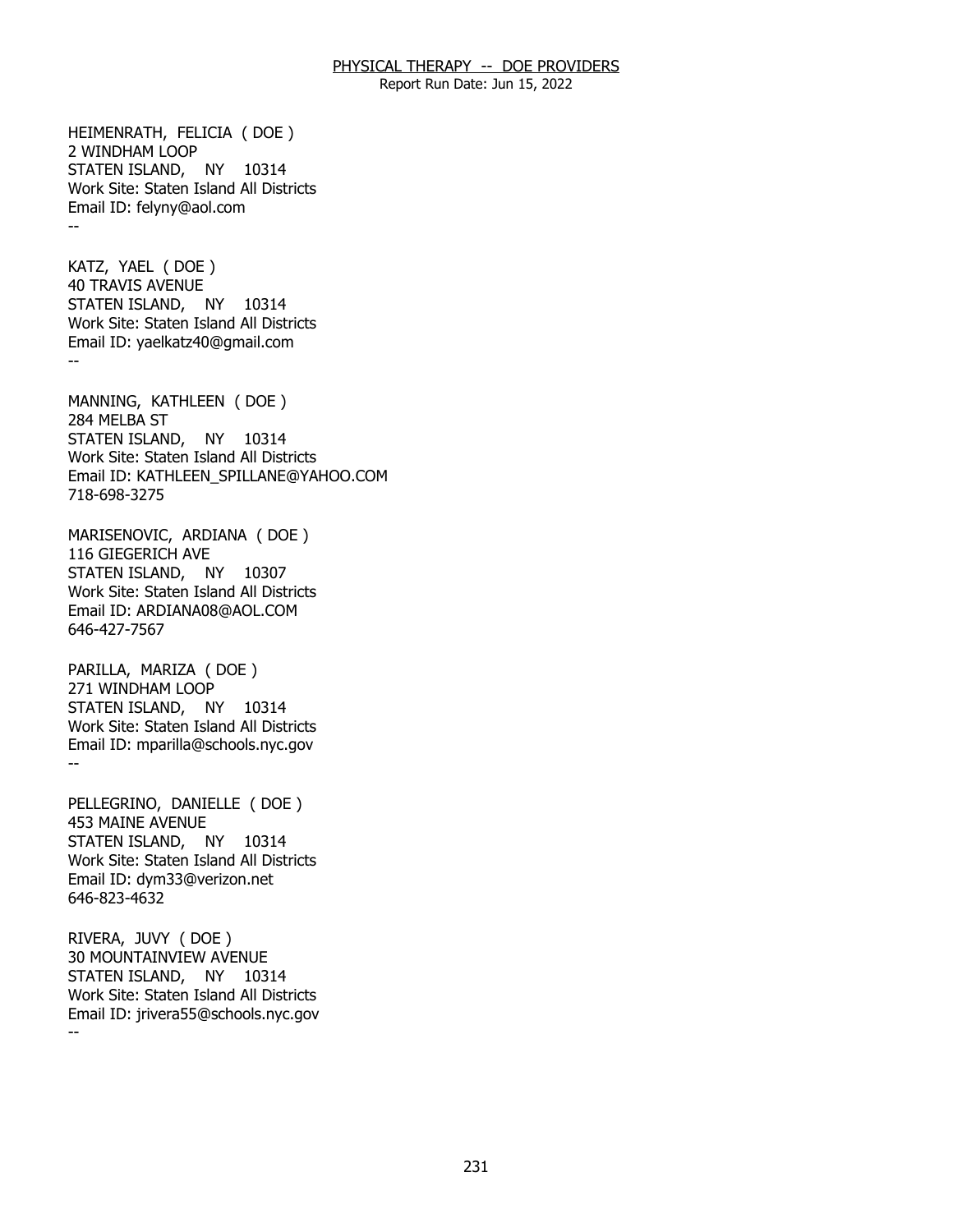HEIMENRATH, FELICIA ( DOE )
2 WINDHAM LOOP
STATEN ISLAND, NY 10314
Work Site: Staten Island All Districts
Email ID: felyny@aol.com
--

KATZ, YAEL ( DOE )
40 TRAVIS AVENUE
STATEN ISLAND, NY 10314
Work Site: Staten Island All Districts
Email ID: yaelkatz40@gmail.com
--

MANNING, KATHLEEN ( DOE )
284 MELBA ST
STATEN ISLAND, NY 10314
Work Site: Staten Island All Districts
Email ID: KATHLEEN_SPILLANE@YAHOO.COM
718-698-3275

MARISENOVIC, ARDIANA ( DOE )
116 GIEGERICH AVE
STATEN ISLAND, NY 10307
Work Site: Staten Island All Districts
Email ID: ARDIANA08@AOL.COM
646-427-7567

PARILLA, MARIZA ( DOE )
271 WINDHAM LOOP
STATEN ISLAND, NY 10314
Work Site: Staten Island All Districts
Email ID: mparilla@schools.nyc.gov
--

PELLEGRINO, DANIELLE ( DOE )
453 MAINE AVENUE
STATEN ISLAND, NY 10314
Work Site: Staten Island All Districts
Email ID: dym33@verizon.net
646-823-4632

RIVERA, JUVY ( DOE )
30 MOUNTAINVIEW AVENUE
STATEN ISLAND, NY 10314
Work Site: Staten Island All Districts
Email ID: jrivera55@schools.nyc.gov
--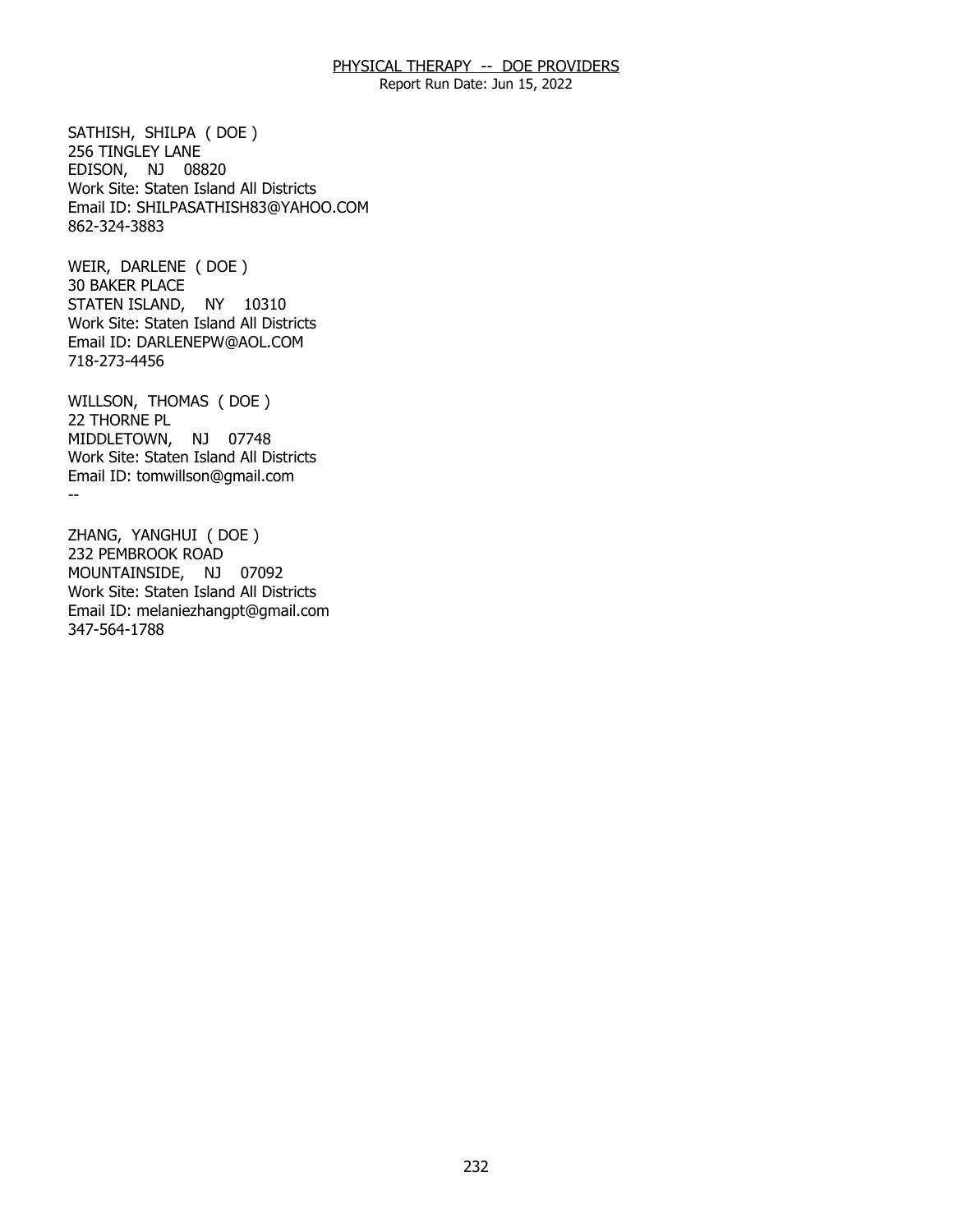SATHISH, SHILPA ( DOE )
256 TINGLEY LANE
EDISON, NJ 08820
Work Site: Staten Island All Districts
Email ID: SHILPASATHISH83@YAHOO.COM
862-324-3883

WEIR, DARLENE ( DOE )
30 BAKER PLACE
STATEN ISLAND, NY 10310
Work Site: Staten Island All Districts
Email ID: DARLENEPW@AOL.COM
718-273-4456

WILLSON, THOMAS ( DOE )
22 THORNE PL
MIDDLETOWN, NJ 07748
Work Site: Staten Island All Districts
Email ID: tomwillson@gmail.com
--

ZHANG, YANGHUI ( DOE )
232 PEMBROOK ROAD
MOUNTAINSIDE, NJ 07092
Work Site: Staten Island All Districts
Email ID: melaniezhangpt@gmail.com
347-564-1788